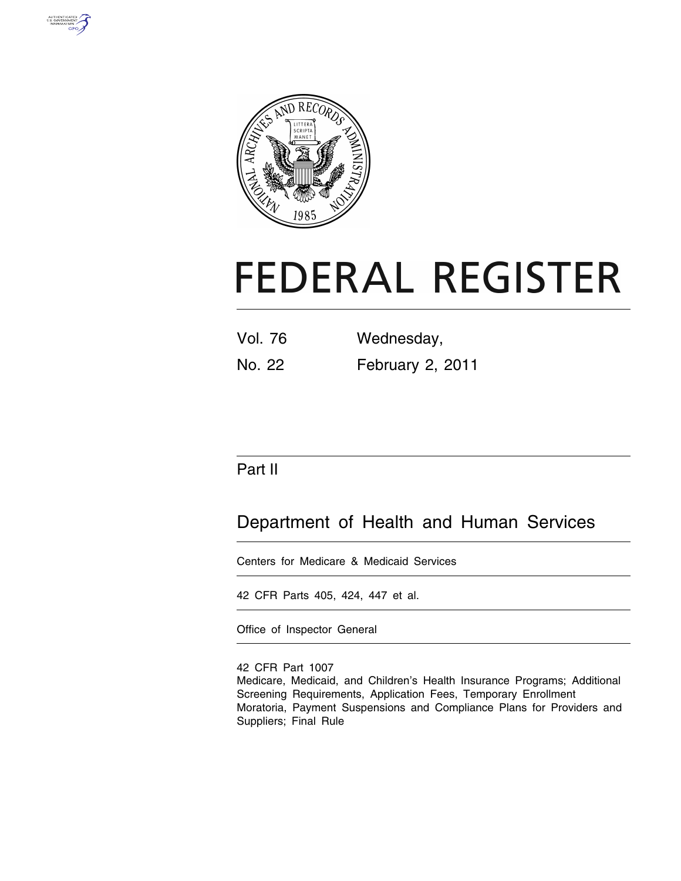# FEDERAL REGISTER

Vol. 76 Wednesday,

No. 22 February 2, 2011

## Part II

## Department of Health and Human Services

Centers for Medicare & Medicaid Services

42 CFR Parts 405, 424, 447 et al.

Office of Inspector General

42 CFR Part 1007

Medicare, Medicaid, and Children's Health Insurance Programs; Additional Screening Requirements, Application Fees, Temporary Enrollment Moratoria, Payment Suspensions and Compliance Plans for Providers and Suppliers; Final Rule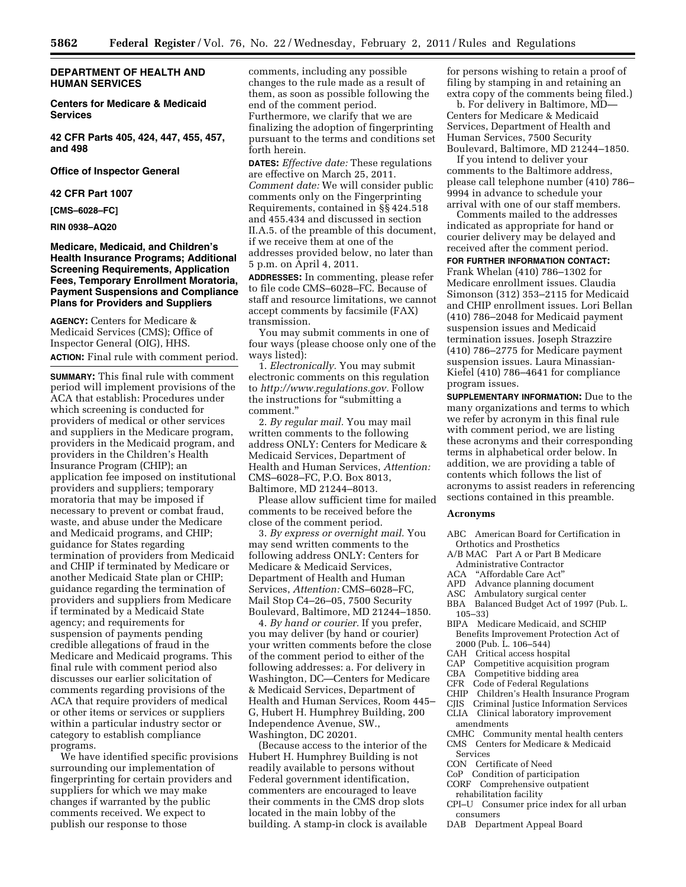**DEPARTMENT OF HEALTH AND HUMAN SERVICES**

**Centers for Medicare & Medicaid Services**

**42 CFR Parts 405, 424, 447, 455, 457, and 498**

**Office of Inspector General**

**42 CFR Part 1007**

**[CMS–6028–FC]**

**RIN 0938–AQ20**

# Medicare, Medicaid, and Children's Health Insurance Programs; Additional Screening Requirements, Application Fees, Temporary Enrollment Moratoria, Payment Suspensions and Compliance Plans for Providers and Suppliers

**AGENCY:** Centers for Medicare & Medicaid Services (CMS); Office of Inspector General (OIG), HHS.

**ACTION:** Final rule with comment period.

**SUMMARY:** This final rule with comment period will implement provisions of the ACA that establish: Procedures under which screening is conducted for providers of medical or other services and suppliers in the Medicare program, providers in the Medicaid program, and providers in the Children's Health Insurance Program (CHIP); an application fee imposed on institutional providers and suppliers; temporary moratoria that may be imposed if necessary to prevent or combat fraud, waste, and abuse under the Medicare and Medicaid programs, and CHIP; guidance for States regarding termination of providers from Medicaid and CHIP if terminated by Medicare or another Medicaid State plan or CHIP; guidance regarding the termination of providers and suppliers from Medicare if terminated by a Medicaid State agency; and requirements for suspension of payments pending credible allegations of fraud in the Medicare and Medicaid programs. This final rule with comment period also discusses our earlier solicitation of comments regarding provisions of the ACA that require providers of medical or other items or services or suppliers within a particular industry sector or category to establish compliance programs.

We have identified specific provisions surrounding our implementation of fingerprinting for certain providers and suppliers for which we may make changes if warranted by the public comments received. We expect to publish our response to those comments, including any possible changes to the rule made as a result of them, as soon as possible following the end of the comment period. Furthermore, we clarify that we are finalizing the adoption of fingerprinting pursuant to the terms and conditions set forth herein.

**DATES:** *Effective date:* These regulations are effective on March 25, 2011. *Comment date:* We will consider public comments only on the Fingerprinting Requirements, contained in §§ 424.518 and 455.434 and discussed in section II.A.5. of the preamble of this document, if we receive them at one of the addresses provided below, no later than 5 p.m. on April 4, 2011.

**ADDRESSES:** In commenting, please refer to file code CMS–6028–FC. Because of staff and resource limitations, we cannot accept comments by facsimile (FAX) transmission.

You may submit comments in one of four ways (please choose only one of the ways listed):

1. *Electronically.* You may submit electronic comments on this regulation to *http://www.regulations.gov.* Follow the instructions for "submitting a comment."

2. *By regular mail.* You may mail written comments to the following address ONLY: Centers for Medicare & Medicaid Services, Department of Health and Human Services, *Attention:* CMS–6028–FC, P.O. Box 8013, Baltimore, MD 21244–8013.

Please allow sufficient time for mailed comments to be received before the close of the comment period.

3. *By express or overnight mail.* You may send written comments to the following address ONLY: Centers for Medicare & Medicaid Services, Department of Health and Human Services, *Attention:* CMS–6028–FC, Mail Stop C4–26–05, 7500 Security Boulevard, Baltimore, MD 21244–1850.

4. *By hand or courier.* If you prefer, you may deliver (by hand or courier) your written comments before the close of the comment period to either of the following addresses: a. For delivery in Washington, DC—Centers for Medicare & Medicaid Services, Department of Health and Human Services, Room 445–G, Hubert H. Humphrey Building, 200 Independence Avenue, SW., Washington, DC 20201.

(Because access to the interior of the Hubert H. Humphrey Building is not readily available to persons without Federal government identification, commenters are encouraged to leave their comments in the CMS drop slots located in the main lobby of the building. A stamp-in clock is available for persons wishing to retain a proof of filing by stamping in and retaining an extra copy of the comments being filed.)

b. For delivery in Baltimore, MD—Centers for Medicare & Medicaid Services, Department of Health and Human Services, 7500 Security Boulevard, Baltimore, MD 21244–1850.

If you intend to deliver your comments to the Baltimore address, please call telephone number (410) 786–9994 in advance to schedule your arrival with one of our staff members.

Comments mailed to the addresses indicated as appropriate for hand or courier delivery may be delayed and received after the comment period.

**FOR FURTHER INFORMATION CONTACT:** Frank Whelan (410) 786–1302 for Medicare enrollment issues. Claudia Simonson (312) 353–2115 for Medicaid and CHIP enrollment issues. Lori Bellan (410) 786–2048 for Medicaid payment suspension issues and Medicaid termination issues. Joseph Strazzire (410) 786–2775 for Medicare payment suspension issues. Laura Minassian-Kiefel (410) 786–4641 for compliance program issues.

**SUPPLEMENTARY INFORMATION:** Due to the many organizations and terms to which we refer by acronym in this final rule with comment period, we are listing these acronyms and their corresponding terms in alphabetical order below. In addition, we are providing a table of contents which follows the list of acronyms to assist readers in referencing sections contained in this preamble.

## Acronyms

- ABC American Board for Certification in Orthotics and Prosthetics
- A/B MAC Part A or Part B Medicare Administrative Contractor
- ACA "Affordable Care Act"
- APD Advance planning document
- ASC Ambulatory surgical center
- BBA Balanced Budget Act of 1997 (Pub. L. 105–33)
- BIPA Medicare Medicaid, and SCHIP Benefits Improvement Protection Act of 2000 (Pub. L. 106–544)
- CAH Critical access hospital
- CAP Competitive acquisition program
- CBA Competitive bidding area
- CFR Code of Federal Regulations
- CHIP Children's Health Insurance Program
- CJIS Criminal Justice Information Services
- CLIA Clinical laboratory improvement amendments
- CMHC Community mental health centers
- CMS Centers for Medicare & Medicaid Services
- CON Certificate of Need
- CoP Condition of participation
- CORF Comprehensive outpatient rehabilitation facility
- CPI–U Consumer price index for all urban consumers
- DAB Department Appeal Board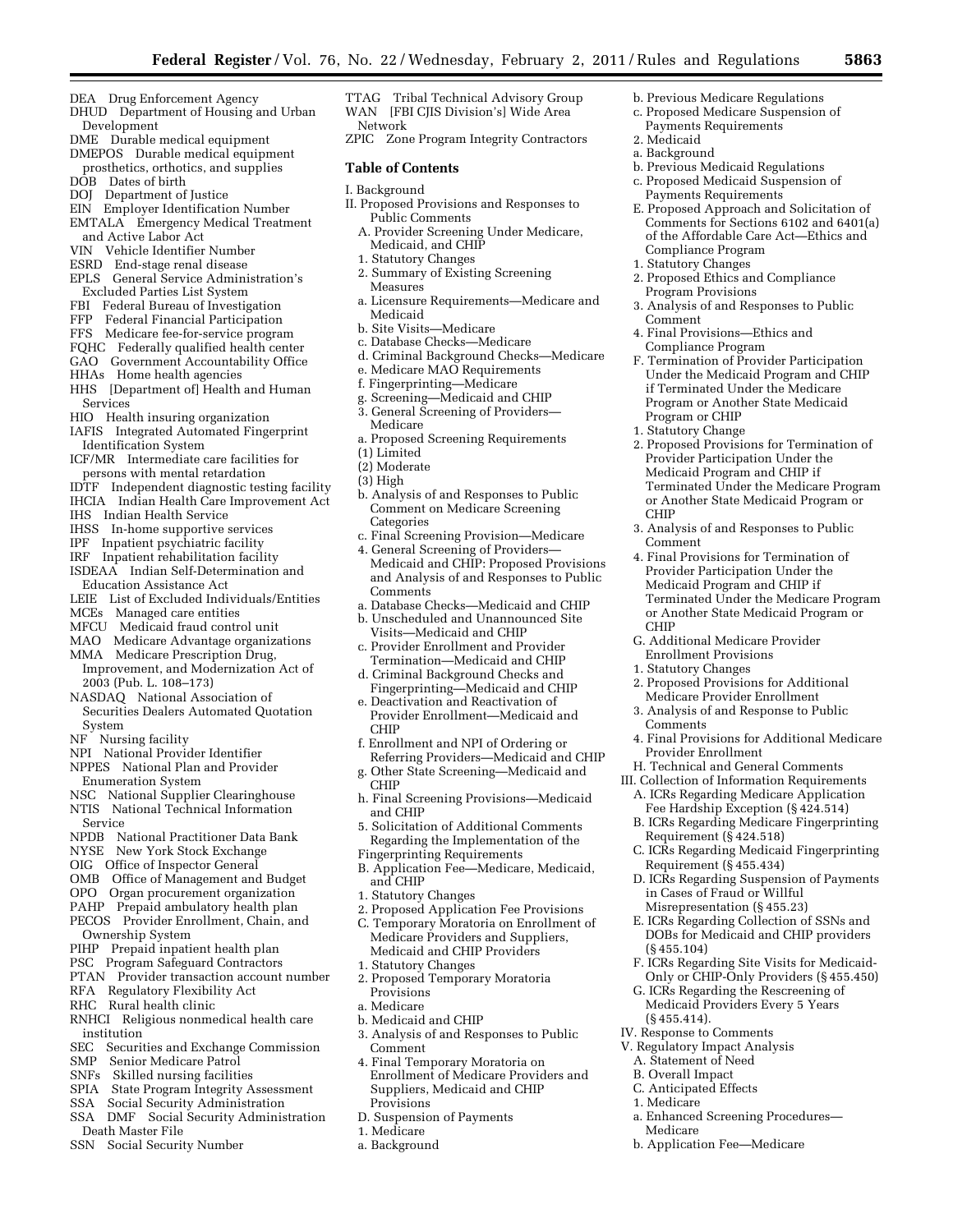DEA Drug Enforcement Agency
DHUD Department of Housing and Urban Development
DME Durable medical equipment
DMEPOS Durable medical equipment prosthetics, orthotics, and supplies
DOB Dates of birth
DOJ Department of Justice
EIN Employer Identification Number
EMTALA Emergency Medical Treatment and Active Labor Act
VIN Vehicle Identifier Number
ESRD End-stage renal disease
EPLS General Service Administration's Excluded Parties List System
FBI Federal Bureau of Investigation
FFP Federal Financial Participation
FFS Medicare fee-for-service program
FQHC Federally qualified health center
GAO Government Accountability Office
HHAs Home health agencies
HHS [Department of] Health and Human Services
HIO Health insuring organization
IAFIS Integrated Automated Fingerprint Identification System
ICF/MR Intermediate care facilities for persons with mental retardation
IDTF Independent diagnostic testing facility
IHCIA Indian Health Care Improvement Act
IHS Indian Health Service
IHSS In-home supportive services
IPF Inpatient psychiatric facility
IRF Inpatient rehabilitation facility
ISDEAA Indian Self-Determination and Education Assistance Act
LEIE List of Excluded Individuals/Entities
MCEs Managed care entities
MFCU Medicaid fraud control unit
MAO Medicare Advantage organizations
MMA Medicare Prescription Drug, Improvement, and Modernization Act of 2003 (Pub. L. 108–173)
NASDAQ National Association of Securities Dealers Automated Quotation System
NF Nursing facility
NPI National Provider Identifier
NPPES National Plan and Provider Enumeration System
NSC National Supplier Clearinghouse
NTIS National Technical Information Service
NPDB National Practitioner Data Bank
NYSE New York Stock Exchange
OIG Office of Inspector General
OMB Office of Management and Budget
OPO Organ procurement organization
PAHP Prepaid ambulatory health plan
PECOS Provider Enrollment, Chain, and Ownership System
PIHP Prepaid inpatient health plan
PSC Program Safeguard Contractors
PTAN Provider transaction account number
RFA Regulatory Flexibility Act
RHC Rural health clinic
RNHCI Religious nonmedical health care institution
SEC Securities and Exchange Commission
SMP Senior Medicare Patrol
SNFs Skilled nursing facilities
SPIA State Program Integrity Assessment
SSA Social Security Administration
SSA DMF Social Security Administration Death Master File
SSN Social Security Number
TTAG Tribal Technical Advisory Group
WAN [FBI CJIS Division's] Wide Area Network
ZPIC Zone Program Integrity Contractors

## Table of Contents

I. Background
II. Proposed Provisions and Responses to Public Comments
  A. Provider Screening Under Medicare, Medicaid, and CHIP
  1. Statutory Changes
  2. Summary of Existing Screening Measures
  a. Licensure Requirements—Medicare and Medicaid
  b. Site Visits—Medicare
  c. Database Checks—Medicare
  d. Criminal Background Checks—Medicare
  e. Medicare MAO Requirements
  f. Fingerprinting—Medicare
  g. Screening—Medicaid and CHIP
  3. General Screening of Providers—Medicare
  a. Proposed Screening Requirements
  (1) Limited
  (2) Moderate
  (3) High
  b. Analysis of and Responses to Public Comment on Medicare Screening Categories
  c. Final Screening Provision—Medicare
  4. General Screening of Providers—Medicaid and CHIP: Proposed Provisions and Analysis of and Responses to Public Comments
  a. Database Checks—Medicaid and CHIP
  b. Unscheduled and Unannounced Site Visits—Medicaid and CHIP
  c. Provider Enrollment and Provider Termination—Medicaid and CHIP
  d. Criminal Background Checks and Fingerprinting—Medicaid and CHIP
  e. Deactivation and Reactivation of Provider Enrollment—Medicaid and CHIP
  f. Enrollment and NPI of Ordering or Referring Providers—Medicaid and CHIP
  g. Other State Screening—Medicaid and CHIP
  h. Final Screening Provisions—Medicaid and CHIP
  5. Solicitation of Additional Comments Regarding the Implementation of the Fingerprinting Requirements
  B. Application Fee—Medicare, Medicaid, and CHIP
  1. Statutory Changes
  2. Proposed Application Fee Provisions
  C. Temporary Moratoria on Enrollment of Medicare Providers and Suppliers, Medicaid and CHIP Providers
  1. Statutory Changes
  2. Proposed Temporary Moratoria Provisions
  a. Medicare
  b. Medicaid and CHIP
  3. Analysis of and Responses to Public Comment
  4. Final Temporary Moratoria on Enrollment of Medicare Providers and Suppliers, Medicaid and CHIP Provisions
  D. Suspension of Payments
  1. Medicare
  a. Background
  b. Previous Medicare Regulations
  c. Proposed Medicare Suspension of Payments Requirements
  2. Medicaid
  a. Background
  b. Previous Medicaid Regulations
  c. Proposed Medicaid Suspension of Payments Requirements
  E. Proposed Approach and Solicitation of Comments for Sections 6102 and 6401(a) of the Affordable Care Act—Ethics and Compliance Program
  1. Statutory Changes
  2. Proposed Ethics and Compliance Program Provisions
  3. Analysis of and Responses to Public Comment
  4. Final Provisions—Ethics and Compliance Program
  F. Termination of Provider Participation Under the Medicaid Program and CHIP if Terminated Under the Medicare Program or Another State Medicaid Program or CHIP
  1. Statutory Change
  2. Proposed Provisions for Termination of Provider Participation Under the Medicaid Program and CHIP if Terminated Under the Medicare Program or Another State Medicaid Program or CHIP
  3. Analysis of and Responses to Public Comment
  4. Final Provisions for Termination of Provider Participation Under the Medicaid Program and CHIP if Terminated Under the Medicare Program or Another State Medicaid Program or CHIP
  G. Additional Medicare Provider Enrollment Provisions
  1. Statutory Changes
  2. Proposed Provisions for Additional Medicare Provider Enrollment
  3. Analysis of and Response to Public Comments
  4. Final Provisions for Additional Medicare Provider Enrollment
  H. Technical and General Comments
III. Collection of Information Requirements
  A. ICRs Regarding Medicare Application Fee Hardship Exception (§ 424.514)
  B. ICRs Regarding Medicare Fingerprinting Requirement (§ 424.518)
  C. ICRs Regarding Medicaid Fingerprinting Requirement (§ 455.434)
  D. ICRs Regarding Suspension of Payments in Cases of Fraud or Willful Misrepresentation (§ 455.23)
  E. ICRs Regarding Collection of SSNs and DOBs for Medicaid and CHIP providers (§ 455.104)
  F. ICRs Regarding Site Visits for Medicaid-Only or CHIP-Only Providers (§ 455.450)
  G. ICRs Regarding the Rescreening of Medicaid Providers Every 5 Years (§ 455.414).
IV. Response to Comments
V. Regulatory Impact Analysis
  A. Statement of Need
  B. Overall Impact
  C. Anticipated Effects
  1. Medicare
  a. Enhanced Screening Procedures—Medicare
  b. Application Fee—Medicare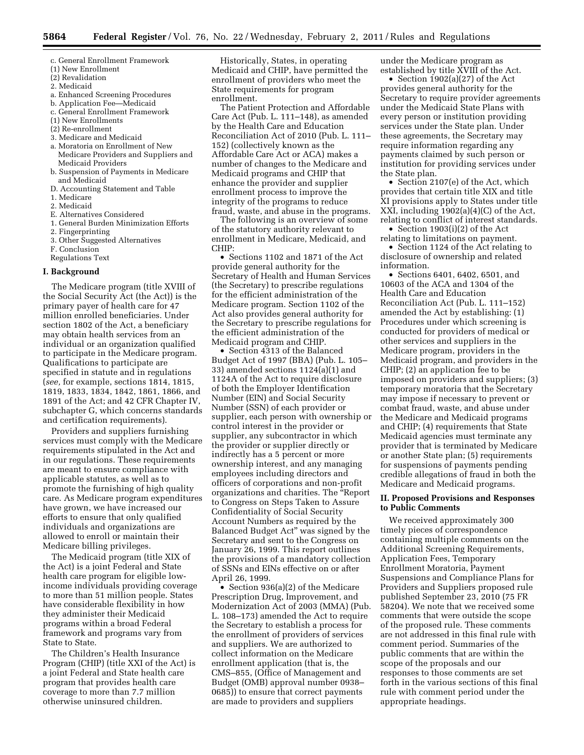c. General Enrollment Framework
(1) New Enrollment
(2) Revalidation
2. Medicaid
a. Enhanced Screening Procedures
b. Application Fee—Medicaid
c. General Enrollment Framework
(1) New Enrollments
(2) Re-enrollment
3. Medicare and Medicaid
a. Moratoria on Enrollment of New Medicare Providers and Suppliers and Medicaid Providers
b. Suspension of Payments in Medicare and Medicaid
D. Accounting Statement and Table
1. Medicare
2. Medicaid
E. Alternatives Considered
1. General Burden Minimization Efforts
2. Fingerprinting
3. Other Suggested Alternatives
F. Conclusion
Regulations Text

## I. Background

The Medicare program (title XVIII of the Social Security Act (the Act)) is the primary payer of health care for 47 million enrolled beneficiaries. Under section 1802 of the Act, a beneficiary may obtain health services from an individual or an organization qualified to participate in the Medicare program. Qualifications to participate are specified in statute and in regulations (*see,* for example, sections 1814, 1815, 1819, 1833, 1834, 1842, 1861, 1866, and 1891 of the Act; and 42 CFR Chapter IV, subchapter G, which concerns standards and certification requirements).

Providers and suppliers furnishing services must comply with the Medicare requirements stipulated in the Act and in our regulations. These requirements are meant to ensure compliance with applicable statutes, as well as to promote the furnishing of high quality care. As Medicare program expenditures have grown, we have increased our efforts to ensure that only qualified individuals and organizations are allowed to enroll or maintain their Medicare billing privileges.

The Medicaid program (title XIX of the Act) is a joint Federal and State health care program for eligible low-income individuals providing coverage to more than 51 million people. States have considerable flexibility in how they administer their Medicaid programs within a broad Federal framework and programs vary from State to State.

The Children's Health Insurance Program (CHIP) (title XXI of the Act) is a joint Federal and State health care program that provides health care coverage to more than 7.7 million otherwise uninsured children.

Historically, States, in operating Medicaid and CHIP, have permitted the enrollment of providers who meet the State requirements for program enrollment.

The Patient Protection and Affordable Care Act (Pub. L. 111–148), as amended by the Health Care and Education Reconciliation Act of 2010 (Pub. L. 111–152) (collectively known as the Affordable Care Act or ACA) makes a number of changes to the Medicare and Medicaid programs and CHIP that enhance the provider and supplier enrollment process to improve the integrity of the programs to reduce fraud, waste, and abuse in the programs.

The following is an overview of some of the statutory authority relevant to enrollment in Medicare, Medicaid, and CHIP:

- Sections 1102 and 1871 of the Act provide general authority for the Secretary of Health and Human Services (the Secretary) to prescribe regulations for the efficient administration of the Medicare program. Section 1102 of the Act also provides general authority for the Secretary to prescribe regulations for the efficient administration of the Medicaid program and CHIP.
- Section 4313 of the Balanced Budget Act of 1997 (BBA) (Pub. L. 105–33) amended sections 1124(a)(1) and 1124A of the Act to require disclosure of both the Employer Identification Number (EIN) and Social Security Number (SSN) of each provider or supplier, each person with ownership or control interest in the provider or supplier, any subcontractor in which the provider or supplier directly or indirectly has a 5 percent or more ownership interest, and any managing employees including directors and officers of corporations and non-profit organizations and charities. The "Report to Congress on Steps Taken to Assure Confidentiality of Social Security Account Numbers as required by the Balanced Budget Act" was signed by the Secretary and sent to the Congress on January 26, 1999. This report outlines the provisions of a mandatory collection of SSNs and EINs effective on or after April 26, 1999.
- Section 936(a)(2) of the Medicare Prescription Drug, Improvement, and Modernization Act of 2003 (MMA) (Pub. L. 108–173) amended the Act to require the Secretary to establish a process for the enrollment of providers of services and suppliers. We are authorized to collect information on the Medicare enrollment application (that is, the CMS–855, (Office of Management and Budget (OMB) approval number 0938–0685)) to ensure that correct payments are made to providers and suppliers under the Medicare program as established by title XVIII of the Act.
- Section 1902(a)(27) of the Act provides general authority for the Secretary to require provider agreements under the Medicaid State Plans with every person or institution providing services under the State plan. Under these agreements, the Secretary may require information regarding any payments claimed by such person or institution for providing services under the State plan.
- Section 2107(e) of the Act, which provides that certain title XIX and title XI provisions apply to States under title XXI, including 1902(a)(4)(C) of the Act, relating to conflict of interest standards.
- Section 1903(i)(2) of the Act relating to limitations on payment.
- Section 1124 of the Act relating to disclosure of ownership and related information.
- Sections 6401, 6402, 6501, and 10603 of the ACA and 1304 of the Health Care and Education Reconciliation Act (Pub. L. 111–152) amended the Act by establishing: (1) Procedures under which screening is conducted for providers of medical or other services and suppliers in the Medicare program, providers in the Medicaid program, and providers in the CHIP; (2) an application fee to be imposed on providers and suppliers; (3) temporary moratoria that the Secretary may impose if necessary to prevent or combat fraud, waste, and abuse under the Medicare and Medicaid programs and CHIP; (4) requirements that State Medicaid agencies must terminate any provider that is terminated by Medicare or another State plan; (5) requirements for suspensions of payments pending credible allegations of fraud in both the Medicare and Medicaid programs.

## II. Proposed Provisions and Responses to Public Comments

We received approximately 300 timely pieces of correspondence containing multiple comments on the Additional Screening Requirements, Application Fees, Temporary Enrollment Moratoria, Payment Suspensions and Compliance Plans for Providers and Suppliers proposed rule published September 23, 2010 (75 FR 58204). We note that we received some comments that were outside the scope of the proposed rule. These comments are not addressed in this final rule with comment period. Summaries of the public comments that are within the scope of the proposals and our responses to those comments are set forth in the various sections of this final rule with comment period under the appropriate headings.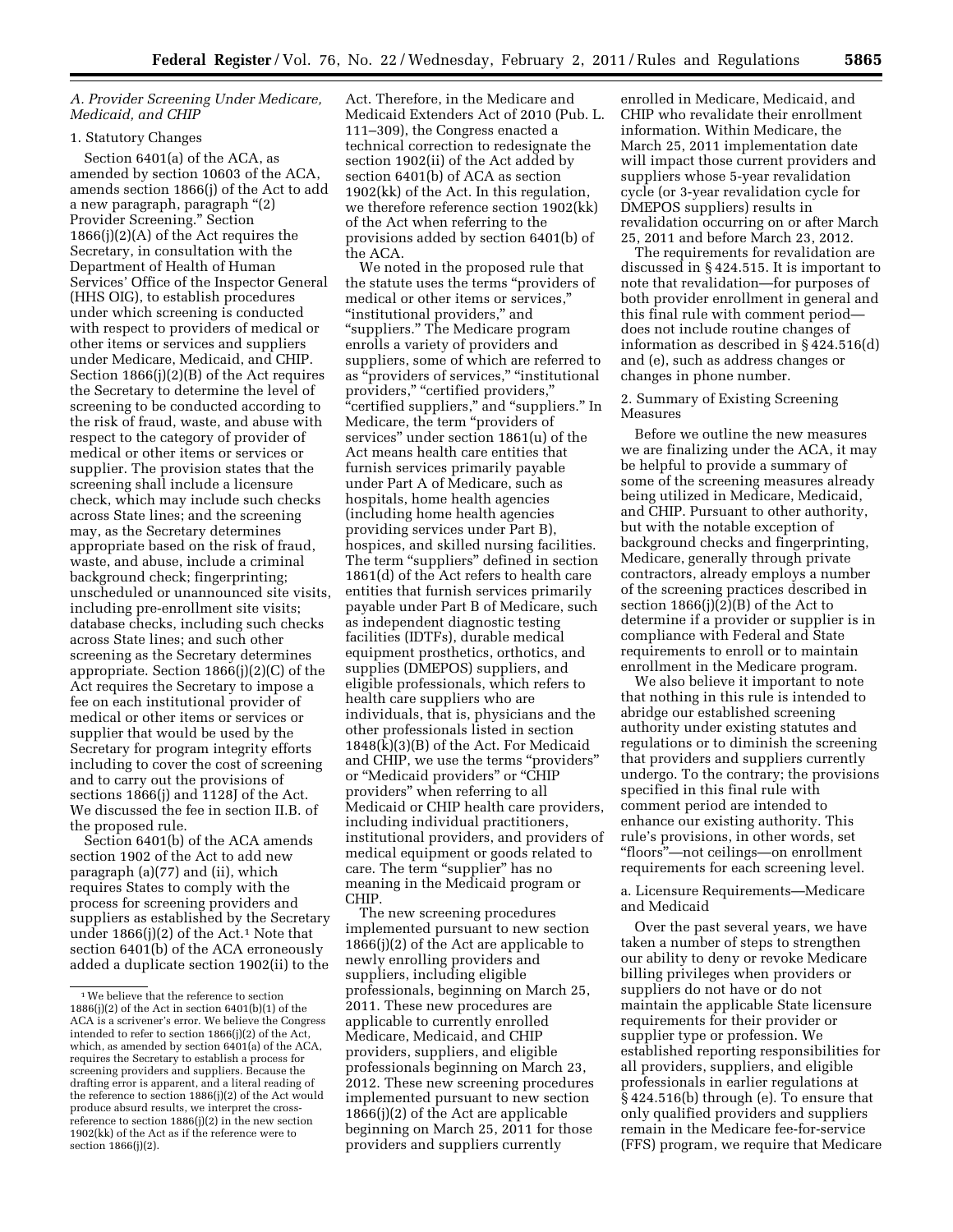### *A. Provider Screening Under Medicare, Medicaid, and CHIP*

#### 1. Statutory Changes

Section 6401(a) of the ACA, as amended by section 10603 of the ACA, amends section 1866(j) of the Act to add a new paragraph, paragraph "(2) Provider Screening." Section 1866(j)(2)(A) of the Act requires the Secretary, in consultation with the Department of Health of Human Services' Office of the Inspector General (HHS OIG), to establish procedures under which screening is conducted with respect to providers of medical or other items or services and suppliers under Medicare, Medicaid, and CHIP. Section 1866(j)(2)(B) of the Act requires the Secretary to determine the level of screening to be conducted according to the risk of fraud, waste, and abuse with respect to the category of provider of medical or other items or services or supplier. The provision states that the screening shall include a licensure check, which may include such checks across State lines; and the screening may, as the Secretary determines appropriate based on the risk of fraud, waste, and abuse, include a criminal background check; fingerprinting; unscheduled or unannounced site visits, including pre-enrollment site visits; database checks, including such checks across State lines; and such other screening as the Secretary determines appropriate. Section 1866(j)(2)(C) of the Act requires the Secretary to impose a fee on each institutional provider of medical or other items or services or supplier that would be used by the Secretary for program integrity efforts including to cover the cost of screening and to carry out the provisions of sections 1866(j) and 1128J of the Act. We discussed the fee in section II.B. of the proposed rule.

Section 6401(b) of the ACA amends section 1902 of the Act to add new paragraph (a)(77) and (ii), which requires States to comply with the process for screening providers and suppliers as established by the Secretary under 1866(j)(2) of the Act.[1] Note that section 6401(b) of the ACA erroneously added a duplicate section 1902(ii) to the Act. Therefore, in the Medicare and Medicaid Extenders Act of 2010 (Pub. L. 111–309), the Congress enacted a technical correction to redesignate the section 1902(ii) of the Act added by section 6401(b) of ACA as section 1902(kk) of the Act. In this regulation, we therefore reference section 1902(kk) of the Act when referring to the provisions added by section 6401(b) of the ACA.

We noted in the proposed rule that the statute uses the terms "providers of medical or other items or services," "institutional providers," and "suppliers." The Medicare program enrolls a variety of providers and suppliers, some of which are referred to as "providers of services," "institutional providers," "certified providers," "certified suppliers," and "suppliers." In Medicare, the term "providers of services" under section 1861(u) of the Act means health care entities that furnish services primarily payable under Part A of Medicare, such as hospitals, home health agencies (including home health agencies providing services under Part B), hospices, and skilled nursing facilities. The term "suppliers" defined in section 1861(d) of the Act refers to health care entities that furnish services primarily payable under Part B of Medicare, such as independent diagnostic testing facilities (IDTFs), durable medical equipment prosthetics, orthotics, and supplies (DMEPOS) suppliers, and eligible professionals, which refers to health care suppliers who are individuals, that is, physicians and the other professionals listed in section 1848(k)(3)(B) of the Act. For Medicaid and CHIP, we use the terms "providers" or "Medicaid providers" or "CHIP providers" when referring to all Medicaid or CHIP health care providers, including individual practitioners, institutional providers, and providers of medical equipment or goods related to care. The term "supplier" has no meaning in the Medicaid program or CHIP.

The new screening procedures implemented pursuant to new section 1866(j)(2) of the Act are applicable to newly enrolling providers and suppliers, including eligible professionals, beginning on March 25, 2011. These new procedures are applicable to currently enrolled Medicare, Medicaid, and CHIP providers, suppliers, and eligible professionals beginning on March 23, 2012. These new screening procedures implemented pursuant to new section 1866(j)(2) of the Act are applicable beginning on March 25, 2011 for those providers and suppliers currently enrolled in Medicare, Medicaid, and CHIP who revalidate their enrollment information. Within Medicare, the March 25, 2011 implementation date will impact those current providers and suppliers whose 5-year revalidation cycle (or 3-year revalidation cycle for DMEPOS suppliers) results in revalidation occurring on or after March 25, 2011 and before March 23, 2012.

The requirements for revalidation are discussed in § 424.515. It is important to note that revalidation—for purposes of both provider enrollment in general and this final rule with comment period—does not include routine changes of information as described in § 424.516(d) and (e), such as address changes or changes in phone number.

#### 2. Summary of Existing Screening Measures

Before we outline the new measures we are finalizing under the ACA, it may be helpful to provide a summary of some of the screening measures already being utilized in Medicare, Medicaid, and CHIP. Pursuant to other authority, but with the notable exception of background checks and fingerprinting, Medicare, generally through private contractors, already employs a number of the screening practices described in section 1866(j)(2)(B) of the Act to determine if a provider or supplier is in compliance with Federal and State requirements to enroll or to maintain enrollment in the Medicare program.

We also believe it important to note that nothing in this rule is intended to abridge our established screening authority under existing statutes and regulations or to diminish the screening that providers and suppliers currently undergo. To the contrary; the provisions specified in this final rule with comment period are intended to enhance our existing authority. This rule's provisions, in other words, set "floors"—not ceilings—on enrollment requirements for each screening level.

##### a. Licensure Requirements—Medicare and Medicaid

Over the past several years, we have taken a number of steps to strengthen our ability to deny or revoke Medicare billing privileges when providers or suppliers do not have or do not maintain the applicable State licensure requirements for their provider or supplier type or profession. We established reporting responsibilities for all providers, suppliers, and eligible professionals in earlier regulations at § 424.516(b) through (e). To ensure that only qualified providers and suppliers remain in the Medicare fee-for-service (FFS) program, we require that Medicare

---

[1] We believe that the reference to section 1886(j)(2) of the Act in section 6401(b)(1) of the ACA is a scrivener's error. We believe the Congress intended to refer to section 1866(j)(2) of the Act, which, as amended by section 6401(a) of the ACA, requires the Secretary to establish a process for screening providers and suppliers. Because the drafting error is apparent, and a literal reading of the reference to section 1886(j)(2) of the Act would produce absurd results, we interpret the cross-reference to section 1886(j)(2) in the new section 1902(kk) of the Act as if the reference were to section 1866(j)(2).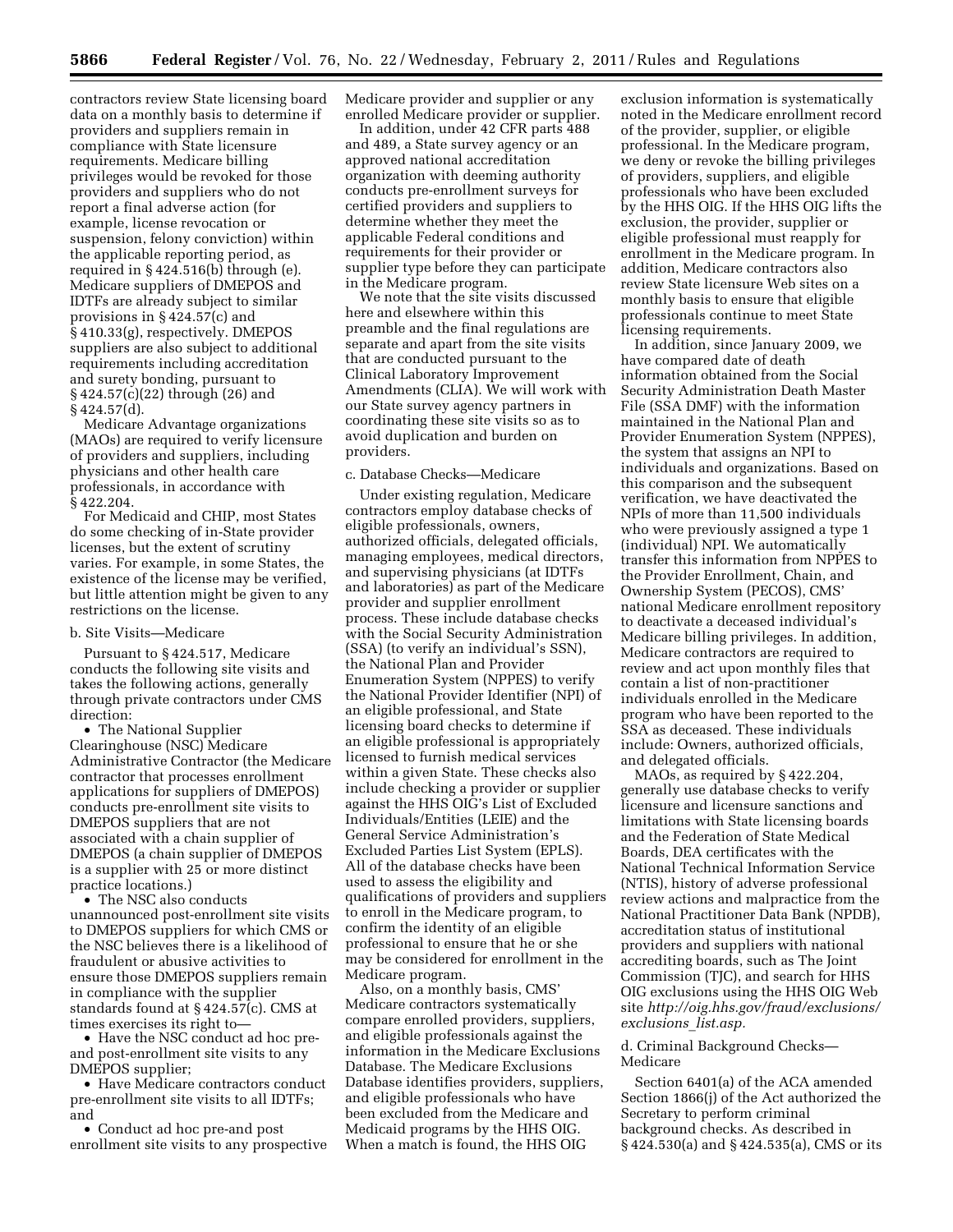contractors review State licensing board data on a monthly basis to determine if providers and suppliers remain in compliance with State licensure requirements. Medicare billing privileges would be revoked for those providers and suppliers who do not report a final adverse action (for example, license revocation or suspension, felony conviction) within the applicable reporting period, as required in § 424.516(b) through (e). Medicare suppliers of DMEPOS and IDTFs are already subject to similar provisions in § 424.57(c) and § 410.33(g), respectively. DMEPOS suppliers are also subject to additional requirements including accreditation and surety bonding, pursuant to § 424.57(c)(22) through (26) and § 424.57(d).

Medicare Advantage organizations (MAOs) are required to verify licensure of providers and suppliers, including physicians and other health care professionals, in accordance with § 422.204.

For Medicaid and CHIP, most States do some checking of in-State provider licenses, but the extent of scrutiny varies. For example, in some States, the existence of the license may be verified, but little attention might be given to any restrictions on the license.

b. Site Visits—Medicare

Pursuant to § 424.517, Medicare conducts the following site visits and takes the following actions, generally through private contractors under CMS direction:

- The National Supplier Clearinghouse (NSC) Medicare Administrative Contractor (the Medicare contractor that processes enrollment applications for suppliers of DMEPOS) conducts pre-enrollment site visits to DMEPOS suppliers that are not associated with a chain supplier of DMEPOS (a chain supplier of DMEPOS is a supplier with 25 or more distinct practice locations.)
- The NSC also conducts unannounced post-enrollment site visits to DMEPOS suppliers for which CMS or the NSC believes there is a likelihood of fraudulent or abusive activities to ensure those DMEPOS suppliers remain in compliance with the supplier standards found at § 424.57(c). CMS at times exercises its right to—
- Have the NSC conduct ad hoc pre- and post-enrollment site visits to any DMEPOS supplier;
- Have Medicare contractors conduct pre-enrollment site visits to all IDTFs; and
- Conduct ad hoc pre-and post enrollment site visits to any prospective Medicare provider and supplier or any enrolled Medicare provider or supplier.

In addition, under 42 CFR parts 488 and 489, a State survey agency or an approved national accreditation organization with deeming authority conducts pre-enrollment surveys for certified providers and suppliers to determine whether they meet the applicable Federal conditions and requirements for their provider or supplier type before they can participate in the Medicare program.

We note that the site visits discussed here and elsewhere within this preamble and the final regulations are separate and apart from the site visits that are conducted pursuant to the Clinical Laboratory Improvement Amendments (CLIA). We will work with our State survey agency partners in coordinating these site visits so as to avoid duplication and burden on providers.

c. Database Checks—Medicare

Under existing regulation, Medicare contractors employ database checks of eligible professionals, owners, authorized officials, delegated officials, managing employees, medical directors, and supervising physicians (at IDTFs and laboratories) as part of the Medicare provider and supplier enrollment process. These include database checks with the Social Security Administration (SSA) (to verify an individual's SSN), the National Plan and Provider Enumeration System (NPPES) to verify the National Provider Identifier (NPI) of an eligible professional, and State licensing board checks to determine if an eligible professional is appropriately licensed to furnish medical services within a given State. These checks also include checking a provider or supplier against the HHS OIG's List of Excluded Individuals/Entities (LEIE) and the General Service Administration's Excluded Parties List System (EPLS). All of the database checks have been used to assess the eligibility and qualifications of providers and suppliers to enroll in the Medicare program, to confirm the identity of an eligible professional to ensure that he or she may be considered for enrollment in the Medicare program.

Also, on a monthly basis, CMS' Medicare contractors systematically compare enrolled providers, suppliers, and eligible professionals against the information in the Medicare Exclusions Database. The Medicare Exclusions Database identifies providers, suppliers, and eligible professionals who have been excluded from the Medicare and Medicaid programs by the HHS OIG. When a match is found, the HHS OIG exclusion information is systematically noted in the Medicare enrollment record of the provider, supplier, or eligible professional. In the Medicare program, we deny or revoke the billing privileges of providers, suppliers, and eligible professionals who have been excluded by the HHS OIG. If the HHS OIG lifts the exclusion, the provider, supplier or eligible professional must reapply for enrollment in the Medicare program. In addition, Medicare contractors also review State licensure Web sites on a monthly basis to ensure that eligible professionals continue to meet State licensing requirements.

In addition, since January 2009, we have compared date of death information obtained from the Social Security Administration Death Master File (SSA DMF) with the information maintained in the National Plan and Provider Enumeration System (NPPES), the system that assigns an NPI to individuals and organizations. Based on this comparison and the subsequent verification, we have deactivated the NPIs of more than 11,500 individuals who were previously assigned a type 1 (individual) NPI. We automatically transfer this information from NPPES to the Provider Enrollment, Chain, and Ownership System (PECOS), CMS' national Medicare enrollment repository to deactivate a deceased individual's Medicare billing privileges. In addition, Medicare contractors are required to review and act upon monthly files that contain a list of non-practitioner individuals enrolled in the Medicare program who have been reported to the SSA as deceased. These individuals include: Owners, authorized officials, and delegated officials.

MAOs, as required by § 422.204, generally use database checks to verify licensure and licensure sanctions and limitations with State licensing boards and the Federation of State Medical Boards, DEA certificates with the National Technical Information Service (NTIS), history of adverse professional review actions and malpractice from the National Practitioner Data Bank (NPDB), accreditation status of institutional providers and suppliers with national accrediting boards, such as The Joint Commission (TJC), and search for HHS OIG exclusions using the HHS OIG Web site *http://oig.hhs.gov/fraud/exclusions/exclusions_list.asp.*

d. Criminal Background Checks—Medicare

Section 6401(a) of the ACA amended Section 1866(j) of the Act authorized the Secretary to perform criminal background checks. As described in § 424.530(a) and § 424.535(a), CMS or its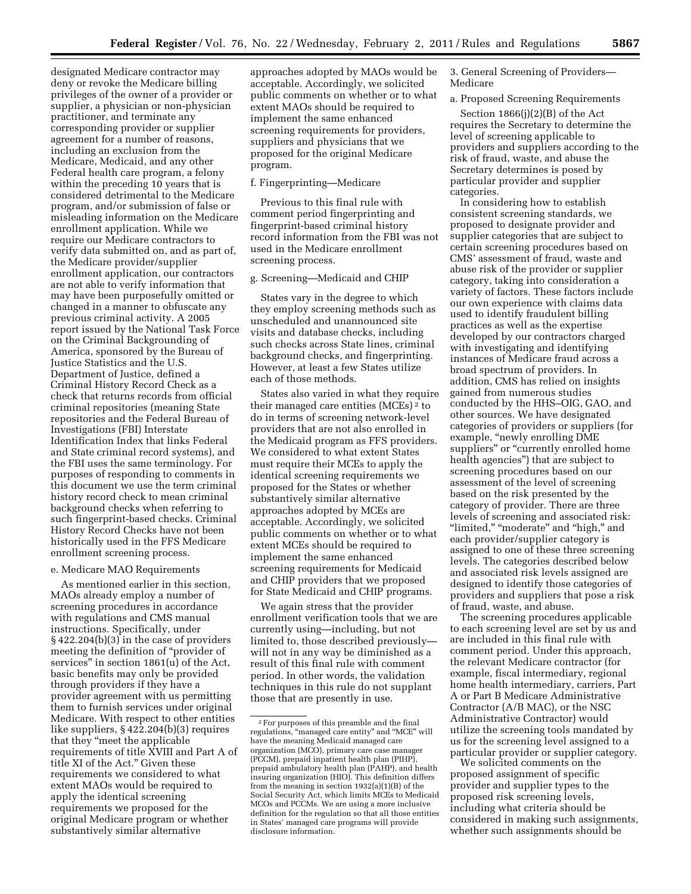designated Medicare contractor may deny or revoke the Medicare billing privileges of the owner of a provider or supplier, a physician or non-physician practitioner, and terminate any corresponding provider or supplier agreement for a number of reasons, including an exclusion from the Medicare, Medicaid, and any other Federal health care program, a felony within the preceding 10 years that is considered detrimental to the Medicare program, and/or submission of false or misleading information on the Medicare enrollment application. While we require our Medicare contractors to verify data submitted on, and as part of, the Medicare provider/supplier enrollment application, our contractors are not able to verify information that may have been purposefully omitted or changed in a manner to obfuscate any previous criminal activity. A 2005 report issued by the National Task Force on the Criminal Backgrounding of America, sponsored by the Bureau of Justice Statistics and the U.S. Department of Justice, defined a Criminal History Record Check as a check that returns records from official criminal repositories (meaning State repositories and the Federal Bureau of Investigations (FBI) Interstate Identification Index that links Federal and State criminal record systems), and the FBI uses the same terminology. For purposes of responding to comments in this document we use the term criminal history record check to mean criminal background checks when referring to such fingerprint-based checks. Criminal History Record Checks have not been historically used in the FFS Medicare enrollment screening process.

e. Medicare MAO Requirements

As mentioned earlier in this section, MAOs already employ a number of screening procedures in accordance with regulations and CMS manual instructions. Specifically, under § 422.204(b)(3) in the case of providers meeting the definition of "provider of services" in section 1861(u) of the Act, basic benefits may only be provided through providers if they have a provider agreement with us permitting them to furnish services under original Medicare. With respect to other entities like suppliers, § 422.204(b)(3) requires that they "meet the applicable requirements of title XVIII and Part A of title XI of the Act." Given these requirements we considered to what extent MAOs would be required to apply the identical screening requirements we proposed for the original Medicare program or whether substantively similar alternative approaches adopted by MAOs would be acceptable. Accordingly, we solicited public comments on whether or to what extent MAOs should be required to implement the same enhanced screening requirements for providers, suppliers and physicians that we proposed for the original Medicare program.

f. Fingerprinting—Medicare

Previous to this final rule with comment period fingerprinting and fingerprint-based criminal history record information from the FBI was not used in the Medicare enrollment screening process.

g. Screening—Medicaid and CHIP

States vary in the degree to which they employ screening methods such as unscheduled and unannounced site visits and database checks, including such checks across State lines, criminal background checks, and fingerprinting. However, at least a few States utilize each of those methods.

States also varied in what they require their managed care entities (MCEs) [2] to do in terms of screening network-level providers that are not also enrolled in the Medicaid program as FFS providers. We considered to what extent States must require their MCEs to apply the identical screening requirements we proposed for the States or whether substantively similar alternative approaches adopted by MCEs are acceptable. Accordingly, we solicited public comments on whether or to what extent MCEs should be required to implement the same enhanced screening requirements for Medicaid and CHIP providers that we proposed for State Medicaid and CHIP programs.

We again stress that the provider enrollment verification tools that we are currently using—including, but not limited to, those described previously—will not in any way be diminished as a result of this final rule with comment period. In other words, the validation techniques in this rule do not supplant those that are presently in use.

[2] For purposes of this preamble and the final regulations, "managed care entity" and "MCE" will have the meaning Medicaid managed care organization (MCO), primary care case manager (PCCM), prepaid inpatient health plan (PIHP), prepaid ambulatory health plan (PAHP), and health insuring organization (HIO). This definition differs from the meaning in section 1932(a)(1)(B) of the Social Security Act, which limits MCEs to Medicaid MCOs and PCCMs. We are using a more inclusive definition for the regulation so that all those entities in States' managed care programs will provide disclosure information.

3. General Screening of Providers—Medicare

a. Proposed Screening Requirements

Section 1866(j)(2)(B) of the Act requires the Secretary to determine the level of screening applicable to providers and suppliers according to the risk of fraud, waste, and abuse the Secretary determines is posed by particular provider and supplier categories.

In considering how to establish consistent screening standards, we proposed to designate provider and supplier categories that are subject to certain screening procedures based on CMS' assessment of fraud, waste and abuse risk of the provider or supplier category, taking into consideration a variety of factors. These factors include our own experience with claims data used to identify fraudulent billing practices as well as the expertise developed by our contractors charged with investigating and identifying instances of Medicare fraud across a broad spectrum of providers. In addition, CMS has relied on insights gained from numerous studies conducted by the HHS–OIG, GAO, and other sources. We have designated categories of providers or suppliers (for example, "newly enrolling DME suppliers" or "currently enrolled home health agencies") that are subject to screening procedures based on our assessment of the level of screening based on the risk presented by the category of provider. There are three levels of screening and associated risk: "limited," "moderate" and "high," and each provider/supplier category is assigned to one of these three screening levels. The categories described below and associated risk levels assigned are designed to identify those categories of providers and suppliers that pose a risk of fraud, waste, and abuse.

The screening procedures applicable to each screening level are set by us and are included in this final rule with comment period. Under this approach, the relevant Medicare contractor (for example, fiscal intermediary, regional home health intermediary, carriers, Part A or Part B Medicare Administrative Contractor (A/B MAC), or the NSC Administrative Contractor) would utilize the screening tools mandated by us for the screening level assigned to a particular provider or supplier category.

We solicited comments on the proposed assignment of specific provider and supplier types to the proposed risk screening levels, including what criteria should be considered in making such assignments, whether such assignments should be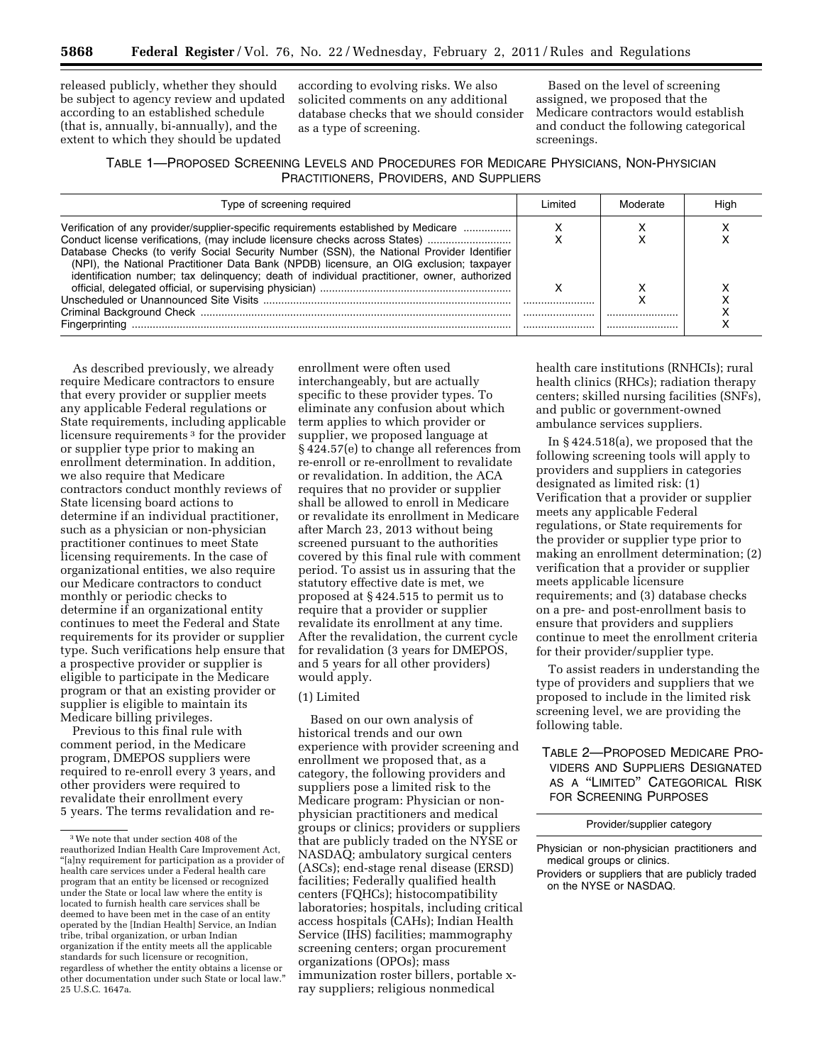released publicly, whether they should be subject to agency review and updated according to an established schedule (that is, annually, bi-annually), and the extent to which they should be updated according to evolving risks. We also solicited comments on any additional database checks that we should consider as a type of screening.

Based on the level of screening assigned, we proposed that the Medicare contractors would establish and conduct the following categorical screenings.

TABLE 1—PROPOSED SCREENING LEVELS AND PROCEDURES FOR MEDICARE PHYSICIANS, NON-PHYSICIAN PRACTITIONERS, PROVIDERS, AND SUPPLIERS

| Type of screening required | Limited | Moderate | High |
|---|---|---|---|
| Verification of any provider/supplier-specific requirements established by Medicare | X | X | X |
| Conduct license verifications, (may include licensure checks across States) | X | X | X |
| Database Checks (to verify Social Security Number (SSN), the National Provider Identifier (NPI), the National Practitioner Data Bank (NPDB) licensure, an OIG exclusion; taxpayer identification number; tax delinquency; death of individual practitioner, owner, authorized official, delegated official, or supervising physician) | X | X | X |
| Unscheduled or Unannounced Site Visits | | X | X |
| Criminal Background Check | | | X |
| Fingerprinting | | | X |

As described previously, we already require Medicare contractors to ensure that every provider or supplier meets any applicable Federal regulations or State requirements, including applicable licensure requirements [3] for the provider or supplier type prior to making an enrollment determination. In addition, we also require that Medicare contractors conduct monthly reviews of State licensing board actions to determine if an individual practitioner, such as a physician or non-physician practitioner continues to meet State licensing requirements. In the case of organizational entities, we also require our Medicare contractors to conduct monthly or periodic checks to determine if an organizational entity continues to meet the Federal and State requirements for its provider or supplier type. Such verifications help ensure that a prospective provider or supplier is eligible to participate in the Medicare program or that an existing provider or supplier is eligible to maintain its Medicare billing privileges.

Previous to this final rule with comment period, in the Medicare program, DMEPOS suppliers were required to re-enroll every 3 years, and other providers were required to revalidate their enrollment every 5 years. The terms revalidation and re-enrollment were often used interchangeably, but are actually specific to these provider types. To eliminate any confusion about which term applies to which provider or supplier, we proposed language at § 424.57(e) to change all references from re-enroll or re-enrollment to revalidate or revalidation. In addition, the ACA requires that no provider or supplier shall be allowed to enroll in Medicare or revalidate its enrollment in Medicare after March 23, 2013 without being screened pursuant to the authorities covered by this final rule with comment period. To assist us in assuring that the statutory effective date is met, we proposed at § 424.515 to permit us to require that a provider or supplier revalidate its enrollment at any time. After the revalidation, the current cycle for revalidation (3 years for DMEPOS, and 5 years for all other providers) would apply.

(1) Limited

Based on our own analysis of historical trends and our own experience with provider screening and enrollment we proposed that, as a category, the following providers and suppliers pose a limited risk to the Medicare program: Physician or non-physician practitioners and medical groups or clinics; providers or suppliers that are publicly traded on the NYSE or NASDAQ; ambulatory surgical centers (ASCs); end-stage renal disease (ERSD) facilities; Federally qualified health centers (FQHCs); histocompatibility laboratories; hospitals, including critical access hospitals (CAHs); Indian Health Service (IHS) facilities; mammography screening centers; organ procurement organizations (OPOs); mass immunization roster billers, portable x-ray suppliers; religious nonmedical health care institutions (RNHCIs); rural health clinics (RHCs); radiation therapy centers; skilled nursing facilities (SNFs), and public or government-owned ambulance services suppliers.

In § 424.518(a), we proposed that the following screening tools will apply to providers and suppliers in categories designated as limited risk: (1) Verification that a provider or supplier meets any applicable Federal regulations, or State requirements for the provider or supplier type prior to making an enrollment determination; (2) verification that a provider or supplier meets applicable licensure requirements; and (3) database checks on a pre- and post-enrollment basis to ensure that providers and suppliers continue to meet the enrollment criteria for their provider/supplier type.

To assist readers in understanding the type of providers and suppliers that we proposed to include in the limited risk screening level, we are providing the following table.

TABLE 2—PROPOSED MEDICARE PROVIDERS AND SUPPLIERS DESIGNATED AS A "LIMITED" CATEGORICAL RISK FOR SCREENING PURPOSES

| Provider/supplier category |
|---|
| Physician or non-physician practitioners and medical groups or clinics. |
| Providers or suppliers that are publicly traded on the NYSE or NASDAQ. |

[3] We note that under section 408 of the reauthorized Indian Health Care Improvement Act, "[a]ny requirement for participation as a provider of health care services under a Federal health care program that an entity be licensed or recognized under the State or local law where the entity is located to furnish health care services shall be deemed to have been met in the case of an entity operated by the [Indian Health] Service, an Indian tribe, tribal organization, or urban Indian organization if the entity meets all the applicable standards for such licensure or recognition, regardless of whether the entity obtains a license or other documentation under such State or local law." 25 U.S.C. 1647a.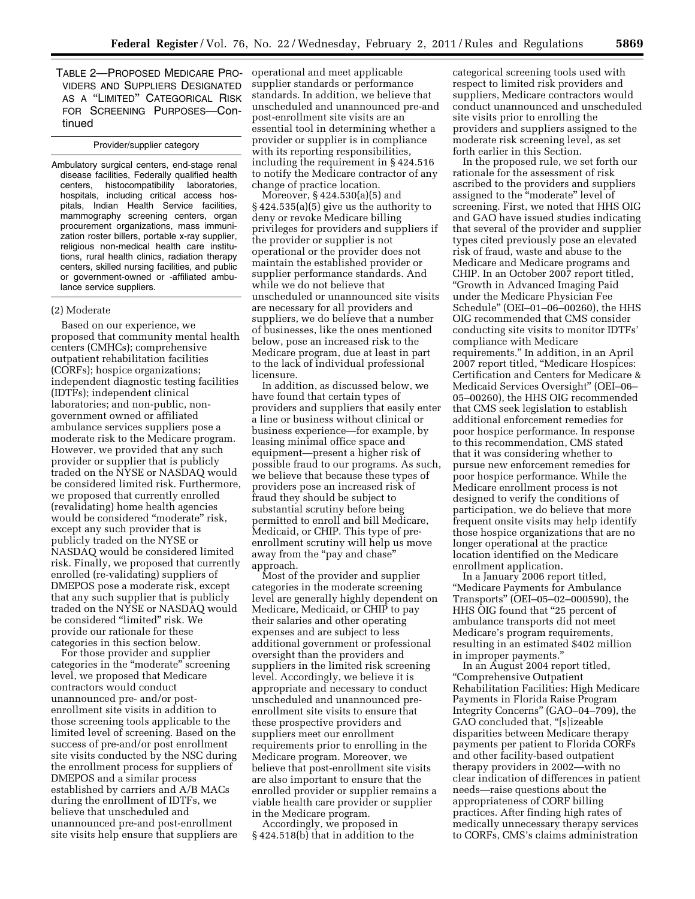TABLE 2—PROPOSED MEDICARE PROVIDERS AND SUPPLIERS DESIGNATED AS A "LIMITED" CATEGORICAL RISK FOR SCREENING PURPOSES—Continued

| Provider/supplier category |
| --- |
| Ambulatory surgical centers, end-stage renal disease facilities, Federally qualified health centers, histocompatibility laboratories, hospitals, including critical access hospitals, Indian Health Service facilities, mammography screening centers, organ procurement organizations, mass immunization roster billers, portable x-ray supplier, religious non-medical health care institutions, rural health clinics, radiation therapy centers, skilled nursing facilities, and public or government-owned or -affiliated ambulance service suppliers. |

(2) Moderate

Based on our experience, we proposed that community mental health centers (CMHCs); comprehensive outpatient rehabilitation facilities (CORFs); hospice organizations; independent diagnostic testing facilities (IDTFs); independent clinical laboratories; and non-public, non-government owned or affiliated ambulance services suppliers pose a moderate risk to the Medicare program. However, we provided that any such provider or supplier that is publicly traded on the NYSE or NASDAQ would be considered limited risk. Furthermore, we proposed that currently enrolled (revalidating) home health agencies would be considered "moderate" risk, except any such provider that is publicly traded on the NYSE or NASDAQ would be considered limited risk. Finally, we proposed that currently enrolled (re-validating) suppliers of DMEPOS pose a moderate risk, except that any such supplier that is publicly traded on the NYSE or NASDAQ would be considered "limited" risk. We provide our rationale for these categories in this section below.

For those provider and supplier categories in the "moderate" screening level, we proposed that Medicare contractors would conduct unannounced pre- and/or post-enrollment site visits in addition to those screening tools applicable to the limited level of screening. Based on the success of pre-and/or post enrollment site visits conducted by the NSC during the enrollment process for suppliers of DMEPOS and a similar process established by carriers and A/B MACs during the enrollment of IDTFs, we believe that unscheduled and unannounced pre-and post-enrollment site visits help ensure that suppliers are operational and meet applicable supplier standards or performance standards. In addition, we believe that unscheduled and unannounced pre- and post-enrollment site visits are an essential tool in determining whether a provider or supplier is in compliance with its reporting responsibilities, including the requirement in § 424.516 to notify the Medicare contractor of any change of practice location.

Moreover, § 424.530(a)(5) and § 424.535(a)(5) give us the authority to deny or revoke Medicare billing privileges for providers and suppliers if the provider or supplier is not operational or the provider does not maintain the established provider or supplier performance standards. And while we do not believe that unscheduled or unannounced site visits are necessary for all providers and suppliers, we do believe that a number of businesses, like the ones mentioned below, pose an increased risk to the Medicare program, due at least in part to the lack of individual professional licensure.

In addition, as discussed below, we have found that certain types of providers and suppliers that easily enter a line or business without clinical or business experience—for example, by leasing minimal office space and equipment—present a higher risk of possible fraud to our programs. As such, we believe that because these types of providers pose an increased risk of fraud they should be subject to substantial scrutiny before being permitted to enroll and bill Medicare, Medicaid, or CHIP. This type of pre-enrollment scrutiny will help us move away from the "pay and chase" approach.

Most of the provider and supplier categories in the moderate screening level are generally highly dependent on Medicare, Medicaid, or CHIP to pay their salaries and other operating expenses and are subject to less additional government or professional oversight than the providers and suppliers in the limited risk screening level. Accordingly, we believe it is appropriate and necessary to conduct unscheduled and unannounced pre-enrollment site visits to ensure that these prospective providers and suppliers meet our enrollment requirements prior to enrolling in the Medicare program. Moreover, we believe that post-enrollment site visits are also important to ensure that the enrolled provider or supplier remains a viable health care provider or supplier in the Medicare program.

Accordingly, we proposed in § 424.518(b) that in addition to the categorical screening tools used with respect to limited risk providers and suppliers, Medicare contractors would conduct unannounced and unscheduled site visits prior to enrolling the providers and suppliers assigned to the moderate risk screening level, as set forth earlier in this Section.

In the proposed rule, we set forth our rationale for the assessment of risk ascribed to the providers and suppliers assigned to the "moderate" level of screening. First, we noted that HHS OIG and GAO have issued studies indicating that several of the provider and supplier types cited previously pose an elevated risk of fraud, waste and abuse to the Medicare and Medicare programs and CHIP. In an October 2007 report titled, "Growth in Advanced Imaging Paid under the Medicare Physician Fee Schedule" (OEI–01–06–00260), the HHS OIG recommended that CMS consider conducting site visits to monitor IDTFs' compliance with Medicare requirements." In addition, in an April 2007 report titled, "Medicare Hospices: Certification and Centers for Medicare & Medicaid Services Oversight" (OEI–06–05–00260), the HHS OIG recommended that CMS seek legislation to establish additional enforcement remedies for poor hospice performance. In response to this recommendation, CMS stated that it was considering whether to pursue new enforcement remedies for poor hospice performance. While the Medicare enrollment process is not designed to verify the conditions of participation, we do believe that more frequent onsite visits may help identify those hospice organizations that are no longer operational at the practice location identified on the Medicare enrollment application.

In a January 2006 report titled, "Medicare Payments for Ambulance Transports" (OEI–05–02–000590), the HHS OIG found that "25 percent of ambulance transports did not meet Medicare's program requirements, resulting in an estimated $402 million in improper payments."

In an August 2004 report titled, "Comprehensive Outpatient Rehabilitation Facilities: High Medicare Payments in Florida Raise Program Integrity Concerns" (GAO–04–709), the GAO concluded that, "[s]izeable disparities between Medicare therapy payments per patient to Florida CORFs and other facility-based outpatient therapy providers in 2002—with no clear indication of differences in patient needs—raise questions about the appropriateness of CORF billing practices. After finding high rates of medically unnecessary therapy services to CORFs, CMS's claims administration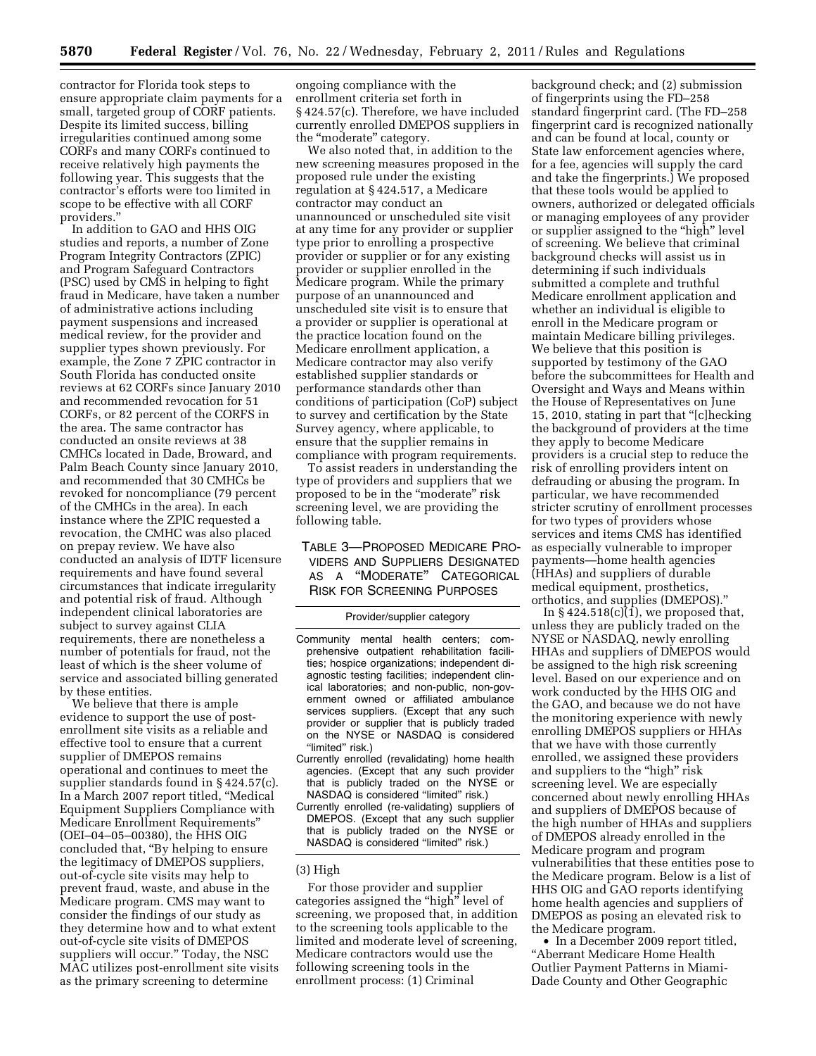contractor for Florida took steps to ensure appropriate claim payments for a small, targeted group of CORF patients. Despite its limited success, billing irregularities continued among some CORFs and many CORFs continued to receive relatively high payments the following year. This suggests that the contractor's efforts were too limited in scope to be effective with all CORF providers."

In addition to GAO and HHS OIG studies and reports, a number of Zone Program Integrity Contractors (ZPIC) and Program Safeguard Contractors (PSC) used by CMS in helping to fight fraud in Medicare, have taken a number of administrative actions including payment suspensions and increased medical review, for the provider and supplier types shown previously. For example, the Zone 7 ZPIC contractor in South Florida has conducted onsite reviews at 62 CORFs since January 2010 and recommended revocation for 51 CORFs, or 82 percent of the CORFS in the area. The same contractor has conducted an onsite reviews at 38 CMHCs located in Dade, Broward, and Palm Beach County since January 2010, and recommended that 30 CMHCs be revoked for noncompliance (79 percent of the CMHCs in the area). In each instance where the ZPIC requested a revocation, the CMHC was also placed on prepay review. We have also conducted an analysis of IDTF licensure requirements and have found several circumstances that indicate irregularity and potential risk of fraud. Although independent clinical laboratories are subject to survey against CLIA requirements, there are nonetheless a number of potentials for fraud, not the least of which is the sheer volume of service and associated billing generated by these entities.

We believe that there is ample evidence to support the use of post-enrollment site visits as a reliable and effective tool to ensure that a current supplier of DMEPOS remains operational and continues to meet the supplier standards found in § 424.57(c). In a March 2007 report titled, "Medical Equipment Suppliers Compliance with Medicare Enrollment Requirements" (OEI–04–05–00380), the HHS OIG concluded that, "By helping to ensure the legitimacy of DMEPOS suppliers, out-of-cycle site visits may help to prevent fraud, waste, and abuse in the Medicare program. CMS may want to consider the findings of our study as they determine how and to what extent out-of-cycle site visits of DMEPOS suppliers will occur." Today, the NSC MAC utilizes post-enrollment site visits as the primary screening to determine ongoing compliance with the enrollment criteria set forth in § 424.57(c). Therefore, we have included currently enrolled DMEPOS suppliers in the "moderate" category.

We also noted that, in addition to the new screening measures proposed in the proposed rule under the existing regulation at § 424.517, a Medicare contractor may conduct an unannounced or unscheduled site visit at any time for any provider or supplier type prior to enrolling a prospective provider or supplier or for any existing provider or supplier enrolled in the Medicare program. While the primary purpose of an unannounced and unscheduled site visit is to ensure that a provider or supplier is operational at the practice location found on the Medicare enrollment application, a Medicare contractor may also verify established supplier standards or performance standards other than conditions of participation (CoP) subject to survey and certification by the State Survey agency, where applicable, to ensure that the supplier remains in compliance with program requirements.

To assist readers in understanding the type of providers and suppliers that we proposed to be in the "moderate" risk screening level, we are providing the following table.

TABLE 3—PROPOSED MEDICARE PROVIDERS AND SUPPLIERS DESIGNATED AS A "MODERATE" CATEGORICAL RISK FOR SCREENING PURPOSES

| Provider/supplier category |
|---|
| Community mental health centers; comprehensive outpatient rehabilitation facilities; hospice organizations; independent diagnostic testing facilities; independent clinical laboratories; and non-public, non-government owned or affiliated ambulance services suppliers. (Except that any such provider or supplier that is publicly traded on the NYSE or NASDAQ is considered "limited" risk.) |
| Currently enrolled (revalidating) home health agencies. (Except that any such provider that is publicly traded on the NYSE or NASDAQ is considered "limited" risk.) |
| Currently enrolled (re-validating) suppliers of DMEPOS. (Except that any such supplier that is publicly traded on the NYSE or NASDAQ is considered "limited" risk.) |

(3) High

For those provider and supplier categories assigned the "high" level of screening, we proposed that, in addition to the screening tools applicable to the limited and moderate level of screening, Medicare contractors would use the following screening tools in the enrollment process: (1) Criminal background check; and (2) submission of fingerprints using the FD–258 standard fingerprint card. (The FD–258 fingerprint card is recognized nationally and can be found at local, county or State law enforcement agencies where, for a fee, agencies will supply the card and take the fingerprints.) We proposed that these tools would be applied to owners, authorized or delegated officials or managing employees of any provider or supplier assigned to the "high" level of screening. We believe that criminal background checks will assist us in determining if such individuals submitted a complete and truthful Medicare enrollment application and whether an individual is eligible to enroll in the Medicare program or maintain Medicare billing privileges. We believe that this position is supported by testimony of the GAO before the subcommittees for Health and Oversight and Ways and Means within the House of Representatives on June 15, 2010, stating in part that "[c]hecking the background of providers at the time they apply to become Medicare providers is a crucial step to reduce the risk of enrolling providers intent on defrauding or abusing the program. In particular, we have recommended stricter scrutiny of enrollment processes for two types of providers whose services and items CMS has identified as especially vulnerable to improper payments—home health agencies (HHAs) and suppliers of durable medical equipment, prosthetics, orthotics, and supplies (DMEPOS)."

In § 424.518(c)(1), we proposed that, unless they are publicly traded on the NYSE or NASDAQ, newly enrolling HHAs and suppliers of DMEPOS would be assigned to the high risk screening level. Based on our experience and on work conducted by the HHS OIG and the GAO, and because we do not have the monitoring experience with newly enrolling DMEPOS suppliers or HHAs that we have with those currently enrolled, we assigned these providers and suppliers to the "high" risk screening level. We are especially concerned about newly enrolling HHAs and suppliers of DMEPOS because of the high number of HHAs and suppliers of DMEPOS already enrolled in the Medicare program and program vulnerabilities that these entities pose to the Medicare program. Below is a list of HHS OIG and GAO reports identifying home health agencies and suppliers of DMEPOS as posing an elevated risk to the Medicare program.

- In a December 2009 report titled, "Aberrant Medicare Home Health Outlier Payment Patterns in Miami-Dade County and Other Geographic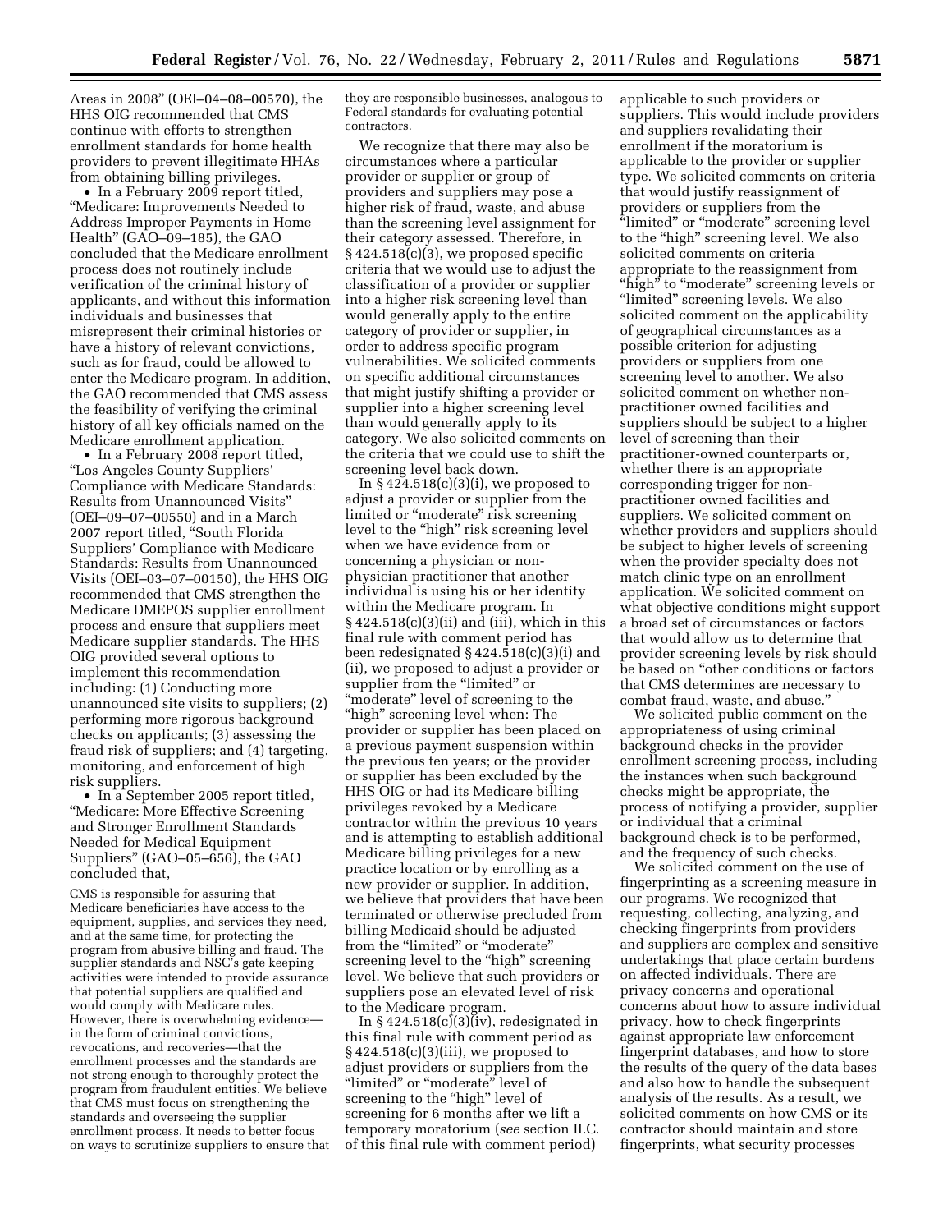Areas in 2008" (OEI–04–08–00570), the HHS OIG recommended that CMS continue with efforts to strengthen enrollment standards for home health providers to prevent illegitimate HHAs from obtaining billing privileges.

- In a February 2009 report titled, "Medicare: Improvements Needed to Address Improper Payments in Home Health" (GAO–09–185), the GAO concluded that the Medicare enrollment process does not routinely include verification of the criminal history of applicants, and without this information individuals and businesses that misrepresent their criminal histories or have a history of relevant convictions, such as for fraud, could be allowed to enter the Medicare program. In addition, the GAO recommended that CMS assess the feasibility of verifying the criminal history of all key officials named on the Medicare enrollment application.
- In a February 2008 report titled, "Los Angeles County Suppliers' Compliance with Medicare Standards: Results from Unannounced Visits" (OEI–09–07–00550) and in a March 2007 report titled, "South Florida Suppliers' Compliance with Medicare Standards: Results from Unannounced Visits (OEI–03–07–00150), the HHS OIG recommended that CMS strengthen the Medicare DMEPOS supplier enrollment process and ensure that suppliers meet Medicare supplier standards. The HHS OIG provided several options to implement this recommendation including: (1) Conducting more unannounced site visits to suppliers; (2) performing more rigorous background checks on applicants; (3) assessing the fraud risk of suppliers; and (4) targeting, monitoring, and enforcement of high risk suppliers.
- In a September 2005 report titled, "Medicare: More Effective Screening and Stronger Enrollment Standards Needed for Medical Equipment Suppliers" (GAO–05–656), the GAO concluded that,

> CMS is responsible for assuring that Medicare beneficiaries have access to the equipment, supplies, and services they need, and at the same time, for protecting the program from abusive billing and fraud. The supplier standards and NSC's gate keeping activities were intended to provide assurance that potential suppliers are qualified and would comply with Medicare rules. However, there is overwhelming evidence—in the form of criminal convictions, revocations, and recoveries—that the enrollment processes and the standards are not strong enough to thoroughly protect the program from fraudulent entities. We believe that CMS must focus on strengthening the standards and overseeing the supplier enrollment process. It needs to better focus on ways to scrutinize suppliers to ensure that they are responsible businesses, analogous to Federal standards for evaluating potential contractors.

We recognize that there may also be circumstances where a particular provider or supplier or group of providers and suppliers may pose a higher risk of fraud, waste, and abuse than the screening level assignment for their category assessed. Therefore, in § 424.518(c)(3), we proposed specific criteria that we would use to adjust the classification of a provider or supplier into a higher risk screening level than would generally apply to the entire category of provider or supplier, in order to address specific program vulnerabilities. We solicited comments on specific additional circumstances that might justify shifting a provider or supplier into a higher screening level than would generally apply to its category. We also solicited comments on the criteria that we could use to shift the screening level back down.

In § 424.518(c)(3)(i), we proposed to adjust a provider or supplier from the limited or "moderate" risk screening level to the "high" risk screening level when we have evidence from or concerning a physician or non-physician practitioner that another individual is using his or her identity within the Medicare program. In § 424.518(c)(3)(ii) and (iii), which in this final rule with comment period has been redesignated § 424.518(c)(3)(i) and (ii), we proposed to adjust a provider or supplier from the "limited" or "moderate" level of screening to the "high" screening level when: The provider or supplier has been placed on a previous payment suspension within the previous ten years; or the provider or supplier has been excluded by the HHS OIG or had its Medicare billing privileges revoked by a Medicare contractor within the previous 10 years and is attempting to establish additional Medicare billing privileges for a new practice location or by enrolling as a new provider or supplier. In addition, we believe that providers that have been terminated or otherwise precluded from billing Medicaid should be adjusted from the "limited" or "moderate" screening level to the "high" screening level. We believe that such providers or suppliers pose an elevated level of risk to the Medicare program.

In § 424.518(c)(3)(iv), redesignated in this final rule with comment period as § 424.518(c)(3)(iii), we proposed to adjust providers or suppliers from the "limited" or "moderate" level of screening to the "high" level of screening for 6 months after we lift a temporary moratorium (*see* section II.C. of this final rule with comment period) applicable to such providers or suppliers. This would include providers and suppliers revalidating their enrollment if the moratorium is applicable to the provider or supplier type. We solicited comments on criteria that would justify reassignment of providers or suppliers from the "limited" or "moderate" screening level to the "high" screening level. We also solicited comments on criteria appropriate to the reassignment from "high" to "moderate" screening levels or "limited" screening levels. We also solicited comment on the applicability of geographical circumstances as a possible criterion for adjusting providers or suppliers from one screening level to another. We also solicited comment on whether non-practitioner owned facilities and suppliers should be subject to a higher level of screening than their practitioner-owned counterparts or, whether there is an appropriate corresponding trigger for non-practitioner owned facilities and suppliers. We solicited comment on whether providers and suppliers should be subject to higher levels of screening when the provider specialty does not match clinic type on an enrollment application. We solicited comment on what objective conditions might support a broad set of circumstances or factors that would allow us to determine that provider screening levels by risk should be based on "other conditions or factors that CMS determines are necessary to combat fraud, waste, and abuse."

We solicited public comment on the appropriateness of using criminal background checks in the provider enrollment screening process, including the instances when such background checks might be appropriate, the process of notifying a provider, supplier or individual that a criminal background check is to be performed, and the frequency of such checks.

We solicited comment on the use of fingerprinting as a screening measure in our programs. We recognized that requesting, collecting, analyzing, and checking fingerprints from providers and suppliers are complex and sensitive undertakings that place certain burdens on affected individuals. There are privacy concerns and operational concerns about how to assure individual privacy, how to check fingerprints against appropriate law enforcement fingerprint databases, and how to store the results of the query of the data bases and also how to handle the subsequent analysis of the results. As a result, we solicited comments on how CMS or its contractor should maintain and store fingerprints, what security processes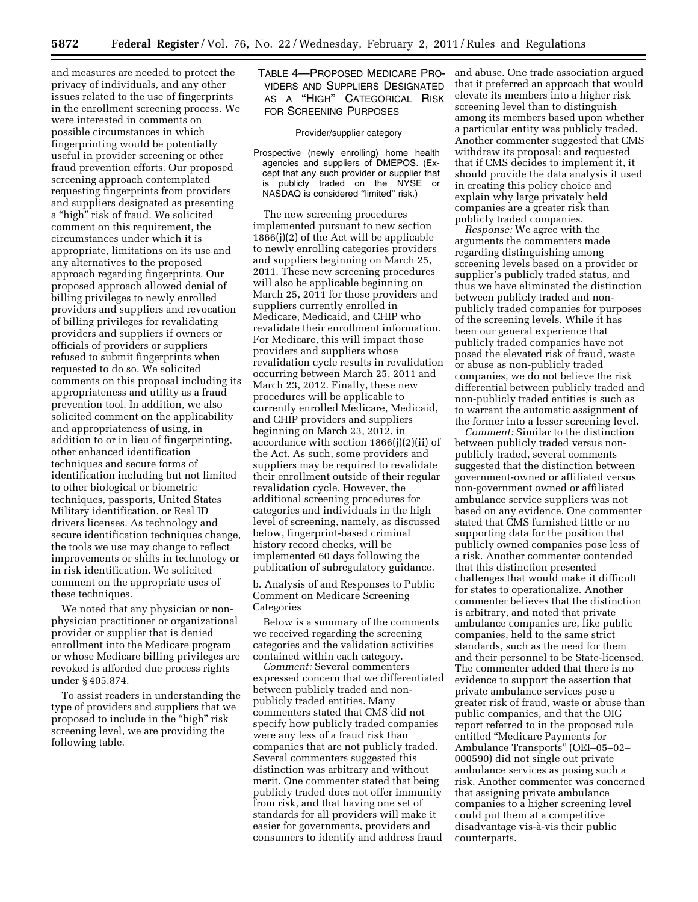and measures are needed to protect the privacy of individuals, and any other issues related to the use of fingerprints in the enrollment screening process. We were interested in comments on possible circumstances in which fingerprinting would be potentially useful in provider screening or other fraud prevention efforts. Our proposed screening approach contemplated requesting fingerprints from providers and suppliers designated as presenting a "high" risk of fraud. We solicited comment on this requirement, the circumstances under which it is appropriate, limitations on its use and any alternatives to the proposed approach regarding fingerprints. Our proposed approach allowed denial of billing privileges to newly enrolled providers and suppliers and revocation of billing privileges for revalidating providers and suppliers if owners or officials of providers or suppliers refused to submit fingerprints when requested to do so. We solicited comments on this proposal including its appropriateness and utility as a fraud prevention tool. In addition, we also solicited comment on the applicability and appropriateness of using, in addition to or in lieu of fingerprinting, other enhanced identification techniques and secure forms of identification including but not limited to other biological or biometric techniques, passports, United States Military identification, or Real ID drivers licenses. As technology and secure identification techniques change, the tools we use may change to reflect improvements or shifts in technology or in risk identification. We solicited comment on the appropriate uses of these techniques.

We noted that any physician or non-physician practitioner or organizational provider or supplier that is denied enrollment into the Medicare program or whose Medicare billing privileges are revoked is afforded due process rights under § 405.874.

To assist readers in understanding the type of providers and suppliers that we proposed to include in the "high" risk screening level, we are providing the following table.

TABLE 4—PROPOSED MEDICARE PROVIDERS AND SUPPLIERS DESIGNATED AS A "HIGH" CATEGORICAL RISK FOR SCREENING PURPOSES

| Provider/supplier category |
|---|
| Prospective (newly enrolling) home health agencies and suppliers of DMEPOS. (Except that any such provider or supplier that is publicly traded on the NYSE or NASDAQ is considered "limited" risk.) |

The new screening procedures implemented pursuant to new section 1866(j)(2) of the Act will be applicable to newly enrolling categories providers and suppliers beginning on March 25, 2011. These new screening procedures will also be applicable beginning on March 25, 2011 for those providers and suppliers currently enrolled in Medicare, Medicaid, and CHIP who revalidate their enrollment information. For Medicare, this will impact those providers and suppliers whose revalidation cycle results in revalidation occurring between March 25, 2011 and March 23, 2012. Finally, these new procedures will be applicable to currently enrolled Medicare, Medicaid, and CHIP providers and suppliers beginning on March 23, 2012, in accordance with section 1866(j)(2)(ii) of the Act. As such, some providers and suppliers may be required to revalidate their enrollment outside of their regular revalidation cycle. However, the additional screening procedures for categories and individuals in the high level of screening, namely, as discussed below, fingerprint-based criminal history record checks, will be implemented 60 days following the publication of subregulatory guidance.

b. Analysis of and Responses to Public Comment on Medicare Screening Categories

Below is a summary of the comments we received regarding the screening categories and the validation activities contained within each category.

*Comment:* Several commenters expressed concern that we differentiated between publicly traded and non-publicly traded entities. Many commenters stated that CMS did not specify how publicly traded companies were any less of a fraud risk than companies that are not publicly traded. Several commenters suggested this distinction was arbitrary and without merit. One commenter stated that being publicly traded does not offer immunity from risk, and that having one set of standards for all providers will make it easier for governments, providers and consumers to identify and address fraud and abuse. One trade association argued that it preferred an approach that would elevate its members into a higher risk screening level than to distinguish among its members based upon whether a particular entity was publicly traded. Another commenter suggested that CMS withdraw its proposal; and requested that if CMS decides to implement it, it should provide the data analysis it used in creating this policy choice and explain why large privately held companies are a greater risk than publicly traded companies.

*Response:* We agree with the arguments the commenters made regarding distinguishing among screening levels based on a provider or supplier's publicly traded status, and thus we have eliminated the distinction between publicly traded and non-publicly traded companies for purposes of the screening levels. While it has been our general experience that publicly traded companies have not posed the elevated risk of fraud, waste or abuse as non-publicly traded companies, we do not believe the risk differential between publicly traded and non-publicly traded entities is such as to warrant the automatic assignment of the former into a lesser screening level.

*Comment:* Similar to the distinction between publicly traded versus non-publicly traded, several comments suggested that the distinction between government-owned or affiliated versus non-government owned or affiliated ambulance service suppliers was not based on any evidence. One commenter stated that CMS furnished little or no supporting data for the position that publicly owned companies pose less of a risk. Another commenter contended that this distinction presented challenges that would make it difficult for states to operationalize. Another commenter believes that the distinction is arbitrary, and noted that private ambulance companies are, like public companies, held to the same strict standards, such as the need for them and their personnel to be State-licensed. The commenter added that there is no evidence to support the assertion that private ambulance services pose a greater risk of fraud, waste or abuse than public companies, and that the OIG report referred to in the proposed rule entitled "Medicare Payments for Ambulance Transports" (OEI–05–02–000590) did not single out private ambulance services as posing such a risk. Another commenter was concerned that assigning private ambulance companies to a higher screening level could put them at a competitive disadvantage vis-à-vis their public counterparts.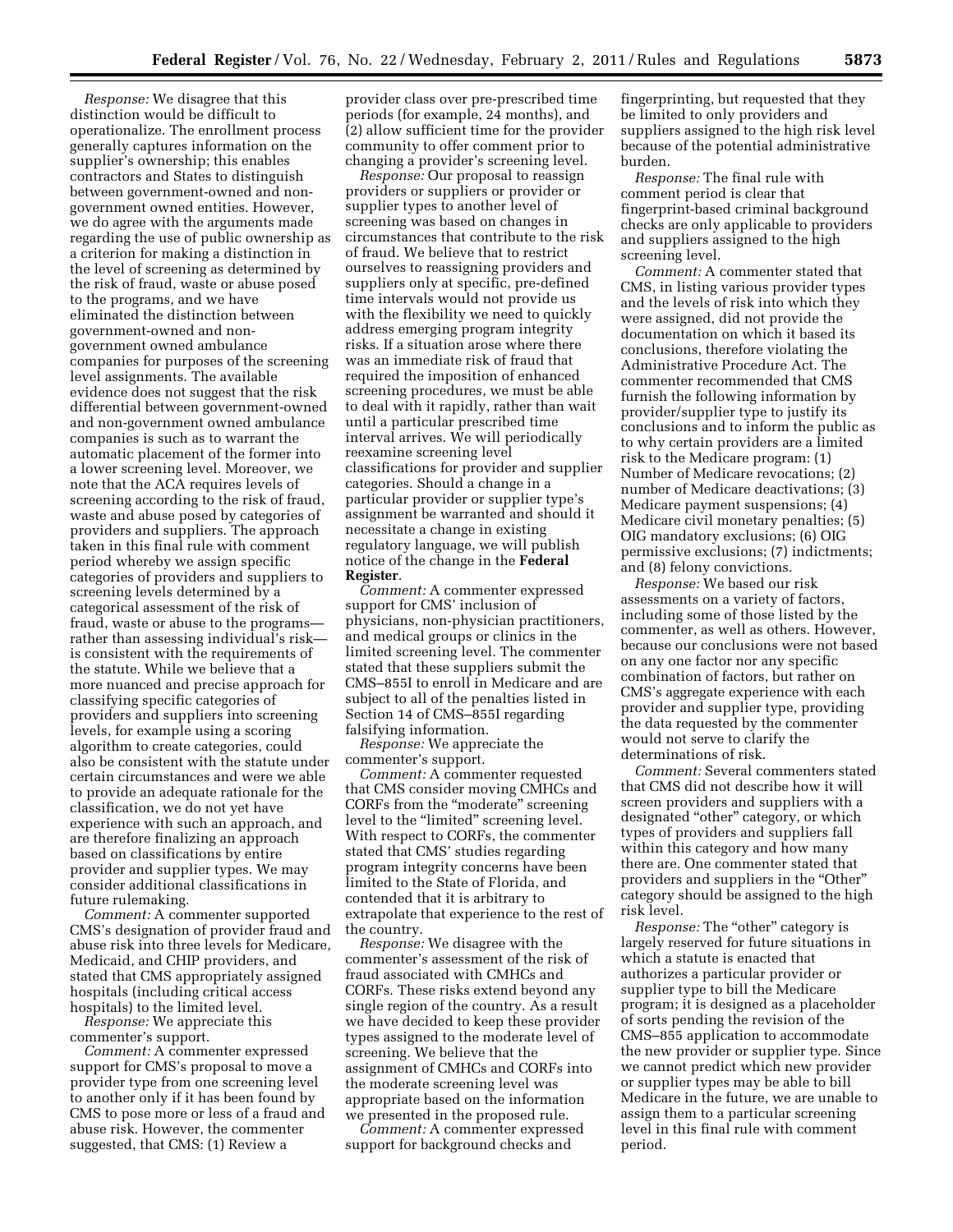*Response:* We disagree that this distinction would be difficult to operationalize. The enrollment process generally captures information on the supplier's ownership; this enables contractors and States to distinguish between government-owned and non-government owned entities. However, we do agree with the arguments made regarding the use of public ownership as a criterion for making a distinction in the level of screening as determined by the risk of fraud, waste or abuse posed to the programs, and we have eliminated the distinction between government-owned and non-government owned ambulance companies for purposes of the screening level assignments. The available evidence does not suggest that the risk differential between government-owned and non-government owned ambulance companies is such as to warrant the automatic placement of the former into a lower screening level. Moreover, we note that the ACA requires levels of screening according to the risk of fraud, waste and abuse posed by categories of providers and suppliers. The approach taken in this final rule with comment period whereby we assign specific categories of providers and suppliers to screening levels determined by a categorical assessment of the risk of fraud, waste or abuse to the programs—rather than assessing individual's risk—is consistent with the requirements of the statute. While we believe that a more nuanced and precise approach for classifying specific categories of providers and suppliers into screening levels, for example using a scoring algorithm to create categories, could also be consistent with the statute under certain circumstances and were we able to provide an adequate rationale for the classification, we do not yet have experience with such an approach, and are therefore finalizing an approach based on classifications by entire provider and supplier types. We may consider additional classifications in future rulemaking.

*Comment:* A commenter supported CMS's designation of provider fraud and abuse risk into three levels for Medicare, Medicaid, and CHIP providers, and stated that CMS appropriately assigned hospitals (including critical access hospitals) to the limited level.

*Response:* We appreciate this commenter's support.

*Comment:* A commenter expressed support for CMS's proposal to move a provider type from one screening level to another only if it has been found by CMS to pose more or less of a fraud and abuse risk. However, the commenter suggested, that CMS: (1) Review a provider class over pre-prescribed time periods (for example, 24 months), and (2) allow sufficient time for the provider community to offer comment prior to changing a provider's screening level.

*Response:* Our proposal to reassign providers or suppliers or provider or supplier types to another level of screening was based on changes in circumstances that contribute to the risk of fraud. We believe that to restrict ourselves to reassigning providers and suppliers only at specific, pre-defined time intervals would not provide us with the flexibility we need to quickly address emerging program integrity risks. If a situation arose where there was an immediate risk of fraud that required the imposition of enhanced screening procedures, we must be able to deal with it rapidly, rather than wait until a particular prescribed time interval arrives. We will periodically reexamine screening level classifications for provider and supplier categories. Should a change in a particular provider or supplier type's assignment be warranted and should it necessitate a change in existing regulatory language, we will publish notice of the change in the **Federal Register**.

*Comment:* A commenter expressed support for CMS' inclusion of physicians, non-physician practitioners, and medical groups or clinics in the limited screening level. The commenter stated that these suppliers submit the CMS–855I to enroll in Medicare and are subject to all of the penalties listed in Section 14 of CMS–855I regarding falsifying information.

*Response:* We appreciate the commenter's support.

*Comment:* A commenter requested that CMS consider moving CMHCs and CORFs from the "moderate" screening level to the "limited" screening level. With respect to CORFs, the commenter stated that CMS' studies regarding program integrity concerns have been limited to the State of Florida, and contended that it is arbitrary to extrapolate that experience to the rest of the country.

*Response:* We disagree with the commenter's assessment of the risk of fraud associated with CMHCs and CORFs. These risks extend beyond any single region of the country. As a result we have decided to keep these provider types assigned to the moderate level of screening. We believe that the assignment of CMHCs and CORFs into the moderate screening level was appropriate based on the information we presented in the proposed rule.

*Comment:* A commenter expressed support for background checks and fingerprinting, but requested that they be limited to only providers and suppliers assigned to the high risk level because of the potential administrative burden.

*Response:* The final rule with comment period is clear that fingerprint-based criminal background checks are only applicable to providers and suppliers assigned to the high screening level.

*Comment:* A commenter stated that CMS, in listing various provider types and the levels of risk into which they were assigned, did not provide the documentation on which it based its conclusions, therefore violating the Administrative Procedure Act. The commenter recommended that CMS furnish the following information by provider/supplier type to justify its conclusions and to inform the public as to why certain providers are a limited risk to the Medicare program: (1) Number of Medicare revocations; (2) number of Medicare deactivations; (3) Medicare payment suspensions; (4) Medicare civil monetary penalties; (5) OIG mandatory exclusions; (6) OIG permissive exclusions; (7) indictments; and (8) felony convictions.

*Response:* We based our risk assessments on a variety of factors, including some of those listed by the commenter, as well as others. However, because our conclusions were not based on any one factor nor any specific combination of factors, but rather on CMS's aggregate experience with each provider and supplier type, providing the data requested by the commenter would not serve to clarify the determinations of risk.

*Comment:* Several commenters stated that CMS did not describe how it will screen providers and suppliers with a designated "other" category, or which types of providers and suppliers fall within this category and how many there are. One commenter stated that providers and suppliers in the "Other" category should be assigned to the high risk level.

*Response:* The "other" category is largely reserved for future situations in which a statute is enacted that authorizes a particular provider or supplier type to bill the Medicare program; it is designed as a placeholder of sorts pending the revision of the CMS–855 application to accommodate the new provider or supplier type. Since we cannot predict which new provider or supplier types may be able to bill Medicare in the future, we are unable to assign them to a particular screening level in this final rule with comment period.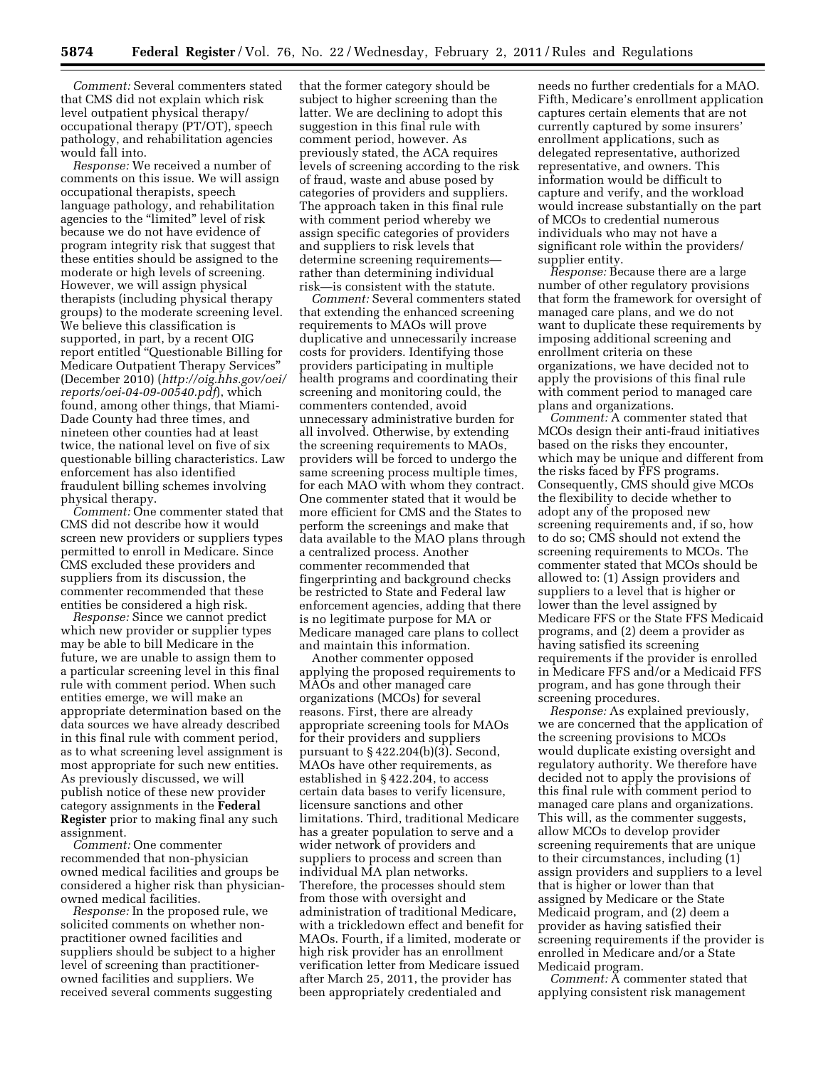*Comment:* Several commenters stated that CMS did not explain which risk level outpatient physical therapy/occupational therapy (PT/OT), speech pathology, and rehabilitation agencies would fall into.

*Response:* We received a number of comments on this issue. We will assign occupational therapists, speech language pathology, and rehabilitation agencies to the "limited" level of risk because we do not have evidence of program integrity risk that suggest that these entities should be assigned to the moderate or high levels of screening. However, we will assign physical therapists (including physical therapy groups) to the moderate screening level. We believe this classification is supported, in part, by a recent OIG report entitled "Questionable Billing for Medicare Outpatient Therapy Services" (December 2010) (*http://oig.hhs.gov/oei/reports/oei-04-09-00540.pdf*), which found, among other things, that Miami-Dade County had three times, and nineteen other counties had at least twice, the national level on five of six questionable billing characteristics. Law enforcement has also identified fraudulent billing schemes involving physical therapy.

*Comment:* One commenter stated that CMS did not describe how it would screen new providers or suppliers types permitted to enroll in Medicare. Since CMS excluded these providers and suppliers from its discussion, the commenter recommended that these entities be considered a high risk.

*Response:* Since we cannot predict which new provider or supplier types may be able to bill Medicare in the future, we are unable to assign them to a particular screening level in this final rule with comment period. When such entities emerge, we will make an appropriate determination based on the data sources we have already described in this final rule with comment period, as to what screening level assignment is most appropriate for such new entities. As previously discussed, we will publish notice of these new provider category assignments in the **Federal Register** prior to making final any such assignment.

*Comment:* One commenter recommended that non-physician owned medical facilities and groups be considered a higher risk than physician-owned medical facilities.

*Response:* In the proposed rule, we solicited comments on whether non-practitioner owned facilities and suppliers should be subject to a higher level of screening than practitioner-owned facilities and suppliers. We received several comments suggesting that the former category should be subject to higher screening than the latter. We are declining to adopt this suggestion in this final rule with comment period, however. As previously stated, the ACA requires levels of screening according to the risk of fraud, waste and abuse posed by categories of providers and suppliers. The approach taken in this final rule with comment period whereby we assign specific categories of providers and suppliers to risk levels that determine screening requirements—rather than determining individual risk—is consistent with the statute.

*Comment:* Several commenters stated that extending the enhanced screening requirements to MAOs will prove duplicative and unnecessarily increase costs for providers. Identifying those providers participating in multiple health programs and coordinating their screening and monitoring could, the commenters contended, avoid unnecessary administrative burden for all involved. Otherwise, by extending the screening requirements to MAOs, providers will be forced to undergo the same screening process multiple times, for each MAO with whom they contract. One commenter stated that it would be more efficient for CMS and the States to perform the screenings and make that data available to the MAO plans through a centralized process. Another commenter recommended that fingerprinting and background checks be restricted to State and Federal law enforcement agencies, adding that there is no legitimate purpose for MA or Medicare managed care plans to collect and maintain this information.

Another commenter opposed applying the proposed requirements to MAOs and other managed care organizations (MCOs) for several reasons. First, there are already appropriate screening tools for MAOs for their providers and suppliers pursuant to § 422.204(b)(3). Second, MAOs have other requirements, as established in § 422.204, to access certain data bases to verify licensure, licensure sanctions and other limitations. Third, traditional Medicare has a greater population to serve and a wider network of providers and suppliers to process and screen than individual MA plan networks. Therefore, the processes should stem from those with oversight and administration of traditional Medicare, with a trickledown effect and benefit for MAOs. Fourth, if a limited, moderate or high risk provider has an enrollment verification letter from Medicare issued after March 25, 2011, the provider has been appropriately credentialed and needs no further credentials for a MAO. Fifth, Medicare's enrollment application captures certain elements that are not currently captured by some insurers' enrollment applications, such as delegated representative, authorized representative, and owners. This information would be difficult to capture and verify, and the workload would increase substantially on the part of MCOs to credential numerous individuals who may not have a significant role within the providers/supplier entity.

*Response:* Because there are a large number of other regulatory provisions that form the framework for oversight of managed care plans, and we do not want to duplicate these requirements by imposing additional screening and enrollment criteria on these organizations, we have decided not to apply the provisions of this final rule with comment period to managed care plans and organizations.

*Comment:* A commenter stated that MCOs design their anti-fraud initiatives based on the risks they encounter, which may be unique and different from the risks faced by FFS programs. Consequently, CMS should give MCOs the flexibility to decide whether to adopt any of the proposed new screening requirements and, if so, how to do so; CMS should not extend the screening requirements to MCOs. The commenter stated that MCOs should be allowed to: (1) Assign providers and suppliers to a level that is higher or lower than the level assigned by Medicare FFS or the State FFS Medicaid programs, and (2) deem a provider as having satisfied its screening requirements if the provider is enrolled in Medicare FFS and/or a Medicaid FFS program, and has gone through their screening procedures.

*Response:* As explained previously, we are concerned that the application of the screening provisions to MCOs would duplicate existing oversight and regulatory authority. We therefore have decided not to apply the provisions of this final rule with comment period to managed care plans and organizations. This will, as the commenter suggests, allow MCOs to develop provider screening requirements that are unique to their circumstances, including (1) assign providers and suppliers to a level that is higher or lower than that assigned by Medicare or the State Medicaid program, and (2) deem a provider as having satisfied their screening requirements if the provider is enrolled in Medicare and/or a State Medicaid program.

*Comment:* A commenter stated that applying consistent risk management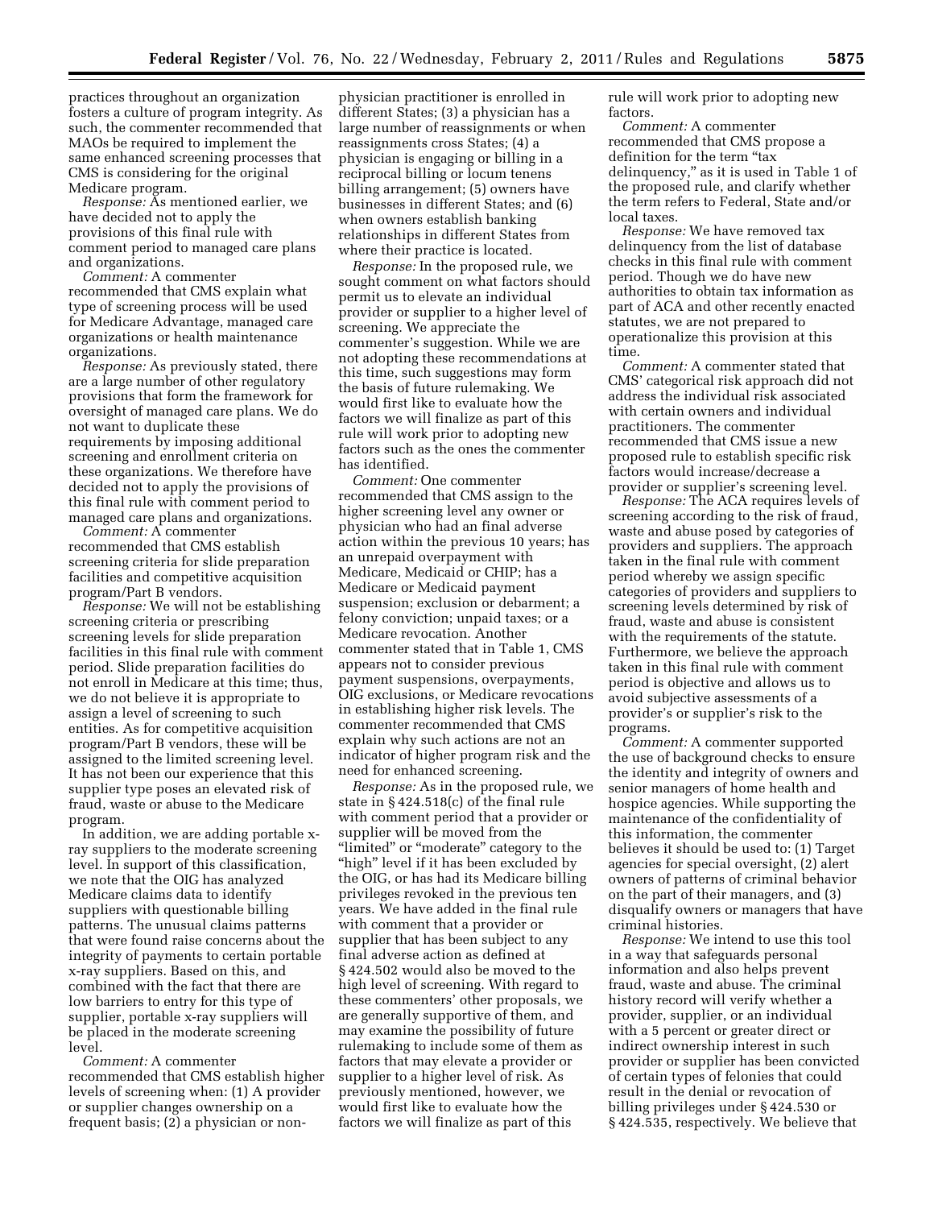practices throughout an organization fosters a culture of program integrity. As such, the commenter recommended that MAOs be required to implement the same enhanced screening processes that CMS is considering for the original Medicare program.

*Response:* As mentioned earlier, we have decided not to apply the provisions of this final rule with comment period to managed care plans and organizations.

*Comment:* A commenter recommended that CMS explain what type of screening process will be used for Medicare Advantage, managed care organizations or health maintenance organizations.

*Response:* As previously stated, there are a large number of other regulatory provisions that form the framework for oversight of managed care plans. We do not want to duplicate these requirements by imposing additional screening and enrollment criteria on these organizations. We therefore have decided not to apply the provisions of this final rule with comment period to managed care plans and organizations.

*Comment:* A commenter recommended that CMS establish screening criteria for slide preparation facilities and competitive acquisition program/Part B vendors.

*Response:* We will not be establishing screening criteria or prescribing screening levels for slide preparation facilities in this final rule with comment period. Slide preparation facilities do not enroll in Medicare at this time; thus, we do not believe it is appropriate to assign a level of screening to such entities. As for competitive acquisition program/Part B vendors, these will be assigned to the limited screening level. It has not been our experience that this supplier type poses an elevated risk of fraud, waste or abuse to the Medicare program.

In addition, we are adding portable x-ray suppliers to the moderate screening level. In support of this classification, we note that the OIG has analyzed Medicare claims data to identify suppliers with questionable billing patterns. The unusual claims patterns that were found raise concerns about the integrity of payments to certain portable x-ray suppliers. Based on this, and combined with the fact that there are low barriers to entry for this type of supplier, portable x-ray suppliers will be placed in the moderate screening level.

*Comment:* A commenter recommended that CMS establish higher levels of screening when: (1) A provider or supplier changes ownership on a frequent basis; (2) a physician or non-physician practitioner is enrolled in different States; (3) a physician has a large number of reassignments or when reassignments cross States; (4) a physician is engaging or billing in a reciprocal billing or locum tenens billing arrangement; (5) owners have businesses in different States; and (6) when owners establish banking relationships in different States from where their practice is located.

*Response:* In the proposed rule, we sought comment on what factors should permit us to elevate an individual provider or supplier to a higher level of screening. We appreciate the commenter's suggestion. While we are not adopting these recommendations at this time, such suggestions may form the basis of future rulemaking. We would first like to evaluate how the factors we will finalize as part of this rule will work prior to adopting new factors such as the ones the commenter has identified.

*Comment:* One commenter recommended that CMS assign to the higher screening level any owner or physician who had an final adverse action within the previous 10 years; has an unrepaid overpayment with Medicare, Medicaid or CHIP; has a Medicare or Medicaid payment suspension; exclusion or debarment; a felony conviction; unpaid taxes; or a Medicare revocation. Another commenter stated that in Table 1, CMS appears not to consider previous payment suspensions, overpayments, OIG exclusions, or Medicare revocations in establishing higher risk levels. The commenter recommended that CMS explain why such actions are not an indicator of higher program risk and the need for enhanced screening.

*Response:* As in the proposed rule, we state in § 424.518(c) of the final rule with comment period that a provider or supplier will be moved from the "limited" or "moderate" category to the "high" level if it has been excluded by the OIG, or has had its Medicare billing privileges revoked in the previous ten years. We have added in the final rule with comment that a provider or supplier that has been subject to any final adverse action as defined at § 424.502 would also be moved to the high level of screening. With regard to these commenters' other proposals, we are generally supportive of them, and may examine the possibility of future rulemaking to include some of them as factors that may elevate a provider or supplier to a higher level of risk. As previously mentioned, however, we would first like to evaluate how the factors we will finalize as part of this rule will work prior to adopting new factors.

*Comment:* A commenter recommended that CMS propose a definition for the term "tax delinquency," as it is used in Table 1 of the proposed rule, and clarify whether the term refers to Federal, State and/or local taxes.

*Response:* We have removed tax delinquency from the list of database checks in this final rule with comment period. Though we do have new authorities to obtain tax information as part of ACA and other recently enacted statutes, we are not prepared to operationalize this provision at this time.

*Comment:* A commenter stated that CMS' categorical risk approach did not address the individual risk associated with certain owners and individual practitioners. The commenter recommended that CMS issue a new proposed rule to establish specific risk factors would increase/decrease a provider or supplier's screening level.

*Response:* The ACA requires levels of screening according to the risk of fraud, waste and abuse posed by categories of providers and suppliers. The approach taken in the final rule with comment period whereby we assign specific categories of providers and suppliers to screening levels determined by risk of fraud, waste and abuse is consistent with the requirements of the statute. Furthermore, we believe the approach taken in this final rule with comment period is objective and allows us to avoid subjective assessments of a provider's or supplier's risk to the programs.

*Comment:* A commenter supported the use of background checks to ensure the identity and integrity of owners and senior managers of home health and hospice agencies. While supporting the maintenance of the confidentiality of this information, the commenter believes it should be used to: (1) Target agencies for special oversight, (2) alert owners of patterns of criminal behavior on the part of their managers, and (3) disqualify owners or managers that have criminal histories.

*Response:* We intend to use this tool in a way that safeguards personal information and also helps prevent fraud, waste and abuse. The criminal history record will verify whether a provider, supplier, or an individual with a 5 percent or greater direct or indirect ownership interest in such provider or supplier has been convicted of certain types of felonies that could result in the denial or revocation of billing privileges under § 424.530 or § 424.535, respectively. We believe that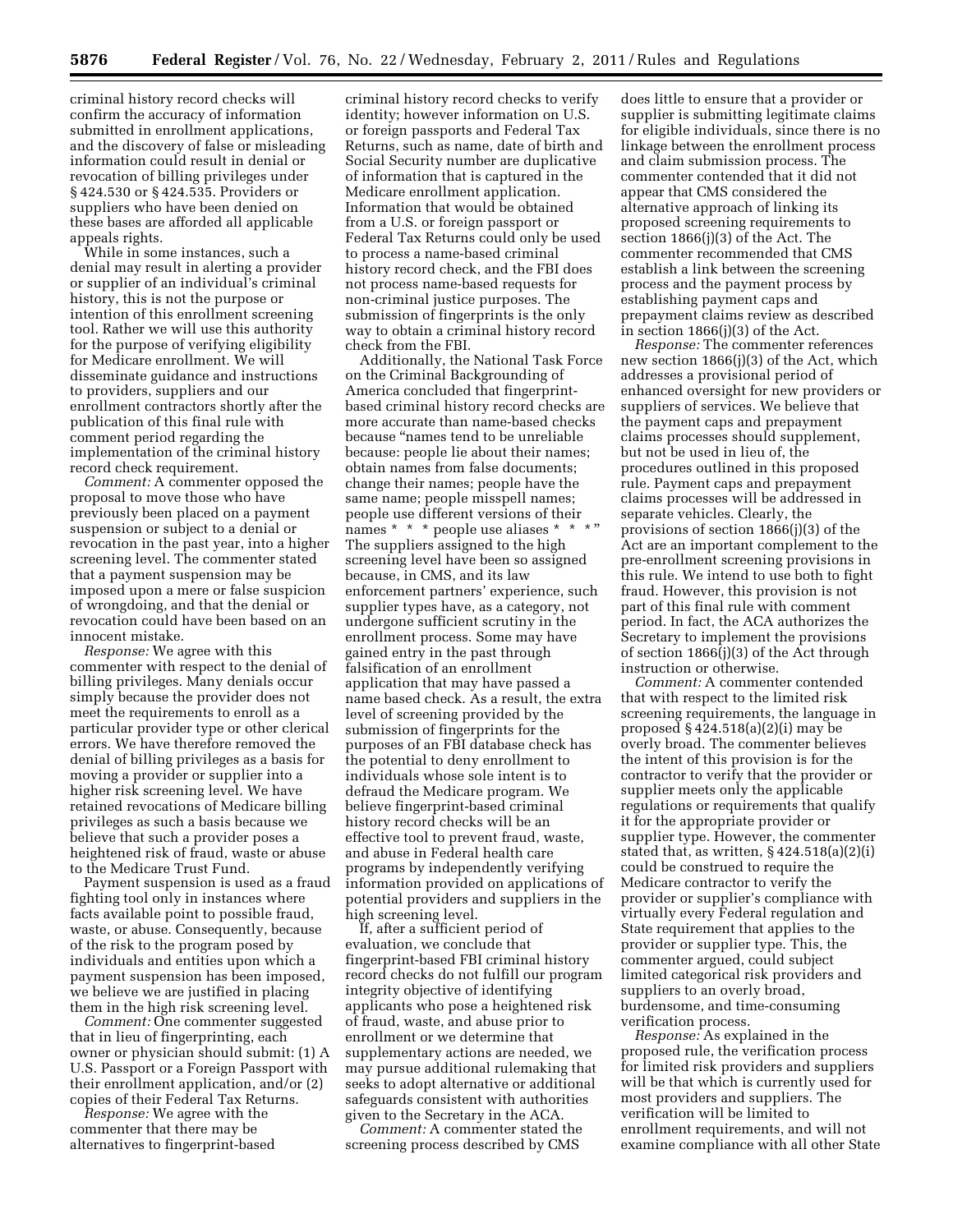criminal history record checks will confirm the accuracy of information submitted in enrollment applications, and the discovery of false or misleading information could result in denial or revocation of billing privileges under § 424.530 or § 424.535. Providers or suppliers who have been denied on these bases are afforded all applicable appeals rights.

While in some instances, such a denial may result in alerting a provider or supplier of an individual's criminal history, this is not the purpose or intention of this enrollment screening tool. Rather we will use this authority for the purpose of verifying eligibility for Medicare enrollment. We will disseminate guidance and instructions to providers, suppliers and our enrollment contractors shortly after the publication of this final rule with comment period regarding the implementation of the criminal history record check requirement.

*Comment:* A commenter opposed the proposal to move those who have previously been placed on a payment suspension or subject to a denial or revocation in the past year, into a higher screening level. The commenter stated that a payment suspension may be imposed upon a mere or false suspicion of wrongdoing, and that the denial or revocation could have been based on an innocent mistake.

*Response:* We agree with this commenter with respect to the denial of billing privileges. Many denials occur simply because the provider does not meet the requirements to enroll as a particular provider type or other clerical errors. We have therefore removed the denial of billing privileges as a basis for moving a provider or supplier into a higher risk screening level. We have retained revocations of Medicare billing privileges as such a basis because we believe that such a provider poses a heightened risk of fraud, waste or abuse to the Medicare Trust Fund.

Payment suspension is used as a fraud fighting tool only in instances where facts available point to possible fraud, waste, or abuse. Consequently, because of the risk to the program posed by individuals and entities upon which a payment suspension has been imposed, we believe we are justified in placing them in the high risk screening level.

*Comment:* One commenter suggested that in lieu of fingerprinting, each owner or physician should submit: (1) A U.S. Passport or a Foreign Passport with their enrollment application, and/or (2) copies of their Federal Tax Returns.

*Response:* We agree with the commenter that there may be alternatives to fingerprint-based criminal history record checks to verify identity; however information on U.S. or foreign passports and Federal Tax Returns, such as name, date of birth and Social Security number are duplicative of information that is captured in the Medicare enrollment application. Information that would be obtained from a U.S. or foreign passport or Federal Tax Returns could only be used to process a name-based criminal history record check, and the FBI does not process name-based requests for non-criminal justice purposes. The submission of fingerprints is the only way to obtain a criminal history record check from the FBI.

Additionally, the National Task Force on the Criminal Backgrounding of America concluded that fingerprint-based criminal history record checks are more accurate than name-based checks because "names tend to be unreliable because: people lie about their names; obtain names from false documents; change their names; people have the same name; people misspell names; people use different versions of their names * * * people use aliases * * *" The suppliers assigned to the high screening level have been so assigned because, in CMS, and its law enforcement partners' experience, such supplier types have, as a category, not undergone sufficient scrutiny in the enrollment process. Some may have gained entry in the past through falsification of an enrollment application that may have passed a name based check. As a result, the extra level of screening provided by the submission of fingerprints for the purposes of an FBI database check has the potential to deny enrollment to individuals whose sole intent is to defraud the Medicare program. We believe fingerprint-based criminal history record checks will be an effective tool to prevent fraud, waste, and abuse in Federal health care programs by independently verifying information provided on applications of potential providers and suppliers in the high screening level.

If, after a sufficient period of evaluation, we conclude that fingerprint-based FBI criminal history record checks do not fulfill our program integrity objective of identifying applicants who pose a heightened risk of fraud, waste, and abuse prior to enrollment or we determine that supplementary actions are needed, we may pursue additional rulemaking that seeks to adopt alternative or additional safeguards consistent with authorities given to the Secretary in the ACA.

*Comment:* A commenter stated the screening process described by CMS does little to ensure that a provider or supplier is submitting legitimate claims for eligible individuals, since there is no linkage between the enrollment process and claim submission process. The commenter contended that it did not appear that CMS considered the alternative approach of linking its proposed screening requirements to section 1866(j)(3) of the Act. The commenter recommended that CMS establish a link between the screening process and the payment process by establishing payment caps and prepayment claims review as described in section 1866(j)(3) of the Act.

*Response:* The commenter references new section 1866(j)(3) of the Act, which addresses a provisional period of enhanced oversight for new providers or suppliers of services. We believe that the payment caps and prepayment claims processes should supplement, but not be used in lieu of, the procedures outlined in this proposed rule. Payment caps and prepayment claims processes will be addressed in separate vehicles. Clearly, the provisions of section 1866(j)(3) of the Act are an important complement to the pre-enrollment screening provisions in this rule. We intend to use both to fight fraud. However, this provision is not part of this final rule with comment period. In fact, the ACA authorizes the Secretary to implement the provisions of section 1866(j)(3) of the Act through instruction or otherwise.

*Comment:* A commenter contended that with respect to the limited risk screening requirements, the language in proposed § 424.518(a)(2)(i) may be overly broad. The commenter believes the intent of this provision is for the contractor to verify that the provider or supplier meets only the applicable regulations or requirements that qualify it for the appropriate provider or supplier type. However, the commenter stated that, as written, § 424.518(a)(2)(i) could be construed to require the Medicare contractor to verify the provider or supplier's compliance with virtually every Federal regulation and State requirement that applies to the provider or supplier type. This, the commenter argued, could subject limited categorical risk providers and suppliers to an overly broad, burdensome, and time-consuming verification process.

*Response:* As explained in the proposed rule, the verification process for limited risk providers and suppliers will be that which is currently used for most providers and suppliers. The verification will be limited to enrollment requirements, and will not examine compliance with all other State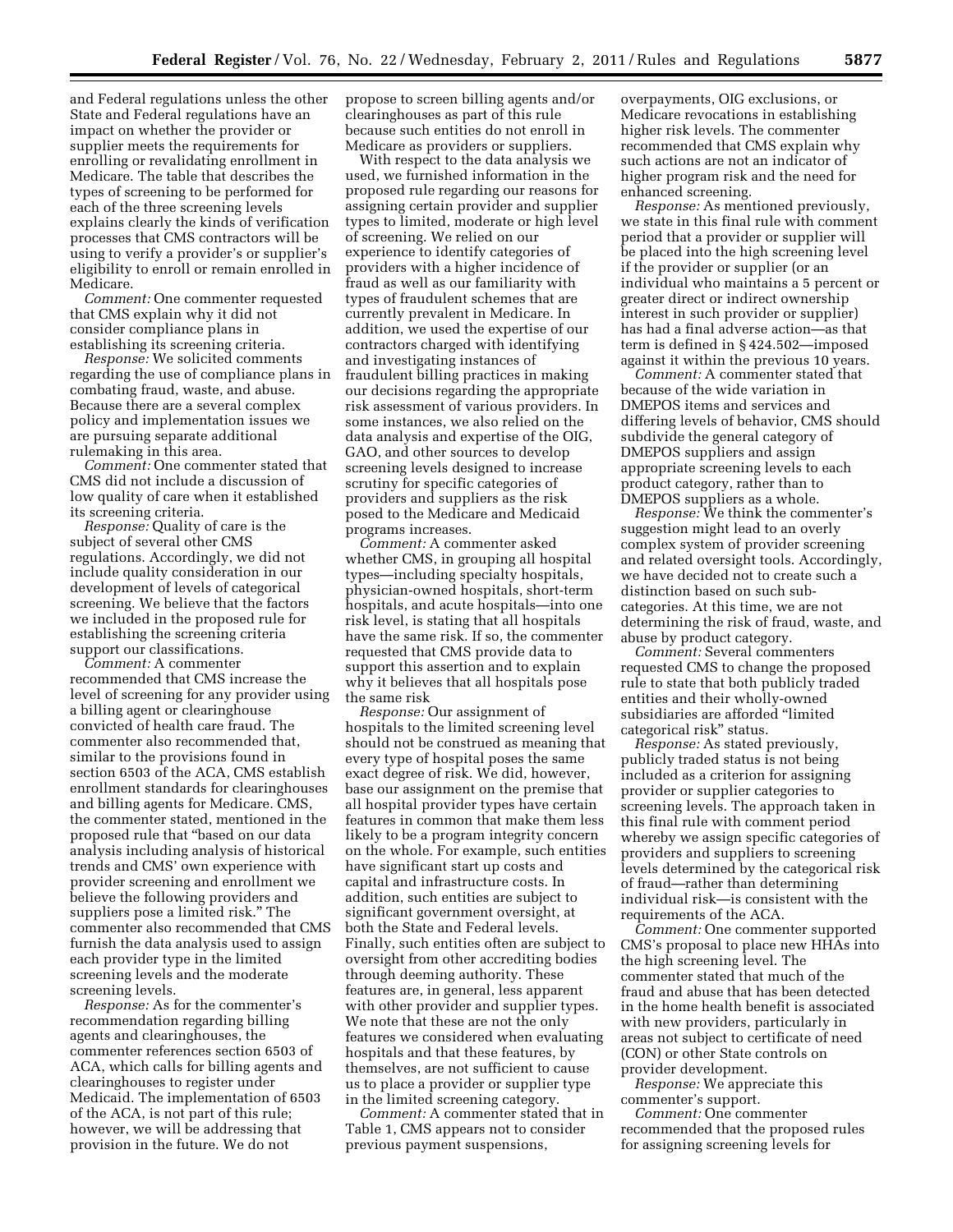and Federal regulations unless the other State and Federal regulations have an impact on whether the provider or supplier meets the requirements for enrolling or revalidating enrollment in Medicare. The table that describes the types of screening to be performed for each of the three screening levels explains clearly the kinds of verification processes that CMS contractors will be using to verify a provider's or supplier's eligibility to enroll or remain enrolled in Medicare.

*Comment:* One commenter requested that CMS explain why it did not consider compliance plans in establishing its screening criteria.

*Response:* We solicited comments regarding the use of compliance plans in combating fraud, waste, and abuse. Because there are a several complex policy and implementation issues we are pursuing separate additional rulemaking in this area.

*Comment:* One commenter stated that CMS did not include a discussion of low quality of care when it established its screening criteria.

*Response:* Quality of care is the subject of several other CMS regulations. Accordingly, we did not include quality consideration in our development of levels of categorical screening. We believe that the factors we included in the proposed rule for establishing the screening criteria support our classifications.

*Comment:* A commenter recommended that CMS increase the level of screening for any provider using a billing agent or clearinghouse convicted of health care fraud. The commenter also recommended that, similar to the provisions found in section 6503 of the ACA, CMS establish enrollment standards for clearinghouses and billing agents for Medicare. CMS, the commenter stated, mentioned in the proposed rule that "based on our data analysis including analysis of historical trends and CMS' own experience with provider screening and enrollment we believe the following providers and suppliers pose a limited risk." The commenter also recommended that CMS furnish the data analysis used to assign each provider type in the limited screening levels and the moderate screening levels.

*Response:* As for the commenter's recommendation regarding billing agents and clearinghouses, the commenter references section 6503 of ACA, which calls for billing agents and clearinghouses to register under Medicaid. The implementation of 6503 of the ACA, is not part of this rule; however, we will be addressing that provision in the future. We do not propose to screen billing agents and/or clearinghouses as part of this rule because such entities do not enroll in Medicare as providers or suppliers.

With respect to the data analysis we used, we furnished information in the proposed rule regarding our reasons for assigning certain provider and supplier types to limited, moderate or high level of screening. We relied on our experience to identify categories of providers with a higher incidence of fraud as well as our familiarity with types of fraudulent schemes that are currently prevalent in Medicare. In addition, we used the expertise of our contractors charged with identifying and investigating instances of fraudulent billing practices in making our decisions regarding the appropriate risk assessment of various providers. In some instances, we also relied on the data analysis and expertise of the OIG, GAO, and other sources to develop screening levels designed to increase scrutiny for specific categories of providers and suppliers as the risk posed to the Medicare and Medicaid programs increases.

*Comment:* A commenter asked whether CMS, in grouping all hospital types—including specialty hospitals, physician-owned hospitals, short-term hospitals, and acute hospitals—into one risk level, is stating that all hospitals have the same risk. If so, the commenter requested that CMS provide data to support this assertion and to explain why it believes that all hospitals pose the same risk

*Response:* Our assignment of hospitals to the limited screening level should not be construed as meaning that every type of hospital poses the same exact degree of risk. We did, however, base our assignment on the premise that all hospital provider types have certain features in common that make them less likely to be a program integrity concern on the whole. For example, such entities have significant start up costs and capital and infrastructure costs. In addition, such entities are subject to significant government oversight, at both the State and Federal levels. Finally, such entities often are subject to oversight from other accrediting bodies through deeming authority. These features are, in general, less apparent with other provider and supplier types. We note that these are not the only features we considered when evaluating hospitals and that these features, by themselves, are not sufficient to cause us to place a provider or supplier type in the limited screening category.

*Comment:* A commenter stated that in Table 1, CMS appears not to consider previous payment suspensions, overpayments, OIG exclusions, or Medicare revocations in establishing higher risk levels. The commenter recommended that CMS explain why such actions are not an indicator of higher program risk and the need for enhanced screening.

*Response:* As mentioned previously, we state in this final rule with comment period that a provider or supplier will be placed into the high screening level if the provider or supplier (or an individual who maintains a 5 percent or greater direct or indirect ownership interest in such provider or supplier) has had a final adverse action—as that term is defined in § 424.502—imposed against it within the previous 10 years.

*Comment:* A commenter stated that because of the wide variation in DMEPOS items and services and differing levels of behavior, CMS should subdivide the general category of DMEPOS suppliers and assign appropriate screening levels to each product category, rather than to DMEPOS suppliers as a whole.

*Response:* We think the commenter's suggestion might lead to an overly complex system of provider screening and related oversight tools. Accordingly, we have decided not to create such a distinction based on such sub-categories. At this time, we are not determining the risk of fraud, waste, and abuse by product category.

*Comment:* Several commenters requested CMS to change the proposed rule to state that both publicly traded entities and their wholly-owned subsidiaries are afforded "limited categorical risk" status.

*Response:* As stated previously, publicly traded status is not being included as a criterion for assigning provider or supplier categories to screening levels. The approach taken in this final rule with comment period whereby we assign specific categories of providers and suppliers to screening levels determined by the categorical risk of fraud—rather than determining individual risk—is consistent with the requirements of the ACA.

*Comment:* One commenter supported CMS's proposal to place new HHAs into the high screening level. The commenter stated that much of the fraud and abuse that has been detected in the home health benefit is associated with new providers, particularly in areas not subject to certificate of need (CON) or other State controls on provider development.

*Response:* We appreciate this commenter's support.

*Comment:* One commenter recommended that the proposed rules for assigning screening levels for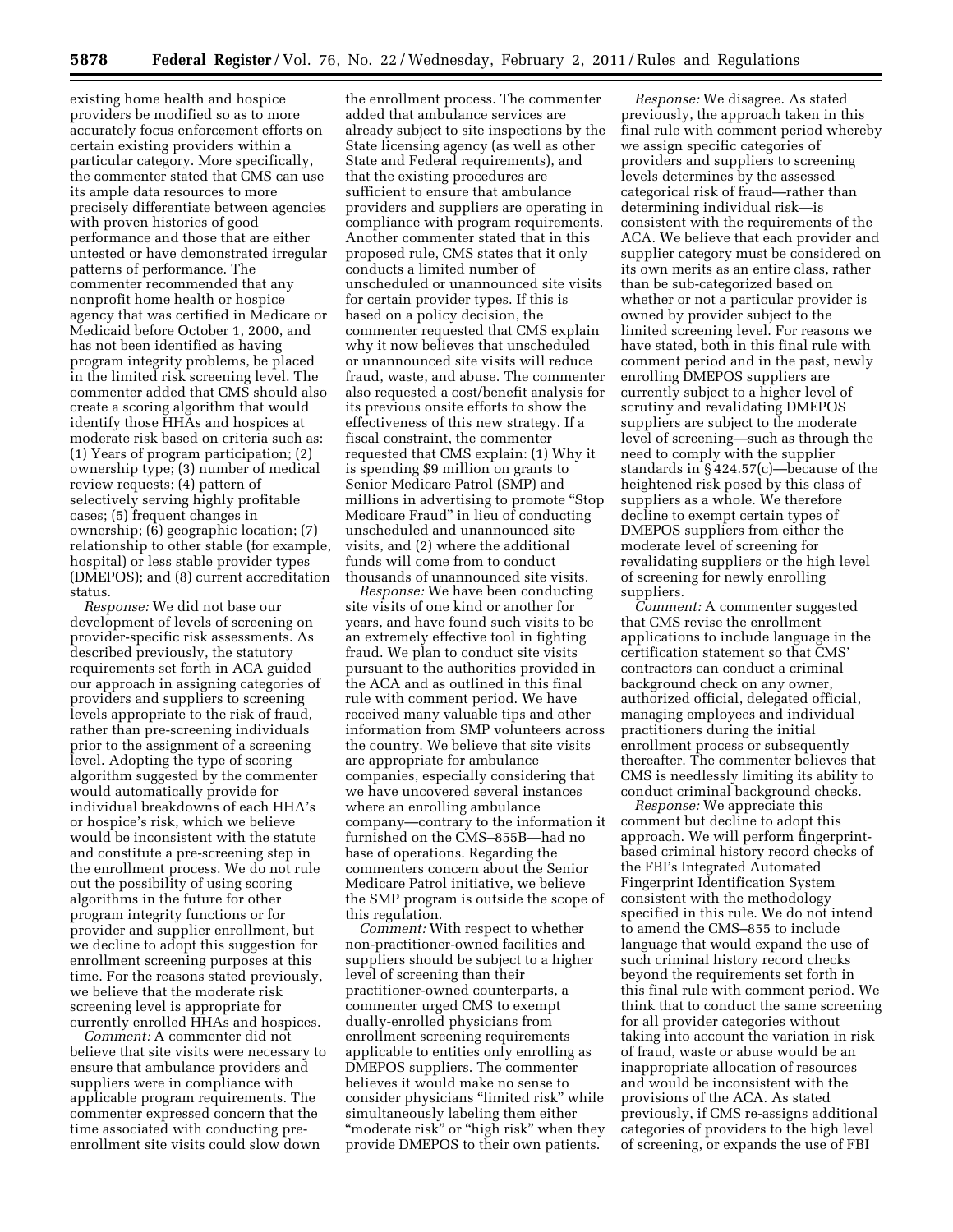existing home health and hospice providers be modified so as to more accurately focus enforcement efforts on certain existing providers within a particular category. More specifically, the commenter stated that CMS can use its ample data resources to more precisely differentiate between agencies with proven histories of good performance and those that are either untested or have demonstrated irregular patterns of performance. The commenter recommended that any nonprofit home health or hospice agency that was certified in Medicare or Medicaid before October 1, 2000, and has not been identified as having program integrity problems, be placed in the limited risk screening level. The commenter added that CMS should also create a scoring algorithm that would identify those HHAs and hospices at moderate risk based on criteria such as: (1) Years of program participation; (2) ownership type; (3) number of medical review requests; (4) pattern of selectively serving highly profitable cases; (5) frequent changes in ownership; (6) geographic location; (7) relationship to other stable (for example, hospital) or less stable provider types (DMEPOS); and (8) current accreditation status.

*Response:* We did not base our development of levels of screening on provider-specific risk assessments. As described previously, the statutory requirements set forth in ACA guided our approach in assigning categories of providers and suppliers to screening levels appropriate to the risk of fraud, rather than pre-screening individuals prior to the assignment of a screening level. Adopting the type of scoring algorithm suggested by the commenter would automatically provide for individual breakdowns of each HHA's or hospice's risk, which we believe would be inconsistent with the statute and constitute a pre-screening step in the enrollment process. We do not rule out the possibility of using scoring algorithms in the future for other program integrity functions or for provider and supplier enrollment, but we decline to adopt this suggestion for enrollment screening purposes at this time. For the reasons stated previously, we believe that the moderate risk screening level is appropriate for currently enrolled HHAs and hospices.

*Comment:* A commenter did not believe that site visits were necessary to ensure that ambulance providers and suppliers were in compliance with applicable program requirements. The commenter expressed concern that the time associated with conducting pre-enrollment site visits could slow down the enrollment process. The commenter added that ambulance services are already subject to site inspections by the State licensing agency (as well as other State and Federal requirements), and that the existing procedures are sufficient to ensure that ambulance providers and suppliers are operating in compliance with program requirements. Another commenter stated that in this proposed rule, CMS states that it only conducts a limited number of unscheduled or unannounced site visits for certain provider types. If this is based on a policy decision, the commenter requested that CMS explain why it now believes that unscheduled or unannounced site visits will reduce fraud, waste, and abuse. The commenter also requested a cost/benefit analysis for its previous onsite efforts to show the effectiveness of this new strategy. If a fiscal constraint, the commenter requested that CMS explain: (1) Why it is spending $9 million on grants to Senior Medicare Patrol (SMP) and millions in advertising to promote "Stop Medicare Fraud" in lieu of conducting unscheduled and unannounced site visits, and (2) where the additional funds will come from to conduct thousands of unannounced site visits.

*Response:* We have been conducting site visits of one kind or another for years, and have found such visits to be an extremely effective tool in fighting fraud. We plan to conduct site visits pursuant to the authorities provided in the ACA and as outlined in this final rule with comment period. We have received many valuable tips and other information from SMP volunteers across the country. We believe that site visits are appropriate for ambulance companies, especially considering that we have uncovered several instances where an enrolling ambulance company—contrary to the information it furnished on the CMS–855B—had no base of operations. Regarding the commenters concern about the Senior Medicare Patrol initiative, we believe the SMP program is outside the scope of this regulation.

*Comment:* With respect to whether non-practitioner-owned facilities and suppliers should be subject to a higher level of screening than their practitioner-owned counterparts, a commenter urged CMS to exempt dually-enrolled physicians from enrollment screening requirements applicable to entities only enrolling as DMEPOS suppliers. The commenter believes it would make no sense to consider physicians "limited risk" while simultaneously labeling them either "moderate risk" or "high risk" when they provide DMEPOS to their own patients.

*Response:* We disagree. As stated previously, the approach taken in this final rule with comment period whereby we assign specific categories of providers and suppliers to screening levels determines by the assessed categorical risk of fraud—rather than determining individual risk—is consistent with the requirements of the ACA. We believe that each provider and supplier category must be considered on its own merits as an entire class, rather than be sub-categorized based on whether or not a particular provider is owned by provider subject to the limited screening level. For reasons we have stated, both in this final rule with comment period and in the past, newly enrolling DMEPOS suppliers are currently subject to a higher level of scrutiny and revalidating DMEPOS suppliers are subject to the moderate level of screening—such as through the need to comply with the supplier standards in § 424.57(c)—because of the heightened risk posed by this class of suppliers as a whole. We therefore decline to exempt certain types of DMEPOS suppliers from either the moderate level of screening for revalidating suppliers or the high level of screening for newly enrolling suppliers.

*Comment:* A commenter suggested that CMS revise the enrollment applications to include language in the certification statement so that CMS' contractors can conduct a criminal background check on any owner, authorized official, delegated official, managing employees and individual practitioners during the initial enrollment process or subsequently thereafter. The commenter believes that CMS is needlessly limiting its ability to conduct criminal background checks.

*Response:* We appreciate this comment but decline to adopt this approach. We will perform fingerprint-based criminal history record checks of the FBI's Integrated Automated Fingerprint Identification System consistent with the methodology specified in this rule. We do not intend to amend the CMS–855 to include language that would expand the use of such criminal history record checks beyond the requirements set forth in this final rule with comment period. We think that to conduct the same screening for all provider categories without taking into account the variation in risk of fraud, waste or abuse would be an inappropriate allocation of resources and would be inconsistent with the provisions of the ACA. As stated previously, if CMS re-assigns additional categories of providers to the high level of screening, or expands the use of FBI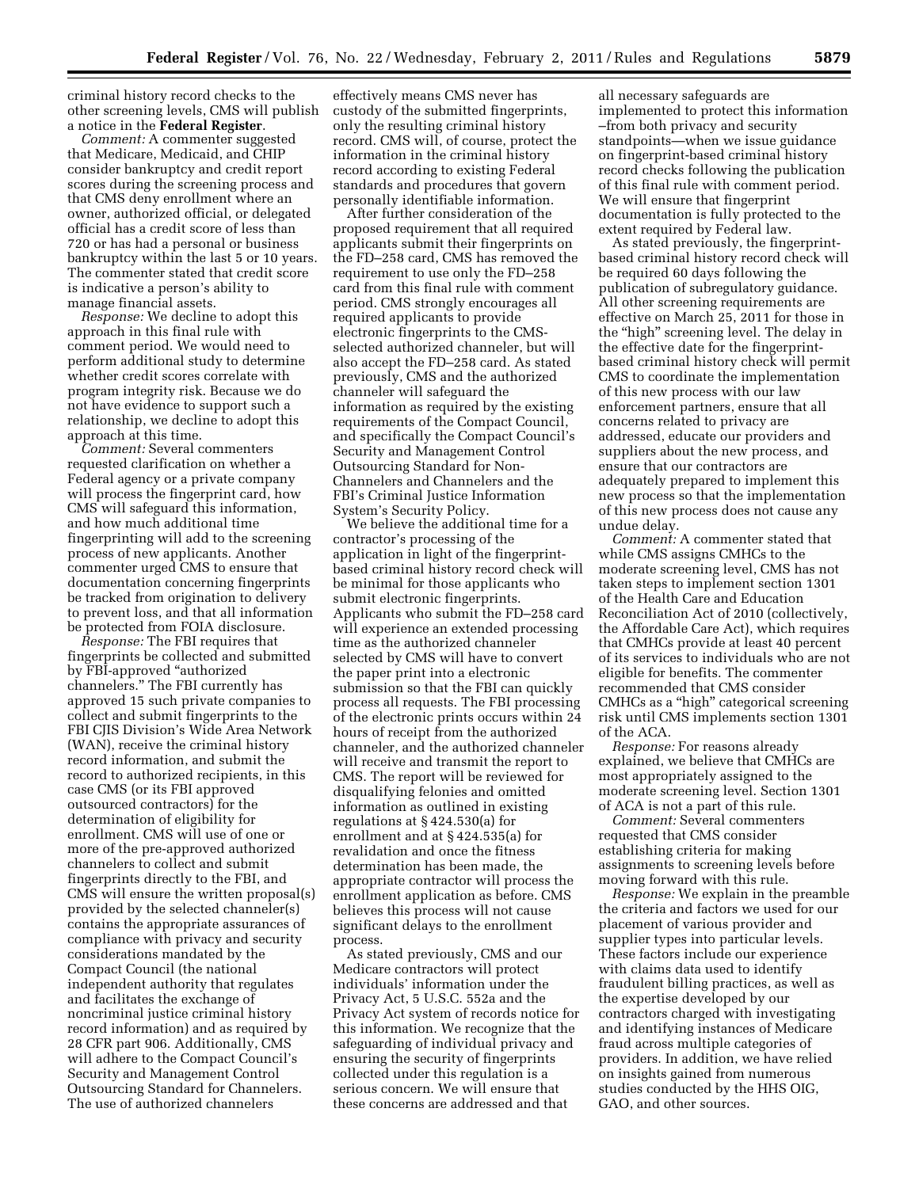criminal history record checks to the other screening levels, CMS will publish a notice in the **Federal Register**.

*Comment:* A commenter suggested that Medicare, Medicaid, and CHIP consider bankruptcy and credit report scores during the screening process and that CMS deny enrollment where an owner, authorized official, or delegated official has a credit score of less than 720 or has had a personal or business bankruptcy within the last 5 or 10 years. The commenter stated that credit score is indicative a person's ability to manage financial assets.

*Response:* We decline to adopt this approach in this final rule with comment period. We would need to perform additional study to determine whether credit scores correlate with program integrity risk. Because we do not have evidence to support such a relationship, we decline to adopt this approach at this time.

*Comment:* Several commenters requested clarification on whether a Federal agency or a private company will process the fingerprint card, how CMS will safeguard this information, and how much additional time fingerprinting will add to the screening process of new applicants. Another commenter urged CMS to ensure that documentation concerning fingerprints be tracked from origination to delivery to prevent loss, and that all information be protected from FOIA disclosure.

*Response:* The FBI requires that fingerprints be collected and submitted by FBI-approved "authorized channelers." The FBI currently has approved 15 such private companies to collect and submit fingerprints to the FBI CJIS Division's Wide Area Network (WAN), receive the criminal history record information, and submit the record to authorized recipients, in this case CMS (or its FBI approved outsourced contractors) for the determination of eligibility for enrollment. CMS will use of one or more of the pre-approved authorized channelers to collect and submit fingerprints directly to the FBI, and CMS will ensure the written proposal(s) provided by the selected channeler(s) contains the appropriate assurances of compliance with privacy and security considerations mandated by the Compact Council (the national independent authority that regulates and facilitates the exchange of noncriminal justice criminal history record information) and as required by 28 CFR part 906. Additionally, CMS will adhere to the Compact Council's Security and Management Control Outsourcing Standard for Channelers. The use of authorized channelers effectively means CMS never has custody of the submitted fingerprints, only the resulting criminal history record. CMS will, of course, protect the information in the criminal history record according to existing Federal standards and procedures that govern personally identifiable information.

After further consideration of the proposed requirement that all required applicants submit their fingerprints on the FD–258 card, CMS has removed the requirement to use only the FD–258 card from this final rule with comment period. CMS strongly encourages all required applicants to provide electronic fingerprints to the CMS-selected authorized channeler, but will also accept the FD–258 card. As stated previously, CMS and the authorized channeler will safeguard the information as required by the existing requirements of the Compact Council, and specifically the Compact Council's Security and Management Control Outsourcing Standard for Non-Channelers and Channelers and the FBI's Criminal Justice Information System's Security Policy.

We believe the additional time for a contractor's processing of the application in light of the fingerprint-based criminal history record check will be minimal for those applicants who submit electronic fingerprints. Applicants who submit the FD–258 card will experience an extended processing time as the authorized channeler selected by CMS will have to convert the paper print into a electronic submission so that the FBI can quickly process all requests. The FBI processing of the electronic prints occurs within 24 hours of receipt from the authorized channeler, and the authorized channeler will receive and transmit the report to CMS. The report will be reviewed for disqualifying felonies and omitted information as outlined in existing regulations at § 424.530(a) for enrollment and at § 424.535(a) for revalidation and once the fitness determination has been made, the appropriate contractor will process the enrollment application as before. CMS believes this process will not cause significant delays to the enrollment process.

As stated previously, CMS and our Medicare contractors will protect individuals' information under the Privacy Act, 5 U.S.C. 552a and the Privacy Act system of records notice for this information. We recognize that the safeguarding of individual privacy and ensuring the security of fingerprints collected under this regulation is a serious concern. We will ensure that these concerns are addressed and that all necessary safeguards are implemented to protect this information –from both privacy and security standpoints—when we issue guidance on fingerprint-based criminal history record checks following the publication of this final rule with comment period. We will ensure that fingerprint documentation is fully protected to the extent required by Federal law.

As stated previously, the fingerprint-based criminal history record check will be required 60 days following the publication of subregulatory guidance. All other screening requirements are effective on March 25, 2011 for those in the "high" screening level. The delay in the effective date for the fingerprint-based criminal history check will permit CMS to coordinate the implementation of this new process with our law enforcement partners, ensure that all concerns related to privacy are addressed, educate our providers and suppliers about the new process, and ensure that our contractors are adequately prepared to implement this new process so that the implementation of this new process does not cause any undue delay.

*Comment:* A commenter stated that while CMS assigns CMHCs to the moderate screening level, CMS has not taken steps to implement section 1301 of the Health Care and Education Reconciliation Act of 2010 (collectively, the Affordable Care Act), which requires that CMHCs provide at least 40 percent of its services to individuals who are not eligible for benefits. The commenter recommended that CMS consider CMHCs as a "high" categorical screening risk until CMS implements section 1301 of the ACA.

*Response:* For reasons already explained, we believe that CMHCs are most appropriately assigned to the moderate screening level. Section 1301 of ACA is not a part of this rule.

*Comment:* Several commenters requested that CMS consider establishing criteria for making assignments to screening levels before moving forward with this rule.

*Response:* We explain in the preamble the criteria and factors we used for our placement of various provider and supplier types into particular levels. These factors include our experience with claims data used to identify fraudulent billing practices, as well as the expertise developed by our contractors charged with investigating and identifying instances of Medicare fraud across multiple categories of providers. In addition, we have relied on insights gained from numerous studies conducted by the HHS OIG, GAO, and other sources.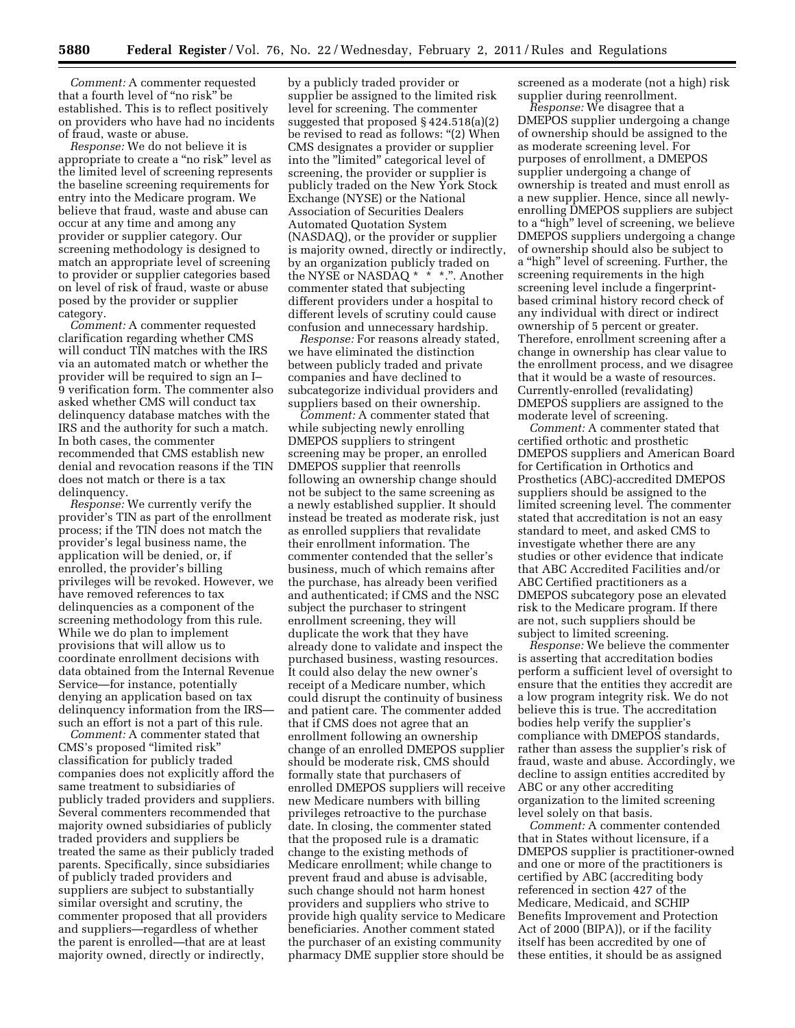*Comment:* A commenter requested that a fourth level of "no risk" be established. This is to reflect positively on providers who have had no incidents of fraud, waste or abuse.

*Response:* We do not believe it is appropriate to create a "no risk" level as the limited level of screening represents the baseline screening requirements for entry into the Medicare program. We believe that fraud, waste and abuse can occur at any time and among any provider or supplier category. Our screening methodology is designed to match an appropriate level of screening to provider or supplier categories based on level of risk of fraud, waste or abuse posed by the provider or supplier category.

*Comment:* A commenter requested clarification regarding whether CMS will conduct TIN matches with the IRS via an automated match or whether the provider will be required to sign an I–9 verification form. The commenter also asked whether CMS will conduct tax delinquency database matches with the IRS and the authority for such a match. In both cases, the commenter recommended that CMS establish new denial and revocation reasons if the TIN does not match or there is a tax delinquency.

*Response:* We currently verify the provider's TIN as part of the enrollment process; if the TIN does not match the provider's legal business name, the application will be denied, or, if enrolled, the provider's billing privileges will be revoked. However, we have removed references to tax delinquencies as a component of the screening methodology from this rule. While we do plan to implement provisions that will allow us to coordinate enrollment decisions with data obtained from the Internal Revenue Service—for instance, potentially denying an application based on tax delinquency information from the IRS—such an effort is not a part of this rule.

*Comment:* A commenter stated that CMS's proposed "limited risk" classification for publicly traded companies does not explicitly afford the same treatment to subsidiaries of publicly traded providers and suppliers. Several commenters recommended that majority owned subsidiaries of publicly traded providers and suppliers be treated the same as their publicly traded parents. Specifically, since subsidiaries of publicly traded providers and suppliers are subject to substantially similar oversight and scrutiny, the commenter proposed that all providers and suppliers—regardless of whether the parent is enrolled—that are at least majority owned, directly or indirectly, by a publicly traded provider or supplier be assigned to the limited risk level for screening. The commenter suggested that proposed § 424.518(a)(2) be revised to read as follows: "(2) When CMS designates a provider or supplier into the "limited" categorical level of screening, the provider or supplier is publicly traded on the New York Stock Exchange (NYSE) or the National Association of Securities Dealers Automated Quotation System (NASDAQ), or the provider or supplier is majority owned, directly or indirectly, by an organization publicly traded on the NYSE or NASDAQ * * *.". Another commenter stated that subjecting different providers under a hospital to different levels of scrutiny could cause confusion and unnecessary hardship.

*Response:* For reasons already stated, we have eliminated the distinction between publicly traded and private companies and have declined to subcategorize individual providers and suppliers based on their ownership.

*Comment:* A commenter stated that while subjecting newly enrolling DMEPOS suppliers to stringent screening may be proper, an enrolled DMEPOS supplier that reenrolls following an ownership change should not be subject to the same screening as a newly established supplier. It should instead be treated as moderate risk, just as enrolled suppliers that revalidate their enrollment information. The commenter contended that the seller's business, much of which remains after the purchase, has already been verified and authenticated; if CMS and the NSC subject the purchaser to stringent enrollment screening, they will duplicate the work that they have already done to validate and inspect the purchased business, wasting resources. It could also delay the new owner's receipt of a Medicare number, which could disrupt the continuity of business and patient care. The commenter added that if CMS does not agree that an enrollment following an ownership change of an enrolled DMEPOS supplier should be moderate risk, CMS should formally state that purchasers of enrolled DMEPOS suppliers will receive new Medicare numbers with billing privileges retroactive to the purchase date. In closing, the commenter stated that the proposed rule is a dramatic change to the existing methods of Medicare enrollment; while change to prevent fraud and abuse is advisable, such change should not harm honest providers and suppliers who strive to provide high quality service to Medicare beneficiaries. Another comment stated the purchaser of an existing community pharmacy DME supplier store should be screened as a moderate (not a high) risk supplier during reenrollment.

*Response:* We disagree that a DMEPOS supplier undergoing a change of ownership should be assigned to the as moderate screening level. For purposes of enrollment, a DMEPOS supplier undergoing a change of ownership is treated and must enroll as a new supplier. Hence, since all newly-enrolling DMEPOS suppliers are subject to a "high" level of screening, we believe DMEPOS suppliers undergoing a change of ownership should also be subject to a "high" level of screening. Further, the screening requirements in the high screening level include a fingerprint-based criminal history record check of any individual with direct or indirect ownership of 5 percent or greater. Therefore, enrollment screening after a change in ownership has clear value to the enrollment process, and we disagree that it would be a waste of resources. Currently-enrolled (revalidating) DMEPOS suppliers are assigned to the moderate level of screening.

*Comment:* A commenter stated that certified orthotic and prosthetic DMEPOS suppliers and American Board for Certification in Orthotics and Prosthetics (ABC)-accredited DMEPOS suppliers should be assigned to the limited screening level. The commenter stated that accreditation is not an easy standard to meet, and asked CMS to investigate whether there are any studies or other evidence that indicate that ABC Accredited Facilities and/or ABC Certified practitioners as a DMEPOS subcategory pose an elevated risk to the Medicare program. If there are not, such suppliers should be subject to limited screening.

*Response:* We believe the commenter is asserting that accreditation bodies perform a sufficient level of oversight to ensure that the entities they accredit are a low program integrity risk. We do not believe this is true. The accreditation bodies help verify the supplier's compliance with DMEPOS standards, rather than assess the supplier's risk of fraud, waste and abuse. Accordingly, we decline to assign entities accredited by ABC or any other accrediting organization to the limited screening level solely on that basis.

*Comment:* A commenter contended that in States without licensure, if a DMEPOS supplier is practitioner-owned and one or more of the practitioners is certified by ABC (accrediting body referenced in section 427 of the Medicare, Medicaid, and SCHIP Benefits Improvement and Protection Act of 2000 (BIPA)), or if the facility itself has been accredited by one of these entities, it should be as assigned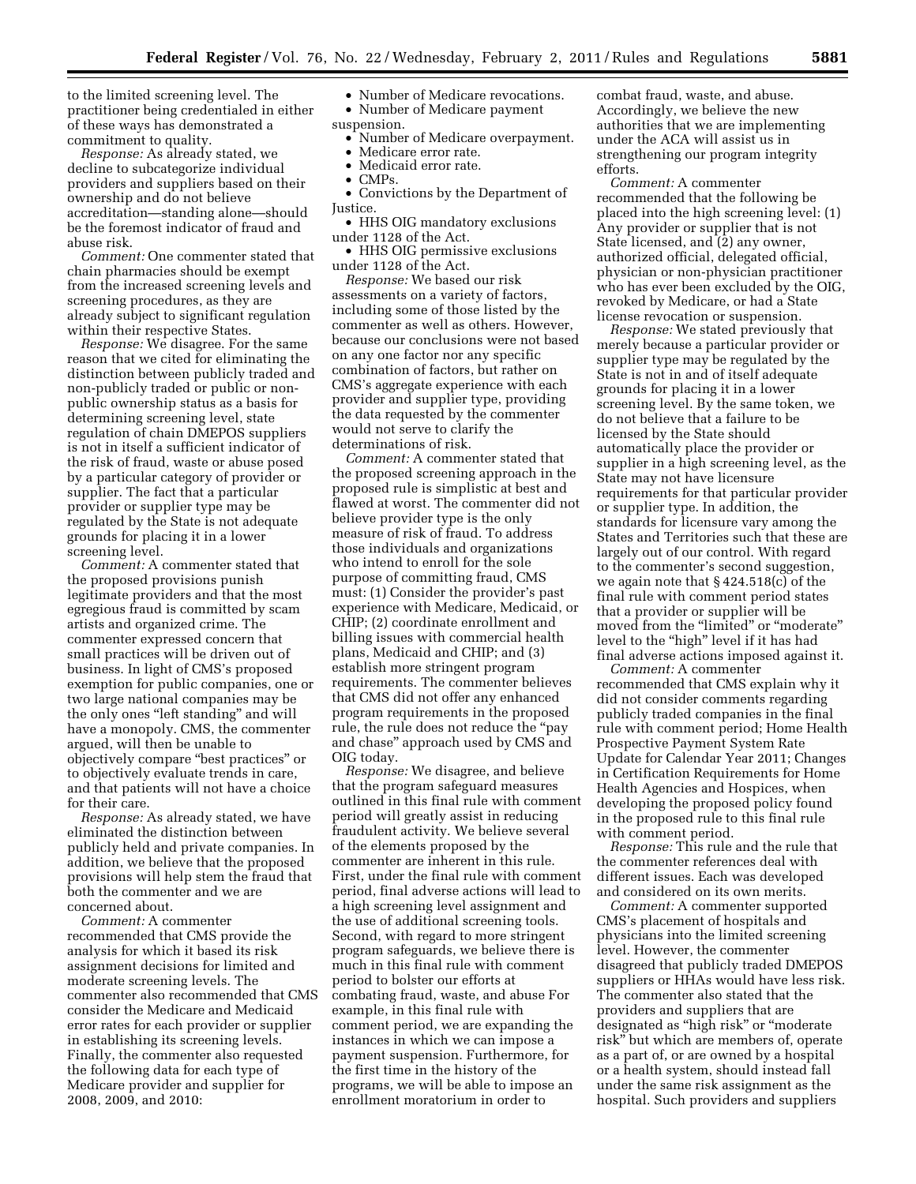to the limited screening level. The practitioner being credentialed in either of these ways has demonstrated a commitment to quality.

*Response:* As already stated, we decline to subcategorize individual providers and suppliers based on their ownership and do not believe accreditation—standing alone—should be the foremost indicator of fraud and abuse risk.

*Comment:* One commenter stated that chain pharmacies should be exempt from the increased screening levels and screening procedures, as they are already subject to significant regulation within their respective States.

*Response:* We disagree. For the same reason that we cited for eliminating the distinction between publicly traded and non-publicly traded or public or non-public ownership status as a basis for determining screening level, state regulation of chain DMEPOS suppliers is not in itself a sufficient indicator of the risk of fraud, waste or abuse posed by a particular category of provider or supplier. The fact that a particular provider or supplier type may be regulated by the State is not adequate grounds for placing it in a lower screening level.

*Comment:* A commenter stated that the proposed provisions punish legitimate providers and that the most egregious fraud is committed by scam artists and organized crime. The commenter expressed concern that small practices will be driven out of business. In light of CMS's proposed exemption for public companies, one or two large national companies may be the only ones "left standing" and will have a monopoly. CMS, the commenter argued, will then be unable to objectively compare "best practices" or to objectively evaluate trends in care, and that patients will not have a choice for their care.

*Response:* As already stated, we have eliminated the distinction between publicly held and private companies. In addition, we believe that the proposed provisions will help stem the fraud that both the commenter and we are concerned about.

*Comment:* A commenter recommended that CMS provide the analysis for which it based its risk assignment decisions for limited and moderate screening levels. The commenter also recommended that CMS consider the Medicare and Medicaid error rates for each provider or supplier in establishing its screening levels. Finally, the commenter also requested the following data for each type of Medicare provider and supplier for 2008, 2009, and 2010:

- Number of Medicare revocations.
- Number of Medicare payment suspension.
- Number of Medicare overpayment.
- Medicare error rate.
- Medicaid error rate.
- CMPs.
- Convictions by the Department of Justice.
- HHS OIG mandatory exclusions under 1128 of the Act.
- HHS OIG permissive exclusions under 1128 of the Act.

*Response:* We based our risk assessments on a variety of factors, including some of those listed by the commenter as well as others. However, because our conclusions were not based on any one factor nor any specific combination of factors, but rather on CMS's aggregate experience with each provider and supplier type, providing the data requested by the commenter would not serve to clarify the determinations of risk.

*Comment:* A commenter stated that the proposed screening approach in the proposed rule is simplistic at best and flawed at worst. The commenter did not believe provider type is the only measure of risk of fraud. To address those individuals and organizations who intend to enroll for the sole purpose of committing fraud, CMS must: (1) Consider the provider's past experience with Medicare, Medicaid, or CHIP; (2) coordinate enrollment and billing issues with commercial health plans, Medicaid and CHIP; and (3) establish more stringent program requirements. The commenter believes that CMS did not offer any enhanced program requirements in the proposed rule, the rule does not reduce the "pay and chase" approach used by CMS and OIG today.

*Response:* We disagree, and believe that the program safeguard measures outlined in this final rule with comment period will greatly assist in reducing fraudulent activity. We believe several of the elements proposed by the commenter are inherent in this rule. First, under the final rule with comment period, final adverse actions will lead to a high screening level assignment and the use of additional screening tools. Second, with regard to more stringent program safeguards, we believe there is much in this final rule with comment period to bolster our efforts at combating fraud, waste, and abuse For example, in this final rule with comment period, we are expanding the instances in which we can impose a payment suspension. Furthermore, for the first time in the history of the programs, we will be able to impose an enrollment moratorium in order to combat fraud, waste, and abuse. Accordingly, we believe the new authorities that we are implementing under the ACA will assist us in strengthening our program integrity efforts.

*Comment:* A commenter recommended that the following be placed into the high screening level: (1) Any provider or supplier that is not State licensed, and (2) any owner, authorized official, delegated official, physician or non-physician practitioner who has ever been excluded by the OIG, revoked by Medicare, or had a State license revocation or suspension.

*Response:* We stated previously that merely because a particular provider or supplier type may be regulated by the State is not in and of itself adequate grounds for placing it in a lower screening level. By the same token, we do not believe that a failure to be licensed by the State should automatically place the provider or supplier in a high screening level, as the State may not have licensure requirements for that particular provider or supplier type. In addition, the standards for licensure vary among the States and Territories such that these are largely out of our control. With regard to the commenter's second suggestion, we again note that § 424.518(c) of the final rule with comment period states that a provider or supplier will be moved from the "limited" or "moderate" level to the "high" level if it has had final adverse actions imposed against it.

*Comment:* A commenter recommended that CMS explain why it did not consider comments regarding publicly traded companies in the final rule with comment period; Home Health Prospective Payment System Rate Update for Calendar Year 2011; Changes in Certification Requirements for Home Health Agencies and Hospices, when developing the proposed policy found in the proposed rule to this final rule with comment period.

*Response:* This rule and the rule that the commenter references deal with different issues. Each was developed and considered on its own merits.

*Comment:* A commenter supported CMS's placement of hospitals and physicians into the limited screening level. However, the commenter disagreed that publicly traded DMEPOS suppliers or HHAs would have less risk. The commenter also stated that the providers and suppliers that are designated as "high risk" or "moderate risk" but which are members of, operate as a part of, or are owned by a hospital or a health system, should instead fall under the same risk assignment as the hospital. Such providers and suppliers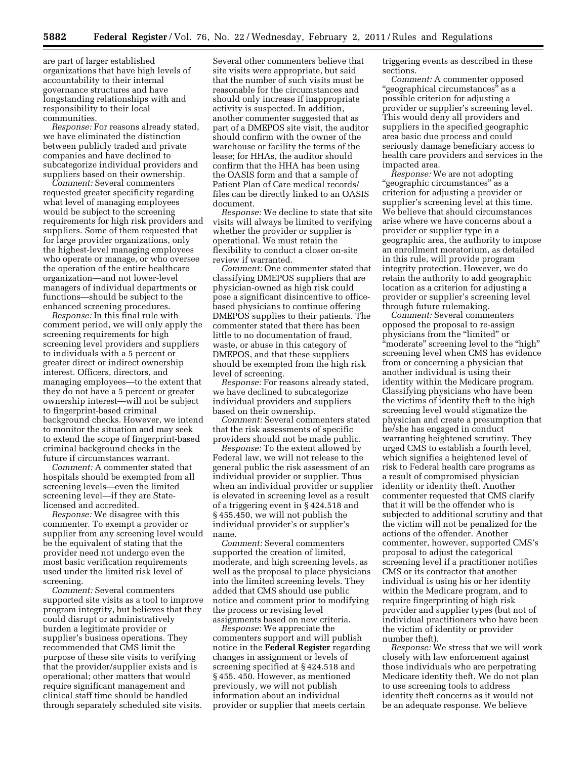are part of larger established organizations that have high levels of accountability to their internal governance structures and have longstanding relationships with and responsibility to their local communities.

*Response:* For reasons already stated, we have eliminated the distinction between publicly traded and private companies and have declined to subcategorize individual providers and suppliers based on their ownership.

*Comment:* Several commenters requested greater specificity regarding what level of managing employees would be subject to the screening requirements for high risk providers and suppliers. Some of them requested that for large provider organizations, only the highest-level managing employees who operate or manage, or who oversee the operation of the entire healthcare organization—and not lower-level managers of individual departments or functions—should be subject to the enhanced screening procedures.

*Response:* In this final rule with comment period, we will only apply the screening requirements for high screening level providers and suppliers to individuals with a 5 percent or greater direct or indirect ownership interest. Officers, directors, and managing employees—to the extent that they do not have a 5 percent or greater ownership interest—will not be subject to fingerprint-based criminal background checks. However, we intend to monitor the situation and may seek to extend the scope of fingerprint-based criminal background checks in the future if circumstances warrant.

*Comment:* A commenter stated that hospitals should be exempted from all screening levels—even the limited screening level—if they are State-licensed and accredited.

*Response:* We disagree with this commenter. To exempt a provider or supplier from any screening level would be the equivalent of stating that the provider need not undergo even the most basic verification requirements used under the limited risk level of screening.

*Comment:* Several commenters supported site visits as a tool to improve program integrity, but believes that they could disrupt or administratively burden a legitimate provider or supplier's business operations. They recommended that CMS limit the purpose of these site visits to verifying that the provider/supplier exists and is operational; other matters that would require significant management and clinical staff time should be handled through separately scheduled site visits. Several other commenters believe that site visits were appropriate, but said that the number of such visits must be reasonable for the circumstances and should only increase if inappropriate activity is suspected. In addition, another commenter suggested that as part of a DMEPOS site visit, the auditor should confirm with the owner of the warehouse or facility the terms of the lease; for HHAs, the auditor should confirm that the HHA has been using the OASIS form and that a sample of Patient Plan of Care medical records/files can be directly linked to an OASIS document.

*Response:* We decline to state that site visits will always be limited to verifying whether the provider or supplier is operational. We must retain the flexibility to conduct a closer on-site review if warranted.

*Comment:* One commenter stated that classifying DMEPOS suppliers that are physician-owned as high risk could pose a significant disincentive to office-based physicians to continue offering DMEPOS supplies to their patients. The commenter stated that there has been little to no documentation of fraud, waste, or abuse in this category of DMEPOS, and that these suppliers should be exempted from the high risk level of screening.

*Response:* For reasons already stated, we have declined to subcategorize individual providers and suppliers based on their ownership.

*Comment:* Several commenters stated that the risk assessments of specific providers should not be made public.

*Response:* To the extent allowed by Federal law, we will not release to the general public the risk assessment of an individual provider or supplier. Thus when an individual provider or supplier is elevated in screening level as a result of a triggering event in § 424.518 and § 455.450, we will not publish the individual provider's or supplier's name.

*Comment:* Several commenters supported the creation of limited, moderate, and high screening levels, as well as the proposal to place physicians into the limited screening levels. They added that CMS should use public notice and comment prior to modifying the process or revising level assignments based on new criteria.

*Response:* We appreciate the commenters support and will publish notice in the **Federal Register** regarding changes in assignment or levels of screening specified at § 424.518 and § 455. 450. However, as mentioned previously, we will not publish information about an individual provider or supplier that meets certain triggering events as described in these sections.

*Comment:* A commenter opposed "geographical circumstances" as a possible criterion for adjusting a provider or supplier's screening level. This would deny all providers and suppliers in the specified geographic area basic due process and could seriously damage beneficiary access to health care providers and services in the impacted area.

*Response:* We are not adopting "geographic circumstances" as a criterion for adjusting a provider or supplier's screening level at this time. We believe that should circumstances arise where we have concerns about a provider or supplier type in a geographic area, the authority to impose an enrollment moratorium, as detailed in this rule, will provide program integrity protection. However, we do retain the authority to add geographic location as a criterion for adjusting a provider or supplier's screening level through future rulemaking.

*Comment:* Several commenters opposed the proposal to re-assign physicians from the "limited" or "moderate" screening level to the "high" screening level when CMS has evidence from or concerning a physician that another individual is using their identity within the Medicare program. Classifying physicians who have been the victims of identity theft to the high screening level would stigmatize the physician and create a presumption that he/she has engaged in conduct warranting heightened scrutiny. They urged CMS to establish a fourth level, which signifies a heightened level of risk to Federal health care programs as a result of compromised physician identity or identity theft. Another commenter requested that CMS clarify that it will be the offender who is subjected to additional scrutiny and that the victim will not be penalized for the actions of the offender. Another commenter, however, supported CMS's proposal to adjust the categorical screening level if a practitioner notifies CMS or its contractor that another individual is using his or her identity within the Medicare program, and to require fingerprinting of high risk provider and supplier types (but not of individual practitioners who have been the victim of identity or provider number theft).

*Response:* We stress that we will work closely with law enforcement against those individuals who are perpetrating Medicare identity theft. We do not plan to use screening tools to address identity theft concerns as it would not be an adequate response. We believe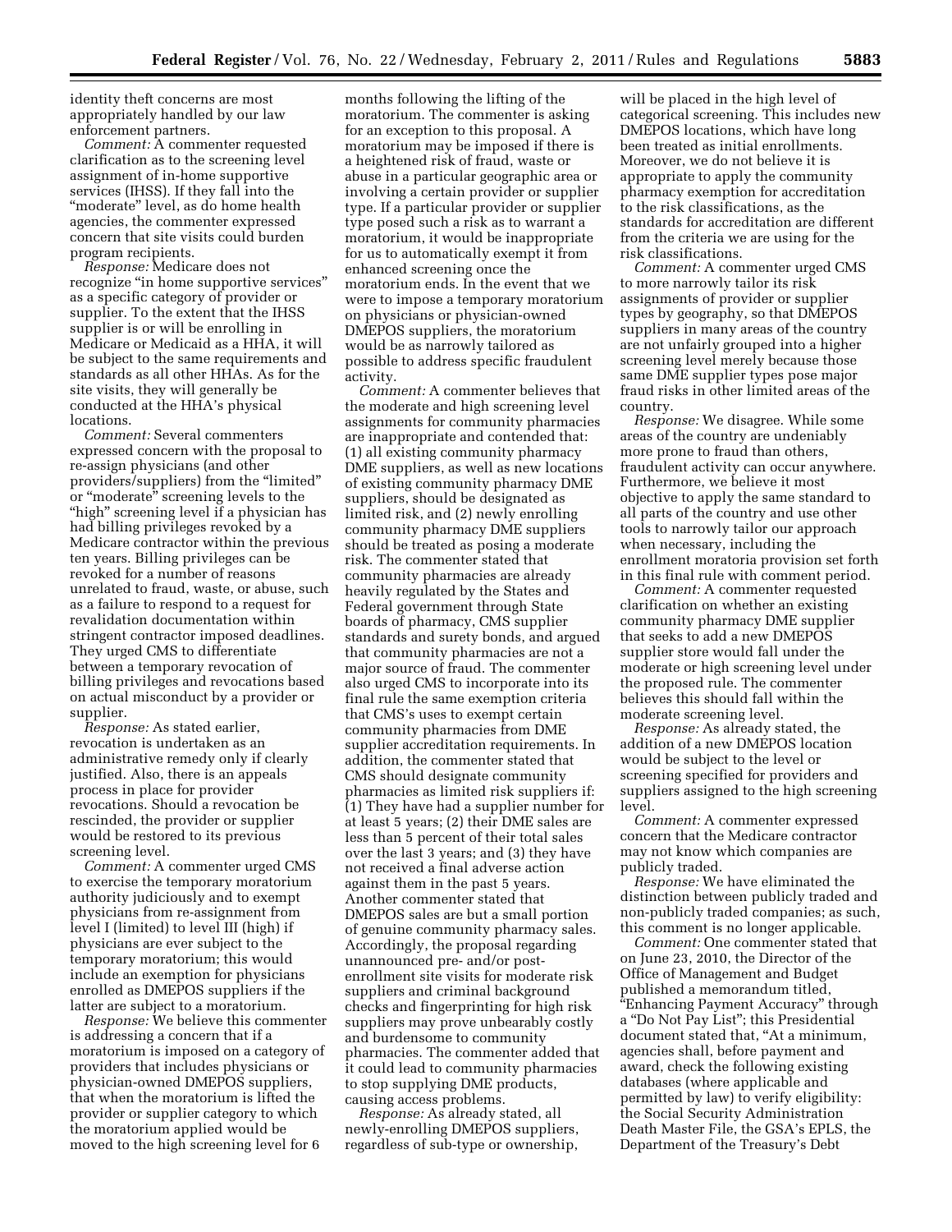identity theft concerns are most appropriately handled by our law enforcement partners.

*Comment:* A commenter requested clarification as to the screening level assignment of in-home supportive services (IHSS). If they fall into the "moderate" level, as do home health agencies, the commenter expressed concern that site visits could burden program recipients.

*Response:* Medicare does not recognize "in home supportive services" as a specific category of provider or supplier. To the extent that the IHSS supplier is or will be enrolling in Medicare or Medicaid as a HHA, it will be subject to the same requirements and standards as all other HHAs. As for the site visits, they will generally be conducted at the HHA's physical locations.

*Comment:* Several commenters expressed concern with the proposal to re-assign physicians (and other providers/suppliers) from the "limited" or "moderate" screening levels to the "high" screening level if a physician has had billing privileges revoked by a Medicare contractor within the previous ten years. Billing privileges can be revoked for a number of reasons unrelated to fraud, waste, or abuse, such as a failure to respond to a request for revalidation documentation within stringent contractor imposed deadlines. They urged CMS to differentiate between a temporary revocation of billing privileges and revocations based on actual misconduct by a provider or supplier.

*Response:* As stated earlier, revocation is undertaken as an administrative remedy only if clearly justified. Also, there is an appeals process in place for provider revocations. Should a revocation be rescinded, the provider or supplier would be restored to its previous screening level.

*Comment:* A commenter urged CMS to exercise the temporary moratorium authority judiciously and to exempt physicians from re-assignment from level I (limited) to level III (high) if physicians are ever subject to the temporary moratorium; this would include an exemption for physicians enrolled as DMEPOS suppliers if the latter are subject to a moratorium.

*Response:* We believe this commenter is addressing a concern that if a moratorium is imposed on a category of providers that includes physicians or physician-owned DMEPOS suppliers, that when the moratorium is lifted the provider or supplier category to which the moratorium applied would be moved to the high screening level for 6 months following the lifting of the moratorium. The commenter is asking for an exception to this proposal. A moratorium may be imposed if there is a heightened risk of fraud, waste or abuse in a particular geographic area or involving a certain provider or supplier type. If a particular provider or supplier type posed such a risk as to warrant a moratorium, it would be inappropriate for us to automatically exempt it from enhanced screening once the moratorium ends. In the event that we were to impose a temporary moratorium on physicians or physician-owned DMEPOS suppliers, the moratorium would be as narrowly tailored as possible to address specific fraudulent activity.

*Comment:* A commenter believes that the moderate and high screening level assignments for community pharmacies are inappropriate and contended that: (1) all existing community pharmacy DME suppliers, as well as new locations of existing community pharmacy DME suppliers, should be designated as limited risk, and (2) newly enrolling community pharmacy DME suppliers should be treated as posing a moderate risk. The commenter stated that community pharmacies are already heavily regulated by the States and Federal government through State boards of pharmacy, CMS supplier standards and surety bonds, and argued that community pharmacies are not a major source of fraud. The commenter also urged CMS to incorporate into its final rule the same exemption criteria that CMS's uses to exempt certain community pharmacies from DME supplier accreditation requirements. In addition, the commenter stated that CMS should designate community pharmacies as limited risk suppliers if: (1) They have had a supplier number for at least 5 years; (2) their DME sales are less than 5 percent of their total sales over the last 3 years; and (3) they have not received a final adverse action against them in the past 5 years. Another commenter stated that DMEPOS sales are but a small portion of genuine community pharmacy sales. Accordingly, the proposal regarding unannounced pre- and/or post-enrollment site visits for moderate risk suppliers and criminal background checks and fingerprinting for high risk suppliers may prove unbearably costly and burdensome to community pharmacies. The commenter added that it could lead to community pharmacies to stop supplying DME products, causing access problems.

*Response:* As already stated, all newly-enrolling DMEPOS suppliers, regardless of sub-type or ownership, will be placed in the high level of categorical screening. This includes new DMEPOS locations, which have long been treated as initial enrollments. Moreover, we do not believe it is appropriate to apply the community pharmacy exemption for accreditation to the risk classifications, as the standards for accreditation are different from the criteria we are using for the risk classifications.

*Comment:* A commenter urged CMS to more narrowly tailor its risk assignments of provider or supplier types by geography, so that DMEPOS suppliers in many areas of the country are not unfairly grouped into a higher screening level merely because those same DME supplier types pose major fraud risks in other limited areas of the country.

*Response:* We disagree. While some areas of the country are undeniably more prone to fraud than others, fraudulent activity can occur anywhere. Furthermore, we believe it most objective to apply the same standard to all parts of the country and use other tools to narrowly tailor our approach when necessary, including the enrollment moratoria provision set forth in this final rule with comment period.

*Comment:* A commenter requested clarification on whether an existing community pharmacy DME supplier that seeks to add a new DMEPOS supplier store would fall under the moderate or high screening level under the proposed rule. The commenter believes this should fall within the moderate screening level.

*Response:* As already stated, the addition of a new DMEPOS location would be subject to the level or screening specified for providers and suppliers assigned to the high screening level.

*Comment:* A commenter expressed concern that the Medicare contractor may not know which companies are publicly traded.

*Response:* We have eliminated the distinction between publicly traded and non-publicly traded companies; as such, this comment is no longer applicable.

*Comment:* One commenter stated that on June 23, 2010, the Director of the Office of Management and Budget published a memorandum titled, "Enhancing Payment Accuracy" through a "Do Not Pay List"; this Presidential document stated that, "At a minimum, agencies shall, before payment and award, check the following existing databases (where applicable and permitted by law) to verify eligibility: the Social Security Administration Death Master File, the GSA's EPLS, the Department of the Treasury's Debt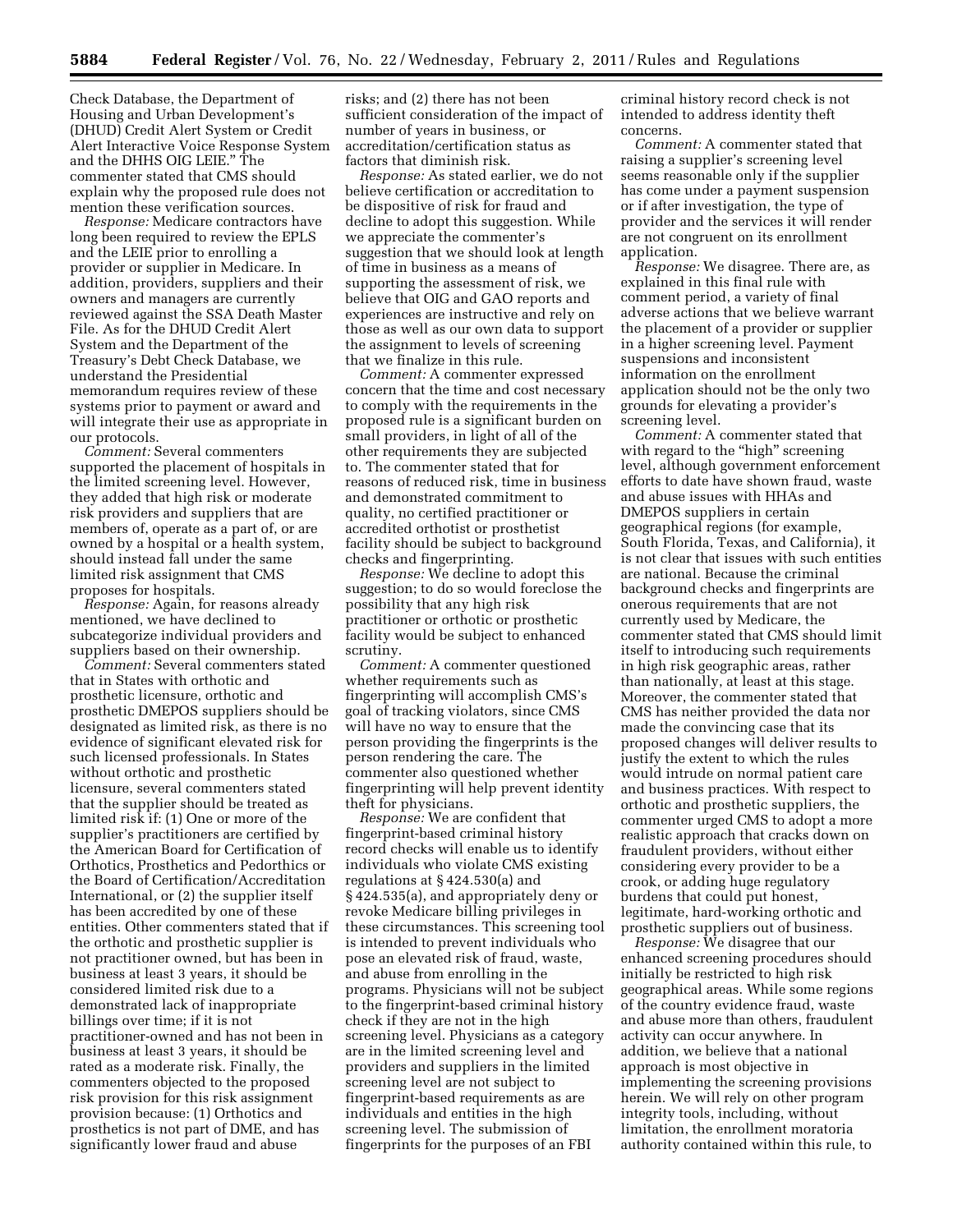Check Database, the Department of Housing and Urban Development's (DHUD) Credit Alert System or Credit Alert Interactive Voice Response System and the DHHS OIG LEIE." The commenter stated that CMS should explain why the proposed rule does not mention these verification sources.

*Response:* Medicare contractors have long been required to review the EPLS and the LEIE prior to enrolling a provider or supplier in Medicare. In addition, providers, suppliers and their owners and managers are currently reviewed against the SSA Death Master File. As for the DHUD Credit Alert System and the Department of the Treasury's Debt Check Database, we understand the Presidential memorandum requires review of these systems prior to payment or award and will integrate their use as appropriate in our protocols.

*Comment:* Several commenters supported the placement of hospitals in the limited screening level. However, they added that high risk or moderate risk providers and suppliers that are members of, operate as a part of, or are owned by a hospital or a health system, should instead fall under the same limited risk assignment that CMS proposes for hospitals.

*Response:* Again, for reasons already mentioned, we have declined to subcategorize individual providers and suppliers based on their ownership.

*Comment:* Several commenters stated that in States with orthotic and prosthetic licensure, orthotic and prosthetic DMEPOS suppliers should be designated as limited risk, as there is no evidence of significant elevated risk for such licensed professionals. In States without orthotic and prosthetic licensure, several commenters stated that the supplier should be treated as limited risk if: (1) One or more of the supplier's practitioners are certified by the American Board for Certification of Orthotics, Prosthetics and Pedorthics or the Board of Certification/Accreditation International, or (2) the supplier itself has been accredited by one of these entities. Other commenters stated that if the orthotic and prosthetic supplier is not practitioner owned, but has been in business at least 3 years, it should be considered limited risk due to a demonstrated lack of inappropriate billings over time; if it is not practitioner-owned and has not been in business at least 3 years, it should be rated as a moderate risk. Finally, the commenters objected to the proposed risk provision for this risk assignment provision because: (1) Orthotics and prosthetics is not part of DME, and has significantly lower fraud and abuse risks; and (2) there has not been sufficient consideration of the impact of number of years in business, or accreditation/certification status as factors that diminish risk.

*Response:* As stated earlier, we do not believe certification or accreditation to be dispositive of risk for fraud and decline to adopt this suggestion. While we appreciate the commenter's suggestion that we should look at length of time in business as a means of supporting the assessment of risk, we believe that OIG and GAO reports and experiences are instructive and rely on those as well as our own data to support the assignment to levels of screening that we finalize in this rule.

*Comment:* A commenter expressed concern that the time and cost necessary to comply with the requirements in the proposed rule is a significant burden on small providers, in light of all of the other requirements they are subjected to. The commenter stated that for reasons of reduced risk, time in business and demonstrated commitment to quality, no certified practitioner or accredited orthotist or prosthetist facility should be subject to background checks and fingerprinting.

*Response:* We decline to adopt this suggestion; to do so would foreclose the possibility that any high risk practitioner or orthotic or prosthetic facility would be subject to enhanced scrutiny.

*Comment:* A commenter questioned whether requirements such as fingerprinting will accomplish CMS's goal of tracking violators, since CMS will have no way to ensure that the person providing the fingerprints is the person rendering the care. The commenter also questioned whether fingerprinting will help prevent identity theft for physicians.

*Response:* We are confident that fingerprint-based criminal history record checks will enable us to identify individuals who violate CMS existing regulations at § 424.530(a) and § 424.535(a), and appropriately deny or revoke Medicare billing privileges in these circumstances. This screening tool is intended to prevent individuals who pose an elevated risk of fraud, waste, and abuse from enrolling in the programs. Physicians will not be subject to the fingerprint-based criminal history check if they are not in the high screening level. Physicians as a category are in the limited screening level and providers and suppliers in the limited screening level are not subject to fingerprint-based requirements as are individuals and entities in the high screening level. The submission of fingerprints for the purposes of an FBI criminal history record check is not intended to address identity theft concerns.

*Comment:* A commenter stated that raising a supplier's screening level seems reasonable only if the supplier has come under a payment suspension or if after investigation, the type of provider and the services it will render are not congruent on its enrollment application.

*Response:* We disagree. There are, as explained in this final rule with comment period, a variety of final adverse actions that we believe warrant the placement of a provider or supplier in a higher screening level. Payment suspensions and inconsistent information on the enrollment application should not be the only two grounds for elevating a provider's screening level.

*Comment:* A commenter stated that with regard to the "high" screening level, although government enforcement efforts to date have shown fraud, waste and abuse issues with HHAs and DMEPOS suppliers in certain geographical regions (for example, South Florida, Texas, and California), it is not clear that issues with such entities are national. Because the criminal background checks and fingerprints are onerous requirements that are not currently used by Medicare, the commenter stated that CMS should limit itself to introducing such requirements in high risk geographic areas, rather than nationally, at least at this stage. Moreover, the commenter stated that CMS has neither provided the data nor made the convincing case that its proposed changes will deliver results to justify the extent to which the rules would intrude on normal patient care and business practices. With respect to orthotic and prosthetic suppliers, the commenter urged CMS to adopt a more realistic approach that cracks down on fraudulent providers, without either considering every provider to be a crook, or adding huge regulatory burdens that could put honest, legitimate, hard-working orthotic and prosthetic suppliers out of business.

*Response:* We disagree that our enhanced screening procedures should initially be restricted to high risk geographical areas. While some regions of the country evidence fraud, waste and abuse more than others, fraudulent activity can occur anywhere. In addition, we believe that a national approach is most objective in implementing the screening provisions herein. We will rely on other program integrity tools, including, without limitation, the enrollment moratoria authority contained within this rule, to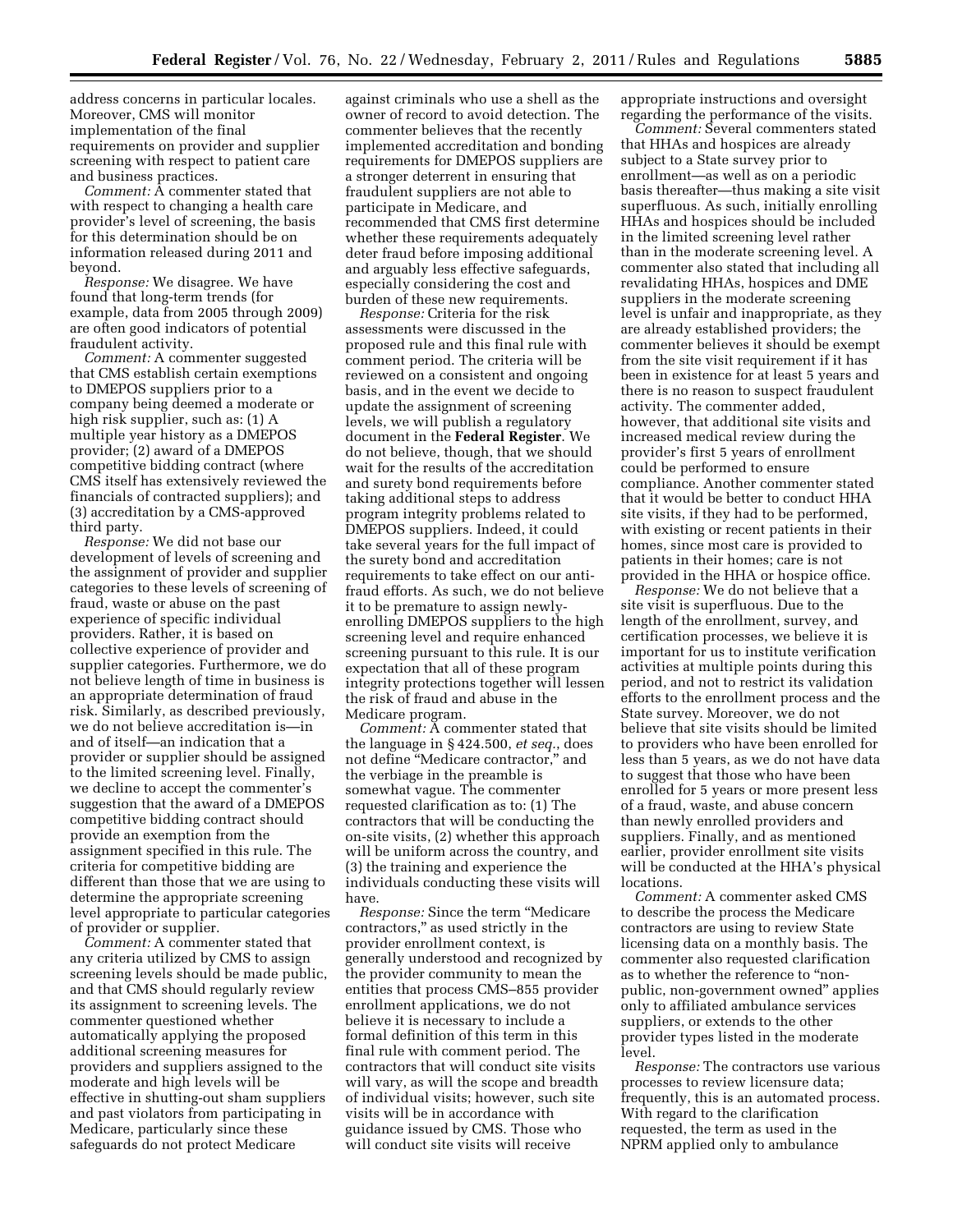address concerns in particular locales. Moreover, CMS will monitor implementation of the final requirements on provider and supplier screening with respect to patient care and business practices.

*Comment:* A commenter stated that with respect to changing a health care provider's level of screening, the basis for this determination should be on information released during 2011 and beyond.

*Response:* We disagree. We have found that long-term trends (for example, data from 2005 through 2009) are often good indicators of potential fraudulent activity.

*Comment:* A commenter suggested that CMS establish certain exemptions to DMEPOS suppliers prior to a company being deemed a moderate or high risk supplier, such as: (1) A multiple year history as a DMEPOS provider; (2) award of a DMEPOS competitive bidding contract (where CMS itself has extensively reviewed the financials of contracted suppliers); and (3) accreditation by a CMS-approved third party.

*Response:* We did not base our development of levels of screening and the assignment of provider and supplier categories to these levels of screening of fraud, waste or abuse on the past experience of specific individual providers. Rather, it is based on collective experience of provider and supplier categories. Furthermore, we do not believe length of time in business is an appropriate determination of fraud risk. Similarly, as described previously, we do not believe accreditation is—in and of itself—an indication that a provider or supplier should be assigned to the limited screening level. Finally, we decline to accept the commenter's suggestion that the award of a DMEPOS competitive bidding contract should provide an exemption from the assignment specified in this rule. The criteria for competitive bidding are different than those that we are using to determine the appropriate screening level appropriate to particular categories of provider or supplier.

*Comment:* A commenter stated that any criteria utilized by CMS to assign screening levels should be made public, and that CMS should regularly review its assignment to screening levels. The commenter questioned whether automatically applying the proposed additional screening measures for providers and suppliers assigned to the moderate and high levels will be effective in shutting-out sham suppliers and past violators from participating in Medicare, particularly since these safeguards do not protect Medicare against criminals who use a shell as the owner of record to avoid detection. The commenter believes that the recently implemented accreditation and bonding requirements for DMEPOS suppliers are a stronger deterrent in ensuring that fraudulent suppliers are not able to participate in Medicare, and recommended that CMS first determine whether these requirements adequately deter fraud before imposing additional and arguably less effective safeguards, especially considering the cost and burden of these new requirements.

*Response:* Criteria for the risk assessments were discussed in the proposed rule and this final rule with comment period. The criteria will be reviewed on a consistent and ongoing basis, and in the event we decide to update the assignment of screening levels, we will publish a regulatory document in the **Federal Register**. We do not believe, though, that we should wait for the results of the accreditation and surety bond requirements before taking additional steps to address program integrity problems related to DMEPOS suppliers. Indeed, it could take several years for the full impact of the surety bond and accreditation requirements to take effect on our anti-fraud efforts. As such, we do not believe it to be premature to assign newly-enrolling DMEPOS suppliers to the high screening level and require enhanced screening pursuant to this rule. It is our expectation that all of these program integrity protections together will lessen the risk of fraud and abuse in the Medicare program.

*Comment:* A commenter stated that the language in § 424.500, *et seq.*, does not define "Medicare contractor," and the verbiage in the preamble is somewhat vague. The commenter requested clarification as to: (1) The contractors that will be conducting the on-site visits, (2) whether this approach will be uniform across the country, and (3) the training and experience the individuals conducting these visits will have.

*Response:* Since the term "Medicare contractors," as used strictly in the provider enrollment context, is generally understood and recognized by the provider community to mean the entities that process CMS–855 provider enrollment applications, we do not believe it is necessary to include a formal definition of this term in this final rule with comment period. The contractors that will conduct site visits will vary, as will the scope and breadth of individual visits; however, such site visits will be in accordance with guidance issued by CMS. Those who will conduct site visits will receive appropriate instructions and oversight regarding the performance of the visits.

*Comment:* Several commenters stated that HHAs and hospices are already subject to a State survey prior to enrollment—as well as on a periodic basis thereafter—thus making a site visit superfluous. As such, initially enrolling HHAs and hospices should be included in the limited screening level rather than in the moderate screening level. A commenter also stated that including all revalidating HHAs, hospices and DME suppliers in the moderate screening level is unfair and inappropriate, as they are already established providers; the commenter believes it should be exempt from the site visit requirement if it has been in existence for at least 5 years and there is no reason to suspect fraudulent activity. The commenter added, however, that additional site visits and increased medical review during the provider's first 5 years of enrollment could be performed to ensure compliance. Another commenter stated that it would be better to conduct HHA site visits, if they had to be performed, with existing or recent patients in their homes, since most care is provided to patients in their homes; care is not provided in the HHA or hospice office.

*Response:* We do not believe that a site visit is superfluous. Due to the length of the enrollment, survey, and certification processes, we believe it is important for us to institute verification activities at multiple points during this period, and not to restrict its validation efforts to the enrollment process and the State survey. Moreover, we do not believe that site visits should be limited to providers who have been enrolled for less than 5 years, as we do not have data to suggest that those who have been enrolled for 5 years or more present less of a fraud, waste, and abuse concern than newly enrolled providers and suppliers. Finally, and as mentioned earlier, provider enrollment site visits will be conducted at the HHA's physical locations.

*Comment:* A commenter asked CMS to describe the process the Medicare contractors are using to review State licensing data on a monthly basis. The commenter also requested clarification as to whether the reference to "non-public, non-government owned" applies only to affiliated ambulance services suppliers, or extends to the other provider types listed in the moderate level.

*Response:* The contractors use various processes to review licensure data; frequently, this is an automated process. With regard to the clarification requested, the term as used in the NPRM applied only to ambulance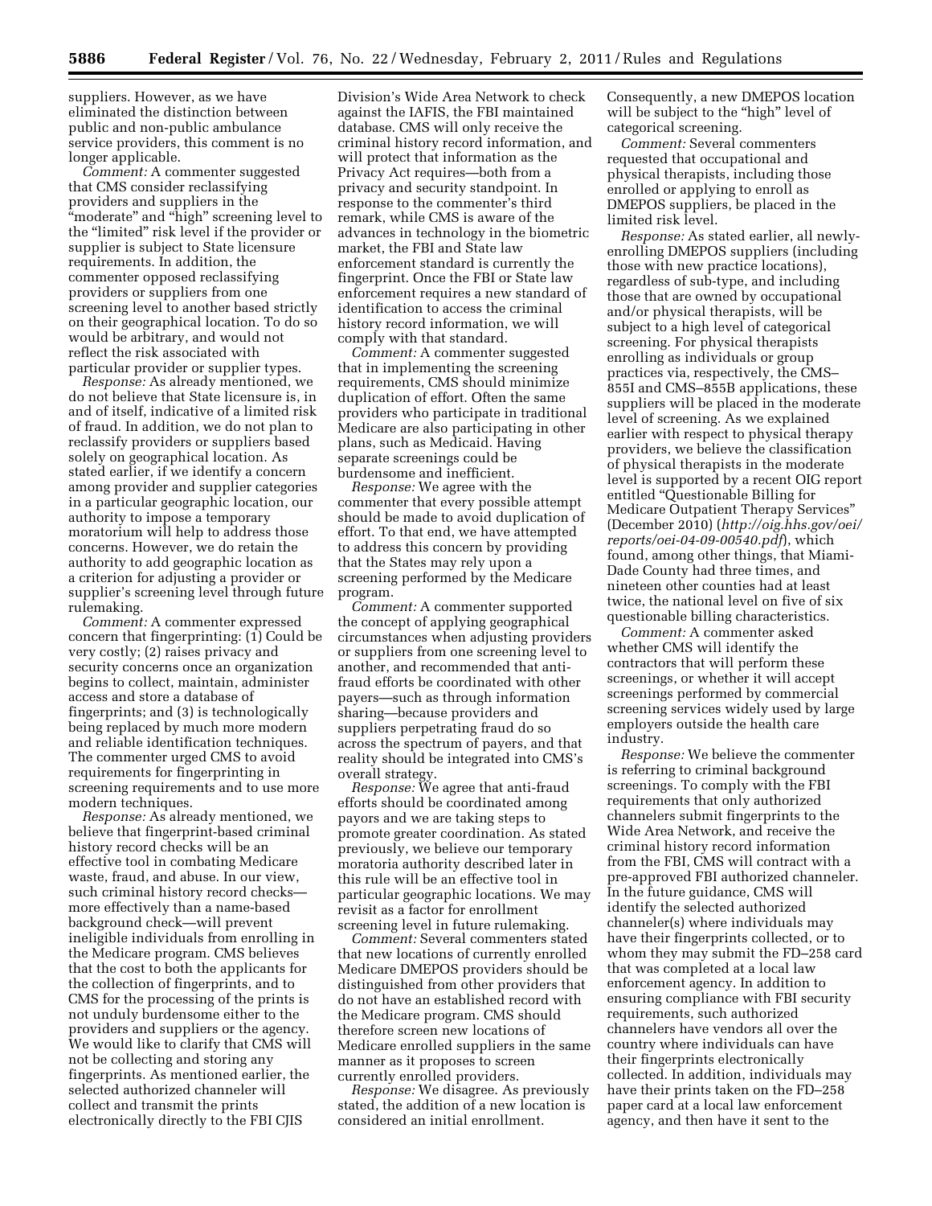suppliers. However, as we have eliminated the distinction between public and non-public ambulance service providers, this comment is no longer applicable.

*Comment:* A commenter suggested that CMS consider reclassifying providers and suppliers in the "moderate" and "high" screening level to the "limited" risk level if the provider or supplier is subject to State licensure requirements. In addition, the commenter opposed reclassifying providers or suppliers from one screening level to another based strictly on their geographical location. To do so would be arbitrary, and would not reflect the risk associated with particular provider or supplier types.

*Response:* As already mentioned, we do not believe that State licensure is, in and of itself, indicative of a limited risk of fraud. In addition, we do not plan to reclassify providers or suppliers based solely on geographical location. As stated earlier, if we identify a concern among provider and supplier categories in a particular geographic location, our authority to impose a temporary moratorium will help to address those concerns. However, we do retain the authority to add geographic location as a criterion for adjusting a provider or supplier's screening level through future rulemaking.

*Comment:* A commenter expressed concern that fingerprinting: (1) Could be very costly; (2) raises privacy and security concerns once an organization begins to collect, maintain, administer access and store a database of fingerprints; and (3) is technologically being replaced by much more modern and reliable identification techniques. The commenter urged CMS to avoid requirements for fingerprinting in screening requirements and to use more modern techniques.

*Response:* As already mentioned, we believe that fingerprint-based criminal history record checks will be an effective tool in combating Medicare waste, fraud, and abuse. In our view, such criminal history record checks—more effectively than a name-based background check—will prevent ineligible individuals from enrolling in the Medicare program. CMS believes that the cost to both the applicants for the collection of fingerprints, and to CMS for the processing of the prints is not unduly burdensome either to the providers and suppliers or the agency. We would like to clarify that CMS will not be collecting and storing any fingerprints. As mentioned earlier, the selected authorized channeler will collect and transmit the prints electronically directly to the FBI CJIS Division's Wide Area Network to check against the IAFIS, the FBI maintained database. CMS will only receive the criminal history record information, and will protect that information as the Privacy Act requires—both from a privacy and security standpoint. In response to the commenter's third remark, while CMS is aware of the advances in technology in the biometric market, the FBI and State law enforcement standard is currently the fingerprint. Once the FBI or State law enforcement requires a new standard of identification to access the criminal history record information, we will comply with that standard.

*Comment:* A commenter suggested that in implementing the screening requirements, CMS should minimize duplication of effort. Often the same providers who participate in traditional Medicare are also participating in other plans, such as Medicaid. Having separate screenings could be burdensome and inefficient.

*Response:* We agree with the commenter that every possible attempt should be made to avoid duplication of effort. To that end, we have attempted to address this concern by providing that the States may rely upon a screening performed by the Medicare program.

*Comment:* A commenter supported the concept of applying geographical circumstances when adjusting providers or suppliers from one screening level to another, and recommended that anti-fraud efforts be coordinated with other payers—such as through information sharing—because providers and suppliers perpetrating fraud do so across the spectrum of payers, and that reality should be integrated into CMS's overall strategy.

*Response:* We agree that anti-fraud efforts should be coordinated among payors and we are taking steps to promote greater coordination. As stated previously, we believe our temporary moratoria authority described later in this rule will be an effective tool in particular geographic locations. We may revisit as a factor for enrollment screening level in future rulemaking.

*Comment:* Several commenters stated that new locations of currently enrolled Medicare DMEPOS providers should be distinguished from other providers that do not have an established record with the Medicare program. CMS should therefore screen new locations of Medicare enrolled suppliers in the same manner as it proposes to screen currently enrolled providers.

*Response:* We disagree. As previously stated, the addition of a new location is considered an initial enrollment. Consequently, a new DMEPOS location will be subject to the "high" level of categorical screening.

*Comment:* Several commenters requested that occupational and physical therapists, including those enrolled or applying to enroll as DMEPOS suppliers, be placed in the limited risk level.

*Response:* As stated earlier, all newly-enrolling DMEPOS suppliers (including those with new practice locations), regardless of sub-type, and including those that are owned by occupational and/or physical therapists, will be subject to a high level of categorical screening. For physical therapists enrolling as individuals or group practices via, respectively, the CMS–855I and CMS–855B applications, these suppliers will be placed in the moderate level of screening. As we explained earlier with respect to physical therapy providers, we believe the classification of physical therapists in the moderate level is supported by a recent OIG report entitled "Questionable Billing for Medicare Outpatient Therapy Services" (December 2010) (*http://oig.hhs.gov/oei/reports/oei-04-09-00540.pdf*), which found, among other things, that Miami-Dade County had three times, and nineteen other counties had at least twice, the national level on five of six questionable billing characteristics.

*Comment:* A commenter asked whether CMS will identify the contractors that will perform these screenings, or whether it will accept screenings performed by commercial screening services widely used by large employers outside the health care industry.

*Response:* We believe the commenter is referring to criminal background screenings. To comply with the FBI requirements that only authorized channelers submit fingerprints to the Wide Area Network, and receive the criminal history record information from the FBI, CMS will contract with a pre-approved FBI authorized channeler. In the future guidance, CMS will identify the selected authorized channeler(s) where individuals may have their fingerprints collected, or to whom they may submit the FD–258 card that was completed at a local law enforcement agency. In addition to ensuring compliance with FBI security requirements, such authorized channelers have vendors all over the country where individuals can have their fingerprints electronically collected. In addition, individuals may have their prints taken on the FD–258 paper card at a local law enforcement agency, and then have it sent to the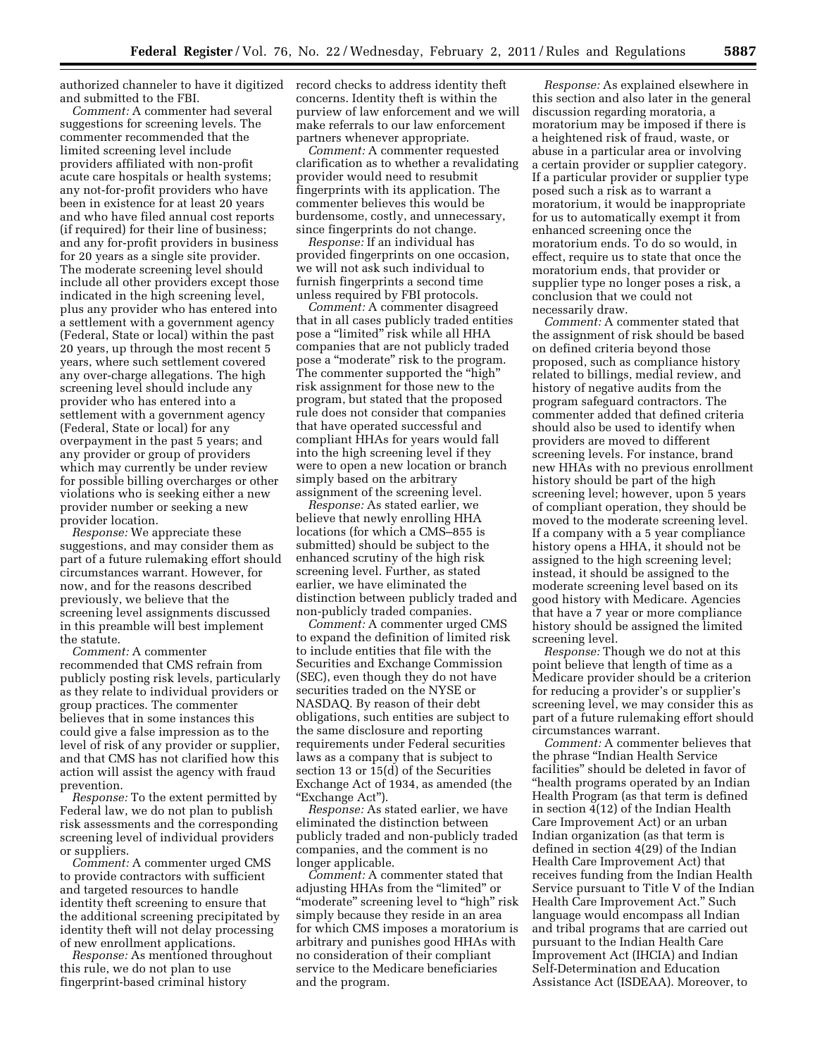authorized channeler to have it digitized and submitted to the FBI.

*Comment:* A commenter had several suggestions for screening levels. The commenter recommended that the limited screening level include providers affiliated with non-profit acute care hospitals or health systems; any not-for-profit providers who have been in existence for at least 20 years and who have filed annual cost reports (if required) for their line of business; and any for-profit providers in business for 20 years as a single site provider. The moderate screening level should include all other providers except those indicated in the high screening level, plus any provider who has entered into a settlement with a government agency (Federal, State or local) within the past 20 years, up through the most recent 5 years, where such settlement covered any over-charge allegations. The high screening level should include any provider who has entered into a settlement with a government agency (Federal, State or local) for any overpayment in the past 5 years; and any provider or group of providers which may currently be under review for possible billing overcharges or other violations who is seeking either a new provider number or seeking a new provider location.

*Response:* We appreciate these suggestions, and may consider them as part of a future rulemaking effort should circumstances warrant. However, for now, and for the reasons described previously, we believe that the screening level assignments discussed in this preamble will best implement the statute.

*Comment:* A commenter recommended that CMS refrain from publicly posting risk levels, particularly as they relate to individual providers or group practices. The commenter believes that in some instances this could give a false impression as to the level of risk of any provider or supplier, and that CMS has not clarified how this action will assist the agency with fraud prevention.

*Response:* To the extent permitted by Federal law, we do not plan to publish risk assessments and the corresponding screening level of individual providers or suppliers.

*Comment:* A commenter urged CMS to provide contractors with sufficient and targeted resources to handle identity theft screening to ensure that the additional screening precipitated by identity theft will not delay processing of new enrollment applications.

*Response:* As mentioned throughout this rule, we do not plan to use fingerprint-based criminal history record checks to address identity theft concerns. Identity theft is within the purview of law enforcement and we will make referrals to our law enforcement partners whenever appropriate.

*Comment:* A commenter requested clarification as to whether a revalidating provider would need to resubmit fingerprints with its application. The commenter believes this would be burdensome, costly, and unnecessary, since fingerprints do not change.

*Response:* If an individual has provided fingerprints on one occasion, we will not ask such individual to furnish fingerprints a second time unless required by FBI protocols.

*Comment:* A commenter disagreed that in all cases publicly traded entities pose a "limited" risk while all HHA companies that are not publicly traded pose a "moderate" risk to the program. The commenter supported the "high" risk assignment for those new to the program, but stated that the proposed rule does not consider that companies that have operated successful and compliant HHAs for years would fall into the high screening level if they were to open a new location or branch simply based on the arbitrary assignment of the screening level.

*Response:* As stated earlier, we believe that newly enrolling HHA locations (for which a CMS–855 is submitted) should be subject to the enhanced scrutiny of the high risk screening level. Further, as stated earlier, we have eliminated the distinction between publicly traded and non-publicly traded companies.

*Comment:* A commenter urged CMS to expand the definition of limited risk to include entities that file with the Securities and Exchange Commission (SEC), even though they do not have securities traded on the NYSE or NASDAQ. By reason of their debt obligations, such entities are subject to the same disclosure and reporting requirements under Federal securities laws as a company that is subject to section 13 or 15(d) of the Securities Exchange Act of 1934, as amended (the "Exchange Act").

*Response:* As stated earlier, we have eliminated the distinction between publicly traded and non-publicly traded companies, and the comment is no longer applicable.

*Comment:* A commenter stated that adjusting HHAs from the "limited" or "moderate" screening level to "high" risk simply because they reside in an area for which CMS imposes a moratorium is arbitrary and punishes good HHAs with no consideration of their compliant service to the Medicare beneficiaries and the program.

*Response:* As explained elsewhere in this section and also later in the general discussion regarding moratoria, a moratorium may be imposed if there is a heightened risk of fraud, waste, or abuse in a particular area or involving a certain provider or supplier category. If a particular provider or supplier type posed such a risk as to warrant a moratorium, it would be inappropriate for us to automatically exempt it from enhanced screening once the moratorium ends. To do so would, in effect, require us to state that once the moratorium ends, that provider or supplier type no longer poses a risk, a conclusion that we could not necessarily draw.

*Comment:* A commenter stated that the assignment of risk should be based on defined criteria beyond those proposed, such as compliance history related to billings, medial review, and history of negative audits from the program safeguard contractors. The commenter added that defined criteria should also be used to identify when providers are moved to different screening levels. For instance, brand new HHAs with no previous enrollment history should be part of the high screening level; however, upon 5 years of compliant operation, they should be moved to the moderate screening level. If a company with a 5 year compliance history opens a HHA, it should not be assigned to the high screening level; instead, it should be assigned to the moderate screening level based on its good history with Medicare. Agencies that have a 7 year or more compliance history should be assigned the limited screening level.

*Response:* Though we do not at this point believe that length of time as a Medicare provider should be a criterion for reducing a provider's or supplier's screening level, we may consider this as part of a future rulemaking effort should circumstances warrant.

*Comment:* A commenter believes that the phrase "Indian Health Service facilities" should be deleted in favor of "health programs operated by an Indian Health Program (as that term is defined in section 4(12) of the Indian Health Care Improvement Act) or an urban Indian organization (as that term is defined in section 4(29) of the Indian Health Care Improvement Act) that receives funding from the Indian Health Service pursuant to Title V of the Indian Health Care Improvement Act." Such language would encompass all Indian and tribal programs that are carried out pursuant to the Indian Health Care Improvement Act (IHCIA) and Indian Self-Determination and Education Assistance Act (ISDEAA). Moreover, to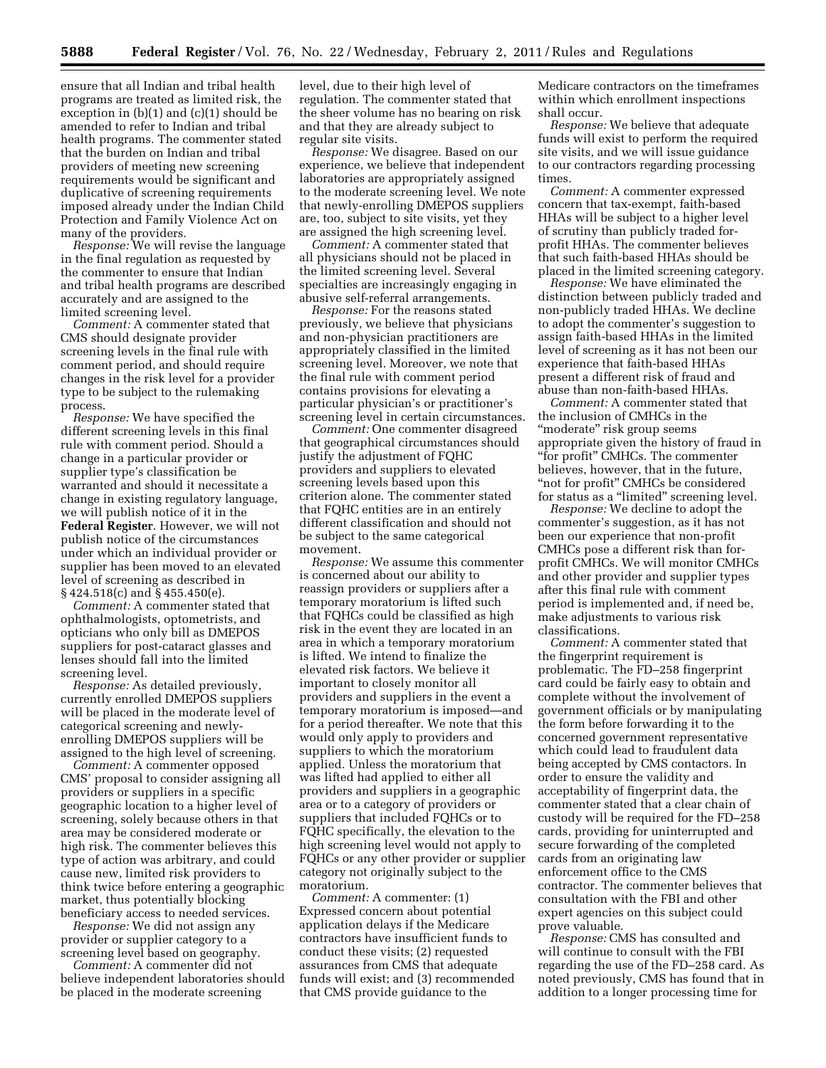ensure that all Indian and tribal health programs are treated as limited risk, the exception in (b)(1) and (c)(1) should be amended to refer to Indian and tribal health programs. The commenter stated that the burden on Indian and tribal providers of meeting new screening requirements would be significant and duplicative of screening requirements imposed already under the Indian Child Protection and Family Violence Act on many of the providers.

*Response:* We will revise the language in the final regulation as requested by the commenter to ensure that Indian and tribal health programs are described accurately and are assigned to the limited screening level.

*Comment:* A commenter stated that CMS should designate provider screening levels in the final rule with comment period, and should require changes in the risk level for a provider type to be subject to the rulemaking process.

*Response:* We have specified the different screening levels in this final rule with comment period. Should a change in a particular provider or supplier type's classification be warranted and should it necessitate a change in existing regulatory language, we will publish notice of it in the **Federal Register**. However, we will not publish notice of the circumstances under which an individual provider or supplier has been moved to an elevated level of screening as described in § 424.518(c) and § 455.450(e).

*Comment:* A commenter stated that ophthalmologists, optometrists, and opticians who only bill as DMEPOS suppliers for post-cataract glasses and lenses should fall into the limited screening level.

*Response:* As detailed previously, currently enrolled DMEPOS suppliers will be placed in the moderate level of categorical screening and newly-enrolling DMEPOS suppliers will be assigned to the high level of screening.

*Comment:* A commenter opposed CMS' proposal to consider assigning all providers or suppliers in a specific geographic location to a higher level of screening, solely because others in that area may be considered moderate or high risk. The commenter believes this type of action was arbitrary, and could cause new, limited risk providers to think twice before entering a geographic market, thus potentially blocking beneficiary access to needed services.

*Response:* We did not assign any provider or supplier category to a screening level based on geography.

*Comment:* A commenter did not believe independent laboratories should be placed in the moderate screening level, due to their high level of regulation. The commenter stated that the sheer volume has no bearing on risk and that they are already subject to regular site visits.

*Response:* We disagree. Based on our experience, we believe that independent laboratories are appropriately assigned to the moderate screening level. We note that newly-enrolling DMEPOS suppliers are, too, subject to site visits, yet they are assigned the high screening level.

*Comment:* A commenter stated that all physicians should not be placed in the limited screening level. Several specialties are increasingly engaging in abusive self-referral arrangements.

*Response:* For the reasons stated previously, we believe that physicians and non-physician practitioners are appropriately classified in the limited screening level. Moreover, we note that the final rule with comment period contains provisions for elevating a particular physician's or practitioner's screening level in certain circumstances.

*Comment:* One commenter disagreed that geographical circumstances should justify the adjustment of FQHC providers and suppliers to elevated screening levels based upon this criterion alone. The commenter stated that FQHC entities are in an entirely different classification and should not be subject to the same categorical movement.

*Response:* We assume this commenter is concerned about our ability to reassign providers or suppliers after a temporary moratorium is lifted such that FQHCs could be classified as high risk in the event they are located in an area in which a temporary moratorium is lifted. We intend to finalize the elevated risk factors. We believe it important to closely monitor all providers and suppliers in the event a temporary moratorium is imposed—and for a period thereafter. We note that this would only apply to providers and suppliers to which the moratorium applied. Unless the moratorium that was lifted had applied to either all providers and suppliers in a geographic area or to a category of providers or suppliers that included FQHCs or to FQHC specifically, the elevation to the high screening level would not apply to FQHCs or any other provider or supplier category not originally subject to the moratorium.

*Comment:* A commenter: (1) Expressed concern about potential application delays if the Medicare contractors have insufficient funds to conduct these visits; (2) requested assurances from CMS that adequate funds will exist; and (3) recommended that CMS provide guidance to the Medicare contractors on the timeframes within which enrollment inspections shall occur.

*Response:* We believe that adequate funds will exist to perform the required site visits, and we will issue guidance to our contractors regarding processing times.

*Comment:* A commenter expressed concern that tax-exempt, faith-based HHAs will be subject to a higher level of scrutiny than publicly traded for-profit HHAs. The commenter believes that such faith-based HHAs should be placed in the limited screening category.

*Response:* We have eliminated the distinction between publicly traded and non-publicly traded HHAs. We decline to adopt the commenter's suggestion to assign faith-based HHAs in the limited level of screening as it has not been our experience that faith-based HHAs present a different risk of fraud and abuse than non-faith-based HHAs.

*Comment:* A commenter stated that the inclusion of CMHCs in the "moderate" risk group seems appropriate given the history of fraud in "for profit" CMHCs. The commenter believes, however, that in the future, "not for profit" CMHCs be considered for status as a "limited" screening level.

*Response:* We decline to adopt the commenter's suggestion, as it has not been our experience that non-profit CMHCs pose a different risk than for-profit CMHCs. We will monitor CMHCs and other provider and supplier types after this final rule with comment period is implemented and, if need be, make adjustments to various risk classifications.

*Comment:* A commenter stated that the fingerprint requirement is problematic. The FD–258 fingerprint card could be fairly easy to obtain and complete without the involvement of government officials or by manipulating the form before forwarding it to the concerned government representative which could lead to fraudulent data being accepted by CMS contactors. In order to ensure the validity and acceptability of fingerprint data, the commenter stated that a clear chain of custody will be required for the FD–258 cards, providing for uninterrupted and secure forwarding of the completed cards from an originating law enforcement office to the CMS contractor. The commenter believes that consultation with the FBI and other expert agencies on this subject could prove valuable.

*Response:* CMS has consulted and will continue to consult with the FBI regarding the use of the FD–258 card. As noted previously, CMS has found that in addition to a longer processing time for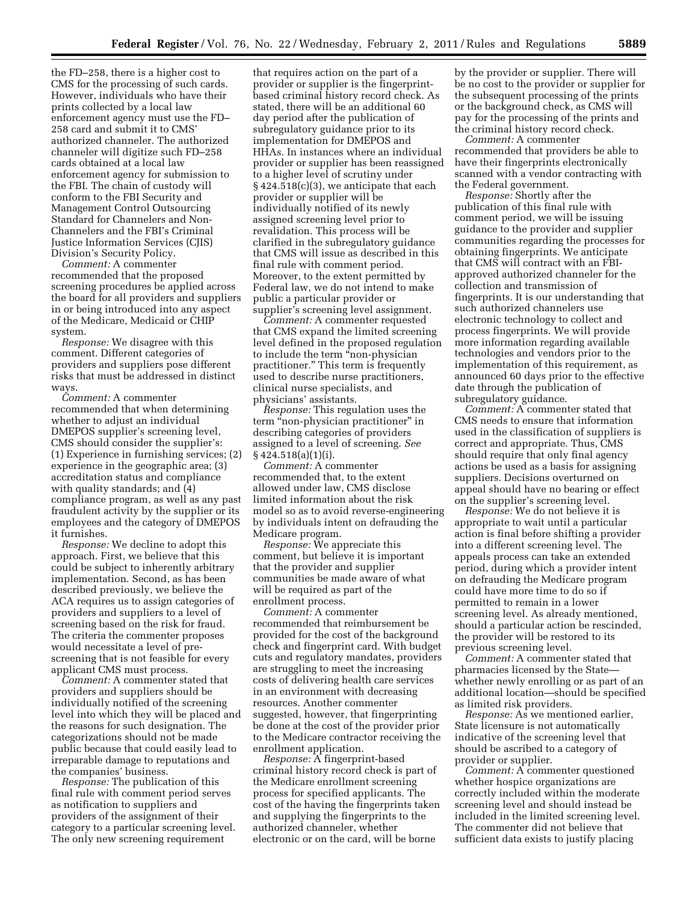the FD–258, there is a higher cost to CMS for the processing of such cards. However, individuals who have their prints collected by a local law enforcement agency must use the FD–258 card and submit it to CMS' authorized channeler. The authorized channeler will digitize such FD–258 cards obtained at a local law enforcement agency for submission to the FBI. The chain of custody will conform to the FBI Security and Management Control Outsourcing Standard for Channelers and Non-Channelers and the FBI's Criminal Justice Information Services (CJIS) Division's Security Policy.

*Comment:* A commenter recommended that the proposed screening procedures be applied across the board for all providers and suppliers in or being introduced into any aspect of the Medicare, Medicaid or CHIP system.

*Response:* We disagree with this comment. Different categories of providers and suppliers pose different risks that must be addressed in distinct ways.

*Comment:* A commenter recommended that when determining whether to adjust an individual DMEPOS supplier's screening level, CMS should consider the supplier's: (1) Experience in furnishing services; (2) experience in the geographic area; (3) accreditation status and compliance with quality standards; and (4) compliance program, as well as any past fraudulent activity by the supplier or its employees and the category of DMEPOS it furnishes.

*Response:* We decline to adopt this approach. First, we believe that this could be subject to inherently arbitrary implementation. Second, as has been described previously, we believe the ACA requires us to assign categories of providers and suppliers to a level of screening based on the risk for fraud. The criteria the commenter proposes would necessitate a level of pre-screening that is not feasible for every applicant CMS must process.

*Comment:* A commenter stated that providers and suppliers should be individually notified of the screening level into which they will be placed and the reasons for such designation. The categorizations should not be made public because that could easily lead to irreparable damage to reputations and the companies' business.

*Response:* The publication of this final rule with comment period serves as notification to suppliers and providers of the assignment of their category to a particular screening level. The only new screening requirement that requires action on the part of a provider or supplier is the fingerprint-based criminal history record check. As stated, there will be an additional 60 day period after the publication of subregulatory guidance prior to its implementation for DMEPOS and HHAs. In instances where an individual provider or supplier has been reassigned to a higher level of scrutiny under § 424.518(c)(3), we anticipate that each provider or supplier will be individually notified of its newly assigned screening level prior to revalidation. This process will be clarified in the subregulatory guidance that CMS will issue as described in this final rule with comment period. Moreover, to the extent permitted by Federal law, we do not intend to make public a particular provider or supplier's screening level assignment.

*Comment:* A commenter requested that CMS expand the limited screening level defined in the proposed regulation to include the term "non-physician practitioner." This term is frequently used to describe nurse practitioners, clinical nurse specialists, and physicians' assistants.

*Response:* This regulation uses the term "non-physician practitioner" in describing categories of providers assigned to a level of screening. *See* § 424.518(a)(1)(i).

*Comment:* A commenter recommended that, to the extent allowed under law, CMS disclose limited information about the risk model so as to avoid reverse-engineering by individuals intent on defrauding the Medicare program.

*Response:* We appreciate this comment, but believe it is important that the provider and supplier communities be made aware of what will be required as part of the enrollment process.

*Comment:* A commenter recommended that reimbursement be provided for the cost of the background check and fingerprint card. With budget cuts and regulatory mandates, providers are struggling to meet the increasing costs of delivering health care services in an environment with decreasing resources. Another commenter suggested, however, that fingerprinting be done at the cost of the provider prior to the Medicare contractor receiving the enrollment application.

*Response:* A fingerprint-based criminal history record check is part of the Medicare enrollment screening process for specified applicants. The cost of the having the fingerprints taken and supplying the fingerprints to the authorized channeler, whether electronic or on the card, will be borne by the provider or supplier. There will be no cost to the provider or supplier for the subsequent processing of the prints or the background check, as CMS will pay for the processing of the prints and the criminal history record check.

*Comment:* A commenter recommended that providers be able to have their fingerprints electronically scanned with a vendor contracting with the Federal government.

*Response:* Shortly after the publication of this final rule with comment period, we will be issuing guidance to the provider and supplier communities regarding the processes for obtaining fingerprints. We anticipate that CMS will contract with an FBI-approved authorized channeler for the collection and transmission of fingerprints. It is our understanding that such authorized channelers use electronic technology to collect and process fingerprints. We will provide more information regarding available technologies and vendors prior to the implementation of this requirement, as announced 60 days prior to the effective date through the publication of subregulatory guidance.

*Comment:* A commenter stated that CMS needs to ensure that information used in the classification of suppliers is correct and appropriate. Thus, CMS should require that only final agency actions be used as a basis for assigning suppliers. Decisions overturned on appeal should have no bearing or effect on the supplier's screening level.

*Response:* We do not believe it is appropriate to wait until a particular action is final before shifting a provider into a different screening level. The appeals process can take an extended period, during which a provider intent on defrauding the Medicare program could have more time to do so if permitted to remain in a lower screening level. As already mentioned, should a particular action be rescinded, the provider will be restored to its previous screening level.

*Comment:* A commenter stated that pharmacies licensed by the State—whether newly enrolling or as part of an additional location—should be specified as limited risk providers.

*Response:* As we mentioned earlier, State licensure is not automatically indicative of the screening level that should be ascribed to a category of provider or supplier.

*Comment:* A commenter questioned whether hospice organizations are correctly included within the moderate screening level and should instead be included in the limited screening level. The commenter did not believe that sufficient data exists to justify placing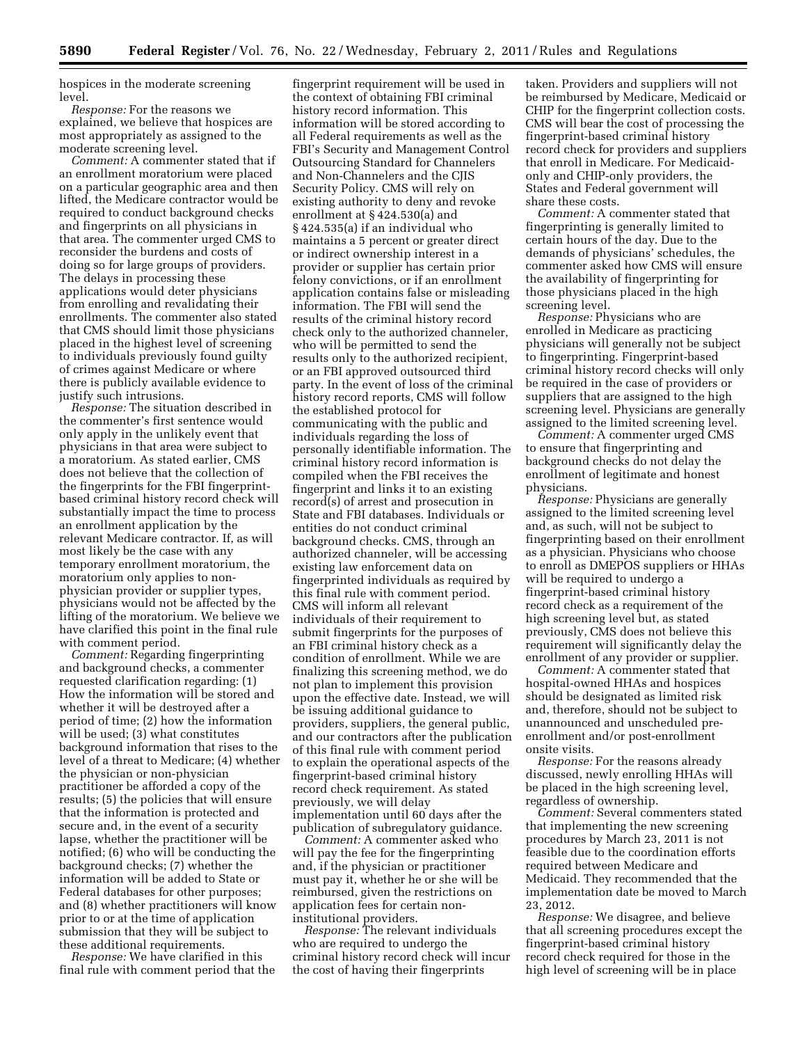hospices in the moderate screening level.

*Response:* For the reasons we explained, we believe that hospices are most appropriately as assigned to the moderate screening level.

*Comment:* A commenter stated that if an enrollment moratorium were placed on a particular geographic area and then lifted, the Medicare contractor would be required to conduct background checks and fingerprints on all physicians in that area. The commenter urged CMS to reconsider the burdens and costs of doing so for large groups of providers. The delays in processing these applications would deter physicians from enrolling and revalidating their enrollments. The commenter also stated that CMS should limit those physicians placed in the highest level of screening to individuals previously found guilty of crimes against Medicare or where there is publicly available evidence to justify such intrusions.

*Response:* The situation described in the commenter's first sentence would only apply in the unlikely event that physicians in that area were subject to a moratorium. As stated earlier, CMS does not believe that the collection of the fingerprints for the FBI fingerprint-based criminal history record check will substantially impact the time to process an enrollment application by the relevant Medicare contractor. If, as will most likely be the case with any temporary enrollment moratorium, the moratorium only applies to non-physician provider or supplier types, physicians would not be affected by the lifting of the moratorium. We believe we have clarified this point in the final rule with comment period.

*Comment:* Regarding fingerprinting and background checks, a commenter requested clarification regarding: (1) How the information will be stored and whether it will be destroyed after a period of time; (2) how the information will be used; (3) what constitutes background information that rises to the level of a threat to Medicare; (4) whether the physician or non-physician practitioner be afforded a copy of the results; (5) the policies that will ensure that the information is protected and secure and, in the event of a security lapse, whether the practitioner will be notified; (6) who will be conducting the background checks; (7) whether the information will be added to State or Federal databases for other purposes; and (8) whether practitioners will know prior to or at the time of application submission that they will be subject to these additional requirements.

*Response:* We have clarified in this final rule with comment period that the fingerprint requirement will be used in the context of obtaining FBI criminal history record information. This information will be stored according to all Federal requirements as well as the FBI's Security and Management Control Outsourcing Standard for Channelers and Non-Channelers and the CJIS Security Policy. CMS will rely on existing authority to deny and revoke enrollment at § 424.530(a) and § 424.535(a) if an individual who maintains a 5 percent or greater direct or indirect ownership interest in a provider or supplier has certain prior felony convictions, or if an enrollment application contains false or misleading information. The FBI will send the results of the criminal history record check only to the authorized channeler, who will be permitted to send the results only to the authorized recipient, or an FBI approved outsourced third party. In the event of loss of the criminal history record reports, CMS will follow the established protocol for communicating with the public and individuals regarding the loss of personally identifiable information. The criminal history record information is compiled when the FBI receives the fingerprint and links it to an existing record(s) of arrest and prosecution in State and FBI databases. Individuals or entities do not conduct criminal background checks. CMS, through an authorized channeler, will be accessing existing law enforcement data on fingerprinted individuals as required by this final rule with comment period. CMS will inform all relevant individuals of their requirement to submit fingerprints for the purposes of an FBI criminal history check as a condition of enrollment. While we are finalizing this screening method, we do not plan to implement this provision upon the effective date. Instead, we will be issuing additional guidance to providers, suppliers, the general public, and our contractors after the publication of this final rule with comment period to explain the operational aspects of the fingerprint-based criminal history record check requirement. As stated previously, we will delay implementation until 60 days after the publication of subregulatory guidance.

*Comment:* A commenter asked who will pay the fee for the fingerprinting and, if the physician or practitioner must pay it, whether he or she will be reimbursed, given the restrictions on application fees for certain non-institutional providers.

*Response:* The relevant individuals who are required to undergo the criminal history record check will incur the cost of having their fingerprints taken. Providers and suppliers will not be reimbursed by Medicare, Medicaid or CHIP for the fingerprint collection costs. CMS will bear the cost of processing the fingerprint-based criminal history record check for providers and suppliers that enroll in Medicare. For Medicaid-only and CHIP-only providers, the States and Federal government will share these costs.

*Comment:* A commenter stated that fingerprinting is generally limited to certain hours of the day. Due to the demands of physicians' schedules, the commenter asked how CMS will ensure the availability of fingerprinting for those physicians placed in the high screening level.

*Response:* Physicians who are enrolled in Medicare as practicing physicians will generally not be subject to fingerprinting. Fingerprint-based criminal history record checks will only be required in the case of providers or suppliers that are assigned to the high screening level. Physicians are generally assigned to the limited screening level.

*Comment:* A commenter urged CMS to ensure that fingerprinting and background checks do not delay the enrollment of legitimate and honest physicians.

*Response:* Physicians are generally assigned to the limited screening level and, as such, will not be subject to fingerprinting based on their enrollment as a physician. Physicians who choose to enroll as DMEPOS suppliers or HHAs will be required to undergo a fingerprint-based criminal history record check as a requirement of the high screening level but, as stated previously, CMS does not believe this requirement will significantly delay the enrollment of any provider or supplier.

*Comment:* A commenter stated that hospital-owned HHAs and hospices should be designated as limited risk and, therefore, should not be subject to unannounced and unscheduled pre-enrollment and/or post-enrollment onsite visits.

*Response:* For the reasons already discussed, newly enrolling HHAs will be placed in the high screening level, regardless of ownership.

*Comment:* Several commenters stated that implementing the new screening procedures by March 23, 2011 is not feasible due to the coordination efforts required between Medicare and Medicaid. They recommended that the implementation date be moved to March 23, 2012.

*Response:* We disagree, and believe that all screening procedures except the fingerprint-based criminal history record check required for those in the high level of screening will be in place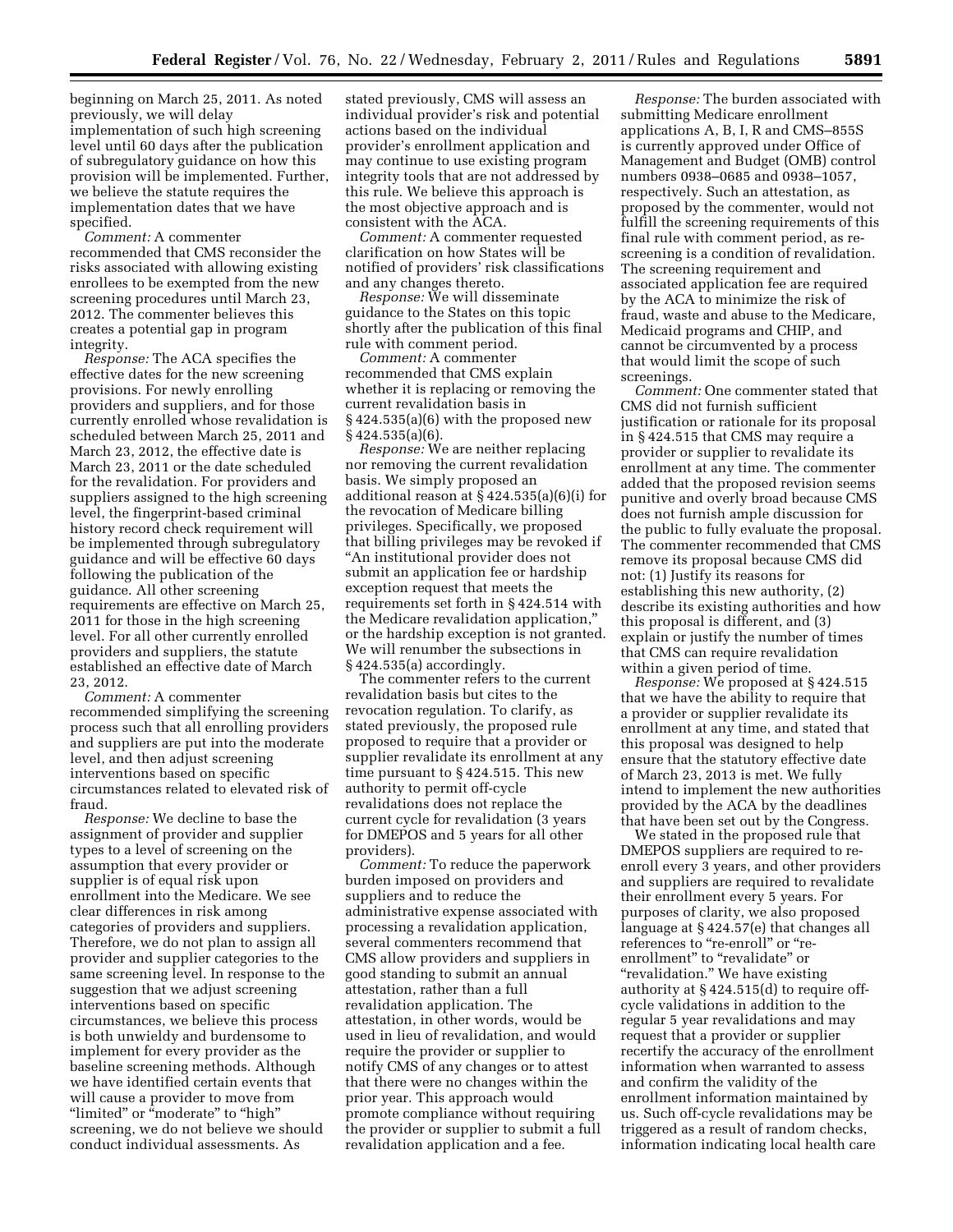beginning on March 25, 2011. As noted previously, we will delay implementation of such high screening level until 60 days after the publication of subregulatory guidance on how this provision will be implemented. Further, we believe the statute requires the implementation dates that we have specified.

*Comment:* A commenter recommended that CMS reconsider the risks associated with allowing existing enrollees to be exempted from the new screening procedures until March 23, 2012. The commenter believes this creates a potential gap in program integrity.

*Response:* The ACA specifies the effective dates for the new screening provisions. For newly enrolling providers and suppliers, and for those currently enrolled whose revalidation is scheduled between March 25, 2011 and March 23, 2012, the effective date is March 23, 2011 or the date scheduled for the revalidation. For providers and suppliers assigned to the high screening level, the fingerprint-based criminal history record check requirement will be implemented through subregulatory guidance and will be effective 60 days following the publication of the guidance. All other screening requirements are effective on March 25, 2011 for those in the high screening level. For all other currently enrolled providers and suppliers, the statute established an effective date of March 23, 2012.

*Comment:* A commenter recommended simplifying the screening process such that all enrolling providers and suppliers are put into the moderate level, and then adjust screening interventions based on specific circumstances related to elevated risk of fraud.

*Response:* We decline to base the assignment of provider and supplier types to a level of screening on the assumption that every provider or supplier is of equal risk upon enrollment into the Medicare. We see clear differences in risk among categories of providers and suppliers. Therefore, we do not plan to assign all provider and supplier categories to the same screening level. In response to the suggestion that we adjust screening interventions based on specific circumstances, we believe this process is both unwieldy and burdensome to implement for every provider as the baseline screening methods. Although we have identified certain events that will cause a provider to move from "limited" or "moderate" to "high" screening, we do not believe we should conduct individual assessments. As stated previously, CMS will assess an individual provider's risk and potential actions based on the individual provider's enrollment application and may continue to use existing program integrity tools that are not addressed by this rule. We believe this approach is the most objective approach and is consistent with the ACA.

*Comment:* A commenter requested clarification on how States will be notified of providers' risk classifications and any changes thereto.

*Response:* We will disseminate guidance to the States on this topic shortly after the publication of this final rule with comment period.

*Comment:* A commenter recommended that CMS explain whether it is replacing or removing the current revalidation basis in § 424.535(a)(6) with the proposed new § 424.535(a)(6).

*Response:* We are neither replacing nor removing the current revalidation basis. We simply proposed an additional reason at § 424.535(a)(6)(i) for the revocation of Medicare billing privileges. Specifically, we proposed that billing privileges may be revoked if "An institutional provider does not submit an application fee or hardship exception request that meets the requirements set forth in § 424.514 with the Medicare revalidation application," or the hardship exception is not granted. We will renumber the subsections in § 424.535(a) accordingly.

The commenter refers to the current revalidation basis but cites to the revocation regulation. To clarify, as stated previously, the proposed rule proposed to require that a provider or supplier revalidate its enrollment at any time pursuant to § 424.515. This new authority to permit off-cycle revalidations does not replace the current cycle for revalidation (3 years for DMEPOS and 5 years for all other providers).

*Comment:* To reduce the paperwork burden imposed on providers and suppliers and to reduce the administrative expense associated with processing a revalidation application, several commenters recommend that CMS allow providers and suppliers in good standing to submit an annual attestation, rather than a full revalidation application. The attestation, in other words, would be used in lieu of revalidation, and would require the provider or supplier to notify CMS of any changes or to attest that there were no changes within the prior year. This approach would promote compliance without requiring the provider or supplier to submit a full revalidation application and a fee.

*Response:* The burden associated with submitting Medicare enrollment applications A, B, I, R and CMS–855S is currently approved under Office of Management and Budget (OMB) control numbers 0938–0685 and 0938–1057, respectively. Such an attestation, as proposed by the commenter, would not fulfill the screening requirements of this final rule with comment period, as re-screening is a condition of revalidation. The screening requirement and associated application fee are required by the ACA to minimize the risk of fraud, waste and abuse to the Medicare, Medicaid programs and CHIP, and cannot be circumvented by a process that would limit the scope of such screenings.

*Comment:* One commenter stated that CMS did not furnish sufficient justification or rationale for its proposal in § 424.515 that CMS may require a provider or supplier to revalidate its enrollment at any time. The commenter added that the proposed revision seems punitive and overly broad because CMS does not furnish ample discussion for the public to fully evaluate the proposal. The commenter recommended that CMS remove its proposal because CMS did not: (1) Justify its reasons for establishing this new authority, (2) describe its existing authorities and how this proposal is different, and (3) explain or justify the number of times that CMS can require revalidation within a given period of time.

*Response:* We proposed at § 424.515 that we have the ability to require that a provider or supplier revalidate its enrollment at any time, and stated that this proposal was designed to help ensure that the statutory effective date of March 23, 2013 is met. We fully intend to implement the new authorities provided by the ACA by the deadlines that have been set out by the Congress.

We stated in the proposed rule that DMEPOS suppliers are required to re-enroll every 3 years, and other providers and suppliers are required to revalidate their enrollment every 5 years. For purposes of clarity, we also proposed language at § 424.57(e) that changes all references to "re-enroll" or "re-enrollment" to "revalidate" or "revalidation." We have existing authority at § 424.515(d) to require off-cycle validations in addition to the regular 5 year revalidations and may request that a provider or supplier recertify the accuracy of the enrollment information when warranted to assess and confirm the validity of the enrollment information maintained by us. Such off-cycle revalidations may be triggered as a result of random checks, information indicating local health care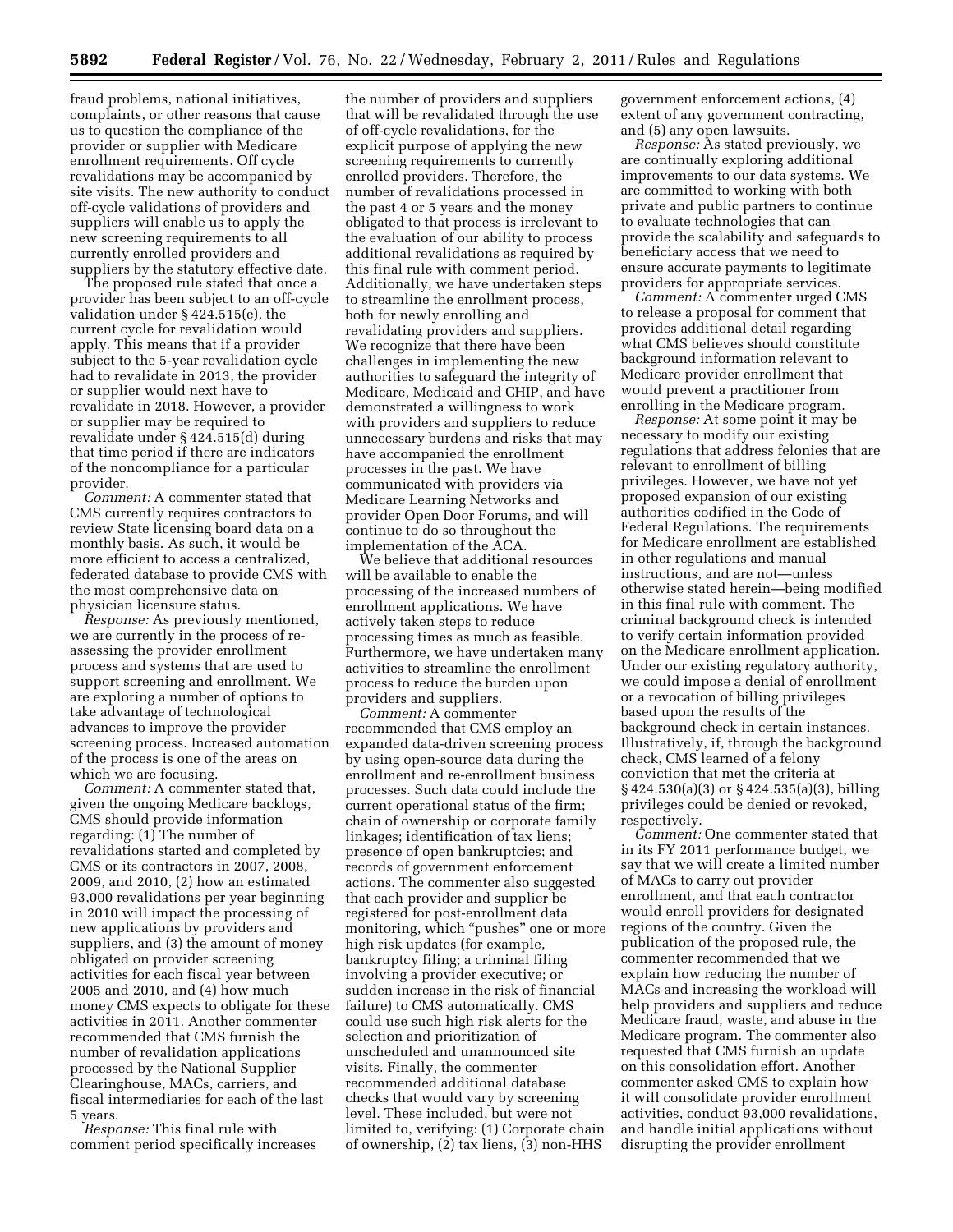fraud problems, national initiatives, complaints, or other reasons that cause us to question the compliance of the provider or supplier with Medicare enrollment requirements. Off cycle revalidations may be accompanied by site visits. The new authority to conduct off-cycle validations of providers and suppliers will enable us to apply the new screening requirements to all currently enrolled providers and suppliers by the statutory effective date.

The proposed rule stated that once a provider has been subject to an off-cycle validation under § 424.515(e), the current cycle for revalidation would apply. This means that if a provider subject to the 5-year revalidation cycle had to revalidate in 2013, the provider or supplier would next have to revalidate in 2018. However, a provider or supplier may be required to revalidate under § 424.515(d) during that time period if there are indicators of the noncompliance for a particular provider.

*Comment:* A commenter stated that CMS currently requires contractors to review State licensing board data on a monthly basis. As such, it would be more efficient to access a centralized, federated database to provide CMS with the most comprehensive data on physician licensure status.

*Response:* As previously mentioned, we are currently in the process of re-assessing the provider enrollment process and systems that are used to support screening and enrollment. We are exploring a number of options to take advantage of technological advances to improve the provider screening process. Increased automation of the process is one of the areas on which we are focusing.

*Comment:* A commenter stated that, given the ongoing Medicare backlogs, CMS should provide information regarding: (1) The number of revalidations started and completed by CMS or its contractors in 2007, 2008, 2009, and 2010, (2) how an estimated 93,000 revalidations per year beginning in 2010 will impact the processing of new applications by providers and suppliers, and (3) the amount of money obligated on provider screening activities for each fiscal year between 2005 and 2010, and (4) how much money CMS expects to obligate for these activities in 2011. Another commenter recommended that CMS furnish the number of revalidation applications processed by the National Supplier Clearinghouse, MACs, carriers, and fiscal intermediaries for each of the last 5 years.

*Response:* This final rule with comment period specifically increases the number of providers and suppliers that will be revalidated through the use of off-cycle revalidations, for the explicit purpose of applying the new screening requirements to currently enrolled providers. Therefore, the number of revalidations processed in the past 4 or 5 years and the money obligated to that process is irrelevant to the evaluation of our ability to process additional revalidations as required by this final rule with comment period. Additionally, we have undertaken steps to streamline the enrollment process, both for newly enrolling and revalidating providers and suppliers. We recognize that there have been challenges in implementing the new authorities to safeguard the integrity of Medicare, Medicaid and CHIP, and have demonstrated a willingness to work with providers and suppliers to reduce unnecessary burdens and risks that may have accompanied the enrollment processes in the past. We have communicated with providers via Medicare Learning Networks and provider Open Door Forums, and will continue to do so throughout the implementation of the ACA.

We believe that additional resources will be available to enable the processing of the increased numbers of enrollment applications. We have actively taken steps to reduce processing times as much as feasible. Furthermore, we have undertaken many activities to streamline the enrollment process to reduce the burden upon providers and suppliers.

*Comment:* A commenter recommended that CMS employ an expanded data-driven screening process by using open-source data during the enrollment and re-enrollment business processes. Such data could include the current operational status of the firm; chain of ownership or corporate family linkages; identification of tax liens; presence of open bankruptcies; and records of government enforcement actions. The commenter also suggested that each provider and supplier be registered for post-enrollment data monitoring, which "pushes" one or more high risk updates (for example, bankruptcy filing; a criminal filing involving a provider executive; or sudden increase in the risk of financial failure) to CMS automatically. CMS could use such high risk alerts for the selection and prioritization of unscheduled and unannounced site visits. Finally, the commenter recommended additional database checks that would vary by screening level. These included, but were not limited to, verifying: (1) Corporate chain of ownership, (2) tax liens, (3) non-HHS government enforcement actions, (4) extent of any government contracting, and (5) any open lawsuits.

*Response:* As stated previously, we are continually exploring additional improvements to our data systems. We are committed to working with both private and public partners to continue to evaluate technologies that can provide the scalability and safeguards to beneficiary access that we need to ensure accurate payments to legitimate providers for appropriate services.

*Comment:* A commenter urged CMS to release a proposal for comment that provides additional detail regarding what CMS believes should constitute background information relevant to Medicare provider enrollment that would prevent a practitioner from enrolling in the Medicare program.

*Response:* At some point it may be necessary to modify our existing regulations that address felonies that are relevant to enrollment of billing privileges. However, we have not yet proposed expansion of our existing authorities codified in the Code of Federal Regulations. The requirements for Medicare enrollment are established in other regulations and manual instructions, and are not—unless otherwise stated herein—being modified in this final rule with comment. The criminal background check is intended to verify certain information provided on the Medicare enrollment application. Under our existing regulatory authority, we could impose a denial of enrollment or a revocation of billing privileges based upon the results of the background check in certain instances. Illustratively, if, through the background check, CMS learned of a felony conviction that met the criteria at § 424.530(a)(3) or § 424.535(a)(3), billing privileges could be denied or revoked, respectively.

*Comment:* One commenter stated that in its FY 2011 performance budget, we say that we will create a limited number of MACs to carry out provider enrollment, and that each contractor would enroll providers for designated regions of the country. Given the publication of the proposed rule, the commenter recommended that we explain how reducing the number of MACs and increasing the workload will help providers and suppliers and reduce Medicare fraud, waste, and abuse in the Medicare program. The commenter also requested that CMS furnish an update on this consolidation effort. Another commenter asked CMS to explain how it will consolidate provider enrollment activities, conduct 93,000 revalidations, and handle initial applications without disrupting the provider enrollment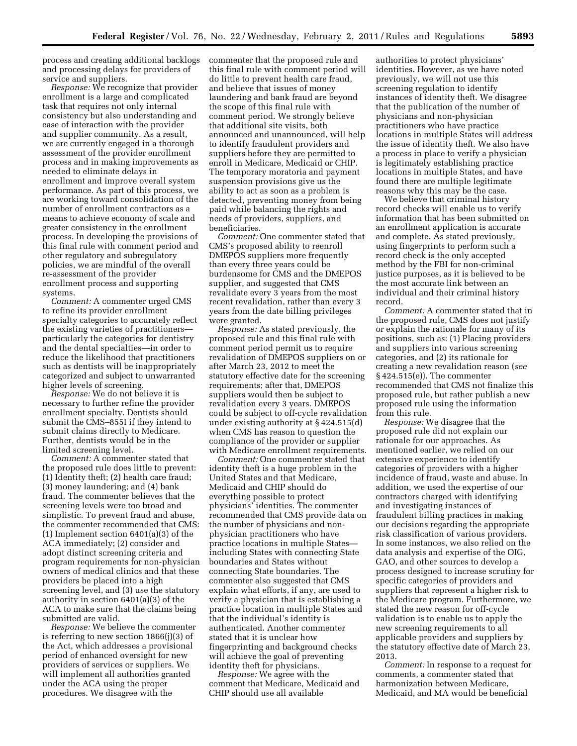process and creating additional backlogs and processing delays for providers of service and suppliers.

*Response:* We recognize that provider enrollment is a large and complicated task that requires not only internal consistency but also understanding and ease of interaction with the provider and supplier community. As a result, we are currently engaged in a thorough assessment of the provider enrollment process and in making improvements as needed to eliminate delays in enrollment and improve overall system performance. As part of this process, we are working toward consolidation of the number of enrollment contractors as a means to achieve economy of scale and greater consistency in the enrollment process. In developing the provisions of this final rule with comment period and other regulatory and subregulatory policies, we are mindful of the overall re-assessment of the provider enrollment process and supporting systems.

*Comment:* A commenter urged CMS to refine its provider enrollment specialty categories to accurately reflect the existing varieties of practitioners—particularly the categories for dentistry and the dental specialties—in order to reduce the likelihood that practitioners such as dentists will be inappropriately categorized and subject to unwarranted higher levels of screening.

*Response:* We do not believe it is necessary to further refine the provider enrollment specialty. Dentists should submit the CMS–855I if they intend to submit claims directly to Medicare. Further, dentists would be in the limited screening level.

*Comment:* A commenter stated that the proposed rule does little to prevent: (1) Identity theft; (2) health care fraud; (3) money laundering; and (4) bank fraud. The commenter believes that the screening levels were too broad and simplistic. To prevent fraud and abuse, the commenter recommended that CMS: (1) Implement section 6401(a)(3) of the ACA immediately; (2) consider and adopt distinct screening criteria and program requirements for non-physician owners of medical clinics and that these providers be placed into a high screening level, and (3) use the statutory authority in section 6401(a)(3) of the ACA to make sure that the claims being submitted are valid.

*Response:* We believe the commenter is referring to new section 1866(j)(3) of the Act, which addresses a provisional period of enhanced oversight for new providers of services or suppliers. We will implement all authorities granted under the ACA using the proper procedures. We disagree with the commenter that the proposed rule and this final rule with comment period will do little to prevent health care fraud, and believe that issues of money laundering and bank fraud are beyond the scope of this final rule with comment period. We strongly believe that additional site visits, both announced and unannounced, will help to identify fraudulent providers and suppliers before they are permitted to enroll in Medicare, Medicaid or CHIP. The temporary moratoria and payment suspension provisions give us the ability to act as soon as a problem is detected, preventing money from being paid while balancing the rights and needs of providers, suppliers, and beneficiaries.

*Comment:* One commenter stated that CMS's proposed ability to reenroll DMEPOS suppliers more frequently than every three years could be burdensome for CMS and the DMEPOS supplier, and suggested that CMS revalidate every 3 years from the most recent revalidation, rather than every 3 years from the date billing privileges were granted.

*Response:* As stated previously, the proposed rule and this final rule with comment period permit us to require revalidation of DMEPOS suppliers on or after March 23, 2012 to meet the statutory effective date for the screening requirements; after that, DMEPOS suppliers would then be subject to revalidation every 3 years. DMEPOS could be subject to off-cycle revalidation under existing authority at § 424.515(d) when CMS has reason to question the compliance of the provider or supplier with Medicare enrollment requirements.

*Comment:* One commenter stated that identity theft is a huge problem in the United States and that Medicare, Medicaid and CHIP should do everything possible to protect physicians' identities. The commenter recommended that CMS provide data on the number of physicians and non-physician practitioners who have practice locations in multiple States—including States with connecting State boundaries and States without connecting State boundaries. The commenter also suggested that CMS explain what efforts, if any, are used to verify a physician that is establishing a practice location in multiple States and that the individual's identity is authenticated. Another commenter stated that it is unclear how fingerprinting and background checks will achieve the goal of preventing identity theft for physicians.

*Response:* We agree with the comment that Medicare, Medicaid and CHIP should use all available authorities to protect physicians' identities. However, as we have noted previously, we will not use this screening regulation to identify instances of identity theft. We disagree that the publication of the number of physicians and non-physician practitioners who have practice locations in multiple States will address the issue of identity theft. We also have a process in place to verify a physician is legitimately establishing practice locations in multiple States, and have found there are multiple legitimate reasons why this may be the case.

We believe that criminal history record checks will enable us to verify information that has been submitted on an enrollment application is accurate and complete. As stated previously, using fingerprints to perform such a record check is the only accepted method by the FBI for non-criminal justice purposes, as it is believed to be the most accurate link between an individual and their criminal history record.

*Comment:* A commenter stated that in the proposed rule, CMS does not justify or explain the rationale for many of its positions, such as: (1) Placing providers and suppliers into various screening categories, and (2) its rationale for creating a new revalidation reason (*see* § 424.515(e)). The commenter recommended that CMS not finalize this proposed rule, but rather publish a new proposed rule using the information from this rule.

*Response:* We disagree that the proposed rule did not explain our rationale for our approaches. As mentioned earlier, we relied on our extensive experience to identify categories of providers with a higher incidence of fraud, waste and abuse. In addition, we used the expertise of our contractors charged with identifying and investigating instances of fraudulent billing practices in making our decisions regarding the appropriate risk classification of various providers. In some instances, we also relied on the data analysis and expertise of the OIG, GAO, and other sources to develop a process designed to increase scrutiny for specific categories of providers and suppliers that represent a higher risk to the Medicare program. Furthermore, we stated the new reason for off-cycle validation is to enable us to apply the new screening requirements to all applicable providers and suppliers by the statutory effective date of March 23, 2013.

*Comment:* In response to a request for comments, a commenter stated that harmonization between Medicare, Medicaid, and MA would be beneficial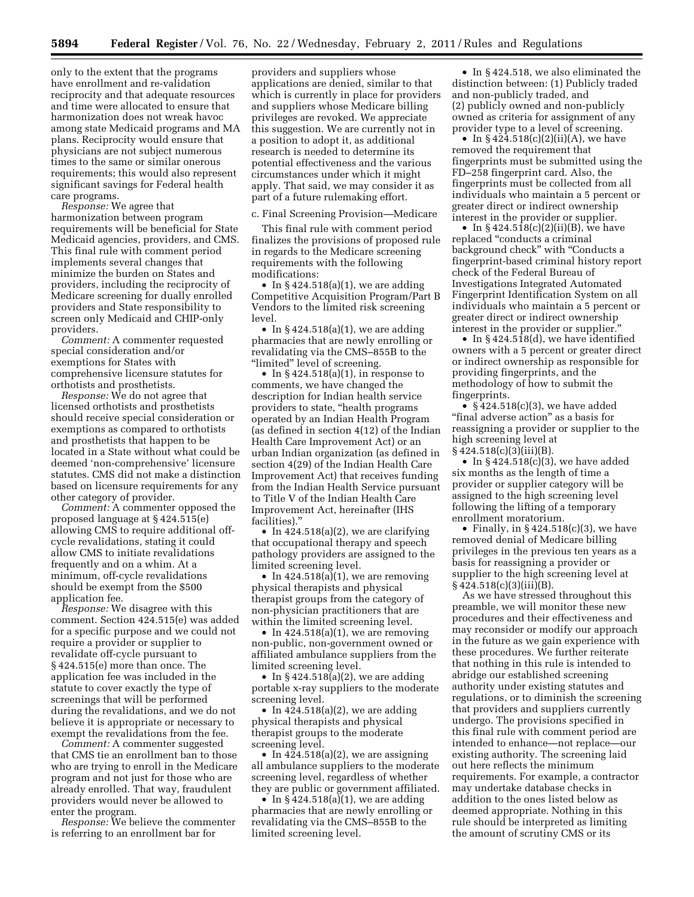only to the extent that the programs have enrollment and re-validation reciprocity and that adequate resources and time were allocated to ensure that harmonization does not wreak havoc among state Medicaid programs and MA plans. Reciprocity would ensure that physicians are not subject numerous times to the same or similar onerous requirements; this would also represent significant savings for Federal health care programs.

*Response:* We agree that harmonization between program requirements will be beneficial for State Medicaid agencies, providers, and CMS. This final rule with comment period implements several changes that minimize the burden on States and providers, including the reciprocity of Medicare screening for dually enrolled providers and State responsibility to screen only Medicaid and CHIP-only providers.

*Comment:* A commenter requested special consideration and/or exemptions for States with comprehensive licensure statutes for orthotists and prosthetists.

*Response:* We do not agree that licensed orthotists and prosthetists should receive special consideration or exemptions as compared to orthotists and prosthetists that happen to be located in a State without what could be deemed 'non-comprehensive' licensure statutes. CMS did not make a distinction based on licensure requirements for any other category of provider.

*Comment:* A commenter opposed the proposed language at § 424.515(e) allowing CMS to require additional off-cycle revalidations, stating it could allow CMS to initiate revalidations frequently and on a whim. At a minimum, off-cycle revalidations should be exempt from the $500 application fee.

*Response:* We disagree with this comment. Section 424.515(e) was added for a specific purpose and we could not require a provider or supplier to revalidate off-cycle pursuant to § 424.515(e) more than once. The application fee was included in the statute to cover exactly the type of screenings that will be performed during the revalidations, and we do not believe it is appropriate or necessary to exempt the revalidations from the fee.

*Comment:* A commenter suggested that CMS tie an enrollment ban to those who are trying to enroll in the Medicare program and not just for those who are already enrolled. That way, fraudulent providers would never be allowed to enter the program.

*Response:* We believe the commenter is referring to an enrollment bar for providers and suppliers whose applications are denied, similar to that which is currently in place for providers and suppliers whose Medicare billing privileges are revoked. We appreciate this suggestion. We are currently not in a position to adopt it, as additional research is needed to determine its potential effectiveness and the various circumstances under which it might apply. That said, we may consider it as part of a future rulemaking effort.

c. Final Screening Provision—Medicare

This final rule with comment period finalizes the provisions of proposed rule in regards to the Medicare screening requirements with the following modifications:

- In § 424.518(a)(1), we are adding Competitive Acquisition Program/Part B Vendors to the limited risk screening level.
- In § 424.518(a)(1), we are adding pharmacies that are newly enrolling or revalidating via the CMS–855B to the "limited" level of screening.
- In § 424.518(a)(1), in response to comments, we have changed the description for Indian health service providers to state, "health programs operated by an Indian Health Program (as defined in section 4(12) of the Indian Health Care Improvement Act) or an urban Indian organization (as defined in section 4(29) of the Indian Health Care Improvement Act) that receives funding from the Indian Health Service pursuant to Title V of the Indian Health Care Improvement Act, hereinafter (IHS facilities)."
- In 424.518(a)(2), we are clarifying that occupational therapy and speech pathology providers are assigned to the limited screening level.
- In 424.518(a)(1), we are removing physical therapists and physical therapist groups from the category of non-physician practitioners that are within the limited screening level.
- In 424.518(a)(1), we are removing non-public, non-government owned or affiliated ambulance suppliers from the limited screening level.
- In § 424.518(a)(2), we are adding portable x-ray suppliers to the moderate screening level.
- In 424.518(a)(2), we are adding physical therapists and physical therapist groups to the moderate screening level.
- In 424.518(a)(2), we are assigning all ambulance suppliers to the moderate screening level, regardless of whether they are public or government affiliated.
- In § 424.518(a)(1), we are adding pharmacies that are newly enrolling or revalidating via the CMS–855B to the limited screening level.
- In § 424.518, we also eliminated the distinction between: (1) Publicly traded and non-publicly traded, and (2) publicly owned and non-publicly owned as criteria for assignment of any provider type to a level of screening.
- In § 424.518(c)(2)(ii)(A), we have removed the requirement that fingerprints must be submitted using the FD–258 fingerprint card. Also, the fingerprints must be collected from all individuals who maintain a 5 percent or greater direct or indirect ownership interest in the provider or supplier.
- In § 424.518(c)(2)(ii)(B), we have replaced "conducts a criminal background check" with "Conducts a fingerprint-based criminal history report check of the Federal Bureau of Investigations Integrated Automated Fingerprint Identification System on all individuals who maintain a 5 percent or greater direct or indirect ownership interest in the provider or supplier."
- In § 424.518(d), we have identified owners with a 5 percent or greater direct or indirect ownership as responsible for providing fingerprints, and the methodology of how to submit the fingerprints.
- § 424.518(c)(3), we have added "final adverse action" as a basis for reassigning a provider or supplier to the high screening level at § 424.518(c)(3)(iii)(B).
- In § 424.518(c)(3), we have added six months as the length of time a provider or supplier category will be assigned to the high screening level following the lifting of a temporary enrollment moratorium.
- Finally, in § 424.518(c)(3), we have removed denial of Medicare billing privileges in the previous ten years as a basis for reassigning a provider or supplier to the high screening level at § 424.518(c)(3)(iii)(B).

As we have stressed throughout this preamble, we will monitor these new procedures and their effectiveness and may reconsider or modify our approach in the future as we gain experience with these procedures. We further reiterate that nothing in this rule is intended to abridge our established screening authority under existing statutes and regulations, or to diminish the screening that providers and suppliers currently undergo. The provisions specified in this final rule with comment period are intended to enhance—not replace—our existing authority. The screening laid out here reflects the minimum requirements. For example, a contractor may undertake database checks in addition to the ones listed below as deemed appropriate. Nothing in this rule should be interpreted as limiting the amount of scrutiny CMS or its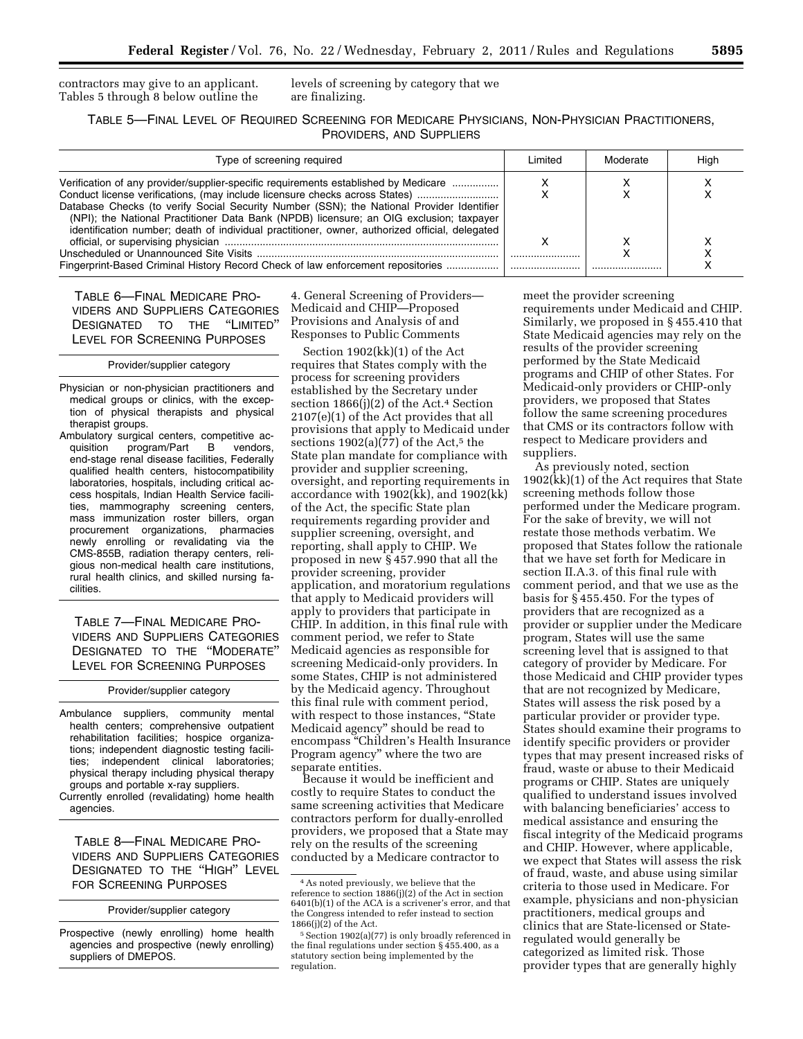contractors may give to an applicant. Tables 5 through 8 below outline the levels of screening by category that we are finalizing.

TABLE 5—FINAL LEVEL OF REQUIRED SCREENING FOR MEDICARE PHYSICIANS, NON-PHYSICIAN PRACTITIONERS, PROVIDERS, AND SUPPLIERS

| Type of screening required | Limited | Moderate | High |
|---|---|---|---|
| Verification of any provider/supplier-specific requirements established by Medicare | X | X | X |
| Conduct license verifications, (may include licensure checks across States) | X | X | X |
| Database Checks (to verify Social Security Number (SSN); the National Provider Identifier (NPI); the National Practitioner Data Bank (NPDB) licensure; an OIG exclusion; taxpayer identification number; death of individual practitioner, owner, authorized official, delegated official, or supervising physician | X | X | X |
| Unscheduled or Unannounced Site Visits | | X | X |
| Fingerprint-Based Criminal History Record Check of law enforcement repositories | | | X |

TABLE 6—FINAL MEDICARE PROVIDERS AND SUPPLIERS CATEGORIES DESIGNATED TO THE "LIMITED" LEVEL FOR SCREENING PURPOSES

| Provider/supplier category |
|---|
| Physician or non-physician practitioners and medical groups or clinics, with the exception of physical therapists and physical therapist groups. |
| Ambulatory surgical centers, competitive acquisition program/Part B vendors, end-stage renal disease facilities, Federally qualified health centers, histocompatibility laboratories, hospitals, including critical access hospitals, Indian Health Service facilities, mammography screening centers, mass immunization roster billers, organ procurement organizations, pharmacies newly enrolling or revalidating via the CMS-855B, radiation therapy centers, religious non-medical health care institutions, rural health clinics, and skilled nursing facilities. |

TABLE 7—FINAL MEDICARE PROVIDERS AND SUPPLIERS CATEGORIES DESIGNATED TO THE "MODERATE" LEVEL FOR SCREENING PURPOSES

| Provider/supplier category |
|---|
| Ambulance suppliers, community mental health centers; comprehensive outpatient rehabilitation facilities; hospice organizations; independent diagnostic testing facilities; independent clinical laboratories; physical therapy including physical therapy groups and portable x-ray suppliers. |
| Currently enrolled (revalidating) home health agencies. |

TABLE 8—FINAL MEDICARE PROVIDERS AND SUPPLIERS CATEGORIES DESIGNATED TO THE "HIGH" LEVEL FOR SCREENING PURPOSES

| Provider/supplier category |
|---|
| Prospective (newly enrolling) home health agencies and prospective (newly enrolling) suppliers of DMEPOS. |

4. General Screening of Providers—Medicaid and CHIP—Proposed Provisions and Analysis of and Responses to Public Comments

Section 1902(kk)(1) of the Act requires that States comply with the process for screening providers established by the Secretary under section 1866(j)(2) of the Act.[4] Section 2107(e)(1) of the Act provides that all provisions that apply to Medicaid under sections 1902(a)(77) of the Act,[5] the State plan mandate for compliance with provider and supplier screening, oversight, and reporting requirements in accordance with 1902(kk), and 1902(kk) of the Act, the specific State plan requirements regarding provider and supplier screening, oversight, and reporting, shall apply to CHIP. We proposed in new § 457.990 that all the provider screening, provider application, and moratorium regulations that apply to Medicaid providers will apply to providers that participate in CHIP. In addition, in this final rule with comment period, we refer to State Medicaid agencies as responsible for screening Medicaid-only providers. In some States, CHIP is not administered by the Medicaid agency. Throughout this final rule with comment period, with respect to those instances, "State Medicaid agency" should be read to encompass "Children's Health Insurance Program agency" where the two are separate entities.

Because it would be inefficient and costly to require States to conduct the same screening activities that Medicare contractors perform for dually-enrolled providers, we proposed that a State may rely on the results of the screening conducted by a Medicare contractor to meet the provider screening requirements under Medicaid and CHIP. Similarly, we proposed in § 455.410 that State Medicaid agencies may rely on the results of the provider screening performed by the State Medicaid programs and CHIP of other States. For Medicaid-only providers or CHIP-only providers, we proposed that States follow the same screening procedures that CMS or its contractors follow with respect to Medicare providers and suppliers.

As previously noted, section 1902(kk)(1) of the Act requires that State screening methods follow those performed under the Medicare program. For the sake of brevity, we will not restate those methods verbatim. We proposed that States follow the rationale that we have set forth for Medicare in section II.A.3. of this final rule with comment period, and that we use as the basis for § 455.450. For the types of providers that are recognized as a provider or supplier under the Medicare program, States will use the same screening level that is assigned to that category of provider by Medicare. For those Medicaid and CHIP provider types that are not recognized by Medicare, States will assess the risk posed by a particular provider or provider type. States should examine their programs to identify specific providers or provider types that may present increased risks of fraud, waste or abuse to their Medicaid programs or CHIP. States are uniquely qualified to understand issues involved with balancing beneficiaries' access to medical assistance and ensuring the fiscal integrity of the Medicaid programs and CHIP. However, where applicable, we expect that States will assess the risk of fraud, waste, and abuse using similar criteria to those used in Medicare. For example, physicians and non-physician practitioners, medical groups and clinics that are State-licensed or State-regulated would generally be categorized as limited risk. Those provider types that are generally highly

[4] As noted previously, we believe that the reference to section 1886(j)(2) of the Act in section 6401(b)(1) of the ACA is a scrivener's error, and that the Congress intended to refer instead to section 1866(j)(2) of the Act.

[5] Section 1902(a)(77) is only broadly referenced in the final regulations under section § 455.400, as a statutory section being implemented by the regulation.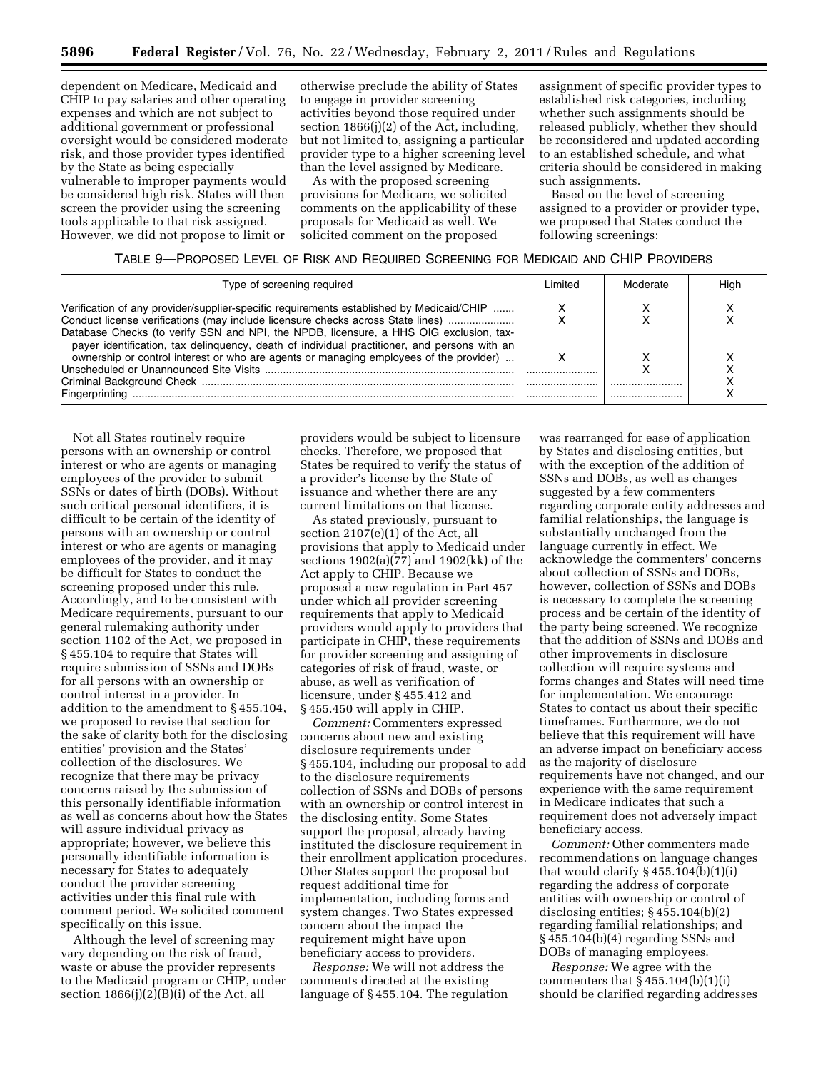dependent on Medicare, Medicaid and CHIP to pay salaries and other operating expenses and which are not subject to additional government or professional oversight would be considered moderate risk, and those provider types identified by the State as being especially vulnerable to improper payments would be considered high risk. States will then screen the provider using the screening tools applicable to that risk assigned. However, we did not propose to limit or otherwise preclude the ability of States to engage in provider screening activities beyond those required under section 1866(j)(2) of the Act, including, but not limited to, assigning a particular provider type to a higher screening level than the level assigned by Medicare.

As with the proposed screening provisions for Medicare, we solicited comments on the applicability of these proposals for Medicaid as well. We solicited comment on the proposed assignment of specific provider types to established risk categories, including whether such assignments should be released publicly, whether they should be reconsidered and updated according to an established schedule, and what criteria should be considered in making such assignments.

Based on the level of screening assigned to a provider or provider type, we proposed that States conduct the following screenings:

TABLE 9—PROPOSED LEVEL OF RISK AND REQUIRED SCREENING FOR MEDICAID AND CHIP PROVIDERS

| Type of screening required | Limited | Moderate | High |
| --- | --- | --- | --- |
| Verification of any provider/supplier-specific requirements established by Medicaid/CHIP | X | X | X |
| Conduct license verifications (may include licensure checks across State lines) | X | X | X |
| Database Checks (to verify SSN and NPI, the NPDB, licensure, a HHS OIG exclusion, taxpayer identification, tax delinquency, death of individual practitioner, and persons with an ownership or control interest or who are agents or managing employees of the provider) | X | X | X |
| Unscheduled or Unannounced Site Visits | | X | X |
| Criminal Background Check | | | X |
| Fingerprinting | | | X |

Not all States routinely require persons with an ownership or control interest or who are agents or managing employees of the provider to submit SSNs or dates of birth (DOBs). Without such critical personal identifiers, it is difficult to be certain of the identity of persons with an ownership or control interest or who are agents or managing employees of the provider, and it may be difficult for States to conduct the screening proposed under this rule. Accordingly, and to be consistent with Medicare requirements, pursuant to our general rulemaking authority under section 1102 of the Act, we proposed in § 455.104 to require that States will require submission of SSNs and DOBs for all persons with an ownership or control interest in a provider. In addition to the amendment to § 455.104, we proposed to revise that section for the sake of clarity both for the disclosing entities' provision and the States' collection of the disclosures. We recognize that there may be privacy concerns raised by the submission of this personally identifiable information as well as concerns about how the States will assure individual privacy as appropriate; however, we believe this personally identifiable information is necessary for States to adequately conduct the provider screening activities under this final rule with comment period. We solicited comment specifically on this issue.

Although the level of screening may vary depending on the risk of fraud, waste or abuse the provider represents to the Medicaid program or CHIP, under section 1866(j)(2)(B)(i) of the Act, all providers would be subject to licensure checks. Therefore, we proposed that States be required to verify the status of a provider's license by the State of issuance and whether there are any current limitations on that license.

As stated previously, pursuant to section 2107(e)(1) of the Act, all provisions that apply to Medicaid under sections 1902(a)(77) and 1902(kk) of the Act apply to CHIP. Because we proposed a new regulation in Part 457 under which all provider screening requirements that apply to Medicaid providers would apply to providers that participate in CHIP, these requirements for provider screening and assigning of categories of risk of fraud, waste, or abuse, as well as verification of licensure, under § 455.412 and § 455.450 will apply in CHIP.

*Comment:* Commenters expressed concerns about new and existing disclosure requirements under § 455.104, including our proposal to add to the disclosure requirements collection of SSNs and DOBs of persons with an ownership or control interest in the disclosing entity. Some States support the proposal, already having instituted the disclosure requirement in their enrollment application procedures. Other States support the proposal but request additional time for implementation, including forms and system changes. Two States expressed concern about the impact the requirement might have upon beneficiary access to providers.

*Response:* We will not address the comments directed at the existing language of § 455.104. The regulation was rearranged for ease of application by States and disclosing entities, but with the exception of the addition of SSNs and DOBs, as well as changes suggested by a few commenters regarding corporate entity addresses and familial relationships, the language is substantially unchanged from the language currently in effect. We acknowledge the commenters' concerns about collection of SSNs and DOBs, however, collection of SSNs and DOBs is necessary to complete the screening process and be certain of the identity of the party being screened. We recognize that the addition of SSNs and DOBs and other improvements in disclosure collection will require systems and forms changes and States will need time for implementation. We encourage States to contact us about their specific timeframes. Furthermore, we do not believe that this requirement will have an adverse impact on beneficiary access as the majority of disclosure requirements have not changed, and our experience with the same requirement in Medicare indicates that such a requirement does not adversely impact beneficiary access.

*Comment:* Other commenters made recommendations on language changes that would clarify § 455.104(b)(1)(i) regarding the address of corporate entities with ownership or control of disclosing entities; § 455.104(b)(2) regarding familial relationships; and § 455.104(b)(4) regarding SSNs and DOBs of managing employees.

*Response:* We agree with the commenters that § 455.104(b)(1)(i) should be clarified regarding addresses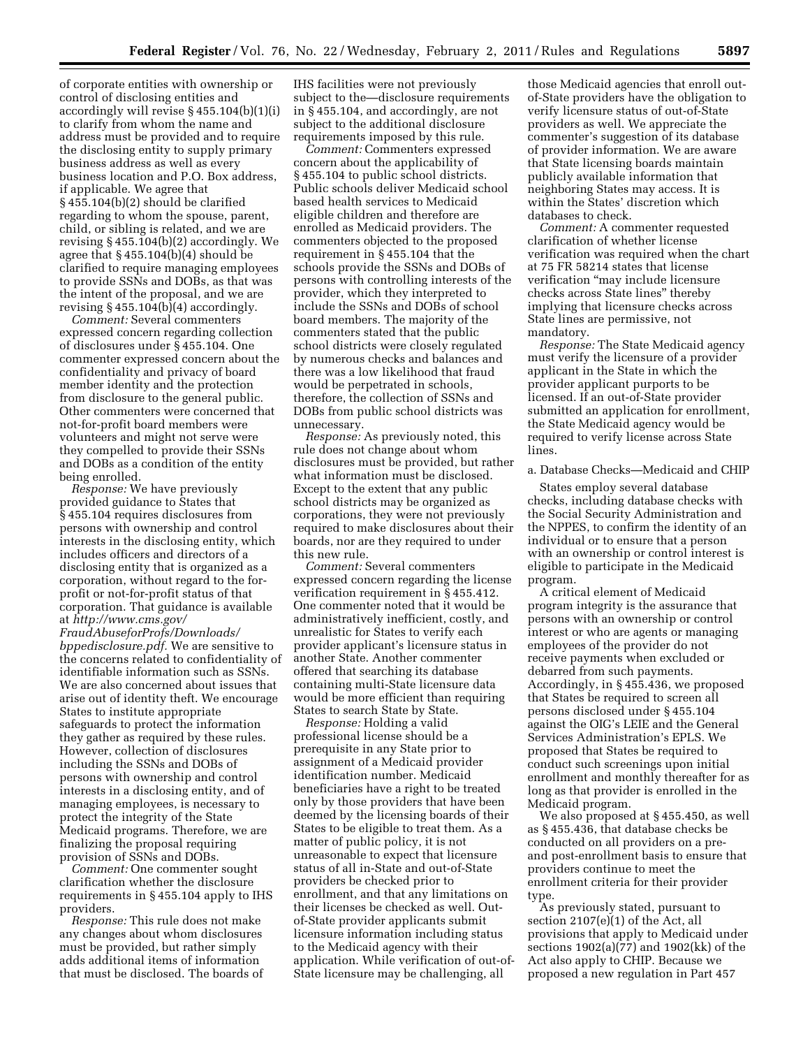of corporate entities with ownership or control of disclosing entities and accordingly will revise § 455.104(b)(1)(i) to clarify from whom the name and address must be provided and to require the disclosing entity to supply primary business address as well as every business location and P.O. Box address, if applicable. We agree that § 455.104(b)(2) should be clarified regarding to whom the spouse, parent, child, or sibling is related, and we are revising § 455.104(b)(2) accordingly. We agree that § 455.104(b)(4) should be clarified to require managing employees to provide SSNs and DOBs, as that was the intent of the proposal, and we are revising § 455.104(b)(4) accordingly.

*Comment:* Several commenters expressed concern regarding collection of disclosures under § 455.104. One commenter expressed concern about the confidentiality and privacy of board member identity and the protection from disclosure to the general public. Other commenters were concerned that not-for-profit board members were volunteers and might not serve were they compelled to provide their SSNs and DOBs as a condition of the entity being enrolled.

*Response:* We have previously provided guidance to States that § 455.104 requires disclosures from persons with ownership and control interests in the disclosing entity, which includes officers and directors of a disclosing entity that is organized as a corporation, without regard to the for-profit or not-for-profit status of that corporation. That guidance is available at *http://www.cms.gov/FraudAbuseforProfs/Downloads/bppedisclosure.pdf.* We are sensitive to the concerns related to confidentiality of identifiable information such as SSNs. We are also concerned about issues that arise out of identity theft. We encourage States to institute appropriate safeguards to protect the information they gather as required by these rules. However, collection of disclosures including the SSNs and DOBs of persons with ownership and control interests in a disclosing entity, and of managing employees, is necessary to protect the integrity of the State Medicaid programs. Therefore, we are finalizing the proposal requiring provision of SSNs and DOBs.

*Comment:* One commenter sought clarification whether the disclosure requirements in § 455.104 apply to IHS providers.

*Response:* This rule does not make any changes about whom disclosures must be provided, but rather simply adds additional items of information that must be disclosed. The boards of IHS facilities were not previously subject to the—disclosure requirements in § 455.104, and accordingly, are not subject to the additional disclosure requirements imposed by this rule.

*Comment:* Commenters expressed concern about the applicability of § 455.104 to public school districts. Public schools deliver Medicaid school based health services to Medicaid eligible children and therefore are enrolled as Medicaid providers. The commenters objected to the proposed requirement in § 455.104 that the schools provide the SSNs and DOBs of persons with controlling interests of the provider, which they interpreted to include the SSNs and DOBs of school board members. The majority of the commenters stated that the public school districts were closely regulated by numerous checks and balances and there was a low likelihood that fraud would be perpetrated in schools, therefore, the collection of SSNs and DOBs from public school districts was unnecessary.

*Response:* As previously noted, this rule does not change about whom disclosures must be provided, but rather what information must be disclosed. Except to the extent that any public school districts may be organized as corporations, they were not previously required to make disclosures about their boards, nor are they required to under this new rule.

*Comment:* Several commenters expressed concern regarding the license verification requirement in § 455.412. One commenter noted that it would be administratively inefficient, costly, and unrealistic for States to verify each provider applicant's licensure status in another State. Another commenter offered that searching its database containing multi-State licensure data would be more efficient than requiring States to search State by State.

*Response:* Holding a valid professional license should be a prerequisite in any State prior to assignment of a Medicaid provider identification number. Medicaid beneficiaries have a right to be treated only by those providers that have been deemed by the licensing boards of their States to be eligible to treat them. As a matter of public policy, it is not unreasonable to expect that licensure status of all in-State and out-of-State providers be checked prior to enrollment, and that any limitations on their licenses be checked as well. Out-of-State provider applicants submit licensure information including status to the Medicaid agency with their application. While verification of out-of-State licensure may be challenging, all those Medicaid agencies that enroll out-of-State providers have the obligation to verify licensure status of out-of-State providers as well. We appreciate the commenter's suggestion of its database of provider information. We are aware that State licensing boards maintain publicly available information that neighboring States may access. It is within the States' discretion which databases to check.

*Comment:* A commenter requested clarification of whether license verification was required when the chart at 75 FR 58214 states that license verification "may include licensure checks across State lines" thereby implying that licensure checks across State lines are permissive, not mandatory.

*Response:* The State Medicaid agency must verify the licensure of a provider applicant in the State in which the provider applicant purports to be licensed. If an out-of-State provider submitted an application for enrollment, the State Medicaid agency would be required to verify license across State lines.

a. Database Checks—Medicaid and CHIP

States employ several database checks, including database checks with the Social Security Administration and the NPPES, to confirm the identity of an individual or to ensure that a person with an ownership or control interest is eligible to participate in the Medicaid program.

A critical element of Medicaid program integrity is the assurance that persons with an ownership or control interest or who are agents or managing employees of the provider do not receive payments when excluded or debarred from such payments. Accordingly, in § 455.436, we proposed that States be required to screen all persons disclosed under § 455.104 against the OIG's LEIE and the General Services Administration's EPLS. We proposed that States be required to conduct such screenings upon initial enrollment and monthly thereafter for as long as that provider is enrolled in the Medicaid program.

We also proposed at § 455.450, as well as § 455.436, that database checks be conducted on all providers on a pre- and post-enrollment basis to ensure that providers continue to meet the enrollment criteria for their provider type.

As previously stated, pursuant to section 2107(e)(1) of the Act, all provisions that apply to Medicaid under sections 1902(a)(77) and 1902(kk) of the Act also apply to CHIP. Because we proposed a new regulation in Part 457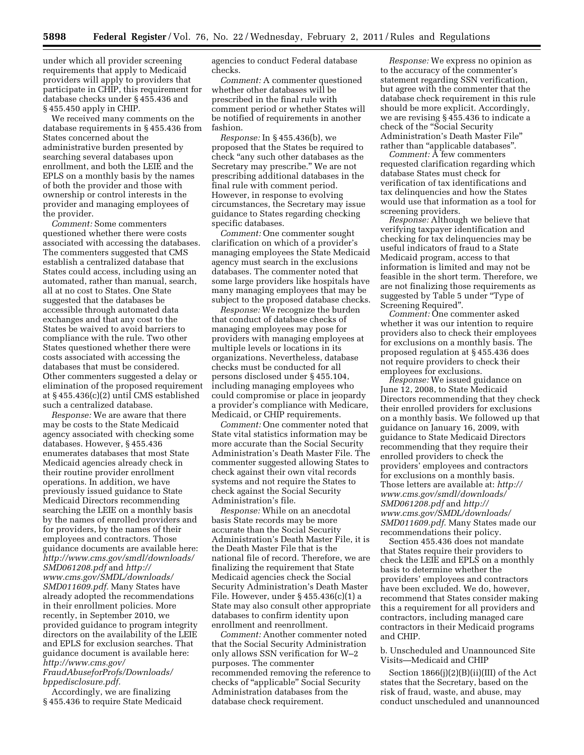under which all provider screening requirements that apply to Medicaid providers will apply to providers that participate in CHIP, this requirement for database checks under § 455.436 and § 455.450 apply in CHIP.

We received many comments on the database requirements in § 455.436 from States concerned about the administrative burden presented by searching several databases upon enrollment, and both the LEIE and the EPLS on a monthly basis by the names of both the provider and those with ownership or control interests in the provider and managing employees of the provider.

*Comment:* Some commenters questioned whether there were costs associated with accessing the databases. The commenters suggested that CMS establish a centralized database that States could access, including using an automated, rather than manual, search, all at no cost to States. One State suggested that the databases be accessible through automated data exchanges and that any cost to the States be waived to avoid barriers to compliance with the rule. Two other States questioned whether there were costs associated with accessing the databases that must be considered. Other commenters suggested a delay or elimination of the proposed requirement at § 455.436(c)(2) until CMS established such a centralized database.

*Response:* We are aware that there may be costs to the State Medicaid agency associated with checking some databases. However, § 455.436 enumerates databases that most State Medicaid agencies already check in their routine provider enrollment operations. In addition, we have previously issued guidance to State Medicaid Directors recommending searching the LEIE on a monthly basis by the names of enrolled providers and for providers, by the names of their employees and contractors. Those guidance documents are available here: *http://www.cms.gov/smdl/downloads/SMD061208.pdf* and *http://www.cms.gov/SMDL/downloads/SMD011609.pdf*. Many States have already adopted the recommendations in their enrollment policies. More recently, in September 2010, we provided guidance to program integrity directors on the availability of the LEIE and EPLS for exclusion searches. That guidance document is available here: *http://www.cms.gov/FraudAbuseforProfs/Downloads/bppedisclosure.pdf*.

Accordingly, we are finalizing § 455.436 to require State Medicaid agencies to conduct Federal database checks.

*Comment:* A commenter questioned whether other databases will be prescribed in the final rule with comment period or whether States will be notified of requirements in another fashion.

*Response:* In § 455.436(b), we proposed that the States be required to check "any such other databases as the Secretary may prescribe." We are not prescribing additional databases in the final rule with comment period. However, in response to evolving circumstances, the Secretary may issue guidance to States regarding checking specific databases.

*Comment:* One commenter sought clarification on which of a provider's managing employees the State Medicaid agency must search in the exclusions databases. The commenter noted that some large providers like hospitals have many managing employees that may be subject to the proposed database checks.

*Response:* We recognize the burden that conduct of database checks of managing employees may pose for providers with managing employees at multiple levels or locations in its organizations. Nevertheless, database checks must be conducted for all persons disclosed under § 455.104, including managing employees who could compromise or place in jeopardy a provider's compliance with Medicare, Medicaid, or CHIP requirements.

*Comment:* One commenter noted that State vital statistics information may be more accurate than the Social Security Administration's Death Master File. The commenter suggested allowing States to check against their own vital records systems and not require the States to check against the Social Security Administration's file.

*Response:* While on an anecdotal basis State records may be more accurate than the Social Security Administration's Death Master File, it is the Death Master File that is the national file of record. Therefore, we are finalizing the requirement that State Medicaid agencies check the Social Security Administration's Death Master File. However, under § 455.436(c)(1) a State may also consult other appropriate databases to confirm identity upon enrollment and reenrollment.

*Comment:* Another commenter noted that the Social Security Administration only allows SSN verification for W–2 purposes. The commenter recommended removing the reference to checks of "applicable" Social Security Administration databases from the database check requirement.

*Response:* We express no opinion as to the accuracy of the commenter's statement regarding SSN verification, but agree with the commenter that the database check requirement in this rule should be more explicit. Accordingly, we are revising § 455.436 to indicate a check of the "Social Security Administration's Death Master File" rather than "applicable databases".

*Comment:* A few commenters requested clarification regarding which database States must check for verification of tax identifications and tax delinquencies and how the States would use that information as a tool for screening providers.

*Response:* Although we believe that verifying taxpayer identification and checking for tax delinquencies may be useful indicators of fraud to a State Medicaid program, access to that information is limited and may not be feasible in the short term. Therefore, we are not finalizing those requirements as suggested by Table 5 under "Type of Screening Required".

*Comment:* One commenter asked whether it was our intention to require providers also to check their employees for exclusions on a monthly basis. The proposed regulation at § 455.436 does not require providers to check their employees for exclusions.

*Response:* We issued guidance on June 12, 2008, to State Medicaid Directors recommending that they check their enrolled providers for exclusions on a monthly basis. We followed up that guidance on January 16, 2009, with guidance to State Medicaid Directors recommending that they require their enrolled providers to check the providers' employees and contractors for exclusions on a monthly basis. Those letters are available at: *http://www.cms.gov/smdl/downloads/SMD061208.pdf* and *http://www.cms.gov/SMDL/downloads/SMD011609.pdf*. Many States made our recommendations their policy.

Section 455.436 does not mandate that States require their providers to check the LEIE and EPLS on a monthly basis to determine whether the providers' employees and contractors have been excluded. We do, however, recommend that States consider making this a requirement for all providers and contractors, including managed care contractors in their Medicaid programs and CHIP.

b. Unscheduled and Unannounced Site Visits—Medicaid and CHIP

Section 1866(j)(2)(B)(ii)(III) of the Act states that the Secretary, based on the risk of fraud, waste, and abuse, may conduct unscheduled and unannounced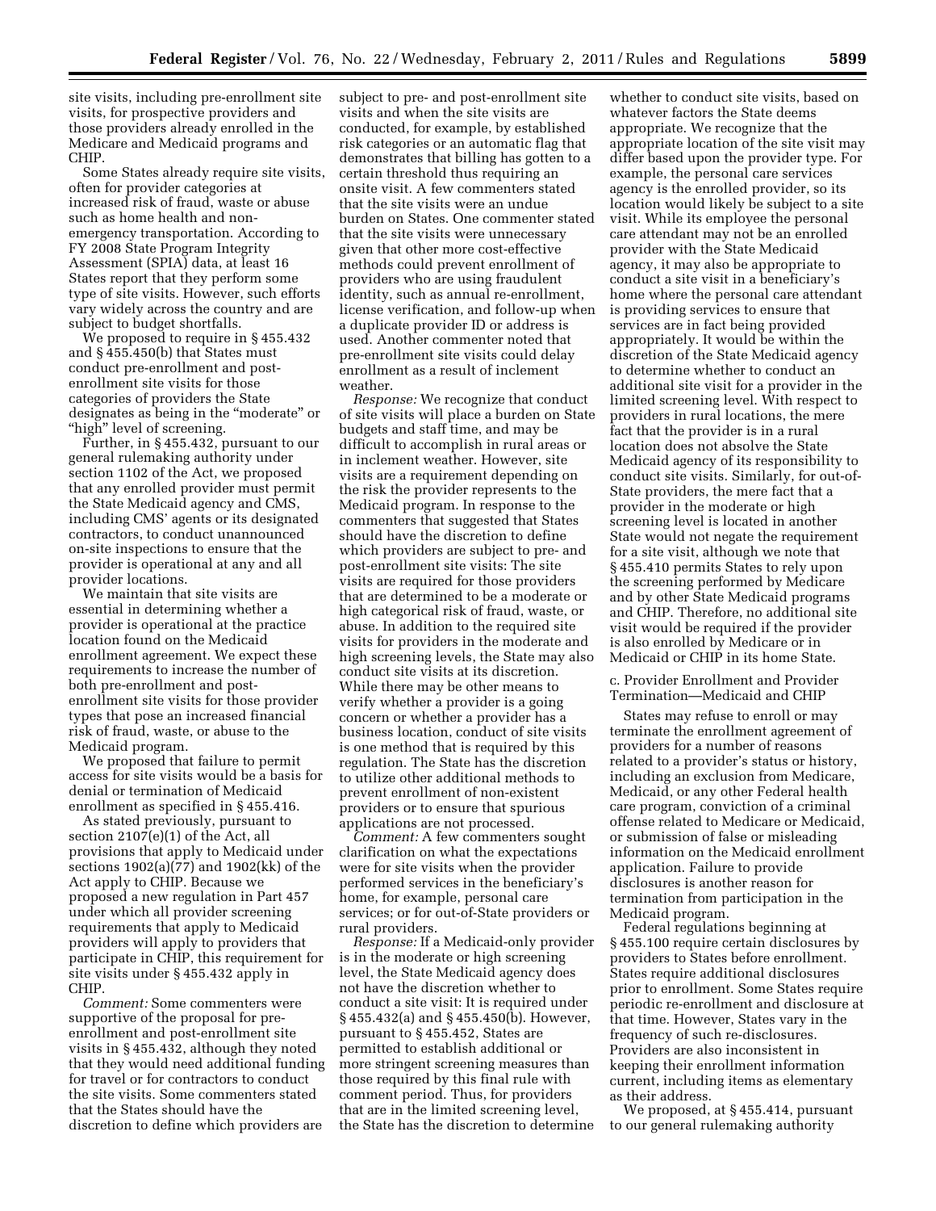site visits, including pre-enrollment site visits, for prospective providers and those providers already enrolled in the Medicare and Medicaid programs and CHIP.

Some States already require site visits, often for provider categories at increased risk of fraud, waste or abuse such as home health and non-emergency transportation. According to FY 2008 State Program Integrity Assessment (SPIA) data, at least 16 States report that they perform some type of site visits. However, such efforts vary widely across the country and are subject to budget shortfalls.

We proposed to require in § 455.432 and § 455.450(b) that States must conduct pre-enrollment and post-enrollment site visits for those categories of providers the State designates as being in the "moderate" or "high" level of screening.

Further, in § 455.432, pursuant to our general rulemaking authority under section 1102 of the Act, we proposed that any enrolled provider must permit the State Medicaid agency and CMS, including CMS' agents or its designated contractors, to conduct unannounced on-site inspections to ensure that the provider is operational at any and all provider locations.

We maintain that site visits are essential in determining whether a provider is operational at the practice location found on the Medicaid enrollment agreement. We expect these requirements to increase the number of both pre-enrollment and post-enrollment site visits for those provider types that pose an increased financial risk of fraud, waste, or abuse to the Medicaid program.

We proposed that failure to permit access for site visits would be a basis for denial or termination of Medicaid enrollment as specified in § 455.416.

As stated previously, pursuant to section 2107(e)(1) of the Act, all provisions that apply to Medicaid under sections 1902(a)(77) and 1902(kk) of the Act apply to CHIP. Because we proposed a new regulation in Part 457 under which all provider screening requirements that apply to Medicaid providers will apply to providers that participate in CHIP, this requirement for site visits under § 455.432 apply in CHIP.

*Comment:* Some commenters were supportive of the proposal for pre-enrollment and post-enrollment site visits in § 455.432, although they noted that they would need additional funding for travel or for contractors to conduct the site visits. Some commenters stated that the States should have the discretion to define which providers are subject to pre- and post-enrollment site visits and when the site visits are conducted, for example, by established risk categories or an automatic flag that demonstrates that billing has gotten to a certain threshold thus requiring an onsite visit. A few commenters stated that the site visits were an undue burden on States. One commenter stated that the site visits were unnecessary given that other more cost-effective methods could prevent enrollment of providers who are using fraudulent identity, such as annual re-enrollment, license verification, and follow-up when a duplicate provider ID or address is used. Another commenter noted that pre-enrollment site visits could delay enrollment as a result of inclement weather.

*Response:* We recognize that conduct of site visits will place a burden on State budgets and staff time, and may be difficult to accomplish in rural areas or in inclement weather. However, site visits are a requirement depending on the risk the provider represents to the Medicaid program. In response to the commenters that suggested that States should have the discretion to define which providers are subject to pre- and post-enrollment site visits: The site visits are required for those providers that are determined to be a moderate or high categorical risk of fraud, waste, or abuse. In addition to the required site visits for providers in the moderate and high screening levels, the State may also conduct site visits at its discretion. While there may be other means to verify whether a provider is a going concern or whether a provider has a business location, conduct of site visits is one method that is required by this regulation. The State has the discretion to utilize other additional methods to prevent enrollment of non-existent providers or to ensure that spurious applications are not processed.

*Comment:* A few commenters sought clarification on what the expectations were for site visits when the provider performed services in the beneficiary's home, for example, personal care services; or for out-of-State providers or rural providers.

*Response:* If a Medicaid-only provider is in the moderate or high screening level, the State Medicaid agency does not have the discretion whether to conduct a site visit: It is required under § 455.432(a) and § 455.450(b). However, pursuant to § 455.452, States are permitted to establish additional or more stringent screening measures than those required by this final rule with comment period. Thus, for providers that are in the limited screening level, the State has the discretion to determine whether to conduct site visits, based on whatever factors the State deems appropriate. We recognize that the appropriate location of the site visit may differ based upon the provider type. For example, the personal care services agency is the enrolled provider, so its location would likely be subject to a site visit. While its employee the personal care attendant may not be an enrolled provider with the State Medicaid agency, it may also be appropriate to conduct a site visit in a beneficiary's home where the personal care attendant is providing services to ensure that services are in fact being provided appropriately. It would be within the discretion of the State Medicaid agency to determine whether to conduct an additional site visit for a provider in the limited screening level. With respect to providers in rural locations, the mere fact that the provider is in a rural location does not absolve the State Medicaid agency of its responsibility to conduct site visits. Similarly, for out-of-State providers, the mere fact that a provider in the moderate or high screening level is located in another State would not negate the requirement for a site visit, although we note that § 455.410 permits States to rely upon the screening performed by Medicare and by other State Medicaid programs and CHIP. Therefore, no additional site visit would be required if the provider is also enrolled by Medicare or in Medicaid or CHIP in its home State.

c. Provider Enrollment and Provider Termination—Medicaid and CHIP

States may refuse to enroll or may terminate the enrollment agreement of providers for a number of reasons related to a provider's status or history, including an exclusion from Medicare, Medicaid, or any other Federal health care program, conviction of a criminal offense related to Medicare or Medicaid, or submission of false or misleading information on the Medicaid enrollment application. Failure to provide disclosures is another reason for termination from participation in the Medicaid program.

Federal regulations beginning at § 455.100 require certain disclosures by providers to States before enrollment. States require additional disclosures prior to enrollment. Some States require periodic re-enrollment and disclosure at that time. However, States vary in the frequency of such re-disclosures. Providers are also inconsistent in keeping their enrollment information current, including items as elementary as their address.

We proposed, at § 455.414, pursuant to our general rulemaking authority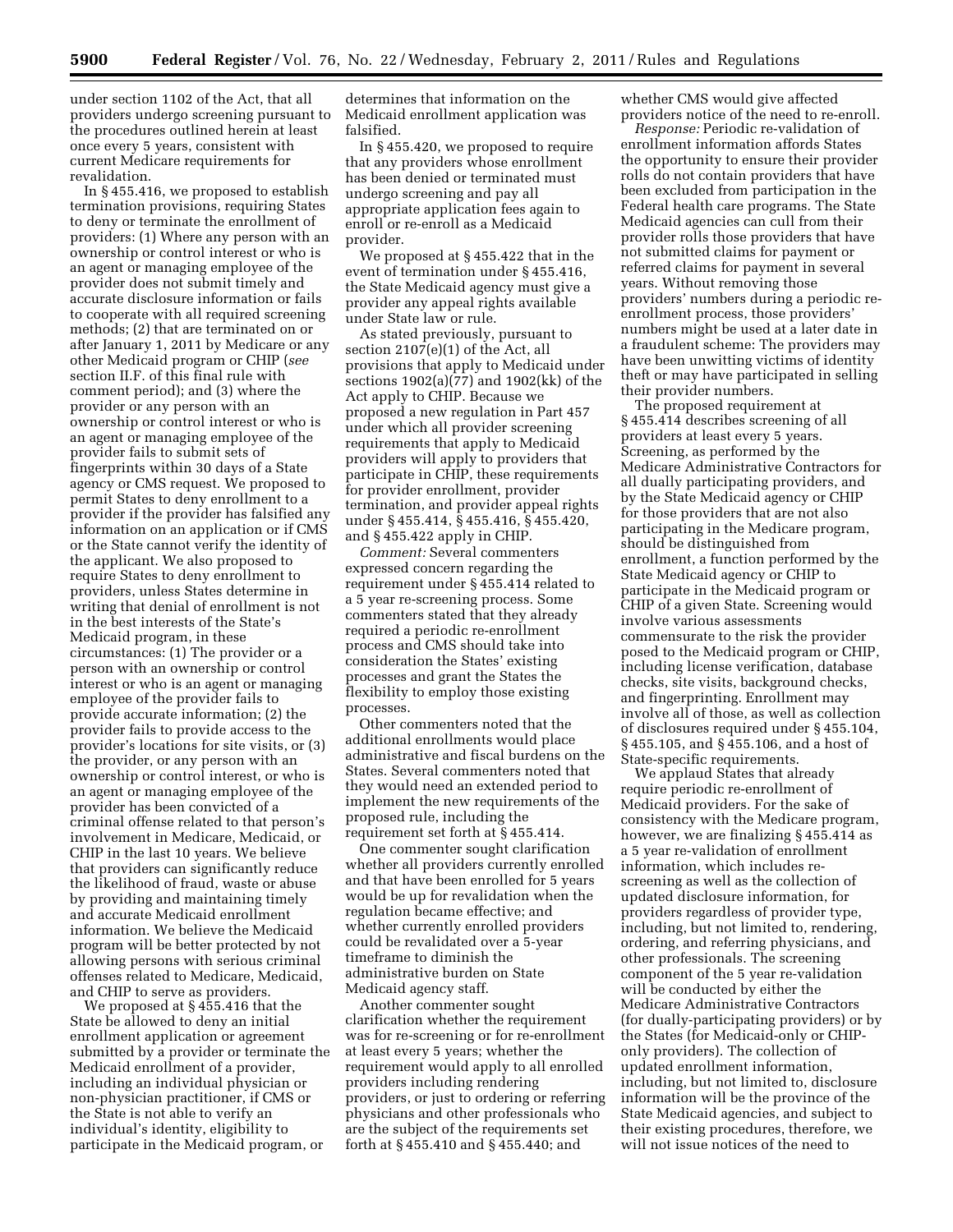under section 1102 of the Act, that all providers undergo screening pursuant to the procedures outlined herein at least once every 5 years, consistent with current Medicare requirements for revalidation.

In § 455.416, we proposed to establish termination provisions, requiring States to deny or terminate the enrollment of providers: (1) Where any person with an ownership or control interest or who is an agent or managing employee of the provider does not submit timely and accurate disclosure information or fails to cooperate with all required screening methods; (2) that are terminated on or after January 1, 2011 by Medicare or any other Medicaid program or CHIP (*see* section II.F. of this final rule with comment period); and (3) where the provider or any person with an ownership or control interest or who is an agent or managing employee of the provider fails to submit sets of fingerprints within 30 days of a State agency or CMS request. We proposed to permit States to deny enrollment to a provider if the provider has falsified any information on an application or if CMS or the State cannot verify the identity of the applicant. We also proposed to require States to deny enrollment to providers, unless States determine in writing that denial of enrollment is not in the best interests of the State's Medicaid program, in these circumstances: (1) The provider or a person with an ownership or control interest or who is an agent or managing employee of the provider fails to provide accurate information; (2) the provider fails to provide access to the provider's locations for site visits, or (3) the provider, or any person with an ownership or control interest, or who is an agent or managing employee of the provider has been convicted of a criminal offense related to that person's involvement in Medicare, Medicaid, or CHIP in the last 10 years. We believe that providers can significantly reduce the likelihood of fraud, waste or abuse by providing and maintaining timely and accurate Medicaid enrollment information. We believe the Medicaid program will be better protected by not allowing persons with serious criminal offenses related to Medicare, Medicaid, and CHIP to serve as providers.

We proposed at § 455.416 that the State be allowed to deny an initial enrollment application or agreement submitted by a provider or terminate the Medicaid enrollment of a provider, including an individual physician or non-physician practitioner, if CMS or the State is not able to verify an individual's identity, eligibility to participate in the Medicaid program, or determines that information on the Medicaid enrollment application was falsified.

In § 455.420, we proposed to require that any providers whose enrollment has been denied or terminated must undergo screening and pay all appropriate application fees again to enroll or re-enroll as a Medicaid provider.

We proposed at § 455.422 that in the event of termination under § 455.416, the State Medicaid agency must give a provider any appeal rights available under State law or rule.

As stated previously, pursuant to section 2107(e)(1) of the Act, all provisions that apply to Medicaid under sections 1902(a)(77) and 1902(kk) of the Act apply to CHIP. Because we proposed a new regulation in Part 457 under which all provider screening requirements that apply to Medicaid providers will apply to providers that participate in CHIP, these requirements for provider enrollment, provider termination, and provider appeal rights under § 455.414, § 455.416, § 455.420, and § 455.422 apply in CHIP.

*Comment:* Several commenters expressed concern regarding the requirement under § 455.414 related to a 5 year re-screening process. Some commenters stated that they already required a periodic re-enrollment process and CMS should take into consideration the States' existing processes and grant the States the flexibility to employ those existing processes.

Other commenters noted that the additional enrollments would place administrative and fiscal burdens on the States. Several commenters noted that they would need an extended period to implement the new requirements of the proposed rule, including the requirement set forth at § 455.414.

One commenter sought clarification whether all providers currently enrolled and that have been enrolled for 5 years would be up for revalidation when the regulation became effective; and whether currently enrolled providers could be revalidated over a 5-year timeframe to diminish the administrative burden on State Medicaid agency staff.

Another commenter sought clarification whether the requirement was for re-screening or for re-enrollment at least every 5 years; whether the requirement would apply to all enrolled providers including rendering providers, or just to ordering or referring physicians and other professionals who are the subject of the requirements set forth at § 455.410 and § 455.440; and whether CMS would give affected providers notice of the need to re-enroll.

*Response:* Periodic re-validation of enrollment information affords States the opportunity to ensure their provider rolls do not contain providers that have been excluded from participation in the Federal health care programs. The State Medicaid agencies can cull from their provider rolls those providers that have not submitted claims for payment or referred claims for payment in several years. Without removing those providers' numbers during a periodic re-enrollment process, those providers' numbers might be used at a later date in a fraudulent scheme: The providers may have been unwitting victims of identity theft or may have participated in selling their provider numbers.

The proposed requirement at § 455.414 describes screening of all providers at least every 5 years. Screening, as performed by the Medicare Administrative Contractors for all dually participating providers, and by the State Medicaid agency or CHIP for those providers that are not also participating in the Medicare program, should be distinguished from enrollment, a function performed by the State Medicaid agency or CHIP to participate in the Medicaid program or CHIP of a given State. Screening would involve various assessments commensurate to the risk the provider posed to the Medicaid program or CHIP, including license verification, database checks, site visits, background checks, and fingerprinting. Enrollment may involve all of those, as well as collection of disclosures required under § 455.104, § 455.105, and § 455.106, and a host of State-specific requirements.

We applaud States that already require periodic re-enrollment of Medicaid providers. For the sake of consistency with the Medicare program, however, we are finalizing § 455.414 as a 5 year re-validation of enrollment information, which includes re-screening as well as the collection of updated disclosure information, for providers regardless of provider type, including, but not limited to, rendering, ordering, and referring physicians, and other professionals. The screening component of the 5 year re-validation will be conducted by either the Medicare Administrative Contractors (for dually-participating providers) or by the States (for Medicaid-only or CHIP-only providers). The collection of updated enrollment information, including, but not limited to, disclosure information will be the province of the State Medicaid agencies, and subject to their existing procedures, therefore, we will not issue notices of the need to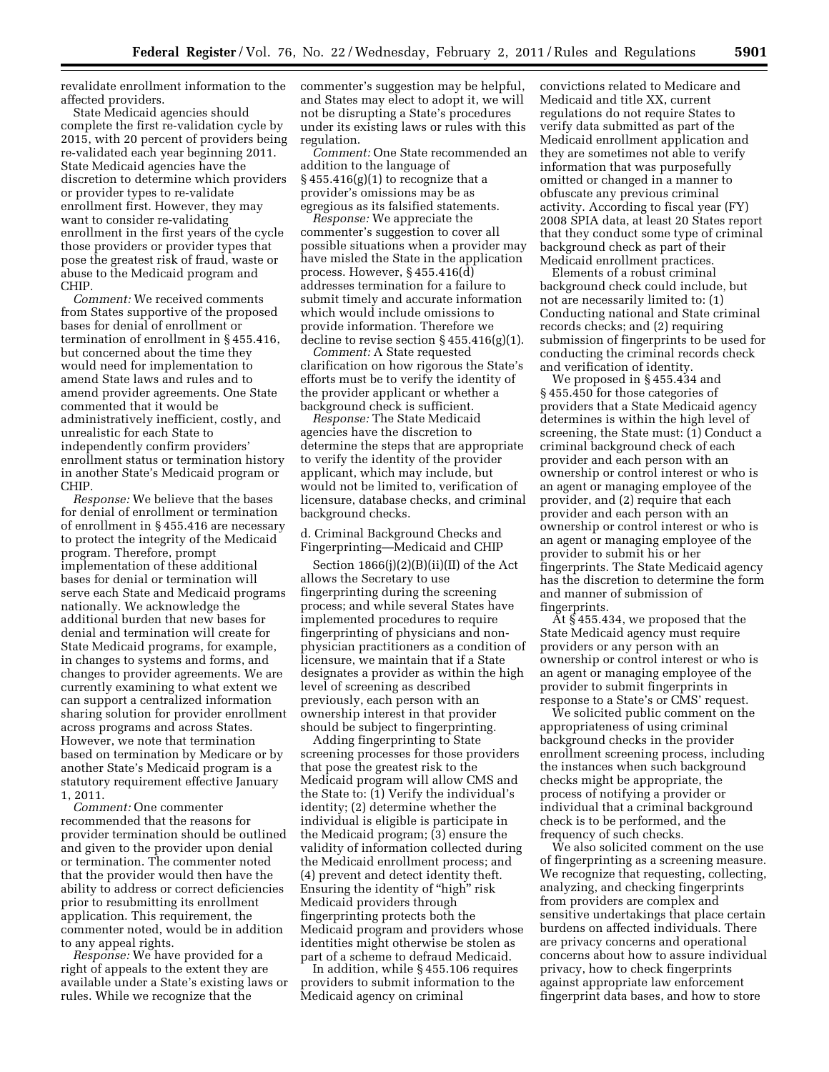revalidate enrollment information to the affected providers.

State Medicaid agencies should complete the first re-validation cycle by 2015, with 20 percent of providers being re-validated each year beginning 2011. State Medicaid agencies have the discretion to determine which providers or provider types to re-validate enrollment first. However, they may want to consider re-validating enrollment in the first years of the cycle those providers or provider types that pose the greatest risk of fraud, waste or abuse to the Medicaid program and CHIP.

*Comment:* We received comments from States supportive of the proposed bases for denial of enrollment or termination of enrollment in § 455.416, but concerned about the time they would need for implementation to amend State laws and rules and to amend provider agreements. One State commented that it would be administratively inefficient, costly, and unrealistic for each State to independently confirm providers' enrollment status or termination history in another State's Medicaid program or CHIP.

*Response:* We believe that the bases for denial of enrollment or termination of enrollment in § 455.416 are necessary to protect the integrity of the Medicaid program. Therefore, prompt implementation of these additional bases for denial or termination will serve each State and Medicaid programs nationally. We acknowledge the additional burden that new bases for denial and termination will create for State Medicaid programs, for example, in changes to systems and forms, and changes to provider agreements. We are currently examining to what extent we can support a centralized information sharing solution for provider enrollment across programs and across States. However, we note that termination based on termination by Medicare or by another State's Medicaid program is a statutory requirement effective January 1, 2011.

*Comment:* One commenter recommended that the reasons for provider termination should be outlined and given to the provider upon denial or termination. The commenter noted that the provider would then have the ability to address or correct deficiencies prior to resubmitting its enrollment application. This requirement, the commenter noted, would be in addition to any appeal rights.

*Response:* We have provided for a right of appeals to the extent they are available under a State's existing laws or rules. While we recognize that the commenter's suggestion may be helpful, and States may elect to adopt it, we will not be disrupting a State's procedures under its existing laws or rules with this regulation.

*Comment:* One State recommended an addition to the language of § 455.416(g)(1) to recognize that a provider's omissions may be as egregious as its falsified statements.

*Response:* We appreciate the commenter's suggestion to cover all possible situations when a provider may have misled the State in the application process. However, § 455.416(d) addresses termination for a failure to submit timely and accurate information which would include omissions to provide information. Therefore we decline to revise section § 455.416(g)(1).

*Comment:* A State requested clarification on how rigorous the State's efforts must be to verify the identity of the provider applicant or whether a background check is sufficient.

*Response:* The State Medicaid agencies have the discretion to determine the steps that are appropriate to verify the identity of the provider applicant, which may include, but would not be limited to, verification of licensure, database checks, and criminal background checks.

d. Criminal Background Checks and Fingerprinting—Medicaid and CHIP

Section 1866(j)(2)(B)(ii)(II) of the Act allows the Secretary to use fingerprinting during the screening process; and while several States have implemented procedures to require fingerprinting of physicians and non-physician practitioners as a condition of licensure, we maintain that if a State designates a provider as within the high level of screening as described previously, each person with an ownership interest in that provider should be subject to fingerprinting.

Adding fingerprinting to State screening processes for those providers that pose the greatest risk to the Medicaid program will allow CMS and the State to: (1) Verify the individual's identity; (2) determine whether the individual is eligible is participate in the Medicaid program; (3) ensure the validity of information collected during the Medicaid enrollment process; and (4) prevent and detect identity theft. Ensuring the identity of "high" risk Medicaid providers through fingerprinting protects both the Medicaid program and providers whose identities might otherwise be stolen as part of a scheme to defraud Medicaid.

In addition, while § 455.106 requires providers to submit information to the Medicaid agency on criminal convictions related to Medicare and Medicaid and title XX, current regulations do not require States to verify data submitted as part of the Medicaid enrollment application and they are sometimes not able to verify information that was purposefully omitted or changed in a manner to obfuscate any previous criminal activity. According to fiscal year (FY) 2008 SPIA data, at least 20 States report that they conduct some type of criminal background check as part of their Medicaid enrollment practices.

Elements of a robust criminal background check could include, but not are necessarily limited to: (1) Conducting national and State criminal records checks; and (2) requiring submission of fingerprints to be used for conducting the criminal records check and verification of identity.

We proposed in § 455.434 and § 455.450 for those categories of providers that a State Medicaid agency determines is within the high level of screening, the State must: (1) Conduct a criminal background check of each provider and each person with an ownership or control interest or who is an agent or managing employee of the provider, and (2) require that each provider and each person with an ownership or control interest or who is an agent or managing employee of the provider to submit his or her fingerprints. The State Medicaid agency has the discretion to determine the form and manner of submission of fingerprints.

At § 455.434, we proposed that the State Medicaid agency must require providers or any person with an ownership or control interest or who is an agent or managing employee of the provider to submit fingerprints in response to a State's or CMS' request.

We solicited public comment on the appropriateness of using criminal background checks in the provider enrollment screening process, including the instances when such background checks might be appropriate, the process of notifying a provider or individual that a criminal background check is to be performed, and the frequency of such checks.

We also solicited comment on the use of fingerprinting as a screening measure. We recognize that requesting, collecting, analyzing, and checking fingerprints from providers are complex and sensitive undertakings that place certain burdens on affected individuals. There are privacy concerns and operational concerns about how to assure individual privacy, how to check fingerprints against appropriate law enforcement fingerprint data bases, and how to store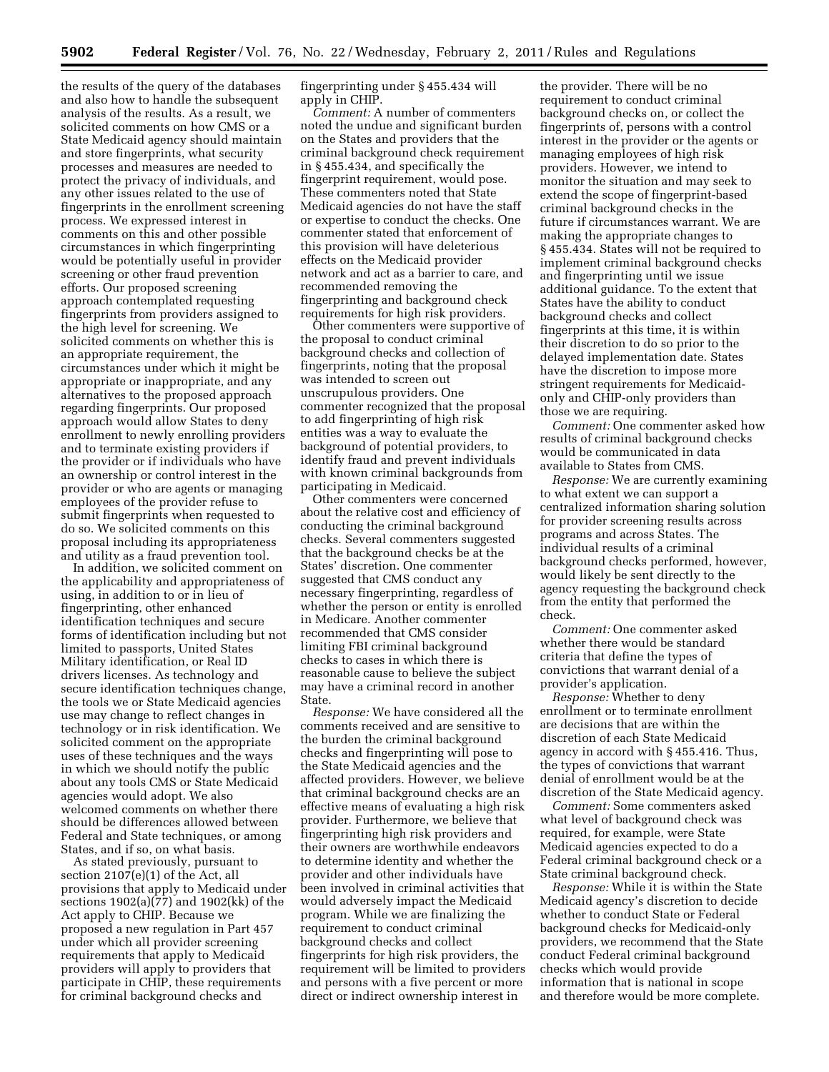the results of the query of the databases and also how to handle the subsequent analysis of the results. As a result, we solicited comments on how CMS or a State Medicaid agency should maintain and store fingerprints, what security processes and measures are needed to protect the privacy of individuals, and any other issues related to the use of fingerprints in the enrollment screening process. We expressed interest in comments on this and other possible circumstances in which fingerprinting would be potentially useful in provider screening or other fraud prevention efforts. Our proposed screening approach contemplated requesting fingerprints from providers assigned to the high level for screening. We solicited comments on whether this is an appropriate requirement, the circumstances under which it might be appropriate or inappropriate, and any alternatives to the proposed approach regarding fingerprints. Our proposed approach would allow States to deny enrollment to newly enrolling providers and to terminate existing providers if the provider or if individuals who have an ownership or control interest in the provider or who are agents or managing employees of the provider refuse to submit fingerprints when requested to do so. We solicited comments on this proposal including its appropriateness and utility as a fraud prevention tool.

In addition, we solicited comment on the applicability and appropriateness of using, in addition to or in lieu of fingerprinting, other enhanced identification techniques and secure forms of identification including but not limited to passports, United States Military identification, or Real ID drivers licenses. As technology and secure identification techniques change, the tools we or State Medicaid agencies use may change to reflect changes in technology or in risk identification. We solicited comment on the appropriate uses of these techniques and the ways in which we should notify the public about any tools CMS or State Medicaid agencies would adopt. We also welcomed comments on whether there should be differences allowed between Federal and State techniques, or among States, and if so, on what basis.

As stated previously, pursuant to section 2107(e)(1) of the Act, all provisions that apply to Medicaid under sections 1902(a)(77) and 1902(kk) of the Act apply to CHIP. Because we proposed a new regulation in Part 457 under which all provider screening requirements that apply to Medicaid providers will apply to providers that participate in CHIP, these requirements for criminal background checks and fingerprinting under § 455.434 will apply in CHIP.

*Comment:* A number of commenters noted the undue and significant burden on the States and providers that the criminal background check requirement in § 455.434, and specifically the fingerprint requirement, would pose. These commenters noted that State Medicaid agencies do not have the staff or expertise to conduct the checks. One commenter stated that enforcement of this provision will have deleterious effects on the Medicaid provider network and act as a barrier to care, and recommended removing the fingerprinting and background check requirements for high risk providers.

Other commenters were supportive of the proposal to conduct criminal background checks and collection of fingerprints, noting that the proposal was intended to screen out unscrupulous providers. One commenter recognized that the proposal to add fingerprinting of high risk entities was a way to evaluate the background of potential providers, to identify fraud and prevent individuals with known criminal backgrounds from participating in Medicaid.

Other commenters were concerned about the relative cost and efficiency of conducting the criminal background checks. Several commenters suggested that the background checks be at the States' discretion. One commenter suggested that CMS conduct any necessary fingerprinting, regardless of whether the person or entity is enrolled in Medicare. Another commenter recommended that CMS consider limiting FBI criminal background checks to cases in which there is reasonable cause to believe the subject may have a criminal record in another State.

*Response:* We have considered all the comments received and are sensitive to the burden the criminal background checks and fingerprinting will pose to the State Medicaid agencies and the affected providers. However, we believe that criminal background checks are an effective means of evaluating a high risk provider. Furthermore, we believe that fingerprinting high risk providers and their owners are worthwhile endeavors to determine identity and whether the provider and other individuals have been involved in criminal activities that would adversely impact the Medicaid program. While we are finalizing the requirement to conduct criminal background checks and collect fingerprints for high risk providers, the requirement will be limited to providers and persons with a five percent or more direct or indirect ownership interest in the provider. There will be no requirement to conduct criminal background checks on, or collect the fingerprints of, persons with a control interest in the provider or the agents or managing employees of high risk providers. However, we intend to monitor the situation and may seek to extend the scope of fingerprint-based criminal background checks in the future if circumstances warrant. We are making the appropriate changes to § 455.434. States will not be required to implement criminal background checks and fingerprinting until we issue additional guidance. To the extent that States have the ability to conduct background checks and collect fingerprints at this time, it is within their discretion to do so prior to the delayed implementation date. States have the discretion to impose more stringent requirements for Medicaid-only and CHIP-only providers than those we are requiring.

*Comment:* One commenter asked how results of criminal background checks would be communicated in data available to States from CMS.

*Response:* We are currently examining to what extent we can support a centralized information sharing solution for provider screening results across programs and across States. The individual results of a criminal background checks performed, however, would likely be sent directly to the agency requesting the background check from the entity that performed the check.

*Comment:* One commenter asked whether there would be standard criteria that define the types of convictions that warrant denial of a provider's application.

*Response:* Whether to deny enrollment or to terminate enrollment are decisions that are within the discretion of each State Medicaid agency in accord with § 455.416. Thus, the types of convictions that warrant denial of enrollment would be at the discretion of the State Medicaid agency.

*Comment:* Some commenters asked what level of background check was required, for example, were State Medicaid agencies expected to do a Federal criminal background check or a State criminal background check.

*Response:* While it is within the State Medicaid agency's discretion to decide whether to conduct State or Federal background checks for Medicaid-only providers, we recommend that the State conduct Federal criminal background checks which would provide information that is national in scope and therefore would be more complete.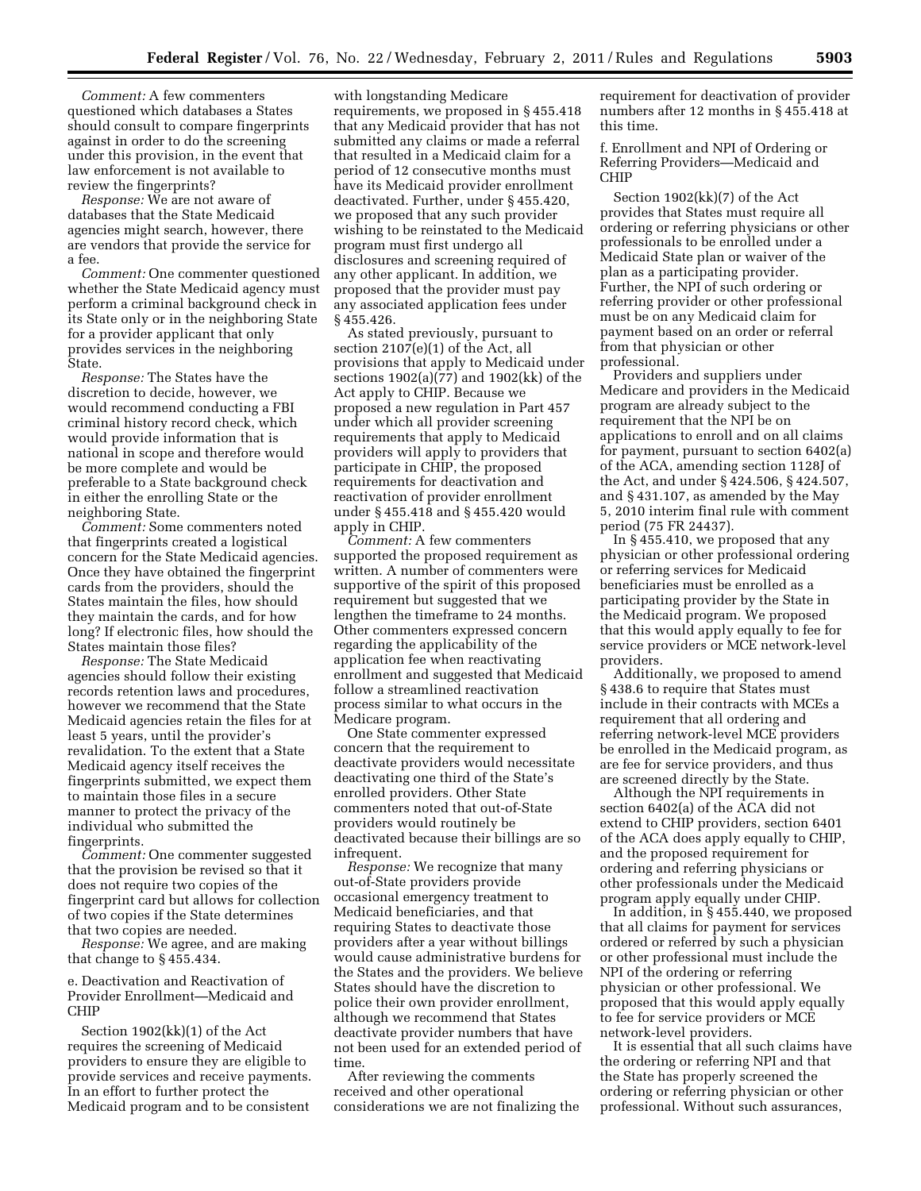*Comment:* A few commenters questioned which databases a States should consult to compare fingerprints against in order to do the screening under this provision, in the event that law enforcement is not available to review the fingerprints?

*Response:* We are not aware of databases that the State Medicaid agencies might search, however, there are vendors that provide the service for a fee.

*Comment:* One commenter questioned whether the State Medicaid agency must perform a criminal background check in its State only or in the neighboring State for a provider applicant that only provides services in the neighboring State.

*Response:* The States have the discretion to decide, however, we would recommend conducting a FBI criminal history record check, which would provide information that is national in scope and therefore would be more complete and therefore would be preferable to a State background check in either the enrolling State or the neighboring State.

*Comment:* Some commenters noted that fingerprints created a logistical concern for the State Medicaid agencies. Once they have obtained the fingerprint cards from the providers, should the States maintain the files, how should they maintain the cards, and for how long? If electronic files, how should the States maintain those files?

*Response:* The State Medicaid agencies should follow their existing records retention laws and procedures, however we recommend that the State Medicaid agencies retain the files for at least 5 years, until the provider's revalidation. To the extent that a State Medicaid agency itself receives the fingerprints submitted, we expect them to maintain those files in a secure manner to protect the privacy of the individual who submitted the fingerprints.

*Comment:* One commenter suggested that the provision be revised so that it does not require two copies of the fingerprint card but allows for collection of two copies if the State determines that two copies are needed.

*Response:* We agree, and are making that change to § 455.434.

e. Deactivation and Reactivation of Provider Enrollment—Medicaid and CHIP

Section 1902(kk)(1) of the Act requires the screening of Medicaid providers to ensure they are eligible to provide services and receive payments. In an effort to further protect the Medicaid program and to be consistent with longstanding Medicare requirements, we proposed in § 455.418 that any Medicaid provider that has not submitted any claims or made a referral that resulted in a Medicaid claim for a period of 12 consecutive months must have its Medicaid provider enrollment deactivated. Further, under § 455.420, we proposed that any such provider wishing to be reinstated to the Medicaid program must first undergo all disclosures and screening required of any other applicant. In addition, we proposed that the provider must pay any associated application fees under § 455.426.

As stated previously, pursuant to section 2107(e)(1) of the Act, all provisions that apply to Medicaid under sections 1902(a)(77) and 1902(kk) of the Act apply to CHIP. Because we proposed a new regulation in Part 457 under which all provider screening requirements that apply to Medicaid providers will apply to providers that participate in CHIP, the proposed requirements for deactivation and reactivation of provider enrollment under § 455.418 and § 455.420 would apply in CHIP.

*Comment:* A few commenters supported the proposed requirement as written. A number of commenters were supportive of the spirit of this proposed requirement but suggested that we lengthen the timeframe to 24 months. Other commenters expressed concern regarding the applicability of the application fee when reactivating enrollment and suggested that Medicaid follow a streamlined reactivation process similar to what occurs in the Medicare program.

One State commenter expressed concern that the requirement to deactivate providers would necessitate deactivating one third of the State's enrolled providers. Other State commenters noted that out-of-State providers would routinely be deactivated because their billings are so infrequent.

*Response:* We recognize that many out-of-State providers provide occasional emergency treatment to Medicaid beneficiaries, and that requiring States to deactivate those providers after a year without billings would cause administrative burdens for the States and the providers. We believe States should have the discretion to police their own provider enrollment, although we recommend that States deactivate provider numbers that have not been used for an extended period of time.

After reviewing the comments received and other operational considerations we are not finalizing the requirement for deactivation of provider numbers after 12 months in § 455.418 at this time.

f. Enrollment and NPI of Ordering or Referring Providers—Medicaid and CHIP

Section 1902(kk)(7) of the Act provides that States must require all ordering or referring physicians or other professionals to be enrolled under a Medicaid State plan or waiver of the plan as a participating provider. Further, the NPI of such ordering or referring provider or other professional must be on any Medicaid claim for payment based on an order or referral from that physician or other professional.

Providers and suppliers under Medicare and providers in the Medicaid program are already subject to the requirement that the NPI be on applications to enroll and on all claims for payment, pursuant to section 6402(a) of the ACA, amending section 1128J of the Act, and under § 424.506, § 424.507, and § 431.107, as amended by the May 5, 2010 interim final rule with comment period (75 FR 24437).

In § 455.410, we proposed that any physician or other professional ordering or referring services for Medicaid beneficiaries must be enrolled as a participating provider by the State in the Medicaid program. We proposed that this would apply equally to fee for service providers or MCE network-level providers.

Additionally, we proposed to amend § 438.6 to require that States must include in their contracts with MCEs a requirement that all ordering and referring network-level MCE providers be enrolled in the Medicaid program, as are fee for service providers, and thus are screened directly by the State.

Although the NPI requirements in section 6402(a) of the ACA did not extend to CHIP providers, section 6401 of the ACA does apply equally to CHIP, and the proposed requirement for ordering and referring physicians or other professionals under the Medicaid program apply equally under CHIP.

In addition, in § 455.440, we proposed that all claims for payment for services ordered or referred by such a physician or other professional must include the NPI of the ordering or referring physician or other professional. We proposed that this would apply equally to fee for service providers or MCE network-level providers.

It is essential that all such claims have the ordering or referring NPI and that the State has properly screened the ordering or referring physician or other professional. Without such assurances,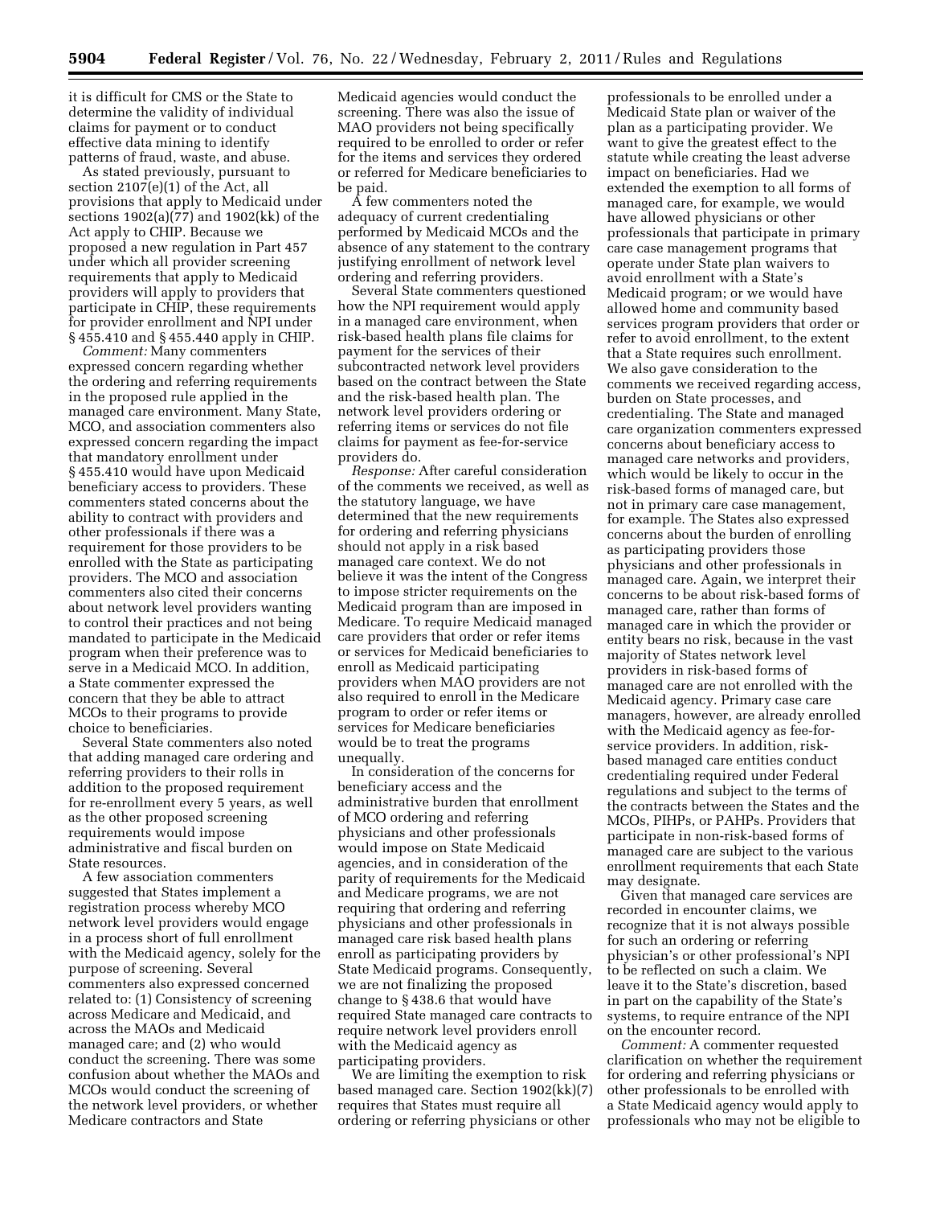it is difficult for CMS or the State to determine the validity of individual claims for payment or to conduct effective data mining to identify patterns of fraud, waste, and abuse.

As stated previously, pursuant to section 2107(e)(1) of the Act, all provisions that apply to Medicaid under sections 1902(a)(77) and 1902(kk) of the Act apply to CHIP. Because we proposed a new regulation in Part 457 under which all provider screening requirements that apply to Medicaid providers will apply to providers that participate in CHIP, these requirements for provider enrollment and NPI under § 455.410 and § 455.440 apply in CHIP.

*Comment:* Many commenters expressed concern regarding whether the ordering and referring requirements in the proposed rule applied in the managed care environment. Many State, MCO, and association commenters also expressed concern regarding the impact that mandatory enrollment under § 455.410 would have upon Medicaid beneficiary access to providers. These commenters stated concerns about the ability to contract with providers and other professionals if there was a requirement for those providers to be enrolled with the State as participating providers. The MCO and association commenters also cited their concerns about network level providers wanting to control their practices and not being mandated to participate in the Medicaid program when their preference was to serve in a Medicaid MCO. In addition, a State commenter expressed the concern that they be able to attract MCOs to their programs to provide choice to beneficiaries.

Several State commenters also noted that adding managed care ordering and referring providers to their rolls in addition to the proposed requirement for re-enrollment every 5 years, as well as the other proposed screening requirements would impose administrative and fiscal burden on State resources.

A few association commenters suggested that States implement a registration process whereby MCO network level providers would engage in a process short of full enrollment with the Medicaid agency, solely for the purpose of screening. Several commenters also expressed concerned related to: (1) Consistency of screening across Medicare and Medicaid, and across the MAOs and Medicaid managed care; and (2) who would conduct the screening. There was some confusion about whether the MAOs and MCOs would conduct the screening of the network level providers, or whether Medicare contractors and State Medicaid agencies would conduct the screening. There was also the issue of MAO providers not being specifically required to be enrolled to order or refer for the items and services they ordered or referred for Medicare beneficiaries to be paid.

A few commenters noted the adequacy of current credentialing performed by Medicaid MCOs and the absence of any statement to the contrary justifying enrollment of network level ordering and referring providers.

Several State commenters questioned how the NPI requirement would apply in a managed care environment, when risk-based health plans file claims for payment for the services of their subcontracted network level providers based on the contract between the State and the risk-based health plan. The network level providers ordering or referring items or services do not file claims for payment as fee-for-service providers do.

*Response:* After careful consideration of the comments we received, as well as the statutory language, we have determined that the new requirements for ordering and referring physicians should not apply in a risk based managed care context. We do not believe it was the intent of the Congress to impose stricter requirements on the Medicaid program than are imposed in Medicare. To require Medicaid managed care providers that order or refer items or services for Medicaid beneficiaries to enroll as Medicaid participating providers when MAO providers are not also required to enroll in the Medicare program to order or refer items or services for Medicare beneficiaries would be to treat the programs unequally.

In consideration of the concerns for beneficiary access and the administrative burden that enrollment of MCO ordering and referring physicians and other professionals would impose on State Medicaid agencies, and in consideration of the parity of requirements for the Medicaid and Medicare programs, we are not requiring that ordering and referring physicians and other professionals in managed care risk based health plans enroll as participating providers by State Medicaid programs. Consequently, we are not finalizing the proposed change to § 438.6 that would have required State managed care contracts to require network level providers enroll with the Medicaid agency as participating providers.

We are limiting the exemption to risk based managed care. Section 1902(kk)(7) requires that States must require all ordering or referring physicians or other professionals to be enrolled under a Medicaid State plan or waiver of the plan as a participating provider. We want to give the greatest effect to the statute while creating the least adverse impact on beneficiaries. Had we extended the exemption to all forms of managed care, for example, we would have allowed physicians or other professionals that participate in primary care case management programs that operate under State plan waivers to avoid enrollment with a State's Medicaid program; or we would have allowed home and community based services program providers that order or refer to avoid enrollment, to the extent that a State requires such enrollment. We also gave consideration to the comments we received regarding access, burden on State processes, and credentialing. The State and managed care organization commenters expressed concerns about beneficiary access to managed care networks and providers, which would be likely to occur in the risk-based forms of managed care, but not in primary care case management, for example. The States also expressed concerns about the burden of enrolling as participating providers those physicians and other professionals in managed care. Again, we interpret their concerns to be about risk-based forms of managed care, rather than forms of managed care in which the provider or entity bears no risk, because in the vast majority of States network level providers in risk-based forms of managed care are not enrolled with the Medicaid agency. Primary case care managers, however, are already enrolled with the Medicaid agency as fee-for-service providers. In addition, risk-based managed care entities conduct credentialing required under Federal regulations and subject to the terms of the contracts between the States and the MCOs, PIHPs, or PAHPs. Providers that participate in non-risk-based forms of managed care are subject to the various enrollment requirements that each State may designate.

Given that managed care services are recorded in encounter claims, we recognize that it is not always possible for such an ordering or referring physician's or other professional's NPI to be reflected on such a claim. We leave it to the State's discretion, based in part on the capability of the State's systems, to require entrance of the NPI on the encounter record.

*Comment:* A commenter requested clarification on whether the requirement for ordering and referring physicians or other professionals to be enrolled with a State Medicaid agency would apply to professionals who may not be eligible to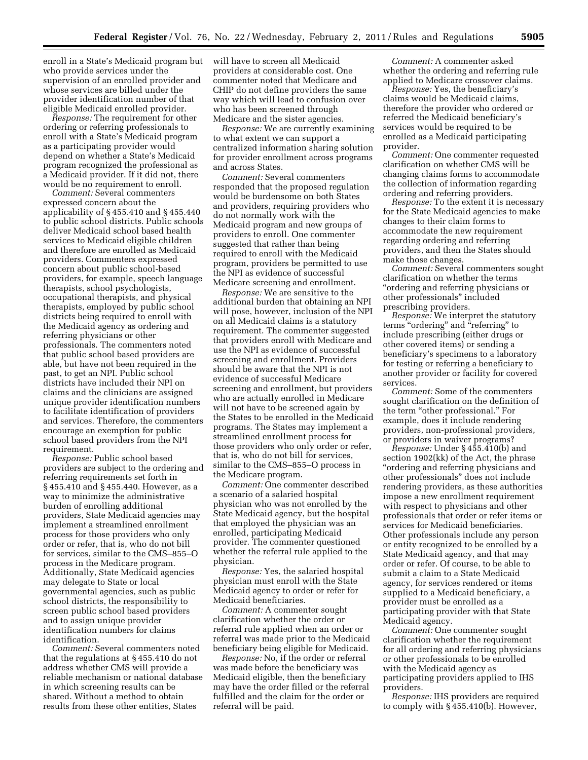enroll in a State's Medicaid program but who provide services under the supervision of an enrolled provider and whose services are billed under the provider identification number of that eligible Medicaid enrolled provider.

*Response:* The requirement for other ordering or referring professionals to enroll with a State's Medicaid program as a participating provider would depend on whether a State's Medicaid program recognized the professional as a Medicaid provider. If it did not, there would be no requirement to enroll.

*Comment:* Several commenters expressed concern about the applicability of § 455.410 and § 455.440 to public school districts. Public schools deliver Medicaid school based health services to Medicaid eligible children and therefore are enrolled as Medicaid providers. Commenters expressed concern about public school-based providers, for example, speech language therapists, school psychologists, occupational therapists, and physical therapists, employed by public school districts being required to enroll with the Medicaid agency as ordering and referring physicians or other professionals. The commenters noted that public school based providers are able, but have not been required in the past, to get an NPI. Public school districts have included their NPI on claims and the clinicians are assigned unique provider identification numbers to facilitate identification of providers and services. Therefore, the commenters encourage an exemption for public school based providers from the NPI requirement.

*Response:* Public school based providers are subject to the ordering and referring requirements set forth in § 455.410 and § 455.440. However, as a way to minimize the administrative burden of enrolling additional providers, State Medicaid agencies may implement a streamlined enrollment process for those providers who only order or refer, that is, who do not bill for services, similar to the CMS–855–O process in the Medicare program. Additionally, State Medicaid agencies may delegate to State or local governmental agencies, such as public school districts, the responsibility to screen public school based providers and to assign unique provider identification numbers for claims identification.

*Comment:* Several commenters noted that the regulations at § 455.410 do not address whether CMS will provide a reliable mechanism or national database in which screening results can be shared. Without a method to obtain results from these other entities, States will have to screen all Medicaid providers at considerable cost. One commenter noted that Medicare and CHIP do not define providers the same way which will lead to confusion over who has been screened through Medicare and the sister agencies.

*Response:* We are currently examining to what extent we can support a centralized information sharing solution for provider enrollment across programs and across States.

*Comment:* Several commenters responded that the proposed regulation would be burdensome on both States and providers, requiring providers who do not normally work with the Medicaid program and new groups of providers to enroll. One commenter suggested that rather than being required to enroll with the Medicaid program, providers be permitted to use the NPI as evidence of successful Medicare screening and enrollment.

*Response:* We are sensitive to the additional burden that obtaining an NPI will pose, however, inclusion of the NPI on all Medicaid claims is a statutory requirement. The commenter suggested that providers enroll with Medicare and use the NPI as evidence of successful screening and enrollment. Providers should be aware that the NPI is not evidence of successful Medicare screening and enrollment, but providers who are actually enrolled in Medicare will not have to be screened again by the States to be enrolled in the Medicaid programs. The States may implement a streamlined enrollment process for those providers who only order or refer, that is, who do not bill for services, similar to the CMS–855–O process in the Medicare program.

*Comment:* One commenter described a scenario of a salaried hospital physician who was not enrolled by the State Medicaid agency, but the hospital that employed the physician was an enrolled, participating Medicaid provider. The commenter questioned whether the referral rule applied to the physician.

*Response:* Yes, the salaried hospital physician must enroll with the State Medicaid agency to order or refer for Medicaid beneficiaries.

*Comment:* A commenter sought clarification whether the order or referral rule applied when an order or referral was made prior to the Medicaid beneficiary being eligible for Medicaid.

*Response:* No, if the order or referral was made before the beneficiary was Medicaid eligible, then the beneficiary may have the order filled or the referral fulfilled and the claim for the order or referral will be paid.

*Comment:* A commenter asked whether the ordering and referring rule applied to Medicare crossover claims.

*Response:* Yes, the beneficiary's claims would be Medicaid claims, therefore the provider who ordered or referred the Medicaid beneficiary's services would be required to be enrolled as a Medicaid participating provider.

*Comment:* One commenter requested clarification on whether CMS will be changing claims forms to accommodate the collection of information regarding ordering and referring providers.

*Response:* To the extent it is necessary for the State Medicaid agencies to make changes to their claim forms to accommodate the new requirement regarding ordering and referring providers, and then the States should make those changes.

*Comment:* Several commenters sought clarification on whether the terms "ordering and referring physicians or other professionals" included prescribing providers.

*Response:* We interpret the statutory terms "ordering" and "referring" to include prescribing (either drugs or other covered items) or sending a beneficiary's specimens to a laboratory for testing or referring a beneficiary to another provider or facility for covered services.

*Comment:* Some of the commenters sought clarification on the definition of the term "other professional." For example, does it include rendering providers, non-professional providers, or providers in waiver programs?

*Response:* Under § 455.410(b) and section 1902(kk) of the Act, the phrase "ordering and referring physicians and other professionals" does not include rendering providers, as these authorities impose a new enrollment requirement with respect to physicians and other professionals that order or refer items or services for Medicaid beneficiaries. Other professionals include any person or entity recognized to be enrolled by a State Medicaid agency, and that may order or refer. Of course, to be able to submit a claim to a State Medicaid agency, for services rendered or items supplied to a Medicaid beneficiary, a provider must be enrolled as a participating provider with that State Medicaid agency.

*Comment:* One commenter sought clarification whether the requirement for all ordering and referring physicians or other professionals to be enrolled with the Medicaid agency as participating providers applied to IHS providers.

*Response:* IHS providers are required to comply with § 455.410(b). However,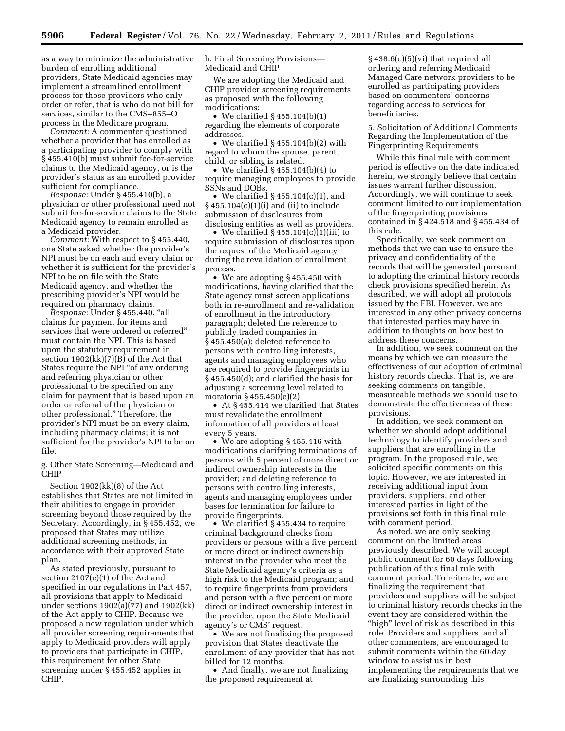as a way to minimize the administrative burden of enrolling additional providers, State Medicaid agencies may implement a streamlined enrollment process for those providers who only order or refer, that is who do not bill for services, similar to the CMS–855–O process in the Medicare program.

*Comment:* A commenter questioned whether a provider that has enrolled as a participating provider to comply with § 455.410(b) must submit fee-for-service claims to the Medicaid agency, or is the provider's status as an enrolled provider sufficient for compliance.

*Response:* Under § 455.410(b), a physician or other professional need not submit fee-for-service claims to the State Medicaid agency to remain enrolled as a Medicaid provider.

*Comment:* With respect to § 455.440, one State asked whether the provider's NPI must be on each and every claim or whether it is sufficient for the provider's NPI to be on file with the State Medicaid agency, and whether the prescribing provider's NPI would be required on pharmacy claims.

*Response:* Under § 455.440, "all claims for payment for items and services that were ordered or referred" must contain the NPI. This is based upon the statutory requirement in section 1902(kk)(7)(B) of the Act that States require the NPI "of any ordering and referring physician or other professional to be specified on any claim for payment that is based upon an order or referral of the physician or other professional." Therefore, the provider's NPI must be on every claim, including pharmacy claims; it is not sufficient for the provider's NPI to be on file.

g. Other State Screening—Medicaid and CHIP

Section 1902(kk)(8) of the Act establishes that States are not limited in their abilities to engage in provider screening beyond those required by the Secretary. Accordingly, in § 455.452, we proposed that States may utilize additional screening methods, in accordance with their approved State plan.

As stated previously, pursuant to section 2107(e)(1) of the Act and specified in our regulations in Part 457, all provisions that apply to Medicaid under sections 1902(a)(77) and 1902(kk) of the Act apply to CHIP. Because we proposed a new regulation under which all provider screening requirements that apply to Medicaid providers will apply to providers that participate in CHIP, this requirement for other State screening under § 455.452 applies in CHIP.

h. Final Screening Provisions—Medicaid and CHIP

We are adopting the Medicaid and CHIP provider screening requirements as proposed with the following modifications:

- We clarified § 455.104(b)(1) regarding the elements of corporate addresses.
- We clarified § 455.104(b)(2) with regard to whom the spouse, parent, child, or sibling is related.
- We clarified § 455.104(b)(4) to require managing employees to provide SSNs and DOBs.
- We clarified § 455.104(c)(1), and § 455.104(c)(1)(i) and (ii) to include submission of disclosures from disclosing entities as well as providers.
- We clarified § 455.104(c)(1)(iii) to require submission of disclosures upon the request of the Medicaid agency during the revalidation of enrollment process.
- We are adopting § 455.450 with modifications, having clarified that the State agency must screen applications both in re-enrollment and re-validation of enrollment in the introductory paragraph; deleted the reference to publicly traded companies in § 455.450(a); deleted reference to persons with controlling interests, agents and managing employees who are required to provide fingerprints in § 455.450(d); and clarified the basis for adjusting a screening level related to moratoria § 455.450(e)(2).
- At § 455.414 we clarified that States must revalidate the enrollment information of all providers at least every 5 years.
- We are adopting § 455.416 with modifications clarifying terminations of persons with 5 percent of more direct or indirect ownership interests in the provider; and deleting reference to persons with controlling interests, agents and managing employees under bases for termination for failure to provide fingerprints.
- We clarified § 455.434 to require criminal background checks from providers or persons with a five percent or more direct or indirect ownership interest in the provider who meet the State Medicaid agency's criteria as a high risk to the Medicaid program; and to require fingerprints from providers and person with a five percent or more direct or indirect ownership interest in the provider, upon the State Medicaid agency's or CMS' request.
- We are not finalizing the proposed provision that States deactivate the enrollment of any provider that has not billed for 12 months.
- And finally, we are not finalizing the proposed requirement at § 438.6(c)(5)(vi) that required all ordering and referring Medicaid Managed Care network providers to be enrolled as participating providers based on commenters' concerns regarding access to services for beneficiaries.

5. Solicitation of Additional Comments Regarding the Implementation of the Fingerprinting Requirements

While this final rule with comment period is effective on the date indicated herein, we strongly believe that certain issues warrant further discussion. Accordingly, we will continue to seek comment limited to our implementation of the fingerprinting provisions contained in § 424.518 and § 455.434 of this rule.

Specifically, we seek comment on methods that we can use to ensure the privacy and confidentiality of the records that will be generated pursuant to adopting the criminal history records check provisions specified herein. As described, we will adopt all protocols issued by the FBI. However, we are interested in any other privacy concerns that interested parties may have in addition to thoughts on how best to address these concerns.

In addition, we seek comment on the means by which we can measure the effectiveness of our adoption of criminal history records checks. That is, we are seeking comments on tangible, measureable methods we should use to demonstrate the effectiveness of these provisions.

In addition, we seek comment on whether we should adopt additional technology to identify providers and suppliers that are enrolling in the program. In the proposed rule, we solicited specific comments on this topic. However, we are interested in receiving additional input from providers, suppliers, and other interested parties in light of the provisions set forth in this final rule with comment period.

As noted, we are only seeking comment on the limited areas previously described. We will accept public comment for 60 days following publication of this final rule with comment period. To reiterate, we are finalizing the requirement that providers and suppliers will be subject to criminal history records checks in the event they are considered within the "high" level of risk as described in this rule. Providers and suppliers, and all other commenters, are encouraged to submit comments within the 60-day window to assist us in best implementing the requirements that we are finalizing surrounding this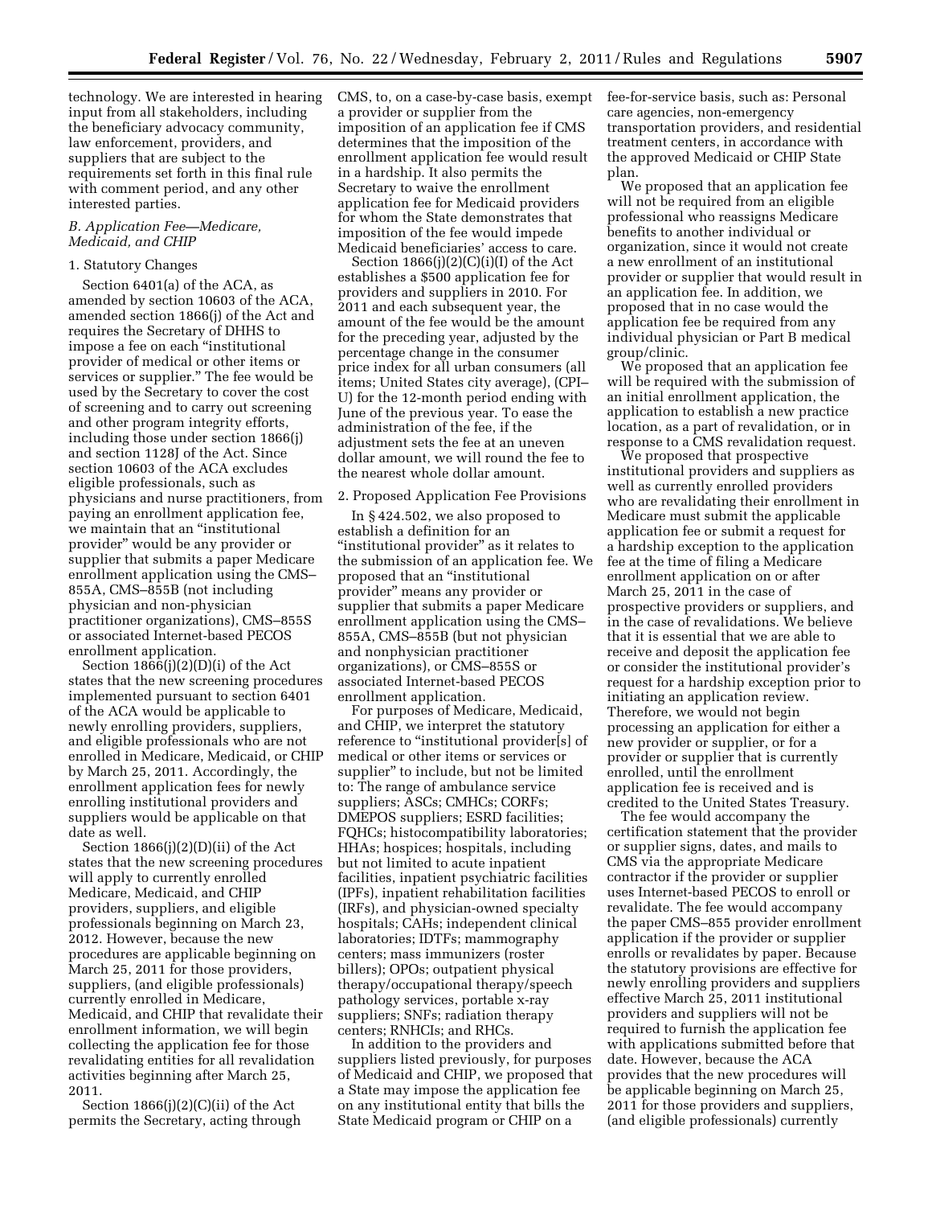technology. We are interested in hearing input from all stakeholders, including the beneficiary advocacy community, law enforcement, providers, and suppliers that are subject to the requirements set forth in this final rule with comment period, and any other interested parties.

### *B. Application Fee—Medicare, Medicaid, and CHIP*

#### 1. Statutory Changes

Section 6401(a) of the ACA, as amended by section 10603 of the ACA, amended section 1866(j) of the Act and requires the Secretary of DHHS to impose a fee on each "institutional provider of medical or other items or services or supplier." The fee would be used by the Secretary to cover the cost of screening and to carry out screening and other program integrity efforts, including those under section 1866(j) and section 1128J of the Act. Since section 10603 of the ACA excludes eligible professionals, such as physicians and nurse practitioners, from paying an enrollment application fee, we maintain that an "institutional provider" would be any provider or supplier that submits a paper Medicare enrollment application using the CMS–855A, CMS–855B (not including physician and non-physician practitioner organizations), CMS–855S or associated Internet-based PECOS enrollment application.

Section 1866(j)(2)(D)(i) of the Act states that the new screening procedures implemented pursuant to section 6401 of the ACA would be applicable to newly enrolling providers, suppliers, and eligible professionals who are not enrolled in Medicare, Medicaid, or CHIP by March 25, 2011. Accordingly, the enrollment application fees for newly enrolling institutional providers and suppliers would be applicable on that date as well.

Section 1866(j)(2)(D)(ii) of the Act states that the new screening procedures will apply to currently enrolled Medicare, Medicaid, and CHIP providers, suppliers, and eligible professionals beginning on March 23, 2012. However, because the new procedures are applicable beginning on March 25, 2011 for those providers, suppliers, (and eligible professionals) currently enrolled in Medicare, Medicaid, and CHIP that revalidate their enrollment information, we will begin collecting the application fee for those revalidating entities for all revalidation activities beginning after March 25, 2011.

Section 1866(j)(2)(C)(ii) of the Act permits the Secretary, acting through CMS, to, on a case-by-case basis, exempt a provider or supplier from the imposition of an application fee if CMS determines that the imposition of the enrollment application fee would result in a hardship. It also permits the Secretary to waive the enrollment application fee for Medicaid providers for whom the State demonstrates that imposition of the fee would impede Medicaid beneficiaries' access to care.

Section 1866(j)(2)(C)(i)(I) of the Act establishes a $500 application fee for providers and suppliers in 2010. For 2011 and each subsequent year, the amount of the fee would be the amount for the preceding year, adjusted by the percentage change in the consumer price index for all urban consumers (all items; United States city average), (CPI–U) for the 12-month period ending with June of the previous year. To ease the administration of the fee, if the adjustment sets the fee at an uneven dollar amount, we will round the fee to the nearest whole dollar amount.

#### 2. Proposed Application Fee Provisions

In § 424.502, we also proposed to establish a definition for an "institutional provider" as it relates to the submission of an application fee. We proposed that an "institutional provider" means any provider or supplier that submits a paper Medicare enrollment application using the CMS–855A, CMS–855B (but not physician and nonphysician practitioner organizations), or CMS–855S or associated Internet-based PECOS enrollment application.

For purposes of Medicare, Medicaid, and CHIP, we interpret the statutory reference to "institutional provider[s] of medical or other items or services or supplier" to include, but not be limited to: The range of ambulance service suppliers; ASCs; CMHCs; CORFs; DMEPOS suppliers; ESRD facilities; FQHCs; histocompatibility laboratories; HHAs; hospices; hospitals, including but not limited to acute inpatient facilities, inpatient psychiatric facilities (IPFs), inpatient rehabilitation facilities (IRFs), and physician-owned specialty hospitals; CAHs; independent clinical laboratories; IDTFs; mammography centers; mass immunizers (roster billers); OPOs; outpatient physical therapy/occupational therapy/speech pathology services, portable x-ray suppliers; SNFs; radiation therapy centers; RNHCIs; and RHCs.

In addition to the providers and suppliers listed previously, for purposes of Medicaid and CHIP, we proposed that a State may impose the application fee on any institutional entity that bills the State Medicaid program or CHIP on a fee-for-service basis, such as: Personal care agencies, non-emergency transportation providers, and residential treatment centers, in accordance with the approved Medicaid or CHIP State plan.

We proposed that an application fee will not be required from an eligible professional who reassigns Medicare benefits to another individual or organization, since it would not create a new enrollment of an institutional provider or supplier that would result in an application fee. In addition, we proposed that in no case would the application fee be required from any individual physician or Part B medical group/clinic.

We proposed that an application fee will be required with the submission of an initial enrollment application, the application to establish a new practice location, as a part of revalidation, or in response to a CMS revalidation request.

We proposed that prospective institutional providers and suppliers as well as currently enrolled providers who are revalidating their enrollment in Medicare must submit the applicable application fee or submit a request for a hardship exception to the application fee at the time of filing a Medicare enrollment application on or after March 25, 2011 in the case of prospective providers or suppliers, and in the case of revalidations. We believe that it is essential that we are able to receive and deposit the application fee or consider the institutional provider's request for a hardship exception prior to initiating an application review. Therefore, we would not begin processing an application for either a new provider or supplier, or for a provider or supplier that is currently enrolled, until the enrollment application fee is received and is credited to the United States Treasury.

The fee would accompany the certification statement that the provider or supplier signs, dates, and mails to CMS via the appropriate Medicare contractor if the provider or supplier uses Internet-based PECOS to enroll or revalidate. The fee would accompany the paper CMS–855 provider enrollment application if the provider or supplier enrolls or revalidates by paper. Because the statutory provisions are effective for newly enrolling providers and suppliers effective March 25, 2011 institutional providers and suppliers will not be required to furnish the application fee with applications submitted before that date. However, because the ACA provides that the new procedures will be applicable beginning on March 25, 2011 for those providers and suppliers, (and eligible professionals) currently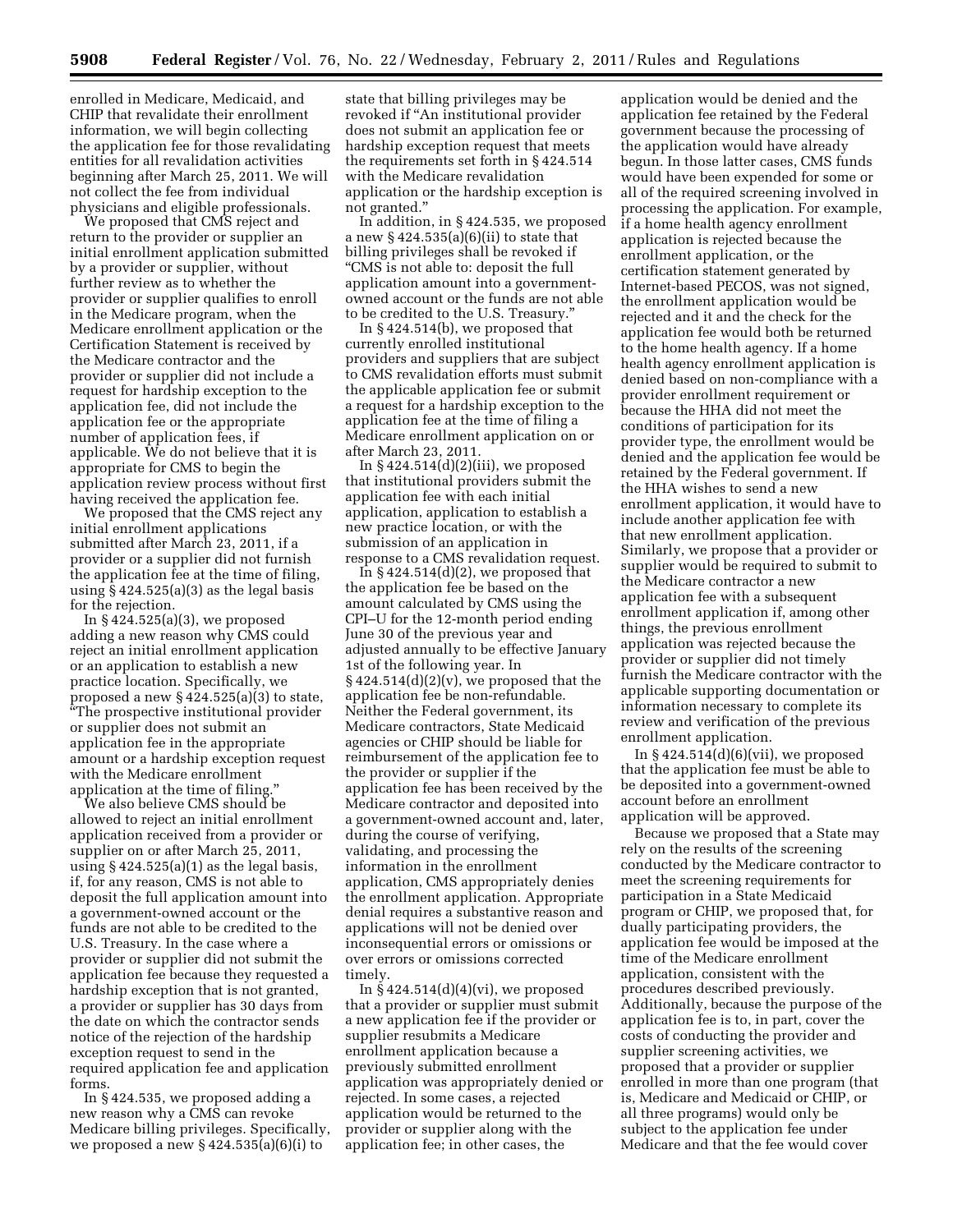enrolled in Medicare, Medicaid, and CHIP that revalidate their enrollment information, we will begin collecting the application fee for those revalidating entities for all revalidation activities beginning after March 25, 2011. We will not collect the fee from individual physicians and eligible professionals.

We proposed that CMS reject and return to the provider or supplier an initial enrollment application submitted by a provider or supplier, without further review as to whether the provider or supplier qualifies to enroll in the Medicare program, when the Medicare enrollment application or the Certification Statement is received by the Medicare contractor and the provider or supplier did not include a request for hardship exception to the application fee, did not include the application fee or the appropriate number of application fees, if applicable. We do not believe that it is appropriate for CMS to begin the application review process without first having received the application fee.

We proposed that the CMS reject any initial enrollment applications submitted after March 23, 2011, if a provider or a supplier did not furnish the application fee at the time of filing, using § 424.525(a)(3) as the legal basis for the rejection.

In § 424.525(a)(3), we proposed adding a new reason why CMS could reject an initial enrollment application or an application to establish a new practice location. Specifically, we proposed a new § 424.525(a)(3) to state, "The prospective institutional provider or supplier does not submit an application fee in the appropriate amount or a hardship exception request with the Medicare enrollment application at the time of filing."

We also believe CMS should be allowed to reject an initial enrollment application received from a provider or supplier on or after March 25, 2011, using § 424.525(a)(1) as the legal basis, if, for any reason, CMS is not able to deposit the full application amount into a government-owned account or the funds are not able to be credited to the U.S. Treasury. In the case where a provider or supplier did not submit the application fee because they requested a hardship exception that is not granted, a provider or supplier has 30 days from the date on which the contractor sends notice of the rejection of the hardship exception request to send in the required application fee and application forms.

In § 424.535, we proposed adding a new reason why a CMS can revoke Medicare billing privileges. Specifically, we proposed a new § 424.535(a)(6)(i) to state that billing privileges may be revoked if "An institutional provider does not submit an application fee or hardship exception request that meets the requirements set forth in § 424.514 with the Medicare revalidation application or the hardship exception is not granted."

In addition, in § 424.535, we proposed a new § 424.535(a)(6)(ii) to state that billing privileges shall be revoked if "CMS is not able to: deposit the full application amount into a government-owned account or the funds are not able to be credited to the U.S. Treasury."

In § 424.514(b), we proposed that currently enrolled institutional providers and suppliers that are subject to CMS revalidation efforts must submit the applicable application fee or submit a request for a hardship exception to the application fee at the time of filing a Medicare enrollment application on or after March 23, 2011.

In § 424.514(d)(2)(iii), we proposed that institutional providers submit the application fee with each initial application, application to establish a new practice location, or with the submission of an application in response to a CMS revalidation request.

In § 424.514(d)(2), we proposed that the application fee be based on the amount calculated by CMS using the CPI–U for the 12-month period ending June 30 of the previous year and adjusted annually to be effective January 1st of the following year. In § 424.514(d)(2)(v), we proposed that the application fee be non-refundable. Neither the Federal government, its Medicare contractors, State Medicaid agencies or CHIP should be liable for reimbursement of the application fee to the provider or supplier if the application fee has been received by the Medicare contractor and deposited into a government-owned account and, later, during the course of verifying, validating, and processing the information in the enrollment application, CMS appropriately denies the enrollment application. Appropriate denial requires a substantive reason and applications will not be denied over inconsequential errors or omissions or over errors or omissions corrected timely.

In § 424.514(d)(4)(vi), we proposed that a provider or supplier must submit a new application fee if the provider or supplier resubmits a Medicare enrollment application because a previously submitted enrollment application was appropriately denied or rejected. In some cases, a rejected application would be returned to the provider or supplier along with the application fee; in other cases, the application would be denied and the application fee retained by the Federal government because the processing of the application would have already begun. In those latter cases, CMS funds would have been expended for some or all of the required screening involved in processing the application. For example, if a home health agency enrollment application is rejected because the enrollment application, or the certification statement generated by Internet-based PECOS, was not signed, the enrollment application would be rejected and it and the check for the application fee would both be returned to the home health agency. If a home health agency enrollment application is denied based on non-compliance with a provider enrollment requirement or because the HHA did not meet the conditions of participation for its provider type, the enrollment would be denied and the application fee would be retained by the Federal government. If the HHA wishes to send a new enrollment application, it would have to include another application fee with that new enrollment application. Similarly, we propose that a provider or supplier would be required to submit to the Medicare contractor a new application fee with a subsequent enrollment application if, among other things, the previous enrollment application was rejected because the provider or supplier did not timely furnish the Medicare contractor with the applicable supporting documentation or information necessary to complete its review and verification of the previous enrollment application.

In § 424.514(d)(6)(vii), we proposed that the application fee must be able to be deposited into a government-owned account before an enrollment application will be approved.

Because we proposed that a State may rely on the results of the screening conducted by the Medicare contractor to meet the screening requirements for participation in a State Medicaid program or CHIP, we proposed that, for dually participating providers, the application fee would be imposed at the time of the Medicare enrollment application, consistent with the procedures described previously. Additionally, because the purpose of the application fee is to, in part, cover the costs of conducting the provider and supplier screening activities, we proposed that a provider or supplier enrolled in more than one program (that is, Medicare and Medicaid or CHIP, or all three programs) would only be subject to the application fee under Medicare and that the fee would cover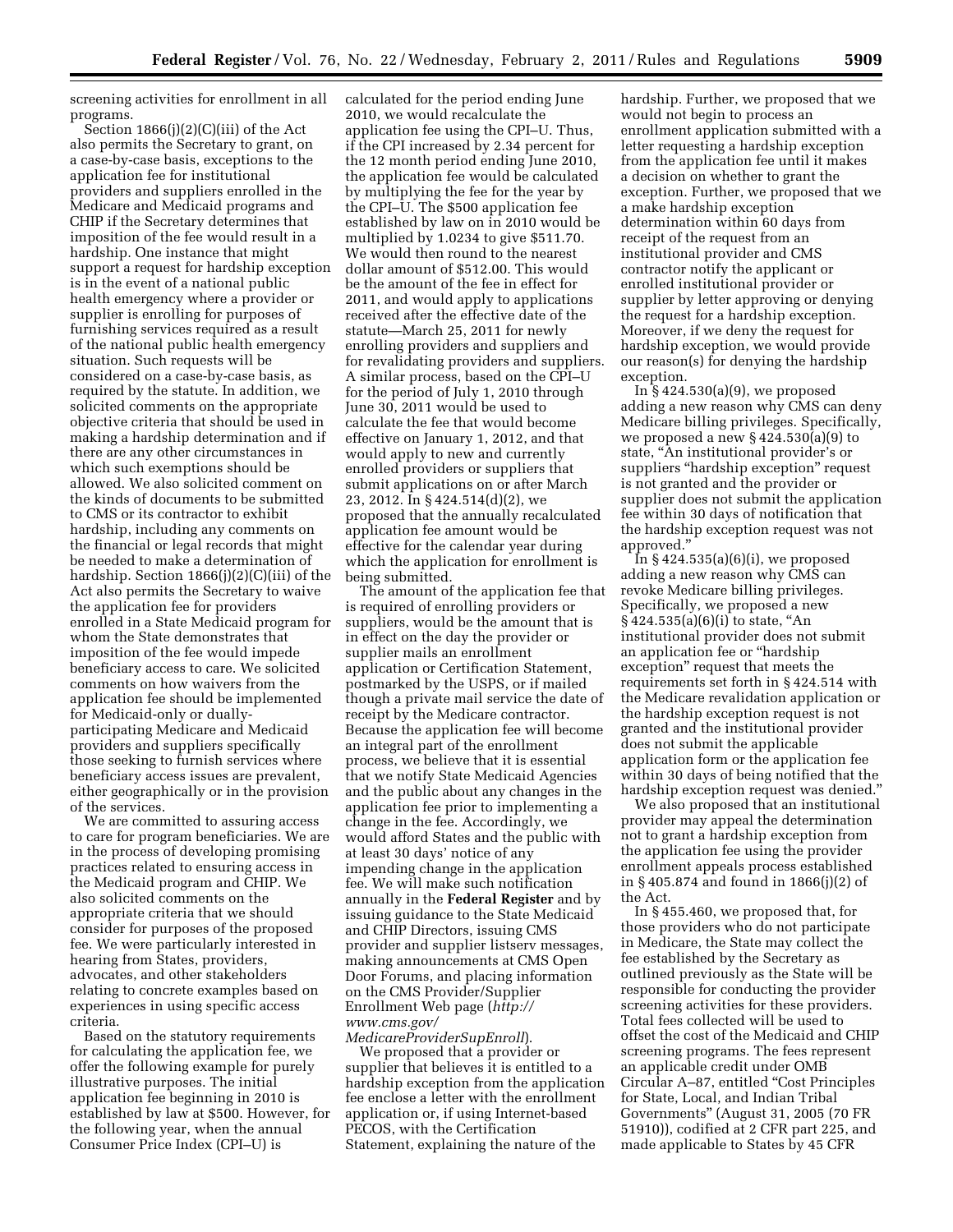screening activities for enrollment in all programs.

Section 1866(j)(2)(C)(iii) of the Act also permits the Secretary to grant, on a case-by-case basis, exceptions to the application fee for institutional providers and suppliers enrolled in the Medicare and Medicaid programs and CHIP if the Secretary determines that imposition of the fee would result in a hardship. One instance that might support a request for hardship exception is in the event of a national public health emergency where a provider or supplier is enrolling for purposes of furnishing services required as a result of the national public health emergency situation. Such requests will be considered on a case-by-case basis, as required by the statute. In addition, we solicited comments on the appropriate objective criteria that should be used in making a hardship determination and if there are any other circumstances in which such exemptions should be allowed. We also solicited comment on the kinds of documents to be submitted to CMS or its contractor to exhibit hardship, including any comments on the financial or legal records that might be needed to make a determination of hardship. Section 1866(j)(2)(C)(iii) of the Act also permits the Secretary to waive the application fee for providers enrolled in a State Medicaid program for whom the State demonstrates that imposition of the fee would impede beneficiary access to care. We solicited comments on how waivers from the application fee should be implemented for Medicaid-only or dually-participating Medicare and Medicaid providers and suppliers specifically those seeking to furnish services where beneficiary access issues are prevalent, either geographically or in the provision of the services.

We are committed to assuring access to care for program beneficiaries. We are in the process of developing promising practices related to ensuring access in the Medicaid program and CHIP. We also solicited comments on the appropriate criteria that we should consider for purposes of the proposed fee. We were particularly interested in hearing from States, providers, advocates, and other stakeholders relating to concrete examples based on experiences in using specific access criteria.

Based on the statutory requirements for calculating the application fee, we offer the following example for purely illustrative purposes. The initial application fee beginning in 2010 is established by law at $500. However, for the following year, when the annual Consumer Price Index (CPI–U) is calculated for the period ending June 2010, we would recalculate the application fee using the CPI–U. Thus, if the CPI increased by 2.34 percent for the 12 month period ending June 2010, the application fee would be calculated by multiplying the fee for the year by the CPI–U. The $500 application fee established by law on in 2010 would be multiplied by 1.0234 to give $511.70. We would then round to the nearest dollar amount of $512.00. This would be the amount of the fee in effect for 2011, and would apply to applications received after the effective date of the statute—March 25, 2011 for newly enrolling providers and suppliers and for revalidating providers and suppliers. A similar process, based on the CPI–U for the period of July 1, 2010 through June 30, 2011 would be used to calculate the fee that would become effective on January 1, 2012, and that would apply to new and currently enrolled providers or suppliers that submit applications on or after March 23, 2012. In § 424.514(d)(2), we proposed that the annually recalculated application fee amount would be effective for the calendar year during which the application for enrollment is being submitted.

The amount of the application fee that is required of enrolling providers or suppliers, would be the amount that is in effect on the day the provider or supplier mails an enrollment application or Certification Statement, postmarked by the USPS, or if mailed though a private mail service the date of receipt by the Medicare contractor. Because the application fee will become an integral part of the enrollment process, we believe that it is essential that we notify State Medicaid Agencies and the public about any changes in the application fee prior to implementing a change in the fee. Accordingly, we would afford States and the public with at least 30 days' notice of any impending change in the application fee. We will make such notification annually in the **Federal Register** and by issuing guidance to the State Medicaid and CHIP Directors, issuing CMS provider and supplier listserv messages, making announcements at CMS Open Door Forums, and placing information on the CMS Provider/Supplier Enrollment Web page (*http://www.cms.gov/MedicareProviderSupEnroll*).

We proposed that a provider or supplier that believes it is entitled to a hardship exception from the application fee enclose a letter with the enrollment application or, if using Internet-based PECOS, with the Certification Statement, explaining the nature of the hardship. Further, we proposed that we would not begin to process an enrollment application submitted with a letter requesting a hardship exception from the application fee until it makes a decision on whether to grant the exception. Further, we proposed that we a make hardship exception determination within 60 days from receipt of the request from an institutional provider and CMS contractor notify the applicant or enrolled institutional provider or supplier by letter approving or denying the request for a hardship exception. Moreover, if we deny the request for hardship exception, we would provide our reason(s) for denying the hardship exception.

In § 424.530(a)(9), we proposed adding a new reason why CMS can deny Medicare billing privileges. Specifically, we proposed a new § 424.530(a)(9) to state, "An institutional provider's or suppliers "hardship exception" request is not granted and the provider or supplier does not submit the application fee within 30 days of notification that the hardship exception request was not approved."

In § 424.535(a)(6)(i), we proposed adding a new reason why CMS can revoke Medicare billing privileges. Specifically, we proposed a new § 424.535(a)(6)(i) to state, "An institutional provider does not submit an application fee or "hardship exception" request that meets the requirements set forth in § 424.514 with the Medicare revalidation application or the hardship exception request is not granted and the institutional provider does not submit the applicable application form or the application fee within 30 days of being notified that the hardship exception request was denied."

We also proposed that an institutional provider may appeal the determination not to grant a hardship exception from the application fee using the provider enrollment appeals process established in § 405.874 and found in 1866(j)(2) of the Act.

In § 455.460, we proposed that, for those providers who do not participate in Medicare, the State may collect the fee established by the Secretary as outlined previously as the State will be responsible for conducting the provider screening activities for these providers. Total fees collected will be used to offset the cost of the Medicaid and CHIP screening programs. The fees represent an applicable credit under OMB Circular A–87, entitled "Cost Principles for State, Local, and Indian Tribal Governments" (August 31, 2005 (70 FR 51910)), codified at 2 CFR part 225, and made applicable to States by 45 CFR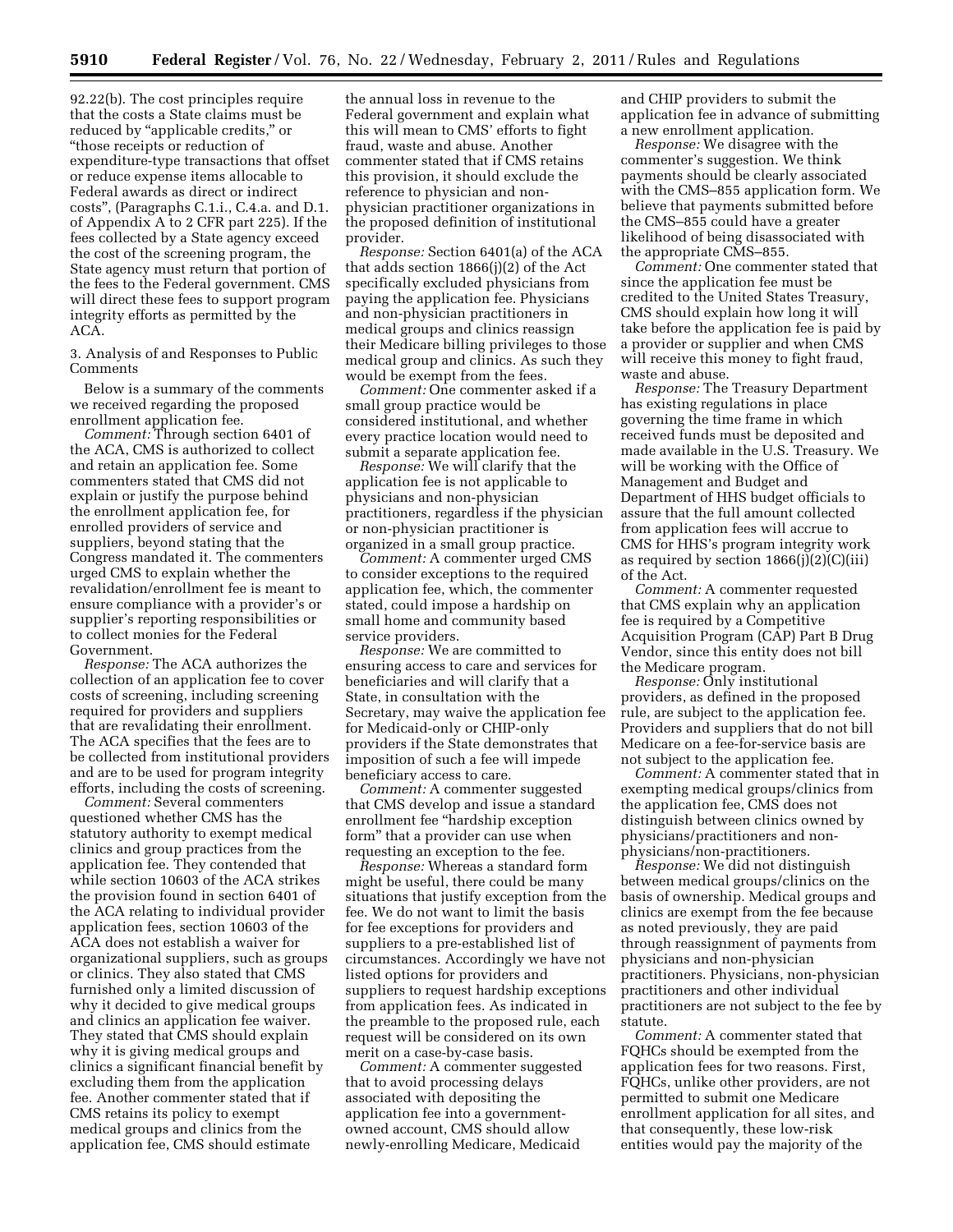92.22(b). The cost principles require that the costs a State claims must be reduced by "applicable credits," or "those receipts or reduction of expenditure-type transactions that offset or reduce expense items allocable to Federal awards as direct or indirect costs", (Paragraphs C.1.i., C.4.a. and D.1. of Appendix A to 2 CFR part 225). If the fees collected by a State agency exceed the cost of the screening program, the State agency must return that portion of the fees to the Federal government. CMS will direct these fees to support program integrity efforts as permitted by the ACA.

3. Analysis of and Responses to Public Comments

Below is a summary of the comments we received regarding the proposed enrollment application fee.

*Comment:* Through section 6401 of the ACA, CMS is authorized to collect and retain an application fee. Some commenters stated that CMS did not explain or justify the purpose behind the enrollment application fee, for enrolled providers of service and suppliers, beyond stating that the Congress mandated it. The commenters urged CMS to explain whether the revalidation/enrollment fee is meant to ensure compliance with a provider's or supplier's reporting responsibilities or to collect monies for the Federal Government.

*Response:* The ACA authorizes the collection of an application fee to cover costs of screening, including screening required for providers and suppliers that are revalidating their enrollment. The ACA specifies that the fees are to be collected from institutional providers and are to be used for program integrity efforts, including the costs of screening.

*Comment:* Several commenters questioned whether CMS has the statutory authority to exempt medical clinics and group practices from the application fee. They contended that while section 10603 of the ACA strikes the provision found in section 6401 of the ACA relating to individual provider application fees, section 10603 of the ACA does not establish a waiver for organizational suppliers, such as groups or clinics. They also stated that CMS furnished only a limited discussion of why it decided to give medical groups and clinics an application fee waiver. They stated that CMS should explain why it is giving medical groups and clinics a significant financial benefit by excluding them from the application fee. Another commenter stated that if CMS retains its policy to exempt medical groups and clinics from the application fee, CMS should estimate the annual loss in revenue to the Federal government and explain what this will mean to CMS' efforts to fight fraud, waste and abuse. Another commenter stated that if CMS retains this provision, it should exclude the reference to physician and non-physician practitioner organizations in the proposed definition of institutional provider.

*Response:* Section 6401(a) of the ACA that adds section 1866(j)(2) of the Act specifically excluded physicians from paying the application fee. Physicians and non-physician practitioners in medical groups and clinics reassign their Medicare billing privileges to those medical group and clinics. As such they would be exempt from the fees.

*Comment:* One commenter asked if a small group practice would be considered institutional, and whether every practice location would need to submit a separate application fee.

*Response:* We will clarify that the application fee is not applicable to physicians and non-physician practitioners, regardless if the physician or non-physician practitioner is organized in a small group practice.

*Comment:* A commenter urged CMS to consider exceptions to the required application fee, which, the commenter stated, could impose a hardship on small home and community based service providers.

*Response:* We are committed to ensuring access to care and services for beneficiaries and will clarify that a State, in consultation with the Secretary, may waive the application fee for Medicaid-only or CHIP-only providers if the State demonstrates that imposition of such a fee will impede beneficiary access to care.

*Comment:* A commenter suggested that CMS develop and issue a standard enrollment fee "hardship exception form" that a provider can use when requesting an exception to the fee.

*Response:* Whereas a standard form might be useful, there could be many situations that justify exception from the fee. We do not want to limit the basis for fee exceptions for providers and suppliers to a pre-established list of circumstances. Accordingly we have not listed options for providers and suppliers to request hardship exceptions from application fees. As indicated in the preamble to the proposed rule, each request will be considered on its own merit on a case-by-case basis.

*Comment:* A commenter suggested that to avoid processing delays associated with depositing the application fee into a government-owned account, CMS should allow newly-enrolling Medicare, Medicaid and CHIP providers to submit the application fee in advance of submitting a new enrollment application.

*Response:* We disagree with the commenter's suggestion. We think payments should be clearly associated with the CMS–855 application form. We believe that payments submitted before the CMS–855 could have a greater likelihood of being disassociated with the appropriate CMS–855.

*Comment:* One commenter stated that since the application fee must be credited to the United States Treasury, CMS should explain how long it will take before the application fee is paid by a provider or supplier and when CMS will receive this money to fight fraud, waste and abuse.

*Response:* The Treasury Department has existing regulations in place governing the time frame in which received funds must be deposited and made available in the U.S. Treasury. We will be working with the Office of Management and Budget and Department of HHS budget officials to assure that the full amount collected from application fees will accrue to CMS for HHS's program integrity work as required by section 1866(j)(2)(C)(iii) of the Act.

*Comment:* A commenter requested that CMS explain why an application fee is required by a Competitive Acquisition Program (CAP) Part B Drug Vendor, since this entity does not bill the Medicare program.

*Response:* Only institutional providers, as defined in the proposed rule, are subject to the application fee. Providers and suppliers that do not bill Medicare on a fee-for-service basis are not subject to the application fee.

*Comment:* A commenter stated that in exempting medical groups/clinics from the application fee, CMS does not distinguish between clinics owned by physicians/practitioners and non-physicians/non-practitioners.

*Response:* We did not distinguish between medical groups/clinics on the basis of ownership. Medical groups and clinics are exempt from the fee because as noted previously, they are paid through reassignment of payments from physicians and non-physician practitioners. Physicians, non-physician practitioners and other individual practitioners are not subject to the fee by statute.

*Comment:* A commenter stated that FQHCs should be exempted from the application fees for two reasons. First, FQHCs, unlike other providers, are not permitted to submit one Medicare enrollment application for all sites, and that consequently, these low-risk entities would pay the majority of the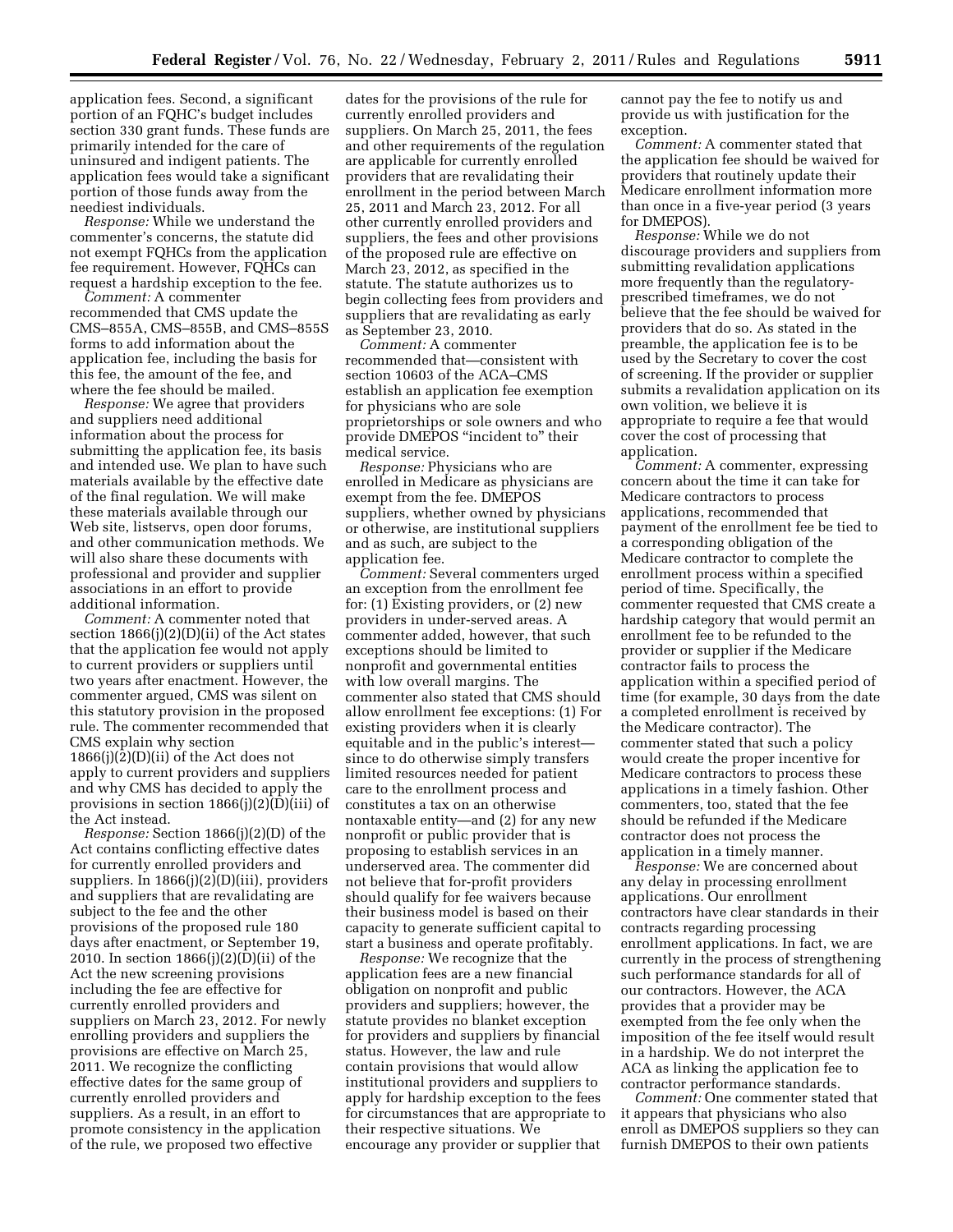application fees. Second, a significant portion of an FQHC's budget includes section 330 grant funds. These funds are primarily intended for the care of uninsured and indigent patients. The application fees would take a significant portion of those funds away from the neediest individuals.

*Response:* While we understand the commenter's concerns, the statute did not exempt FQHCs from the application fee requirement. However, FQHCs can request a hardship exception to the fee.

*Comment:* A commenter recommended that CMS update the CMS–855A, CMS–855B, and CMS–855S forms to add information about the application fee, including the basis for this fee, the amount of the fee, and where the fee should be mailed.

*Response:* We agree that providers and suppliers need additional information about the process for submitting the application fee, its basis and intended use. We plan to have such materials available by the effective date of the final regulation. We will make these materials available through our Web site, listservs, open door forums, and other communication methods. We will also share these documents with professional and provider and supplier associations in an effort to provide additional information.

*Comment:* A commenter noted that section 1866(j)(2)(D)(ii) of the Act states that the application fee would not apply to current providers or suppliers until two years after enactment. However, the commenter argued, CMS was silent on this statutory provision in the proposed rule. The commenter recommended that CMS explain why section 1866(j)(2)(D)(ii) of the Act does not apply to current providers and suppliers and why CMS has decided to apply the provisions in section 1866(j)(2)(D)(iii) of the Act instead.

*Response:* Section 1866(j)(2)(D) of the Act contains conflicting effective dates for currently enrolled providers and suppliers. In 1866(j)(2)(D)(iii), providers and suppliers that are revalidating are subject to the fee and the other provisions of the proposed rule 180 days after enactment, or September 19, 2010. In section 1866(j)(2)(D)(ii) of the Act the new screening provisions including the fee are effective for currently enrolled providers and suppliers on March 23, 2012. For newly enrolling providers and suppliers the provisions are effective on March 25, 2011. We recognize the conflicting effective dates for the same group of currently enrolled providers and suppliers. As a result, in an effort to promote consistency in the application of the rule, we proposed two effective dates for the provisions of the rule for currently enrolled providers and suppliers. On March 25, 2011, the fees and other requirements of the regulation are applicable for currently enrolled providers that are revalidating their enrollment in the period between March 25, 2011 and March 23, 2012. For all other currently enrolled providers and suppliers, the fees and other provisions of the proposed rule are effective on March 23, 2012, as specified in the statute. The statute authorizes us to begin collecting fees from providers and suppliers that are revalidating as early as September 23, 2010.

*Comment:* A commenter recommended that—consistent with section 10603 of the ACA–CMS establish an application fee exemption for physicians who are sole proprietorships or sole owners and who provide DMEPOS "incident to" their medical service.

*Response:* Physicians who are enrolled in Medicare as physicians are exempt from the fee. DMEPOS suppliers, whether owned by physicians or otherwise, are institutional suppliers and as such, are subject to the application fee.

*Comment:* Several commenters urged an exception from the enrollment fee for: (1) Existing providers, or (2) new providers in under-served areas. A commenter added, however, that such exceptions should be limited to nonprofit and governmental entities with low overall margins. The commenter also stated that CMS should allow enrollment fee exceptions: (1) For existing providers when it is clearly equitable and in the public's interest—since to do otherwise simply transfers limited resources needed for patient care to the enrollment process and constitutes a tax on an otherwise nontaxable entity—and (2) for any new nonprofit or public provider that is proposing to establish services in an underserved area. The commenter did not believe that for-profit providers should qualify for fee waivers because their business model is based on their capacity to generate sufficient capital to start a business and operate profitably.

*Response:* We recognize that the application fees are a new financial obligation on nonprofit and public providers and suppliers; however, the statute provides no blanket exception for providers and suppliers by financial status. However, the law and rule contain provisions that would allow institutional providers and suppliers to apply for hardship exception to the fees for circumstances that are appropriate to their respective situations. We encourage any provider or supplier that cannot pay the fee to notify us and provide us with justification for the exception.

*Comment:* A commenter stated that the application fee should be waived for providers that routinely update their Medicare enrollment information more than once in a five-year period (3 years for DMEPOS).

*Response:* While we do not discourage providers and suppliers from submitting revalidation applications more frequently than the regulatory-prescribed timeframes, we do not believe that the fee should be waived for providers that do so. As stated in the preamble, the application fee is to be used by the Secretary to cover the cost of screening. If the provider or supplier submits a revalidation application on its own volition, we believe it is appropriate to require a fee that would cover the cost of processing that application.

*Comment:* A commenter, expressing concern about the time it can take for Medicare contractors to process applications, recommended that payment of the enrollment fee be tied to a corresponding obligation of the Medicare contractor to complete the enrollment process within a specified period of time. Specifically, the commenter requested that CMS create a hardship category that would permit an enrollment fee to be refunded to the provider or supplier if the Medicare contractor fails to process the application within a specified period of time (for example, 30 days from the date a completed enrollment is received by the Medicare contractor). The commenter stated that such a policy would create the proper incentive for Medicare contractors to process these applications in a timely fashion. Other commenters, too, stated that the fee should be refunded if the Medicare contractor does not process the application in a timely manner.

*Response:* We are concerned about any delay in processing enrollment applications. Our enrollment contractors have clear standards in their contracts regarding processing enrollment applications. In fact, we are currently in the process of strengthening such performance standards for all of our contractors. However, the ACA provides that a provider may be exempted from the fee only when the imposition of the fee itself would result in a hardship. We do not interpret the ACA as linking the application fee to contractor performance standards.

*Comment:* One commenter stated that it appears that physicians who also enroll as DMEPOS suppliers so they can furnish DMEPOS to their own patients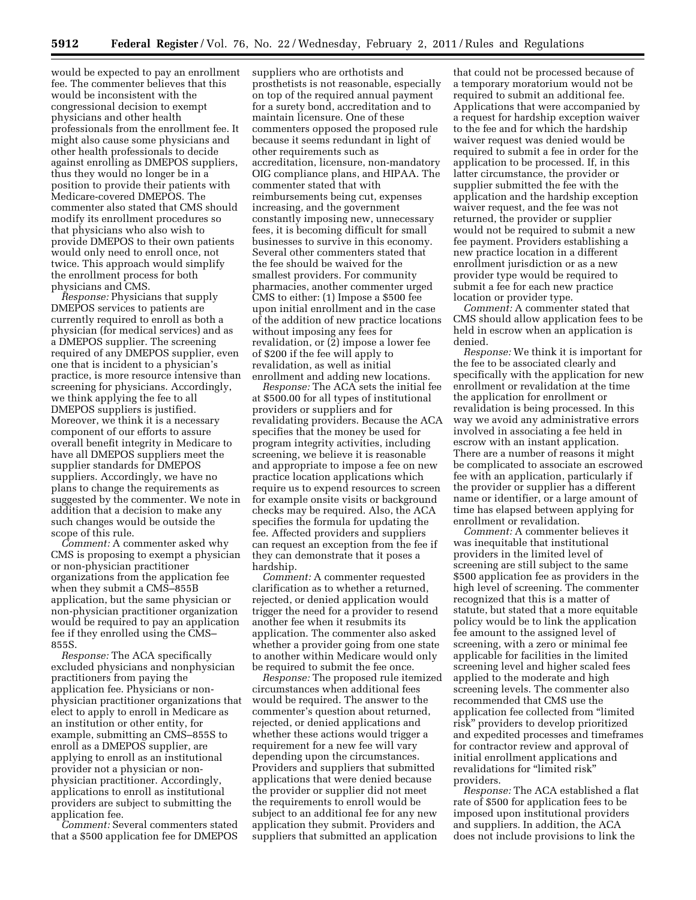would be expected to pay an enrollment fee. The commenter believes that this would be inconsistent with the congressional decision to exempt physicians and other health professionals from the enrollment fee. It might also cause some physicians and other health professionals to decide against enrolling as DMEPOS suppliers, thus they would no longer be in a position to provide their patients with Medicare-covered DMEPOS. The commenter also stated that CMS should modify its enrollment procedures so that physicians who also wish to provide DMEPOS to their own patients would only need to enroll once, not twice. This approach would simplify the enrollment process for both physicians and CMS.

*Response:* Physicians that supply DMEPOS services to patients are currently required to enroll as both a physician (for medical services) and as a DMEPOS supplier. The screening required of any DMEPOS supplier, even one that is incident to a physician's practice, is more resource intensive than screening for physicians. Accordingly, we think applying the fee to all DMEPOS suppliers is justified. Moreover, we think it is a necessary component of our efforts to assure overall benefit integrity in Medicare to have all DMEPOS suppliers meet the supplier standards for DMEPOS suppliers. Accordingly, we have no plans to change the requirements as suggested by the commenter. We note in addition that a decision to make any such changes would be outside the scope of this rule.

*Comment:* A commenter asked why CMS is proposing to exempt a physician or non-physician practitioner organizations from the application fee when they submit a CMS–855B application, but the same physician or non-physician practitioner organization would be required to pay an application fee if they enrolled using the CMS–855S.

*Response:* The ACA specifically excluded physicians and nonphysician practitioners from paying the application fee. Physicians or non-physician practitioner organizations that elect to apply to enroll in Medicare as an institution or other entity, for example, submitting an CMS–855S to enroll as a DMEPOS supplier, are applying to enroll as an institutional provider not a physician or non-physician practitioner. Accordingly, applications to enroll as institutional providers are subject to submitting the application fee.

*Comment:* Several commenters stated that a $500 application fee for DMEPOS suppliers who are orthotists and prosthetists is not reasonable, especially on top of the required annual payment for a surety bond, accreditation and to maintain licensure. One of these commenters opposed the proposed rule because it seems redundant in light of other requirements such as accreditation, licensure, non-mandatory OIG compliance plans, and HIPAA. The commenter stated that with reimbursements being cut, expenses increasing, and the government constantly imposing new, unnecessary fees, it is becoming difficult for small businesses to survive in this economy. Several other commenters stated that the fee should be waived for the smallest providers. For community pharmacies, another commenter urged CMS to either: (1) Impose a $500 fee upon initial enrollment and in the case of the addition of new practice locations without imposing any fees for revalidation, or (2) impose a lower fee of $200 if the fee will apply to revalidation, as well as initial enrollment and adding new locations.

*Response:* The ACA sets the initial fee at $500.00 for all types of institutional providers or suppliers and for revalidating providers. Because the ACA specifies that the money be used for program integrity activities, including screening, we believe it is reasonable and appropriate to impose a fee on new practice location applications which require us to expend resources to screen for example onsite visits or background checks may be required. Also, the ACA specifies the formula for updating the fee. Affected providers and suppliers can request an exception from the fee if they can demonstrate that it poses a hardship.

*Comment:* A commenter requested clarification as to whether a returned, rejected, or denied application would trigger the need for a provider to resend another fee when it resubmits its application. The commenter also asked whether a provider going from one state to another within Medicare would only be required to submit the fee once.

*Response:* The proposed rule itemized circumstances when additional fees would be required. The answer to the commenter's question about returned, rejected, or denied applications and whether these actions would trigger a requirement for a new fee will vary depending upon the circumstances. Providers and suppliers that submitted applications that were denied because the provider or supplier did not meet the requirements to enroll would be subject to an additional fee for any new application they submit. Providers and suppliers that submitted an application that could not be processed because of a temporary moratorium would not be required to submit an additional fee. Applications that were accompanied by a request for hardship exception waiver to the fee and for which the hardship waiver request was denied would be required to submit a fee in order for the application to be processed. If, in this latter circumstance, the provider or supplier submitted the fee with the application and the hardship exception waiver request, and the fee was not returned, the provider or supplier would not be required to submit a new fee payment. Providers establishing a new practice location in a different enrollment jurisdiction or as a new provider type would be required to submit a fee for each new practice location or provider type.

*Comment:* A commenter stated that CMS should allow application fees to be held in escrow when an application is denied.

*Response:* We think it is important for the fee to be associated clearly and specifically with the application for new enrollment or revalidation at the time the application for enrollment or revalidation is being processed. In this way we avoid any administrative errors involved in associating a fee held in escrow with an instant application. There are a number of reasons it might be complicated to associate an escrowed fee with an application, particularly if the provider or supplier has a different name or identifier, or a large amount of time has elapsed between applying for enrollment or revalidation.

*Comment:* A commenter believes it was inequitable that institutional providers in the limited level of screening are still subject to the same $500 application fee as providers in the high level of screening. The commenter recognized that this is a matter of statute, but stated that a more equitable policy would be to link the application fee amount to the assigned level of screening, with a zero or minimal fee applicable for facilities in the limited screening level and higher scaled fees applied to the moderate and high screening levels. The commenter also recommended that CMS use the application fee collected from "limited risk" providers to develop prioritized and expedited processes and timeframes for contractor review and approval of initial enrollment applications and revalidations for "limited risk" providers.

*Response:* The ACA established a flat rate of $500 for application fees to be imposed upon institutional providers and suppliers. In addition, the ACA does not include provisions to link the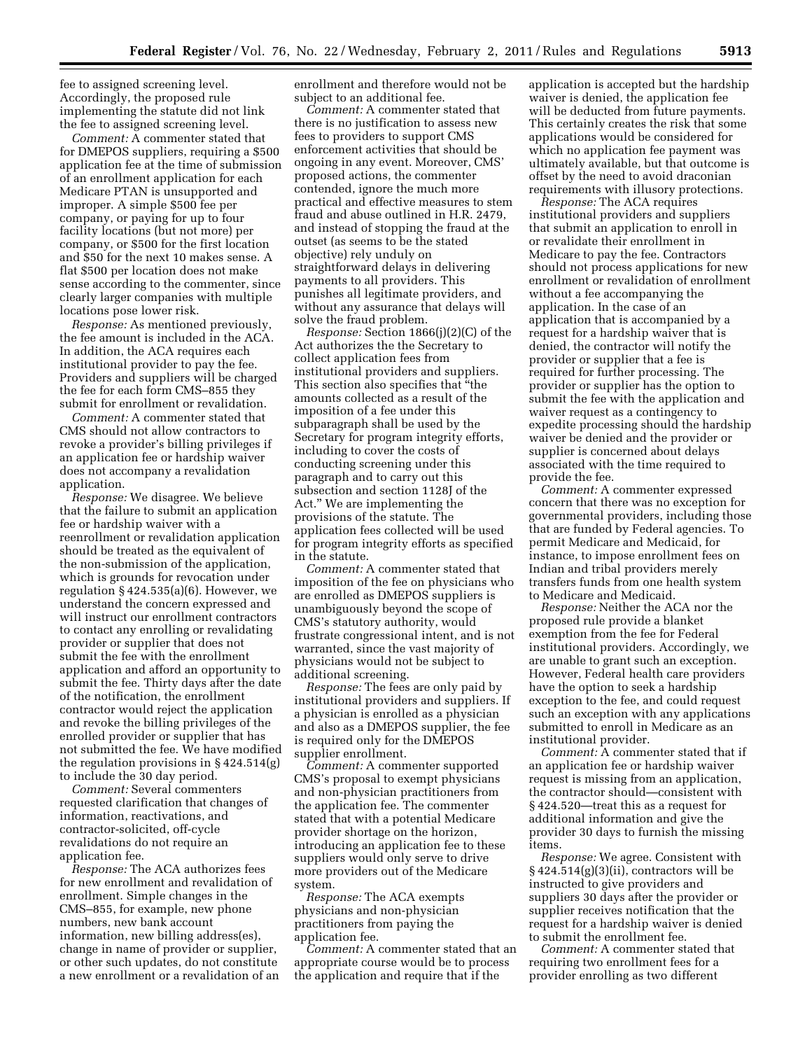fee to assigned screening level. Accordingly, the proposed rule implementing the statute did not link the fee to assigned screening level.

*Comment:* A commenter stated that for DMEPOS suppliers, requiring a $500 application fee at the time of submission of an enrollment application for each Medicare PTAN is unsupported and improper. A simple $500 fee per company, or paying for up to four facility locations (but not more) per company, or $500 for the first location and $50 for the next 10 makes sense. A flat $500 per location does not make sense according to the commenter, since clearly larger companies with multiple locations pose lower risk.

*Response:* As mentioned previously, the fee amount is included in the ACA. In addition, the ACA requires each institutional provider to pay the fee. Providers and suppliers will be charged the fee for each form CMS–855 they submit for enrollment or revalidation.

*Comment:* A commenter stated that CMS should not allow contractors to revoke a provider's billing privileges if an application fee or hardship waiver does not accompany a revalidation application.

*Response:* We disagree. We believe that the failure to submit an application fee or hardship waiver with a reenrollment or revalidation application should be treated as the equivalent of the non-submission of the application, which is grounds for revocation under regulation § 424.535(a)(6). However, we understand the concern expressed and will instruct our enrollment contractors to contact any enrolling or revalidating provider or supplier that does not submit the fee with the enrollment application and afford an opportunity to submit the fee. Thirty days after the date of the notification, the enrollment contractor would reject the application and revoke the billing privileges of the enrolled provider or supplier that has not submitted the fee. We have modified the regulation provisions in § 424.514(g) to include the 30 day period.

*Comment:* Several commenters requested clarification that changes of information, reactivations, and contractor-solicited, off-cycle revalidations do not require an application fee.

*Response:* The ACA authorizes fees for new enrollment and revalidation of enrollment. Simple changes in the CMS–855, for example, new phone numbers, new bank account information, new billing address(es), change in name of provider or supplier, or other such updates, do not constitute a new enrollment or a revalidation of an enrollment and therefore would not be subject to an additional fee.

*Comment:* A commenter stated that there is no justification to assess new fees to providers to support CMS enforcement activities that should be ongoing in any event. Moreover, CMS' proposed actions, the commenter contended, ignore the much more practical and effective measures to stem fraud and abuse outlined in H.R. 2479, and instead of stopping the fraud at the outset (as seems to be the stated objective) rely unduly on straightforward delays in delivering payments to all providers. This punishes all legitimate providers, and without any assurance that delays will solve the fraud problem.

*Response:* Section 1866(j)(2)(C) of the Act authorizes the the Secretary to collect application fees from institutional providers and suppliers. This section also specifies that "the amounts collected as a result of the imposition of a fee under this subparagraph shall be used by the Secretary for program integrity efforts, including to cover the costs of conducting screening under this paragraph and to carry out this subsection and section 1128J of the Act." We are implementing the provisions of the statute. The application fees collected will be used for program integrity efforts as specified in the statute.

*Comment:* A commenter stated that imposition of the fee on physicians who are enrolled as DMEPOS suppliers is unambiguously beyond the scope of CMS's statutory authority, would frustrate congressional intent, and is not warranted, since the vast majority of physicians would not be subject to additional screening.

*Response:* The fees are only paid by institutional providers and suppliers. If a physician is enrolled as a physician and also as a DMEPOS supplier, the fee is required only for the DMEPOS supplier enrollment.

*Comment:* A commenter supported CMS's proposal to exempt physicians and non-physician practitioners from the application fee. The commenter stated that with a potential Medicare provider shortage on the horizon, introducing an application fee to these suppliers would only serve to drive more providers out of the Medicare system.

*Response:* The ACA exempts physicians and non-physician practitioners from paying the application fee.

*Comment:* A commenter stated that an appropriate course would be to process the application and require that if the application is accepted but the hardship waiver is denied, the application fee will be deducted from future payments. This certainly creates the risk that some applications would be considered for which no application fee payment was ultimately available, but that outcome is offset by the need to avoid draconian requirements with illusory protections.

*Response:* The ACA requires institutional providers and suppliers that submit an application to enroll in or revalidate their enrollment in Medicare to pay the fee. Contractors should not process applications for new enrollment or revalidation of enrollment without a fee accompanying the application. In the case of an application that is accompanied by a request for a hardship waiver that is denied, the contractor will notify the provider or supplier that a fee is required for further processing. The provider or supplier has the option to submit the fee with the application and waiver request as a contingency to expedite processing should the hardship waiver be denied and the provider or supplier is concerned about delays associated with the time required to provide the fee.

*Comment:* A commenter expressed concern that there was no exception for governmental providers, including those that are funded by Federal agencies. To permit Medicare and Medicaid, for instance, to impose enrollment fees on Indian and tribal providers merely transfers funds from one health system to Medicare and Medicaid.

*Response:* Neither the ACA nor the proposed rule provide a blanket exemption from the fee for Federal institutional providers. Accordingly, we are unable to grant such an exception. However, Federal health care providers have the option to seek a hardship exception to the fee, and could request such an exception with any applications submitted to enroll in Medicare as an institutional provider.

*Comment:* A commenter stated that if an application fee or hardship waiver request is missing from an application, the contractor should—consistent with § 424.520—treat this as a request for additional information and give the provider 30 days to furnish the missing items.

*Response:* We agree. Consistent with § 424.514(g)(3)(ii), contractors will be instructed to give providers and suppliers 30 days after the provider or supplier receives notification that the request for a hardship waiver is denied to submit the enrollment fee.

*Comment:* A commenter stated that requiring two enrollment fees for a provider enrolling as two different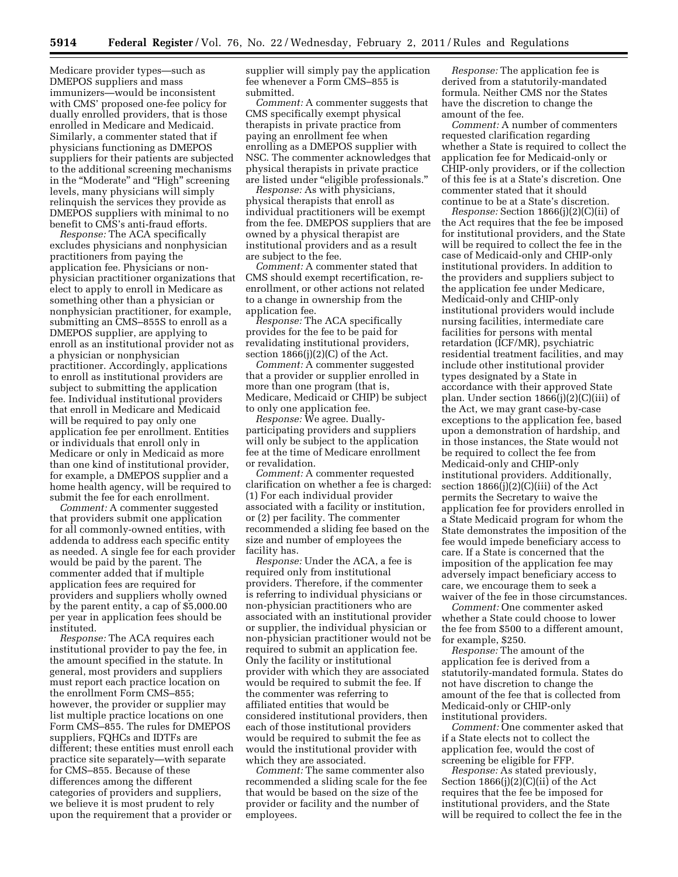Medicare provider types—such as DMEPOS suppliers and mass immunizers—would be inconsistent with CMS' proposed one-fee policy for dually enrolled providers, that is those enrolled in Medicare and Medicaid. Similarly, a commenter stated that if physicians functioning as DMEPOS suppliers for their patients are subjected to the additional screening mechanisms in the "Moderate" and "High" screening levels, many physicians will simply relinquish the services they provide as DMEPOS suppliers with minimal to no benefit to CMS's anti-fraud efforts.

*Response:* The ACA specifically excludes physicians and nonphysician practitioners from paying the application fee. Physicians or non-physician practitioner organizations that elect to apply to enroll in Medicare as something other than a physician or nonphysician practitioner, for example, submitting an CMS–855S to enroll as a DMEPOS supplier, are applying to enroll as an institutional provider not as a physician or nonphysician practitioner. Accordingly, applications to enroll as institutional providers are subject to submitting the application fee. Individual institutional providers that enroll in Medicare and Medicaid will be required to pay only one application fee per enrollment. Entities or individuals that enroll only in Medicare or only in Medicaid as more than one kind of institutional provider, for example, a DMEPOS supplier and a home health agency, will be required to submit the fee for each enrollment.

*Comment:* A commenter suggested that providers submit one application for all commonly-owned entities, with addenda to address each specific entity as needed. A single fee for each provider would be paid by the parent. The commenter added that if multiple application fees are required for providers and suppliers wholly owned by the parent entity, a cap of $5,000.00 per year in application fees should be instituted.

*Response:* The ACA requires each institutional provider to pay the fee, in the amount specified in the statute. In general, most providers and suppliers must report each practice location on the enrollment Form CMS–855; however, the provider or supplier may list multiple practice locations on one Form CMS–855. The rules for DMEPOS suppliers, FQHCs and IDTFs are different; these entities must enroll each practice site separately—with separate for CMS–855. Because of these differences among the different categories of providers and suppliers, we believe it is most prudent to rely upon the requirement that a provider or supplier will simply pay the application fee whenever a Form CMS–855 is submitted.

*Comment:* A commenter suggests that CMS specifically exempt physical therapists in private practice from paying an enrollment fee when enrolling as a DMEPOS supplier with NSC. The commenter acknowledges that physical therapists in private practice are listed under "eligible professionals."

*Response:* As with physicians, physical therapists that enroll as individual practitioners will be exempt from the fee. DMEPOS suppliers that are owned by a physical therapist are institutional providers and as a result are subject to the fee.

*Comment:* A commenter stated that CMS should exempt recertification, re-enrollment, or other actions not related to a change in ownership from the application fee.

*Response:* The ACA specifically provides for the fee to be paid for revalidating institutional providers, section 1866(j)(2)(C) of the Act.

*Comment:* A commenter suggested that a provider or supplier enrolled in more than one program (that is, Medicare, Medicaid or CHIP) be subject to only one application fee.

*Response:* We agree. Dually-participating providers and suppliers will only be subject to the application fee at the time of Medicare enrollment or revalidation.

*Comment:* A commenter requested clarification on whether a fee is charged: (1) For each individual provider associated with a facility or institution, or (2) per facility. The commenter recommended a sliding fee based on the size and number of employees the facility has.

*Response:* Under the ACA, a fee is required only from institutional providers. Therefore, if the commenter is referring to individual physicians or non-physician practitioners who are associated with an institutional provider or supplier, the individual physician or non-physician practitioner would not be required to submit an application fee. Only the facility or institutional provider with which they are associated would be required to submit the fee. If the commenter was referring to affiliated entities that would be considered institutional providers, then each of those institutional providers would be required to submit the fee as would the institutional provider with which they are associated.

*Comment:* The same commenter also recommended a sliding scale for the fee that would be based on the size of the provider or facility and the number of employees.

*Response:* The application fee is derived from a statutorily-mandated formula. Neither CMS nor the States have the discretion to change the amount of the fee.

*Comment:* A number of commenters requested clarification regarding whether a State is required to collect the application fee for Medicaid-only or CHIP-only providers, or if the collection of this fee is at a State's discretion. One commenter stated that it should continue to be at a State's discretion.

*Response:* Section 1866(j)(2)(C)(ii) of the Act requires that the fee be imposed for institutional providers, and the State will be required to collect the fee in the case of Medicaid-only and CHIP-only institutional providers. In addition to the providers and suppliers subject to the application fee under Medicare, Medicaid-only and CHIP-only institutional providers would include nursing facilities, intermediate care facilities for persons with mental retardation (ICF/MR), psychiatric residential treatment facilities, and may include other institutional provider types designated by a State in accordance with their approved State plan. Under section 1866(j)(2)(C)(iii) of the Act, we may grant case-by-case exceptions to the application fee, based upon a demonstration of hardship, and in those instances, the State would not be required to collect the fee from Medicaid-only and CHIP-only institutional providers. Additionally, section 1866(j)(2)(C)(iii) of the Act permits the Secretary to waive the application fee for providers enrolled in a State Medicaid program for whom the State demonstrates the imposition of the fee would impede beneficiary access to care. If a State is concerned that the imposition of the application fee may adversely impact beneficiary access to care, we encourage them to seek a waiver of the fee in those circumstances.

*Comment:* One commenter asked whether a State could choose to lower the fee from $500 to a different amount, for example, $250.

*Response:* The amount of the application fee is derived from a statutorily-mandated formula. States do not have discretion to change the amount of the fee that is collected from Medicaid-only or CHIP-only institutional providers.

*Comment:* One commenter asked that if a State elects not to collect the application fee, would the cost of screening be eligible for FFP.

*Response:* As stated previously, Section 1866(j)(2)(C)(ii) of the Act requires that the fee be imposed for institutional providers, and the State will be required to collect the fee in the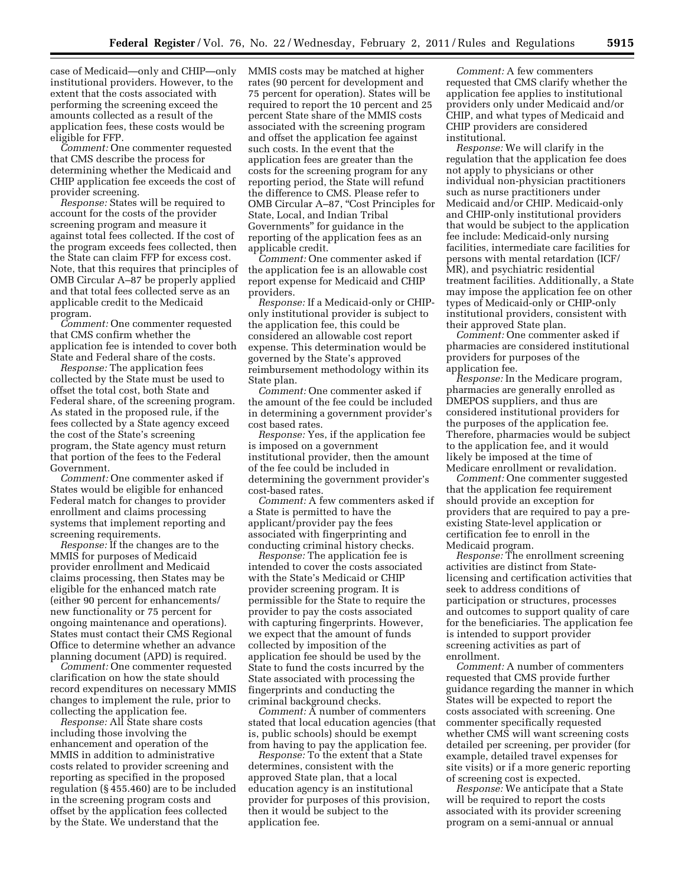case of Medicaid—only and CHIP—only institutional providers. However, to the extent that the costs associated with performing the screening exceed the amounts collected as a result of the application fees, these costs would be eligible for FFP.

*Comment:* One commenter requested that CMS describe the process for determining whether the Medicaid and CHIP application fee exceeds the cost of provider screening.

*Response:* States will be required to account for the costs of the provider screening program and measure it against total fees collected. If the cost of the program exceeds fees collected, then the State can claim FFP for excess cost. Note, that this requires that principles of OMB Circular A–87 be properly applied and that total fees collected serve as an applicable credit to the Medicaid program.

*Comment:* One commenter requested that CMS confirm whether the application fee is intended to cover both State and Federal share of the costs.

*Response:* The application fees collected by the State must be used to offset the total cost, both State and Federal share, of the screening program. As stated in the proposed rule, if the fees collected by a State agency exceed the cost of the State's screening program, the State agency must return that portion of the fees to the Federal Government.

*Comment:* One commenter asked if States would be eligible for enhanced Federal match for changes to provider enrollment and claims processing systems that implement reporting and screening requirements.

*Response:* If the changes are to the MMIS for purposes of Medicaid provider enrollment and Medicaid claims processing, then States may be eligible for the enhanced match rate (either 90 percent for enhancements/new functionality or 75 percent for ongoing maintenance and operations). States must contact their CMS Regional Office to determine whether an advance planning document (APD) is required.

*Comment:* One commenter requested clarification on how the state should record expenditures on necessary MMIS changes to implement the rule, prior to collecting the application fee.

*Response:* All State share costs including those involving the enhancement and operation of the MMIS in addition to administrative costs related to provider screening and reporting as specified in the proposed regulation (§ 455.460) are to be included in the screening program costs and offset by the application fees collected by the State. We understand that the MMIS costs may be matched at higher rates (90 percent for development and 75 percent for operation). States will be required to report the 10 percent and 25 percent State share of the MMIS costs associated with the screening program and offset the application fee against such costs. In the event that the application fees are greater than the costs for the screening program for any reporting period, the State will refund the difference to CMS. Please refer to OMB Circular A–87, "Cost Principles for State, Local, and Indian Tribal Governments" for guidance in the reporting of the application fees as an applicable credit.

*Comment:* One commenter asked if the application fee is an allowable cost report expense for Medicaid and CHIP providers.

*Response:* If a Medicaid-only or CHIP-only institutional provider is subject to the application fee, this could be considered an allowable cost report expense. This determination would be governed by the State's approved reimbursement methodology within its State plan.

*Comment:* One commenter asked if the amount of the fee could be included in determining a government provider's cost based rates.

*Response:* Yes, if the application fee is imposed on a government institutional provider, then the amount of the fee could be included in determining the government provider's cost-based rates.

*Comment:* A few commenters asked if a State is permitted to have the applicant/provider pay the fees associated with fingerprinting and conducting criminal history checks.

*Response:* The application fee is intended to cover the costs associated with the State's Medicaid or CHIP provider screening program. It is permissible for the State to require the provider to pay the costs associated with capturing fingerprints. However, we expect that the amount of funds collected by imposition of the application fee should be used by the State to fund the costs incurred by the State associated with processing the fingerprints and conducting the criminal background checks.

*Comment:* A number of commenters stated that local education agencies (that is, public schools) should be exempt from having to pay the application fee.

*Response:* To the extent that a State determines, consistent with the approved State plan, that a local education agency is an institutional provider for purposes of this provision, then it would be subject to the application fee.

*Comment:* A few commenters requested that CMS clarify whether the application fee applies to institutional providers only under Medicaid and/or CHIP, and what types of Medicaid and CHIP providers are considered institutional.

*Response:* We will clarify in the regulation that the application fee does not apply to physicians or other individual non-physician practitioners such as nurse practitioners under Medicaid and/or CHIP. Medicaid-only and CHIP-only institutional providers that would be subject to the application fee include: Medicaid-only nursing facilities, intermediate care facilities for persons with mental retardation (ICF/MR), and psychiatric residential treatment facilities. Additionally, a State may impose the application fee on other types of Medicaid-only or CHIP-only institutional providers, consistent with their approved State plan.

*Comment:* One commenter asked if pharmacies are considered institutional providers for purposes of the application fee.

*Response:* In the Medicare program, pharmacies are generally enrolled as DMEPOS suppliers, and thus are considered institutional providers for the purposes of the application fee. Therefore, pharmacies would be subject to the application fee, and it would likely be imposed at the time of Medicare enrollment or revalidation.

*Comment:* One commenter suggested that the application fee requirement should provide an exception for providers that are required to pay a pre-existing State-level application or certification fee to enroll in the Medicaid program.

*Response:* The enrollment screening activities are distinct from State-licensing and certification activities that seek to address conditions of participation or structures, processes and outcomes to support quality of care for the beneficiaries. The application fee is intended to support provider screening activities as part of enrollment.

*Comment:* A number of commenters requested that CMS provide further guidance regarding the manner in which States will be expected to report the costs associated with screening. One commenter specifically requested whether CMS will want screening costs detailed per screening, per provider (for example, detailed travel expenses for site visits) or if a more generic reporting of screening cost is expected.

*Response:* We anticipate that a State will be required to report the costs associated with its provider screening program on a semi-annual or annual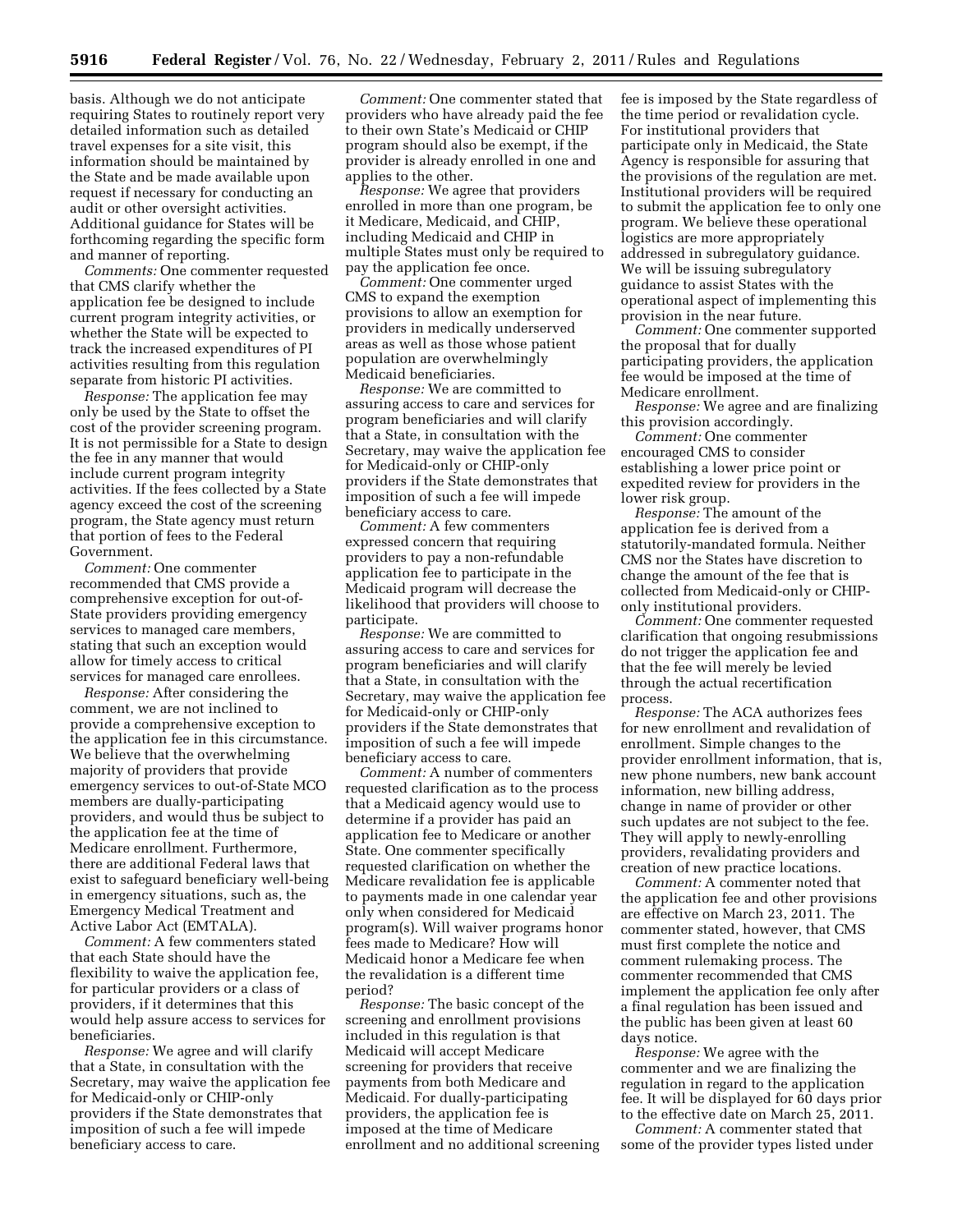basis. Although we do not anticipate requiring States to routinely report very detailed information such as detailed travel expenses for a site visit, this information should be maintained by the State and be made available upon request if necessary for conducting an audit or other oversight activities. Additional guidance for States will be forthcoming regarding the specific form and manner of reporting.

*Comments:* One commenter requested that CMS clarify whether the application fee be designed to include current program integrity activities, or whether the State will be expected to track the increased expenditures of PI activities resulting from this regulation separate from historic PI activities.

*Response:* The application fee may only be used by the State to offset the cost of the provider screening program. It is not permissible for a State to design the fee in any manner that would include current program integrity activities. If the fees collected by a State agency exceed the cost of the screening program, the State agency must return that portion of fees to the Federal Government.

*Comment:* One commenter recommended that CMS provide a comprehensive exception for out-of-State providers providing emergency services to managed care members, stating that such an exception would allow for timely access to critical services for managed care enrollees.

*Response:* After considering the comment, we are not inclined to provide a comprehensive exception to the application fee in this circumstance. We believe that the overwhelming majority of providers that provide emergency services to out-of-State MCO members are dually-participating providers, and would thus be subject to the application fee at the time of Medicare enrollment. Furthermore, there are additional Federal laws that exist to safeguard beneficiary well-being in emergency situations, such as, the Emergency Medical Treatment and Active Labor Act (EMTALA).

*Comment:* A few commenters stated that each State should have the flexibility to waive the application fee, for particular providers or a class of providers, if it determines that this would help assure access to services for beneficiaries.

*Response:* We agree and will clarify that a State, in consultation with the Secretary, may waive the application fee for Medicaid-only or CHIP-only providers if the State demonstrates that imposition of such a fee will impede beneficiary access to care.

*Comment:* One commenter stated that providers who have already paid the fee to their own State's Medicaid or CHIP program should also be exempt, if the provider is already enrolled in one and applies to the other.

*Response:* We agree that providers enrolled in more than one program, be it Medicare, Medicaid, and CHIP, including Medicaid and CHIP in multiple States must only be required to pay the application fee once.

*Comment:* One commenter urged CMS to expand the exemption provisions to allow an exemption for providers in medically underserved areas as well as those whose patient population are overwhelmingly Medicaid beneficiaries.

*Response:* We are committed to assuring access to care and services for program beneficiaries and will clarify that a State, in consultation with the Secretary, may waive the application fee for Medicaid-only or CHIP-only providers if the State demonstrates that imposition of such a fee will impede beneficiary access to care.

*Comment:* A few commenters expressed concern that requiring providers to pay a non-refundable application fee to participate in the Medicaid program will decrease the likelihood that providers will choose to participate.

*Response:* We are committed to assuring access to care and services for program beneficiaries and will clarify that a State, in consultation with the Secretary, may waive the application fee for Medicaid-only or CHIP-only providers if the State demonstrates that imposition of such a fee will impede beneficiary access to care.

*Comment:* A number of commenters requested clarification as to the process that a Medicaid agency would use to determine if a provider has paid an application fee to Medicare or another State. One commenter specifically requested clarification on whether the Medicare revalidation fee is applicable to payments made in one calendar year only when considered for Medicaid program(s). Will waiver programs honor fees made to Medicare? How will Medicaid honor a Medicare fee when the revalidation is a different time period?

*Response:* The basic concept of the screening and enrollment provisions included in this regulation is that Medicaid will accept Medicare screening for providers that receive payments from both Medicare and Medicaid. For dually-participating providers, the application fee is imposed at the time of Medicare enrollment and no additional screening fee is imposed by the State regardless of the time period or revalidation cycle. For institutional providers that participate only in Medicaid, the State Agency is responsible for assuring that the provisions of the regulation are met. Institutional providers will be required to submit the application fee to only one program. We believe these operational logistics are more appropriately addressed in subregulatory guidance. We will be issuing subregulatory guidance to assist States with the operational aspect of implementing this provision in the near future.

*Comment:* One commenter supported the proposal that for dually participating providers, the application fee would be imposed at the time of Medicare enrollment.

*Response:* We agree and are finalizing this provision accordingly.

*Comment:* One commenter encouraged CMS to consider establishing a lower price point or expedited review for providers in the lower risk group.

*Response:* The amount of the application fee is derived from a statutorily-mandated formula. Neither CMS nor the States have discretion to change the amount of the fee that is collected from Medicaid-only or CHIP-only institutional providers.

*Comment:* One commenter requested clarification that ongoing resubmissions do not trigger the application fee and that the fee will merely be levied through the actual recertification process.

*Response:* The ACA authorizes fees for new enrollment and revalidation of enrollment. Simple changes to the provider enrollment information, that is, new phone numbers, new bank account information, new billing address, change in name of provider or other such updates are not subject to the fee. They will apply to newly-enrolling providers, revalidating providers and creation of new practice locations.

*Comment:* A commenter noted that the application fee and other provisions are effective on March 23, 2011. The commenter stated, however, that CMS must first complete the notice and comment rulemaking process. The commenter recommended that CMS implement the application fee only after a final regulation has been issued and the public has been given at least 60 days notice.

*Response:* We agree with the commenter and we are finalizing the regulation in regard to the application fee. It will be displayed for 60 days prior to the effective date on March 25, 2011.

*Comment:* A commenter stated that some of the provider types listed under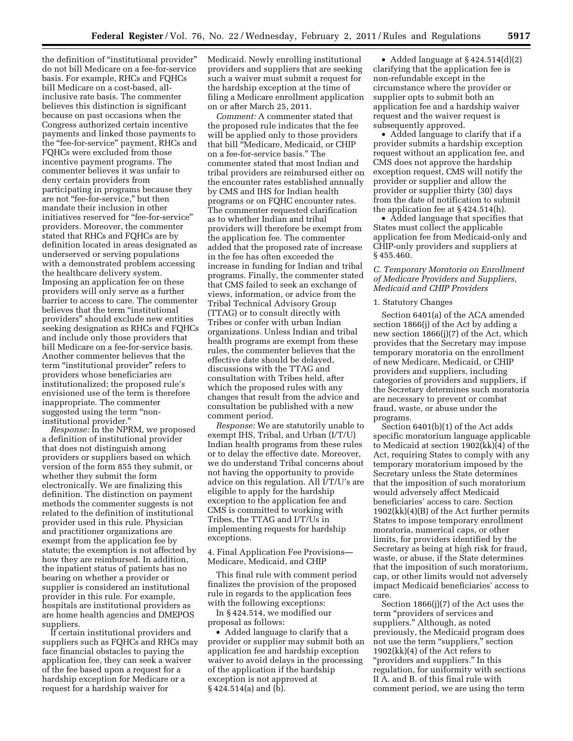the definition of "institutional provider" do not bill Medicare on a fee-for-service basis. For example, RHCs and FQHCs bill Medicare on a cost-based, all-inclusive rate basis. The commenter believes this distinction is significant because on past occasions when the Congress authorized certain incentive payments and linked those payments to the "fee-for-service" payment, RHCs and FQHCs were excluded from those incentive payment programs. The commenter believes it was unfair to deny certain providers from participating in programs because they are not "fee-for-service," but then mandate their inclusion in other initiatives reserved for "fee-for-service" providers. Moreover, the commenter stated that RHCs and FQHCs are by definition located in areas designated as underserved or serving populations with a demonstrated problem accessing the healthcare delivery system. Imposing an application fee on these providers will only serve as a further barrier to access to care. The commenter believes that the term "institutional providers" should exclude new entities seeking designation as RHCs and FQHCs and include only those providers that bill Medicare on a fee-for-service basis. Another commenter believes that the term "institutional provider" refers to providers whose beneficiaries are institutionalized; the proposed rule's envisioned use of the term is therefore inappropriate. The commenter suggested using the term "non-institutional provider."

*Response:* In the NPRM, we proposed a definition of institutional provider that does not distinguish among providers or suppliers based on which version of the form 855 they submit, or whether they submit the form electronically. We are finalizing this definition. The distinction on payment methods the commenter suggests is not related to the definition of institutional provider used in this rule. Physician and practitioner organizations are exempt from the application fee by statute; the exemption is not affected by how they are reimbursed. In addition, the inpatient status of patients has no bearing on whether a provider or supplier is considered an institutional provider in this rule. For example, hospitals are institutional providers as are home health agencies and DMEPOS suppliers.

If certain institutional providers and suppliers such as FQHCs and RHCs may face financial obstacles to paying the application fee, they can seek a waiver of the fee based upon a request for a hardship exception for Medicare or a request for a hardship waiver for Medicaid. Newly enrolling institutional providers and suppliers that are seeking such a waiver must submit a request for the hardship exception at the time of filing a Medicare enrollment application on or after March 25, 2011.

*Comment:* A commenter stated that the proposed rule indicates that the fee will be applied only to those providers that bill "Medicare, Medicaid, or CHIP on a fee-for-service basis." The commenter stated that most Indian and tribal providers are reimbursed either on the encounter rates established annually by CMS and IHS for Indian health programs or on FQHC encounter rates. The commenter requested clarification as to whether Indian and tribal providers will therefore be exempt from the application fee. The commenter added that the proposed rate of increase in the fee has often exceeded the increase in funding for Indian and tribal programs. Finally, the commenter stated that CMS failed to seek an exchange of views, information, or advice from the Tribal Technical Advisory Group (TTAG) or to consult directly with Tribes or confer with urban Indian organizations. Unless Indian and tribal health programs are exempt from these rules, the commenter believes that the effective date should be delayed, discussions with the TTAG and consultation with Tribes held, after which the proposed rules with any changes that result from the advice and consultation be published with a new comment period.

*Response:* We are statutorily unable to exempt IHS, Tribal, and Urban (I/T/U) Indian health programs from these rules or to delay the effective date. Moreover, we do understand Tribal concerns about not having the opportunity to provide advice on this regulation. All I/T/U's are eligible to apply for the hardship exception to the application fee and CMS is committed to working with Tribes, the TTAG and I/T/Us in implementing requests for hardship exceptions.

4. Final Application Fee Provisions—Medicare, Medicaid, and CHIP

This final rule with comment period finalizes the provision of the proposed rule in regards to the application fees with the following exceptions:

In § 424.514, we modified our proposal as follows:

- Added language to clarify that a provider or supplier may submit both an application fee and hardship exception waiver to avoid delays in the processing of the application if the hardship exception is not approved at § 424.514(a) and (b).
- Added language at § 424.514(d)(2) clarifying that the application fee is non-refundable except in the circumstance where the provider or supplier opts to submit both an application fee and a hardship waiver request and the waiver request is subsequently approved.
- Added language to clarify that if a provider submits a hardship exception request without an application fee, and CMS does not approve the hardship exception request, CMS will notify the provider or supplier and allow the provider or supplier thirty (30) days from the date of notification to submit the application fee at § 424.514(h).
- Added language that specifies that States must collect the applicable application fee from Medicaid-only and CHIP-only providers and suppliers at § 455.460.

### *C. Temporary Moratoria on Enrollment of Medicare Providers and Suppliers, Medicaid and CHIP Providers*

1. Statutory Changes

Section 6401(a) of the ACA amended section 1866(j) of the Act by adding a new section 1866(j)(7) of the Act, which provides that the Secretary may impose temporary moratoria on the enrollment of new Medicare, Medicaid, or CHIP providers and suppliers, including categories of providers and suppliers, if the Secretary determines such moratoria are necessary to prevent or combat fraud, waste, or abuse under the programs.

Section 6401(b)(1) of the Act adds specific moratorium language applicable to Medicaid at section 1902(kk)(4) of the Act, requiring States to comply with any temporary moratorium imposed by the Secretary unless the State determines that the imposition of such moratorium would adversely affect Medicaid beneficiaries' access to care. Section 1902(kk)(4)(B) of the Act further permits States to impose temporary enrollment moratoria, numerical caps, or other limits, for providers identified by the Secretary as being at high risk for fraud, waste, or abuse, if the State determines that the imposition of such moratorium, cap, or other limits would not adversely impact Medicaid beneficiaries' access to care.

Section 1866(j)(7) of the Act uses the term "providers of services and suppliers." Although, as noted previously, the Medicaid program does not use the term "suppliers," section 1902(kk)(4) of the Act refers to "providers and suppliers." In this regulation, for uniformity with sections II A. and B. of this final rule with comment period, we are using the term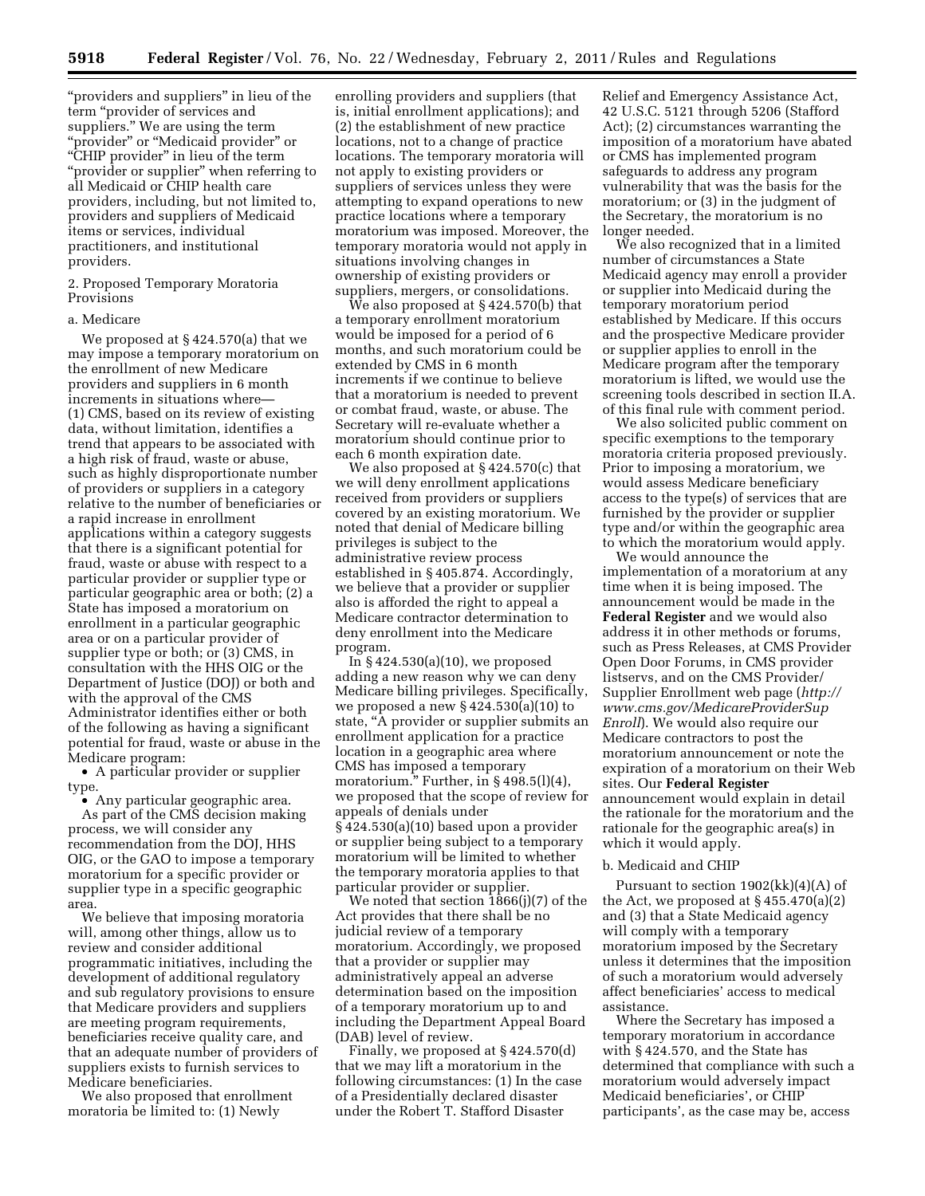"providers and suppliers" in lieu of the term "provider of services and suppliers." We are using the term "provider" or "Medicaid provider" or "CHIP provider" in lieu of the term "provider or supplier" when referring to all Medicaid or CHIP health care providers, including, but not limited to, providers and suppliers of Medicaid items or services, individual practitioners, and institutional providers.

2. Proposed Temporary Moratoria Provisions

a. Medicare

We proposed at § 424.570(a) that we may impose a temporary moratorium on the enrollment of new Medicare providers and suppliers in 6 month increments in situations where—(1) CMS, based on its review of existing data, without limitation, identifies a trend that appears to be associated with a high risk of fraud, waste or abuse, such as highly disproportionate number of providers or suppliers in a category relative to the number of beneficiaries or a rapid increase in enrollment applications within a category suggests that there is a significant potential for fraud, waste or abuse with respect to a particular provider or supplier type or particular geographic area or both; (2) a State has imposed a moratorium on enrollment in a particular geographic area or on a particular provider of supplier type or both; or (3) CMS, in consultation with the HHS OIG or the Department of Justice (DOJ) or both and with the approval of the CMS Administrator identifies either or both of the following as having a significant potential for fraud, waste or abuse in the Medicare program:

- A particular provider or supplier type.
- Any particular geographic area.

As part of the CMS decision making process, we will consider any recommendation from the DOJ, HHS OIG, or the GAO to impose a temporary moratorium for a specific provider or supplier type in a specific geographic area.

We believe that imposing moratoria will, among other things, allow us to review and consider additional programmatic initiatives, including the development of additional regulatory and sub regulatory provisions to ensure that Medicare providers and suppliers are meeting program requirements, beneficiaries receive quality care, and that an adequate number of providers of suppliers exists to furnish services to Medicare beneficiaries.

We also proposed that enrollment moratoria be limited to: (1) Newly enrolling providers and suppliers (that is, initial enrollment applications); and (2) the establishment of new practice locations, not to a change of practice locations. The temporary moratoria will not apply to existing providers or suppliers of services unless they were attempting to expand operations to new practice locations where a temporary moratorium was imposed. Moreover, the temporary moratoria would not apply in situations involving changes in ownership of existing providers or suppliers, mergers, or consolidations.

We also proposed at § 424.570(b) that a temporary enrollment moratorium would be imposed for a period of 6 months, and such moratorium could be extended by CMS in 6 month increments if we continue to believe that a moratorium is needed to prevent or combat fraud, waste, or abuse. The Secretary will re-evaluate whether a moratorium should continue prior to each 6 month expiration date.

We also proposed at § 424.570(c) that we will deny enrollment applications received from providers or suppliers covered by an existing moratorium. We noted that denial of Medicare billing privileges is subject to the administrative review process established in § 405.874. Accordingly, we believe that a provider or supplier also is afforded the right to appeal a Medicare contractor determination to deny enrollment into the Medicare program.

In § 424.530(a)(10), we proposed adding a new reason why we can deny Medicare billing privileges. Specifically, we proposed a new § 424.530(a)(10) to state, "A provider or supplier submits an enrollment application for a practice location in a geographic area where CMS has imposed a temporary moratorium." Further, in § 498.5(l)(4), we proposed that the scope of review for appeals of denials under § 424.530(a)(10) based upon a provider or supplier being subject to a temporary moratorium will be limited to whether the temporary moratoria applies to that particular provider or supplier.

We noted that section 1866(j)(7) of the Act provides that there shall be no judicial review of a temporary moratorium. Accordingly, we proposed that a provider or supplier may administratively appeal an adverse determination based on the imposition of a temporary moratorium up to and including the Department Appeal Board (DAB) level of review.

Finally, we proposed at § 424.570(d) that we may lift a moratorium in the following circumstances: (1) In the case of a Presidentially declared disaster under the Robert T. Stafford Disaster Relief and Emergency Assistance Act, 42 U.S.C. 5121 through 5206 (Stafford Act); (2) circumstances warranting the imposition of a moratorium have abated or CMS has implemented program safeguards to address any program vulnerability that was the basis for the moratorium; or (3) in the judgment of the Secretary, the moratorium is no longer needed.

We also recognized that in a limited number of circumstances a State Medicaid agency may enroll a provider or supplier into Medicaid during the temporary moratorium period established by Medicare. If this occurs and the prospective Medicare provider or supplier applies to enroll in the Medicare program after the temporary moratorium is lifted, we would use the screening tools described in section II.A. of this final rule with comment period.

We also solicited public comment on specific exemptions to the temporary moratoria criteria proposed previously. Prior to imposing a moratorium, we would assess Medicare beneficiary access to the type(s) of services that are furnished by the provider or supplier type and/or within the geographic area to which the moratorium would apply.

We would announce the implementation of a moratorium at any time when it is being imposed. The announcement would be made in the **Federal Register** and we would also address it in other methods or forums, such as Press Releases, at CMS Provider Open Door Forums, in CMS provider listservs, and on the CMS Provider/Supplier Enrollment web page (*http://www.cms.gov/MedicareProviderSupEnroll*). We would also require our Medicare contractors to post the moratorium announcement or note the expiration of a moratorium on their Web sites. Our **Federal Register** announcement would explain in detail the rationale for the moratorium and the rationale for the geographic area(s) in which it would apply.

b. Medicaid and CHIP

Pursuant to section 1902(kk)(4)(A) of the Act, we proposed at § 455.470(a)(2) and (3) that a State Medicaid agency will comply with a temporary moratorium imposed by the Secretary unless it determines that the imposition of such a moratorium would adversely affect beneficiaries' access to medical assistance.

Where the Secretary has imposed a temporary moratorium in accordance with § 424.570, and the State has determined that compliance with such a moratorium would adversely impact Medicaid beneficiaries', or CHIP participants', as the case may be, access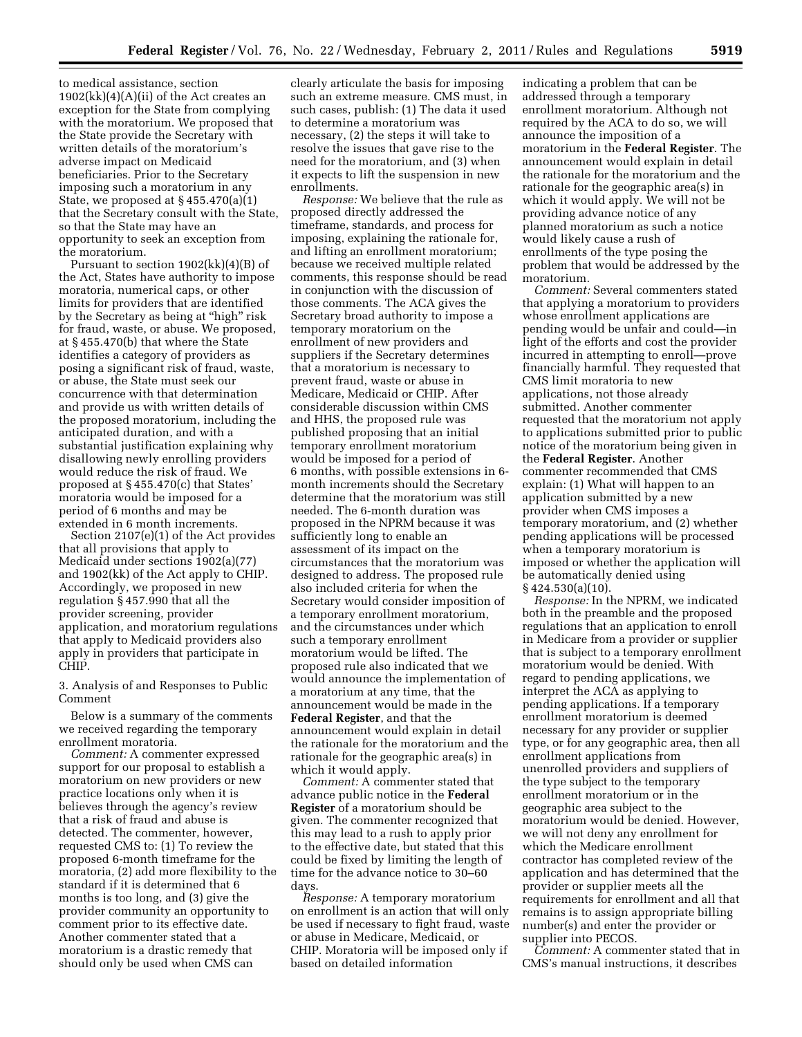to medical assistance, section 1902(kk)(4)(A)(ii) of the Act creates an exception for the State from complying with the moratorium. We proposed that the State provide the Secretary with written details of the moratorium's adverse impact on Medicaid beneficiaries. Prior to the Secretary imposing such a moratorium in any State, we proposed at § 455.470(a)(1) that the Secretary consult with the State, so that the State may have an opportunity to seek an exception from the moratorium.

Pursuant to section 1902(kk)(4)(B) of the Act, States have authority to impose moratoria, numerical caps, or other limits for providers that are identified by the Secretary as being at "high" risk for fraud, waste, or abuse. We proposed, at § 455.470(b) that where the State identifies a category of providers as posing a significant risk of fraud, waste, or abuse, the State must seek our concurrence with that determination and provide us with written details of the proposed moratorium, including the anticipated duration, and with a substantial justification explaining why disallowing newly enrolling providers would reduce the risk of fraud. We proposed at § 455.470(c) that States' moratoria would be imposed for a period of 6 months and may be extended in 6 month increments.

Section 2107(e)(1) of the Act provides that all provisions that apply to Medicaid under sections 1902(a)(77) and 1902(kk) of the Act apply to CHIP. Accordingly, we proposed in new regulation § 457.990 that all the provider screening, provider application, and moratorium regulations that apply to Medicaid providers also apply in providers that participate in CHIP.

3. Analysis of and Responses to Public Comment

Below is a summary of the comments we received regarding the temporary enrollment moratoria.

*Comment:* A commenter expressed support for our proposal to establish a moratorium on new providers or new practice locations only when it is believes through the agency's review that a risk of fraud and abuse is detected. The commenter, however, requested CMS to: (1) To review the proposed 6-month timeframe for the moratoria, (2) add more flexibility to the standard if it is determined that 6 months is too long, and (3) give the provider community an opportunity to comment prior to its effective date. Another commenter stated that a moratorium is a drastic remedy that should only be used when CMS can clearly articulate the basis for imposing such an extreme measure. CMS must, in such cases, publish: (1) The data it used to determine a moratorium was necessary, (2) the steps it will take to resolve the issues that gave rise to the need for the moratorium, and (3) when it expects to lift the suspension in new enrollments.

*Response:* We believe that the rule as proposed directly addressed the timeframe, standards, and process for imposing, explaining the rationale for, and lifting an enrollment moratorium; because we received multiple related comments, this response should be read in conjunction with the discussion of those comments. The ACA gives the Secretary broad authority to impose a temporary moratorium on the enrollment of new providers and suppliers if the Secretary determines that a moratorium is necessary to prevent fraud, waste or abuse in Medicare, Medicaid or CHIP. After considerable discussion within CMS and HHS, the proposed rule was published proposing that an initial temporary enrollment moratorium would be imposed for a period of 6 months, with possible extensions in 6-month increments should the Secretary determine that the moratorium was still needed. The 6-month duration was proposed in the NPRM because it was sufficiently long to enable an assessment of its impact on the circumstances that the moratorium was designed to address. The proposed rule also included criteria for when the Secretary would consider imposition of a temporary enrollment moratorium, and the circumstances under which such a temporary enrollment moratorium would be lifted. The proposed rule also indicated that we would announce the implementation of a moratorium at any time, that the announcement would be made in the **Federal Register**, and that the announcement would explain in detail the rationale for the moratorium and the rationale for the geographic area(s) in which it would apply.

*Comment:* A commenter stated that advance public notice in the **Federal Register** of a moratorium should be given. The commenter recognized that this may lead to a rush to apply prior to the effective date, but stated that this could be fixed by limiting the length of time for the advance notice to 30–60 days.

*Response:* A temporary moratorium on enrollment is an action that will only be used if necessary to fight fraud, waste or abuse in Medicare, Medicaid, or CHIP. Moratoria will be imposed only if based on detailed information indicating a problem that can be addressed through a temporary enrollment moratorium. Although not required by the ACA to do so, we will announce the imposition of a moratorium in the **Federal Register**. The announcement would explain in detail the rationale for the moratorium and the rationale for the geographic area(s) in which it would apply. We will not be providing advance notice of any planned moratorium as such a notice would likely cause a rush of enrollments of the type posing the problem that would be addressed by the moratorium.

*Comment:* Several commenters stated that applying a moratorium to providers whose enrollment applications are pending would be unfair and could—in light of the efforts and cost the provider incurred in attempting to enroll—prove financially harmful. They requested that CMS limit moratoria to new applications, not those already submitted. Another commenter requested that the moratorium not apply to applications submitted prior to public notice of the moratorium being given in the **Federal Register**. Another commenter recommended that CMS explain: (1) What will happen to an application submitted by a new provider when CMS imposes a temporary moratorium, and (2) whether pending applications will be processed when a temporary moratorium is imposed or whether the application will be automatically denied using § 424.530(a)(10).

*Response:* In the NPRM, we indicated both in the preamble and the proposed regulations that an application to enroll in Medicare from a provider or supplier that is subject to a temporary enrollment moratorium would be denied. With regard to pending applications, we interpret the ACA as applying to pending applications. If a temporary enrollment moratorium is deemed necessary for any provider or supplier type, or for any geographic area, then all enrollment applications from unenrolled providers and suppliers of the type subject to the temporary enrollment moratorium or in the geographic area subject to the moratorium would be denied. However, we will not deny any enrollment for which the Medicare enrollment contractor has completed review of the application and has determined that the provider or supplier meets all the requirements for enrollment and all that remains is to assign appropriate billing number(s) and enter the provider or supplier into PECOS.

*Comment:* A commenter stated that in CMS's manual instructions, it describes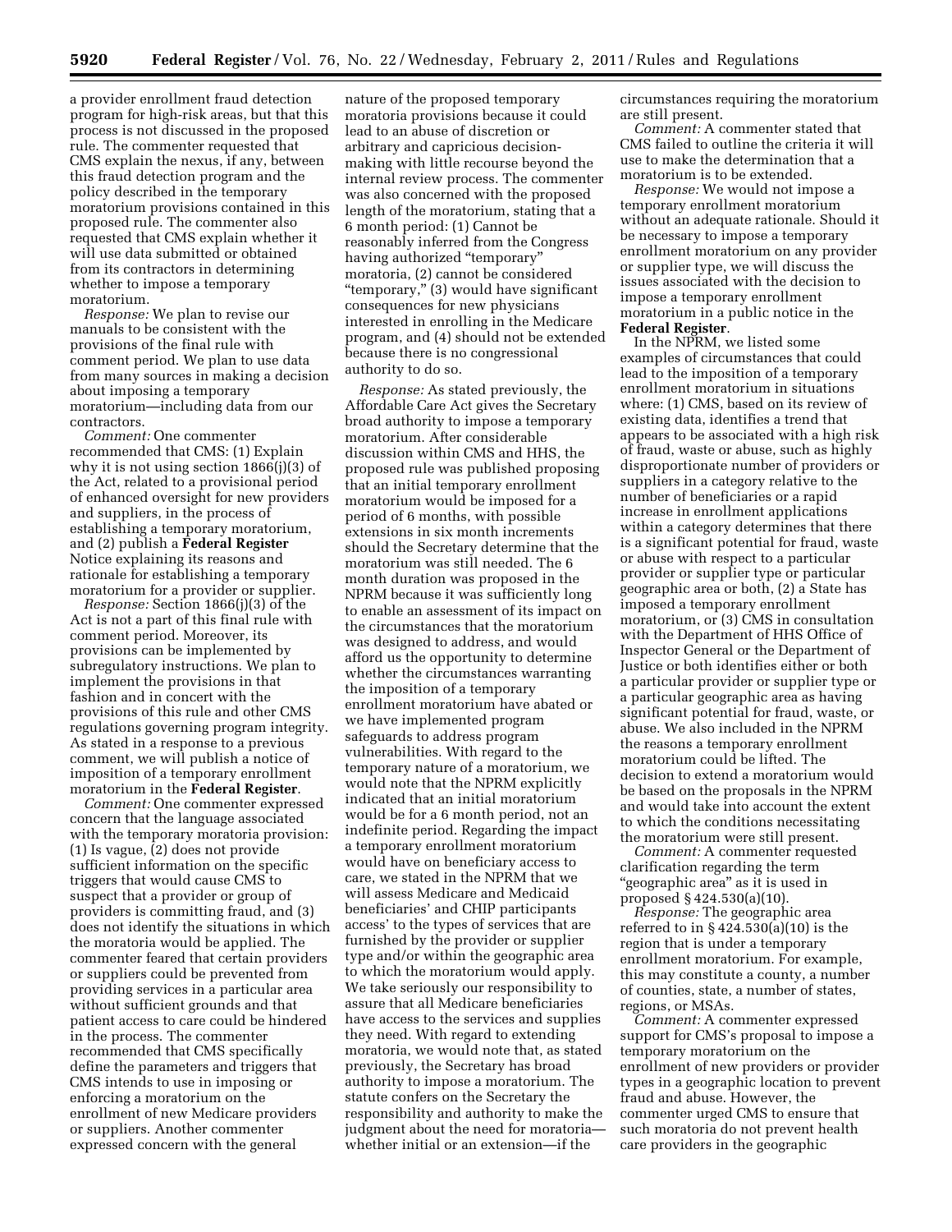a provider enrollment fraud detection program for high-risk areas, but that this process is not discussed in the proposed rule. The commenter requested that CMS explain the nexus, if any, between this fraud detection program and the policy described in the temporary moratorium provisions contained in this proposed rule. The commenter also requested that CMS explain whether it will use data submitted or obtained from its contractors in determining whether to impose a temporary moratorium.

*Response:* We plan to revise our manuals to be consistent with the provisions of the final rule with comment period. We plan to use data from many sources in making a decision about imposing a temporary moratorium—including data from our contractors.

*Comment:* One commenter recommended that CMS: (1) Explain why it is not using section 1866(j)(3) of the Act, related to a provisional period of enhanced oversight for new providers and suppliers, in the process of establishing a temporary moratorium, and (2) publish a **Federal Register** Notice explaining its reasons and rationale for establishing a temporary moratorium for a provider or supplier.

*Response:* Section 1866(j)(3) of the Act is not a part of this final rule with comment period. Moreover, its provisions can be implemented by subregulatory instructions. We plan to implement the provisions in that fashion and in concert with the provisions of this rule and other CMS regulations governing program integrity. As stated in a response to a previous comment, we will publish a notice of imposition of a temporary enrollment moratorium in the **Federal Register**.

*Comment:* One commenter expressed concern that the language associated with the temporary moratoria provision: (1) Is vague, (2) does not provide sufficient information on the specific triggers that would cause CMS to suspect that a provider or group of providers is committing fraud, and (3) does not identify the situations in which the moratoria would be applied. The commenter feared that certain providers or suppliers could be prevented from providing services in a particular area without sufficient grounds and that patient access to care could be hindered in the process. The commenter recommended that CMS specifically define the parameters and triggers that CMS intends to use in imposing or enforcing a moratorium on the enrollment of new Medicare providers or suppliers. Another commenter expressed concern with the general nature of the proposed temporary moratoria provisions because it could lead to an abuse of discretion or arbitrary and capricious decision-making with little recourse beyond the internal review process. The commenter was also concerned with the proposed length of the moratorium, stating that a 6 month period: (1) Cannot be reasonably inferred from the Congress having authorized "temporary" moratoria, (2) cannot be considered "temporary," (3) would have significant consequences for new physicians interested in enrolling in the Medicare program, and (4) should not be extended because there is no congressional authority to do so.

*Response:* As stated previously, the Affordable Care Act gives the Secretary broad authority to impose a temporary moratorium. After considerable discussion within CMS and HHS, the proposed rule was published proposing that an initial temporary enrollment moratorium would be imposed for a period of 6 months, with possible extensions in six month increments should the Secretary determine that the moratorium was still needed. The 6 month duration was proposed in the NPRM because it was sufficiently long to enable an assessment of its impact on the circumstances that the moratorium was designed to address, and would afford us the opportunity to determine whether the circumstances warranting the imposition of a temporary enrollment moratorium have abated or we have implemented program safeguards to address program vulnerabilities. With regard to the temporary nature of a moratorium, we would note that the NPRM explicitly indicated that an initial moratorium would be for a 6 month period, not an indefinite period. Regarding the impact a temporary enrollment moratorium would have on beneficiary access to care, we stated in the NPRM that we will assess Medicare and Medicaid beneficiaries' and CHIP participants access' to the types of services that are furnished by the provider or supplier type and/or within the geographic area to which the moratorium would apply. We take seriously our responsibility to assure that all Medicare beneficiaries have access to the services and supplies they need. With regard to extending moratoria, we would note that, as stated previously, the Secretary has broad authority to impose a moratorium. The statute confers on the Secretary the responsibility and authority to make the judgment about the need for moratoria—whether initial or an extension—if the circumstances requiring the moratorium are still present.

*Comment:* A commenter stated that CMS failed to outline the criteria it will use to make the determination that a moratorium is to be extended.

*Response:* We would not impose a temporary enrollment moratorium without an adequate rationale. Should it be necessary to impose a temporary enrollment moratorium on any provider or supplier type, we will discuss the issues associated with the decision to impose a temporary enrollment moratorium in a public notice in the **Federal Register**.

In the NPRM, we listed some examples of circumstances that could lead to the imposition of a temporary enrollment moratorium in situations where: (1) CMS, based on its review of existing data, identifies a trend that appears to be associated with a high risk of fraud, waste or abuse, such as highly disproportionate number of providers or suppliers in a category relative to the number of beneficiaries or a rapid increase in enrollment applications within a category determines that there is a significant potential for fraud, waste or abuse with respect to a particular provider or supplier type or particular geographic area or both, (2) a State has imposed a temporary enrollment moratorium, or (3) CMS in consultation with the Department of HHS Office of Inspector General or the Department of Justice or both identifies either or both a particular provider or supplier type or a particular geographic area as having significant potential for fraud, waste, or abuse. We also included in the NPRM the reasons a temporary enrollment moratorium could be lifted. The decision to extend a moratorium would be based on the proposals in the NPRM and would take into account the extent to which the conditions necessitating the moratorium were still present.

*Comment:* A commenter requested clarification regarding the term "geographic area" as it is used in proposed § 424.530(a)(10).

*Response:* The geographic area referred to in § 424.530(a)(10) is the region that is under a temporary enrollment moratorium. For example, this may constitute a county, a number of counties, state, a number of states, regions, or MSAs.

*Comment:* A commenter expressed support for CMS's proposal to impose a temporary moratorium on the enrollment of new providers or provider types in a geographic location to prevent fraud and abuse. However, the commenter urged CMS to ensure that such moratoria do not prevent health care providers in the geographic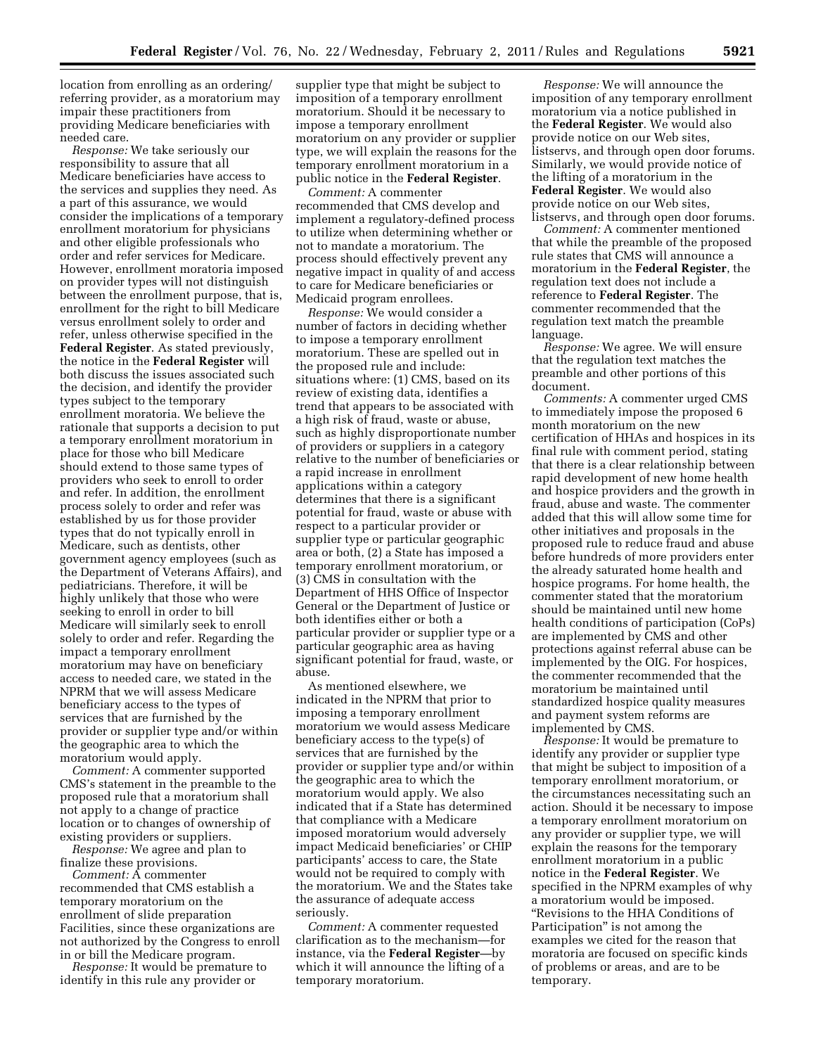location from enrolling as an ordering/referring provider, as a moratorium may impair these practitioners from providing Medicare beneficiaries with needed care.

*Response:* We take seriously our responsibility to assure that all Medicare beneficiaries have access to the services and supplies they need. As a part of this assurance, we would consider the implications of a temporary enrollment moratorium for physicians and other eligible professionals who order and refer services for Medicare. However, enrollment moratoria imposed on provider types will not distinguish between the enrollment purpose, that is, enrollment for the right to bill Medicare versus enrollment solely to order and refer, unless otherwise specified in the **Federal Register**. As stated previously, the notice in the **Federal Register** will both discuss the issues associated such the decision, and identify the provider types subject to the temporary enrollment moratoria. We believe the rationale that supports a decision to put a temporary enrollment moratorium in place for those who bill Medicare should extend to those same types of providers who seek to enroll to order and refer. In addition, the enrollment process solely to order and refer was established by us for those provider types that do not typically enroll in Medicare, such as dentists, other government agency employees (such as the Department of Veterans Affairs), and pediatricians. Therefore, it will be highly unlikely that those who were seeking to enroll in order to bill Medicare will similarly seek to enroll solely to order and refer. Regarding the impact a temporary enrollment moratorium may have on beneficiary access to needed care, we stated in the NPRM that we will assess Medicare beneficiary access to the types of services that are furnished by the provider or supplier type and/or within the geographic area to which the moratorium would apply.

*Comment:* A commenter supported CMS's statement in the preamble to the proposed rule that a moratorium shall not apply to a change of practice location or to changes of ownership of existing providers or suppliers.

*Response:* We agree and plan to finalize these provisions.

*Comment:* A commenter recommended that CMS establish a temporary moratorium on the enrollment of slide preparation Facilities, since these organizations are not authorized by the Congress to enroll in or bill the Medicare program.

*Response:* It would be premature to identify in this rule any provider or supplier type that might be subject to imposition of a temporary enrollment moratorium. Should it be necessary to impose a temporary enrollment moratorium on any provider or supplier type, we will explain the reasons for the temporary enrollment moratorium in a public notice in the **Federal Register**.

*Comment:* A commenter recommended that CMS develop and implement a regulatory-defined process to utilize when determining whether or not to mandate a moratorium. The process should effectively prevent any negative impact in quality of and access to care for Medicare beneficiaries or Medicaid program enrollees.

*Response:* We would consider a number of factors in deciding whether to impose a temporary enrollment moratorium. These are spelled out in the proposed rule and include: situations where: (1) CMS, based on its review of existing data, identifies a trend that appears to be associated with a high risk of fraud, waste or abuse, such as highly disproportionate number of providers or suppliers in a category relative to the number of beneficiaries or a rapid increase in enrollment applications within a category determines that there is a significant potential for fraud, waste or abuse with respect to a particular provider or supplier type or particular geographic area or both, (2) a State has imposed a temporary enrollment moratorium, or (3) CMS in consultation with the Department of HHS Office of Inspector General or the Department of Justice or both identifies either or both a particular provider or supplier type or a particular geographic area as having significant potential for fraud, waste, or abuse.

As mentioned elsewhere, we indicated in the NPRM that prior to imposing a temporary enrollment moratorium we would assess Medicare beneficiary access to the type(s) of services that are furnished by the provider or supplier type and/or within the geographic area to which the moratorium would apply. We also indicated that if a State has determined that compliance with a Medicare imposed moratorium would adversely impact Medicaid beneficiaries' or CHIP participants' access to care, the State would not be required to comply with the moratorium. We and the States take the assurance of adequate access seriously.

*Comment:* A commenter requested clarification as to the mechanism—for instance, via the **Federal Register**—by which it will announce the lifting of a temporary moratorium.

*Response:* We will announce the imposition of any temporary enrollment moratorium via a notice published in the **Federal Register**. We would also provide notice on our Web sites, listservs, and through open door forums. Similarly, we would provide notice of the lifting of a moratorium in the **Federal Register**. We would also provide notice on our Web sites, listservs, and through open door forums.

*Comment:* A commenter mentioned that while the preamble of the proposed rule states that CMS will announce a moratorium in the **Federal Register**, the regulation text does not include a reference to **Federal Register**. The commenter recommended that the regulation text match the preamble language.

*Response:* We agree. We will ensure that the regulation text matches the preamble and other portions of this document.

*Comments:* A commenter urged CMS to immediately impose the proposed 6 month moratorium on the new certification of HHAs and hospices in its final rule with comment period, stating that there is a clear relationship between rapid development of new home health and hospice providers and the growth in fraud, abuse and waste. The commenter added that this will allow some time for other initiatives and proposals in the proposed rule to reduce fraud and abuse before hundreds of more providers enter the already saturated home health and hospice programs. For home health, the commenter stated that the moratorium should be maintained until new home health conditions of participation (CoPs) are implemented by CMS and other protections against referral abuse can be implemented by the OIG. For hospices, the commenter recommended that the moratorium be maintained until standardized hospice quality measures and payment system reforms are implemented by CMS.

*Response:* It would be premature to identify any provider or supplier type that might be subject to imposition of a temporary enrollment moratorium, or the circumstances necessitating such an action. Should it be necessary to impose a temporary enrollment moratorium on any provider or supplier type, we will explain the reasons for the temporary enrollment moratorium in a public notice in the **Federal Register**. We specified in the NPRM examples of why a moratorium would be imposed. "Revisions to the HHA Conditions of Participation" is not among the examples we cited for the reason that moratoria are focused on specific kinds of problems or areas, and are to be temporary.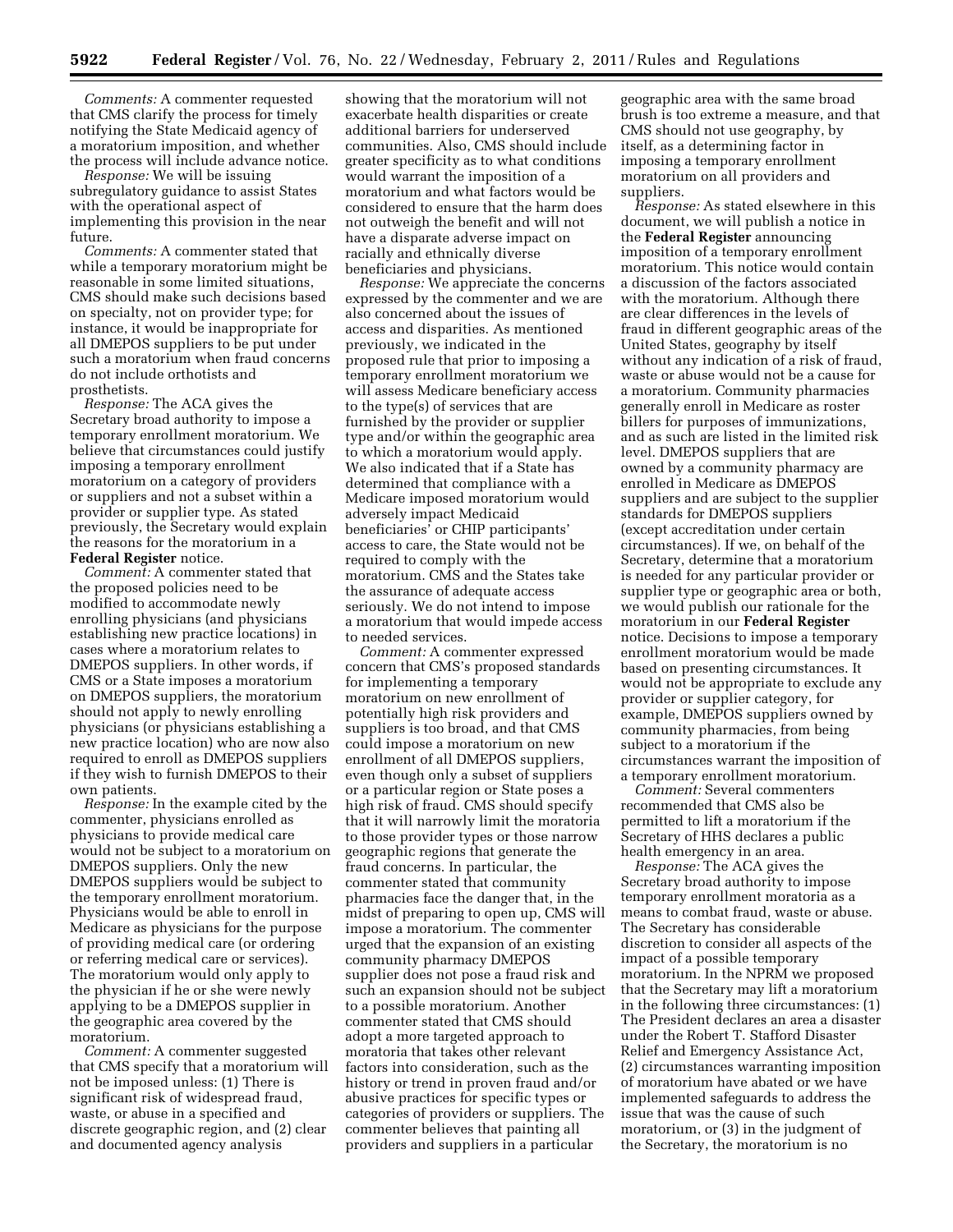*Comments:* A commenter requested that CMS clarify the process for timely notifying the State Medicaid agency of a moratorium imposition, and whether the process will include advance notice.

*Response:* We will be issuing subregulatory guidance to assist States with the operational aspect of implementing this provision in the near future.

*Comments:* A commenter stated that while a temporary moratorium might be reasonable in some limited situations, CMS should make such decisions based on specialty, not on provider type; for instance, it would be inappropriate for all DMEPOS suppliers to be put under such a moratorium when fraud concerns do not include orthotists and prosthetists.

*Response:* The ACA gives the Secretary broad authority to impose a temporary enrollment moratorium. We believe that circumstances could justify imposing a temporary enrollment moratorium on a category of providers or suppliers and not a subset within a provider or supplier type. As stated previously, the Secretary would explain the reasons for the moratorium in a **Federal Register** notice.

*Comment:* A commenter stated that the proposed policies need to be modified to accommodate newly enrolling physicians (and physicians establishing new practice locations) in cases where a moratorium relates to DMEPOS suppliers. In other words, if CMS or a State imposes a moratorium on DMEPOS suppliers, the moratorium should not apply to newly enrolling physicians (or physicians establishing a new practice location) who are now also required to enroll as DMEPOS suppliers if they wish to furnish DMEPOS to their own patients.

*Response:* In the example cited by the commenter, physicians enrolled as physicians to provide medical care would not be subject to a moratorium on DMEPOS suppliers. Only the new DMEPOS suppliers would be subject to the temporary enrollment moratorium. Physicians would be able to enroll in Medicare as physicians for the purpose of providing medical care (or ordering or referring medical care or services). The moratorium would only apply to the physician if he or she were newly applying to be a DMEPOS supplier in the geographic area covered by the moratorium.

*Comment:* A commenter suggested that CMS specify that a moratorium will not be imposed unless: (1) There is significant risk of widespread fraud, waste, or abuse in a specified and discrete geographic region, and (2) clear and documented agency analysis showing that the moratorium will not exacerbate health disparities or create additional barriers for underserved communities. Also, CMS should include greater specificity as to what conditions would warrant the imposition of a moratorium and what factors would be considered to ensure that the harm does not outweigh the benefit and will not have a disparate adverse impact on racially and ethnically diverse beneficiaries and physicians.

*Response:* We appreciate the concerns expressed by the commenter and we are also concerned about the issues of access and disparities. As mentioned previously, we indicated in the proposed rule that prior to imposing a temporary enrollment moratorium we will assess Medicare beneficiary access to the type(s) of services that are furnished by the provider or supplier type and/or within the geographic area to which a moratorium would apply. We also indicated that if a State has determined that compliance with a Medicare imposed moratorium would adversely impact Medicaid beneficiaries' or CHIP participants' access to care, the State would not be required to comply with the moratorium. CMS and the States take the assurance of adequate access seriously. We do not intend to impose a moratorium that would impede access to needed services.

*Comment:* A commenter expressed concern that CMS's proposed standards for implementing a temporary moratorium on new enrollment of potentially high risk providers and suppliers is too broad, and that CMS could impose a moratorium on new enrollment of all DMEPOS suppliers, even though only a subset of suppliers or a particular region or State poses a high risk of fraud. CMS should specify that it will narrowly limit the moratoria to those provider types or those narrow geographic regions that generate the fraud concerns. In particular, the commenter stated that community pharmacies face the danger that, in the midst of preparing to open up, CMS will impose a moratorium. The commenter urged that the expansion of an existing community pharmacy DMEPOS supplier does not pose a fraud risk and such an expansion should not be subject to a possible moratorium. Another commenter stated that CMS should adopt a more targeted approach to moratoria that takes other relevant factors into consideration, such as the history or trend in proven fraud and/or abusive practices for specific types or categories of providers or suppliers. The commenter believes that painting all providers and suppliers in a particular geographic area with the same broad brush is too extreme a measure, and that CMS should not use geography, by itself, as a determining factor in imposing a temporary enrollment moratorium on all providers and suppliers.

*Response:* As stated elsewhere in this document, we will publish a notice in the **Federal Register** announcing imposition of a temporary enrollment moratorium. This notice would contain a discussion of the factors associated with the moratorium. Although there are clear differences in the levels of fraud in different geographic areas of the United States, geography by itself without any indication of a risk of fraud, waste or abuse would not be a cause for a moratorium. Community pharmacies generally enroll in Medicare as roster billers for purposes of immunizations, and as such are listed in the limited risk level. DMEPOS suppliers that are owned by a community pharmacy are enrolled in Medicare as DMEPOS suppliers and are subject to the supplier standards for DMEPOS suppliers (except accreditation under certain circumstances). If we, on behalf of the Secretary, determine that a moratorium is needed for any particular provider or supplier type or geographic area or both, we would publish our rationale for the moratorium in our **Federal Register** notice. Decisions to impose a temporary enrollment moratorium would be made based on presenting circumstances. It would not be appropriate to exclude any provider or supplier category, for example, DMEPOS suppliers owned by community pharmacies, from being subject to a moratorium if the circumstances warrant the imposition of a temporary enrollment moratorium.

*Comment:* Several commenters recommended that CMS also be permitted to lift a moratorium if the Secretary of HHS declares a public health emergency in an area.

*Response:* The ACA gives the Secretary broad authority to impose temporary enrollment moratoria as a means to combat fraud, waste or abuse. The Secretary has considerable discretion to consider all aspects of the impact of a possible temporary moratorium. In the NPRM we proposed that the Secretary may lift a moratorium in the following three circumstances: (1) The President declares an area a disaster under the Robert T. Stafford Disaster Relief and Emergency Assistance Act, (2) circumstances warranting imposition of moratorium have abated or we have implemented safeguards to address the issue that was the cause of such moratorium, or (3) in the judgment of the Secretary, the moratorium is no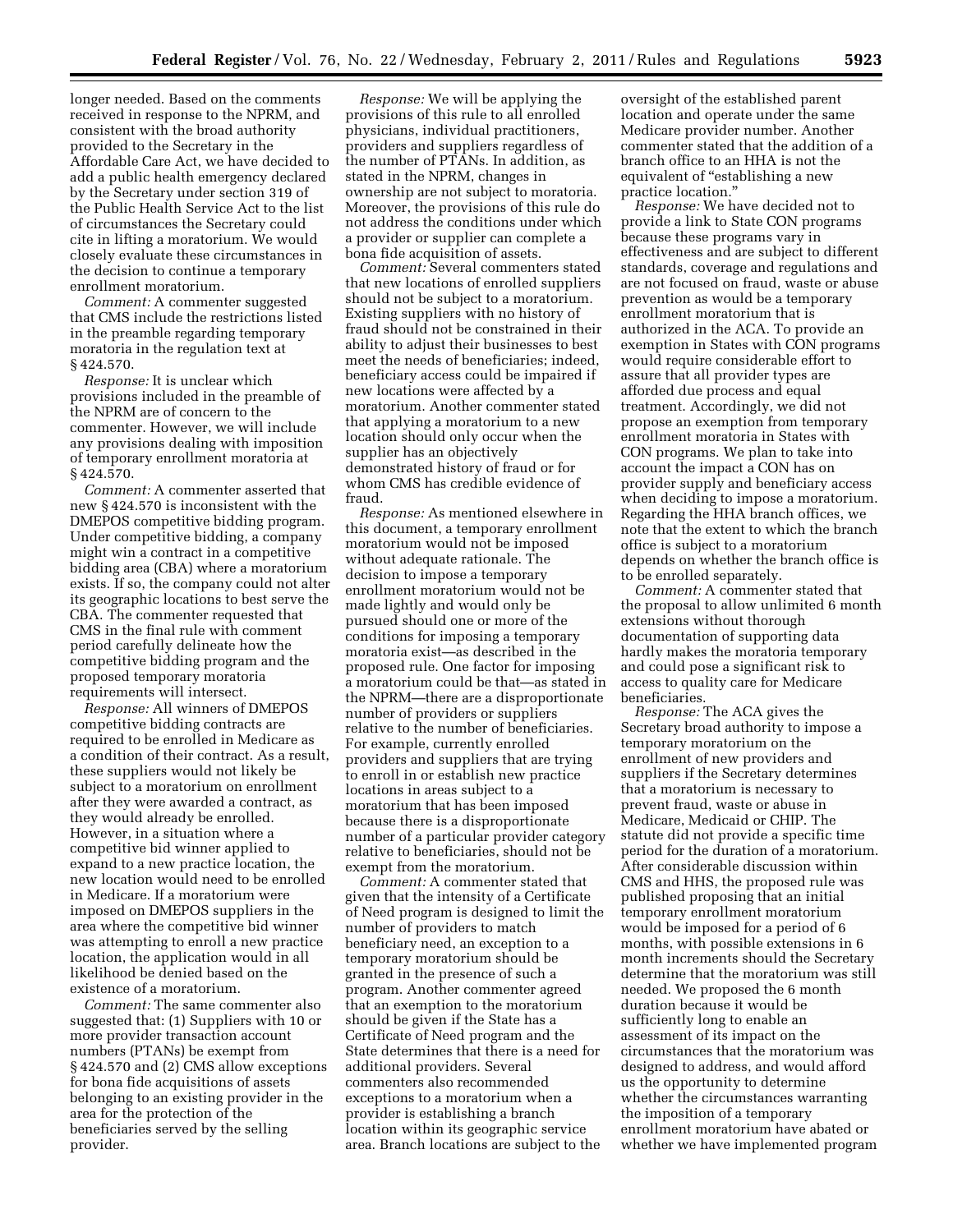longer needed. Based on the comments received in response to the NPRM, and consistent with the broad authority provided to the Secretary in the Affordable Care Act, we have decided to add a public health emergency declared by the Secretary under section 319 of the Public Health Service Act to the list of circumstances the Secretary could cite in lifting a moratorium. We would closely evaluate these circumstances in the decision to continue a temporary enrollment moratorium.

*Comment:* A commenter suggested that CMS include the restrictions listed in the preamble regarding temporary moratoria in the regulation text at § 424.570.

*Response:* It is unclear which provisions included in the preamble of the NPRM are of concern to the commenter. However, we will include any provisions dealing with imposition of temporary enrollment moratoria at § 424.570.

*Comment:* A commenter asserted that new § 424.570 is inconsistent with the DMEPOS competitive bidding program. Under competitive bidding, a company might win a contract in a competitive bidding area (CBA) where a moratorium exists. If so, the company could not alter its geographic locations to best serve the CBA. The commenter requested that CMS in the final rule with comment period carefully delineate how the competitive bidding program and the proposed temporary moratoria requirements will intersect.

*Response:* All winners of DMEPOS competitive bidding contracts are required to be enrolled in Medicare as a condition of their contract. As a result, these suppliers would not likely be subject to a moratorium on enrollment after they were awarded a contract, as they would already be enrolled. However, in a situation where a competitive bid winner applied to expand to a new practice location, the new location would need to be enrolled in Medicare. If a moratorium were imposed on DMEPOS suppliers in the area where the competitive bid winner was attempting to enroll a new practice location, the application would in all likelihood be denied based on the existence of a moratorium.

*Comment:* The same commenter also suggested that: (1) Suppliers with 10 or more provider transaction account numbers (PTANs) be exempt from § 424.570 and (2) CMS allow exceptions for bona fide acquisitions of assets belonging to an existing provider in the area for the protection of the beneficiaries served by the selling provider.

*Response:* We will be applying the provisions of this rule to all enrolled physicians, individual practitioners, providers and suppliers regardless of the number of PTANs. In addition, as stated in the NPRM, changes in ownership are not subject to moratoria. Moreover, the provisions of this rule do not address the conditions under which a provider or supplier can complete a bona fide acquisition of assets.

*Comment:* Several commenters stated that new locations of enrolled suppliers should not be subject to a moratorium. Existing suppliers with no history of fraud should not be constrained in their ability to adjust their businesses to best meet the needs of beneficiaries; indeed, beneficiary access could be impaired if new locations were affected by a moratorium. Another commenter stated that applying a moratorium to a new location should only occur when the supplier has an objectively demonstrated history of fraud or for whom CMS has credible evidence of fraud.

*Response:* As mentioned elsewhere in this document, a temporary enrollment moratorium would not be imposed without adequate rationale. The decision to impose a temporary enrollment moratorium would not be made lightly and would only be pursued should one or more of the conditions for imposing a temporary moratoria exist—as described in the proposed rule. One factor for imposing a moratorium could be that—as stated in the NPRM—there are a disproportionate number of providers or suppliers relative to the number of beneficiaries. For example, currently enrolled providers and suppliers that are trying to enroll in or establish new practice locations in areas subject to a moratorium that has been imposed because there is a disproportionate number of a particular provider category relative to beneficiaries, should not be exempt from the moratorium.

*Comment:* A commenter stated that given that the intensity of a Certificate of Need program is designed to limit the number of providers to match beneficiary need, an exception to a temporary moratorium should be granted in the presence of such a program. Another commenter agreed that an exemption to the moratorium should be given if the State has a Certificate of Need program and the State determines that there is a need for additional providers. Several commenters also recommended exceptions to a moratorium when a provider is establishing a branch location within its geographic service area. Branch locations are subject to the oversight of the established parent location and operate under the same Medicare provider number. Another commenter stated that the addition of a branch office to an HHA is not the equivalent of "establishing a new practice location."

*Response:* We have decided not to provide a link to State CON programs because these programs vary in effectiveness and are subject to different standards, coverage and regulations and are not focused on fraud, waste or abuse prevention as would be a temporary enrollment moratorium that is authorized in the ACA. To provide an exemption in States with CON programs would require considerable effort to assure that all provider types are afforded due process and equal treatment. Accordingly, we did not propose an exemption from temporary enrollment moratoria in States with CON programs. We plan to take into account the impact a CON has on provider supply and beneficiary access when deciding to impose a moratorium. Regarding the HHA branch offices, we note that the extent to which the branch office is subject to a moratorium depends on whether the branch office is to be enrolled separately.

*Comment:* A commenter stated that the proposal to allow unlimited 6 month extensions without thorough documentation of supporting data hardly makes the moratoria temporary and could pose a significant risk to access to quality care for Medicare beneficiaries.

*Response:* The ACA gives the Secretary broad authority to impose a temporary moratorium on the enrollment of new providers and suppliers if the Secretary determines that a moratorium is necessary to prevent fraud, waste or abuse in Medicare, Medicaid or CHIP. The statute did not provide a specific time period for the duration of a moratorium. After considerable discussion within CMS and HHS, the proposed rule was published proposing that an initial temporary enrollment moratorium would be imposed for a period of 6 months, with possible extensions in 6 month increments should the Secretary determine that the moratorium was still needed. We proposed the 6 month duration because it would be sufficiently long to enable an assessment of its impact on the circumstances that the moratorium was designed to address, and would afford us the opportunity to determine whether the circumstances warranting the imposition of a temporary enrollment moratorium have abated or whether we have implemented program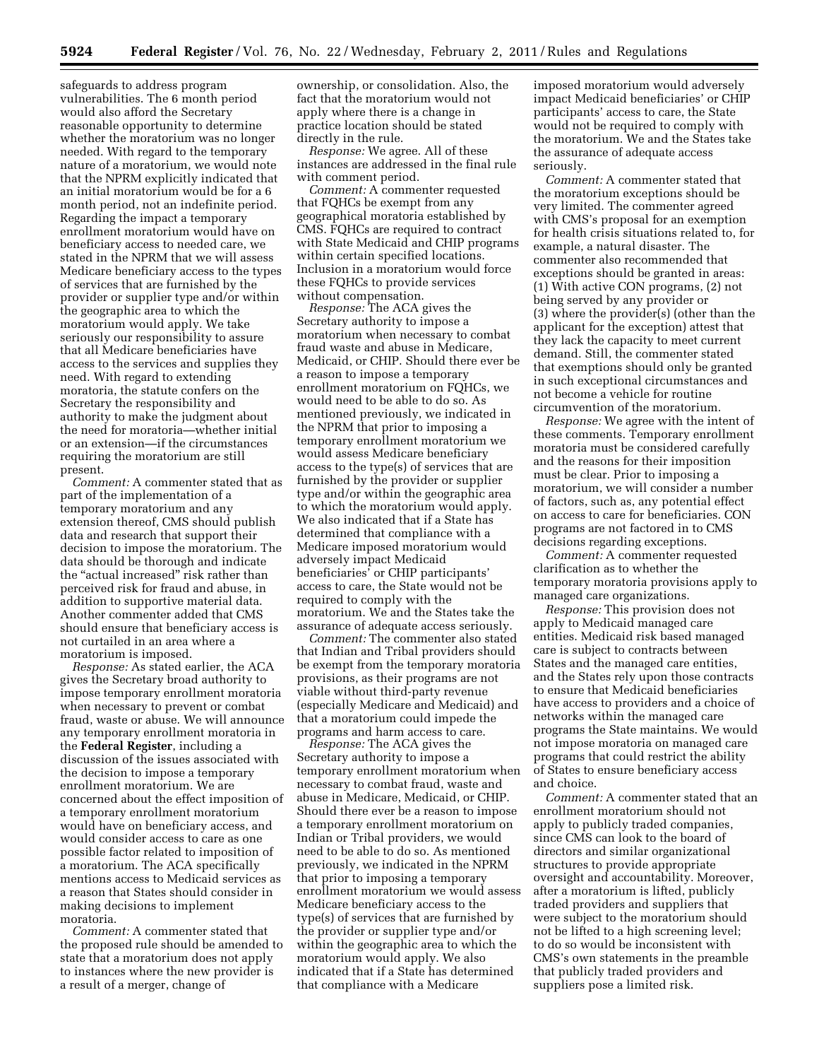safeguards to address program vulnerabilities. The 6 month period would also afford the Secretary reasonable opportunity to determine whether the moratorium was no longer needed. With regard to the temporary nature of a moratorium, we would note that the NPRM explicitly indicated that an initial moratorium would be for a 6 month period, not an indefinite period. Regarding the impact a temporary enrollment moratorium would have on beneficiary access to needed care, we stated in the NPRM that we will assess Medicare beneficiary access to the types of services that are furnished by the provider or supplier type and/or within the geographic area to which the moratorium would apply. We take seriously our responsibility to assure that all Medicare beneficiaries have access to the services and supplies they need. With regard to extending moratoria, the statute confers on the Secretary the responsibility and authority to make the judgment about the need for moratoria—whether initial or an extension—if the circumstances requiring the moratorium are still present.

*Comment:* A commenter stated that as part of the implementation of a temporary moratorium and any extension thereof, CMS should publish data and research that support their decision to impose the moratorium. The data should be thorough and indicate the "actual increased" risk rather than perceived risk for fraud and abuse, in addition to supportive material data. Another commenter added that CMS should ensure that beneficiary access is not curtailed in an area where a moratorium is imposed.

*Response:* As stated earlier, the ACA gives the Secretary broad authority to impose temporary enrollment moratoria when necessary to prevent or combat fraud, waste or abuse. We will announce any temporary enrollment moratoria in the **Federal Register**, including a discussion of the issues associated with the decision to impose a temporary enrollment moratorium. We are concerned about the effect imposition of a temporary enrollment moratorium would have on beneficiary access, and would consider access to care as one possible factor related to imposition of a moratorium. The ACA specifically mentions access to Medicaid services as a reason that States should consider in making decisions to implement moratoria.

*Comment:* A commenter stated that the proposed rule should be amended to state that a moratorium does not apply to instances where the new provider is a result of a merger, change of ownership, or consolidation. Also, the fact that the moratorium would not apply where there is a change in practice location should be stated directly in the rule.

*Response:* We agree. All of these instances are addressed in the final rule with comment period.

*Comment:* A commenter requested that FQHCs be exempt from any geographical moratoria established by CMS. FQHCs are required to contract with State Medicaid and CHIP programs within certain specified locations. Inclusion in a moratorium would force these FQHCs to provide services without compensation.

*Response:* The ACA gives the Secretary authority to impose a moratorium when necessary to combat fraud waste and abuse in Medicare, Medicaid, or CHIP. Should there ever be a reason to impose a temporary enrollment moratorium on FQHCs, we would need to be able to do so. As mentioned previously, we indicated in the NPRM that prior to imposing a temporary enrollment moratorium we would assess Medicare beneficiary access to the type(s) of services that are furnished by the provider or supplier type and/or within the geographic area to which the moratorium would apply. We also indicated that if a State has determined that compliance with a Medicare imposed moratorium would adversely impact Medicaid beneficiaries' or CHIP participants' access to care, the State would not be required to comply with the moratorium. We and the States take the assurance of adequate access seriously.

*Comment:* The commenter also stated that Indian and Tribal providers should be exempt from the temporary moratoria provisions, as their programs are not viable without third-party revenue (especially Medicare and Medicaid) and that a moratorium could impede the programs and harm access to care.

*Response:* The ACA gives the Secretary authority to impose a temporary enrollment moratorium when necessary to combat fraud, waste and abuse in Medicare, Medicaid, or CHIP. Should there ever be a reason to impose a temporary enrollment moratorium on Indian or Tribal providers, we would need to be able to do so. As mentioned previously, we indicated in the NPRM that prior to imposing a temporary enrollment moratorium we would assess Medicare beneficiary access to the type(s) of services that are furnished by the provider or supplier type and/or within the geographic area to which the moratorium would apply. We also indicated that if a State has determined that compliance with a Medicare imposed moratorium would adversely impact Medicaid beneficiaries' or CHIP participants' access to care, the State would not be required to comply with the moratorium. We and the States take the assurance of adequate access seriously.

*Comment:* A commenter stated that the moratorium exceptions should be very limited. The commenter agreed with CMS's proposal for an exemption for health crisis situations related to, for example, a natural disaster. The commenter also recommended that exceptions should be granted in areas: (1) With active CON programs, (2) not being served by any provider or (3) where the provider(s) (other than the applicant for the exception) attest that they lack the capacity to meet current demand. Still, the commenter stated that exemptions should only be granted in such exceptional circumstances and not become a vehicle for routine circumvention of the moratorium.

*Response:* We agree with the intent of these comments. Temporary enrollment moratoria must be considered carefully and the reasons for their imposition must be clear. Prior to imposing a moratorium, we will consider a number of factors, such as, any potential effect on access to care for beneficiaries. CON programs are not factored in to CMS decisions regarding exceptions.

*Comment:* A commenter requested clarification as to whether the temporary moratoria provisions apply to managed care organizations.

*Response:* This provision does not apply to Medicaid managed care entities. Medicaid risk based managed care is subject to contracts between States and the managed care entities, and the States rely upon those contracts to ensure that Medicaid beneficiaries have access to providers and a choice of networks within the managed care programs the State maintains. We would not impose moratoria on managed care programs that could restrict the ability of States to ensure beneficiary access and choice.

*Comment:* A commenter stated that an enrollment moratorium should not apply to publicly traded companies, since CMS can look to the board of directors and similar organizational structures to provide appropriate oversight and accountability. Moreover, after a moratorium is lifted, publicly traded providers and suppliers that were subject to the moratorium should not be lifted to a high screening level; to do so would be inconsistent with CMS's own statements in the preamble that publicly traded providers and suppliers pose a limited risk.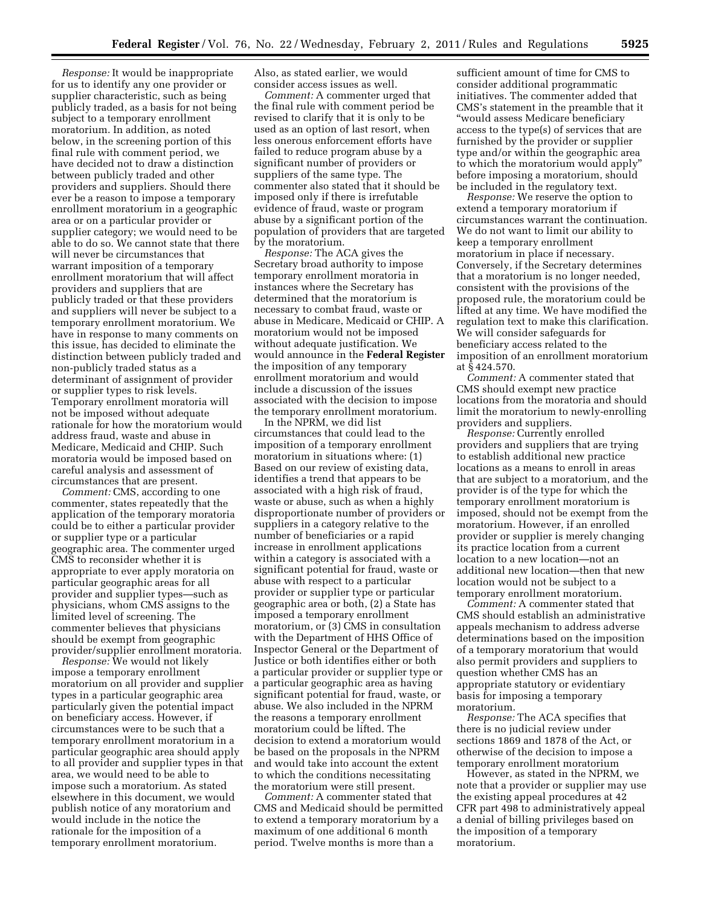*Response:* It would be inappropriate for us to identify any one provider or supplier characteristic, such as being publicly traded, as a basis for not being subject to a temporary enrollment moratorium. In addition, as noted below, in the screening portion of this final rule with comment period, we have decided not to draw a distinction between publicly traded and other providers and suppliers. Should there ever be a reason to impose a temporary enrollment moratorium in a geographic area or on a particular provider or supplier category; we would need to be able to do so. We cannot state that there will never be circumstances that warrant imposition of a temporary enrollment moratorium that will affect providers and suppliers that are publicly traded or that these providers and suppliers will never be subject to a temporary enrollment moratorium. We have in response to many comments on this issue, has decided to eliminate the distinction between publicly traded and non-publicly traded status as a determinant of assignment of provider or supplier types to risk levels. Temporary enrollment moratoria will not be imposed without adequate rationale for how the moratorium would address fraud, waste and abuse in Medicare, Medicaid and CHIP. Such moratoria would be imposed based on careful analysis and assessment of circumstances that are present.

*Comment:* CMS, according to one commenter, states repeatedly that the application of the temporary moratoria could be to either a particular provider or supplier type or a particular geographic area. The commenter urged CMS to reconsider whether it is appropriate to ever apply moratoria on particular geographic areas for all provider and supplier types—such as physicians, whom CMS assigns to the limited level of screening. The commenter believes that physicians should be exempt from geographic provider/supplier enrollment moratoria.

*Response:* We would not likely impose a temporary enrollment moratorium on all provider and supplier types in a particular geographic area particularly given the potential impact on beneficiary access. However, if circumstances were to be such that a temporary enrollment moratorium in a particular geographic area should apply to all provider and supplier types in that area, we would need to be able to impose such a moratorium. As stated elsewhere in this document, we would publish notice of any moratorium and would include in the notice the rationale for the imposition of a temporary enrollment moratorium. Also, as stated earlier, we would consider access issues as well.

*Comment:* A commenter urged that the final rule with comment period be revised to clarify that it is only to be used as an option of last resort, when less onerous enforcement efforts have failed to reduce program abuse by a significant number of providers or suppliers of the same type. The commenter also stated that it should be imposed only if there is irrefutable evidence of fraud, waste or program abuse by a significant portion of the population of providers that are targeted by the moratorium.

*Response:* The ACA gives the Secretary broad authority to impose temporary enrollment moratoria in instances where the Secretary has determined that the moratorium is necessary to combat fraud, waste or abuse in Medicare, Medicaid or CHIP. A moratorium would not be imposed without adequate justification. We would announce in the **Federal Register** the imposition of any temporary enrollment moratorium and would include a discussion of the issues associated with the decision to impose the temporary enrollment moratorium.

In the NPRM, we did list circumstances that could lead to the imposition of a temporary enrollment moratorium in situations where: (1) Based on our review of existing data, identifies a trend that appears to be associated with a high risk of fraud, waste or abuse, such as when a highly disproportionate number of providers or suppliers in a category relative to the number of beneficiaries or a rapid increase in enrollment applications within a category is associated with a significant potential for fraud, waste or abuse with respect to a particular provider or supplier type or particular geographic area or both, (2) a State has imposed a temporary enrollment moratorium, or (3) CMS in consultation with the Department of HHS Office of Inspector General or the Department of Justice or both identifies either or both a particular provider or supplier type or a particular geographic area as having significant potential for fraud, waste, or abuse. We also included in the NPRM the reasons a temporary enrollment moratorium could be lifted. The decision to extend a moratorium would be based on the proposals in the NPRM and would take into account the extent to which the conditions necessitating the moratorium were still present.

*Comment:* A commenter stated that CMS and Medicaid should be permitted to extend a temporary moratorium by a maximum of one additional 6 month period. Twelve months is more than a sufficient amount of time for CMS to consider additional programmatic initiatives. The commenter added that CMS's statement in the preamble that it "would assess Medicare beneficiary access to the type(s) of services that are furnished by the provider or supplier type and/or within the geographic area to which the moratorium would apply" before imposing a moratorium, should be included in the regulatory text.

*Response:* We reserve the option to extend a temporary moratorium if circumstances warrant the continuation. We do not want to limit our ability to keep a temporary enrollment moratorium in place if necessary. Conversely, if the Secretary determines that a moratorium is no longer needed, consistent with the provisions of the proposed rule, the moratorium could be lifted at any time. We have modified the regulation text to make this clarification. We will consider safeguards for beneficiary access related to the imposition of an enrollment moratorium at § 424.570.

*Comment:* A commenter stated that CMS should exempt new practice locations from the moratoria and should limit the moratorium to newly-enrolling providers and suppliers.

*Response:* Currently enrolled providers and suppliers that are trying to establish additional new practice locations as a means to enroll in areas that are subject to a moratorium, and the provider is of the type for which the temporary enrollment moratorium is imposed, should not be exempt from the moratorium. However, if an enrolled provider or supplier is merely changing its practice location from a current location to a new location—not an additional new location—then that new location would not be subject to a temporary enrollment moratorium.

*Comment:* A commenter stated that CMS should establish an administrative appeals mechanism to address adverse determinations based on the imposition of a temporary moratorium that would also permit providers and suppliers to question whether CMS has an appropriate statutory or evidentiary basis for imposing a temporary moratorium.

*Response:* The ACA specifies that there is no judicial review under sections 1869 and 1878 of the Act, or otherwise of the decision to impose a temporary enrollment moratorium

However, as stated in the NPRM, we note that a provider or supplier may use the existing appeal procedures at 42 CFR part 498 to administratively appeal a denial of billing privileges based on the imposition of a temporary moratorium.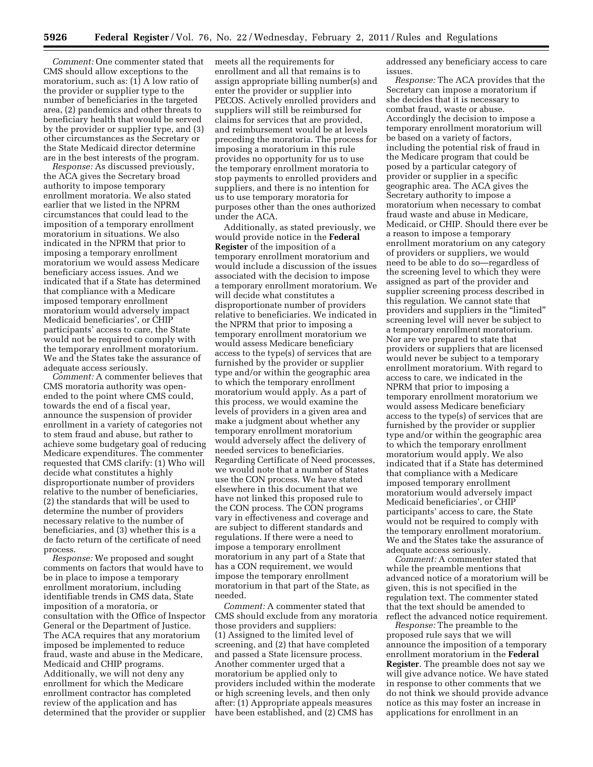*Comment:* One commenter stated that CMS should allow exceptions to the moratorium, such as: (1) A low ratio of the provider or supplier type to the number of beneficiaries in the targeted area, (2) pandemics and other threats to beneficiary health that would be served by the provider or supplier type, and (3) other circumstances as the Secretary or the State Medicaid director determine are in the best interests of the program.

*Response:* As discussed previously, the ACA gives the Secretary broad authority to impose temporary enrollment moratoria. We also stated earlier that we listed in the NPRM circumstances that could lead to the imposition of a temporary enrollment moratorium in situations. We also indicated in the NPRM that prior to imposing a temporary enrollment moratorium we would assess Medicare beneficiary access issues. And we indicated that if a State has determined that compliance with a Medicare imposed temporary enrollment moratorium would adversely impact Medicaid beneficiaries', or CHIP participants' access to care, the State would not be required to comply with the temporary enrollment moratorium. We and the States take the assurance of adequate access seriously.

*Comment:* A commenter believes that CMS moratoria authority was open-ended to the point where CMS could, towards the end of a fiscal year, announce the suspension of provider enrollment in a variety of categories not to stem fraud and abuse, but rather to achieve some budgetary goal of reducing Medicare expenditures. The commenter requested that CMS clarify: (1) Who will decide what constitutes a highly disproportionate number of providers relative to the number of beneficiaries, (2) the standards that will be used to determine the number of providers necessary relative to the number of beneficiaries, and (3) whether this is a de facto return of the certificate of need process.

*Response:* We proposed and sought comments on factors that would have to be in place to impose a temporary enrollment moratorium, including identifiable trends in CMS data, State imposition of a moratoria, or consultation with the Office of Inspector General or the Department of Justice. The ACA requires that any moratorium imposed be implemented to reduce fraud, waste and abuse in the Medicare, Medicaid and CHIP programs. Additionally, we will not deny any enrollment for which the Medicare enrollment contractor has completed review of the application and has determined that the provider or supplier meets all the requirements for enrollment and all that remains is to assign appropriate billing number(s) and enter the provider or supplier into PECOS. Actively enrolled providers and suppliers will still be reimbursed for claims for services that are provided, and reimbursement would be at levels preceding the moratoria. The process for imposing a moratorium in this rule provides no opportunity for us to use the temporary enrollment moratoria to stop payments to enrolled providers and suppliers, and there is no intention for us to use temporary moratoria for purposes other than the ones authorized under the ACA.

Additionally, as stated previously, we would provide notice in the **Federal Register** of the imposition of a temporary enrollment moratorium and would include a discussion of the issues associated with the decision to impose a temporary enrollment moratorium. We will decide what constitutes a disproportionate number of providers relative to beneficiaries. We indicated in the NPRM that prior to imposing a temporary enrollment moratorium we would assess Medicare beneficiary access to the type(s) of services that are furnished by the provider or supplier type and/or within the geographic area to which the temporary enrollment moratorium would apply. As a part of this process, we would examine the levels of providers in a given area and make a judgment about whether any temporary enrollment moratorium would adversely affect the delivery of needed services to beneficiaries. Regarding Certificate of Need processes, we would note that a number of States use the CON process. We have stated elsewhere in this document that we have not linked this proposed rule to the CON process. The CON programs vary in effectiveness and coverage and are subject to different standards and regulations. If there were a need to impose a temporary enrollment moratorium in any part of a State that has a CON requirement, we would impose the temporary enrollment moratorium in that part of the State, as needed.

*Comment:* A commenter stated that CMS should exclude from any moratoria those providers and suppliers: (1) Assigned to the limited level of screening, and (2) that have completed and passed a State licensure process. Another commenter urged that a moratorium be applied only to providers included within the moderate or high screening levels, and then only after: (1) Appropriate appeals measures have been established, and (2) CMS has addressed any beneficiary access to care issues.

*Response:* The ACA provides that the Secretary can impose a moratorium if she decides that it is necessary to combat fraud, waste or abuse. Accordingly the decision to impose a temporary enrollment moratorium will be based on a variety of factors, including the potential risk of fraud in the Medicare program that could be posed by a particular category of provider or supplier in a specific geographic area. The ACA gives the Secretary authority to impose a moratorium when necessary to combat fraud waste and abuse in Medicare, Medicaid, or CHIP. Should there ever be a reason to impose a temporary enrollment moratorium on any category of providers or suppliers, we would need to be able to do so—regardless of the screening level to which they were assigned as part of the provider and supplier screening process described in this regulation. We cannot state that providers and suppliers in the "limited" screening level will never be subject to a temporary enrollment moratorium. Nor are we prepared to state that providers or suppliers that are licensed would never be subject to a temporary enrollment moratorium. With regard to access to care, we indicated in the NPRM that prior to imposing a temporary enrollment moratorium we would assess Medicare beneficiary access to the type(s) of services that are furnished by the provider or supplier type and/or within the geographic area to which the temporary enrollment moratorium would apply. We also indicated that if a State has determined that compliance with a Medicare imposed temporary enrollment moratorium would adversely impact Medicaid beneficiaries', or CHIP participants' access to care, the State would not be required to comply with the temporary enrollment moratorium. We and the States take the assurance of adequate access seriously.

*Comment:* A commenter stated that while the preamble mentions that advanced notice of a moratorium will be given, this is not specified in the regulation text. The commenter stated that the text should be amended to reflect the advanced notice requirement.

*Response:* The preamble to the proposed rule says that we will announce the imposition of a temporary enrollment moratorium in the **Federal Register**. The preamble does not say we will give advance notice. We have stated in response to other comments that we do not think we should provide advance notice as this may foster an increase in applications for enrollment in an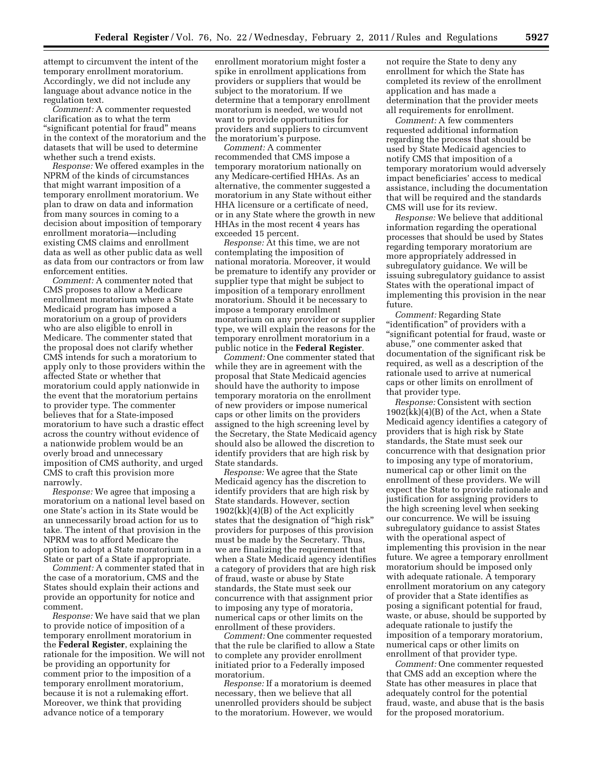attempt to circumvent the intent of the temporary enrollment moratorium. Accordingly, we did not include any language about advance notice in the regulation text.

*Comment:* A commenter requested clarification as to what the term "significant potential for fraud" means in the context of the moratorium and the datasets that will be used to determine whether such a trend exists.

*Response:* We offered examples in the NPRM of the kinds of circumstances that might warrant imposition of a temporary enrollment moratorium. We plan to draw on data and information from many sources in coming to a decision about imposition of temporary enrollment moratoria—including existing CMS claims and enrollment data as well as other public data as well as data from our contractors or from law enforcement entities.

*Comment:* A commenter noted that CMS proposes to allow a Medicare enrollment moratorium where a State Medicaid program has imposed a moratorium on a group of providers who are also eligible to enroll in Medicare. The commenter stated that the proposal does not clarify whether CMS intends for such a moratorium to apply only to those providers within the affected State or whether that moratorium could apply nationwide in the event that the moratorium pertains to provider type. The commenter believes that for a State-imposed moratorium to have such a drastic effect across the country without evidence of a nationwide problem would be an overly broad and unnecessary imposition of CMS authority, and urged CMS to craft this provision more narrowly.

*Response:* We agree that imposing a moratorium on a national level based on one State's action in its State would be an unnecessarily broad action for us to take. The intent of that provision in the NPRM was to afford Medicare the option to adopt a State moratorium in a State or part of a State if appropriate.

*Comment:* A commenter stated that in the case of a moratorium, CMS and the States should explain their actions and provide an opportunity for notice and comment.

*Response:* We have said that we plan to provide notice of imposition of a temporary enrollment moratorium in the **Federal Register**, explaining the rationale for the imposition. We will not be providing an opportunity for comment prior to the imposition of a temporary enrollment moratorium, because it is not a rulemaking effort. Moreover, we think that providing advance notice of a temporary enrollment moratorium might foster a spike in enrollment applications from providers or suppliers that would be subject to the moratorium. If we determine that a temporary enrollment moratorium is needed, we would not want to provide opportunities for providers and suppliers to circumvent the moratorium's purpose.

*Comment:* A commenter recommended that CMS impose a temporary moratorium nationally on any Medicare-certified HHAs. As an alternative, the commenter suggested a moratorium in any State without either HHA licensure or a certificate of need, or in any State where the growth in new HHAs in the most recent 4 years has exceeded 15 percent.

*Response:* At this time, we are not contemplating the imposition of national moratoria. Moreover, it would be premature to identify any provider or supplier type that might be subject to imposition of a temporary enrollment moratorium. Should it be necessary to impose a temporary enrollment moratorium on any provider or supplier type, we will explain the reasons for the temporary enrollment moratorium in a public notice in the **Federal Register**.

*Comment:* One commenter stated that while they are in agreement with the proposal that State Medicaid agencies should have the authority to impose temporary moratoria on the enrollment of new providers or impose numerical caps or other limits on the providers assigned to the high screening level by the Secretary, the State Medicaid agency should also be allowed the discretion to identify providers that are high risk by State standards.

*Response:* We agree that the State Medicaid agency has the discretion to identify providers that are high risk by State standards. However, section 1902(kk)(4)(B) of the Act explicitly states that the designation of "high risk" providers for purposes of this provision must be made by the Secretary. Thus, we are finalizing the requirement that when a State Medicaid agency identifies a category of providers that are high risk of fraud, waste or abuse by State standards, the State must seek our concurrence with that assignment prior to imposing any type of moratoria, numerical caps or other limits on the enrollment of these providers.

*Comment:* One commenter requested that the rule be clarified to allow a State to complete any provider enrollment initiated prior to a Federally imposed moratorium.

*Response:* If a moratorium is deemed necessary, then we believe that all unenrolled providers should be subject to the moratorium. However, we would not require the State to deny any enrollment for which the State has completed its review of the enrollment application and has made a determination that the provider meets all requirements for enrollment.

*Comment:* A few commenters requested additional information regarding the process that should be used by State Medicaid agencies to notify CMS that imposition of a temporary moratorium would adversely impact beneficiaries' access to medical assistance, including the documentation that will be required and the standards CMS will use for its review.

*Response:* We believe that additional information regarding the operational processes that should be used by States regarding temporary moratorium are more appropriately addressed in subregulatory guidance. We will be issuing subregulatory guidance to assist States with the operational impact of implementing this provision in the near future.

*Comment:* Regarding State "identification" of providers with a "significant potential for fraud, waste or abuse," one commenter asked that documentation of the significant risk be required, as well as a description of the rationale used to arrive at numerical caps or other limits on enrollment of that provider type.

*Response:* Consistent with section 1902(kk)(4)(B) of the Act, when a State Medicaid agency identifies a category of providers that is high risk by State standards, the State must seek our concurrence with that designation prior to imposing any type of moratorium, numerical cap or other limit on the enrollment of these providers. We will expect the State to provide rationale and justification for assigning providers to the high screening level when seeking our concurrence. We will be issuing subregulatory guidance to assist States with the operational aspect of implementing this provision in the near future. We agree a temporary enrollment moratorium should be imposed only with adequate rationale. A temporary enrollment moratorium on any category of provider that a State identifies as posing a significant potential for fraud, waste, or abuse, should be supported by adequate rationale to justify the imposition of a temporary moratorium, numerical caps or other limits on enrollment of that provider type.

*Comment:* One commenter requested that CMS add an exception where the State has other measures in place that adequately control for the potential fraud, waste, and abuse that is the basis for the proposed moratorium.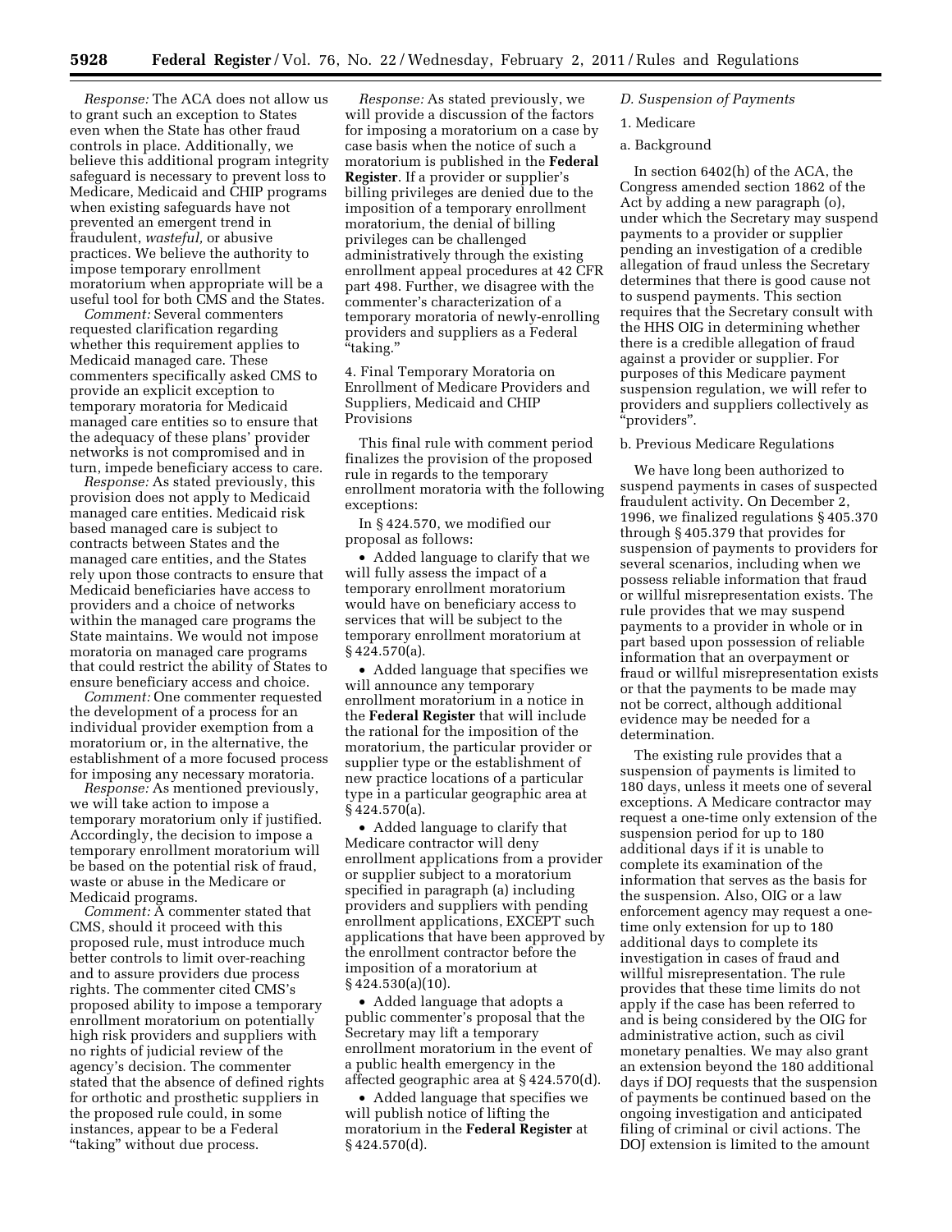*Response:* The ACA does not allow us to grant such an exception to States even when the State has other fraud controls in place. Additionally, we believe this additional program integrity safeguard is necessary to prevent loss to Medicare, Medicaid and CHIP programs when existing safeguards have not prevented an emergent trend in fraudulent, *wasteful,* or abusive practices. We believe the authority to impose temporary enrollment moratorium when appropriate will be a useful tool for both CMS and the States.

*Comment:* Several commenters requested clarification regarding whether this requirement applies to Medicaid managed care. These commenters specifically asked CMS to provide an explicit exception to temporary moratoria for Medicaid managed care entities so to ensure that the adequacy of these plans' provider networks is not compromised and in turn, impede beneficiary access to care.

*Response:* As stated previously, this provision does not apply to Medicaid managed care entities. Medicaid risk based managed care is subject to contracts between States and the managed care entities, and the States rely upon those contracts to ensure that Medicaid beneficiaries have access to providers and a choice of networks within the managed care programs the State maintains. We would not impose moratoria on managed care programs that could restrict the ability of States to ensure beneficiary access and choice.

*Comment:* One commenter requested the development of a process for an individual provider exemption from a moratorium or, in the alternative, the establishment of a more focused process for imposing any necessary moratoria.

*Response:* As mentioned previously, we will take action to impose a temporary moratorium only if justified. Accordingly, the decision to impose a temporary enrollment moratorium will be based on the potential risk of fraud, waste or abuse in the Medicare or Medicaid programs.

*Comment:* A commenter stated that CMS, should it proceed with this proposed rule, must introduce much better controls to limit over-reaching and to assure providers due process rights. The commenter cited CMS's proposed ability to impose a temporary enrollment moratorium on potentially high risk providers and suppliers with no rights of judicial review of the agency's decision. The commenter stated that the absence of defined rights for orthotic and prosthetic suppliers in the proposed rule could, in some instances, appear to be a Federal "taking" without due process.

*Response:* As stated previously, we will provide a discussion of the factors for imposing a moratorium on a case by case basis when the notice of such a moratorium is published in the **Federal Register**. If a provider or supplier's billing privileges are denied due to the imposition of a temporary enrollment moratorium, the denial of billing privileges can be challenged administratively through the existing enrollment appeal procedures at 42 CFR part 498. Further, we disagree with the commenter's characterization of a temporary moratoria of newly-enrolling providers and suppliers as a Federal "taking."

4. Final Temporary Moratoria on Enrollment of Medicare Providers and Suppliers, Medicaid and CHIP Provisions

This final rule with comment period finalizes the provision of the proposed rule in regards to the temporary enrollment moratoria with the following exceptions:

In § 424.570, we modified our proposal as follows:

- Added language to clarify that we will fully assess the impact of a temporary enrollment moratorium would have on beneficiary access to services that will be subject to the temporary enrollment moratorium at § 424.570(a).
- Added language that specifies we will announce any temporary enrollment moratorium in a notice in the **Federal Register** that will include the rational for the imposition of the moratorium, the particular provider or supplier type or the establishment of new practice locations of a particular type in a particular geographic area at § 424.570(a).
- Added language to clarify that Medicare contractor will deny enrollment applications from a provider or supplier subject to a moratorium specified in paragraph (a) including providers and suppliers with pending enrollment applications, EXCEPT such applications that have been approved by the enrollment contractor before the imposition of a moratorium at § 424.530(a)(10).
- Added language that adopts a public commenter's proposal that the Secretary may lift a temporary enrollment moratorium in the event of a public health emergency in the affected geographic area at § 424.570(d).
- Added language that specifies we will publish notice of lifting the moratorium in the **Federal Register** at § 424.570(d).

*D. Suspension of Payments*

1. Medicare

a. Background

In section 6402(h) of the ACA, the Congress amended section 1862 of the Act by adding a new paragraph (o), under which the Secretary may suspend payments to a provider or supplier pending an investigation of a credible allegation of fraud unless the Secretary determines that there is good cause not to suspend payments. This section requires that the Secretary consult with the HHS OIG in determining whether there is a credible allegation of fraud against a provider or supplier. For purposes of this Medicare payment suspension regulation, we will refer to providers and suppliers collectively as "providers".

b. Previous Medicare Regulations

We have long been authorized to suspend payments in cases of suspected fraudulent activity. On December 2, 1996, we finalized regulations § 405.370 through § 405.379 that provides for suspension of payments to providers for several scenarios, including when we possess reliable information that fraud or willful misrepresentation exists. The rule provides that we may suspend payments to a provider in whole or in part based upon possession of reliable information that an overpayment or fraud or willful misrepresentation exists or that the payments to be made may not be correct, although additional evidence may be needed for a determination.

The existing rule provides that a suspension of payments is limited to 180 days, unless it meets one of several exceptions. A Medicare contractor may request a one-time only extension of the suspension period for up to 180 additional days if it is unable to complete its examination of the information that serves as the basis for the suspension. Also, OIG or a law enforcement agency may request a one-time only extension for up to 180 additional days to complete its investigation in cases of fraud and willful misrepresentation. The rule provides that these time limits do not apply if the case has been referred to and is being considered by the OIG for administrative action, such as civil monetary penalties. We may also grant an extension beyond the 180 additional days if DOJ requests that the suspension of payments be continued based on the ongoing investigation and anticipated filing of criminal or civil actions. The DOJ extension is limited to the amount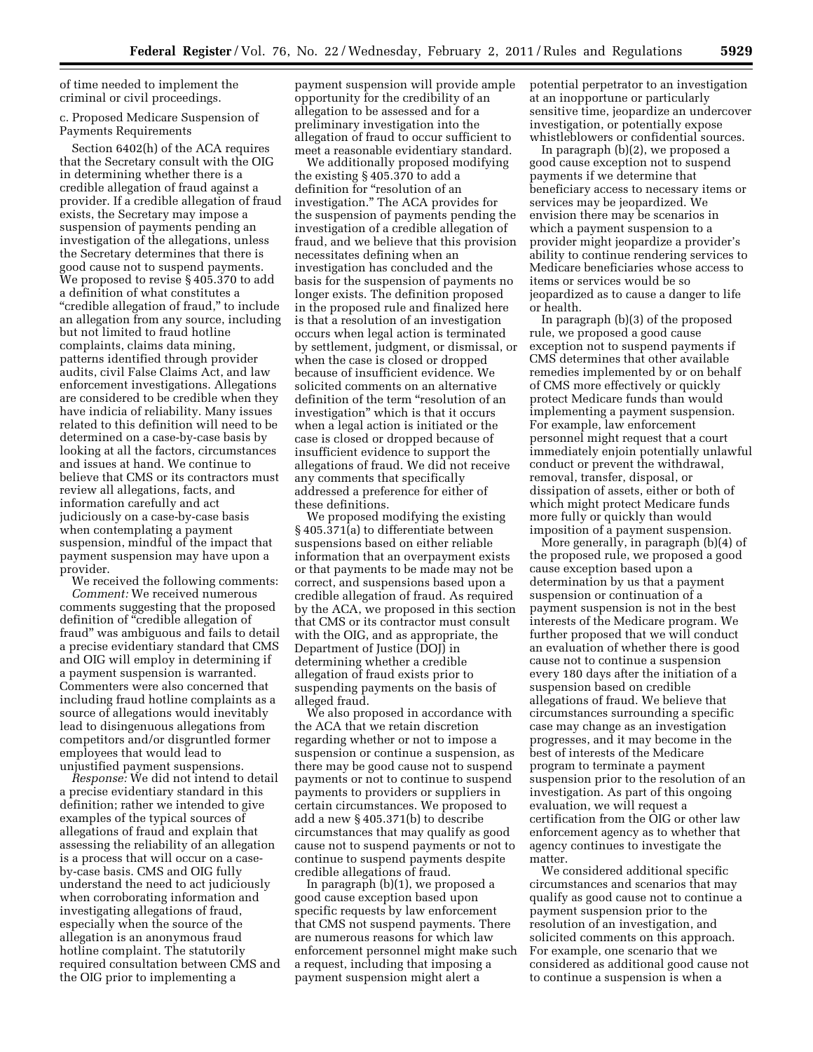of time needed to implement the criminal or civil proceedings.

c. Proposed Medicare Suspension of Payments Requirements

Section 6402(h) of the ACA requires that the Secretary consult with the OIG in determining whether there is a credible allegation of fraud against a provider. If a credible allegation of fraud exists, the Secretary may impose a suspension of payments pending an investigation of the allegations, unless the Secretary determines that there is good cause not to suspend payments. We proposed to revise § 405.370 to add a definition of what constitutes a "credible allegation of fraud," to include an allegation from any source, including but not limited to fraud hotline complaints, claims data mining, patterns identified through provider audits, civil False Claims Act, and law enforcement investigations. Allegations are considered to be credible when they have indicia of reliability. Many issues related to this definition will need to be determined on a case-by-case basis by looking at all the factors, circumstances and issues at hand. We continue to believe that CMS or its contractors must review all allegations, facts, and information carefully and act judiciously on a case-by-case basis when contemplating a payment suspension, mindful of the impact that payment suspension may have upon a provider.

We received the following comments:

*Comment:* We received numerous comments suggesting that the proposed definition of "credible allegation of fraud" was ambiguous and fails to detail a precise evidentiary standard that CMS and OIG will employ in determining if a payment suspension is warranted. Commenters were also concerned that including fraud hotline complaints as a source of allegations would inevitably lead to disingenuous allegations from competitors and/or disgruntled former employees that would lead to unjustified payment suspensions.

*Response:* We did not intend to detail a precise evidentiary standard in this definition; rather we intended to give examples of the typical sources of allegations of fraud and explain that assessing the reliability of an allegation is a process that will occur on a case-by-case basis. CMS and OIG fully understand the need to act judiciously when corroborating information and investigating allegations of fraud, especially when the source of the allegation is an anonymous fraud hotline complaint. The statutorily required consultation between CMS and the OIG prior to implementing a payment suspension will provide ample opportunity for the credibility of an allegation to be assessed and for a preliminary investigation into the allegation of fraud to occur sufficient to meet a reasonable evidentiary standard.

We additionally proposed modifying the existing § 405.370 to add a definition for "resolution of an investigation." The ACA provides for the suspension of payments pending the investigation of a credible allegation of fraud, and we believe that this provision necessitates defining when an investigation has concluded and the basis for the suspension of payments no longer exists. The definition proposed in the proposed rule and finalized here is that a resolution of an investigation occurs when legal action is terminated by settlement, judgment, or dismissal, or when the case is closed or dropped because of insufficient evidence. We solicited comments on an alternative definition of the term "resolution of an investigation" which is that it occurs when a legal action is initiated or the case is closed or dropped because of insufficient evidence to support the allegations of fraud. We did not receive any comments that specifically addressed a preference for either of these definitions.

We proposed modifying the existing § 405.371(a) to differentiate between suspensions based on either reliable information that an overpayment exists or that payments to be made may not be correct, and suspensions based upon a credible allegation of fraud. As required by the ACA, we proposed in this section that CMS or its contractor must consult with the OIG, and as appropriate, the Department of Justice (DOJ) in determining whether a credible allegation of fraud exists prior to suspending payments on the basis of alleged fraud.

We also proposed in accordance with the ACA that we retain discretion regarding whether or not to impose a suspension or continue a suspension, as there may be good cause not to suspend payments or not to continue to suspend payments to providers or suppliers in certain circumstances. We proposed to add a new § 405.371(b) to describe circumstances that may qualify as good cause not to suspend payments or not to continue to suspend payments despite credible allegations of fraud.

In paragraph (b)(1), we proposed a good cause exception based upon specific requests by law enforcement that CMS not suspend payments. There are numerous reasons for which law enforcement personnel might make such a request, including that imposing a payment suspension might alert a potential perpetrator to an investigation at an inopportune or particularly sensitive time, jeopardize an undercover investigation, or potentially expose whistleblowers or confidential sources.

In paragraph (b)(2), we proposed a good cause exception not to suspend payments if we determine that beneficiary access to necessary items or services may be jeopardized. We envision there may be scenarios in which a payment suspension to a provider might jeopardize a provider's ability to continue rendering services to Medicare beneficiaries whose access to items or services would be so jeopardized as to cause a danger to life or health.

In paragraph (b)(3) of the proposed rule, we proposed a good cause exception not to suspend payments if CMS determines that other available remedies implemented by or on behalf of CMS more effectively or quickly protect Medicare funds than would implementing a payment suspension. For example, law enforcement personnel might request that a court immediately enjoin potentially unlawful conduct or prevent the withdrawal, removal, transfer, disposal, or dissipation of assets, either or both of which might protect Medicare funds more fully or quickly than would imposition of a payment suspension.

More generally, in paragraph (b)(4) of the proposed rule, we proposed a good cause exception based upon a determination by us that a payment suspension or continuation of a payment suspension is not in the best interests of the Medicare program. We further proposed that we will conduct an evaluation of whether there is good cause not to continue a suspension every 180 days after the initiation of a suspension based on credible allegations of fraud. We believe that circumstances surrounding a specific case may change as an investigation progresses, and it may become in the best of interests of the Medicare program to terminate a payment suspension prior to the resolution of an investigation. As part of this ongoing evaluation, we will request a certification from the OIG or other law enforcement agency as to whether that agency continues to investigate the matter.

We considered additional specific circumstances and scenarios that may qualify as good cause not to continue a payment suspension prior to the resolution of an investigation, and solicited comments on this approach. For example, one scenario that we considered as additional good cause not to continue a suspension is when a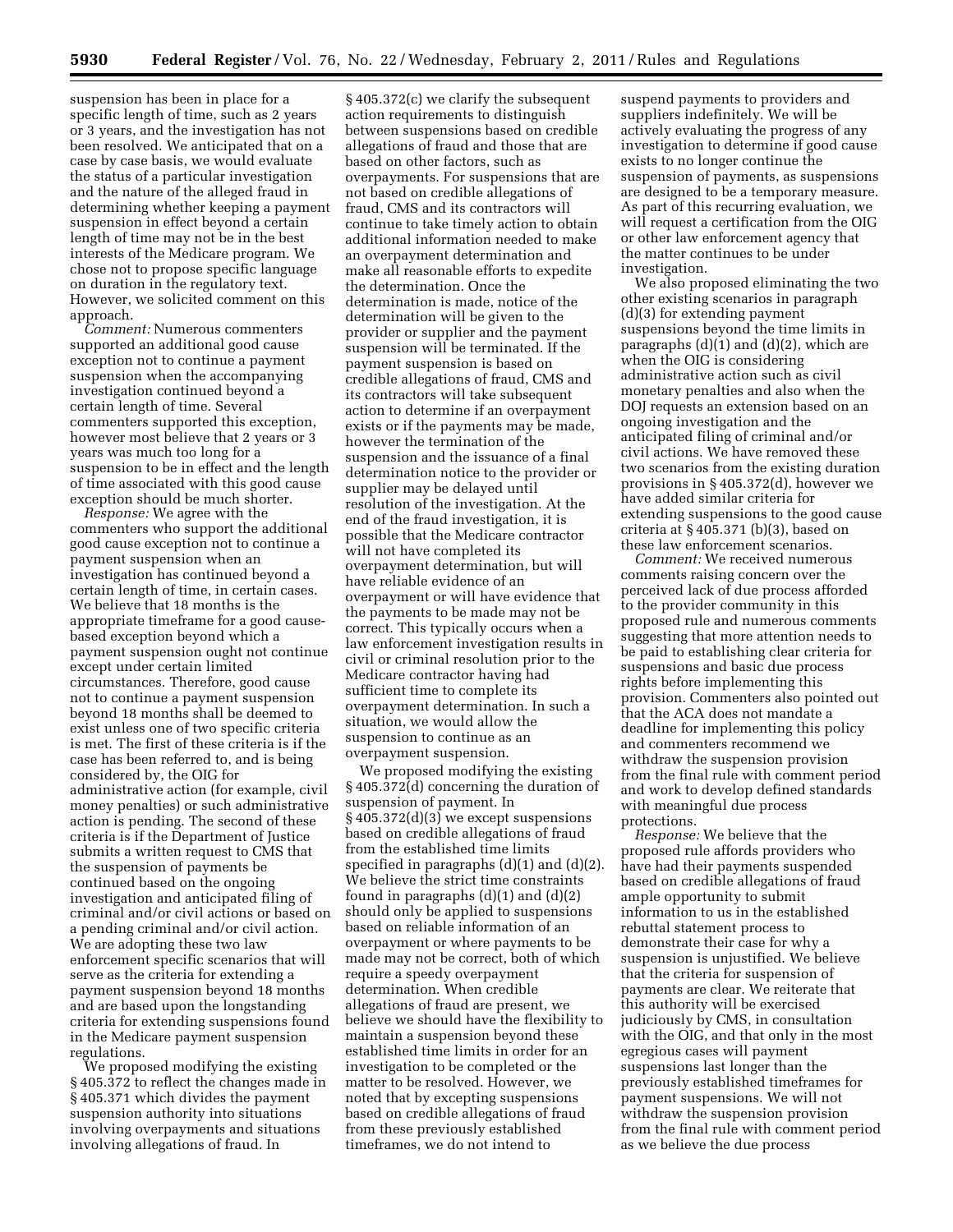suspension has been in place for a specific length of time, such as 2 years or 3 years, and the investigation has not been resolved. We anticipated that on a case by case basis, we would evaluate the status of a particular investigation and the nature of the alleged fraud in determining whether keeping a payment suspension in effect beyond a certain length of time may not be in the best interests of the Medicare program. We chose not to propose specific language on duration in the regulatory text. However, we solicited comment on this approach.

*Comment:* Numerous commenters supported an additional good cause exception not to continue a payment suspension when the accompanying investigation continued beyond a certain length of time. Several commenters supported this exception, however most believe that 2 years or 3 years was much too long for a suspension to be in effect and the length of time associated with this good cause exception should be much shorter.

*Response:* We agree with the commenters who support the additional good cause exception not to continue a payment suspension when an investigation has continued beyond a certain length of time, in certain cases. We believe that 18 months is the appropriate timeframe for a good cause-based exception beyond which a payment suspension ought not continue except under certain limited circumstances. Therefore, good cause not to continue a payment suspension beyond 18 months shall be deemed to exist unless one of two specific criteria is met. The first of these criteria is if the case has been referred to, and is being considered by, the OIG for administrative action (for example, civil money penalties) or such administrative action is pending. The second of these criteria is if the Department of Justice submits a written request to CMS that the suspension of payments be continued based on the ongoing investigation and anticipated filing of criminal and/or civil actions or based on a pending criminal and/or civil action. We are adopting these two law enforcement specific scenarios that will serve as the criteria for extending a payment suspension beyond 18 months and are based upon the longstanding criteria for extending suspensions found in the Medicare payment suspension regulations.

We proposed modifying the existing § 405.372 to reflect the changes made in § 405.371 which divides the payment suspension authority into situations involving overpayments and situations involving allegations of fraud. In § 405.372(c) we clarify the subsequent action requirements to distinguish between suspensions based on credible allegations of fraud and those that are based on other factors, such as overpayments. For suspensions that are not based on credible allegations of fraud, CMS and its contractors will continue to take timely action to obtain additional information needed to make an overpayment determination and make all reasonable efforts to expedite the determination. Once the determination is made, notice of the determination will be given to the provider or supplier and the payment suspension will be terminated. If the payment suspension is based on credible allegations of fraud, CMS and its contractors will take subsequent action to determine if an overpayment exists or if the payments may be made, however the termination of the suspension and the issuance of a final determination notice to the provider or supplier may be delayed until resolution of the investigation. At the end of the fraud investigation, it is possible that the Medicare contractor will not have completed its overpayment determination, but will have reliable evidence of an overpayment or will have evidence that the payments to be made may not be correct. This typically occurs when a law enforcement investigation results in civil or criminal resolution prior to the Medicare contractor having had sufficient time to complete its overpayment determination. In such a situation, we would allow the suspension to continue as an overpayment suspension.

We proposed modifying the existing § 405.372(d) concerning the duration of suspension of payment. In § 405.372(d)(3) we except suspensions based on credible allegations of fraud from the established time limits specified in paragraphs (d)(1) and (d)(2). We believe the strict time constraints found in paragraphs (d)(1) and (d)(2) should only be applied to suspensions based on reliable information of an overpayment or where payments to be made may not be correct, both of which require a speedy overpayment determination. When credible allegations of fraud are present, we believe we should have the flexibility to maintain a suspension beyond these established time limits in order for an investigation to be completed or the matter to be resolved. However, we noted that by excepting suspensions based on credible allegations of fraud from these previously established timeframes, we do not intend to suspend payments to providers and suppliers indefinitely. We will be actively evaluating the progress of any investigation to determine if good cause exists to no longer continue the suspension of payments, as suspensions are designed to be a temporary measure. As part of this recurring evaluation, we will request a certification from the OIG or other law enforcement agency that the matter continues to be under investigation.

We also proposed eliminating the two other existing scenarios in paragraph (d)(3) for extending payment suspensions beyond the time limits in paragraphs (d)(1) and (d)(2), which are when the OIG is considering administrative action such as civil monetary penalties and also when the DOJ requests an extension based on an ongoing investigation and the anticipated filing of criminal and/or civil actions. We have removed these two scenarios from the existing duration provisions in § 405.372(d), however we have added similar criteria for extending suspensions to the good cause criteria at § 405.371 (b)(3), based on these law enforcement scenarios.

*Comment:* We received numerous comments raising concern over the perceived lack of due process afforded to the provider community in this proposed rule and numerous comments suggesting that more attention needs to be paid to establishing clear criteria for suspensions and basic due process rights before implementing this provision. Commenters also pointed out that the ACA does not mandate a deadline for implementing this policy and commenters recommend we withdraw the suspension provision from the final rule with comment period and work to develop defined standards with meaningful due process protections.

*Response:* We believe that the proposed rule affords providers who have had their payments suspended based on credible allegations of fraud ample opportunity to submit information to us in the established rebuttal statement process to demonstrate their case for why a suspension is unjustified. We believe that the criteria for suspension of payments are clear. We reiterate that this authority will be exercised judiciously by CMS, in consultation with the OIG, and that only in the most egregious cases will payment suspensions last longer than the previously established timeframes for payment suspensions. We will not withdraw the suspension provision from the final rule with comment period as we believe the due process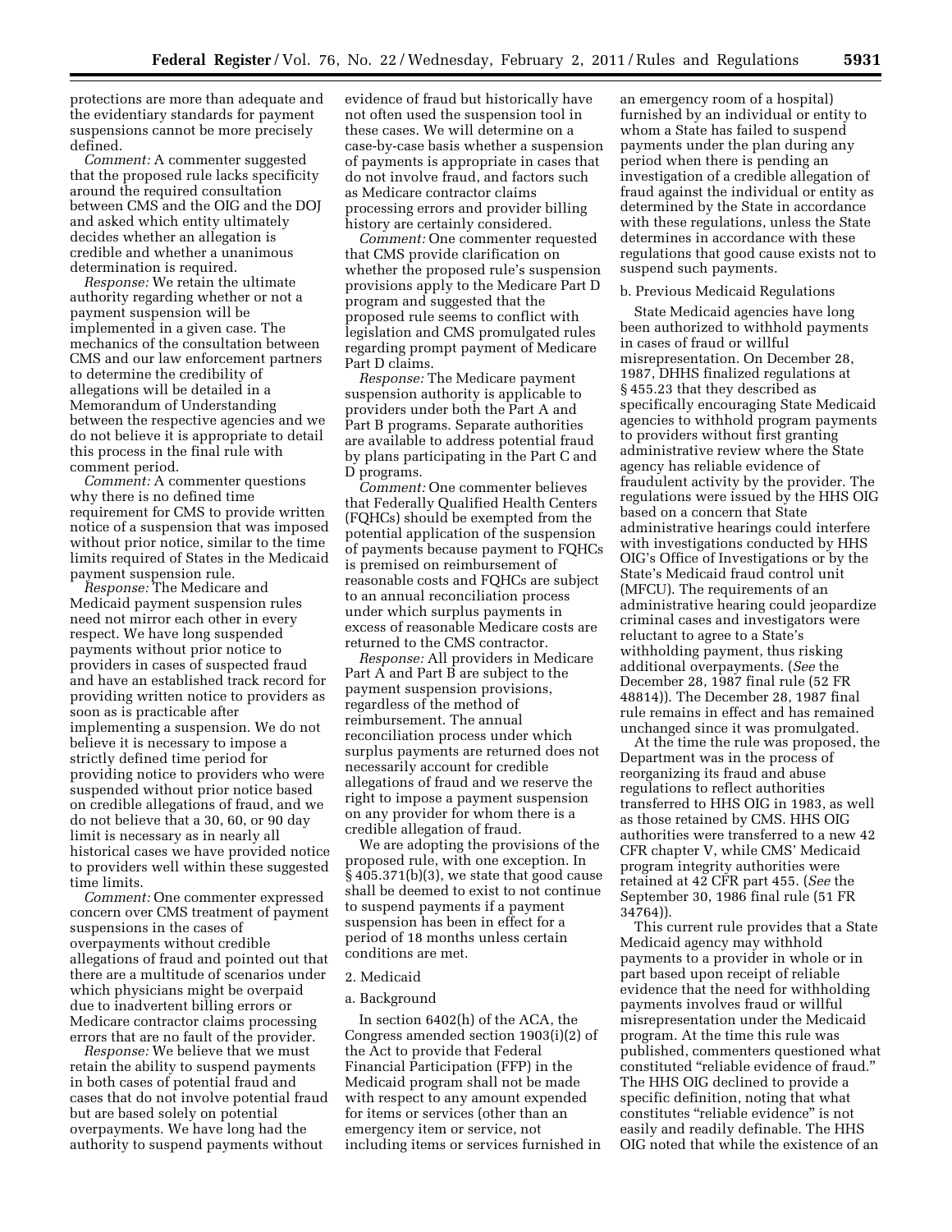protections are more than adequate and the evidentiary standards for payment suspensions cannot be more precisely defined.

*Comment:* A commenter suggested that the proposed rule lacks specificity around the required consultation between CMS and the OIG and the DOJ and asked which entity ultimately decides whether an allegation is credible and whether a unanimous determination is required.

*Response:* We retain the ultimate authority regarding whether or not a payment suspension will be implemented in a given case. The mechanics of the consultation between CMS and our law enforcement partners to determine the credibility of allegations will be detailed in a Memorandum of Understanding between the respective agencies and we do not believe it is appropriate to detail this process in the final rule with comment period.

*Comment:* A commenter questions why there is no defined time requirement for CMS to provide written notice of a suspension that was imposed without prior notice, similar to the time limits required of States in the Medicaid payment suspension rule.

*Response:* The Medicare and Medicaid payment suspension rules need not mirror each other in every respect. We have long suspended payments without prior notice to providers in cases of suspected fraud and have an established track record for providing written notice to providers as soon as is practicable after implementing a suspension. We do not believe it is necessary to impose a strictly defined time period for providing notice to providers who were suspended without prior notice based on credible allegations of fraud, and we do not believe that a 30, 60, or 90 day limit is necessary as in nearly all historical cases we have provided notice to providers well within these suggested time limits.

*Comment:* One commenter expressed concern over CMS treatment of payment suspensions in the cases of overpayments without credible allegations of fraud and pointed out that there are a multitude of scenarios under which physicians might be overpaid due to inadvertent billing errors or Medicare contractor claims processing errors that are no fault of the provider.

*Response:* We believe that we must retain the ability to suspend payments in both cases of potential fraud and cases that do not involve potential fraud but are based solely on potential overpayments. We have long had the authority to suspend payments without evidence of fraud but historically have not often used the suspension tool in these cases. We will determine on a case-by-case basis whether a suspension of payments is appropriate in cases that do not involve fraud, and factors such as Medicare contractor claims processing errors and provider billing history are certainly considered.

*Comment:* One commenter requested that CMS provide clarification on whether the proposed rule's suspension provisions apply to the Medicare Part D program and suggested that the proposed rule seems to conflict with legislation and CMS promulgated rules regarding prompt payment of Medicare Part D claims.

*Response:* The Medicare payment suspension authority is applicable to providers under both the Part A and Part B programs. Separate authorities are available to address potential fraud by plans participating in the Part C and D programs.

*Comment:* One commenter believes that Federally Qualified Health Centers (FQHCs) should be exempted from the potential application of the suspension of payments because payment to FQHCs is premised on reimbursement of reasonable costs and FQHCs are subject to an annual reconciliation process under which surplus payments in excess of reasonable Medicare costs are returned to the CMS contractor.

*Response:* All providers in Medicare Part A and Part B are subject to the payment suspension provisions, regardless of the method of reimbursement. The annual reconciliation process under which surplus payments are returned does not necessarily account for credible allegations of fraud and we reserve the right to impose a payment suspension on any provider for whom there is a credible allegation of fraud.

We are adopting the provisions of the proposed rule, with one exception. In § 405.371(b)(3), we state that good cause shall be deemed to exist to not continue to suspend payments if a payment suspension has been in effect for a period of 18 months unless certain conditions are met.

2. Medicaid

a. Background

In section 6402(h) of the ACA, the Congress amended section 1903(i)(2) of the Act to provide that Federal Financial Participation (FFP) in the Medicaid program shall not be made with respect to any amount expended for items or services (other than an emergency item or service, not including items or services furnished in an emergency room of a hospital) furnished by an individual or entity to whom a State has failed to suspend payments under the plan during any period when there is pending an investigation of a credible allegation of fraud against the individual or entity as determined by the State in accordance with these regulations, unless the State determines in accordance with these regulations that good cause exists not to suspend such payments.

b. Previous Medicaid Regulations

State Medicaid agencies have long been authorized to withhold payments in cases of fraud or willful misrepresentation. On December 28, 1987, DHHS finalized regulations at § 455.23 that they described as specifically encouraging State Medicaid agencies to withhold program payments to providers without first granting administrative review where the State agency has reliable evidence of fraudulent activity by the provider. The regulations were issued by the HHS OIG based on a concern that State administrative hearings could interfere with investigations conducted by HHS OIG's Office of Investigations or by the State's Medicaid fraud control unit (MFCU). The requirements of an administrative hearing could jeopardize criminal cases and investigators were reluctant to agree to a State's withholding payment, thus risking additional overpayments. (*See* the December 28, 1987 final rule (52 FR 48814)). The December 28, 1987 final rule remains in effect and has remained unchanged since it was promulgated.

At the time the rule was proposed, the Department was in the process of reorganizing its fraud and abuse regulations to reflect authorities transferred to HHS OIG in 1983, as well as those retained by CMS. HHS OIG authorities were transferred to a new 42 CFR chapter V, while CMS' Medicaid program integrity authorities were retained at 42 CFR part 455. (*See* the September 30, 1986 final rule (51 FR 34764)).

This current rule provides that a State Medicaid agency may withhold payments to a provider in whole or in part based upon receipt of reliable evidence that the need for withholding payments involves fraud or willful misrepresentation under the Medicaid program. At the time this rule was published, commenters questioned what constituted "reliable evidence of fraud." The HHS OIG declined to provide a specific definition, noting that what constitutes "reliable evidence" is not easily and readily definable. The HHS OIG noted that while the existence of an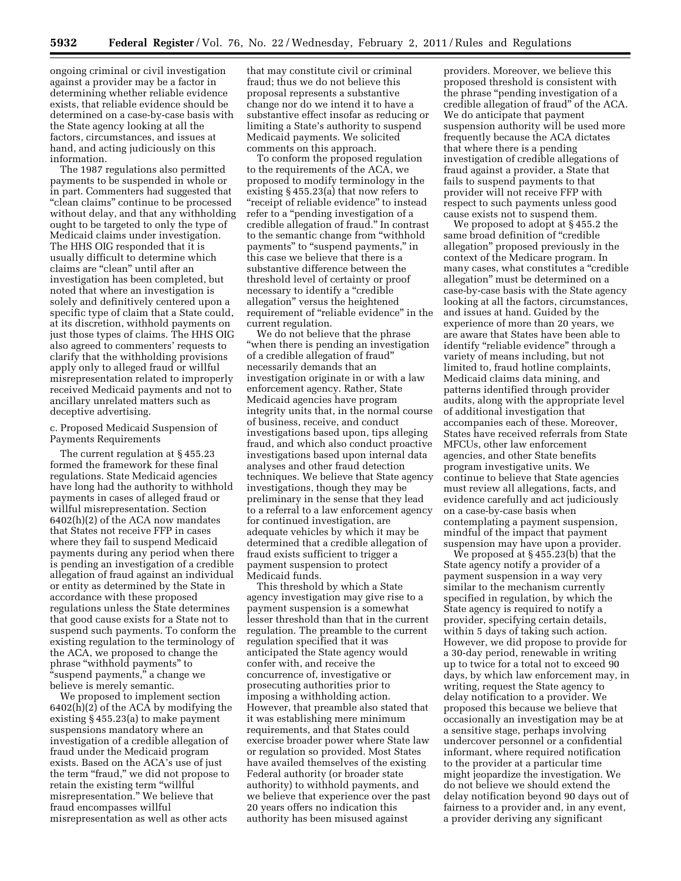ongoing criminal or civil investigation against a provider may be a factor in determining whether reliable evidence exists, that reliable evidence should be determined on a case-by-case basis with the State agency looking at all the factors, circumstances, and issues at hand, and acting judiciously on this information.

The 1987 regulations also permitted payments to be suspended in whole or in part. Commenters had suggested that "clean claims" continue to be processed without delay, and that any withholding ought to be targeted to only the type of Medicaid claims under investigation. The HHS OIG responded that it is usually difficult to determine which claims are "clean" until after an investigation has been completed, but noted that where an investigation is solely and definitively centered upon a specific type of claim that a State could, at its discretion, withhold payments on just those types of claims. The HHS OIG also agreed to commenters' requests to clarify that the withholding provisions apply only to alleged fraud or willful misrepresentation related to improperly received Medicaid payments and not to ancillary unrelated matters such as deceptive advertising.

c. Proposed Medicaid Suspension of Payments Requirements

The current regulation at § 455.23 formed the framework for these final regulations. State Medicaid agencies have long had the authority to withhold payments in cases of alleged fraud or willful misrepresentation. Section 6402(h)(2) of the ACA now mandates that States not receive FFP in cases where they fail to suspend Medicaid payments during any period when there is pending an investigation of a credible allegation of fraud against an individual or entity as determined by the State in accordance with these proposed regulations unless the State determines that good cause exists for a State not to suspend such payments. To conform the existing regulation to the terminology of the ACA, we proposed to change the phrase "withhold payments" to "suspend payments," a change we believe is merely semantic.

We proposed to implement section 6402(h)(2) of the ACA by modifying the existing § 455.23(a) to make payment suspensions mandatory where an investigation of a credible allegation of fraud under the Medicaid program exists. Based on the ACA's use of just the term "fraud," we did not propose to retain the existing term "willful misrepresentation." We believe that fraud encompasses willful misrepresentation as well as other acts that may constitute civil or criminal fraud; thus we do not believe this proposal represents a substantive change nor do we intend it to have a substantive effect insofar as reducing or limiting a State's authority to suspend Medicaid payments. We solicited comments on this approach.

To conform the proposed regulation to the requirements of the ACA, we proposed to modify terminology in the existing § 455.23(a) that now refers to "receipt of reliable evidence" to instead refer to a "pending investigation of a credible allegation of fraud." In contrast to the semantic change from "withhold payments" to "suspend payments," in this case we believe that there is a substantive difference between the threshold level of certainty or proof necessary to identify a "credible allegation" versus the heightened requirement of "reliable evidence" in the current regulation.

We do not believe that the phrase "when there is pending an investigation of a credible allegation of fraud" necessarily demands that an investigation originate in or with a law enforcement agency. Rather, State Medicaid agencies have program integrity units that, in the normal course of business, receive, and conduct investigations based upon, tips alleging fraud, and which also conduct proactive investigations based upon internal data analyses and other fraud detection techniques. We believe that State agency investigations, though they may be preliminary in the sense that they lead to a referral to a law enforcement agency for continued investigation, are adequate vehicles by which it may be determined that a credible allegation of fraud exists sufficient to trigger a payment suspension to protect Medicaid funds.

This threshold by which a State agency investigation may give rise to a payment suspension is a somewhat lesser threshold than that in the current regulation. The preamble to the current regulation specified that it was anticipated the State agency would confer with, and receive the concurrence of, investigative or prosecuting authorities prior to imposing a withholding action. However, that preamble also stated that it was establishing mere minimum requirements, and that States could exercise broader power where State law or regulation so provided. Most States have availed themselves of the existing Federal authority (or broader state authority) to withhold payments, and we believe that experience over the past 20 years offers no indication this authority has been misused against providers. Moreover, we believe this proposed threshold is consistent with the phrase "pending investigation of a credible allegation of fraud" of the ACA. We do anticipate that payment suspension authority will be used more frequently because the ACA dictates that where there is a pending investigation of credible allegations of fraud against a provider, a State that fails to suspend payments to that provider will not receive FFP with respect to such payments unless good cause exists not to suspend them.

We proposed to adopt at § 455.2 the same broad definition of "credible allegation" proposed previously in the context of the Medicare program. In many cases, what constitutes a "credible allegation" must be determined on a case-by-case basis with the State agency looking at all the factors, circumstances, and issues at hand. Guided by the experience of more than 20 years, we are aware that States have been able to identify "reliable evidence" through a variety of means including, but not limited to, fraud hotline complaints, Medicaid claims data mining, and patterns identified through provider audits, along with the appropriate level of additional investigation that accompanies each of these. Moreover, States have received referrals from State MFCUs, other law enforcement agencies, and other State benefits program investigative units. We continue to believe that State agencies must review all allegations, facts, and evidence carefully and act judiciously on a case-by-case basis when contemplating a payment suspension, mindful of the impact that payment suspension may have upon a provider.

We proposed at § 455.23(b) that the State agency notify a provider of a payment suspension in a way very similar to the mechanism currently specified in regulation, by which the State agency is required to notify a provider, specifying certain details, within 5 days of taking such action. However, we did propose to provide for a 30-day period, renewable in writing up to twice for a total not to exceed 90 days, by which law enforcement may, in writing, request the State agency to delay notification to a provider. We proposed this because we believe that occasionally an investigation may be at a sensitive stage, perhaps involving undercover personnel or a confidential informant, where required notification to the provider at a particular time might jeopardize the investigation. We do not believe we should extend the delay notification beyond 90 days out of fairness to a provider and, in any event, a provider deriving any significant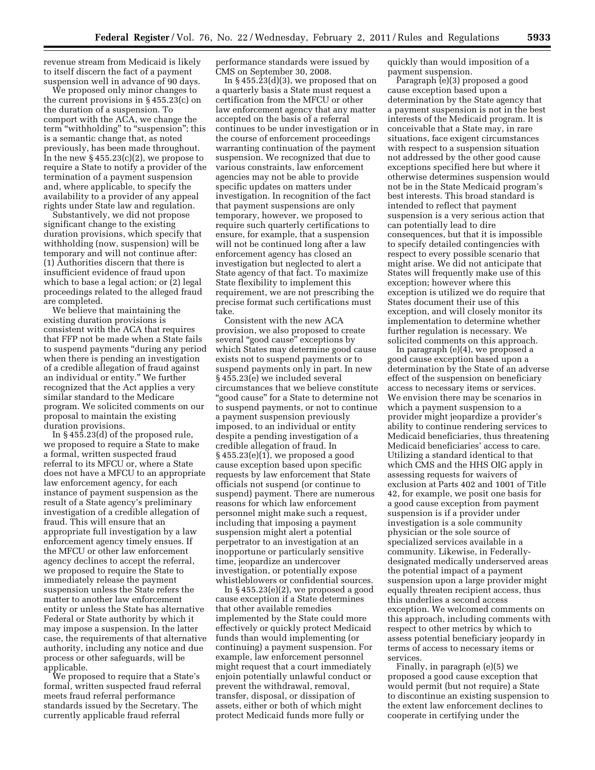revenue stream from Medicaid is likely to itself discern the fact of a payment suspension well in advance of 90 days.

We proposed only minor changes to the current provisions in § 455.23(c) on the duration of a suspension. To comport with the ACA, we change the term "withholding" to "suspension"; this is a semantic change that, as noted previously, has been made throughout. In the new § 455.23(c)(2), we propose to require a State to notify a provider of the termination of a payment suspension and, where applicable, to specify the availability to a provider of any appeal rights under State law and regulation.

Substantively, we did not propose significant change to the existing duration provisions, which specify that withholding (now, suspension) will be temporary and will not continue after: (1) Authorities discern that there is insufficient evidence of fraud upon which to base a legal action; or (2) legal proceedings related to the alleged fraud are completed.

We believe that maintaining the existing duration provisions is consistent with the ACA that requires that FFP not be made when a State fails to suspend payments "during any period when there is pending an investigation of a credible allegation of fraud against an individual or entity." We further recognized that the Act applies a very similar standard to the Medicare program. We solicited comments on our proposal to maintain the existing duration provisions.

In § 455.23(d) of the proposed rule, we proposed to require a State to make a formal, written suspected fraud referral to its MFCU or, where a State does not have a MFCU to an appropriate law enforcement agency, for each instance of payment suspension as the result of a State agency's preliminary investigation of a credible allegation of fraud. This will ensure that an appropriate full investigation by a law enforcement agency timely ensues. If the MFCU or other law enforcement agency declines to accept the referral, we proposed to require the State to immediately release the payment suspension unless the State refers the matter to another law enforcement entity or unless the State has alternative Federal or State authority by which it may impose a suspension. In the latter case, the requirements of that alternative authority, including any notice and due process or other safeguards, will be applicable.

We proposed to require that a State's formal, written suspected fraud referral meets fraud referral performance standards issued by the Secretary. The currently applicable fraud referral performance standards were issued by CMS on September 30, 2008.

In § 455.23(d)(3), we proposed that on a quarterly basis a State must request a certification from the MFCU or other law enforcement agency that any matter accepted on the basis of a referral continues to be under investigation or in the course of enforcement proceedings warranting continuation of the payment suspension. We recognized that due to various constraints, law enforcement agencies may not be able to provide specific updates on matters under investigation. In recognition of the fact that payment suspensions are only temporary, however, we proposed to require such quarterly certifications to ensure, for example, that a suspension will not be continued long after a law enforcement agency has closed an investigation but neglected to alert a State agency of that fact. To maximize State flexibility to implement this requirement, we are not prescribing the precise format such certifications must take.

Consistent with the new ACA provision, we also proposed to create several "good cause" exceptions by which States may determine good cause exists not to suspend payments or to suspend payments only in part. In new § 455.23(e) we included several circumstances that we believe constitute "good cause" for a State to determine not to suspend payments, or not to continue a payment suspension previously imposed, to an individual or entity despite a pending investigation of a credible allegation of fraud. In § 455.23(e)(1), we proposed a good cause exception based upon specific requests by law enforcement that State officials not suspend (or continue to suspend) payment. There are numerous reasons for which law enforcement personnel might make such a request, including that imposing a payment suspension might alert a potential perpetrator to an investigation at an inopportune or particularly sensitive time, jeopardize an undercover investigation, or potentially expose whistleblowers or confidential sources.

In § 455.23(e)(2), we proposed a good cause exception if a State determines that other available remedies implemented by the State could more effectively or quickly protect Medicaid funds than would implementing (or continuing) a payment suspension. For example, law enforcement personnel might request that a court immediately enjoin potentially unlawful conduct or prevent the withdrawal, removal, transfer, disposal, or dissipation of assets, either or both of which might protect Medicaid funds more fully or quickly than would imposition of a payment suspension.

Paragraph (e)(3) proposed a good cause exception based upon a determination by the State agency that a payment suspension is not in the best interests of the Medicaid program. It is conceivable that a State may, in rare situations, face exigent circumstances with respect to a suspension situation not addressed by the other good cause exceptions specified here but where it otherwise determines suspension would not be in the State Medicaid program's best interests. This broad standard is intended to reflect that payment suspension is a very serious action that can potentially lead to dire consequences, but that it is impossible to specify detailed contingencies with respect to every possible scenario that might arise. We did not anticipate that States will frequently make use of this exception; however where this exception is utilized we do require that States document their use of this exception, and will closely monitor its implementation to determine whether further regulation is necessary. We solicited comments on this approach.

In paragraph (e)(4), we proposed a good cause exception based upon a determination by the State of an adverse effect of the suspension on beneficiary access to necessary items or services. We envision there may be scenarios in which a payment suspension to a provider might jeopardize a provider's ability to continue rendering services to Medicaid beneficiaries, thus threatening Medicaid beneficiaries' access to care. Utilizing a standard identical to that which CMS and the HHS OIG apply in assessing requests for waivers of exclusion at Parts 402 and 1001 of Title 42, for example, we posit one basis for a good cause exception from payment suspension is if a provider under investigation is a sole community physician or the sole source of specialized services available in a community. Likewise, in Federally-designated medically underserved areas the potential impact of a payment suspension upon a large provider might equally threaten recipient access, thus this underlies a second access exception. We welcomed comments on this approach, including comments with respect to other metrics by which to assess potential beneficiary jeopardy in terms of access to necessary items or services.

Finally, in paragraph (e)(5) we proposed a good cause exception that would permit (but not require) a State to discontinue an existing suspension to the extent law enforcement declines to cooperate in certifying under the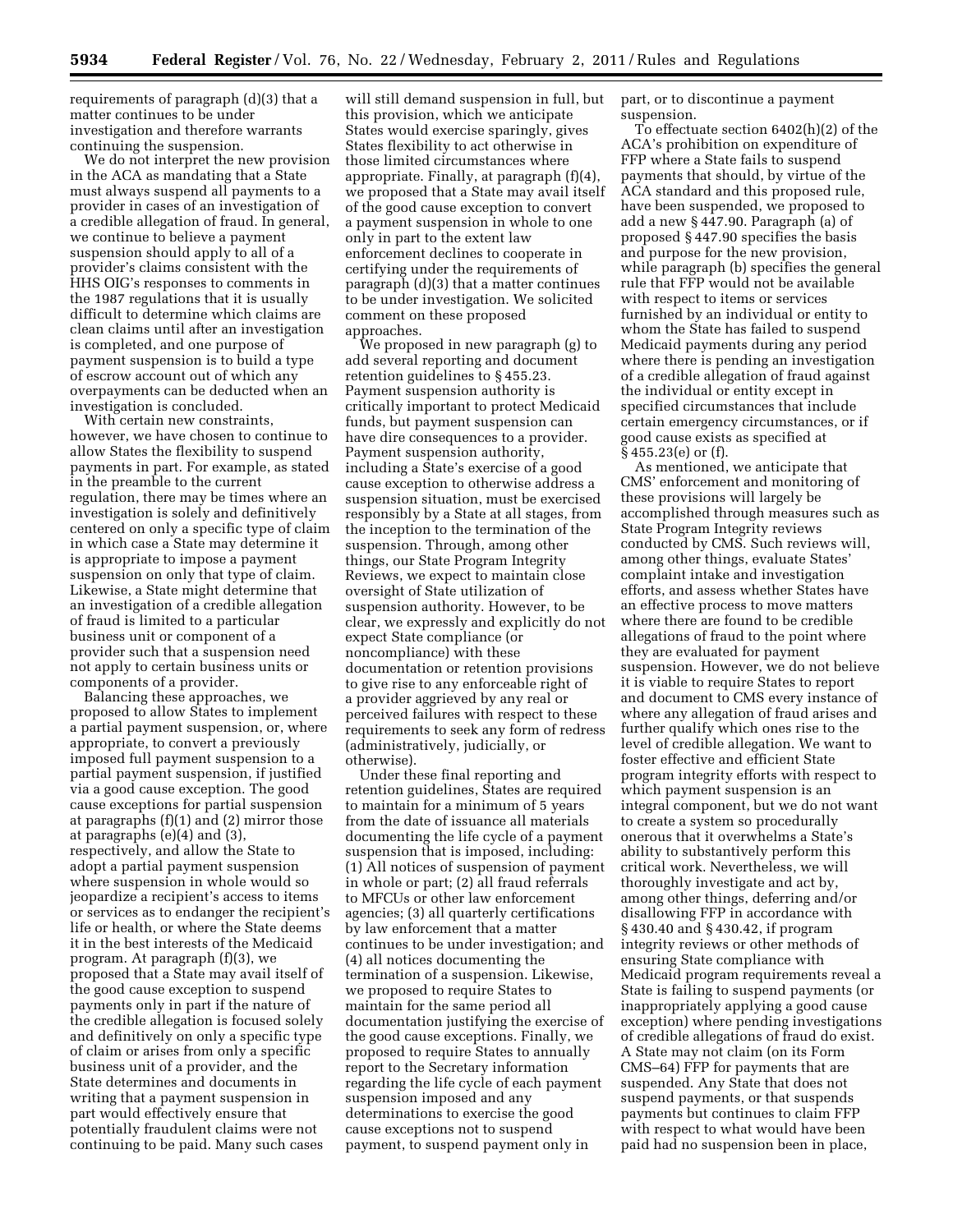requirements of paragraph (d)(3) that a matter continues to be under investigation and therefore warrants continuing the suspension.

We do not interpret the new provision in the ACA as mandating that a State must always suspend all payments to a provider in cases of an investigation of a credible allegation of fraud. In general, we continue to believe a payment suspension should apply to all of a provider's claims consistent with the HHS OIG's responses to comments in the 1987 regulations that it is usually difficult to determine which claims are clean claims until after an investigation is completed, and one purpose of payment suspension is to build a type of escrow account out of which any overpayments can be deducted when an investigation is concluded.

With certain new constraints, however, we have chosen to continue to allow States the flexibility to suspend payments in part. For example, as stated in the preamble to the current regulation, there may be times where an investigation is solely and definitively centered on only a specific type of claim in which case a State may determine it is appropriate to impose a payment suspension on only that type of claim. Likewise, a State might determine that an investigation of a credible allegation of fraud is limited to a particular business unit or component of a provider such that a suspension need not apply to certain business units or components of a provider.

Balancing these approaches, we proposed to allow States to implement a partial payment suspension, or, where appropriate, to convert a previously imposed full payment suspension to a partial payment suspension, if justified via a good cause exception. The good cause exceptions for partial suspension at paragraphs (f)(1) and (2) mirror those at paragraphs (e)(4) and (3), respectively, and allow the State to adopt a partial payment suspension where suspension in whole would so jeopardize a recipient's access to items or services as to endanger the recipient's life or health, or where the State deems it in the best interests of the Medicaid program. At paragraph (f)(3), we proposed that a State may avail itself of the good cause exception to suspend payments only in part if the nature of the credible allegation is focused solely and definitively on only a specific type of claim or arises from only a specific business unit of a provider, and the State determines and documents in writing that a payment suspension in part would effectively ensure that potentially fraudulent claims were not continuing to be paid. Many such cases will still demand suspension in full, but this provision, which we anticipate States would exercise sparingly, gives States flexibility to act otherwise in those limited circumstances where appropriate. Finally, at paragraph (f)(4), we proposed that a State may avail itself of the good cause exception to convert a payment suspension in whole to one only in part to the extent law enforcement declines to cooperate in certifying under the requirements of paragraph (d)(3) that a matter continues to be under investigation. We solicited comment on these proposed approaches.

We proposed in new paragraph (g) to add several reporting and document retention guidelines to § 455.23. Payment suspension authority is critically important to protect Medicaid funds, but payment suspension can have dire consequences to a provider. Payment suspension authority, including a State's exercise of a good cause exception to otherwise address a suspension situation, must be exercised responsibly by a State at all stages, from the inception to the termination of the suspension. Through, among other things, our State Program Integrity Reviews, we expect to maintain close oversight of State utilization of suspension authority. However, to be clear, we expressly and explicitly do not expect State compliance (or noncompliance) with these documentation or retention provisions to give rise to any enforceable right of a provider aggrieved by any real or perceived failures with respect to these requirements to seek any form of redress (administratively, judicially, or otherwise).

Under these final reporting and retention guidelines, States are required to maintain for a minimum of 5 years from the date of issuance all materials documenting the life cycle of a payment suspension that is imposed, including: (1) All notices of suspension of payment in whole or part; (2) all fraud referrals to MFCUs or other law enforcement agencies; (3) all quarterly certifications by law enforcement that a matter continues to be under investigation; and (4) all notices documenting the termination of a suspension. Likewise, we proposed to require States to maintain for the same period all documentation justifying the exercise of the good cause exceptions. Finally, we proposed to require States to annually report to the Secretary information regarding the life cycle of each payment suspension imposed and any determinations to exercise the good cause exceptions not to suspend payment, to suspend payment only in part, or to discontinue a payment suspension.

To effectuate section 6402(h)(2) of the ACA's prohibition on expenditure of FFP where a State fails to suspend payments that should, by virtue of the ACA standard and this proposed rule, have been suspended, we proposed to add a new § 447.90. Paragraph (a) of proposed § 447.90 specifies the basis and purpose for the new provision, while paragraph (b) specifies the general rule that FFP would not be available with respect to items or services furnished by an individual or entity to whom the State has failed to suspend Medicaid payments during any period where there is pending an investigation of a credible allegation of fraud against the individual or entity except in specified circumstances that include certain emergency circumstances, or if good cause exists as specified at § 455.23(e) or (f).

As mentioned, we anticipate that CMS' enforcement and monitoring of these provisions will largely be accomplished through measures such as State Program Integrity reviews conducted by CMS. Such reviews will, among other things, evaluate States' complaint intake and investigation efforts, and assess whether States have an effective process to move matters where there are found to be credible allegations of fraud to the point where they are evaluated for payment suspension. However, we do not believe it is viable to require States to report and document to CMS every instance of where any allegation of fraud arises and further qualify which ones rise to the level of credible allegation. We want to foster effective and efficient State program integrity efforts with respect to which payment suspension is an integral component, but we do not want to create a system so procedurally onerous that it overwhelms a State's ability to substantively perform this critical work. Nevertheless, we will thoroughly investigate and act by, among other things, deferring and/or disallowing FFP in accordance with § 430.40 and § 430.42, if program integrity reviews or other methods of ensuring State compliance with Medicaid program requirements reveal a State is failing to suspend payments (or inappropriately applying a good cause exception) where pending investigations of credible allegations of fraud do exist. A State may not claim (on its Form CMS–64) FFP for payments that are suspended. Any State that does not suspend payments, or that suspends payments but continues to claim FFP with respect to what would have been paid had no suspension been in place,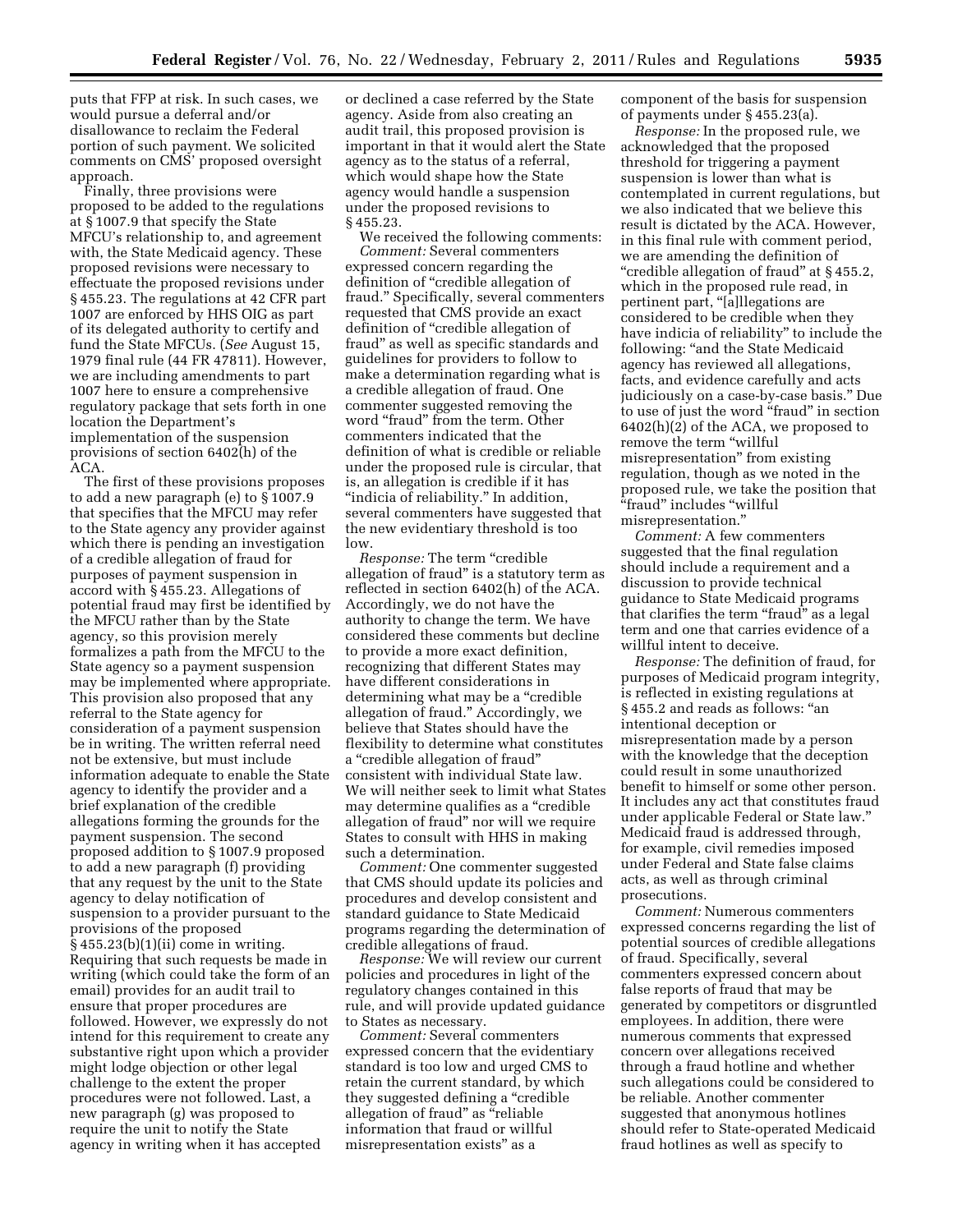puts that FFP at risk. In such cases, we would pursue a deferral and/or disallowance to reclaim the Federal portion of such payment. We solicited comments on CMS' proposed oversight approach.

Finally, three provisions were proposed to be added to the regulations at § 1007.9 that specify the State MFCU's relationship to, and agreement with, the State Medicaid agency. These proposed revisions were necessary to effectuate the proposed revisions under § 455.23. The regulations at 42 CFR part 1007 are enforced by HHS OIG as part of its delegated authority to certify and fund the State MFCUs. (*See* August 15, 1979 final rule (44 FR 47811). However, we are including amendments to part 1007 here to ensure a comprehensive regulatory package that sets forth in one location the Department's implementation of the suspension provisions of section 6402(h) of the ACA.

The first of these provisions proposes to add a new paragraph (e) to § 1007.9 that specifies that the MFCU may refer to the State agency any provider against which there is pending an investigation of a credible allegation of fraud for purposes of payment suspension in accord with § 455.23. Allegations of potential fraud may first be identified by the MFCU rather than by the State agency, so this provision merely formalizes a path from the MFCU to the State agency so a payment suspension may be implemented where appropriate. This provision also proposed that any referral to the State agency for consideration of a payment suspension be in writing. The written referral need not be extensive, but must include information adequate to enable the State agency to identify the provider and a brief explanation of the credible allegations forming the grounds for the payment suspension. The second proposed addition to § 1007.9 proposed to add a new paragraph (f) providing that any request by the unit to the State agency to delay notification of suspension to a provider pursuant to the provisions of the proposed § 455.23(b)(1)(ii) come in writing. Requiring that such requests be made in writing (which could take the form of an email) provides for an audit trail to ensure that proper procedures are followed. However, we expressly do not intend for this requirement to create any substantive right upon which a provider might lodge objection or other legal challenge to the extent the proper procedures were not followed. Last, a new paragraph (g) was proposed to require the unit to notify the State agency in writing when it has accepted or declined a case referred by the State agency. Aside from also creating an audit trail, this proposed provision is important in that it would alert the State agency as to the status of a referral, which would shape how the State agency would handle a suspension under the proposed revisions to § 455.23.

We received the following comments:

*Comment:* Several commenters expressed concern regarding the definition of "credible allegation of fraud." Specifically, several commenters requested that CMS provide an exact definition of "credible allegation of fraud" as well as specific standards and guidelines for providers to follow to make a determination regarding what is a credible allegation of fraud. One commenter suggested removing the word "fraud" from the term. Other commenters indicated that the definition of what is credible or reliable under the proposed rule is circular, that is, an allegation is credible if it has "indicia of reliability." In addition, several commenters have suggested that the new evidentiary threshold is too low.

*Response:* The term "credible allegation of fraud" is a statutory term as reflected in section 6402(h) of the ACA. Accordingly, we do not have the authority to change the term. We have considered these comments but decline to provide a more exact definition, recognizing that different States may have different considerations in determining what may be a "credible allegation of fraud." Accordingly, we believe that States should have the flexibility to determine what constitutes a "credible allegation of fraud" consistent with individual State law. We will neither seek to limit what States may determine qualifies as a "credible allegation of fraud" nor will we require States to consult with HHS in making such a determination.

*Comment:* One commenter suggested that CMS should update its policies and procedures and develop consistent and standard guidance to State Medicaid programs regarding the determination of credible allegations of fraud.

*Response:* We will review our current policies and procedures in light of the regulatory changes contained in this rule, and will provide updated guidance to States as necessary.

*Comment:* Several commenters expressed concern that the evidentiary standard is too low and urged CMS to retain the current standard, by which they suggested defining a "credible allegation of fraud" as "reliable information that fraud or willful misrepresentation exists" as a component of the basis for suspension of payments under § 455.23(a).

*Response:* In the proposed rule, we acknowledged that the proposed threshold for triggering a payment suspension is lower than what is contemplated in current regulations, but we also indicated that we believe this result is dictated by the ACA. However, in this final rule with comment period, we are amending the definition of "credible allegation of fraud" at § 455.2, which in the proposed rule read, in pertinent part, "[a]llegations are considered to be credible when they have indicia of reliability" to include the following: "and the State Medicaid agency has reviewed all allegations, facts, and evidence carefully and acts judiciously on a case-by-case basis." Due to use of just the word "fraud" in section 6402(h)(2) of the ACA, we proposed to remove the term "willful misrepresentation" from existing regulation, though as we noted in the proposed rule, we take the position that "fraud" includes "willful misrepresentation."

*Comment:* A few commenters suggested that the final regulation should include a requirement and a discussion to provide technical guidance to State Medicaid programs that clarifies the term "fraud" as a legal term and one that carries evidence of a willful intent to deceive.

*Response:* The definition of fraud, for purposes of Medicaid program integrity, is reflected in existing regulations at § 455.2 and reads as follows: "an intentional deception or misrepresentation made by a person with the knowledge that the deception could result in some unauthorized benefit to himself or some other person. It includes any act that constitutes fraud under applicable Federal or State law." Medicaid fraud is addressed through, for example, civil remedies imposed under Federal and State false claims acts, as well as through criminal prosecutions.

*Comment:* Numerous commenters expressed concerns regarding the list of potential sources of credible allegations of fraud. Specifically, several commenters expressed concern about false reports of fraud that may be generated by competitors or disgruntled employees. In addition, there were numerous comments that expressed concern over allegations received through a fraud hotline and whether such allegations could be considered to be reliable. Another commenter suggested that anonymous hotlines should refer to State-operated Medicaid fraud hotlines as well as specify to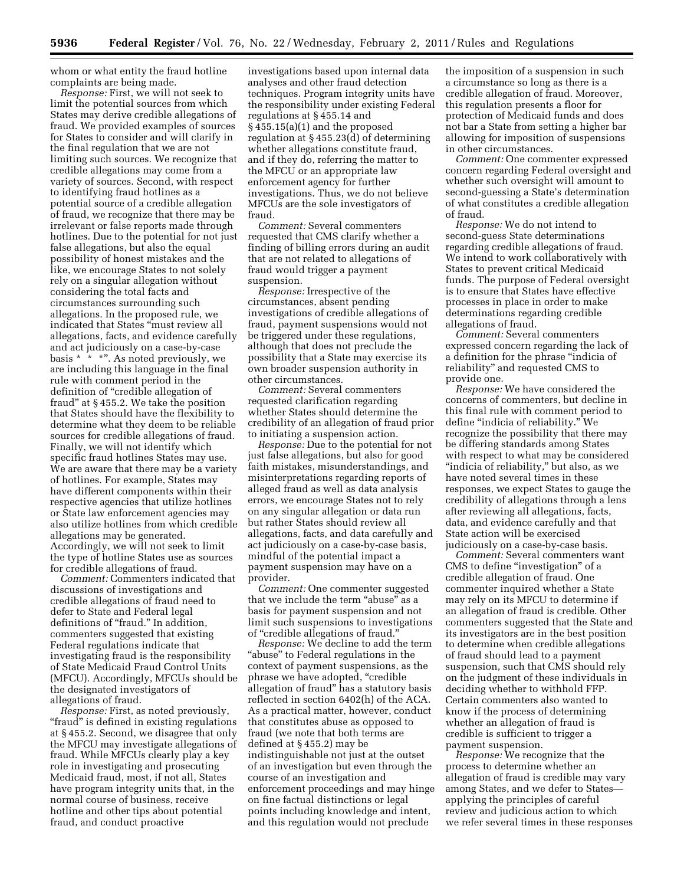whom or what entity the fraud hotline complaints are being made.

*Response:* First, we will not seek to limit the potential sources from which States may derive credible allegations of fraud. We provided examples of sources for States to consider and will clarify in the final regulation that we are not limiting such sources. We recognize that credible allegations may come from a variety of sources. Second, with respect to identifying fraud hotlines as a potential source of a credible allegation of fraud, we recognize that there may be irrelevant or false reports made through hotlines. Due to the potential for not just false allegations, but also the equal possibility of honest mistakes and the like, we encourage States to not solely rely on a singular allegation without considering the total facts and circumstances surrounding such allegations. In the proposed rule, we indicated that States "must review all allegations, facts, and evidence carefully and act judiciously on a case-by-case basis * * *". As noted previously, we are including this language in the final rule with comment period in the definition of "credible allegation of fraud" at § 455.2. We take the position that States should have the flexibility to determine what they deem to be reliable sources for credible allegations of fraud. Finally, we will not identify which specific fraud hotlines States may use. We are aware that there may be a variety of hotlines. For example, States may have different components within their respective agencies that utilize hotlines or State law enforcement agencies may also utilize hotlines from which credible allegations may be generated. Accordingly, we will not seek to limit the type of hotline States use as sources for credible allegations of fraud.

*Comment:* Commenters indicated that discussions of investigations and credible allegations of fraud need to defer to State and Federal legal definitions of "fraud." In addition, commenters suggested that existing Federal regulations indicate that investigating fraud is the responsibility of State Medicaid Fraud Control Units (MFCU). Accordingly, MFCUs should be the designated investigators of allegations of fraud.

*Response:* First, as noted previously, "fraud" is defined in existing regulations at § 455.2. Second, we disagree that only the MFCU may investigate allegations of fraud. While MFCUs clearly play a key role in investigating and prosecuting Medicaid fraud, most, if not all, States have program integrity units that, in the normal course of business, receive hotline and other tips about potential fraud, and conduct proactive investigations based upon internal data analyses and other fraud detection techniques. Program integrity units have the responsibility under existing Federal regulations at § 455.14 and § 455.15(a)(1) and the proposed regulation at § 455.23(d) of determining whether allegations constitute fraud, and if they do, referring the matter to the MFCU or an appropriate law enforcement agency for further investigations. Thus, we do not believe MFCUs are the sole investigators of fraud.

*Comment:* Several commenters requested that CMS clarify whether a finding of billing errors during an audit that are not related to allegations of fraud would trigger a payment suspension.

*Response:* Irrespective of the circumstances, absent pending investigations of credible allegations of fraud, payment suspensions would not be triggered under these regulations, although that does not preclude the possibility that a State may exercise its own broader suspension authority in other circumstances.

*Comment:* Several commenters requested clarification regarding whether States should determine the credibility of an allegation of fraud prior to initiating a suspension action.

*Response:* Due to the potential for not just false allegations, but also for good faith mistakes, misunderstandings, and misinterpretations regarding reports of alleged fraud as well as data analysis errors, we encourage States not to rely on any singular allegation or data run but rather States should review all allegations, facts, and data carefully and act judiciously on a case-by-case basis, mindful of the potential impact a payment suspension may have on a provider.

*Comment:* One commenter suggested that we include the term "abuse" as a basis for payment suspension and not limit such suspensions to investigations of "credible allegations of fraud."

*Response:* We decline to add the term "abuse" to Federal regulations in the context of payment suspensions, as the phrase we have adopted, "credible allegation of fraud" has a statutory basis reflected in section 6402(h) of the ACA. As a practical matter, however, conduct that constitutes abuse as opposed to fraud (we note that both terms are defined at § 455.2) may be indistinguishable not just at the outset of an investigation but even through the course of an investigation and enforcement proceedings and may hinge on fine factual distinctions or legal points including knowledge and intent, and this regulation would not preclude the imposition of a suspension in such a circumstance so long as there is a credible allegation of fraud. Moreover, this regulation presents a floor for protection of Medicaid funds and does not bar a State from setting a higher bar allowing for imposition of suspensions in other circumstances.

*Comment:* One commenter expressed concern regarding Federal oversight and whether such oversight will amount to second-guessing a State's determination of what constitutes a credible allegation of fraud.

*Response:* We do not intend to second-guess State determinations regarding credible allegations of fraud. We intend to work collaboratively with States to prevent critical Medicaid funds. The purpose of Federal oversight is to ensure that States have effective processes in place in order to make determinations regarding credible allegations of fraud.

*Comment:* Several commenters expressed concern regarding the lack of a definition for the phrase "indicia of reliability" and requested CMS to provide one.

*Response:* We have considered the concerns of commenters, but decline in this final rule with comment period to define "indicia of reliability." We recognize the possibility that there may be differing standards among States with respect to what may be considered "indicia of reliability," but also, as we have noted several times in these responses, we expect States to gauge the credibility of allegations through a lens after reviewing all allegations, facts, data, and evidence carefully and that State action will be exercised judiciously on a case-by-case basis.

*Comment:* Several commenters want CMS to define "investigation" of a credible allegation of fraud. One commenter inquired whether a State may rely on its MFCU to determine if an allegation of fraud is credible. Other commenters suggested that the State and its investigators are in the best position to determine when credible allegations of fraud should lead to a payment suspension, such that CMS should rely on the judgment of these individuals in deciding whether to withhold FFP. Certain commenters also wanted to know if the process of determining whether an allegation of fraud is credible is sufficient to trigger a payment suspension.

*Response:* We recognize that the process to determine whether an allegation of fraud is credible may vary among States, and we defer to States—applying the principles of careful review and judicious action to which we refer several times in these responses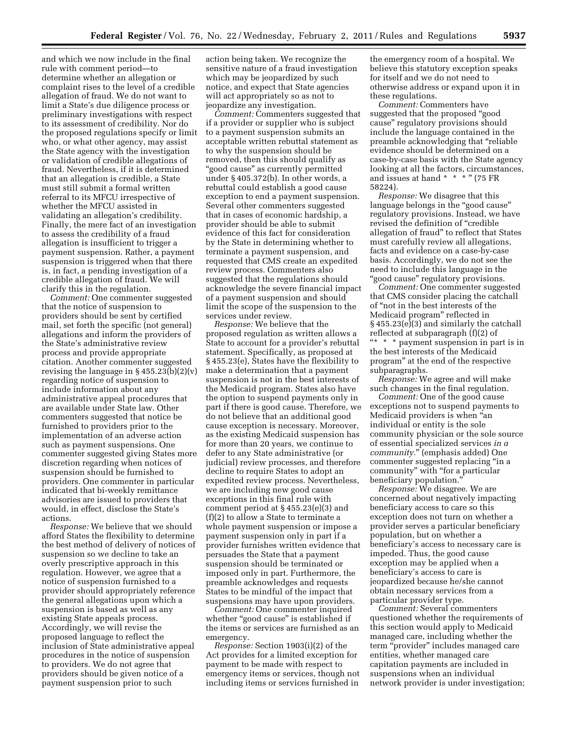and which we now include in the final rule with comment period—to determine whether an allegation or complaint rises to the level of a credible allegation of fraud. We do not want to limit a State's due diligence process or preliminary investigations with respect to its assessment of credibility. Nor do the proposed regulations specify or limit who, or what other agency, may assist the State agency with the investigation or validation of credible allegations of fraud. Nevertheless, if it is determined that an allegation is credible, a State must still submit a formal written referral to its MFCU irrespective of whether the MFCU assisted in validating an allegation's credibility. Finally, the mere fact of an investigation to assess the credibility of a fraud allegation is insufficient to trigger a payment suspension. Rather, a payment suspension is triggered when that there is, in fact, a pending investigation of a credible allegation of fraud. We will clarify this in the regulation.

*Comment:* One commenter suggested that the notice of suspension to providers should be sent by certified mail, set forth the specific (not general) allegations and inform the providers of the State's administrative review process and provide appropriate citation. Another commenter suggested revising the language in § 455.23(b)(2)(v) regarding notice of suspension to include information about any administrative appeal procedures that are available under State law. Other commenters suggested that notice be furnished to providers prior to the implementation of an adverse action such as payment suspensions. One commenter suggested giving States more discretion regarding when notices of suspension should be furnished to providers. One commenter in particular indicated that bi-weekly remittance advisories are issued to providers that would, in effect, disclose the State's actions.

*Response:* We believe that we should afford States the flexibility to determine the best method of delivery of notices of suspension so we decline to take an overly prescriptive approach in this regulation. However, we agree that a notice of suspension furnished to a provider should appropriately reference the general allegations upon which a suspension is based as well as any existing State appeals process. Accordingly, we will revise the proposed language to reflect the inclusion of State administrative appeal procedures in the notice of suspension to providers. We do not agree that providers should be given notice of a payment suspension prior to such action being taken. We recognize the sensitive nature of a fraud investigation which may be jeopardized by such notice, and expect that State agencies will act appropriately so as not to jeopardize any investigation.

*Comment:* Commenters suggested that if a provider or supplier who is subject to a payment suspension submits an acceptable written rebuttal statement as to why the suspension should be removed, then this should qualify as "good cause" as currently permitted under § 405.372(b). In other words, a rebuttal could establish a good cause exception to end a payment suspension. Several other commenters suggested that in cases of economic hardship, a provider should be able to submit evidence of this fact for consideration by the State in determining whether to terminate a payment suspension, and requested that CMS create an expedited review process. Commenters also suggested that the regulations should acknowledge the severe financial impact of a payment suspension and should limit the scope of the suspension to the services under review.

*Response:* We believe that the proposed regulation as written allows a State to account for a provider's rebuttal statement. Specifically, as proposed at § 455.23(e), States have the flexibility to make a determination that a payment suspension is not in the best interests of the Medicaid program. States also have the option to suspend payments only in part if there is good cause. Therefore, we do not believe that an additional good cause exception is necessary. Moreover, as the existing Medicaid suspension has for more than 20 years, we continue to defer to any State administrative (or judicial) review processes, and therefore decline to require States to adopt an expedited review process. Nevertheless, we are including new good cause exceptions in this final rule with comment period at § 455.23(e)(3) and (f)(2) to allow a State to terminate a whole payment suspension or impose a payment suspension only in part if a provider furnishes written evidence that persuades the State that a payment suspension should be terminated or imposed only in part. Furthermore, the preamble acknowledges and requests States to be mindful of the impact that suspensions may have upon providers.

*Comment:* One commenter inquired whether "good cause" is established if the items or services are furnished as an emergency.

*Response:* Section 1903(i)(2) of the Act provides for a limited exception for payment to be made with respect to emergency items or services, though not including items or services furnished in the emergency room of a hospital. We believe this statutory exception speaks for itself and we do not need to otherwise address or expand upon it in these regulations.

*Comment:* Commenters have suggested that the proposed "good cause" regulatory provisions should include the language contained in the preamble acknowledging that "reliable evidence should be determined on a case-by-case basis with the State agency looking at all the factors, circumstances, and issues at hand * * *" (75 FR 58224).

*Response:* We disagree that this language belongs in the "good cause" regulatory provisions. Instead, we have revised the definition of "credible allegation of fraud" to reflect that States must carefully review all allegations, facts and evidence on a case-by-case basis. Accordingly, we do not see the need to include this language in the "good cause" regulatory provisions.

*Comment:* One commenter suggested that CMS consider placing the catchall of "not in the best interests of the Medicaid program" reflected in § 455.23(e)(3) and similarly the catchall reflected at subparagraph (f)(2) of "* * * payment suspension in part is in the best interests of the Medicaid program" at the end of the respective subparagraphs.

*Response:* We agree and will make such changes in the final regulation.

*Comment:* One of the good cause exceptions not to suspend payments to Medicaid providers is when "an individual or entity is the sole community physician or the sole source of essential specialized services *in a community.*" (emphasis added) One commenter suggested replacing "in a community" with "for a particular beneficiary population."

*Response:* We disagree. We are concerned about negatively impacting beneficiary access to care so this exception does not turn on whether a provider serves a particular beneficiary population, but on whether a beneficiary's access to necessary care is impeded. Thus, the good cause exception may be applied when a beneficiary's access to care is jeopardized because he/she cannot obtain necessary services from a particular provider type.

*Comment:* Several commenters questioned whether the requirements of this section would apply to Medicaid managed care, including whether the term "provider" includes managed care entities, whether managed care capitation payments are included in suspensions when an individual network provider is under investigation;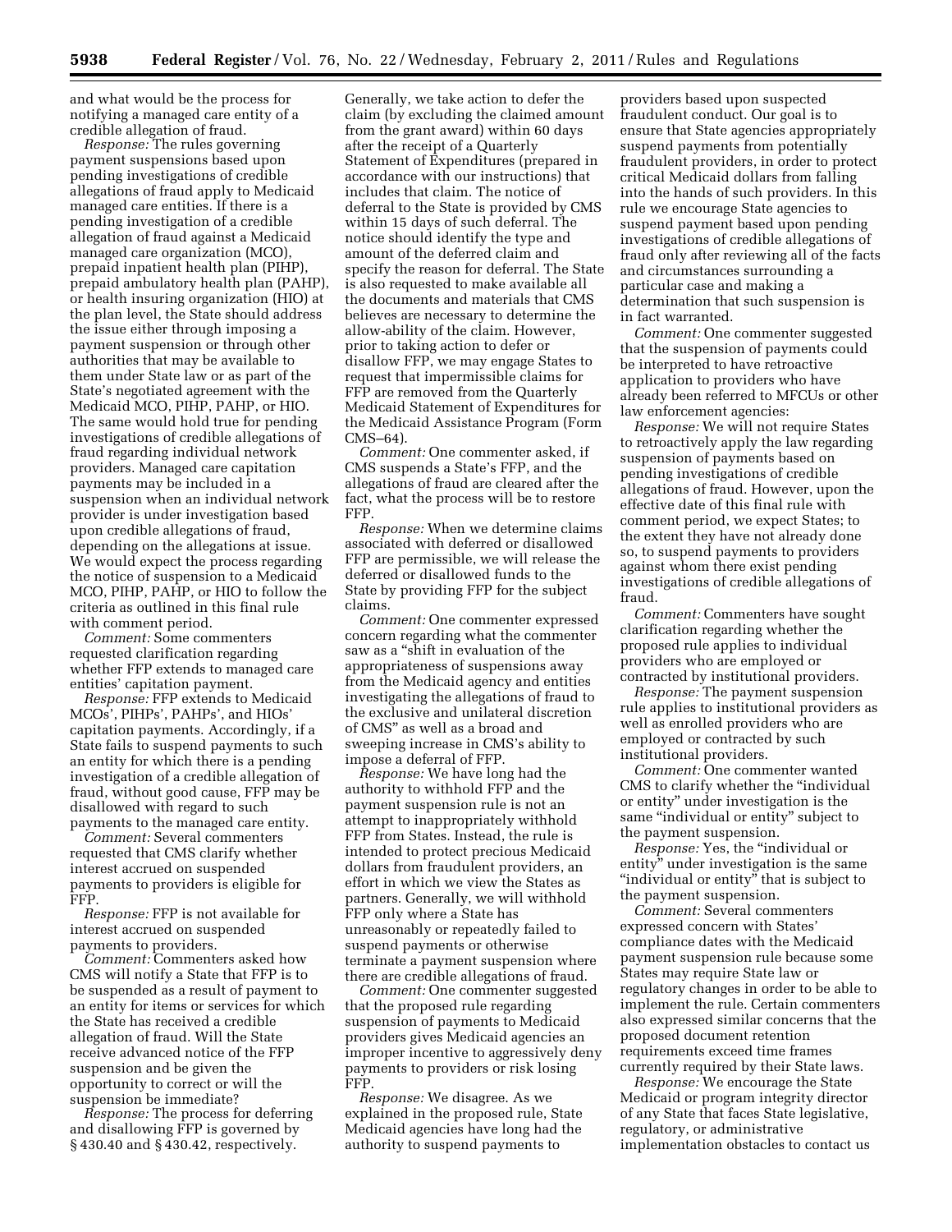and what would be the process for notifying a managed care entity of a credible allegation of fraud.

*Response:* The rules governing payment suspensions based upon pending investigations of credible allegations of fraud apply to Medicaid managed care entities. If there is a pending investigation of a credible allegation of fraud against a Medicaid managed care organization (MCO), prepaid inpatient health plan (PIHP), prepaid ambulatory health plan (PAHP), or health insuring organization (HIO) at the plan level, the State should address the issue either through imposing a payment suspension or through other authorities that may be available to them under State law or as part of the State's negotiated agreement with the Medicaid MCO, PIHP, PAHP, or HIO. The same would hold true for pending investigations of credible allegations of fraud regarding individual network providers. Managed care capitation payments may be included in a suspension when an individual network provider is under investigation based upon credible allegations of fraud, depending on the allegations at issue. We would expect the process regarding the notice of suspension to a Medicaid MCO, PIHP, PAHP, or HIO to follow the criteria as outlined in this final rule with comment period.

*Comment:* Some commenters requested clarification regarding whether FFP extends to managed care entities' capitation payment.

*Response:* FFP extends to Medicaid MCOs', PIHPs', PAHPs', and HIOs' capitation payments. Accordingly, if a State fails to suspend payments to such an entity for which there is a pending investigation of a credible allegation of fraud, without good cause, FFP may be disallowed with regard to such payments to the managed care entity.

*Comment:* Several commenters requested that CMS clarify whether interest accrued on suspended payments to providers is eligible for FFP.

*Response:* FFP is not available for interest accrued on suspended payments to providers.

*Comment:* Commenters asked how CMS will notify a State that FFP is to be suspended as a result of payment to an entity for items or services for which the State has received a credible allegation of fraud. Will the State receive advanced notice of the FFP suspension and be given the opportunity to correct or will the suspension be immediate?

*Response:* The process for deferring and disallowing FFP is governed by § 430.40 and § 430.42, respectively. Generally, we take action to defer the claim (by excluding the claimed amount from the grant award) within 60 days after the receipt of a Quarterly Statement of Expenditures (prepared in accordance with our instructions) that includes that claim. The notice of deferral to the State is provided by CMS within 15 days of such deferral. The notice should identify the type and amount of the deferred claim and specify the reason for deferral. The State is also requested to make available all the documents and materials that CMS believes are necessary to determine the allow-ability of the claim. However, prior to taking action to defer or disallow FFP, we may engage States to request that impermissible claims for FFP are removed from the Quarterly Medicaid Statement of Expenditures for the Medicaid Assistance Program (Form CMS–64).

*Comment:* One commenter asked, if CMS suspends a State's FFP, and the allegations of fraud are cleared after the fact, what the process will be to restore FFP.

*Response:* When we determine claims associated with deferred or disallowed FFP are permissible, we will release the deferred or disallowed funds to the State by providing FFP for the subject claims.

*Comment:* One commenter expressed concern regarding what the commenter saw as a "shift in evaluation of the appropriateness of suspensions away from the Medicaid agency and entities investigating the allegations of fraud to the exclusive and unilateral discretion of CMS" as well as a broad and sweeping increase in CMS's ability to impose a deferral of FFP.

*Response:* We have long had the authority to withhold FFP and the payment suspension rule is not an attempt to inappropriately withhold FFP from States. Instead, the rule is intended to protect precious Medicaid dollars from fraudulent providers, an effort in which we view the States as partners. Generally, we will withhold FFP only where a State has unreasonably or repeatedly failed to suspend payments or otherwise terminate a payment suspension where there are credible allegations of fraud.

*Comment:* One commenter suggested that the proposed rule regarding suspension of payments to Medicaid providers gives Medicaid agencies an improper incentive to aggressively deny payments to providers or risk losing FFP.

*Response:* We disagree. As we explained in the proposed rule, State Medicaid agencies have long had the authority to suspend payments to providers based upon suspected fraudulent conduct. Our goal is to ensure that State agencies appropriately suspend payments from potentially fraudulent providers, in order to protect critical Medicaid dollars from falling into the hands of such providers. In this rule we encourage State agencies to suspend payment based upon pending investigations of credible allegations of fraud only after reviewing all of the facts and circumstances surrounding a particular case and making a determination that such suspension is in fact warranted.

*Comment:* One commenter suggested that the suspension of payments could be interpreted to have retroactive application to providers who have already been referred to MFCUs or other law enforcement agencies.

*Response:* We will not require States to retroactively apply the law regarding suspension of payments based on pending investigations of credible allegations of fraud. However, upon the effective date of this final rule with comment period, we expect States; to the extent they have not already done so, to suspend payments to providers against whom there exist pending investigations of credible allegations of fraud.

*Comment:* Commenters have sought clarification regarding whether the proposed rule applies to individual providers who are employed or contracted by institutional providers.

*Response:* The payment suspension rule applies to institutional providers as well as enrolled providers who are employed or contracted by such institutional providers.

*Comment:* One commenter wanted CMS to clarify whether the "individual or entity" under investigation is the same "individual or entity" subject to the payment suspension.

*Response:* Yes, the "individual or entity" under investigation is the same "individual or entity" that is subject to the payment suspension.

*Comment:* Several commenters expressed concern with States' compliance dates with the Medicaid payment suspension rule because some States may require State law or regulatory changes in order to be able to implement the rule. Certain commenters also expressed similar concerns that the proposed document retention requirements exceed time frames currently required by their State laws.

*Response:* We encourage the State Medicaid or program integrity director of any State that faces State legislative, regulatory, or administrative implementation obstacles to contact us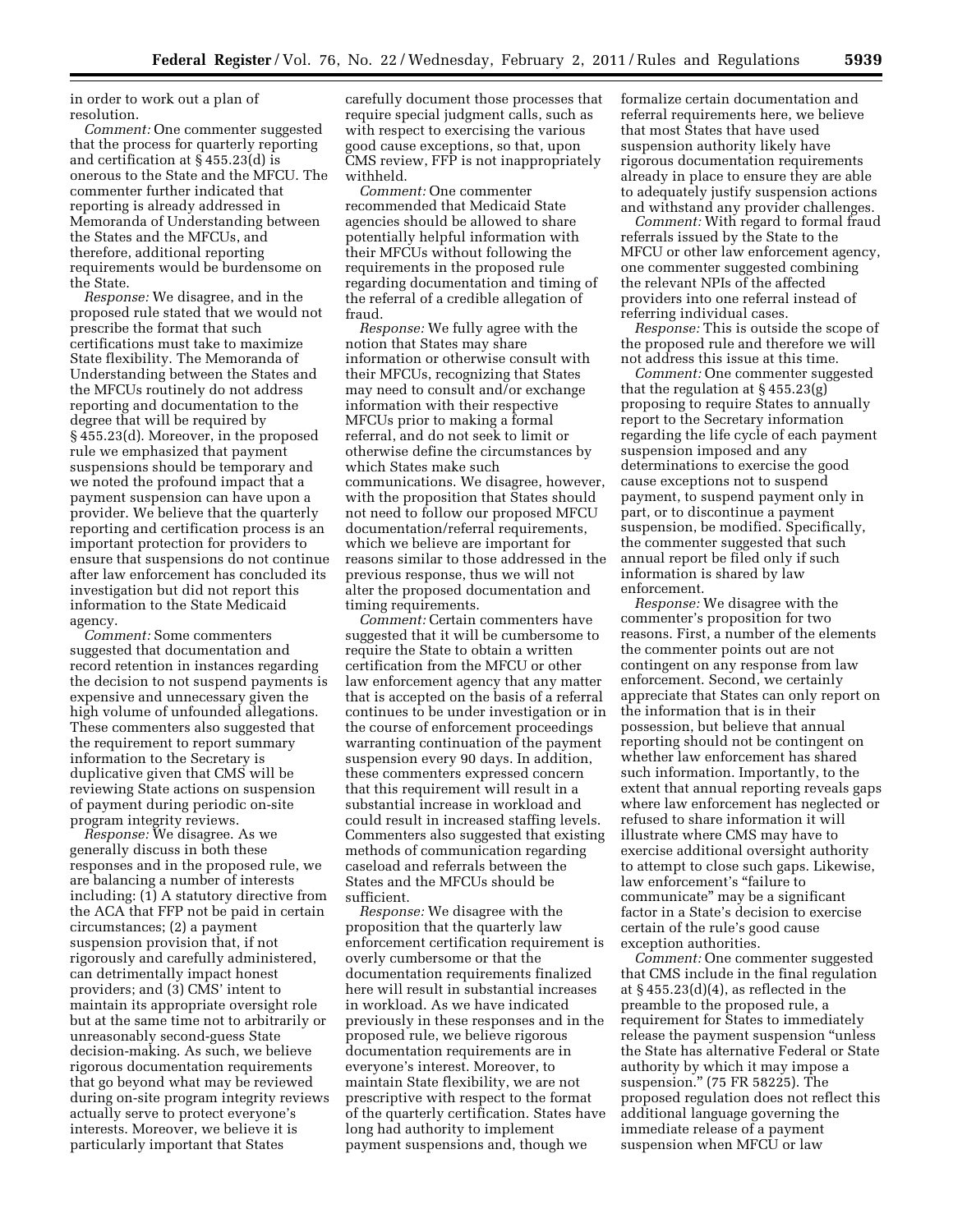in order to work out a plan of resolution.

*Comment:* One commenter suggested that the process for quarterly reporting and certification at § 455.23(d) is onerous to the State and the MFCU. The commenter further indicated that reporting is already addressed in Memoranda of Understanding between the States and the MFCUs, and therefore, additional reporting requirements would be burdensome on the State.

*Response:* We disagree, and in the proposed rule stated that we would not prescribe the format that such certifications must take to maximize State flexibility. The Memoranda of Understanding between the States and the MFCUs routinely do not address reporting and documentation to the degree that will be required by § 455.23(d). Moreover, in the proposed rule we emphasized that payment suspensions should be temporary and we noted the profound impact that a payment suspension can have upon a provider. We believe that the quarterly reporting and certification process is an important protection for providers to ensure that suspensions do not continue after law enforcement has concluded its investigation but did not report this information to the State Medicaid agency.

*Comment:* Some commenters suggested that documentation and record retention in instances regarding the decision to not suspend payments is expensive and unnecessary given the high volume of unfounded allegations. These commenters also suggested that the requirement to report summary information to the Secretary is duplicative given that CMS will be reviewing State actions on suspension of payment during periodic on-site program integrity reviews.

*Response:* We disagree. As we generally discuss in both these responses and in the proposed rule, we are balancing a number of interests including: (1) A statutory directive from the ACA that FFP not be paid in certain circumstances; (2) a payment suspension provision that, if not rigorously and carefully administered, can detrimentally impact honest providers; and (3) CMS' intent to maintain its appropriate oversight role but at the same time not to arbitrarily or unreasonably second-guess State decision-making. As such, we believe rigorous documentation requirements that go beyond what may be reviewed during on-site program integrity reviews actually serve to protect everyone's interests. Moreover, we believe it is particularly important that States carefully document those processes that require special judgment calls, such as with respect to exercising the various good cause exceptions, so that, upon CMS review, FFP is not inappropriately withheld.

*Comment:* One commenter recommended that Medicaid State agencies should be allowed to share potentially helpful information with their MFCUs without following the requirements in the proposed rule regarding documentation and timing of the referral of a credible allegation of fraud.

*Response:* We fully agree with the notion that States may share information or otherwise consult with their MFCUs, recognizing that States may need to consult and/or exchange information with their respective MFCUs prior to making a formal referral, and do not seek to limit or otherwise define the circumstances by which States make such communications. We disagree, however, with the proposition that States should not need to follow our proposed MFCU documentation/referral requirements, which we believe are important for reasons similar to those addressed in the previous response, thus we will not alter the proposed documentation and timing requirements.

*Comment:* Certain commenters have suggested that it will be cumbersome to require the State to obtain a written certification from the MFCU or other law enforcement agency that any matter that is accepted on the basis of a referral continues to be under investigation or in the course of enforcement proceedings warranting continuation of the payment suspension every 90 days. In addition, these commenters expressed concern that this requirement will result in a substantial increase in workload and could result in increased staffing levels. Commenters also suggested that existing methods of communication regarding caseload and referrals between the States and the MFCUs should be sufficient.

*Response:* We disagree with the proposition that the quarterly law enforcement certification requirement is overly cumbersome or that the documentation requirements finalized here will result in substantial increases in workload. As we have indicated previously in these responses and in the proposed rule, we believe rigorous documentation requirements are in everyone's interest. Moreover, to maintain State flexibility, we are not prescriptive with respect to the format of the quarterly certification. States have long had authority to implement payment suspensions and, though we formalize certain documentation and referral requirements here, we believe that most States that have used suspension authority likely have rigorous documentation requirements already in place to ensure they are able to adequately justify suspension actions and withstand any provider challenges.

*Comment:* With regard to formal fraud referrals issued by the State to the MFCU or other law enforcement agency, one commenter suggested combining the relevant NPIs of the affected providers into one referral instead of referring individual cases.

*Response:* This is outside the scope of the proposed rule and therefore we will not address this issue at this time.

*Comment:* One commenter suggested that the regulation at § 455.23(g) proposing to require States to annually report to the Secretary information regarding the life cycle of each payment suspension imposed and any determinations to exercise the good cause exceptions not to suspend payment, to suspend payment only in part, or to discontinue a payment suspension, be modified. Specifically, the commenter suggested that such annual report be filed only if such information is shared by law enforcement.

*Response:* We disagree with the commenter's proposition for two reasons. First, a number of the elements the commenter points out are not contingent on any response from law enforcement. Second, we certainly appreciate that States can only report on the information that is in their possession, but believe that annual reporting should not be contingent on whether law enforcement has shared such information. Importantly, to the extent that annual reporting reveals gaps where law enforcement has neglected or refused to share information it will illustrate where CMS may have to exercise additional oversight authority to attempt to close such gaps. Likewise, law enforcement's "failure to communicate" may be a significant factor in a State's decision to exercise certain of the rule's good cause exception authorities.

*Comment:* One commenter suggested that CMS include in the final regulation at § 455.23(d)(4), as reflected in the preamble to the proposed rule, a requirement for States to immediately release the payment suspension "unless the State has alternative Federal or State authority by which it may impose a suspension." (75 FR 58225). The proposed regulation does not reflect this additional language governing the immediate release of a payment suspension when MFCU or law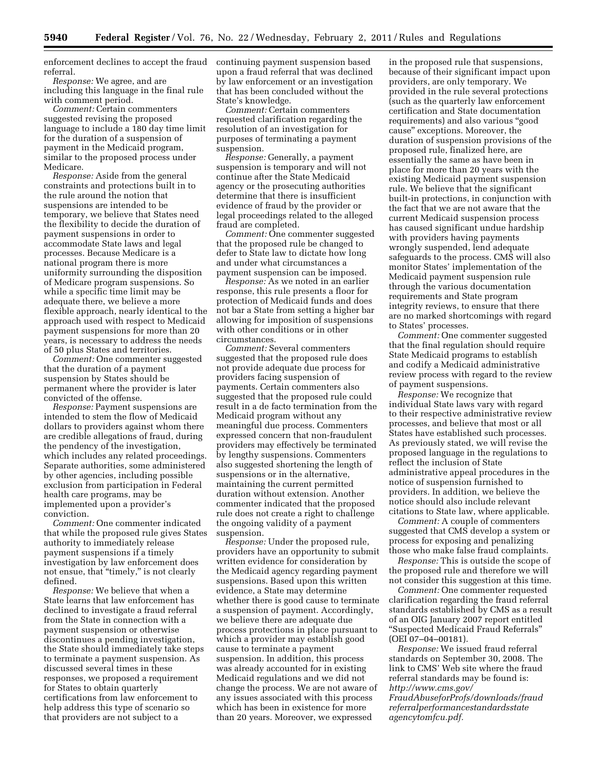enforcement declines to accept the fraud referral.

*Response:* We agree, and are including this language in the final rule with comment period.

*Comment:* Certain commenters suggested revising the proposed language to include a 180 day time limit for the duration of a suspension of payment in the Medicaid program, similar to the proposed process under Medicare.

*Response:* Aside from the general constraints and protections built in to the rule around the notion that suspensions are intended to be temporary, we believe that States need the flexibility to decide the duration of payment suspensions in order to accommodate State laws and legal processes. Because Medicare is a national program there is more uniformity surrounding the disposition of Medicare program suspensions. So while a specific time limit may be adequate there, we believe a more flexible approach, nearly identical to the approach used with respect to Medicaid payment suspensions for more than 20 years, is necessary to address the needs of 50 plus States and territories.

*Comment:* One commenter suggested that the duration of a payment suspension by States should be permanent where the provider is later convicted of the offense.

*Response:* Payment suspensions are intended to stem the flow of Medicaid dollars to providers against whom there are credible allegations of fraud, during the pendency of the investigation, which includes any related proceedings. Separate authorities, some administered by other agencies, including possible exclusion from participation in Federal health care programs, may be implemented upon a provider's conviction.

*Comment:* One commenter indicated that while the proposed rule gives States authority to immediately release payment suspensions if a timely investigation by law enforcement does not ensue, that "timely," is not clearly defined.

*Response:* We believe that when a State learns that law enforcement has declined to investigate a fraud referral from the State in connection with a payment suspension or otherwise discontinues a pending investigation, the State should immediately take steps to terminate a payment suspension. As discussed several times in these responses, we proposed a requirement for States to obtain quarterly certifications from law enforcement to help address this type of scenario so that providers are not subject to a continuing payment suspension based upon a fraud referral that was declined by law enforcement or an investigation that has been concluded without the State's knowledge.

*Comment:* Certain commenters requested clarification regarding the resolution of an investigation for purposes of terminating a payment suspension.

*Response:* Generally, a payment suspension is temporary and will not continue after the State Medicaid agency or the prosecuting authorities determine that there is insufficient evidence of fraud by the provider or legal proceedings related to the alleged fraud are completed.

*Comment:* One commenter suggested that the proposed rule be changed to defer to State law to dictate how long and under what circumstances a payment suspension can be imposed.

*Response:* As we noted in an earlier response, this rule presents a floor for protection of Medicaid funds and does not bar a State from setting a higher bar allowing for imposition of suspensions with other conditions or in other circumstances.

*Comment:* Several commenters suggested that the proposed rule does not provide adequate due process for providers facing suspension of payments. Certain commenters also suggested that the proposed rule could result in a de facto termination from the Medicaid program without any meaningful due process. Commenters expressed concern that non-fraudulent providers may effectively be terminated by lengthy suspensions. Commenters also suggested shortening the length of suspensions or in the alternative, maintaining the current permitted duration without extension. Another commenter indicated that the proposed rule does not create a right to challenge the ongoing validity of a payment suspension.

*Response:* Under the proposed rule, providers have an opportunity to submit written evidence for consideration by the Medicaid agency regarding payment suspensions. Based upon this written evidence, a State may determine whether there is good cause to terminate a suspension of payment. Accordingly, we believe there are adequate due process protections in place pursuant to which a provider may establish good cause to terminate a payment suspension. In addition, this process was already accounted for in existing Medicaid regulations and we did not change the process. We are not aware of any issues associated with this process which has been in existence for more than 20 years. Moreover, we expressed in the proposed rule that suspensions, because of their significant impact upon providers, are only temporary. We provided in the rule several protections (such as the quarterly law enforcement certification and State documentation requirements) and also various "good cause" exceptions. Moreover, the duration of suspension provisions of the proposed rule, finalized here, are essentially the same as have been in place for more than 20 years with the existing Medicaid payment suspension rule. We believe that the significant built-in protections, in conjunction with the fact that we are not aware that the current Medicaid suspension process has caused significant undue hardship with providers having payments wrongly suspended, lend adequate safeguards to the process. CMS will also monitor States' implementation of the Medicaid payment suspension rule through the various documentation requirements and State program integrity reviews, to ensure that there are no marked shortcomings with regard to States' processes.

*Comment:* One commenter suggested that the final regulation should require State Medicaid programs to establish and codify a Medicaid administrative review process with regard to the review of payment suspensions.

*Response:* We recognize that individual State laws vary with regard to their respective administrative review processes, and believe that most or all States have established such processes. As previously stated, we will revise the proposed language in the regulations to reflect the inclusion of State administrative appeal procedures in the notice of suspension furnished to providers. In addition, we believe the notice should also include relevant citations to State law, where applicable.

*Comment:* A couple of commenters suggested that CMS develop a system or process for exposing and penalizing those who make false fraud complaints.

*Response:* This is outside the scope of the proposed rule and therefore we will not consider this suggestion at this time.

*Comment:* One commenter requested clarification regarding the fraud referral standards established by CMS as a result of an OIG January 2007 report entitled "Suspected Medicaid Fraud Referrals" (OEI 07–04–00181).

*Response:* We issued fraud referral standards on September 30, 2008. The link to CMS' Web site where the fraud referral standards may be found is: *http://www.cms.gov/FraudAbuseforProfs/downloads/fraudreferralperformancestandardsstateagencytomfcu.pdf.*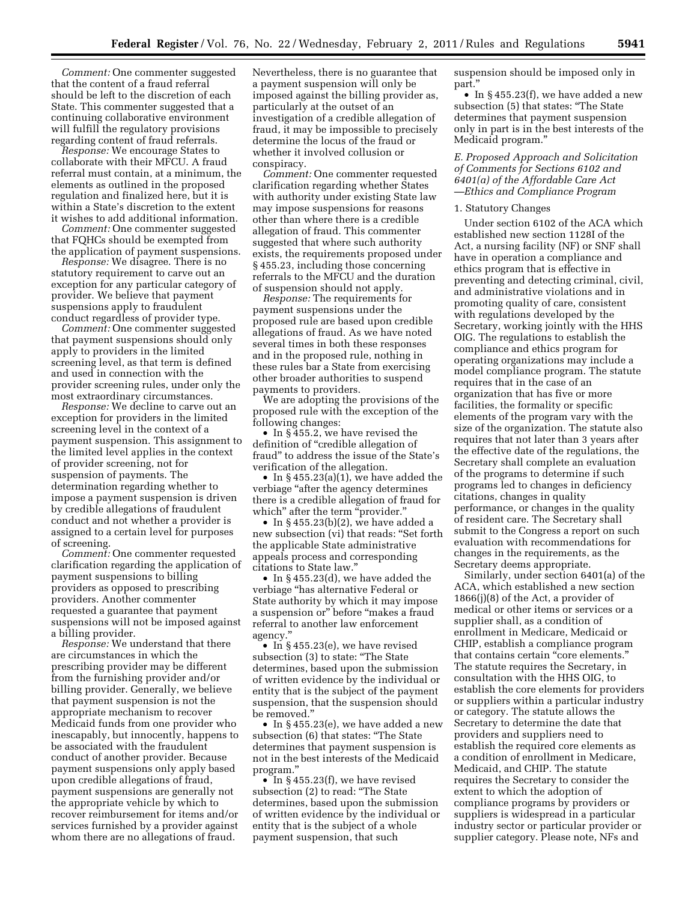*Comment:* One commenter suggested that the content of a fraud referral should be left to the discretion of each State. This commenter suggested that a continuing collaborative environment will fulfill the regulatory provisions regarding content of fraud referrals.

*Response:* We encourage States to collaborate with their MFCU. A fraud referral must contain, at a minimum, the elements as outlined in the proposed regulation and finalized here, but it is within a State's discretion to the extent it wishes to add additional information.

*Comment:* One commenter suggested that FQHCs should be exempted from the application of payment suspensions.

*Response:* We disagree. There is no statutory requirement to carve out an exception for any particular category of provider. We believe that payment suspensions apply to fraudulent conduct regardless of provider type.

*Comment:* One commenter suggested that payment suspensions should only apply to providers in the limited screening level, as that term is defined and used in connection with the provider screening rules, under only the most extraordinary circumstances.

*Response:* We decline to carve out an exception for providers in the limited screening level in the context of a payment suspension. This assignment to the limited level applies in the context of provider screening, not for suspension of payments. The determination regarding whether to impose a payment suspension is driven by credible allegations of fraudulent conduct and not whether a provider is assigned to a certain level for purposes of screening.

*Comment:* One commenter requested clarification regarding the application of payment suspensions to billing providers as opposed to prescribing providers. Another commenter requested a guarantee that payment suspensions will not be imposed against a billing provider.

*Response:* We understand that there are circumstances in which the prescribing provider may be different from the furnishing provider and/or billing provider. Generally, we believe that payment suspension is not the appropriate mechanism to recover Medicaid funds from one provider who inescapably, but innocently, happens to be associated with the fraudulent conduct of another provider. Because payment suspensions only apply based upon credible allegations of fraud, payment suspensions are generally not the appropriate vehicle by which to recover reimbursement for items and/or services furnished by a provider against whom there are no allegations of fraud. Nevertheless, there is no guarantee that a payment suspension will only be imposed against the billing provider as, particularly at the outset of an investigation of a credible allegation of fraud, it may be impossible to precisely determine the locus of the fraud or whether it involved collusion or conspiracy.

*Comment:* One commenter requested clarification regarding whether States with authority under existing State law may impose suspensions for reasons other than where there is a credible allegation of fraud. This commenter suggested that where such authority exists, the requirements proposed under § 455.23, including those concerning referrals to the MFCU and the duration of suspension should not apply.

*Response:* The requirements for payment suspensions under the proposed rule are based upon credible allegations of fraud. As we have noted several times in both these responses and in the proposed rule, nothing in these rules bar a State from exercising other broader authorities to suspend payments to providers.

We are adopting the provisions of the proposed rule with the exception of the following changes:

- In § 455.2, we have revised the definition of "credible allegation of fraud" to address the issue of the State's verification of the allegation.
- In § 455.23(a)(1), we have added the verbiage "after the agency determines there is a credible allegation of fraud for which" after the term "provider."
- In § 455.23(b)(2), we have added a new subsection (vi) that reads: "Set forth the applicable State administrative appeals process and corresponding citations to State law."
- In § 455.23(d), we have added the verbiage "has alternative Federal or State authority by which it may impose a suspension or" before "makes a fraud referral to another law enforcement agency."
- In § 455.23(e), we have revised subsection (3) to state: "The State determines, based upon the submission of written evidence by the individual or entity that is the subject of the payment suspension, that the suspension should be removed."
- In § 455.23(e), we have added a new subsection (6) that states: "The State determines that payment suspension is not in the best interests of the Medicaid program."
- In § 455.23(f), we have revised subsection (2) to read: "The State determines, based upon the submission of written evidence by the individual or entity that is the subject of a whole payment suspension, that such suspension should be imposed only in part."
- In § 455.23(f), we have added a new subsection (5) that states: "The State determines that payment suspension only in part is in the best interests of the Medicaid program."

### *E. Proposed Approach and Solicitation of Comments for Sections 6102 and 6401(a) of the Affordable Care Act —Ethics and Compliance Program*

1. Statutory Changes

Under section 6102 of the ACA which established new section 1128I of the Act, a nursing facility (NF) or SNF shall have in operation a compliance and ethics program that is effective in preventing and detecting criminal, civil, and administrative violations and in promoting quality of care, consistent with regulations developed by the Secretary, working jointly with the HHS OIG. The regulations to establish the compliance and ethics program for operating organizations may include a model compliance program. The statute requires that in the case of an organization that has five or more facilities, the formality or specific elements of the program vary with the size of the organization. The statute also requires that not later than 3 years after the effective date of the regulations, the Secretary shall complete an evaluation of the programs to determine if such programs led to changes in deficiency citations, changes in quality performance, or changes in the quality of resident care. The Secretary shall submit to the Congress a report on such evaluation with recommendations for changes in the requirements, as the Secretary deems appropriate.

Similarly, under section 6401(a) of the ACA, which established a new section 1866(j)(8) of the Act, a provider of medical or other items or services or a supplier shall, as a condition of enrollment in Medicare, Medicaid or CHIP, establish a compliance program that contains certain "core elements." The statute requires the Secretary, in consultation with the HHS OIG, to establish the core elements for providers or suppliers within a particular industry or category. The statute allows the Secretary to determine the date that providers and suppliers need to establish the required core elements as a condition of enrollment in Medicare, Medicaid, and CHIP. The statute requires the Secretary to consider the extent to which the adoption of compliance programs by providers or suppliers is widespread in a particular industry sector or particular provider or supplier category. Please note, NFs and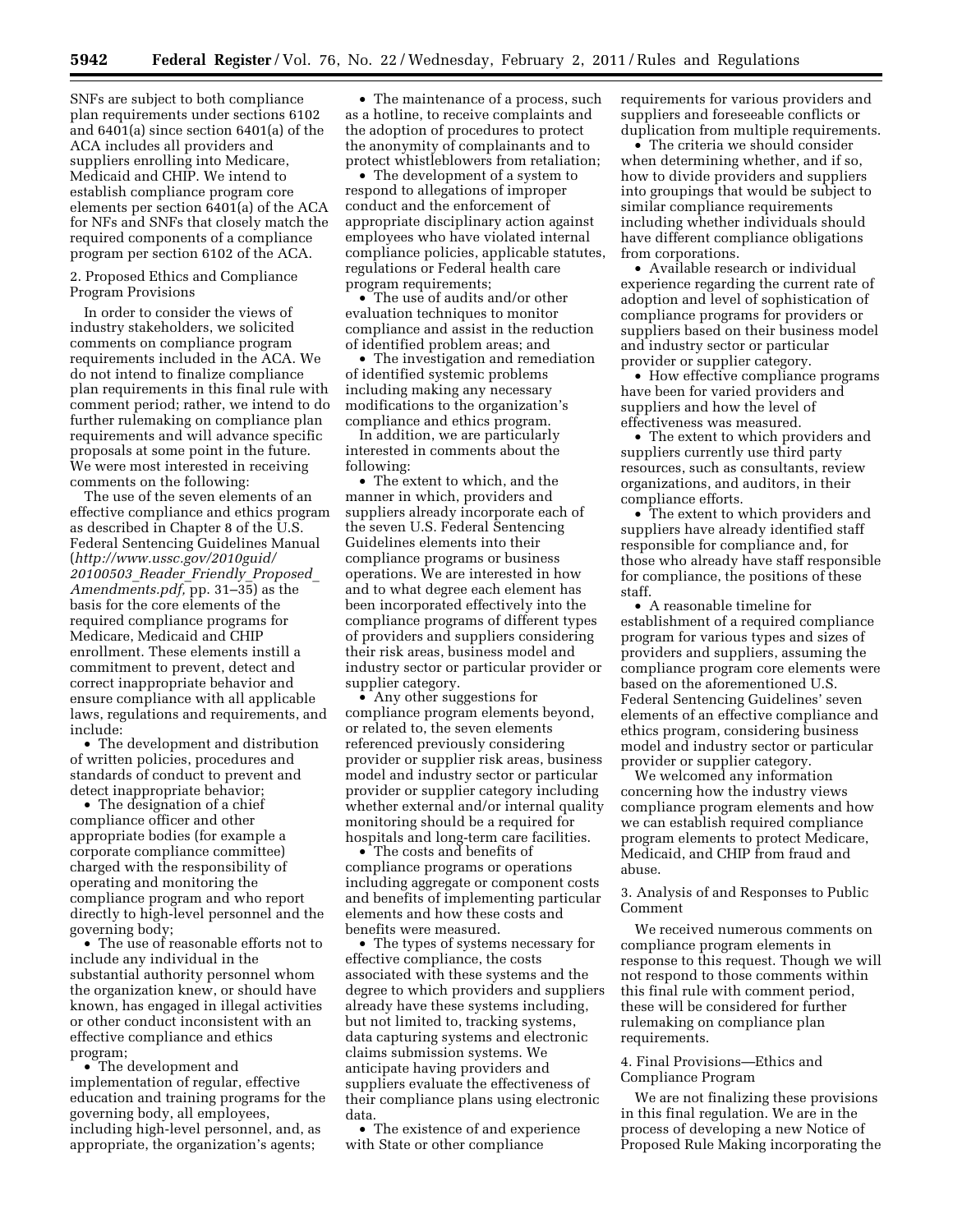SNFs are subject to both compliance plan requirements under sections 6102 and 6401(a) since section 6401(a) of the ACA includes all providers and suppliers enrolling into Medicare, Medicaid and CHIP. We intend to establish compliance program core elements per section 6401(a) of the ACA for NFs and SNFs that closely match the required components of a compliance program per section 6102 of the ACA.

2. Proposed Ethics and Compliance Program Provisions

In order to consider the views of industry stakeholders, we solicited comments on compliance program requirements included in the ACA. We do not intend to finalize compliance plan requirements in this final rule with comment period; rather, we intend to do further rulemaking on compliance plan requirements and will advance specific proposals at some point in the future. We were most interested in receiving comments on the following:

The use of the seven elements of an effective compliance and ethics program as described in Chapter 8 of the U.S. Federal Sentencing Guidelines Manual (*http://www.ussc.gov/2010guid/20100503_Reader_Friendly_Proposed_Amendments.pdf,* pp. 31–35) as the basis for the core elements of the required compliance programs for Medicare, Medicaid and CHIP enrollment. These elements instill a commitment to prevent, detect and correct inappropriate behavior and ensure compliance with all applicable laws, regulations and requirements, and include:

- The development and distribution of written policies, procedures and standards of conduct to prevent and detect inappropriate behavior;
- The designation of a chief compliance officer and other appropriate bodies (for example a corporate compliance committee) charged with the responsibility of operating and monitoring the compliance program and who report directly to high-level personnel and the governing body;
- The use of reasonable efforts not to include any individual in the substantial authority personnel whom the organization knew, or should have known, has engaged in illegal activities or other conduct inconsistent with an effective compliance and ethics program;
- The development and implementation of regular, effective education and training programs for the governing body, all employees, including high-level personnel, and, as appropriate, the organization's agents;
- The maintenance of a process, such as a hotline, to receive complaints and the adoption of procedures to protect the anonymity of complainants and to protect whistleblowers from retaliation;
- The development of a system to respond to allegations of improper conduct and the enforcement of appropriate disciplinary action against employees who have violated internal compliance policies, applicable statutes, regulations or Federal health care program requirements;
- The use of audits and/or other evaluation techniques to monitor compliance and assist in the reduction of identified problem areas; and
- The investigation and remediation of identified systemic problems including making any necessary modifications to the organization's compliance and ethics program.

In addition, we are particularly interested in comments about the following:

- The extent to which, and the manner in which, providers and suppliers already incorporate each of the seven U.S. Federal Sentencing Guidelines elements into their compliance programs or business operations. We are interested in how and to what degree each element has been incorporated effectively into the compliance programs of different types of providers and suppliers considering their risk areas, business model and industry sector or particular provider or supplier category.
- Any other suggestions for compliance program elements beyond, or related to, the seven elements referenced previously considering provider or supplier risk areas, business model and industry sector or particular provider or supplier category including whether external and/or internal quality monitoring should be a required for hospitals and long-term care facilities.
- The costs and benefits of compliance programs or operations including aggregate or component costs and benefits of implementing particular elements and how these costs and benefits were measured.
- The types of systems necessary for effective compliance, the costs associated with these systems and the degree to which providers and suppliers already have these systems including, but not limited to, tracking systems, data capturing systems and electronic claims submission systems. We anticipate having providers and suppliers evaluate the effectiveness of their compliance plans using electronic data.
- The existence of and experience with State or other compliance requirements for various providers and suppliers and foreseeable conflicts or duplication from multiple requirements.
- The criteria we should consider when determining whether, and if so, how to divide providers and suppliers into groupings that would be subject to similar compliance requirements including whether individuals should have different compliance obligations from corporations.
- Available research or individual experience regarding the current rate of adoption and level of sophistication of compliance programs for providers or suppliers based on their business model and industry sector or particular provider or supplier category.
- How effective compliance programs have been for varied providers and suppliers and how the level of effectiveness was measured.
- The extent to which providers and suppliers currently use third party resources, such as consultants, review organizations, and auditors, in their compliance efforts.
- The extent to which providers and suppliers have already identified staff responsible for compliance and, for those who already have staff responsible for compliance, the positions of these staff.
- A reasonable timeline for establishment of a required compliance program for various types and sizes of providers and suppliers, assuming the compliance program core elements were based on the aforementioned U.S. Federal Sentencing Guidelines' seven elements of an effective compliance and ethics program, considering business model and industry sector or particular provider or supplier category.

We welcomed any information concerning how the industry views compliance program elements and how we can establish required compliance program elements to protect Medicare, Medicaid, and CHIP from fraud and abuse.

3. Analysis of and Responses to Public Comment

We received numerous comments on compliance program elements in response to this request. Though we will not respond to those comments within this final rule with comment period, these will be considered for further rulemaking on compliance plan requirements.

4. Final Provisions—Ethics and Compliance Program

We are not finalizing these provisions in this final regulation. We are in the process of developing a new Notice of Proposed Rule Making incorporating the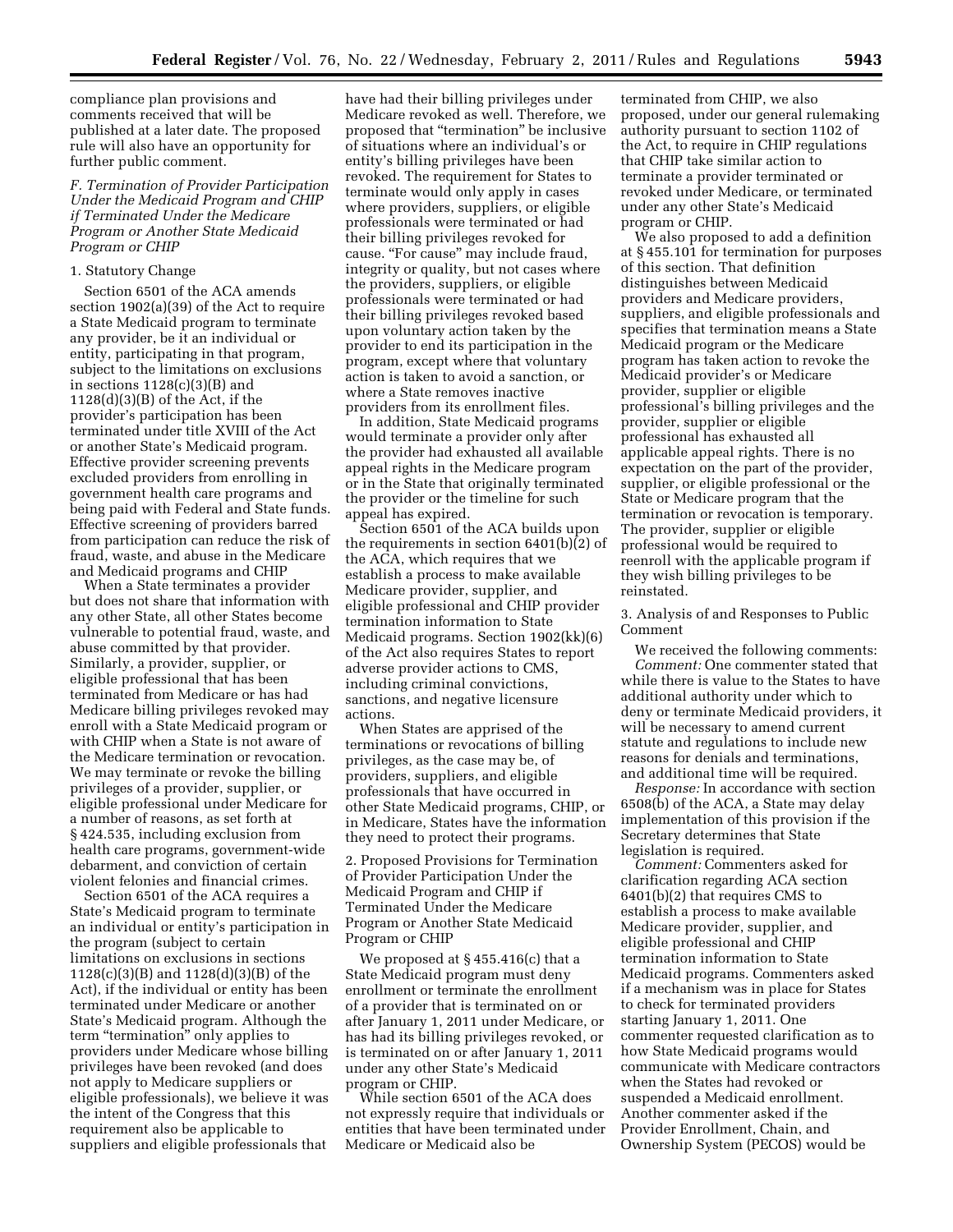compliance plan provisions and comments received that will be published at a later date. The proposed rule will also have an opportunity for further public comment.

### F. Termination of Provider Participation Under the Medicaid Program and CHIP if Terminated Under the Medicare Program or Another State Medicaid Program or CHIP

#### 1. Statutory Change

Section 6501 of the ACA amends section 1902(a)(39) of the Act to require a State Medicaid program to terminate any provider, be it an individual or entity, participating in that program, subject to the limitations on exclusions in sections 1128(c)(3)(B) and 1128(d)(3)(B) of the Act, if the provider's participation has been terminated under title XVIII of the Act or another State's Medicaid program. Effective provider screening prevents excluded providers from enrolling in government health care programs and being paid with Federal and State funds. Effective screening of providers barred from participation can reduce the risk of fraud, waste, and abuse in the Medicare and Medicaid programs and CHIP

When a State terminates a provider but does not share that information with any other State, all other States become vulnerable to potential fraud, waste, and abuse committed by that provider. Similarly, a provider, supplier, or eligible professional that has been terminated from Medicare or has had Medicare billing privileges revoked may enroll with a State Medicaid program or with CHIP when a State is not aware of the Medicare termination or revocation. We may terminate or revoke the billing privileges of a provider, supplier, or eligible professional under Medicare for a number of reasons, as set forth at § 424.535, including exclusion from health care programs, government-wide debarment, and conviction of certain violent felonies and financial crimes.

Section 6501 of the ACA requires a State's Medicaid program to terminate an individual or entity's participation in the program (subject to certain limitations on exclusions in sections 1128(c)(3)(B) and 1128(d)(3)(B) of the Act), if the individual or entity has been terminated under Medicare or another State's Medicaid program. Although the term "termination" only applies to providers under Medicare whose billing privileges have been revoked (and does not apply to Medicare suppliers or eligible professionals), we believe it was the intent of the Congress that this requirement also be applicable to suppliers and eligible professionals that have had their billing privileges under Medicare revoked as well. Therefore, we proposed that "termination" be inclusive of situations where an individual's or entity's billing privileges have been revoked. The requirement for States to terminate would only apply in cases where providers, suppliers, or eligible professionals were terminated or had their billing privileges revoked for cause. "For cause" may include fraud, integrity or quality, but not cases where the providers, suppliers, or eligible professionals were terminated or had their billing privileges revoked based upon voluntary action taken by the provider to end its participation in the program, except where that voluntary action is taken to avoid a sanction, or where a State removes inactive providers from its enrollment files.

In addition, State Medicaid programs would terminate a provider only after the provider had exhausted all available appeal rights in the Medicare program or in the State that originally terminated the provider or the timeline for such appeal has expired.

Section 6501 of the ACA builds upon the requirements in section 6401(b)(2) of the ACA, which requires that we establish a process to make available Medicare provider, supplier, and eligible professional and CHIP provider termination information to State Medicaid programs. Section 1902(kk)(6) of the Act also requires States to report adverse provider actions to CMS, including criminal convictions, sanctions, and negative licensure actions.

When States are apprised of the terminations or revocations of billing privileges, as the case may be, of providers, suppliers, and eligible professionals that have occurred in other State Medicaid programs, CHIP, or in Medicare, States have the information they need to protect their programs.

#### 2. Proposed Provisions for Termination of Provider Participation Under the Medicaid Program and CHIP if Terminated Under the Medicare Program or Another State Medicaid Program or CHIP

We proposed at § 455.416(c) that a State Medicaid program must deny enrollment or terminate the enrollment of a provider that is terminated on or after January 1, 2011 under Medicare, or has had its billing privileges revoked, or is terminated on or after January 1, 2011 under any other State's Medicaid program or CHIP.

While section 6501 of the ACA does not expressly require that individuals or entities that have been terminated under Medicare or Medicaid also be terminated from CHIP, we also proposed, under our general rulemaking authority pursuant to section 1102 of the Act, to require in CHIP regulations that CHIP take similar action to terminate a provider terminated or revoked under Medicare, or terminated under any other State's Medicaid program or CHIP.

We also proposed to add a definition at § 455.101 for termination for purposes of this section. That definition distinguishes between Medicaid providers and Medicare providers, suppliers, and eligible professionals and specifies that termination means a State Medicaid program or the Medicare program has taken action to revoke the Medicaid provider's or Medicare provider, supplier or eligible professional's billing privileges and the provider, supplier or eligible professional has exhausted all applicable appeal rights. There is no expectation on the part of the provider, supplier, or eligible professional or the State or Medicare program that the termination or revocation is temporary. The provider, supplier or eligible professional would be required to reenroll with the applicable program if they wish billing privileges to be reinstated.

#### 3. Analysis of and Responses to Public Comment

We received the following comments:

*Comment:* One commenter stated that while there is value to the States to have additional authority under which to deny or terminate Medicaid providers, it will be necessary to amend current statute and regulations to include new reasons for denials and terminations, and additional time will be required.

*Response:* In accordance with section 6508(b) of the ACA, a State may delay implementation of this provision if the Secretary determines that State legislation is required.

*Comment:* Commenters asked for clarification regarding ACA section 6401(b)(2) that requires CMS to establish a process to make available Medicare provider, supplier, and eligible professional and CHIP termination information to State Medicaid programs. Commenters asked if a mechanism was in place for States to check for terminated providers starting January 1, 2011. One commenter requested clarification as to how State Medicaid programs would communicate with Medicare contractors when the States had revoked or suspended a Medicaid enrollment. Another commenter asked if the Provider Enrollment, Chain, and Ownership System (PECOS) would be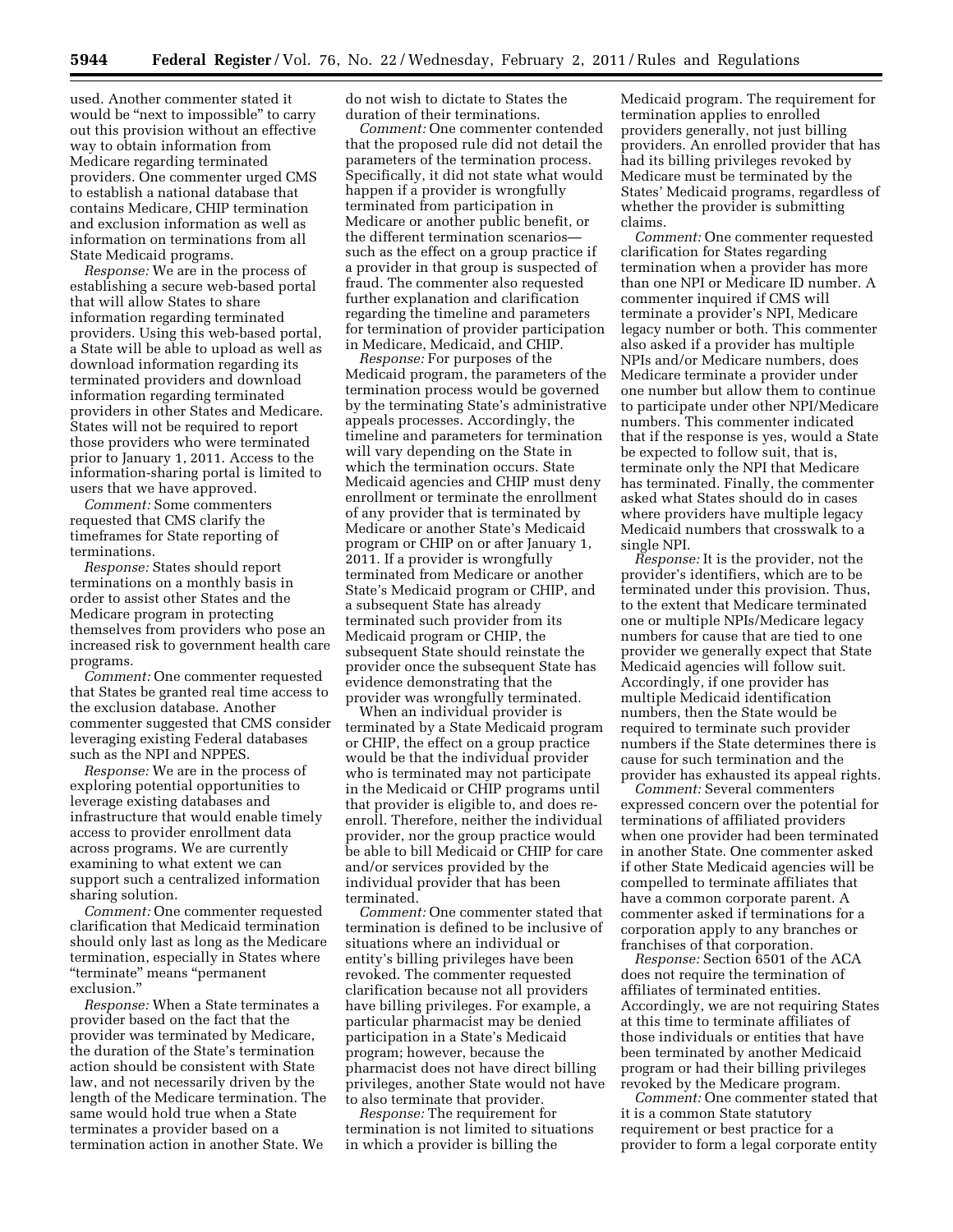used. Another commenter stated it would be "next to impossible" to carry out this provision without an effective way to obtain information from Medicare regarding terminated providers. One commenter urged CMS to establish a national database that contains Medicare, CHIP termination and exclusion information as well as information on terminations from all State Medicaid programs.

*Response:* We are in the process of establishing a secure web-based portal that will allow States to share information regarding terminated providers. Using this web-based portal, a State will be able to upload as well as download information regarding its terminated providers and download information regarding terminated providers in other States and Medicare. States will not be required to report those providers who were terminated prior to January 1, 2011. Access to the information-sharing portal is limited to users that we have approved.

*Comment:* Some commenters requested that CMS clarify the timeframes for State reporting of terminations.

*Response:* States should report terminations on a monthly basis in order to assist other States and the Medicare program in protecting themselves from providers who pose an increased risk to government health care programs.

*Comment:* One commenter requested that States be granted real time access to the exclusion database. Another commenter suggested that CMS consider leveraging existing Federal databases such as the NPI and NPPES.

*Response:* We are in the process of exploring potential opportunities to leverage existing databases and infrastructure that would enable timely access to provider enrollment data across programs. We are currently examining to what extent we can support such a centralized information sharing solution.

*Comment:* One commenter requested clarification that Medicaid termination should only last as long as the Medicare termination, especially in States where "terminate" means "permanent exclusion."

*Response:* When a State terminates a provider based on the fact that the provider was terminated by Medicare, the duration of the State's termination action should be consistent with State law, and not necessarily driven by the length of the Medicare termination. The same would hold true when a State terminates a provider based on a termination action in another State. We do not wish to dictate to States the duration of their terminations.

*Comment:* One commenter contended that the proposed rule did not detail the parameters of the termination process. Specifically, it did not state what would happen if a provider is wrongfully terminated from participation in Medicare or another public benefit, or the different termination scenarios—such as the effect on a group practice if a provider in that group is suspected of fraud. The commenter also requested further explanation and clarification regarding the timeline and parameters for termination of provider participation in Medicare, Medicaid, and CHIP.

*Response:* For purposes of the Medicaid program, the parameters of the termination process would be governed by the terminating State's administrative appeals processes. Accordingly, the timeline and parameters for termination will vary depending on the State in which the termination occurs. State Medicaid agencies and CHIP must deny enrollment or terminate the enrollment of any provider that is terminated by Medicare or another State's Medicaid program or CHIP on or after January 1, 2011. If a provider is wrongfully terminated from Medicare or another State's Medicaid program or CHIP, and a subsequent State has already terminated such provider from its Medicaid program or CHIP, the subsequent State should reinstate the provider once the subsequent State has evidence demonstrating that the provider was wrongfully terminated.

When an individual provider is terminated by a State Medicaid program or CHIP, the effect on a group practice would be that the individual provider who is terminated may not participate in the Medicaid or CHIP programs until that provider is eligible to, and does re-enroll. Therefore, neither the individual provider, nor the group practice would be able to bill Medicaid or CHIP for care and/or services provided by the individual provider that has been terminated.

*Comment:* One commenter stated that termination is defined to be inclusive of situations where an individual or entity's billing privileges have been revoked. The commenter requested clarification because not all providers have billing privileges. For example, a particular pharmacist may be denied participation in a State's Medicaid program; however, because the pharmacist does not have direct billing privileges, another State would not have to also terminate that provider.

*Response:* The requirement for termination is not limited to situations in which a provider is billing the Medicaid program. The requirement for termination applies to enrolled providers generally, not just billing providers. An enrolled provider that has had its billing privileges revoked by Medicare must be terminated by the States' Medicaid programs, regardless of whether the provider is submitting claims.

*Comment:* One commenter requested clarification for States regarding termination when a provider has more than one NPI or Medicare ID number. A commenter inquired if CMS will terminate a provider's NPI, Medicare legacy number or both. This commenter also asked if a provider has multiple NPIs and/or Medicare numbers, does Medicare terminate a provider under one number but allow them to continue to participate under other NPI/Medicare numbers. This commenter indicated that if the response is yes, would a State be expected to follow suit, that is, terminate only the NPI that Medicare has terminated. Finally, the commenter asked what States should do in cases where providers have multiple legacy Medicaid numbers that crosswalk to a single NPI.

*Response:* It is the provider, not the provider's identifiers, which are to be terminated under this provision. Thus, to the extent that Medicare terminated one or multiple NPIs/Medicare legacy numbers for cause that are tied to one provider we generally expect that State Medicaid agencies will follow suit. Accordingly, if one provider has multiple Medicaid identification numbers, then the State would be required to terminate such provider numbers if the State determines there is cause for such termination and the provider has exhausted its appeal rights.

*Comment:* Several commenters expressed concern over the potential for terminations of affiliated providers when one provider had been terminated in another State. One commenter asked if other State Medicaid agencies will be compelled to terminate affiliates that have a common corporate parent. A commenter asked if terminations for a corporation apply to any branches or franchises of that corporation.

*Response:* Section 6501 of the ACA does not require the termination of affiliates of terminated entities. Accordingly, we are not requiring States at this time to terminate affiliates of those individuals or entities that have been terminated by another Medicaid program or had their billing privileges revoked by the Medicare program.

*Comment:* One commenter stated that it is a common State statutory requirement or best practice for a provider to form a legal corporate entity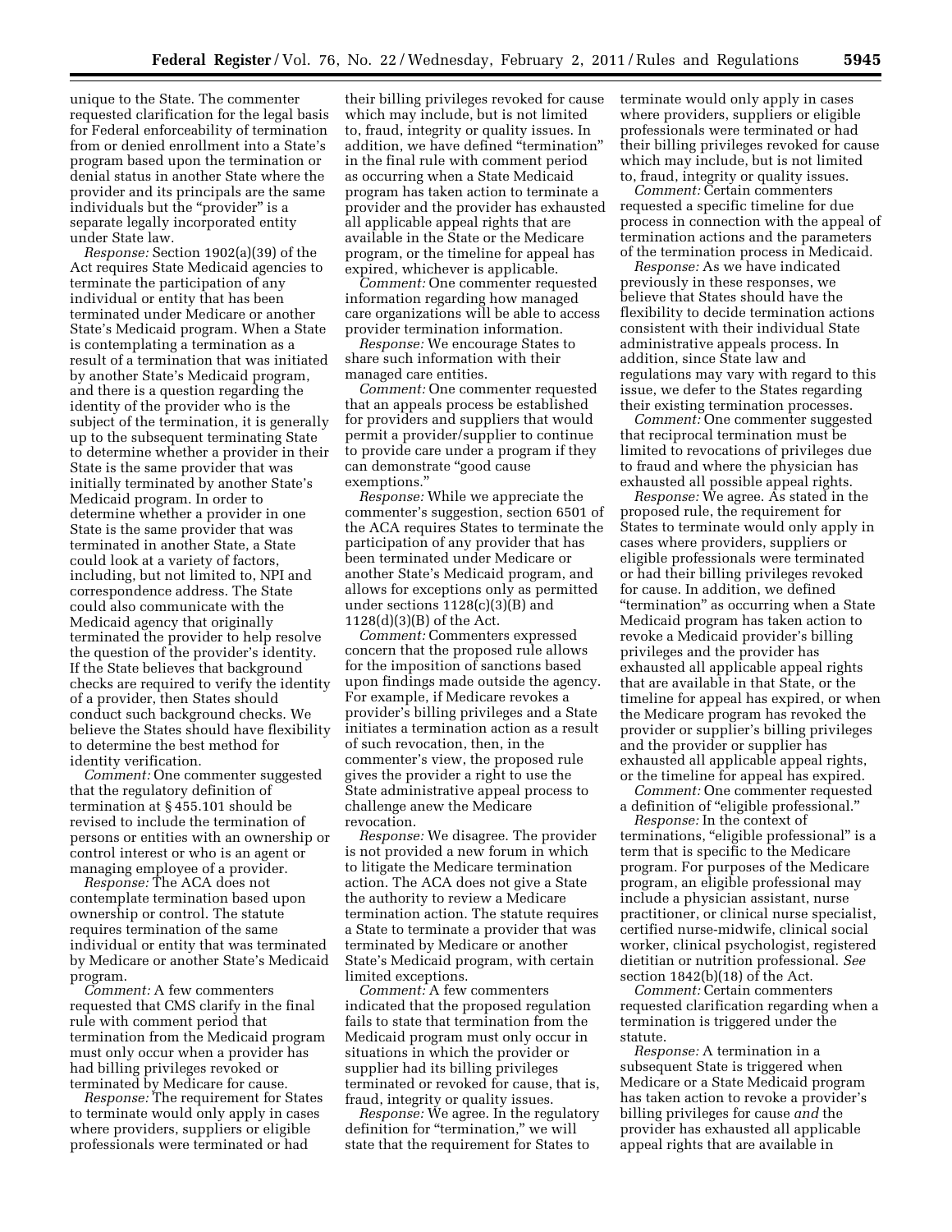unique to the State. The commenter requested clarification for the legal basis for Federal enforceability of termination from or denied enrollment into a State's program based upon the termination or denial status in another State where the provider and its principals are the same individuals but the "provider" is a separate legally incorporated entity under State law.

*Response:* Section 1902(a)(39) of the Act requires State Medicaid agencies to terminate the participation of any individual or entity that has been terminated under Medicare or another State's Medicaid program. When a State is contemplating a termination as a result of a termination that was initiated by another State's Medicaid program, and there is a question regarding the identity of the provider who is the subject of the termination, it is generally up to the subsequent terminating State to determine whether a provider in their State is the same provider that was initially terminated by another State's Medicaid program. In order to determine whether a provider in one State is the same provider that was terminated in another State, a State could look at a variety of factors, including, but not limited to, NPI and correspondence address. The State could also communicate with the Medicaid agency that originally terminated the provider to help resolve the question of the provider's identity. If the State believes that background checks are required to verify the identity of a provider, then States should conduct such background checks. We believe the States should have flexibility to determine the best method for identity verification.

*Comment:* One commenter suggested that the regulatory definition of termination at § 455.101 should be revised to include the termination of persons or entities with an ownership or control interest or who is an agent or managing employee of a provider.

*Response:* The ACA does not contemplate termination based upon ownership or control. The statute requires termination of the same individual or entity that was terminated by Medicare or another State's Medicaid program.

*Comment:* A few commenters requested that CMS clarify in the final rule with comment period that termination from the Medicaid program must only occur when a provider has had billing privileges revoked or terminated by Medicare for cause.

*Response:* The requirement for States to terminate would only apply in cases where providers, suppliers or eligible professionals were terminated or had their billing privileges revoked for cause which may include, but is not limited to, fraud, integrity or quality issues. In addition, we have defined "termination" in the final rule with comment period as occurring when a State Medicaid program has taken action to terminate a provider and the provider has exhausted all applicable appeal rights that are available in the State or the Medicare program, or the timeline for appeal has expired, whichever is applicable.

*Comment:* One commenter requested information regarding how managed care organizations will be able to access provider termination information.

*Response:* We encourage States to share such information with their managed care entities.

*Comment:* One commenter requested that an appeals process be established for providers and suppliers that would permit a provider/supplier to continue to provide care under a program if they can demonstrate "good cause exemptions."

*Response:* While we appreciate the commenter's suggestion, section 6501 of the ACA requires States to terminate the participation of any provider that has been terminated under Medicare or another State's Medicaid program, and allows for exceptions only as permitted under sections 1128(c)(3)(B) and 1128(d)(3)(B) of the Act.

*Comment:* Commenters expressed concern that the proposed rule allows for the imposition of sanctions based upon findings made outside the agency. For example, if Medicare revokes a provider's billing privileges and a State initiates a termination action as a result of such revocation, then, in the commenter's view, the proposed rule gives the provider a right to use the State administrative appeal process to challenge anew the Medicare revocation.

*Response:* We disagree. The provider is not provided a new forum in which to litigate the Medicare termination action. The ACA does not give a State the authority to review a Medicare termination action. The statute requires a State to terminate a provider that was terminated by Medicare or another State's Medicaid program, with certain limited exceptions.

*Comment:* A few commenters indicated that the proposed regulation fails to state that termination from the Medicaid program must only occur in situations in which the provider or supplier had its billing privileges terminated or revoked for cause, that is, fraud, integrity or quality issues.

*Response:* We agree. In the regulatory definition for "termination," we will state that the requirement for States to terminate would only apply in cases where providers, suppliers or eligible professionals were terminated or had their billing privileges revoked for cause which may include, but is not limited to, fraud, integrity or quality issues.

*Comment:* Certain commenters requested a specific timeline for due process in connection with the appeal of termination actions and the parameters of the termination process in Medicaid.

*Response:* As we have indicated previously in these responses, we believe that States should have the flexibility to decide termination actions consistent with their individual State administrative appeals process. In addition, since State law and regulations may vary with regard to this issue, we defer to the States regarding their existing termination processes.

*Comment:* One commenter suggested that reciprocal termination must be limited to revocations of privileges due to fraud and where the physician has exhausted all possible appeal rights.

*Response:* We agree. As stated in the proposed rule, the requirement for States to terminate would only apply in cases where providers, suppliers or eligible professionals were terminated or had their billing privileges revoked for cause. In addition, we defined "termination" as occurring when a State Medicaid program has taken action to revoke a Medicaid provider's billing privileges and the provider has exhausted all applicable appeal rights that are available in that State, or the timeline for appeal has expired, or when the Medicare program has revoked the provider or supplier's billing privileges and the provider or supplier has exhausted all applicable appeal rights, or the timeline for appeal has expired.

*Comment:* One commenter requested a definition of "eligible professional."

*Response:* In the context of terminations, "eligible professional" is a term that is specific to the Medicare program. For purposes of the Medicare program, an eligible professional may include a physician assistant, nurse practitioner, or clinical nurse specialist, certified nurse-midwife, clinical social worker, clinical psychologist, registered dietitian or nutrition professional. *See* section 1842(b)(18) of the Act.

*Comment:* Certain commenters requested clarification regarding when a termination is triggered under the statute.

*Response:* A termination in a subsequent State is triggered when Medicare or a State Medicaid program has taken action to revoke a provider's billing privileges for cause *and* the provider has exhausted all applicable appeal rights that are available in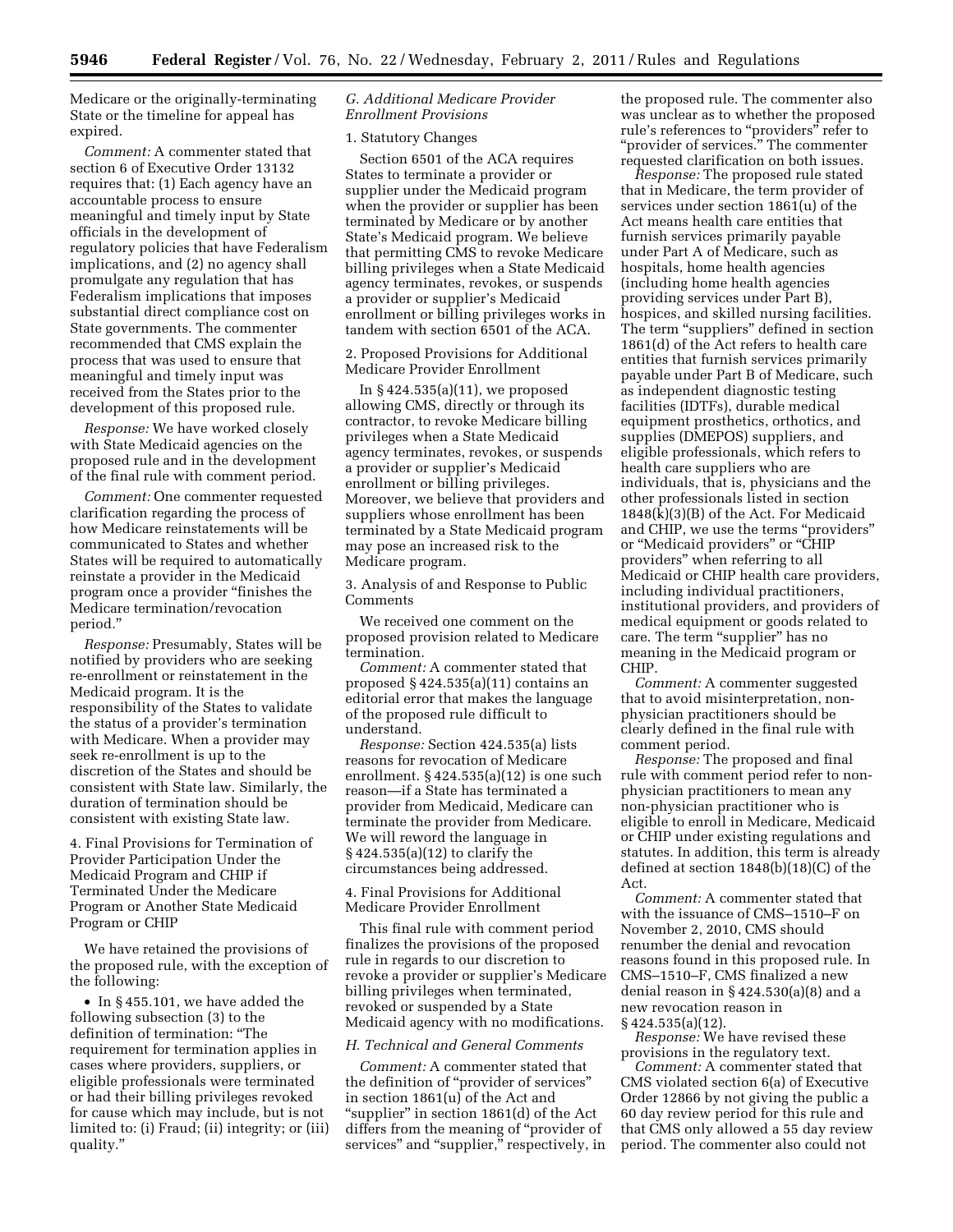Medicare or the originally-terminating State or the timeline for appeal has expired.

*Comment:* A commenter stated that section 6 of Executive Order 13132 requires that: (1) Each agency have an accountable process to ensure meaningful and timely input by State officials in the development of regulatory policies that have Federalism implications, and (2) no agency shall promulgate any regulation that has Federalism implications that imposes substantial direct compliance cost on State governments. The commenter recommended that CMS explain the process that was used to ensure that meaningful and timely input was received from the States prior to the development of this proposed rule.

*Response:* We have worked closely with State Medicaid agencies on the proposed rule and in the development of the final rule with comment period.

*Comment:* One commenter requested clarification regarding the process of how Medicare reinstatements will be communicated to States and whether States will be required to automatically reinstate a provider in the Medicaid program once a provider "finishes the Medicare termination/revocation period."

*Response:* Presumably, States will be notified by providers who are seeking re-enrollment or reinstatement in the Medicaid program. It is the responsibility of the States to validate the status of a provider's termination with Medicare. When a provider may seek re-enrollment is up to the discretion of the States and should be consistent with State law. Similarly, the duration of termination should be consistent with existing State law.

4. Final Provisions for Termination of Provider Participation Under the Medicaid Program and CHIP if Terminated Under the Medicare Program or Another State Medicaid Program or CHIP

We have retained the provisions of the proposed rule, with the exception of the following:

- In § 455.101, we have added the following subsection (3) to the definition of termination: "The requirement for termination applies in cases where providers, suppliers, or eligible professionals were terminated or had their billing privileges revoked for cause which may include, but is not limited to: (i) Fraud; (ii) integrity; or (iii) quality."

### *G. Additional Medicare Provider Enrollment Provisions*

1. Statutory Changes

Section 6501 of the ACA requires States to terminate a provider or supplier under the Medicaid program when the provider or supplier has been terminated by Medicare or by another State's Medicaid program. We believe that permitting CMS to revoke Medicare billing privileges when a State Medicaid agency terminates, revokes, or suspends a provider or supplier's Medicaid enrollment or billing privileges works in tandem with section 6501 of the ACA.

2. Proposed Provisions for Additional Medicare Provider Enrollment

In § 424.535(a)(11), we proposed allowing CMS, directly or through its contractor, to revoke Medicare billing privileges when a State Medicaid agency terminates, revokes, or suspends a provider or supplier's Medicaid enrollment or billing privileges. Moreover, we believe that providers and suppliers whose enrollment has been terminated by a State Medicaid program may pose an increased risk to the Medicare program.

3. Analysis of and Response to Public Comments

We received one comment on the proposed provision related to Medicare termination.

*Comment:* A commenter stated that proposed § 424.535(a)(11) contains an editorial error that makes the language of the proposed rule difficult to understand.

*Response:* Section 424.535(a) lists reasons for revocation of Medicare enrollment. § 424.535(a)(12) is one such reason—if a State has terminated a provider from Medicaid, Medicare can terminate the provider from Medicare. We will reword the language in § 424.535(a)(12) to clarify the circumstances being addressed.

4. Final Provisions for Additional Medicare Provider Enrollment

This final rule with comment period finalizes the provisions of the proposed rule in regards to our discretion to revoke a provider or supplier's Medicare billing privileges when terminated, revoked or suspended by a State Medicaid agency with no modifications.

### *H. Technical and General Comments*

*Comment:* A commenter stated that the definition of "provider of services" in section 1861(u) of the Act and "supplier" in section 1861(d) of the Act differs from the meaning of "provider of services" and "supplier," respectively, in the proposed rule. The commenter also was unclear as to whether the proposed rule's references to "providers" refer to "provider of services." The commenter requested clarification on both issues.

*Response:* The proposed rule stated that in Medicare, the term provider of services under section 1861(u) of the Act means health care entities that furnish services primarily payable under Part A of Medicare, such as hospitals, home health agencies (including home health agencies providing services under Part B), hospices, and skilled nursing facilities. The term "suppliers" defined in section 1861(d) of the Act refers to health care entities that furnish services primarily payable under Part B of Medicare, such as independent diagnostic testing facilities (IDTFs), durable medical equipment prosthetics, orthotics, and supplies (DMEPOS) suppliers, and eligible professionals, which refers to health care suppliers who are individuals, that is, physicians and the other professionals listed in section 1848(k)(3)(B) of the Act. For Medicaid and CHIP, we use the terms "providers" or "Medicaid providers" or "CHIP providers" when referring to all Medicaid or CHIP health care providers, including individual practitioners, institutional providers, and providers of medical equipment or goods related to care. The term "supplier" has no meaning in the Medicaid program or CHIP.

*Comment:* A commenter suggested that to avoid misinterpretation, non-physician practitioners should be clearly defined in the final rule with comment period.

*Response:* The proposed and final rule with comment period refer to non-physician practitioners to mean any non-physician practitioner who is eligible to enroll in Medicare, Medicaid or CHIP under existing regulations and statutes. In addition, this term is already defined at section 1848(b)(18)(C) of the Act.

*Comment:* A commenter stated that with the issuance of CMS–1510–F on November 2, 2010, CMS should renumber the denial and revocation reasons found in this proposed rule. In CMS–1510–F, CMS finalized a new denial reason in § 424.530(a)(8) and a new revocation reason in § 424.535(a)(12).

*Response:* We have revised these provisions in the regulatory text.

*Comment:* A commenter stated that CMS violated section 6(a) of Executive Order 12866 by not giving the public a 60 day review period for this rule and that CMS only allowed a 55 day review period. The commenter also could not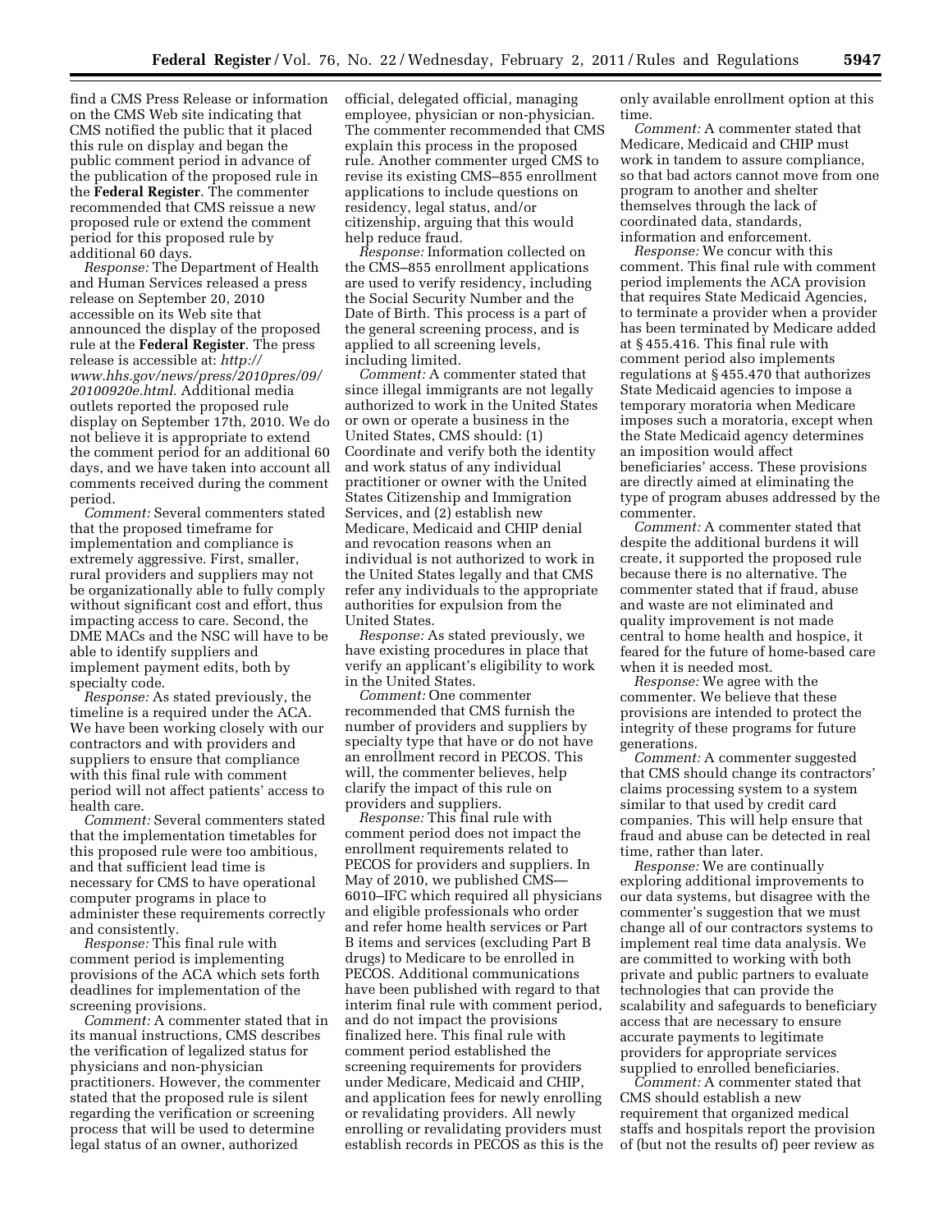find a CMS Press Release or information on the CMS Web site indicating that CMS notified the public that it placed this rule on display and began the public comment period in advance of the publication of the proposed rule in the **Federal Register**. The commenter recommended that CMS reissue a new proposed rule or extend the comment period for this proposed rule by additional 60 days.

*Response:* The Department of Health and Human Services released a press release on September 20, 2010 accessible on its Web site that announced the display of the proposed rule at the **Federal Register**. The press release is accessible at: *http://www.hhs.gov/news/press/2010pres/09/20100920e.html.* Additional media outlets reported the proposed rule display on September 17th, 2010. We do not believe it is appropriate to extend the comment period for an additional 60 days, and we have taken into account all comments received during the comment period.

*Comment:* Several commenters stated that the proposed timeframe for implementation and compliance is extremely aggressive. First, smaller, rural providers and suppliers may not be organizationally able to fully comply without significant cost and effort, thus impacting access to care. Second, the DME MACs and the NSC will have to be able to identify suppliers and implement payment edits, both by specialty code.

*Response:* As stated previously, the timeline is a required under the ACA. We have been working closely with our contractors and with providers and suppliers to ensure that compliance with this final rule with comment period will not affect patients' access to health care.

*Comment:* Several commenters stated that the implementation timetables for this proposed rule were too ambitious, and that sufficient lead time is necessary for CMS to have operational computer programs in place to administer these requirements correctly and consistently.

*Response:* This final rule with comment period is implementing provisions of the ACA which sets forth deadlines for implementation of the screening provisions.

*Comment:* A commenter stated that in its manual instructions, CMS describes the verification of legalized status for physicians and non-physician practitioners. However, the commenter stated that the proposed rule is silent regarding the verification or screening process that will be used to determine legal status of an owner, authorized official, delegated official, managing employee, physician or non-physician. The commenter recommended that CMS explain this process in the proposed rule. Another commenter urged CMS to revise its existing CMS–855 enrollment applications to include questions on residency, legal status, and/or citizenship, arguing that this would help reduce fraud.

*Response:* Information collected on the CMS–855 enrollment applications are used to verify residency, including the Social Security Number and the Date of Birth. This process is a part of the general screening process, and is applied to all screening levels, including limited.

*Comment:* A commenter stated that since illegal immigrants are not legally authorized to work in the United States or own or operate a business in the United States, CMS should: (1) Coordinate and verify both the identity and work status of any individual practitioner or owner with the United States Citizenship and Immigration Services, and (2) establish new Medicare, Medicaid and CHIP denial and revocation reasons when an individual is not authorized to work in the United States legally and that CMS refer any individuals to the appropriate authorities for expulsion from the United States.

*Response:* As stated previously, we have existing procedures in place that verify an applicant's eligibility to work in the United States.

*Comment:* One commenter recommended that CMS furnish the number of providers and suppliers by specialty type that have or do not have an enrollment record in PECOS. This will, the commenter believes, help clarify the impact of this rule on providers and suppliers.

*Response:* This final rule with comment period does not impact the enrollment requirements related to PECOS for providers and suppliers. In May of 2010, we published CMS—6010–IFC which required all physicians and eligible professionals who order and refer home health services or Part B items and services (excluding Part B drugs) to Medicare to be enrolled in PECOS. Additional communications have been published with regard to that interim final rule with comment period, and do not impact the provisions finalized here. This final rule with comment period established the screening requirements for providers under Medicare, Medicaid and CHIP, and application fees for newly enrolling or revalidating providers. All newly enrolling or revalidating providers must establish records in PECOS as this is the only available enrollment option at this time.

*Comment:* A commenter stated that Medicare, Medicaid and CHIP must work in tandem to assure compliance, so that bad actors cannot move from one program to another and shelter themselves through the lack of coordinated data, standards, information and enforcement.

*Response:* We concur with this comment. This final rule with comment period implements the ACA provision that requires State Medicaid Agencies, to terminate a provider when a provider has been terminated by Medicare added at § 455.416. This final rule with comment period also implements regulations at § 455.470 that authorizes State Medicaid agencies to impose a temporary moratoria when Medicare imposes such a moratoria, except when the State Medicaid agency determines an imposition would affect beneficiaries' access. These provisions are directly aimed at eliminating the type of program abuses addressed by the commenter.

*Comment:* A commenter stated that despite the additional burdens it will create, it supported the proposed rule because there is no alternative. The commenter stated that if fraud, abuse and waste are not eliminated and quality improvement is not made central to home health and hospice, it feared for the future of home-based care when it is needed most.

*Response:* We agree with the commenter. We believe that these provisions are intended to protect the integrity of these programs for future generations.

*Comment:* A commenter suggested that CMS should change its contractors' claims processing system to a system similar to that used by credit card companies. This will help ensure that fraud and abuse can be detected in real time, rather than later.

*Response:* We are continually exploring additional improvements to our data systems, but disagree with the commenter's suggestion that we must change all of our contractors systems to implement real time data analysis. We are committed to working with both private and public partners to evaluate technologies that can provide the scalability and safeguards to beneficiary access that are necessary to ensure accurate payments to legitimate providers for appropriate services supplied to enrolled beneficiaries.

*Comment:* A commenter stated that CMS should establish a new requirement that organized medical staffs and hospitals report the provision of (but not the results of) peer review as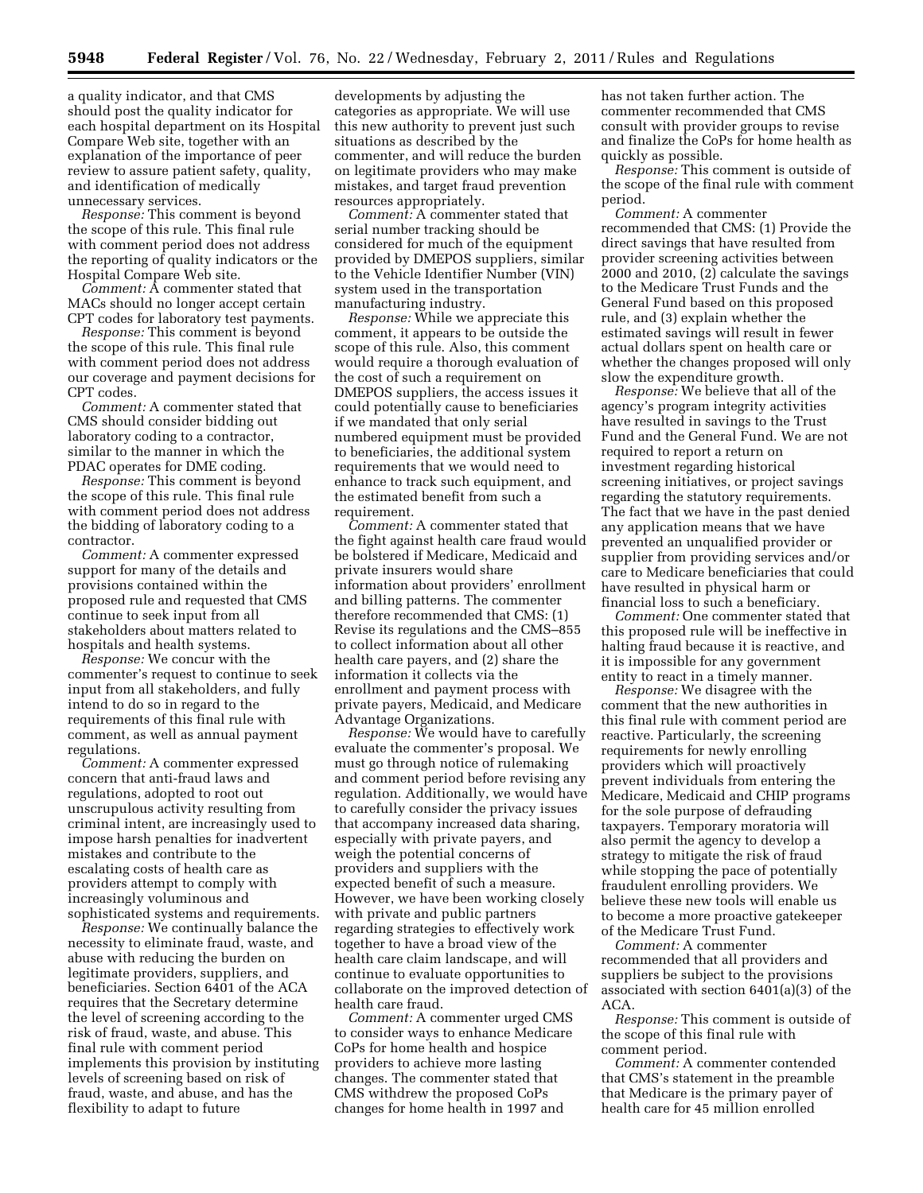a quality indicator, and that CMS should post the quality indicator for each hospital department on its Hospital Compare Web site, together with an explanation of the importance of peer review to assure patient safety, quality, and identification of medically unnecessary services.

*Response:* This comment is beyond the scope of this rule. This final rule with comment period does not address the reporting of quality indicators or the Hospital Compare Web site.

*Comment:* A commenter stated that MACs should no longer accept certain CPT codes for laboratory test payments.

*Response:* This comment is beyond the scope of this rule. This final rule with comment period does not address our coverage and payment decisions for CPT codes.

*Comment:* A commenter stated that CMS should consider bidding out laboratory coding to a contractor, similar to the manner in which the PDAC operates for DME coding.

*Response:* This comment is beyond the scope of this rule. This final rule with comment period does not address the bidding of laboratory coding to a contractor.

*Comment:* A commenter expressed support for many of the details and provisions contained within the proposed rule and requested that CMS continue to seek input from all stakeholders about matters related to hospitals and health systems.

*Response:* We concur with the commenter's request to continue to seek input from all stakeholders, and fully intend to do so in regard to the requirements of this final rule with comment, as well as annual payment regulations.

*Comment:* A commenter expressed concern that anti-fraud laws and regulations, adopted to root out unscrupulous activity resulting from criminal intent, are increasingly used to impose harsh penalties for inadvertent mistakes and contribute to the escalating costs of health care as providers attempt to comply with increasingly voluminous and sophisticated systems and requirements.

*Response:* We continually balance the necessity to eliminate fraud, waste, and abuse with reducing the burden on legitimate providers, suppliers, and beneficiaries. Section 6401 of the ACA requires that the Secretary determine the level of screening according to the risk of fraud, waste, and abuse. This final rule with comment period implements this provision by instituting levels of screening based on risk of fraud, waste, and abuse, and has the flexibility to adapt to future developments by adjusting the categories as appropriate. We will use this new authority to prevent just such situations as described by the commenter, and will reduce the burden on legitimate providers who may make mistakes, and target fraud prevention resources appropriately.

*Comment:* A commenter stated that serial number tracking should be considered for much of the equipment provided by DMEPOS suppliers, similar to the Vehicle Identifier Number (VIN) system used in the transportation manufacturing industry.

*Response:* While we appreciate this comment, it appears to be outside the scope of this rule. Also, this comment would require a thorough evaluation of the cost of such a requirement on DMEPOS suppliers, the access issues it could potentially cause to beneficiaries if we mandated that only serial numbered equipment must be provided to beneficiaries, the additional system requirements that we would need to enhance to track such equipment, and the estimated benefit from such a requirement.

*Comment:* A commenter stated that the fight against health care fraud would be bolstered if Medicare, Medicaid and private insurers would share information about providers' enrollment and billing patterns. The commenter therefore recommended that CMS: (1) Revise its regulations and the CMS–855 to collect information about all other health care payers, and (2) share the information it collects via the enrollment and payment process with private payers, Medicaid, and Medicare Advantage Organizations.

*Response:* We would have to carefully evaluate the commenter's proposal. We must go through notice of rulemaking and comment period before revising any regulation. Additionally, we would have to carefully consider the privacy issues that accompany increased data sharing, especially with private payers, and weigh the potential concerns of providers and suppliers with the expected benefit of such a measure. However, we have been working closely with private and public partners regarding strategies to effectively work together to have a broad view of the health care claim landscape, and will continue to evaluate opportunities to collaborate on the improved detection of health care fraud.

*Comment:* A commenter urged CMS to consider ways to enhance Medicare CoPs for home health and hospice providers to achieve more lasting changes. The commenter stated that CMS withdrew the proposed CoPs changes for home health in 1997 and has not taken further action. The commenter recommended that CMS consult with provider groups to revise and finalize the CoPs for home health as quickly as possible.

*Response:* This comment is outside of the scope of the final rule with comment period.

*Comment:* A commenter recommended that CMS: (1) Provide the direct savings that have resulted from provider screening activities between 2000 and 2010, (2) calculate the savings to the Medicare Trust Funds and the General Fund based on this proposed rule, and (3) explain whether the estimated savings will result in fewer actual dollars spent on health care or whether the changes proposed will only slow the expenditure growth.

*Response:* We believe that all of the agency's program integrity activities have resulted in savings to the Trust Fund and the General Fund. We are not required to report a return on investment regarding historical screening initiatives, or project savings regarding the statutory requirements. The fact that we have in the past denied any application means that we have prevented an unqualified provider or supplier from providing services and/or care to Medicare beneficiaries that could have resulted in physical harm or financial loss to such a beneficiary.

*Comment:* One commenter stated that this proposed rule will be ineffective in halting fraud because it is reactive, and it is impossible for any government entity to react in a timely manner.

*Response:* We disagree with the comment that the new authorities in this final rule with comment period are reactive. Particularly, the screening requirements for newly enrolling providers which will proactively prevent individuals from entering the Medicare, Medicaid and CHIP programs for the sole purpose of defrauding taxpayers. Temporary moratoria will also permit the agency to develop a strategy to mitigate the risk of fraud while stopping the pace of potentially fraudulent enrolling providers. We believe these new tools will enable us to become a more proactive gatekeeper of the Medicare Trust Fund.

*Comment:* A commenter recommended that all providers and suppliers be subject to the provisions associated with section 6401(a)(3) of the ACA.

*Response:* This comment is outside of the scope of this final rule with comment period.

*Comment:* A commenter contended that CMS's statement in the preamble that Medicare is the primary payer of health care for 45 million enrolled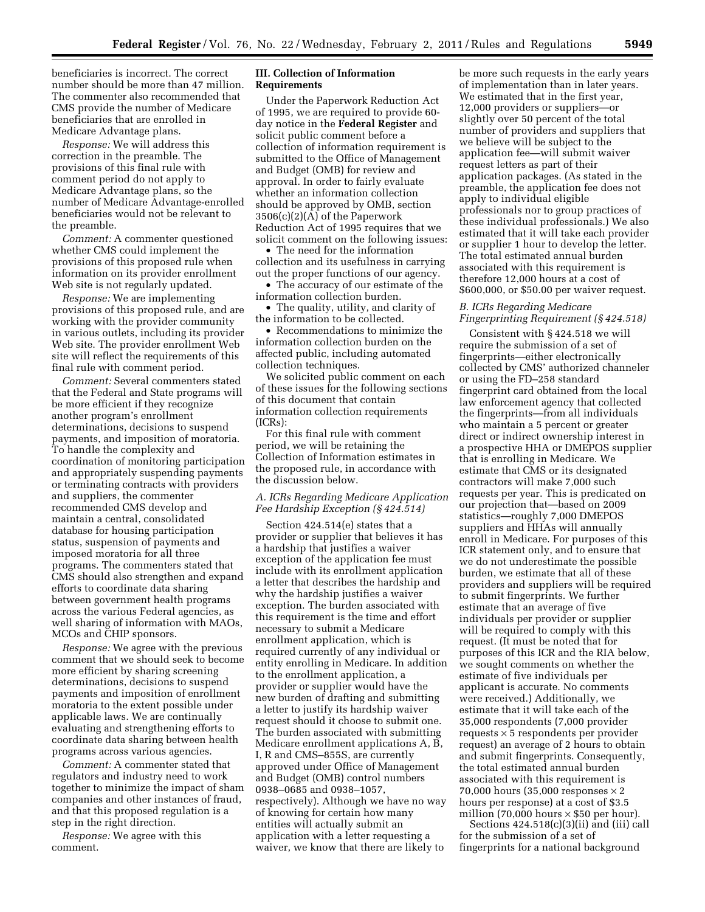beneficiaries is incorrect. The correct number should be more than 47 million. The commenter also recommended that CMS provide the number of Medicare beneficiaries that are enrolled in Medicare Advantage plans.

*Response:* We will address this correction in the preamble. The provisions of this final rule with comment period do not apply to Medicare Advantage plans, so the number of Medicare Advantage-enrolled beneficiaries would not be relevant to the preamble.

*Comment:* A commenter questioned whether CMS could implement the provisions of this proposed rule when information on its provider enrollment Web site is not regularly updated.

*Response:* We are implementing provisions of this proposed rule, and are working with the provider community in various outlets, including its provider Web site. The provider enrollment Web site will reflect the requirements of this final rule with comment period.

*Comment:* Several commenters stated that the Federal and State programs will be more efficient if they recognize another program's enrollment determinations, decisions to suspend payments, and imposition of moratoria. To handle the complexity and coordination of monitoring participation and appropriately suspending payments or terminating contracts with providers and suppliers, the commenter recommended CMS develop and maintain a central, consolidated database for housing participation status, suspension of payments and imposed moratoria for all three programs. The commenters stated that CMS should also strengthen and expand efforts to coordinate data sharing between government health programs across the various Federal agencies, as well sharing of information with MAOs, MCOs and CHIP sponsors.

*Response:* We agree with the previous comment that we should seek to become more efficient by sharing screening determinations, decisions to suspend payments and imposition of enrollment moratoria to the extent possible under applicable laws. We are continually evaluating and strengthening efforts to coordinate data sharing between health programs across various agencies.

*Comment:* A commenter stated that regulators and industry need to work together to minimize the impact of sham companies and other instances of fraud, and that this proposed regulation is a step in the right direction.

*Response:* We agree with this comment.

## III. Collection of Information Requirements

Under the Paperwork Reduction Act of 1995, we are required to provide 60-day notice in the **Federal Register** and solicit public comment before a collection of information requirement is submitted to the Office of Management and Budget (OMB) for review and approval. In order to fairly evaluate whether an information collection should be approved by OMB, section 3506(c)(2)(A) of the Paperwork Reduction Act of 1995 requires that we solicit comment on the following issues:

- The need for the information collection and its usefulness in carrying out the proper functions of our agency.
- The accuracy of our estimate of the information collection burden.
- The quality, utility, and clarity of the information to be collected.
- Recommendations to minimize the information collection burden on the affected public, including automated collection techniques.

We solicited public comment on each of these issues for the following sections of this document that contain information collection requirements (ICRs):

For this final rule with comment period, we will be retaining the Collection of Information estimates in the proposed rule, in accordance with the discussion below.

### *A. ICRs Regarding Medicare Application Fee Hardship Exception (§ 424.514)*

Section 424.514(e) states that a provider or supplier that believes it has a hardship that justifies a waiver exception of the application fee must include with its enrollment application a letter that describes the hardship and why the hardship justifies a waiver exception. The burden associated with this requirement is the time and effort necessary to submit a Medicare enrollment application, which is required currently of any individual or entity enrolling in Medicare. In addition to the enrollment application, a provider or supplier would have the new burden of drafting and submitting a letter to justify its hardship waiver request should it choose to submit one. The burden associated with submitting Medicare enrollment applications A, B, I, R and CMS–855S, are currently approved under Office of Management and Budget (OMB) control numbers 0938–0685 and 0938–1057, respectively). Although we have no way of knowing for certain how many entities will actually submit an application with a letter requesting a waiver, we know that there are likely to be more such requests in the early years of implementation than in later years. We estimated that in the first year, 12,000 providers or suppliers—or slightly over 50 percent of the total number of providers and suppliers that we believe will be subject to the application fee—will submit waiver request letters as part of their application packages. (As stated in the preamble, the application fee does not apply to individual eligible professionals nor to group practices of these individual professionals.) We also estimated that it will take each provider or supplier 1 hour to develop the letter. The total estimated annual burden associated with this requirement is therefore 12,000 hours at a cost of $600,000, or $50.00 per waiver request.

### *B. ICRs Regarding Medicare Fingerprinting Requirement (§ 424.518)*

Consistent with § 424.518 we will require the submission of a set of fingerprints—either electronically collected by CMS' authorized channeler or using the FD–258 standard fingerprint card obtained from the local law enforcement agency that collected the fingerprints—from all individuals who maintain a 5 percent or greater direct or indirect ownership interest in a prospective HHA or DMEPOS supplier that is enrolling in Medicare. We estimate that CMS or its designated contractors will make 7,000 such requests per year. This is predicated on our projection that—based on 2009 statistics—roughly 7,000 DMEPOS suppliers and HHAs will annually enroll in Medicare. For purposes of this ICR statement only, and to ensure that we do not underestimate the possible burden, we estimate that all of these providers and suppliers will be required to submit fingerprints. We further estimate that an average of five individuals per provider or supplier will be required to comply with this request. (It must be noted that for purposes of this ICR and the RIA below, we sought comments on whether the estimate of five individuals per applicant is accurate. No comments were received.) Additionally, we estimate that it will take each of the 35,000 respondents (7,000 provider requests $\times$ 5 respondents per provider request) an average of 2 hours to obtain and submit fingerprints. Consequently, the total estimated annual burden associated with this requirement is 70,000 hours (35,000 responses $\times$ 2 hours per response) at a cost of $3.5 million (70,000 hours $\times$ $50 per hour).

Sections 424.518(c)(3)(ii) and (iii) call for the submission of a set of fingerprints for a national background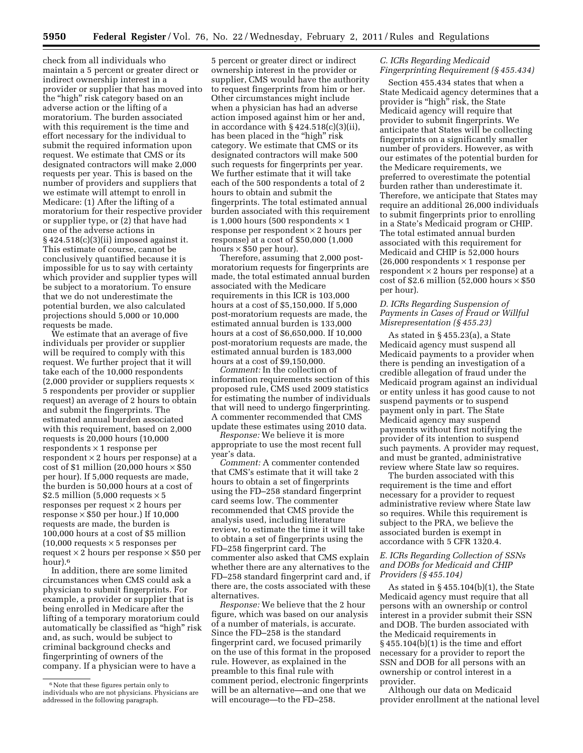check from all individuals who maintain a 5 percent or greater direct or indirect ownership interest in a provider or supplier that has moved into the "high" risk category based on an adverse action or the lifting of a moratorium. The burden associated with this requirement is the time and effort necessary for the individual to submit the required information upon request. We estimate that CMS or its designated contractors will make 2,000 requests per year. This is based on the number of providers and suppliers that we estimate will attempt to enroll in Medicare: (1) After the lifting of a moratorium for their respective provider or supplier type, or (2) that have had one of the adverse actions in § 424.518(c)(3)(ii) imposed against it. This estimate of course, cannot be conclusively quantified because it is impossible for us to say with certainty which provider and supplier types will be subject to a moratorium. To ensure that we do not underestimate the potential burden, we also calculated projections should 5,000 or 10,000 requests be made.

We estimate that an average of five individuals per provider or supplier will be required to comply with this request. We further project that it will take each of the 10,000 respondents (2,000 provider or suppliers requests × 5 respondents per provider or supplier request) an average of 2 hours to obtain and submit the fingerprints. The estimated annual burden associated with this requirement, based on 2,000 requests is 20,000 hours (10,000 respondents × 1 response per respondent × 2 hours per response) at a cost of $1 million (20,000 hours × $50 per hour). If 5,000 requests are made, the burden is 50,000 hours at a cost of $2.5 million (5,000 requests × 5 responses per request × 2 hours per response × $50 per hour.) If 10,000 requests are made, the burden is 100,000 hours at a cost of $5 million (10,000 requests × 5 responses per request × 2 hours per response × $50 per hour).[6]

In addition, there are some limited circumstances when CMS could ask a physician to submit fingerprints. For example, a provider or supplier that is being enrolled in Medicare after the lifting of a temporary moratorium could automatically be classified as "high" risk and, as such, would be subject to criminal background checks and fingerprinting of owners of the company. If a physician were to have a 5 percent or greater direct or indirect ownership interest in the provider or supplier, CMS would have the authority to request fingerprints from him or her. Other circumstances might include when a physician has had an adverse action imposed against him or her and, in accordance with § 424.518(c)(3)(ii), has been placed in the "high" risk category. We estimate that CMS or its designated contractors will make 500 such requests for fingerprints per year. We further estimate that it will take each of the 500 respondents a total of 2 hours to obtain and submit the fingerprints. The total estimated annual burden associated with this requirement is 1,000 hours (500 respondents × 1 response per respondent × 2 hours per response) at a cost of $50,000 (1,000 hours × $50 per hour).

Therefore, assuming that 2,000 post-moratorium requests for fingerprints are made, the total estimated annual burden associated with the Medicare requirements in this ICR is 103,000 hours at a cost of $5,150,000. If 5,000 post-moratorium requests are made, the estimated annual burden is 133,000 hours at a cost of $6,650,000. If 10,000 post-moratorium requests are made, the estimated annual burden is 183,000 hours at a cost of $9,150,000.

*Comment:* In the collection of information requirements section of this proposed rule, CMS used 2009 statistics for estimating the number of individuals that will need to undergo fingerprinting. A commenter recommended that CMS update these estimates using 2010 data.

*Response:* We believe it is more appropriate to use the most recent full year's data.

*Comment:* A commenter contended that CMS's estimate that it will take 2 hours to obtain a set of fingerprints using the FD–258 standard fingerprint card seems low. The commenter recommended that CMS provide the analysis used, including literature review, to estimate the time it will take to obtain a set of fingerprints using the FD–258 fingerprint card. The commenter also asked that CMS explain whether there are any alternatives to the FD–258 standard fingerprint card and, if there are, the costs associated with these alternatives.

*Response:* We believe that the 2 hour figure, which was based on our analysis of a number of materials, is accurate. Since the FD–258 is the standard fingerprint card, we focused primarily on the use of this format in the proposed rule. However, as explained in the preamble to this final rule with comment period, electronic fingerprints will be an alternative—and one that we will encourage—to the FD–258.

[6] Note that these figures pertain only to individuals who are not physicians. Physicians are addressed in the following paragraph.

### C. ICRs Regarding Medicaid Fingerprinting Requirement (§ 455.434)

Section 455.434 states that when a State Medicaid agency determines that a provider is "high" risk, the State Medicaid agency will require that provider to submit fingerprints. We anticipate that States will be collecting fingerprints on a significantly smaller number of providers. However, as with our estimates of the potential burden for the Medicare requirements, we preferred to overestimate the potential burden rather than underestimate it. Therefore, we anticipate that States may require an additional 26,000 individuals to submit fingerprints prior to enrolling in a State's Medicaid program or CHIP. The total estimated annual burden associated with this requirement for Medicaid and CHIP is 52,000 hours (26,000 respondents × 1 response per respondent × 2 hours per response) at a cost of $2.6 million (52,000 hours × $50 per hour).

### D. ICRs Regarding Suspension of Payments in Cases of Fraud or Willful Misrepresentation (§ 455.23)

As stated in § 455.23(a), a State Medicaid agency must suspend all Medicaid payments to a provider when there is pending an investigation of a credible allegation of fraud under the Medicaid program against an individual or entity unless it has good cause to not suspend payments or to suspend payment only in part. The State Medicaid agency may suspend payments without first notifying the provider of its intention to suspend such payments. A provider may request, and must be granted, administrative review where State law so requires.

The burden associated with this requirement is the time and effort necessary for a provider to request administrative review where State law so requires. While this requirement is subject to the PRA, we believe the associated burden is exempt in accordance with 5 CFR 1320.4.

### E. ICRs Regarding Collection of SSNs and DOBs for Medicaid and CHIP Providers (§ 455.104)

As stated in § 455.104(b)(1), the State Medicaid agency must require that all persons with an ownership or control interest in a provider submit their SSN and DOB. The burden associated with the Medicaid requirements in § 455.104(b)(1) is the time and effort necessary for a provider to report the SSN and DOB for all persons with an ownership or control interest in a provider.

Although our data on Medicaid provider enrollment at the national level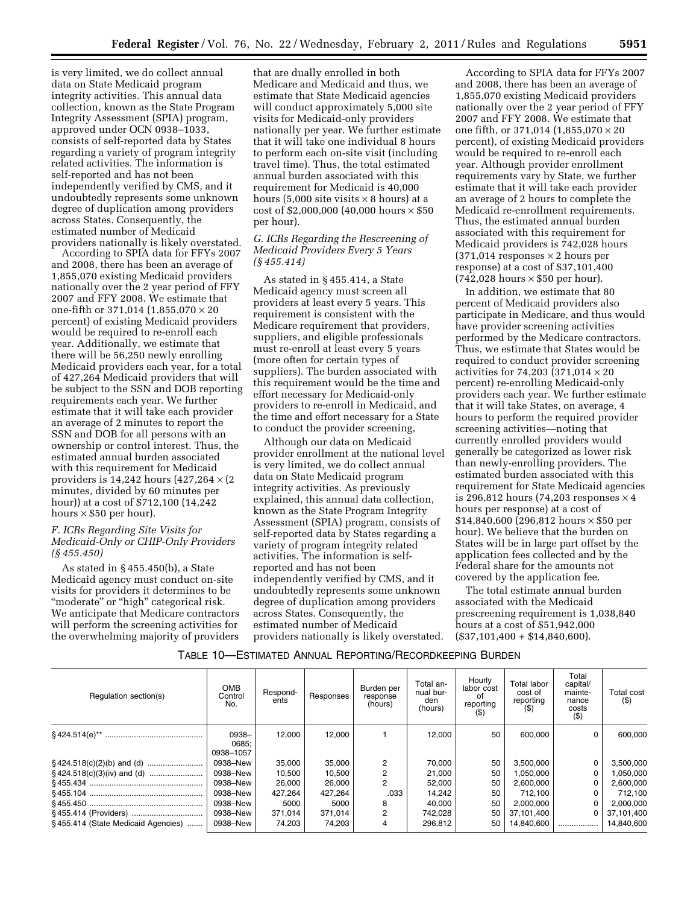is very limited, we do collect annual data on State Medicaid program integrity activities. This annual data collection, known as the State Program Integrity Assessment (SPIA) program, approved under OCN 0938–1033, consists of self-reported data by States regarding a variety of program integrity related activities. The information is self-reported and has not been independently verified by CMS, and it undoubtedly represents some unknown degree of duplication among providers across States. Consequently, the estimated number of Medicaid providers nationally is likely overstated.

According to SPIA data for FFYs 2007 and 2008, there has been an average of 1,855,070 existing Medicaid providers nationally over the 2 year period of FFY 2007 and FFY 2008. We estimate that one-fifth, or 371,014 (1,855,070 × 20 percent) of existing Medicaid providers would be required to re-enroll each year. Additionally, we estimate that there will be 56,250 newly enrolling Medicaid providers each year, for a total of 427,264 Medicaid providers that will be subject to the SSN and DOB reporting requirements each year. We further estimate that it will take each provider an average of 2 minutes to report the SSN and DOB for all persons with an ownership or control interest. Thus, the estimated annual burden associated with this requirement for Medicaid providers is 14,242 hours (427,264 × (2 minutes, divided by 60 minutes per hour)) at a cost of $712,100 (14,242 hours × $50 per hour).

### *F. ICRs Regarding Site Visits for Medicaid-Only or CHIP-Only Providers (§ 455.450)*

As stated in § 455.450(b), a State Medicaid agency must conduct on-site visits for providers it determines to be "moderate" or "high" categorical risk. We anticipate that Medicare contractors will perform the screening activities for the overwhelming majority of providers that are dually enrolled in both Medicare and Medicaid and thus, we estimate that State Medicaid agencies will conduct approximately 5,000 site visits for Medicaid-only providers nationally per year. We further estimate that it will take one individual 8 hours to perform each on-site visit (including travel time). Thus, the total estimated annual burden associated with this requirement for Medicaid is 40,000 hours (5,000 site visits × 8 hours) at a cost of $2,000,000 (40,000 hours × $50 per hour).

### *G. ICRs Regarding the Rescreening of Medicaid Providers Every 5 Years (§ 455.414)*

As stated in § 455.414, a State Medicaid agency must screen all providers at least every 5 years. This requirement is consistent with the Medicare requirement that providers, suppliers, and eligible professionals must re-enroll at least every 5 years (more often for certain types of suppliers). The burden associated with this requirement would be the time and effort necessary for Medicaid-only providers to re-enroll in Medicaid, and the time and effort necessary for a State to conduct the provider screening,

Although our data on Medicaid provider enrollment at the national level is very limited, we do collect annual data on State Medicaid program integrity activities. As previously explained, this annual data collection, known as the State Program Integrity Assessment (SPIA) program, consists of self-reported data by States regarding a variety of program integrity related activities. The information is self-reported and has not been independently verified by CMS, and it undoubtedly represents some unknown degree of duplication among providers across States. Consequently, the estimated number of Medicaid providers nationally is likely overstated.

According to SPIA data for FFYs 2007 and 2008, there has been an average of 1,855,070 existing Medicaid providers nationally over the 2 year period of FFY 2007 and FFY 2008. We estimate that one fifth, or 371,014 (1,855,070 × 20 percent), of existing Medicaid providers would be required to re-enroll each year. Although provider enrollment requirements vary by State, we further estimate that it will take each provider an average of 2 hours to complete the Medicaid re-enrollment requirements. Thus, the estimated annual burden associated with this requirement for Medicaid providers is 742,028 hours (371,014 responses × 2 hours per response) at a cost of $37,101,400 (742,028 hours × $50 per hour).

In addition, we estimate that 80 percent of Medicaid providers also participate in Medicare, and thus would have provider screening activities performed by the Medicare contractors. Thus, we estimate that States would be required to conduct provider screening activities for 74,203 (371,014 × 20 percent) re-enrolling Medicaid-only providers each year. We further estimate that it will take States, on average, 4 hours to perform the required provider screening activities—noting that currently enrolled providers would generally be categorized as lower risk than newly-enrolling providers. The estimated burden associated with this requirement for State Medicaid agencies is 296,812 hours (74,203 responses × 4 hours per response) at a cost of $14,840,600 (296,812 hours × $50 per hour). We believe that the burden on States will be in large part offset by the application fees collected and by the Federal share for the amounts not covered by the application fee.

The total estimate annual burden associated with the Medicaid prescreening requirement is 1,038,840 hours at a cost of $51,942,000 ($37,101,400 + $14,840,600).

TABLE 10—ESTIMATED ANNUAL REPORTING/RECORDKEEPING BURDEN

| Regulation section(s) | OMB Control No. | Respondents | Responses | Burden per response (hours) | Total annual burden (hours) | Hourly labor cost of reporting ($) | Total labor cost of reporting ($) | Total capital/maintenance costs ($) | Total cost ($) |
|---|---|---|---|---|---|---|---|---|---|
| § 424.514(e)** | 0938–0685; 0938–1057 | 12,000 | 12,000 | 1 | 12,000 | 50 | 600,000 | 0 | 600,000 |
| § 424.518(c)(2)(b) and (d) | 0938–New | 35,000 | 35,000 | 2 | 70,000 | 50 | 3,500,000 | 0 | 3,500,000 |
| § 424.518(c)(3)(iv) and (d) | 0938–New | 10,500 | 10,500 | 2 | 21,000 | 50 | 1,050,000 | 0 | 1,050,000 |
| § 455.434 | 0938–New | 26,000 | 26,000 | 2 | 52,000 | 50 | 2,600,000 | 0 | 2,600,000 |
| § 455.104 | 0938–New | 427,264 | 427,264 | .033 | 14,242 | 50 | 712,100 | 0 | 712,100 |
| § 455.450 | 0938–New | 5000 | 5000 | 8 | 40,000 | 50 | 2,000,000 | 0 | 2,000,000 |
| § 455.414 (Providers) | 0938–New | 371,014 | 371,014 | 2 | 742,028 | 50 | 37,101,400 | 0 | 37,101,400 |
| § 455.414 (State Medicaid Agencies) | 0938–New | 74,203 | 74,203 | 4 | 296,812 | 50 | 14,840,600 | .................. | 14,840,600 |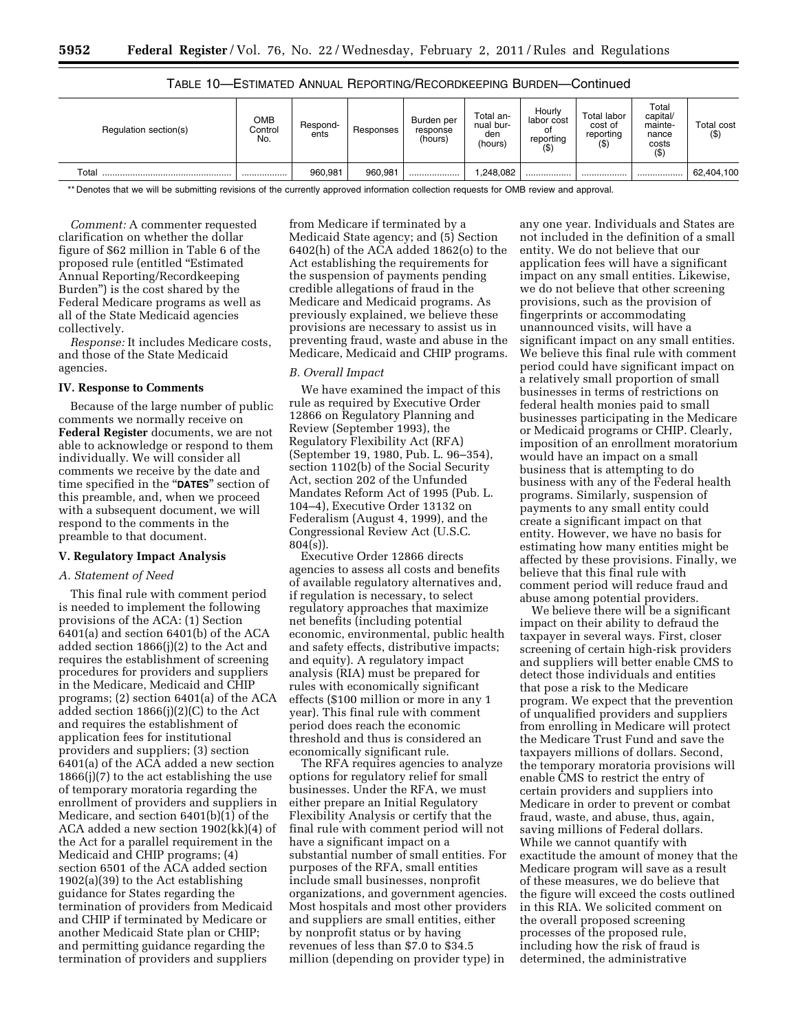TABLE 10—ESTIMATED ANNUAL REPORTING/RECORDKEEPING BURDEN—Continued

| Regulation section(s) | OMB Control No. | Respondents | Responses | Burden per response (hours) | Total annual burden (hours) | Hourly labor cost of reporting ($) | Total labor cost of reporting ($) | Total capital/maintenance costs ($) | Total cost ($) |
|---|---|---|---|---|---|---|---|---|---|
| Total | .................. | 960,981 | 960,981 | .................... | 1,248,082 | .................. | .................. | .................. | 62,404,100 |

** Denotes that we will be submitting revisions of the currently approved information collection requests for OMB review and approval.

*Comment:* A commenter requested clarification on whether the dollar figure of $62 million in Table 6 of the proposed rule (entitled "Estimated Annual Reporting/Recordkeeping Burden") is the cost shared by the Federal Medicare programs as well as all of the State Medicaid agencies collectively.

*Response:* It includes Medicare costs, and those of the State Medicaid agencies.

## IV. Response to Comments

Because of the large number of public comments we normally receive on **Federal Register** documents, we are not able to acknowledge or respond to them individually. We will consider all comments we receive by the date and time specified in the "**DATES**" section of this preamble, and, when we proceed with a subsequent document, we will respond to the comments in the preamble to that document.

## V. Regulatory Impact Analysis

### A. Statement of Need

This final rule with comment period is needed to implement the following provisions of the ACA: (1) Section 6401(a) and section 6401(b) of the ACA added section 1866(j)(2) to the Act and requires the establishment of screening procedures for providers and suppliers in the Medicare, Medicaid and CHIP programs; (2) section 6401(a) of the ACA added section 1866(j)(2)(C) to the Act and requires the establishment of application fees for institutional providers and suppliers; (3) section 6401(a) of the ACA added a new section 1866(j)(7) to the act establishing the use of temporary moratoria regarding the enrollment of providers and suppliers in Medicare, and section 6401(b)(1) of the ACA added a new section 1902(kk)(4) of the Act for a parallel requirement in the Medicaid and CHIP programs; (4) section 6501 of the ACA added section 1902(a)(39) to the Act establishing guidance for States regarding the termination of providers from Medicaid and CHIP if terminated by Medicare or another Medicaid State plan or CHIP; and permitting guidance regarding the termination of providers and suppliers from Medicare if terminated by a Medicaid State agency; and (5) Section 6402(h) of the ACA added 1862(o) to the Act establishing the requirements for the suspension of payments pending credible allegations of fraud in the Medicare and Medicaid programs. As previously explained, we believe these provisions are necessary to assist us in preventing fraud, waste and abuse in the Medicare, Medicaid and CHIP programs.

### B. Overall Impact

We have examined the impact of this rule as required by Executive Order 12866 on Regulatory Planning and Review (September 1993), the Regulatory Flexibility Act (RFA) (September 19, 1980, Pub. L. 96–354), section 1102(b) of the Social Security Act, section 202 of the Unfunded Mandates Reform Act of 1995 (Pub. L. 104–4), Executive Order 13132 on Federalism (August 4, 1999), and the Congressional Review Act (U.S.C. 804(s)).

Executive Order 12866 directs agencies to assess all costs and benefits of available regulatory alternatives and, if regulation is necessary, to select regulatory approaches that maximize net benefits (including potential economic, environmental, public health and safety effects, distributive impacts; and equity). A regulatory impact analysis (RIA) must be prepared for rules with economically significant effects ($100 million or more in any 1 year). This final rule with comment period does reach the economic threshold and thus is considered an economically significant rule.

The RFA requires agencies to analyze options for regulatory relief for small businesses. Under the RFA, we must either prepare an Initial Regulatory Flexibility Analysis or certify that the final rule with comment period will not have a significant impact on a substantial number of small entities. For purposes of the RFA, small entities include small businesses, nonprofit organizations, and government agencies. Most hospitals and most other providers and suppliers are small entities, either by nonprofit status or by having revenues of less than $7.0 to $34.5 million (depending on provider type) in any one year. Individuals and States are not included in the definition of a small entity. We do not believe that our application fees will have a significant impact on any small entities. Likewise, we do not believe that other screening provisions, such as the provision of fingerprints or accommodating unannounced visits, will have a significant impact on any small entities. We believe this final rule with comment period could have significant impact on a relatively small proportion of small businesses in terms of restrictions on federal health monies paid to small businesses participating in the Medicare or Medicaid programs or CHIP. Clearly, imposition of an enrollment moratorium would have an impact on a small business that is attempting to do business with any of the Federal health programs. Similarly, suspension of payments to any small entity could create a significant impact on that entity. However, we have no basis for estimating how many entities might be affected by these provisions. Finally, we believe that this final rule with comment period will reduce fraud and abuse among potential providers.

We believe there will be a significant impact on their ability to defraud the taxpayer in several ways. First, closer screening of certain high-risk providers and suppliers will better enable CMS to detect those individuals and entities that pose a risk to the Medicare program. We expect that the prevention of unqualified providers and suppliers from enrolling in Medicare will protect the Medicare Trust Fund and save the taxpayers millions of dollars. Second, the temporary moratoria provisions will enable CMS to restrict the entry of certain providers and suppliers into Medicare in order to prevent or combat fraud, waste, and abuse, thus, again, saving millions of Federal dollars. While we cannot quantify with exactitude the amount of money that the Medicare program will save as a result of these measures, we do believe that the figure will exceed the costs outlined in this RIA. We solicited comment on the overall proposed screening processes of the proposed rule, including how the risk of fraud is determined, the administrative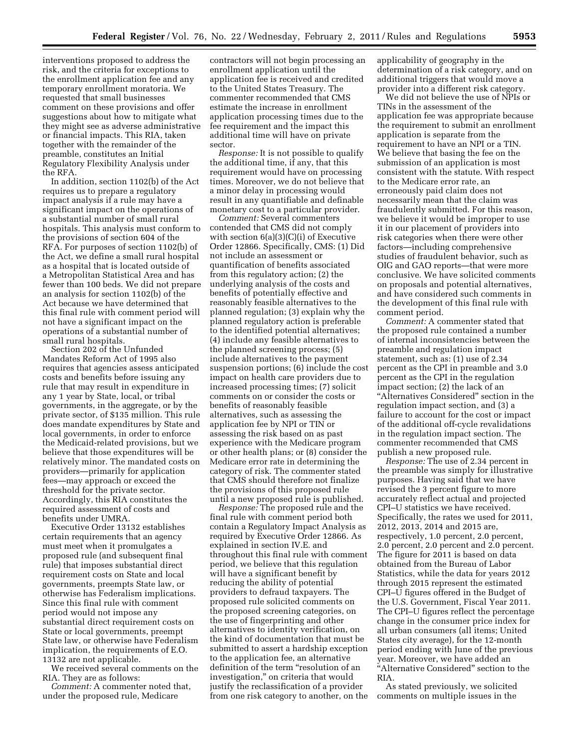interventions proposed to address the risk, and the criteria for exceptions to the enrollment application fee and any temporary enrollment moratoria. We requested that small businesses comment on these provisions and offer suggestions about how to mitigate what they might see as adverse administrative or financial impacts. This RIA, taken together with the remainder of the preamble, constitutes an Initial Regulatory Flexibility Analysis under the RFA.

In addition, section 1102(b) of the Act requires us to prepare a regulatory impact analysis if a rule may have a significant impact on the operations of a substantial number of small rural hospitals. This analysis must conform to the provisions of section 604 of the RFA. For purposes of section 1102(b) of the Act, we define a small rural hospital as a hospital that is located outside of a Metropolitan Statistical Area and has fewer than 100 beds. We did not prepare an analysis for section 1102(b) of the Act because we have determined that this final rule with comment period will not have a significant impact on the operations of a substantial number of small rural hospitals.

Section 202 of the Unfunded Mandates Reform Act of 1995 also requires that agencies assess anticipated costs and benefits before issuing any rule that may result in expenditure in any 1 year by State, local, or tribal governments, in the aggregate, or by the private sector, of $135 million. This rule does mandate expenditures by State and local governments, in order to enforce the Medicaid-related provisions, but we believe that those expenditures will be relatively minor. The mandated costs on providers—primarily for application fees—may approach or exceed the threshold for the private sector. Accordingly, this RIA constitutes the required assessment of costs and benefits under UMRA.

Executive Order 13132 establishes certain requirements that an agency must meet when it promulgates a proposed rule (and subsequent final rule) that imposes substantial direct requirement costs on State and local governments, preempts State law, or otherwise has Federalism implications. Since this final rule with comment period would not impose any substantial direct requirement costs on State or local governments, preempt State law, or otherwise have Federalism implication, the requirements of E.O. 13132 are not applicable.

We received several comments on the RIA. They are as follows:

*Comment:* A commenter noted that, under the proposed rule, Medicare contractors will not begin processing an enrollment application until the application fee is received and credited to the United States Treasury. The commenter recommended that CMS estimate the increase in enrollment application processing times due to the fee requirement and the impact this additional time will have on private sector.

*Response:* It is not possible to qualify the additional time, if any, that this requirement would have on processing times. Moreover, we do not believe that a minor delay in processing would result in any quantifiable and definable monetary cost to a particular provider.

*Comment:* Several commenters contended that CMS did not comply with section 6(a)(3)(C)(i) of Executive Order 12866. Specifically, CMS: (1) Did not include an assessment or quantification of benefits associated from this regulatory action; (2) the underlying analysis of the costs and benefits of potentially effective and reasonably feasible alternatives to the planned regulation; (3) explain why the planned regulatory action is preferable to the identified potential alternatives; (4) include any feasible alternatives to the planned screening process; (5) include alternatives to the payment suspension portions; (6) include the cost impact on health care providers due to increased processing times; (7) solicit comments on or consider the costs or benefits of reasonably feasible alternatives, such as assessing the application fee by NPI or TIN or assessing the risk based on as past experience with the Medicare program or other health plans; or (8) consider the Medicare error rate in determining the category of risk. The commenter stated that CMS should therefore not finalize the provisions of this proposed rule until a new proposed rule is published.

*Response:* The proposed rule and the final rule with comment period both contain a Regulatory Impact Analysis as required by Executive Order 12866. As explained in section IV.E. and throughout this final rule with comment period, we believe that this regulation will have a significant benefit by reducing the ability of potential providers to defraud taxpayers. The proposed rule solicited comments on the proposed screening categories, on the use of fingerprinting and other alternatives to identity verification, on the kind of documentation that must be submitted to assert a hardship exception to the application fee, an alternative definition of the term "resolution of an investigation," on criteria that would justify the reclassification of a provider from one risk category to another, on the applicability of geography in the determination of a risk category, and on additional triggers that would move a provider into a different risk category.

We did not believe the use of NPIs or TINs in the assessment of the application fee was appropriate because the requirement to submit an enrollment application is separate from the requirement to have an NPI or a TIN. We believe that basing the fee on the submission of an application is most consistent with the statute. With respect to the Medicare error rate, an erroneously paid claim does not necessarily mean that the claim was fraudulently submitted. For this reason, we believe it would be improper to use it in our placement of providers into risk categories when there were other factors—including comprehensive studies of fraudulent behavior, such as OIG and GAO reports—that were more conclusive. We have solicited comments on proposals and potential alternatives, and have considered such comments in the development of this final rule with comment period.

*Comment:* A commenter stated that the proposed rule contained a number of internal inconsistencies between the preamble and regulation impact statement, such as: (1) use of 2.34 percent as the CPI in preamble and 3.0 percent as the CPI in the regulation impact section; (2) the lack of an "Alternatives Considered" section in the regulation impact section, and (3) a failure to account for the cost or impact of the additional off-cycle revalidations in the regulation impact section. The commenter recommended that CMS publish a new proposed rule.

*Response:* The use of 2.34 percent in the preamble was simply for illustrative purposes. Having said that we have revised the 3 percent figure to more accurately reflect actual and projected CPI–U statistics we have received. Specifically, the rates we used for 2011, 2012, 2013, 2014 and 2015 are, respectively, 1.0 percent, 2.0 percent, 2.0 percent, 2.0 percent and 2.0 percent. The figure for 2011 is based on data obtained from the Bureau of Labor Statistics, while the data for years 2012 through 2015 represent the estimated CPI–U figures offered in the Budget of the U.S. Government, Fiscal Year 2011. The CPI–U figures reflect the percentage change in the consumer price index for all urban consumers (all items; United States city average), for the 12-month period ending with June of the previous year. Moreover, we have added an "Alternative Considered" section to the RIA.

As stated previously, we solicited comments on multiple issues in the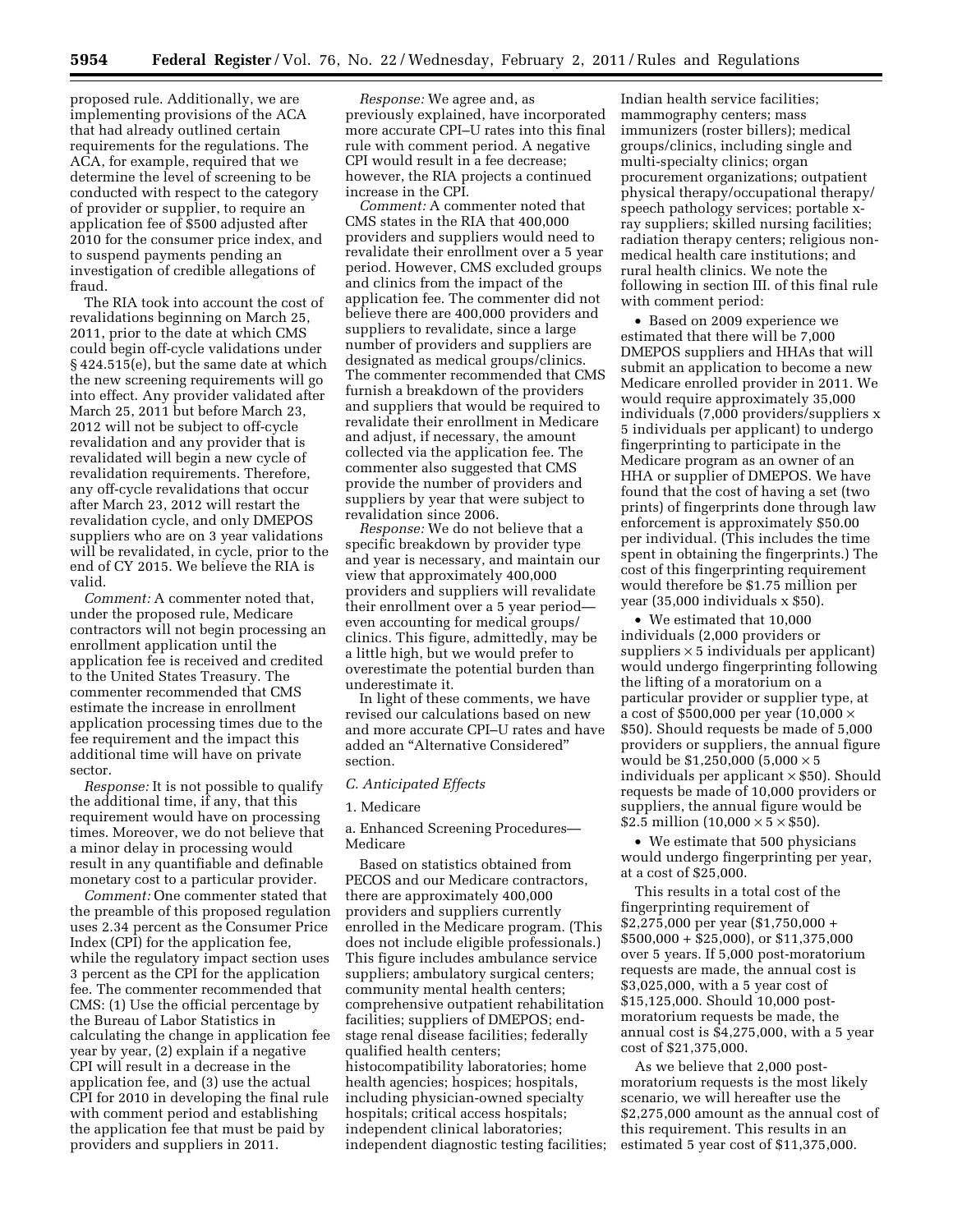proposed rule. Additionally, we are implementing provisions of the ACA that had already outlined certain requirements for the regulations. The ACA, for example, required that we determine the level of screening to be conducted with respect to the category of provider or supplier, to require an application fee of $500 adjusted after 2010 for the consumer price index, and to suspend payments pending an investigation of credible allegations of fraud.

The RIA took into account the cost of revalidations beginning on March 25, 2011, prior to the date at which CMS could begin off-cycle validations under § 424.515(e), but the same date at which the new screening requirements will go into effect. Any provider validated after March 25, 2011 but before March 23, 2012 will not be subject to off-cycle revalidation and any provider that is revalidated will begin a new cycle of revalidation requirements. Therefore, any off-cycle revalidations that occur after March 23, 2012 will restart the revalidation cycle, and only DMEPOS suppliers who are on 3 year validations will be revalidated, in cycle, prior to the end of CY 2015. We believe the RIA is valid.

*Comment:* A commenter noted that, under the proposed rule, Medicare contractors will not begin processing an enrollment application until the application fee is received and credited to the United States Treasury. The commenter recommended that CMS estimate the increase in enrollment application processing times due to the fee requirement and the impact this additional time will have on private sector.

*Response:* It is not possible to qualify the additional time, if any, that this requirement would have on processing times. Moreover, we do not believe that a minor delay in processing would result in any quantifiable and definable monetary cost to a particular provider.

*Comment:* One commenter stated that the preamble of this proposed regulation uses 2.34 percent as the Consumer Price Index (CPI) for the application fee, while the regulatory impact section uses 3 percent as the CPI for the application fee. The commenter recommended that CMS: (1) Use the official percentage by the Bureau of Labor Statistics in calculating the change in application fee year by year, (2) explain if a negative CPI will result in a decrease in the application fee, and (3) use the actual CPI for 2010 in developing the final rule with comment period and establishing the application fee that must be paid by providers and suppliers in 2011.

*Response:* We agree and, as previously explained, have incorporated more accurate CPI–U rates into this final rule with comment period. A negative CPI would result in a fee decrease; however, the RIA projects a continued increase in the CPI.

*Comment:* A commenter noted that CMS states in the RIA that 400,000 providers and suppliers would need to revalidate their enrollment over a 5 year period. However, CMS excluded groups and clinics from the impact of the application fee. The commenter did not believe there are 400,000 providers and suppliers to revalidate, since a large number of providers and suppliers are designated as medical groups/clinics. The commenter recommended that CMS furnish a breakdown of the providers and suppliers that would be required to revalidate their enrollment in Medicare and adjust, if necessary, the amount collected via the application fee. The commenter also suggested that CMS provide the number of providers and suppliers by year that were subject to revalidation since 2006.

*Response:* We do not believe that a specific breakdown by provider type and year is necessary, and maintain our view that approximately 400,000 providers and suppliers will revalidate their enrollment over a 5 year period—even accounting for medical groups/clinics. This figure, admittedly, may be a little high, but we would prefer to overestimate the potential burden than underestimate it.

In light of these comments, we have revised our calculations based on new and more accurate CPI–U rates and have added an "Alternative Considered" section.

*C. Anticipated Effects*

1. Medicare

a. Enhanced Screening Procedures—Medicare

Based on statistics obtained from PECOS and our Medicare contractors, there are approximately 400,000 providers and suppliers currently enrolled in the Medicare program. (This does not include eligible professionals.) This figure includes ambulance service suppliers; ambulatory surgical centers; community mental health centers; comprehensive outpatient rehabilitation facilities; suppliers of DMEPOS; end-stage renal disease facilities; federally qualified health centers; histocompatibility laboratories; home health agencies; hospices; hospitals, including physician-owned specialty hospitals; critical access hospitals; independent clinical laboratories; independent diagnostic testing facilities; Indian health service facilities; mammography centers; mass immunizers (roster billers); medical groups/clinics, including single and multi-specialty clinics; organ procurement organizations; outpatient physical therapy/occupational therapy/speech pathology services; portable x-ray suppliers; skilled nursing facilities; radiation therapy centers; religious non-medical health care institutions; and rural health clinics. We note the following in section III. of this final rule with comment period:

- Based on 2009 experience we estimated that there will be 7,000 DMEPOS suppliers and HHAs that will submit an application to become a new Medicare enrolled provider in 2011. We would require approximately 35,000 individuals (7,000 providers/suppliers x 5 individuals per applicant) to undergo fingerprinting to participate in the Medicare program as an owner of an HHA or supplier of DMEPOS. We have found that the cost of having a set (two prints) of fingerprints done through law enforcement is approximately $50.00 per individual. (This includes the time spent in obtaining the fingerprints.) The cost of this fingerprinting requirement would therefore be $1.75 million per year (35,000 individuals x $50).
- We estimated that 10,000 individuals (2,000 providers or suppliers × 5 individuals per applicant) would undergo fingerprinting following the lifting of a moratorium on a particular provider or supplier type, at a cost of $500,000 per year (10,000 × $50). Should requests be made of 5,000 providers or suppliers, the annual figure would be $1,250,000 (5,000 × 5 individuals per applicant × $50). Should requests be made of 10,000 providers or suppliers, the annual figure would be $2.5 million (10,000 × 5 × $50).
- We estimate that 500 physicians would undergo fingerprinting per year, at a cost of $25,000.

This results in a total cost of the fingerprinting requirement of $2,275,000 per year ($1,750,000 + $500,000 + $25,000), or $11,375,000 over 5 years. If 5,000 post-moratorium requests are made, the annual cost is $3,025,000, with a 5 year cost of $15,125,000. Should 10,000 post-moratorium requests be made, the annual cost is $4,275,000, with a 5 year cost of $21,375,000.

As we believe that 2,000 post-moratorium requests is the most likely scenario, we will hereafter use the $2,275,000 amount as the annual cost of this requirement. This results in an estimated 5 year cost of $11,375,000.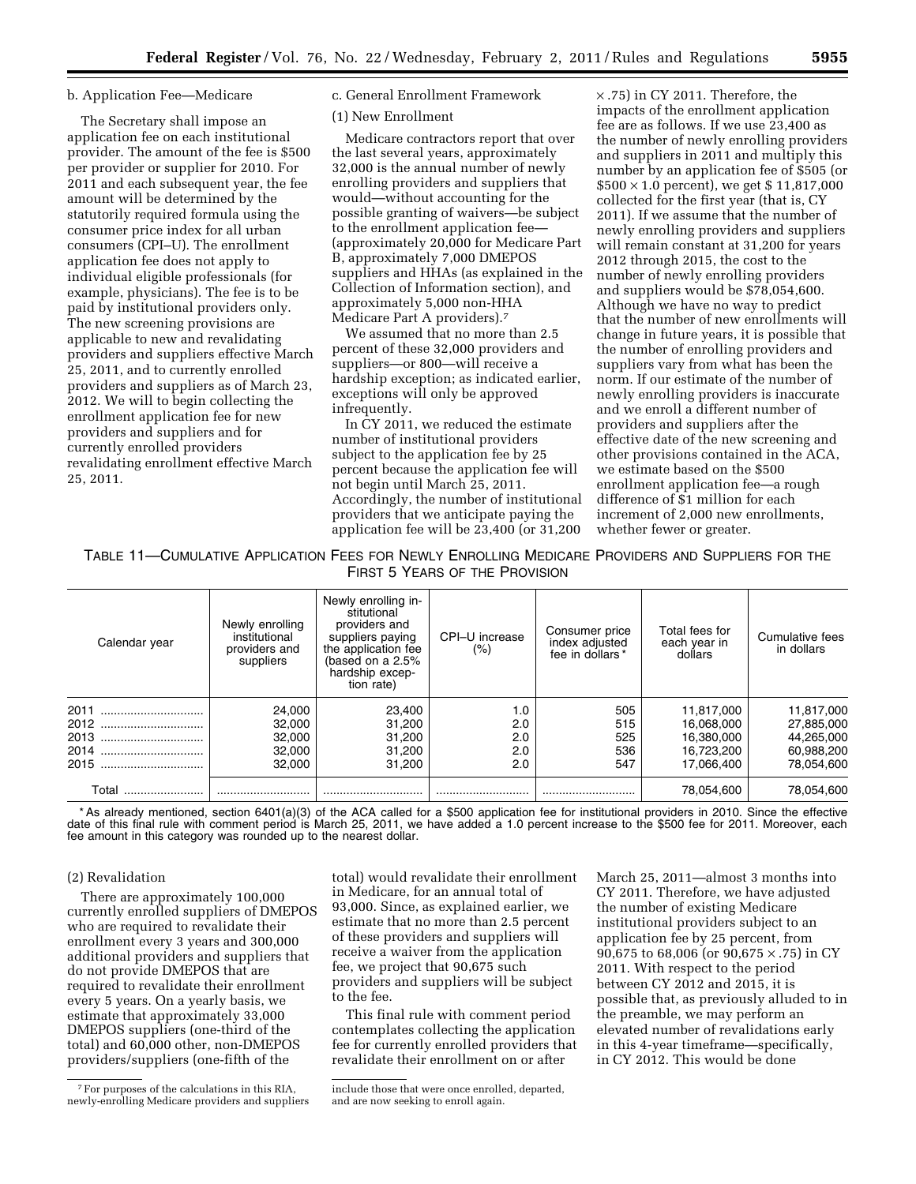b. Application Fee—Medicare

The Secretary shall impose an application fee on each institutional provider. The amount of the fee is $500 per provider or supplier for 2010. For 2011 and each subsequent year, the fee amount will be determined by the statutorily required formula using the consumer price index for all urban consumers (CPI–U). The enrollment application fee does not apply to individual eligible professionals (for example, physicians). The fee is to be paid by institutional providers only. The new screening provisions are applicable to new and revalidating providers and suppliers effective March 25, 2011, and to currently enrolled providers and suppliers as of March 23, 2012. We will to begin collecting the enrollment application fee for new providers and suppliers and for currently enrolled providers revalidating enrollment effective March 25, 2011.

c. General Enrollment Framework

(1) New Enrollment

Medicare contractors report that over the last several years, approximately 32,000 is the annual number of newly enrolling providers and suppliers that would—without accounting for the possible granting of waivers—be subject to the enrollment application fee—(approximately 20,000 for Medicare Part B, approximately 7,000 DMEPOS suppliers and HHAs (as explained in the Collection of Information section), and approximately 5,000 non-HHA Medicare Part A providers).[7]

We assumed that no more than 2.5 percent of these 32,000 providers and suppliers—or 800—will receive a hardship exception; as indicated earlier, exceptions will only be approved infrequently.

In CY 2011, we reduced the estimate number of institutional providers subject to the application fee by 25 percent because the application fee will not begin until March 25, 2011. Accordingly, the number of institutional providers that we anticipate paying the application fee will be 23,400 (or 31,200 × .75) in CY 2011. Therefore, the impacts of the enrollment application fee are as follows. If we use 23,400 as the number of newly enrolling providers and suppliers in 2011 and multiply this number by an application fee of $505 (or $500 × 1.0 percent), we get $ 11,817,000 collected for the first year (that is, CY 2011). If we assume that the number of newly enrolling providers and suppliers will remain constant at 31,200 for years 2012 through 2015, the cost to the number of newly enrolling providers and suppliers would be $78,054,600. Although we have no way to predict that the number of new enrollments will change in future years, it is possible that the number of enrolling providers and suppliers vary from what has been the norm. If our estimate of the number of newly enrolling providers is inaccurate and we enroll a different number of providers and suppliers after the effective date of the new screening and other provisions contained in the ACA, we estimate based on the $500 enrollment application fee—a rough difference of $1 million for each increment of 2,000 new enrollments, whether fewer or greater.

TABLE 11—CUMULATIVE APPLICATION FEES FOR NEWLY ENROLLING MEDICARE PROVIDERS AND SUPPLIERS FOR THE FIRST 5 YEARS OF THE PROVISION

| Calendar year | Newly enrolling institutional providers and suppliers | Newly enrolling institutional providers and suppliers paying the application fee (based on a 2.5% hardship exception rate) | CPI–U increase (%) | Consumer price index adjusted fee in dollars * | Total fees for each year in dollars | Cumulative fees in dollars |
|---|---|---|---|---|---|---|
| 2011 | 24,000 | 23,400 | 1.0 | 505 | 11,817,000 | 11,817,000 |
| 2012 | 32,000 | 31,200 | 2.0 | 515 | 16,068,000 | 27,885,000 |
| 2013 | 32,000 | 31,200 | 2.0 | 525 | 16,380,000 | 44,265,000 |
| 2014 | 32,000 | 31,200 | 2.0 | 536 | 16,723,200 | 60,988,200 |
| 2015 | 32,000 | 31,200 | 2.0 | 547 | 17,066,400 | 78,054,600 |
| Total | | | | | 78,054,600 | 78,054,600 |

* As already mentioned, section 6401(a)(3) of the ACA called for a $500 application fee for institutional providers in 2010. Since the effective date of this final rule with comment period is March 25, 2011, we have added a 1.0 percent increase to the $500 fee for 2011. Moreover, each fee amount in this category was rounded up to the nearest dollar.

(2) Revalidation

There are approximately 100,000 currently enrolled suppliers of DMEPOS who are required to revalidate their enrollment every 3 years and 300,000 additional providers and suppliers that do not provide DMEPOS that are required to revalidate their enrollment every 5 years. On a yearly basis, we estimate that approximately 33,000 DMEPOS suppliers (one-third of the total) and 60,000 other, non-DMEPOS providers/suppliers (one-fifth of the total) would revalidate their enrollment in Medicare, for an annual total of 93,000. Since, as explained earlier, we estimate that no more than 2.5 percent of these providers and suppliers will receive a waiver from the application fee, we project that 90,675 such providers and suppliers will be subject to the fee.

This final rule with comment period contemplates collecting the application fee for currently enrolled providers that revalidate their enrollment on or after March 25, 2011—almost 3 months into CY 2011. Therefore, we have adjusted the number of existing Medicare institutional providers subject to an application fee by 25 percent, from 90,675 to 68,006 (or 90,675 × .75) in CY 2011. With respect to the period between CY 2012 and 2015, it is possible that, as previously alluded to in the preamble, we may perform an elevated number of revalidations early in this 4-year timeframe—specifically, in CY 2012. This would be done

[7] For purposes of the calculations in this RIA, newly-enrolling Medicare providers and suppliers include those that were once enrolled, departed, and are now seeking to enroll again.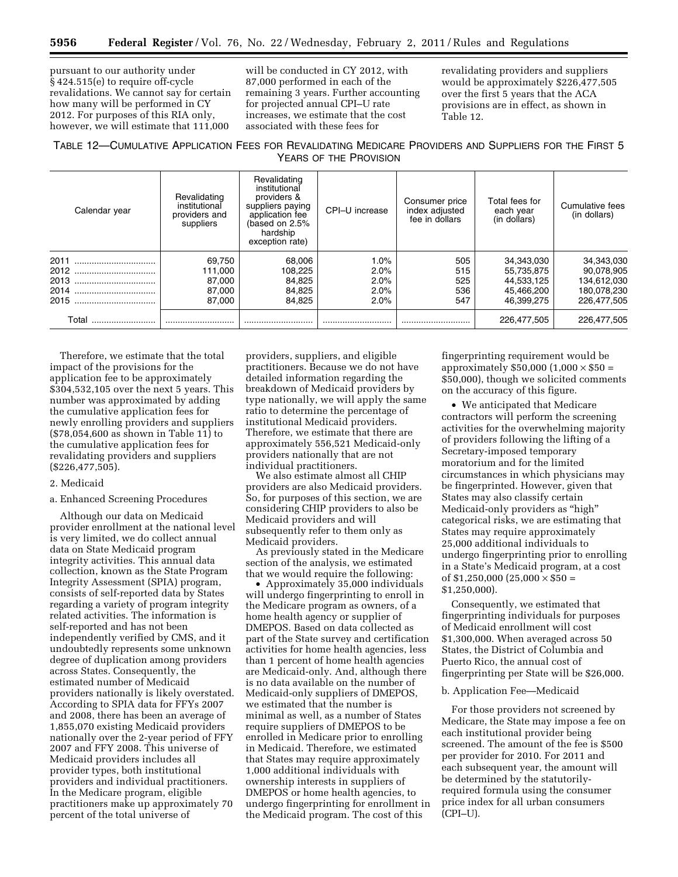pursuant to our authority under § 424.515(e) to require off-cycle revalidations. We cannot say for certain how many will be performed in CY 2012. For purposes of this RIA only, however, we will estimate that 111,000 will be conducted in CY 2012, with 87,000 performed in each of the remaining 3 years. Further accounting for projected annual CPI–U rate increases, we estimate that the cost associated with these fees for revalidating providers and suppliers would be approximately $226,477,505 over the first 5 years that the ACA provisions are in effect, as shown in Table 12.

TABLE 12—CUMULATIVE APPLICATION FEES FOR REVALIDATING MEDICARE PROVIDERS AND SUPPLIERS FOR THE FIRST 5 YEARS OF THE PROVISION

| Calendar year | Revalidating institutional providers and suppliers | Revalidating institutional providers & suppliers paying application fee (based on 2.5% hardship exception rate) | CPI–U increase | Consumer price index adjusted fee in dollars | Total fees for each year (in dollars) | Cumulative fees (in dollars) |
|---|---|---|---|---|---|---|
| 2011 | 69,750 | 68,006 | 1.0% | 505 | 34,343,030 | 34,343,030 |
| 2012 | 111,000 | 108,225 | 2.0% | 515 | 55,735,875 | 90,078,905 |
| 2013 | 87,000 | 84,825 | 2.0% | 525 | 44,533,125 | 134,612,030 |
| 2014 | 87,000 | 84,825 | 2.0% | 536 | 45,466,200 | 180,078,230 |
| 2015 | 87,000 | 84,825 | 2.0% | 547 | 46,399,275 | 226,477,505 |
| Total | | | | | 226,477,505 | 226,477,505 |

Therefore, we estimate that the total impact of the provisions for the application fee to be approximately $304,532,105 over the next 5 years. This number was approximated by adding the cumulative application fees for newly enrolling providers and suppliers ($78,054,600 as shown in Table 11) to the cumulative application fees for revalidating providers and suppliers ($226,477,505).

2. Medicaid

a. Enhanced Screening Procedures

Although our data on Medicaid provider enrollment at the national level is very limited, we do collect annual data on State Medicaid program integrity activities. This annual data collection, known as the State Program Integrity Assessment (SPIA) program, consists of self-reported data by States regarding a variety of program integrity related activities. The information is self-reported and has not been independently verified by CMS, and it undoubtedly represents some unknown degree of duplication among providers across States. Consequently, the estimated number of Medicaid providers nationally is likely overstated. According to SPIA data for FFYs 2007 and 2008, there has been an average of 1,855,070 existing Medicaid providers nationally over the 2-year period of FFY 2007 and FFY 2008. This universe of Medicaid providers includes all provider types, both institutional providers and individual practitioners. In the Medicare program, eligible practitioners make up approximately 70 percent of the total universe of providers, suppliers, and eligible practitioners. Because we do not have detailed information regarding the breakdown of Medicaid providers by type nationally, we will apply the same ratio to determine the percentage of institutional Medicaid providers. Therefore, we estimate that there are approximately 556,521 Medicaid-only providers nationally that are not individual practitioners.

We also estimate almost all CHIP providers are also Medicaid providers. So, for purposes of this section, we are considering CHIP providers to also be Medicaid providers and will subsequently refer to them only as Medicaid providers.

As previously stated in the Medicare section of the analysis, we estimated that we would require the following:

- Approximately 35,000 individuals will undergo fingerprinting to enroll in the Medicare program as owners, of a home health agency or supplier of DMEPOS. Based on data collected as part of the State survey and certification activities for home health agencies, less than 1 percent of home health agencies are Medicaid-only. And, although there is no data available on the number of Medicaid-only suppliers of DMEPOS, we estimated that the number is minimal as well, as a number of States require suppliers of DMEPOS to be enrolled in Medicare prior to enrolling in Medicaid. Therefore, we estimated that States may require approximately 1,000 additional individuals with ownership interests in suppliers of DMEPOS or home health agencies, to undergo fingerprinting for enrollment in the Medicaid program. The cost of this fingerprinting requirement would be approximately $50,000 ($1,000 \times \$50 = \$50,000$), though we solicited comments on the accuracy of this figure.
- We anticipated that Medicare contractors will perform the screening activities for the overwhelming majority of providers following the lifting of a Secretary-imposed temporary moratorium and for the limited circumstances in which physicians may be fingerprinted. However, given that States may also classify certain Medicaid-only providers as "high" categorical risks, we are estimating that States may require approximately 25,000 additional individuals to undergo fingerprinting prior to enrolling in a State's Medicaid program, at a cost of $1,250,000 ($25,000 \times \$50 = \$1,250,000$).

Consequently, we estimated that fingerprinting individuals for purposes of Medicaid enrollment will cost $1,300,000. When averaged across 50 States, the District of Columbia and Puerto Rico, the annual cost of fingerprinting per State will be $26,000.

b. Application Fee—Medicaid

For those providers not screened by Medicare, the State may impose a fee on each institutional provider being screened. The amount of the fee is $500 per provider for 2010. For 2011 and each subsequent year, the amount will be determined by the statutorily-required formula using the consumer price index for all urban consumers (CPI–U).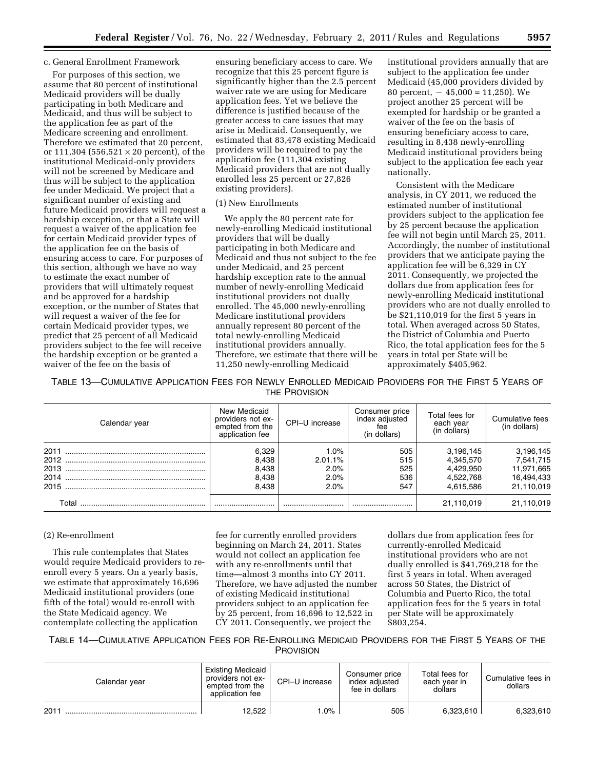c. General Enrollment Framework

For purposes of this section, we assume that 80 percent of institutional Medicaid providers will be dually participating in both Medicare and Medicaid, and thus will be subject to the application fee as part of the Medicare screening and enrollment. Therefore we estimated that 20 percent, or 111,304 (556,521 × 20 percent), of the institutional Medicaid-only providers will not be screened by Medicare and thus will be subject to the application fee under Medicaid. We project that a significant number of existing and future Medicaid providers will request a hardship exception, or that a State will request a waiver of the application fee for certain Medicaid provider types of the application fee on the basis of ensuring access to care. For purposes of this section, although we have no way to estimate the exact number of providers that will ultimately request and be approved for a hardship exception, or the number of States that will request a waiver of the fee for certain Medicaid provider types, we predict that 25 percent of all Medicaid providers subject to the fee will receive the hardship exception or be granted a waiver of the fee on the basis of ensuring beneficiary access to care. We recognize that this 25 percent figure is significantly higher than the 2.5 percent waiver rate we are using for Medicare application fees. Yet we believe the difference is justified because of the greater access to care issues that may arise in Medicaid. Consequently, we estimated that 83,478 existing Medicaid providers will be required to pay the application fee (111,304 existing Medicaid providers that are not dually enrolled less 25 percent or 27,826 existing providers).

(1) New Enrollments

We apply the 80 percent rate for newly-enrolling Medicaid institutional providers that will be dually participating in both Medicare and Medicaid and thus not subject to the fee under Medicaid, and 25 percent hardship exception rate to the annual number of newly-enrolling Medicaid institutional providers not dually enrolled. The 45,000 newly-enrolling Medicare institutional providers annually represent 80 percent of the total newly-enrolling Medicaid institutional providers annually. Therefore, we estimate that there will be 11,250 newly-enrolling Medicaid institutional providers annually that are subject to the application fee under Medicaid (45,000 providers divided by 80 percent, − 45,000 = 11,250). We project another 25 percent will be exempted for hardship or be granted a waiver of the fee on the basis of ensuring beneficiary access to care, resulting in 8,438 newly-enrolling Medicaid institutional providers being subject to the application fee each year nationally.

Consistent with the Medicare analysis, in CY 2011, we reduced the estimated number of institutional providers subject to the application fee by 25 percent because the application fee will not begin until March 25, 2011. Accordingly, the number of institutional providers that we anticipate paying the application fee will be 6,329 in CY 2011. Consequently, we projected the dollars due from application fees for newly-enrolling Medicaid institutional providers who are not dually enrolled to be $21,110,019 for the first 5 years in total. When averaged across 50 States, the District of Columbia and Puerto Rico, the total application fees for the 5 years in total per State will be approximately $405,962.

TABLE 13—CUMULATIVE APPLICATION FEES FOR NEWLY ENROLLED MEDICAID PROVIDERS FOR THE FIRST 5 YEARS OF THE PROVISION

| Calendar year | New Medicaid providers not exempted from the application fee | CPI–U increase | Consumer price index adjusted fee (in dollars) | Total fees for each year (in dollars) | Cumulative fees (in dollars) |
|---|---|---|---|---|---|
| 2011 | 6,329 | 1.0% | 505 | 3,196,145 | 3,196,145 |
| 2012 | 8,438 | 2.01.1% | 515 | 4,345,570 | 7,541,715 |
| 2013 | 8,438 | 2.0% | 525 | 4,429,950 | 11,971,665 |
| 2014 | 8,438 | 2.0% | 536 | 4,522,768 | 16,494,433 |
| 2015 | 8,438 | 2.0% | 547 | 4,615,586 | 21,110,019 |
| Total | | | | 21,110,019 | 21,110,019 |

(2) Re-enrollment

This rule contemplates that States would require Medicaid providers to re-enroll every 5 years. On a yearly basis, we estimate that approximately 16,696 Medicaid institutional providers (one fifth of the total) would re-enroll with the State Medicaid agency. We contemplate collecting the application fee for currently enrolled providers beginning on March 24, 2011. States would not collect an application fee with any re-enrollments until that time—almost 3 months into CY 2011. Therefore, we have adjusted the number of existing Medicaid institutional providers subject to an application fee by 25 percent, from 16,696 to 12,522 in CY 2011. Consequently, we project the dollars due from application fees for currently-enrolled Medicaid institutional providers who are not dually enrolled is $41,769,218 for the first 5 years in total. When averaged across 50 States, the District of Columbia and Puerto Rico, the total application fees for the 5 years in total per State will be approximately $803,254.

TABLE 14—CUMULATIVE APPLICATION FEES FOR RE-ENROLLING MEDICAID PROVIDERS FOR THE FIRST 5 YEARS OF THE PROVISION

| Calendar year | Existing Medicaid providers not exempted from the application fee | CPI–U increase | Consumer price index adjusted fee in dollars | Total fees for each year in dollars | Cumulative fees in dollars |
|---|---|---|---|---|---|
| 2011 | 12,522 | 1.0% | 505 | 6,323,610 | 6,323,610 |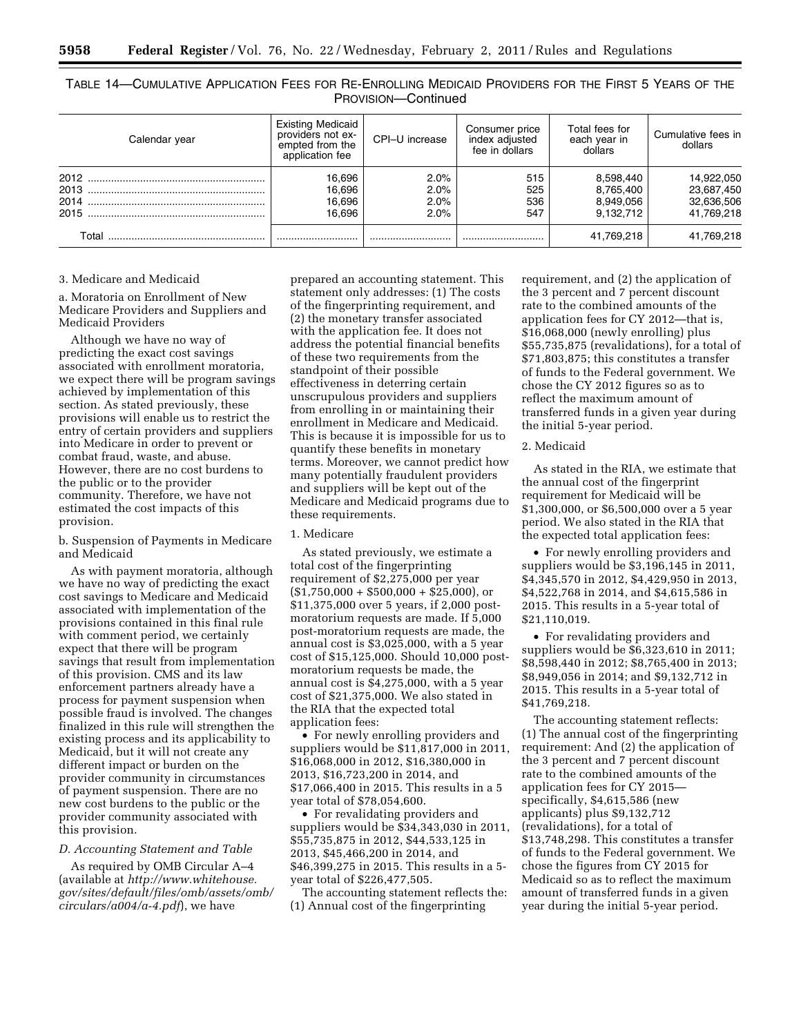TABLE 14—CUMULATIVE APPLICATION FEES FOR RE-ENROLLING MEDICAID PROVIDERS FOR THE FIRST 5 YEARS OF THE PROVISION—Continued

| Calendar year | Existing Medicaid providers not exempted from the application fee | CPI–U increase | Consumer price index adjusted fee in dollars | Total fees for each year in dollars | Cumulative fees in dollars |
|---|---|---|---|---|---|
| 2012 | 16,696 | 2.0% | 515 | 8,598,440 | 14,922,050 |
| 2013 | 16,696 | 2.0% | 525 | 8,765,400 | 23,687,450 |
| 2014 | 16,696 | 2.0% | 536 | 8,949,056 | 32,636,506 |
| 2015 | 16,696 | 2.0% | 547 | 9,132,712 | 41,769,218 |
| Total | | | | 41,769,218 | 41,769,218 |

3. Medicare and Medicaid

a. Moratoria on Enrollment of New Medicare Providers and Suppliers and Medicaid Providers

Although we have no way of predicting the exact cost savings associated with enrollment moratoria, we expect there will be program savings achieved by implementation of this section. As stated previously, these provisions will enable us to restrict the entry of certain providers and suppliers into Medicare in order to prevent or combat fraud, waste, and abuse. However, there are no cost burdens to the public or to the provider community. Therefore, we have not estimated the cost impacts of this provision.

b. Suspension of Payments in Medicare and Medicaid

As with payment moratoria, although we have no way of predicting the exact cost savings to Medicare and Medicaid associated with implementation of the provisions contained in this final rule with comment period, we certainly expect that there will be program savings that result from implementation of this provision. CMS and its law enforcement partners already have a process for payment suspension when possible fraud is involved. The changes finalized in this rule will strengthen the existing process and its applicability to Medicaid, but it will not create any different impact or burden on the provider community in circumstances of payment suspension. There are no new cost burdens to the public or the provider community associated with this provision.

*D. Accounting Statement and Table*

As required by OMB Circular A–4 (available at *http://www.whitehouse.gov/sites/default/files/omb/assets/omb/circulars/a004/a-4.pdf*), we have prepared an accounting statement. This statement only addresses: (1) The costs of the fingerprinting requirement, and (2) the monetary transfer associated with the application fee. It does not address the potential financial benefits of these two requirements from the standpoint of their possible effectiveness in deterring certain unscrupulous providers and suppliers from enrolling in or maintaining their enrollment in Medicare and Medicaid. This is because it is impossible for us to quantify these benefits in monetary terms. Moreover, we cannot predict how many potentially fraudulent providers and suppliers will be kept out of the Medicare and Medicaid programs due to these requirements.

1. Medicare

As stated previously, we estimate a total cost of the fingerprinting requirement of $2,275,000 per year ($1,750,000 + $500,000 + $25,000), or $11,375,000 over 5 years, if 2,000 post-moratorium requests are made. If 5,000 post-moratorium requests are made, the annual cost is $3,025,000, with a 5 year cost of $15,125,000. Should 10,000 post-moratorium requests be made, the annual cost is $4,275,000, with a 5 year cost of $21,375,000. We also stated in the RIA that the expected total application fees:

- For newly enrolling providers and suppliers would be $11,817,000 in 2011, $16,068,000 in 2012, $16,380,000 in 2013, $16,723,200 in 2014, and $17,066,400 in 2015. This results in a 5 year total of $78,054,600.
- For revalidating providers and suppliers would be $34,343,030 in 2011, $55,735,875 in 2012, $44,533,125 in 2013, $45,466,200 in 2014, and $46,399,275 in 2015. This results in a 5-year total of $226,477,505.

The accounting statement reflects the: (1) Annual cost of the fingerprinting requirement, and (2) the application of the 3 percent and 7 percent discount rate to the combined amounts of the application fees for CY 2012—that is, $16,068,000 (newly enrolling) plus $55,735,875 (revalidations), for a total of $71,803,875; this constitutes a transfer of funds to the Federal government. We chose the CY 2012 figures so as to reflect the maximum amount of transferred funds in a given year during the initial 5-year period.

2. Medicaid

As stated in the RIA, we estimate that the annual cost of the fingerprint requirement for Medicaid will be $1,300,000, or $6,500,000 over a 5 year period. We also stated in the RIA that the expected total application fees:

- For newly enrolling providers and suppliers would be $3,196,145 in 2011, $4,345,570 in 2012, $4,429,950 in 2013, $4,522,768 in 2014, and $4,615,586 in 2015. This results in a 5-year total of $21,110,019.
- For revalidating providers and suppliers would be $6,323,610 in 2011; $8,598,440 in 2012; $8,765,400 in 2013; $8,949,056 in 2014; and $9,132,712 in 2015. This results in a 5-year total of $41,769,218.

The accounting statement reflects: (1) The annual cost of the fingerprinting requirement: And (2) the application of the 3 percent and 7 percent discount rate to the combined amounts of the application fees for CY 2015—specifically, $4,615,586 (new applicants) plus $9,132,712 (revalidations), for a total of $13,748,298. This constitutes a transfer of funds to the Federal government. We chose the figures from CY 2015 for Medicaid so as to reflect the maximum amount of transferred funds in a given year during the initial 5-year period.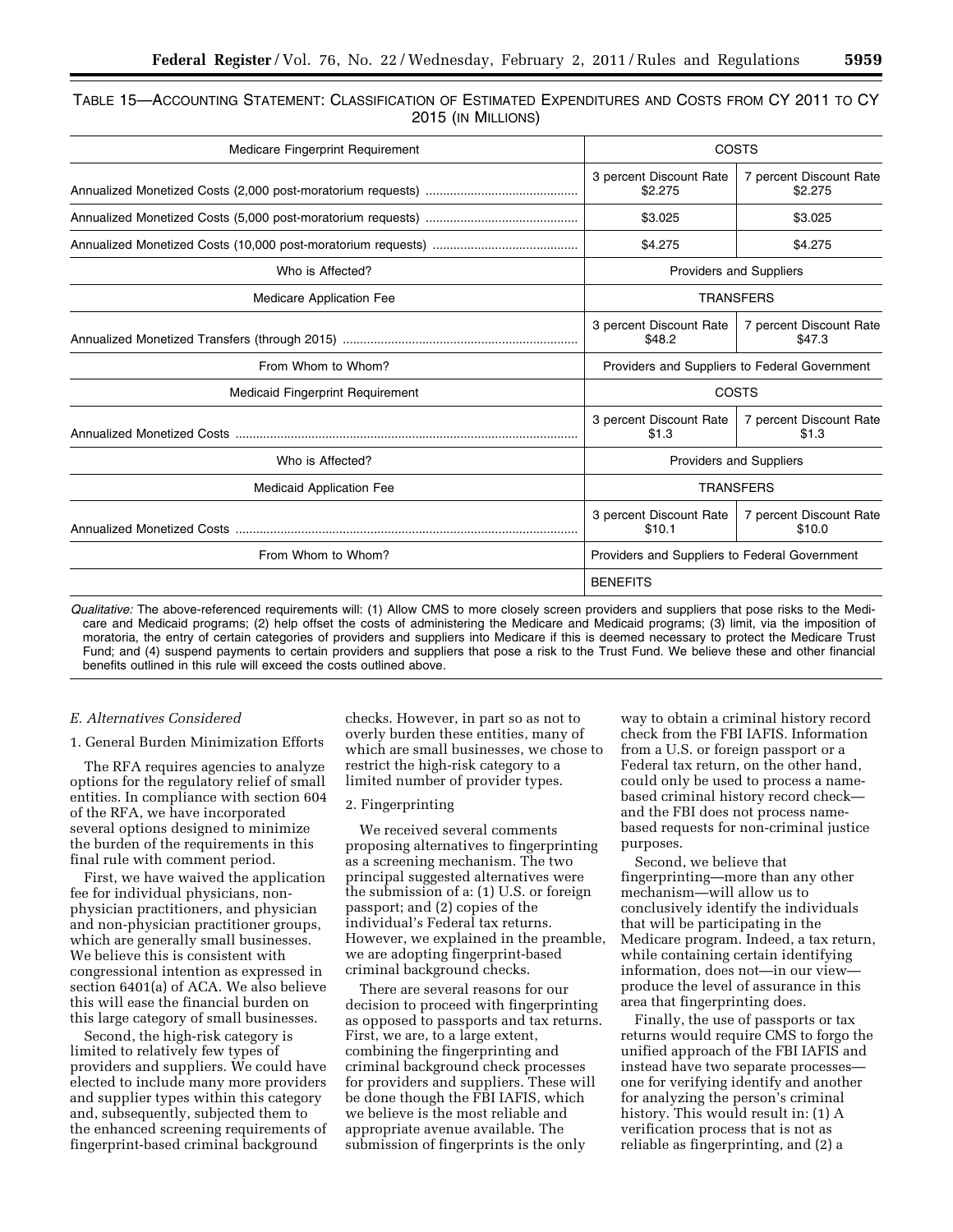TABLE 15—ACCOUNTING STATEMENT: CLASSIFICATION OF ESTIMATED EXPENDITURES AND COSTS FROM CY 2011 TO CY 2015 (IN MILLIONS)

| Medicare Fingerprint Requirement | COSTS | |
|---|---|---|
| Annualized Monetized Costs (2,000 post-moratorium requests) | 3 percent Discount Rate $2.275 | 7 percent Discount Rate $2.275 |
| Annualized Monetized Costs (5,000 post-moratorium requests) | $3.025 | $3.025 |
| Annualized Monetized Costs (10,000 post-moratorium requests) | $4.275 | $4.275 |
| Who is Affected? | Providers and Suppliers | |
| Medicare Application Fee | TRANSFERS | |
| Annualized Monetized Transfers (through 2015) | 3 percent Discount Rate $48.2 | 7 percent Discount Rate $47.3 |
| From Whom to Whom? | Providers and Suppliers to Federal Government | |
| Medicaid Fingerprint Requirement | COSTS | |
| Annualized Monetized Costs | 3 percent Discount Rate $1.3 | 7 percent Discount Rate $1.3 |
| Who is Affected? | Providers and Suppliers | |
| Medicaid Application Fee | TRANSFERS | |
| Annualized Monetized Costs | 3 percent Discount Rate $10.1 | 7 percent Discount Rate $10.0 |
| From Whom to Whom? | Providers and Suppliers to Federal Government | |
| | BENEFITS | |

*Qualitative:* The above-referenced requirements will: (1) Allow CMS to more closely screen providers and suppliers that pose risks to the Medicare and Medicaid programs; (2) help offset the costs of administering the Medicare and Medicaid programs; (3) limit, via the imposition of moratoria, the entry of certain categories of providers and suppliers into Medicare if this is deemed necessary to protect the Medicare Trust Fund; and (4) suspend payments to certain providers and suppliers that pose a risk to the Trust Fund. We believe these and other financial benefits outlined in this rule will exceed the costs outlined above.

*E. Alternatives Considered*

1. General Burden Minimization Efforts

The RFA requires agencies to analyze options for the regulatory relief of small entities. In compliance with section 604 of the RFA, we have incorporated several options designed to minimize the burden of the requirements in this final rule with comment period.

First, we have waived the application fee for individual physicians, non-physician practitioners, and physician and non-physician practitioner groups, which are generally small businesses. We believe this is consistent with congressional intention as expressed in section 6401(a) of ACA. We also believe this will ease the financial burden on this large category of small businesses.

Second, the high-risk category is limited to relatively few types of providers and suppliers. We could have elected to include many more providers and supplier types within this category and, subsequently, subjected them to the enhanced screening requirements of fingerprint-based criminal background checks. However, in part so as not to overly burden these entities, many of which are small businesses, we chose to restrict the high-risk category to a limited number of provider types.

2. Fingerprinting

We received several comments proposing alternatives to fingerprinting as a screening mechanism. The two principal suggested alternatives were the submission of a: (1) U.S. or foreign passport; and (2) copies of the individual's Federal tax returns. However, we explained in the preamble, we are adopting fingerprint-based criminal background checks.

There are several reasons for our decision to proceed with fingerprinting as opposed to passports and tax returns. First, we are, to a large extent, combining the fingerprinting and criminal background check processes for providers and suppliers. These will be done though the FBI IAFIS, which we believe is the most reliable and appropriate avenue available. The submission of fingerprints is the only way to obtain a criminal history record check from the FBI IAFIS. Information from a U.S. or foreign passport or a Federal tax return, on the other hand, could only be used to process a name-based criminal history record check—and the FBI does not process name-based requests for non-criminal justice purposes.

Second, we believe that fingerprinting—more than any other mechanism—will allow us to conclusively identify the individuals that will be participating in the Medicare program. Indeed, a tax return, while containing certain identifying information, does not—in our view—produce the level of assurance in this area that fingerprinting does.

Finally, the use of passports or tax returns would require CMS to forgo the unified approach of the FBI IAFIS and instead have two separate processes—one for verifying identify and another for analyzing the person's criminal history. This would result in: (1) A verification process that is not as reliable as fingerprinting, and (2) a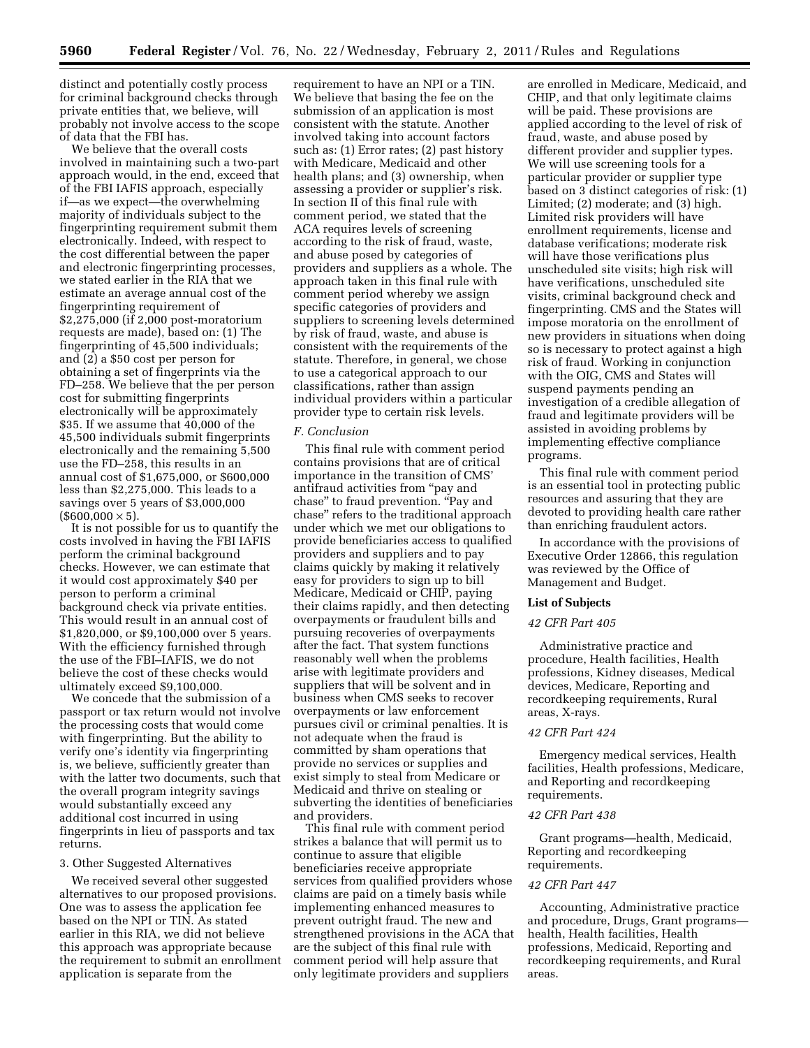distinct and potentially costly process for criminal background checks through private entities that, we believe, will probably not involve access to the scope of data that the FBI has.

We believe that the overall costs involved in maintaining such a two-part approach would, in the end, exceed that of the FBI IAFIS approach, especially if—as we expect—the overwhelming majority of individuals subject to the fingerprinting requirement submit them electronically. Indeed, with respect to the cost differential between the paper and electronic fingerprinting processes, we stated earlier in the RIA that we estimate an average annual cost of the fingerprinting requirement of $2,275,000 (if 2,000 post-moratorium requests are made), based on: (1) The fingerprinting of 45,500 individuals; and (2) a $50 cost per person for obtaining a set of fingerprints via the FD–258. We believe that the per person cost for submitting fingerprints electronically will be approximately $35. If we assume that 40,000 of the 45,500 individuals submit fingerprints electronically and the remaining 5,500 use the FD–258, this results in an annual cost of $1,675,000, or $600,000 less than $2,275,000. This leads to a savings over 5 years of $3,000,000 ($600,000 × 5).

It is not possible for us to quantify the costs involved in having the FBI IAFIS perform the criminal background checks. However, we can estimate that it would cost approximately $40 per person to perform a criminal background check via private entities. This would result in an annual cost of $1,820,000, or $9,100,000 over 5 years. With the efficiency furnished through the use of the FBI–IAFIS, we do not believe the cost of these checks would ultimately exceed $9,100,000.

We concede that the submission of a passport or tax return would not involve the processing costs that would come with fingerprinting. But the ability to verify one's identity via fingerprinting is, we believe, sufficiently greater than with the latter two documents, such that the overall program integrity savings would substantially exceed any additional cost incurred in using fingerprints in lieu of passports and tax returns.

3. Other Suggested Alternatives

We received several other suggested alternatives to our proposed provisions. One was to assess the application fee based on the NPI or TIN. As stated earlier in this RIA, we did not believe this approach was appropriate because the requirement to submit an enrollment application is separate from the requirement to have an NPI or a TIN. We believe that basing the fee on the submission of an application is most consistent with the statute. Another involved taking into account factors such as: (1) Error rates; (2) past history with Medicare, Medicaid and other health plans; and (3) ownership, when assessing a provider or supplier's risk. In section II of this final rule with comment period, we stated that the ACA requires levels of screening according to the risk of fraud, waste, and abuse posed by categories of providers and suppliers as a whole. The approach taken in this final rule with comment period whereby we assign specific categories of providers and suppliers to screening levels determined by risk of fraud, waste, and abuse is consistent with the requirements of the statute. Therefore, in general, we chose to use a categorical approach to our classifications, rather than assign individual providers within a particular provider type to certain risk levels.

*F. Conclusion*

This final rule with comment period contains provisions that are of critical importance in the transition of CMS' antifraud activities from "pay and chase" to fraud prevention. "Pay and chase" refers to the traditional approach under which we met our obligations to provide beneficiaries access to qualified providers and suppliers and to pay claims quickly by making it relatively easy for providers to sign up to bill Medicare, Medicaid or CHIP, paying their claims rapidly, and then detecting overpayments or fraudulent bills and pursuing recoveries of overpayments after the fact. That system functions reasonably well when the problems arise with legitimate providers and suppliers that will be solvent and in business when CMS seeks to recover overpayments or law enforcement pursues civil or criminal penalties. It is not adequate when the fraud is committed by sham operations that provide no services or supplies and exist simply to steal from Medicare or Medicaid and thrive on stealing or subverting the identities of beneficiaries and providers.

This final rule with comment period strikes a balance that will permit us to continue to assure that eligible beneficiaries receive appropriate services from qualified providers whose claims are paid on a timely basis while implementing enhanced measures to prevent outright fraud. The new and strengthened provisions in the ACA that are the subject of this final rule with comment period will help assure that only legitimate providers and suppliers are enrolled in Medicare, Medicaid, and CHIP, and that only legitimate claims will be paid. These provisions are applied according to the level of risk of fraud, waste, and abuse posed by different provider and supplier types. We will use screening tools for a particular provider or supplier type based on 3 distinct categories of risk: (1) Limited; (2) moderate; and (3) high. Limited risk providers will have enrollment requirements, license and database verifications; moderate risk will have those verifications plus unscheduled site visits; high risk will have verifications, unscheduled site visits, criminal background check and fingerprinting. CMS and the States will impose moratoria on the enrollment of new providers in situations when doing so is necessary to protect against a high risk of fraud. Working in conjunction with the OIG, CMS and States will suspend payments pending an investigation of a credible allegation of fraud and legitimate providers will be assisted in avoiding problems by implementing effective compliance programs.

This final rule with comment period is an essential tool in protecting public resources and assuring that they are devoted to providing health care rather than enriching fraudulent actors.

In accordance with the provisions of Executive Order 12866, this regulation was reviewed by the Office of Management and Budget.

**List of Subjects**

*42 CFR Part 405*

Administrative practice and procedure, Health facilities, Health professions, Kidney diseases, Medical devices, Medicare, Reporting and recordkeeping requirements, Rural areas, X-rays.

*42 CFR Part 424*

Emergency medical services, Health facilities, Health professions, Medicare, and Reporting and recordkeeping requirements.

*42 CFR Part 438*

Grant programs—health, Medicaid, Reporting and recordkeeping requirements.

*42 CFR Part 447*

Accounting, Administrative practice and procedure, Drugs, Grant programs—health, Health facilities, Health professions, Medicaid, Reporting and recordkeeping requirements, and Rural areas.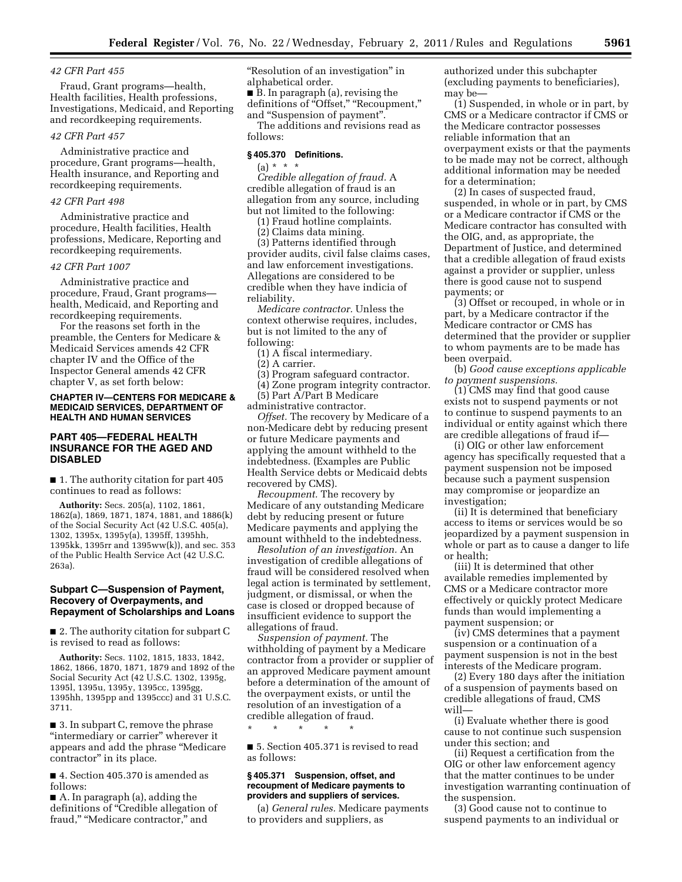### 42 CFR Part 455

Fraud, Grant programs—health, Health facilities, Health professions, Investigations, Medicaid, and Reporting and recordkeeping requirements.

### 42 CFR Part 457

Administrative practice and procedure, Grant programs—health, Health insurance, and Reporting and recordkeeping requirements.

### 42 CFR Part 498

Administrative practice and procedure, Health facilities, Health professions, Medicare, Reporting and recordkeeping requirements.

### 42 CFR Part 1007

Administrative practice and procedure, Fraud, Grant programs—health, Medicaid, and Reporting and recordkeeping requirements.

For the reasons set forth in the preamble, the Centers for Medicare & Medicaid Services amends 42 CFR chapter IV and the Office of the Inspector General amends 42 CFR chapter V, as set forth below:

**CHAPTER IV—CENTERS FOR MEDICARE & MEDICAID SERVICES, DEPARTMENT OF HEALTH AND HUMAN SERVICES**

## PART 405—FEDERAL HEALTH INSURANCE FOR THE AGED AND DISABLED

■ 1. The authority citation for part 405 continues to read as follows:

**Authority:** Secs. 205(a), 1102, 1861, 1862(a), 1869, 1871, 1874, 1881, and 1886(k) of the Social Security Act (42 U.S.C. 405(a), 1302, 1395x, 1395y(a), 1395ff, 1395hh, 1395kk, 1395rr and 1395ww(k)), and sec. 353 of the Public Health Service Act (42 U.S.C. 263a).

### Subpart C—Suspension of Payment, Recovery of Overpayments, and Repayment of Scholarships and Loans

■ 2. The authority citation for subpart C is revised to read as follows:

**Authority:** Secs. 1102, 1815, 1833, 1842, 1862, 1866, 1870, 1871, 1879 and 1892 of the Social Security Act (42 U.S.C. 1302, 1395g, 1395l, 1395u, 1395y, 1395cc, 1395gg, 1395hh, 1395pp and 1395ccc) and 31 U.S.C. 3711.

■ 3. In subpart C, remove the phrase "intermediary or carrier" wherever it appears and add the phrase "Medicare contractor" in its place.

■ 4. Section 405.370 is amended as follows:

■ A. In paragraph (a), adding the definitions of "Credible allegation of fraud," "Medicare contractor," and "Resolution of an investigation" in alphabetical order.

■ B. In paragraph (a), revising the definitions of "Offset," "Recoupment," and "Suspension of payment".

The additions and revisions read as follows:

**§ 405.370 Definitions.**

(a) * * *

*Credible allegation of fraud.* A credible allegation of fraud is an allegation from any source, including but not limited to the following:

(1) Fraud hotline complaints.

(2) Claims data mining.

(3) Patterns identified through provider audits, civil false claims cases, and law enforcement investigations. Allegations are considered to be credible when they have indicia of reliability.

*Medicare contractor.* Unless the context otherwise requires, includes, but is not limited to the any of following:

(1) A fiscal intermediary.

(2) A carrier.

(3) Program safeguard contractor.

(4) Zone program integrity contractor.

(5) Part A/Part B Medicare administrative contractor.

*Offset.* The recovery by Medicare of a non-Medicare debt by reducing present or future Medicare payments and applying the amount withheld to the indebtedness. (Examples are Public Health Service debts or Medicaid debts recovered by CMS).

*Recoupment.* The recovery by Medicare of any outstanding Medicare debt by reducing present or future Medicare payments and applying the amount withheld to the indebtedness.

*Resolution of an investigation.* An investigation of credible allegations of fraud will be considered resolved when legal action is terminated by settlement, judgment, or dismissal, or when the case is closed or dropped because of insufficient evidence to support the allegations of fraud.

*Suspension of payment.* The withholding of payment by a Medicare contractor from a provider or supplier of an approved Medicare payment amount before a determination of the amount of the overpayment exists, or until the resolution of an investigation of a credible allegation of fraud.

\* \* \* \* \*

■ 5. Section 405.371 is revised to read as follows:

**§ 405.371 Suspension, offset, and recoupment of Medicare payments to providers and suppliers of services.**

(a) *General rules.* Medicare payments to providers and suppliers, as authorized under this subchapter (excluding payments to beneficiaries), may be—

(1) Suspended, in whole or in part, by CMS or a Medicare contractor if CMS or the Medicare contractor possesses reliable information that an overpayment exists or that the payments to be made may not be correct, although additional information may be needed for a determination;

(2) In cases of suspected fraud, suspended, in whole or in part, by CMS or a Medicare contractor if CMS or the Medicare contractor has consulted with the OIG, and, as appropriate, the Department of Justice, and determined that a credible allegation of fraud exists against a provider or supplier, unless there is good cause not to suspend payments; or

(3) Offset or recouped, in whole or in part, by a Medicare contractor if the Medicare contractor or CMS has determined that the provider or supplier to whom payments are to be made has been overpaid.

(b) *Good cause exceptions applicable to payment suspensions.*

(1) CMS may find that good cause exists not to suspend payments or not to continue to suspend payments to an individual or entity against which there are credible allegations of fraud if—

(i) OIG or other law enforcement agency has specifically requested that a payment suspension not be imposed because such a payment suspension may compromise or jeopardize an investigation;

(ii) It is determined that beneficiary access to items or services would be so jeopardized by a payment suspension in whole or part as to cause a danger to life or health;

(iii) It is determined that other available remedies implemented by CMS or a Medicare contractor more effectively or quickly protect Medicare funds than would implementing a payment suspension; or

(iv) CMS determines that a payment suspension or a continuation of a payment suspension is not in the best interests of the Medicare program.

(2) Every 180 days after the initiation of a suspension of payments based on credible allegations of fraud, CMS will—

(i) Evaluate whether there is good cause to not continue such suspension under this section; and

(ii) Request a certification from the OIG or other law enforcement agency that the matter continues to be under investigation warranting continuation of the suspension.

(3) Good cause not to continue to suspend payments to an individual or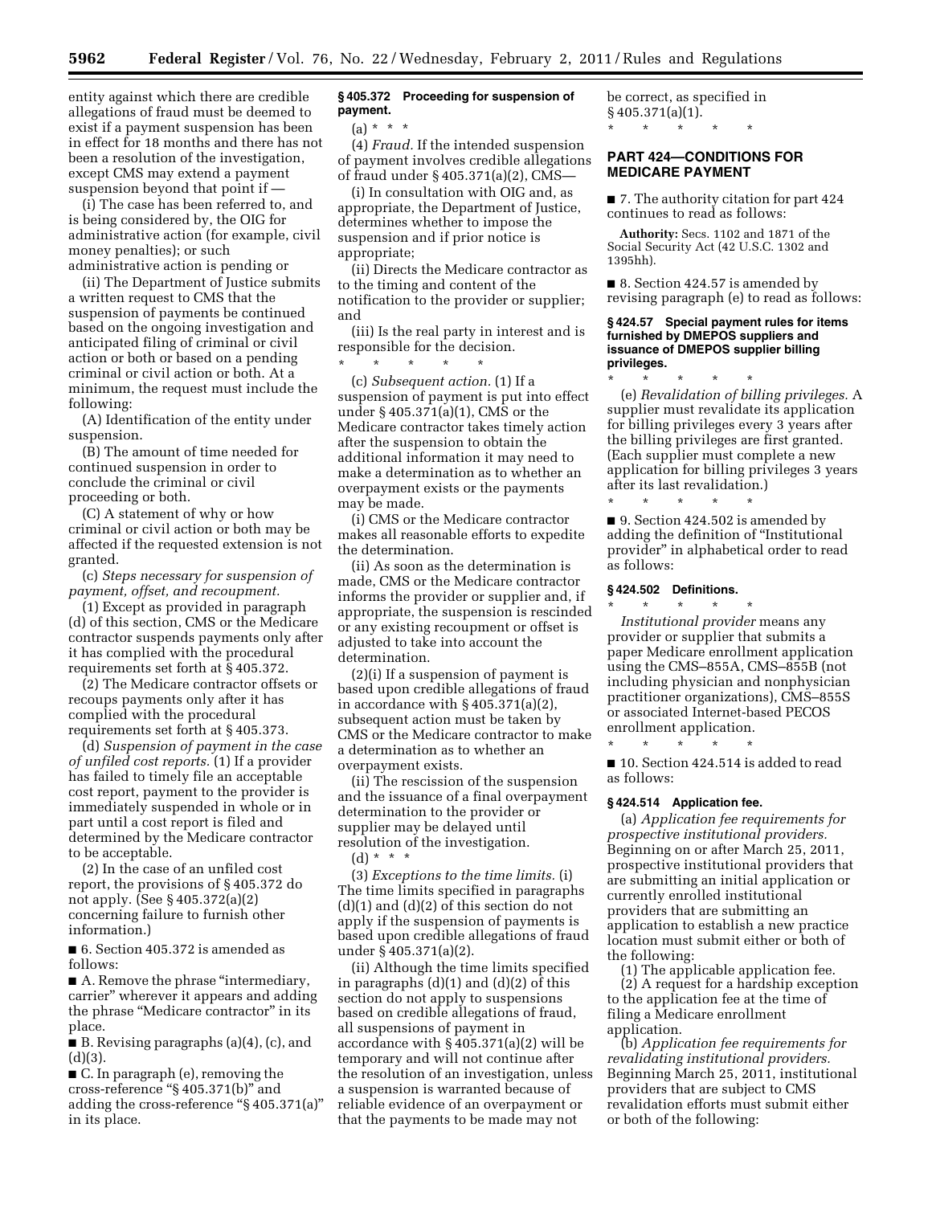entity against which there are credible allegations of fraud must be deemed to exist if a payment suspension has been in effect for 18 months and there has not been a resolution of the investigation, except CMS may extend a payment suspension beyond that point if —

(i) The case has been referred to, and is being considered by, the OIG for administrative action (for example, civil money penalties); or such administrative action is pending or

(ii) The Department of Justice submits a written request to CMS that the suspension of payments be continued based on the ongoing investigation and anticipated filing of criminal or civil action or both or based on a pending criminal or civil action or both. At a minimum, the request must include the following:

(A) Identification of the entity under suspension.

(B) The amount of time needed for continued suspension in order to conclude the criminal or civil proceeding or both.

(C) A statement of why or how criminal or civil action or both may be affected if the requested extension is not granted.

(c) *Steps necessary for suspension of payment, offset, and recoupment.*

(1) Except as provided in paragraph (d) of this section, CMS or the Medicare contractor suspends payments only after it has complied with the procedural requirements set forth at § 405.372.

(2) The Medicare contractor offsets or recoups payments only after it has complied with the procedural requirements set forth at § 405.373.

(d) *Suspension of payment in the case of unfiled cost reports.* (1) If a provider has failed to timely file an acceptable cost report, payment to the provider is immediately suspended in whole or in part until a cost report is filed and determined by the Medicare contractor to be acceptable.

(2) In the case of an unfiled cost report, the provisions of § 405.372 do not apply. (See § 405.372(a)(2) concerning failure to furnish other information.)

■ 6. Section 405.372 is amended as follows:

■ A. Remove the phrase "intermediary, carrier" wherever it appears and adding the phrase "Medicare contractor" in its place.

■ B. Revising paragraphs (a)(4), (c), and (d)(3).

■ C. In paragraph (e), removing the cross-reference "§ 405.371(b)" and adding the cross-reference "§ 405.371(a)" in its place.

### § 405.372 Proceeding for suspension of payment.

(a) * * *

(4) *Fraud.* If the intended suspension of payment involves credible allegations of fraud under § 405.371(a)(2), CMS—

(i) In consultation with OIG and, as appropriate, the Department of Justice, determines whether to impose the suspension and if prior notice is appropriate;

(ii) Directs the Medicare contractor as to the timing and content of the notification to the provider or supplier; and

(iii) Is the real party in interest and is responsible for the decision.

\* \* \* \* \*

(c) *Subsequent action.* (1) If a suspension of payment is put into effect under § 405.371(a)(1), CMS or the Medicare contractor takes timely action after the suspension to obtain the additional information it may need to make a determination as to whether an overpayment exists or the payments may be made.

(i) CMS or the Medicare contractor makes all reasonable efforts to expedite the determination.

(ii) As soon as the determination is made, CMS or the Medicare contractor informs the provider or supplier and, if appropriate, the suspension is rescinded or any existing recoupment or offset is adjusted to take into account the determination.

(2)(i) If a suspension of payment is based upon credible allegations of fraud in accordance with § 405.371(a)(2), subsequent action must be taken by CMS or the Medicare contractor to make a determination as to whether an overpayment exists.

(ii) The rescission of the suspension and the issuance of a final overpayment determination to the provider or supplier may be delayed until resolution of the investigation.

(d) * * *

(3) *Exceptions to the time limits.* (i) The time limits specified in paragraphs (d)(1) and (d)(2) of this section do not apply if the suspension of payments is based upon credible allegations of fraud under § 405.371(a)(2).

(ii) Although the time limits specified in paragraphs (d)(1) and (d)(2) of this section do not apply to suspensions based on credible allegations of fraud, all suspensions of payment in accordance with § 405.371(a)(2) will be temporary and will not continue after the resolution of an investigation, unless a suspension is warranted because of reliable evidence of an overpayment or that the payments to be made may not be correct, as specified in § 405.371(a)(1).

\* \* \* \* \*

## PART 424—CONDITIONS FOR MEDICARE PAYMENT

■ 7. The authority citation for part 424 continues to read as follows:

**Authority:** Secs. 1102 and 1871 of the Social Security Act (42 U.S.C. 1302 and 1395hh).

■ 8. Section 424.57 is amended by revising paragraph (e) to read as follows:

### § 424.57 Special payment rules for items furnished by DMEPOS suppliers and issuance of DMEPOS supplier billing privileges.

\* \* \* \* \*

(e) *Revalidation of billing privileges.* A supplier must revalidate its application for billing privileges every 3 years after the billing privileges are first granted. (Each supplier must complete a new application for billing privileges 3 years after its last revalidation.)

\* \* \* \* \*

■ 9. Section 424.502 is amended by adding the definition of "Institutional provider" in alphabetical order to read as follows:

### § 424.502 Definitions.

\* \* \* \* \*

*Institutional provider* means any provider or supplier that submits a paper Medicare enrollment application using the CMS–855A, CMS–855B (not including physician and nonphysician practitioner organizations), CMS–855S or associated Internet-based PECOS enrollment application.

\* \* \* \* \*

■ 10. Section 424.514 is added to read as follows:

### § 424.514 Application fee.

(a) *Application fee requirements for prospective institutional providers.* Beginning on or after March 25, 2011, prospective institutional providers that are submitting an initial application or currently enrolled institutional providers that are submitting an application to establish a new practice location must submit either or both of the following:

(1) The applicable application fee.

(2) A request for a hardship exception to the application fee at the time of filing a Medicare enrollment application.

(b) *Application fee requirements for revalidating institutional providers.* Beginning March 25, 2011, institutional providers that are subject to CMS revalidation efforts must submit either or both of the following: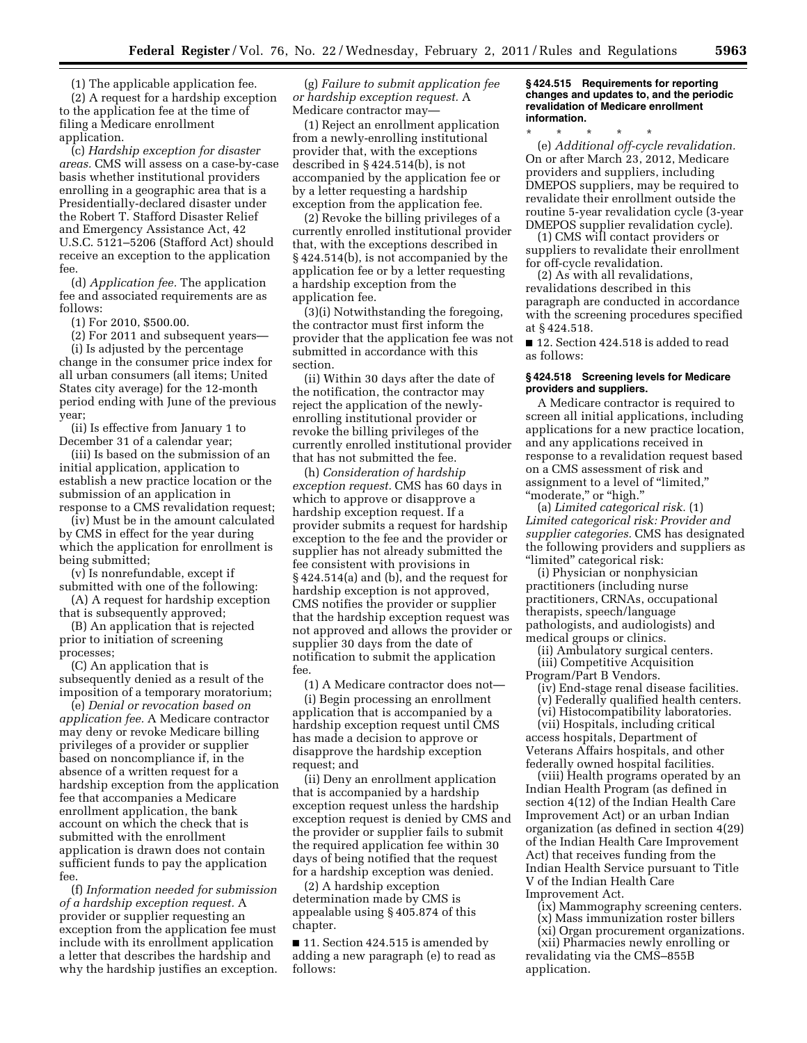(1) The applicable application fee.

(2) A request for a hardship exception to the application fee at the time of filing a Medicare enrollment application.

(c) *Hardship exception for disaster areas.* CMS will assess on a case-by-case basis whether institutional providers enrolling in a geographic area that is a Presidentially-declared disaster under the Robert T. Stafford Disaster Relief and Emergency Assistance Act, 42 U.S.C. 5121–5206 (Stafford Act) should receive an exception to the application fee.

(d) *Application fee.* The application fee and associated requirements are as follows:

(1) For 2010, $500.00.

(2) For 2011 and subsequent years—

(i) Is adjusted by the percentage change in the consumer price index for all urban consumers (all items; United States city average) for the 12-month period ending with June of the previous year;

(ii) Is effective from January 1 to December 31 of a calendar year;

(iii) Is based on the submission of an initial application, application to establish a new practice location or the submission of an application in response to a CMS revalidation request;

(iv) Must be in the amount calculated by CMS in effect for the year during which the application for enrollment is being submitted;

(v) Is nonrefundable, except if submitted with one of the following:

(A) A request for hardship exception that is subsequently approved;

(B) An application that is rejected prior to initiation of screening processes;

(C) An application that is subsequently denied as a result of the imposition of a temporary moratorium;

(e) *Denial or revocation based on application fee.* A Medicare contractor may deny or revoke Medicare billing privileges of a provider or supplier based on noncompliance if, in the absence of a written request for a hardship exception from the application fee that accompanies a Medicare enrollment application, the bank account on which the check that is submitted with the enrollment application is drawn does not contain sufficient funds to pay the application fee.

(f) *Information needed for submission of a hardship exception request.* A provider or supplier requesting an exception from the application fee must include with its enrollment application a letter that describes the hardship and why the hardship justifies an exception.

(g) *Failure to submit application fee or hardship exception request.* A Medicare contractor may—

(1) Reject an enrollment application from a newly-enrolling institutional provider that, with the exceptions described in § 424.514(b), is not accompanied by the application fee or by a letter requesting a hardship exception from the application fee.

(2) Revoke the billing privileges of a currently enrolled institutional provider that, with the exceptions described in § 424.514(b), is not accompanied by the application fee or by a letter requesting a hardship exception from the application fee.

(3)(i) Notwithstanding the foregoing, the contractor must first inform the provider that the application fee was not submitted in accordance with this section.

(ii) Within 30 days after the date of the notification, the contractor may reject the application of the newly-enrolling institutional provider or revoke the billing privileges of the currently enrolled institutional provider that has not submitted the fee.

(h) *Consideration of hardship exception request.* CMS has 60 days in which to approve or disapprove a hardship exception request. If a provider submits a request for hardship exception to the fee and the provider or supplier has not already submitted the fee consistent with provisions in § 424.514(a) and (b), and the request for hardship exception is not approved, CMS notifies the provider or supplier that the hardship exception request was not approved and allows the provider or supplier 30 days from the date of notification to submit the application fee.

(1) A Medicare contractor does not—

(i) Begin processing an enrollment application that is accompanied by a hardship exception request until CMS has made a decision to approve or disapprove the hardship exception request; and

(ii) Deny an enrollment application that is accompanied by a hardship exception request unless the hardship exception request is denied by CMS and the provider or supplier fails to submit the required application fee within 30 days of being notified that the request for a hardship exception was denied.

(2) A hardship exception determination made by CMS is appealable using § 405.874 of this chapter.

■ 11. Section 424.515 is amended by adding a new paragraph (e) to read as follows:

**§ 424.515 Requirements for reporting changes and updates to, and the periodic revalidation of Medicare enrollment information.**

\* \* \* \* \*

(e) *Additional off-cycle revalidation.* On or after March 23, 2012, Medicare providers and suppliers, including DMEPOS suppliers, may be required to revalidate their enrollment outside the routine 5-year revalidation cycle (3-year DMEPOS supplier revalidation cycle).

(1) CMS will contact providers or suppliers to revalidate their enrollment for off-cycle revalidation.

(2) As with all revalidations, revalidations described in this paragraph are conducted in accordance with the screening procedures specified at § 424.518.

■ 12. Section 424.518 is added to read as follows:

**§ 424.518 Screening levels for Medicare providers and suppliers.**

A Medicare contractor is required to screen all initial applications, including applications for a new practice location, and any applications received in response to a revalidation request based on a CMS assessment of risk and assignment to a level of "limited," "moderate," or "high."

(a) *Limited categorical risk.* (1) *Limited categorical risk: Provider and supplier categories.* CMS has designated the following providers and suppliers as "limited" categorical risk:

(i) Physician or nonphysician practitioners (including nurse practitioners, CRNAs, occupational therapists, speech/language pathologists, and audiologists) and medical groups or clinics.

(ii) Ambulatory surgical centers.

(iii) Competitive Acquisition Program/Part B Vendors.

(iv) End-stage renal disease facilities.

(v) Federally qualified health centers.

(vi) Histocompatibility laboratories.

(vii) Hospitals, including critical access hospitals, Department of Veterans Affairs hospitals, and other federally owned hospital facilities.

(viii) Health programs operated by an Indian Health Program (as defined in section 4(12) of the Indian Health Care Improvement Act) or an urban Indian organization (as defined in section 4(29) of the Indian Health Care Improvement Act) that receives funding from the Indian Health Service pursuant to Title V of the Indian Health Care Improvement Act.

(ix) Mammography screening centers.

(x) Mass immunization roster billers

(xi) Organ procurement organizations.

(xii) Pharmacies newly enrolling or revalidating via the CMS–855B application.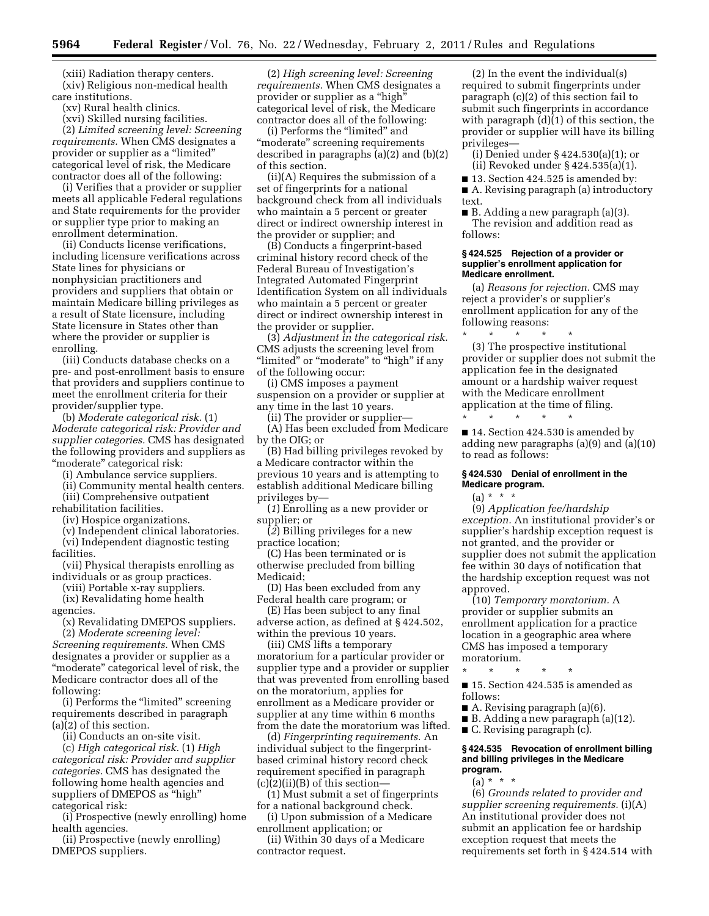(xiii) Radiation therapy centers.

(xiv) Religious non-medical health care institutions.

(xv) Rural health clinics.

(xvi) Skilled nursing facilities.

(2) *Limited screening level: Screening requirements.* When CMS designates a provider or supplier as a "limited" categorical level of risk, the Medicare contractor does all of the following:

(i) Verifies that a provider or supplier meets all applicable Federal regulations and State requirements for the provider or supplier type prior to making an enrollment determination.

(ii) Conducts license verifications, including licensure verifications across State lines for physicians or nonphysician practitioners and providers and suppliers that obtain or maintain Medicare billing privileges as a result of State licensure, including State licensure in States other than where the provider or supplier is enrolling.

(iii) Conducts database checks on a pre- and post-enrollment basis to ensure that providers and suppliers continue to meet the enrollment criteria for their provider/supplier type.

(b) *Moderate categorical risk.* (1) *Moderate categorical risk: Provider and supplier categories.* CMS has designated the following providers and suppliers as "moderate" categorical risk:

(i) Ambulance service suppliers.

(ii) Community mental health centers.

(iii) Comprehensive outpatient rehabilitation facilities.

(iv) Hospice organizations.

(v) Independent clinical laboratories.

(vi) Independent diagnostic testing facilities.

(vii) Physical therapists enrolling as individuals or as group practices.

(viii) Portable x-ray suppliers.

(ix) Revalidating home health agencies.

(x) Revalidating DMEPOS suppliers.

(2) *Moderate screening level: Screening requirements.* When CMS designates a provider or supplier as a "moderate" categorical level of risk, the Medicare contractor does all of the following:

(i) Performs the "limited" screening requirements described in paragraph (a)(2) of this section.

(ii) Conducts an on-site visit.

(c) *High categorical risk.* (1) *High categorical risk: Provider and supplier categories.* CMS has designated the following home health agencies and suppliers of DMEPOS as "high" categorical risk:

(i) Prospective (newly enrolling) home health agencies.

(ii) Prospective (newly enrolling) DMEPOS suppliers.

(2) *High screening level: Screening requirements.* When CMS designates a provider or supplier as a "high" categorical level of risk, the Medicare contractor does all of the following:

(i) Performs the "limited" and "moderate" screening requirements described in paragraphs (a)(2) and (b)(2) of this section.

(ii)(A) Requires the submission of a set of fingerprints for a national background check from all individuals who maintain a 5 percent or greater direct or indirect ownership interest in the provider or supplier; and

(B) Conducts a fingerprint-based criminal history record check of the Federal Bureau of Investigation's Integrated Automated Fingerprint Identification System on all individuals who maintain a 5 percent or greater direct or indirect ownership interest in the provider or supplier.

(3) *Adjustment in the categorical risk.* CMS adjusts the screening level from "limited" or "moderate" to "high" if any of the following occur:

(i) CMS imposes a payment suspension on a provider or supplier at any time in the last 10 years.

(ii) The provider or supplier—

(A) Has been excluded from Medicare by the OIG; or

(B) Had billing privileges revoked by a Medicare contractor within the previous 10 years and is attempting to establish additional Medicare billing privileges by—

(*1*) Enrolling as a new provider or supplier; or

(*2*) Billing privileges for a new practice location;

(C) Has been terminated or is otherwise precluded from billing Medicaid;

(D) Has been excluded from any Federal health care program; or

(E) Has been subject to any final adverse action, as defined at § 424.502, within the previous 10 years.

(iii) CMS lifts a temporary moratorium for a particular provider or supplier type and a provider or supplier that was prevented from enrolling based on the moratorium, applies for enrollment as a Medicare provider or supplier at any time within 6 months from the date the moratorium was lifted.

(d) *Fingerprinting requirements.* An individual subject to the fingerprint-based criminal history record check requirement specified in paragraph (c)(2)(ii)(B) of this section—

(1) Must submit a set of fingerprints for a national background check.

(i) Upon submission of a Medicare enrollment application; or

(ii) Within 30 days of a Medicare contractor request.

(2) In the event the individual(s) required to submit fingerprints under paragraph (c)(2) of this section fail to submit such fingerprints in accordance with paragraph (d)(1) of this section, the provider or supplier will have its billing privileges—

(i) Denied under § 424.530(a)(1); or

(ii) Revoked under § 424.535(a)(1).

■ 13. Section 424.525 is amended by:

■ A. Revising paragraph (a) introductory text.

■ B. Adding a new paragraph (a)(3).

The revision and addition read as follows:

#### § 424.525 Rejection of a provider or supplier's enrollment application for Medicare enrollment.

(a) *Reasons for rejection.* CMS may reject a provider's or supplier's enrollment application for any of the following reasons:

\* \* \* \* \*

(3) The prospective institutional provider or supplier does not submit the application fee in the designated amount or a hardship waiver request with the Medicare enrollment application at the time of filing.

\* \* \* \* \*

■ 14. Section 424.530 is amended by adding new paragraphs (a)(9) and (a)(10) to read as follows:

#### § 424.530 Denial of enrollment in the Medicare program.

(a) \* \* \*

(9) *Application fee/hardship exception.* An institutional provider's or supplier's hardship exception request is not granted, and the provider or supplier does not submit the application fee within 30 days of notification that the hardship exception request was not approved.

(10) *Temporary moratorium.* A provider or supplier submits an enrollment application for a practice location in a geographic area where CMS has imposed a temporary moratorium.

\* \* \* \* \*

■ 15. Section 424.535 is amended as follows:

■ A. Revising paragraph (a)(6).

■ B. Adding a new paragraph (a)(12).

■ C. Revising paragraph (c).

#### § 424.535 Revocation of enrollment billing and billing privileges in the Medicare program.

(a) \* \* \*

(6) *Grounds related to provider and supplier screening requirements.* (i)(A) An institutional provider does not submit an application fee or hardship exception request that meets the requirements set forth in § 424.514 with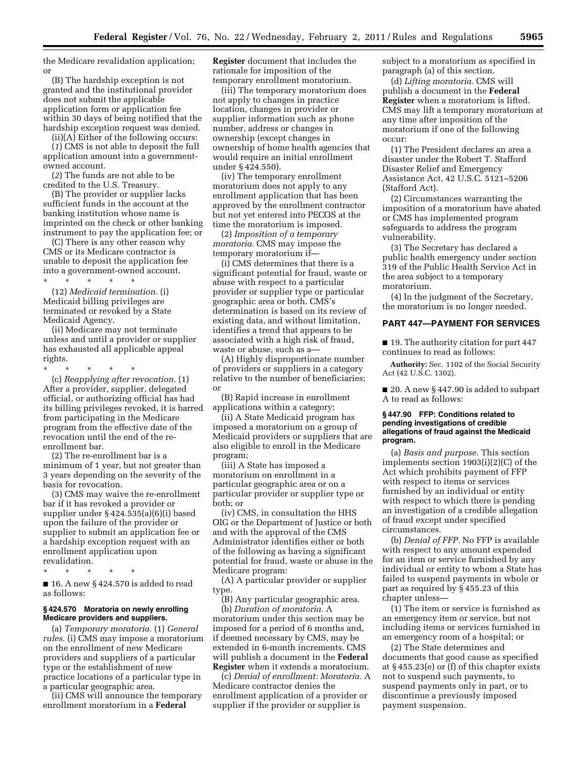the Medicare revalidation application; or

(B) The hardship exception is not granted and the institutional provider does not submit the applicable application form or application fee within 30 days of being notified that the hardship exception request was denied.

(ii)(A) Either of the following occurs:

(*1*) CMS is not able to deposit the full application amount into a government-owned account.

(*2*) The funds are not able to be credited to the U.S. Treasury.

(B) The provider or supplier lacks sufficient funds in the account at the banking institution whose name is imprinted on the check or other banking instrument to pay the application fee; or

(C) There is any other reason why CMS or its Medicare contractor is unable to deposit the application fee into a government-owned account.

\* \* \* \* \*

(12) *Medicaid termination.* (i) Medicaid billing privileges are terminated or revoked by a State Medicaid Agency.

(ii) Medicare may not terminate unless and until a provider or supplier has exhausted all applicable appeal rights.

\* \* \* \* \*

(c) *Reapplying after revocation.* (1) After a provider, supplier, delegated official, or authorizing official has had its billing privileges revoked, it is barred from participating in the Medicare program from the effective date of the revocation until the end of the re-enrollment bar.

(2) The re-enrollment bar is a minimum of 1 year, but not greater than 3 years depending on the severity of the basis for revocation.

(3) CMS may waive the re-enrollment bar if it has revoked a provider or supplier under § 424.535(a)(6)(i) based upon the failure of the provider or supplier to submit an application fee or a hardship exception request with an enrollment application upon revalidation.

\* \* \* \* \*

■ 16. A new § 424.570 is added to read as follows:

**§ 424.570 Moratoria on newly enrolling Medicare providers and suppliers.**

(a) *Temporary moratoria.* (1) *General rules.* (i) CMS may impose a moratorium on the enrollment of new Medicare providers and suppliers of a particular type or the establishment of new practice locations of a particular type in a particular geographic area.

(ii) CMS will announce the temporary enrollment moratorium in a **Federal Register** document that includes the rationale for imposition of the temporary enrollment moratorium.

(iii) The temporary moratorium does not apply to changes in practice location, changes in provider or supplier information such as phone number, address or changes in ownership (except changes in ownership of home health agencies that would require an initial enrollment under § 424.550).

(iv) The temporary enrollment moratorium does not apply to any enrollment application that has been approved by the enrollment contractor but not yet entered into PECOS at the time the moratorium is imposed.

(2) *Imposition of a temporary moratoria.* CMS may impose the temporary moratorium if—

(i) CMS determines that there is a significant potential for fraud, waste or abuse with respect to a particular provider or supplier type or particular geographic area or both. CMS's determination is based on its review of existing data, and without limitation, identifies a trend that appears to be associated with a high risk of fraud, waste or abuse, such as a—

(A) Highly disproportionate number of providers or suppliers in a category relative to the number of beneficiaries; or

(B) Rapid increase in enrollment applications within a category;

(ii) A State Medicaid program has imposed a moratorium on a group of Medicaid providers or suppliers that are also eligible to enroll in the Medicare program;

(iii) A State has imposed a moratorium on enrollment in a particular geographic area or on a particular provider or supplier type or both; or

(iv) CMS, in consultation the HHS OIG or the Department of Justice or both and with the approval of the CMS Administrator identifies either or both of the following as having a significant potential for fraud, waste or abuse in the Medicare program:

(A) A particular provider or supplier type.

(B) Any particular geographic area.

(b) *Duration of moratoria.* A moratorium under this section may be imposed for a period of 6 months and, if deemed necessary by CMS, may be extended in 6-month increments. CMS will publish a document in the **Federal Register** when it extends a moratorium.

(c) *Denial of enrollment: Moratoria.* A Medicare contractor denies the enrollment application of a provider or supplier if the provider or supplier is subject to a moratorium as specified in paragraph (a) of this section.

(d) *Lifting moratoria.* CMS will publish a document in the **Federal Register** when a moratorium is lifted. CMS may lift a temporary moratorium at any time after imposition of the moratorium if one of the following occur:

(1) The President declares an area a disaster under the Robert T. Stafford Disaster Relief and Emergency Assistance Act, 42 U.S.C. 5121–5206 (Stafford Act).

(2) Circumstances warranting the imposition of a moratorium have abated or CMS has implemented program safeguards to address the program vulnerability.

(3) The Secretary has declared a public health emergency under section 319 of the Public Health Service Act in the area subject to a temporary moratorium.

(4) In the judgment of the Secretary, the moratorium is no longer needed.

## PART 447—PAYMENT FOR SERVICES

■ 19. The authority citation for part 447 continues to read as follows:

**Authority:** Sec. 1102 of the Social Security Act (42 U.S.C. 1302).

■ 20. A new § 447.90 is added to subpart A to read as follows:

**§ 447.90 FFP: Conditions related to pending investigations of credible allegations of fraud against the Medicaid program.**

(a) *Basis and purpose.* This section implements section 1903(i)(2)(C) of the Act which prohibits payment of FFP with respect to items or services furnished by an individual or entity with respect to which there is pending an investigation of a credible allegation of fraud except under specified circumstances.

(b) *Denial of FFP.* No FFP is available with respect to any amount expended for an item or service furnished by any individual or entity to whom a State has failed to suspend payments in whole or part as required by § 455.23 of this chapter unless—

(1) The item or service is furnished as an emergency item or service, but not including items or services furnished in an emergency room of a hospital; or

(2) The State determines and documents that good cause as specified at § 455.23(e) or (f) of this chapter exists not to suspend such payments, to suspend payments only in part, or to discontinue a previously imposed payment suspension.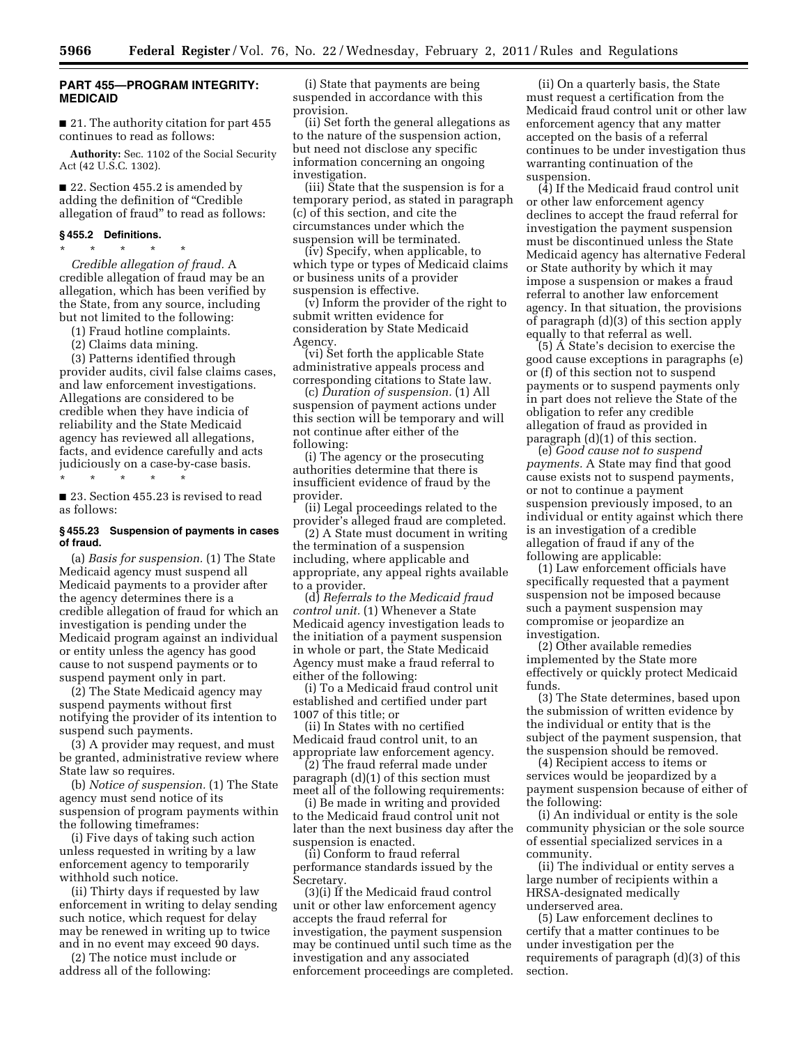## PART 455—PROGRAM INTEGRITY: MEDICAID

■ 21. The authority citation for part 455 continues to read as follows:

**Authority:** Sec. 1102 of the Social Security Act (42 U.S.C. 1302).

■ 22. Section 455.2 is amended by adding the definition of "Credible allegation of fraud" to read as follows:

### § 455.2 Definitions.

\* \* \* \* \*

*Credible allegation of fraud.* A credible allegation of fraud may be an allegation, which has been verified by the State, from any source, including but not limited to the following:

(1) Fraud hotline complaints.

(2) Claims data mining.

(3) Patterns identified through provider audits, civil false claims cases, and law enforcement investigations. Allegations are considered to be credible when they have indicia of reliability and the State Medicaid agency has reviewed all allegations, facts, and evidence carefully and acts judiciously on a case-by-case basis.

\* \* \* \* \*

■ 23. Section 455.23 is revised to read as follows:

### § 455.23 Suspension of payments in cases of fraud.

(a) *Basis for suspension.* (1) The State Medicaid agency must suspend all Medicaid payments to a provider after the agency determines there is a credible allegation of fraud for which an investigation is pending under the Medicaid program against an individual or entity unless the agency has good cause to not suspend payments or to suspend payment only in part.

(2) The State Medicaid agency may suspend payments without first notifying the provider of its intention to suspend such payments.

(3) A provider may request, and must be granted, administrative review where State law so requires.

(b) *Notice of suspension.* (1) The State agency must send notice of its suspension of program payments within the following timeframes:

(i) Five days of taking such action unless requested in writing by a law enforcement agency to temporarily withhold such notice.

(ii) Thirty days if requested by law enforcement in writing to delay sending such notice, which request for delay may be renewed in writing up to twice and in no event may exceed 90 days.

(2) The notice must include or address all of the following:

(i) State that payments are being suspended in accordance with this provision.

(ii) Set forth the general allegations as to the nature of the suspension action, but need not disclose any specific information concerning an ongoing investigation.

(iii) State that the suspension is for a temporary period, as stated in paragraph (c) of this section, and cite the circumstances under which the suspension will be terminated.

(iv) Specify, when applicable, to which type or types of Medicaid claims or business units of a provider suspension is effective.

(v) Inform the provider of the right to submit written evidence for consideration by State Medicaid Agency.

(vi) Set forth the applicable State administrative appeals process and corresponding citations to State law.

(c) *Duration of suspension.* (1) All suspension of payment actions under this section will be temporary and will not continue after either of the following:

(i) The agency or the prosecuting authorities determine that there is insufficient evidence of fraud by the provider.

(ii) Legal proceedings related to the provider's alleged fraud are completed.

(2) A State must document in writing the termination of a suspension including, where applicable and appropriate, any appeal rights available to a provider.

(d) *Referrals to the Medicaid fraud control unit.* (1) Whenever a State Medicaid agency investigation leads to the initiation of a payment suspension in whole or part, the State Medicaid Agency must make a fraud referral to either of the following:

(i) To a Medicaid fraud control unit established and certified under part 1007 of this title; or

(ii) In States with no certified Medicaid fraud control unit, to an appropriate law enforcement agency.

(2) The fraud referral made under paragraph (d)(1) of this section must meet all of the following requirements:

(i) Be made in writing and provided to the Medicaid fraud control unit not later than the next business day after the suspension is enacted.

(ii) Conform to fraud referral performance standards issued by the Secretary.

(3)(i) If the Medicaid fraud control unit or other law enforcement agency accepts the fraud referral for investigation, the payment suspension may be continued until such time as the investigation and any associated enforcement proceedings are completed.

(ii) On a quarterly basis, the State must request a certification from the Medicaid fraud control unit or other law enforcement agency that any matter accepted on the basis of a referral continues to be under investigation thus warranting continuation of the suspension.

(4) If the Medicaid fraud control unit or other law enforcement agency declines to accept the fraud referral for investigation the payment suspension must be discontinued unless the State Medicaid agency has alternative Federal or State authority by which it may impose a suspension or makes a fraud referral to another law enforcement agency. In that situation, the provisions of paragraph (d)(3) of this section apply equally to that referral as well.

(5) A State's decision to exercise the good cause exceptions in paragraphs (e) or (f) of this section not to suspend payments or to suspend payments only in part does not relieve the State of the obligation to refer any credible allegation of fraud as provided in paragraph (d)(1) of this section.

(e) *Good cause not to suspend payments.* A State may find that good cause exists not to suspend payments, or not to continue a payment suspension previously imposed, to an individual or entity against which there is an investigation of a credible allegation of fraud if any of the following are applicable:

(1) Law enforcement officials have specifically requested that a payment suspension not be imposed because such a payment suspension may compromise or jeopardize an investigation.

(2) Other available remedies implemented by the State more effectively or quickly protect Medicaid funds.

(3) The State determines, based upon the submission of written evidence by the individual or entity that is the subject of the payment suspension, that the suspension should be removed.

(4) Recipient access to items or services would be jeopardized by a payment suspension because of either of the following:

(i) An individual or entity is the sole community physician or the sole source of essential specialized services in a community.

(ii) The individual or entity serves a large number of recipients within a HRSA-designated medically underserved area.

(5) Law enforcement declines to certify that a matter continues to be under investigation per the requirements of paragraph (d)(3) of this section.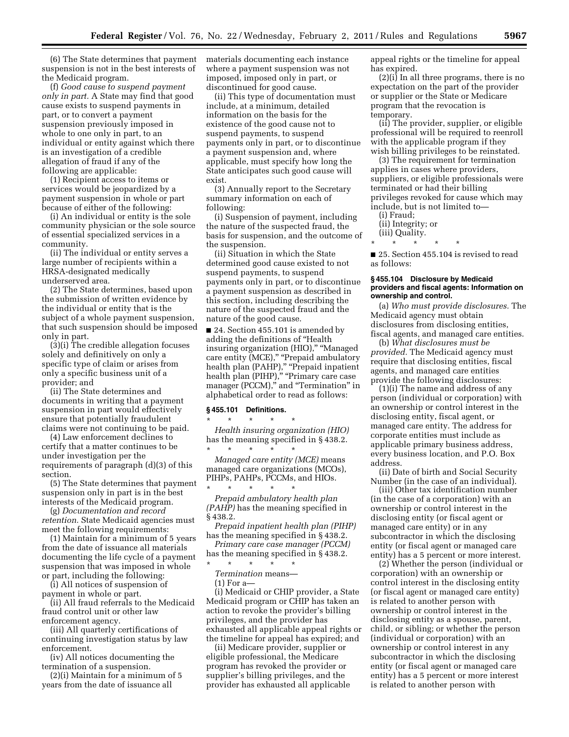(6) The State determines that payment suspension is not in the best interests of the Medicaid program.

(f) *Good cause to suspend payment only in part.* A State may find that good cause exists to suspend payments in part, or to convert a payment suspension previously imposed in whole to one only in part, to an individual or entity against which there is an investigation of a credible allegation of fraud if any of the following are applicable:

(1) Recipient access to items or services would be jeopardized by a payment suspension in whole or part because of either of the following:

(i) An individual or entity is the sole community physician or the sole source of essential specialized services in a community.

(ii) The individual or entity serves a large number of recipients within a HRSA-designated medically underserved area.

(2) The State determines, based upon the submission of written evidence by the individual or entity that is the subject of a whole payment suspension, that such suspension should be imposed only in part.

(3)(i) The credible allegation focuses solely and definitively on only a specific type of claim or arises from only a specific business unit of a provider; and

(ii) The State determines and documents in writing that a payment suspension in part would effectively ensure that potentially fraudulent claims were not continuing to be paid.

(4) Law enforcement declines to certify that a matter continues to be under investigation per the requirements of paragraph (d)(3) of this section.

(5) The State determines that payment suspension only in part is in the best interests of the Medicaid program.

(g) *Documentation and record retention.* State Medicaid agencies must meet the following requirements:

(1) Maintain for a minimum of 5 years from the date of issuance all materials documenting the life cycle of a payment suspension that was imposed in whole or part, including the following:

(i) All notices of suspension of payment in whole or part.

(ii) All fraud referrals to the Medicaid fraud control unit or other law enforcement agency.

(iii) All quarterly certifications of continuing investigation status by law enforcement.

(iv) All notices documenting the termination of a suspension.

(2)(i) Maintain for a minimum of 5 years from the date of issuance all materials documenting each instance where a payment suspension was not imposed, imposed only in part, or discontinued for good cause.

(ii) This type of documentation must include, at a minimum, detailed information on the basis for the existence of the good cause not to suspend payments, to suspend payments only in part, or to discontinue a payment suspension and, where applicable, must specify how long the State anticipates such good cause will exist.

(3) Annually report to the Secretary summary information on each of following:

(i) Suspension of payment, including the nature of the suspected fraud, the basis for suspension, and the outcome of the suspension.

(ii) Situation in which the State determined good cause existed to not suspend payments, to suspend payments only in part, or to discontinue a payment suspension as described in this section, including describing the nature of the suspected fraud and the nature of the good cause.

■ 24. Section 455.101 is amended by adding the definitions of "Health insuring organization (HIO)," "Managed care entity (MCE)," "Prepaid ambulatory health plan (PAHP)," "Prepaid inpatient health plan (PIHP)," "Primary care case manager (PCCM)," and "Termination" in alphabetical order to read as follows:

### § 455.101 Definitions.

\* \* \* \* \*

*Health insuring organization (HIO)* has the meaning specified in § 438.2.

\* \* \* \* \*

*Managed care entity (MCE)* means managed care organizations (MCOs), PIHPs, PAHPs, PCCMs, and HIOs.

\* \* \* \* \*

*Prepaid ambulatory health plan (PAHP)* has the meaning specified in § 438.2.

*Prepaid inpatient health plan (PIHP)* has the meaning specified in § 438.2.

*Primary care case manager (PCCM)* has the meaning specified in § 438.2.

\* \* \* \* \*

*Termination* means—

(1) For a—

(i) Medicaid or CHIP provider, a State Medicaid program or CHIP has taken an action to revoke the provider's billing privileges, and the provider has exhausted all applicable appeal rights or the timeline for appeal has expired; and

(ii) Medicare provider, supplier or eligible professional, the Medicare program has revoked the provider or supplier's billing privileges, and the provider has exhausted all applicable appeal rights or the timeline for appeal has expired.

(2)(i) In all three programs, there is no expectation on the part of the provider or supplier or the State or Medicare program that the revocation is temporary.

(ii) The provider, supplier, or eligible professional will be required to reenroll with the applicable program if they wish billing privileges to be reinstated.

(3) The requirement for termination applies in cases where providers, suppliers, or eligible professionals were terminated or had their billing privileges revoked for cause which may include, but is not limited to—

(i) Fraud;

(ii) Integrity; or

(iii) Quality.

\* \* \* \* \*

■ 25. Section 455.104 is revised to read as follows:

### § 455.104 Disclosure by Medicaid providers and fiscal agents: Information on ownership and control.

(a) *Who must provide disclosures.* The Medicaid agency must obtain disclosures from disclosing entities, fiscal agents, and managed care entities.

(b) *What disclosures must be provided.* The Medicaid agency must require that disclosing entities, fiscal agents, and managed care entities provide the following disclosures:

(1)(i) The name and address of any person (individual or corporation) with an ownership or control interest in the disclosing entity, fiscal agent, or managed care entity. The address for corporate entities must include as applicable primary business address, every business location, and P.O. Box address.

(ii) Date of birth and Social Security Number (in the case of an individual).

(iii) Other tax identification number (in the case of a corporation) with an ownership or control interest in the disclosing entity (or fiscal agent or managed care entity) or in any subcontractor in which the disclosing entity (or fiscal agent or managed care entity) has a 5 percent or more interest.

(2) Whether the person (individual or corporation) with an ownership or control interest in the disclosing entity (or fiscal agent or managed care entity) is related to another person with ownership or control interest in the disclosing entity as a spouse, parent, child, or sibling; or whether the person (individual or corporation) with an ownership or control interest in any subcontractor in which the disclosing entity (or fiscal agent or managed care entity) has a 5 percent or more interest is related to another person with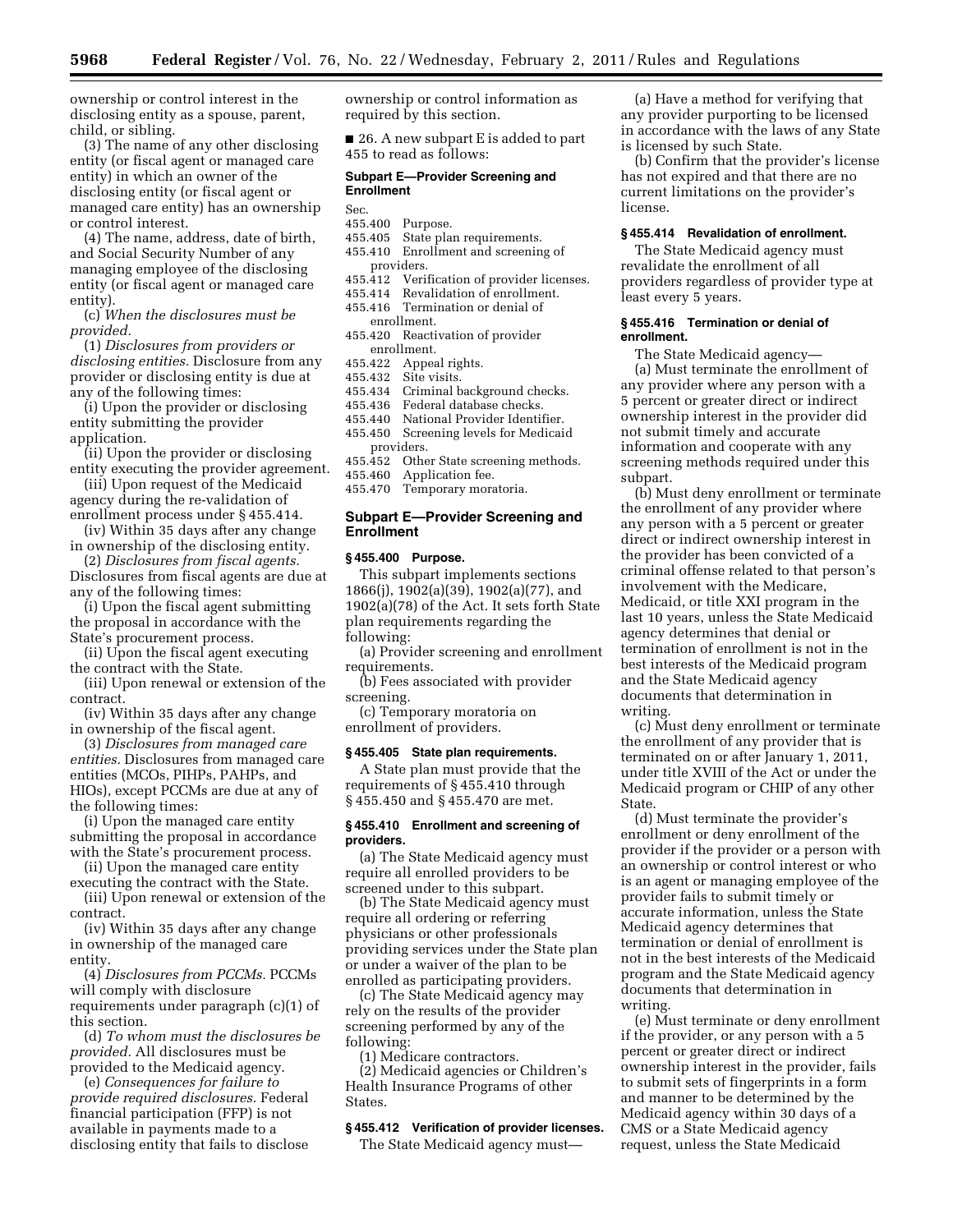ownership or control interest in the disclosing entity as a spouse, parent, child, or sibling.

(3) The name of any other disclosing entity (or fiscal agent or managed care entity) in which an owner of the disclosing entity (or fiscal agent or managed care entity) has an ownership or control interest.

(4) The name, address, date of birth, and Social Security Number of any managing employee of the disclosing entity (or fiscal agent or managed care entity).

(c) *When the disclosures must be provided.*

(1) *Disclosures from providers or disclosing entities.* Disclosure from any provider or disclosing entity is due at any of the following times:

(i) Upon the provider or disclosing entity submitting the provider application.

(ii) Upon the provider or disclosing entity executing the provider agreement.

(iii) Upon request of the Medicaid agency during the re-validation of enrollment process under § 455.414.

(iv) Within 35 days after any change in ownership of the disclosing entity.

(2) *Disclosures from fiscal agents.* Disclosures from fiscal agents are due at any of the following times:

(i) Upon the fiscal agent submitting the proposal in accordance with the State's procurement process.

(ii) Upon the fiscal agent executing the contract with the State.

(iii) Upon renewal or extension of the contract.

(iv) Within 35 days after any change in ownership of the fiscal agent.

(3) *Disclosures from managed care entities.* Disclosures from managed care entities (MCOs, PIHPs, PAHPs, and HIOs), except PCCMs are due at any of the following times:

(i) Upon the managed care entity submitting the proposal in accordance with the State's procurement process.

(ii) Upon the managed care entity executing the contract with the State.

(iii) Upon renewal or extension of the contract.

(iv) Within 35 days after any change in ownership of the managed care entity.

(4) *Disclosures from PCCMs.* PCCMs will comply with disclosure requirements under paragraph (c)(1) of this section.

(d) *To whom must the disclosures be provided.* All disclosures must be provided to the Medicaid agency.

(e) *Consequences for failure to provide required disclosures.* Federal financial participation (FFP) is not available in payments made to a disclosing entity that fails to disclose ownership or control information as required by this section.

■ 26. A new subpart E is added to part 455 to read as follows:

### Subpart E—Provider Screening and Enrollment

Sec.
455.400 Purpose.
455.405 State plan requirements.
455.410 Enrollment and screening of providers.
455.412 Verification of provider licenses.
455.414 Revalidation of enrollment.
455.416 Termination or denial of enrollment.
455.420 Reactivation of provider enrollment.
455.422 Appeal rights.
455.432 Site visits.
455.434 Criminal background checks.
455.436 Federal database checks.
455.440 National Provider Identifier.
455.450 Screening levels for Medicaid providers.
455.452 Other State screening methods.
455.460 Application fee.
455.470 Temporary moratoria.

### Subpart E—Provider Screening and Enrollment

#### § 455.400 Purpose.

This subpart implements sections 1866(j), 1902(a)(39), 1902(a)(77), and 1902(a)(78) of the Act. It sets forth State plan requirements regarding the following:

(a) Provider screening and enrollment requirements.

(b) Fees associated with provider screening.

(c) Temporary moratoria on enrollment of providers.

#### § 455.405 State plan requirements.

A State plan must provide that the requirements of § 455.410 through § 455.450 and § 455.470 are met.

#### § 455.410 Enrollment and screening of providers.

(a) The State Medicaid agency must require all enrolled providers to be screened under to this subpart.

(b) The State Medicaid agency must require all ordering or referring physicians or other professionals providing services under the State plan or under a waiver of the plan to be enrolled as participating providers.

(c) The State Medicaid agency may rely on the results of the provider screening performed by any of the following:

(1) Medicare contractors.

(2) Medicaid agencies or Children's Health Insurance Programs of other States.

#### § 455.412 Verification of provider licenses.

The State Medicaid agency must—

(a) Have a method for verifying that any provider purporting to be licensed in accordance with the laws of any State is licensed by such State.

(b) Confirm that the provider's license has not expired and that there are no current limitations on the provider's license.

#### § 455.414 Revalidation of enrollment.

The State Medicaid agency must revalidate the enrollment of all providers regardless of provider type at least every 5 years.

#### § 455.416 Termination or denial of enrollment.

The State Medicaid agency—

(a) Must terminate the enrollment of any provider where any person with a 5 percent or greater direct or indirect ownership interest in the provider did not submit timely and accurate information and cooperate with any screening methods required under this subpart.

(b) Must deny enrollment or terminate the enrollment of any provider where any person with a 5 percent or greater direct or indirect ownership interest in the provider has been convicted of a criminal offense related to that person's involvement with the Medicare, Medicaid, or title XXI program in the last 10 years, unless the State Medicaid agency determines that denial or termination of enrollment is not in the best interests of the Medicaid program and the State Medicaid agency documents that determination in writing.

(c) Must deny enrollment or terminate the enrollment of any provider that is terminated on or after January 1, 2011, under title XVIII of the Act or under the Medicaid program or CHIP of any other State.

(d) Must terminate the provider's enrollment or deny enrollment of the provider if the provider or a person with an ownership or control interest or who is an agent or managing employee of the provider fails to submit timely or accurate information, unless the State Medicaid agency determines that termination or denial of enrollment is not in the best interests of the Medicaid program and the State Medicaid agency documents that determination in writing.

(e) Must terminate or deny enrollment if the provider, or any person with a 5 percent or greater direct or indirect ownership interest in the provider, fails to submit sets of fingerprints in a form and manner to be determined by the Medicaid agency within 30 days of a CMS or a State Medicaid agency request, unless the State Medicaid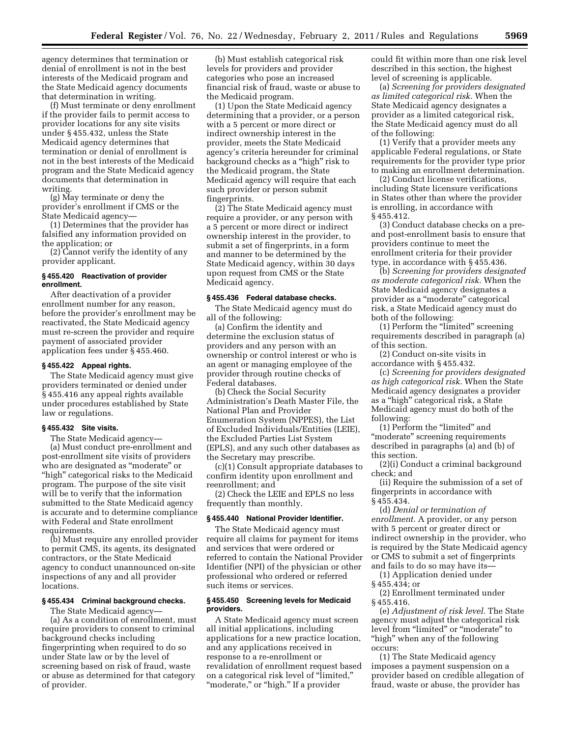agency determines that termination or denial of enrollment is not in the best interests of the Medicaid program and the State Medicaid agency documents that determination in writing.

(f) Must terminate or deny enrollment if the provider fails to permit access to provider locations for any site visits under § 455.432, unless the State Medicaid agency determines that termination or denial of enrollment is not in the best interests of the Medicaid program and the State Medicaid agency documents that determination in writing.

(g) May terminate or deny the provider's enrollment if CMS or the State Medicaid agency—

(1) Determines that the provider has falsified any information provided on the application; or

(2) Cannot verify the identity of any provider applicant.

#### § 455.420 Reactivation of provider enrollment.

After deactivation of a provider enrollment number for any reason, before the provider's enrollment may be reactivated, the State Medicaid agency must re-screen the provider and require payment of associated provider application fees under § 455.460.

#### § 455.422 Appeal rights.

The State Medicaid agency must give providers terminated or denied under § 455.416 any appeal rights available under procedures established by State law or regulations.

#### § 455.432 Site visits.

The State Medicaid agency—

(a) Must conduct pre-enrollment and post-enrollment site visits of providers who are designated as "moderate" or "high" categorical risks to the Medicaid program. The purpose of the site visit will be to verify that the information submitted to the State Medicaid agency is accurate and to determine compliance with Federal and State enrollment requirements.

(b) Must require any enrolled provider to permit CMS, its agents, its designated contractors, or the State Medicaid agency to conduct unannounced on-site inspections of any and all provider locations.

#### § 455.434 Criminal background checks.

The State Medicaid agency—

(a) As a condition of enrollment, must require providers to consent to criminal background checks including fingerprinting when required to do so under State law or by the level of screening based on risk of fraud, waste or abuse as determined for that category of provider.

(b) Must establish categorical risk levels for providers and provider categories who pose an increased financial risk of fraud, waste or abuse to the Medicaid program.

(1) Upon the State Medicaid agency determining that a provider, or a person with a 5 percent or more direct or indirect ownership interest in the provider, meets the State Medicaid agency's criteria hereunder for criminal background checks as a "high" risk to the Medicaid program, the State Medicaid agency will require that each such provider or person submit fingerprints.

(2) The State Medicaid agency must require a provider, or any person with a 5 percent or more direct or indirect ownership interest in the provider, to submit a set of fingerprints, in a form and manner to be determined by the State Medicaid agency, within 30 days upon request from CMS or the State Medicaid agency.

#### § 455.436 Federal database checks.

The State Medicaid agency must do all of the following:

(a) Confirm the identity and determine the exclusion status of providers and any person with an ownership or control interest or who is an agent or managing employee of the provider through routine checks of Federal databases.

(b) Check the Social Security Administration's Death Master File, the National Plan and Provider Enumeration System (NPPES), the List of Excluded Individuals/Entities (LEIE), the Excluded Parties List System (EPLS), and any such other databases as the Secretary may prescribe.

(c)(1) Consult appropriate databases to confirm identity upon enrollment and reenrollment; and

(2) Check the LEIE and EPLS no less frequently than monthly.

#### § 455.440 National Provider Identifier.

The State Medicaid agency must require all claims for payment for items and services that were ordered or referred to contain the National Provider Identifier (NPI) of the physician or other professional who ordered or referred such items or services.

#### § 455.450 Screening levels for Medicaid providers.

A State Medicaid agency must screen all initial applications, including applications for a new practice location, and any applications received in response to a re-enrollment or revalidation of enrollment request based on a categorical risk level of "limited," "moderate," or "high." If a provider could fit within more than one risk level described in this section, the highest level of screening is applicable.

(a) *Screening for providers designated as limited categorical risk.* When the State Medicaid agency designates a provider as a limited categorical risk, the State Medicaid agency must do all of the following:

(1) Verify that a provider meets any applicable Federal regulations, or State requirements for the provider type prior to making an enrollment determination.

(2) Conduct license verifications, including State licensure verifications in States other than where the provider is enrolling, in accordance with § 455.412.

(3) Conduct database checks on a pre- and post-enrollment basis to ensure that providers continue to meet the enrollment criteria for their provider type, in accordance with § 455.436.

(b) *Screening for providers designated as moderate categorical risk.* When the State Medicaid agency designates a provider as a "moderate" categorical risk, a State Medicaid agency must do both of the following:

(1) Perform the "limited" screening requirements described in paragraph (a) of this section.

(2) Conduct on-site visits in accordance with § 455.432.

(c) *Screening for providers designated as high categorical risk.* When the State Medicaid agency designates a provider as a "high" categorical risk, a State Medicaid agency must do both of the following:

(1) Perform the "limited" and "moderate" screening requirements described in paragraphs (a) and (b) of this section.

(2)(i) Conduct a criminal background check; and

(ii) Require the submission of a set of fingerprints in accordance with § 455.434.

(d) *Denial or termination of enrollment.* A provider, or any person with 5 percent or greater direct or indirect ownership in the provider, who is required by the State Medicaid agency or CMS to submit a set of fingerprints and fails to do so may have its—

(1) Application denied under § 455.434; or

(2) Enrollment terminated under § 455.416.

(e) *Adjustment of risk level.* The State agency must adjust the categorical risk level from "limited" or "moderate" to "high" when any of the following occurs:

(1) The State Medicaid agency imposes a payment suspension on a provider based on credible allegation of fraud, waste or abuse, the provider has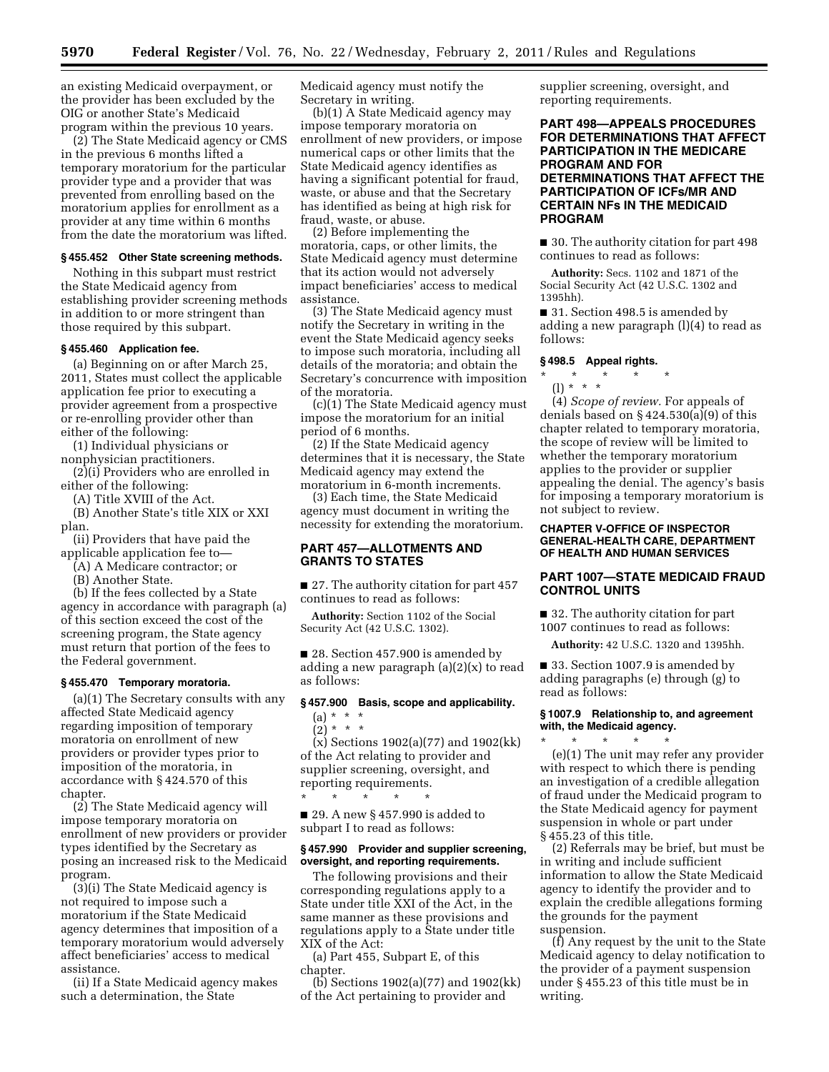an existing Medicaid overpayment, or the provider has been excluded by the OIG or another State's Medicaid program within the previous 10 years.

(2) The State Medicaid agency or CMS in the previous 6 months lifted a temporary moratorium for the particular provider type and a provider that was prevented from enrolling based on the moratorium applies for enrollment as a provider at any time within 6 months from the date the moratorium was lifted.

### § 455.452 Other State screening methods.

Nothing in this subpart must restrict the State Medicaid agency from establishing provider screening methods in addition to or more stringent than those required by this subpart.

### § 455.460 Application fee.

(a) Beginning on or after March 25, 2011, States must collect the applicable application fee prior to executing a provider agreement from a prospective or re-enrolling provider other than either of the following:

(1) Individual physicians or nonphysician practitioners.

(2)(i) Providers who are enrolled in either of the following:

(A) Title XVIII of the Act.

(B) Another State's title XIX or XXI plan.

(ii) Providers that have paid the applicable application fee to—

(A) A Medicare contractor; or

(B) Another State.

(b) If the fees collected by a State agency in accordance with paragraph (a) of this section exceed the cost of the screening program, the State agency must return that portion of the fees to the Federal government.

### § 455.470 Temporary moratoria.

(a)(1) The Secretary consults with any affected State Medicaid agency regarding imposition of temporary moratoria on enrollment of new providers or provider types prior to imposition of the moratoria, in accordance with § 424.570 of this chapter.

(2) The State Medicaid agency will impose temporary moratoria on enrollment of new providers or provider types identified by the Secretary as posing an increased risk to the Medicaid program.

(3)(i) The State Medicaid agency is not required to impose such a moratorium if the State Medicaid agency determines that imposition of a temporary moratorium would adversely affect beneficiaries' access to medical assistance.

(ii) If a State Medicaid agency makes such a determination, the State Medicaid agency must notify the Secretary in writing.

(b)(1) A State Medicaid agency may impose temporary moratoria on enrollment of new providers, or impose numerical caps or other limits that the State Medicaid agency identifies as having a significant potential for fraud, waste, or abuse and that the Secretary has identified as being at high risk for fraud, waste, or abuse.

(2) Before implementing the moratoria, caps, or other limits, the State Medicaid agency must determine that its action would not adversely impact beneficiaries' access to medical assistance.

(3) The State Medicaid agency must notify the Secretary in writing in the event the State Medicaid agency seeks to impose such moratoria, including all details of the moratoria; and obtain the Secretary's concurrence with imposition of the moratoria.

(c)(1) The State Medicaid agency must impose the moratorium for an initial period of 6 months.

(2) If the State Medicaid agency determines that it is necessary, the State Medicaid agency may extend the moratorium in 6-month increments.

(3) Each time, the State Medicaid agency must document in writing the necessity for extending the moratorium.

## PART 457—ALLOTMENTS AND GRANTS TO STATES

■ 27. The authority citation for part 457 continues to read as follows:

**Authority:** Section 1102 of the Social Security Act (42 U.S.C. 1302).

■ 28. Section 457.900 is amended by adding a new paragraph (a)(2)(x) to read as follows:

### § 457.900 Basis, scope and applicability.

(a) * * *

(2) * * *

(x) Sections 1902(a)(77) and 1902(kk) of the Act relating to provider and supplier screening, oversight, and reporting requirements.

\* \* \* \* \*

■ 29. A new § 457.990 is added to subpart I to read as follows:

### § 457.990 Provider and supplier screening, oversight, and reporting requirements.

The following provisions and their corresponding regulations apply to a State under title XXI of the Act, in the same manner as these provisions and regulations apply to a State under title XIX of the Act:

(a) Part 455, Subpart E, of this chapter.

(b) Sections 1902(a)(77) and 1902(kk) of the Act pertaining to provider and supplier screening, oversight, and reporting requirements.

## PART 498—APPEALS PROCEDURES FOR DETERMINATIONS THAT AFFECT PARTICIPATION IN THE MEDICARE PROGRAM AND FOR DETERMINATIONS THAT AFFECT THE PARTICIPATION OF ICFs/MR AND CERTAIN NFs IN THE MEDICAID PROGRAM

■ 30. The authority citation for part 498 continues to read as follows:

**Authority:** Secs. 1102 and 1871 of the Social Security Act (42 U.S.C. 1302 and 1395hh).

■ 31. Section 498.5 is amended by adding a new paragraph (l)(4) to read as follows:

### § 498.5 Appeal rights.

\* \* \* \* \*

(l) * * *

(4) *Scope of review.* For appeals of denials based on § 424.530(a)(9) of this chapter related to temporary moratoria, the scope of review will be limited to whether the temporary moratorium applies to the provider or supplier appealing the denial. The agency's basis for imposing a temporary moratorium is not subject to review.

## CHAPTER V-OFFICE OF INSPECTOR GENERAL-HEALTH CARE, DEPARTMENT OF HEALTH AND HUMAN SERVICES

## PART 1007—STATE MEDICAID FRAUD CONTROL UNITS

■ 32. The authority citation for part 1007 continues to read as follows:

**Authority:** 42 U.S.C. 1320 and 1395hh.

■ 33. Section 1007.9 is amended by adding paragraphs (e) through (g) to read as follows:

### § 1007.9 Relationship to, and agreement with, the Medicaid agency.

\* \* \* \* \*

(e)(1) The unit may refer any provider with respect to which there is pending an investigation of a credible allegation of fraud under the Medicaid program to the State Medicaid agency for payment suspension in whole or part under § 455.23 of this title.

(2) Referrals may be brief, but must be in writing and include sufficient information to allow the State Medicaid agency to identify the provider and to explain the credible allegations forming the grounds for the payment suspension.

(f) Any request by the unit to the State Medicaid agency to delay notification to the provider of a payment suspension under § 455.23 of this title must be in writing.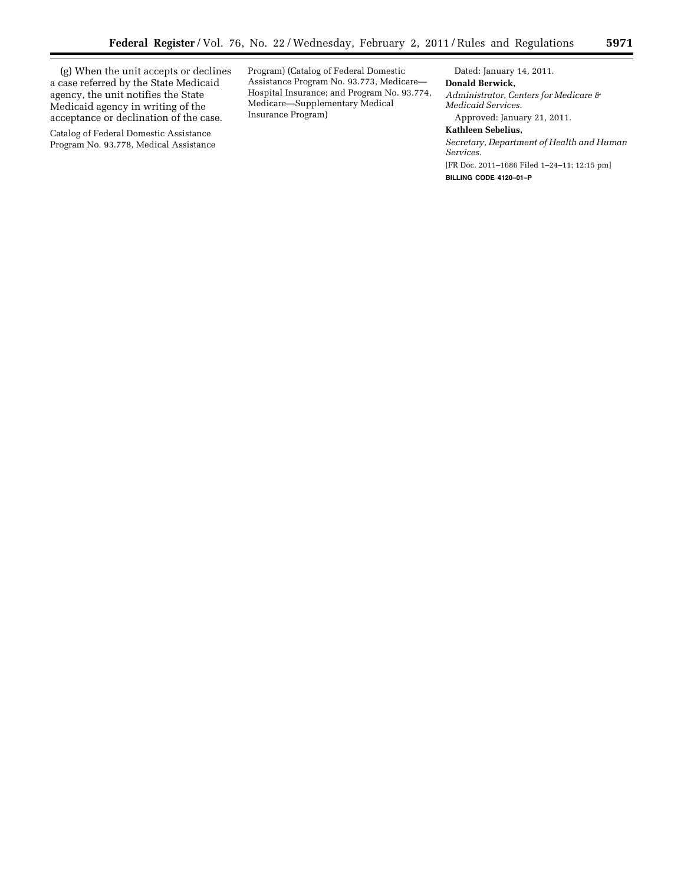(g) When the unit accepts or declines a case referred by the State Medicaid agency, the unit notifies the State Medicaid agency in writing of the acceptance or declination of the case.

Catalog of Federal Domestic Assistance Program No. 93.778, Medical Assistance Program) (Catalog of Federal Domestic Assistance Program No. 93.773, Medicare—Hospital Insurance; and Program No. 93.774, Medicare—Supplementary Medical Insurance Program)

Dated: January 14, 2011.

**Donald Berwick,**

*Administrator, Centers for Medicare & Medicaid Services.*

Approved: January 21, 2011.

**Kathleen Sebelius,**

*Secretary, Department of Health and Human Services.*

[FR Doc. 2011–1686 Filed 1–24–11; 12:15 pm]

**BILLING CODE 4120–01–P**